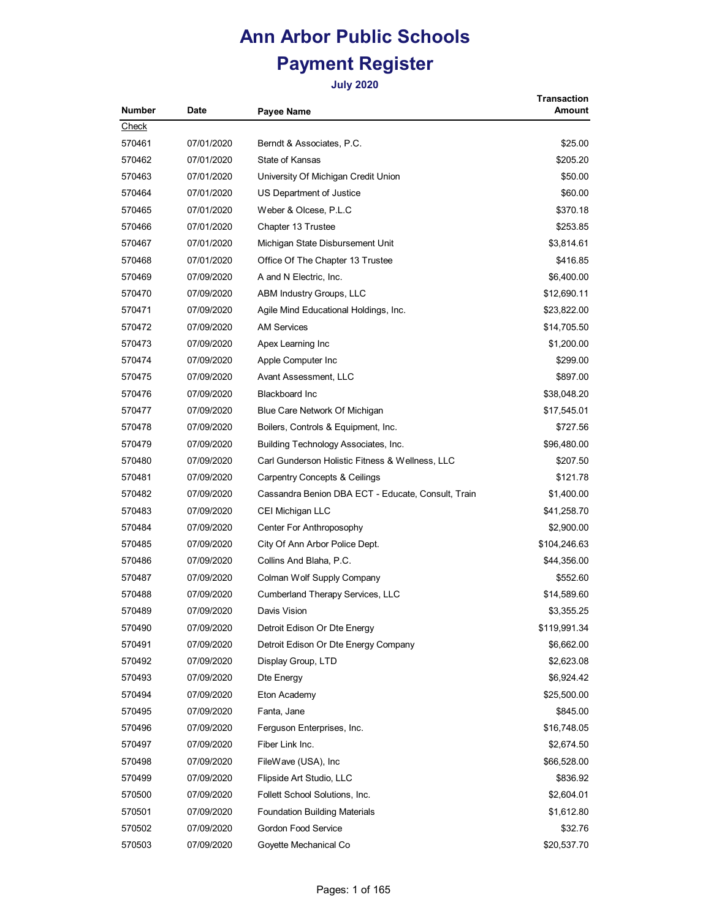# Ann Arbor Public Schools

## Payment Register

### July 2020

| Number | Date | Payee Name | Transaction Amount |
|---|---|---|---|
| Check | | | |
| 570461 | 07/01/2020 | Berndt & Associates, P.C. | $25.00 |
| 570462 | 07/01/2020 | State of Kansas | $205.20 |
| 570463 | 07/01/2020 | University Of Michigan Credit Union | $50.00 |
| 570464 | 07/01/2020 | US Department of Justice | $60.00 |
| 570465 | 07/01/2020 | Weber & Olcese, P.L.C | $370.18 |
| 570466 | 07/01/2020 | Chapter 13 Trustee | $253.85 |
| 570467 | 07/01/2020 | Michigan State Disbursement Unit | $3,814.61 |
| 570468 | 07/01/2020 | Office Of The Chapter 13 Trustee | $416.85 |
| 570469 | 07/09/2020 | A and N Electric, Inc. | $6,400.00 |
| 570470 | 07/09/2020 | ABM Industry Groups, LLC | $12,690.11 |
| 570471 | 07/09/2020 | Agile Mind Educational Holdings, Inc. | $23,822.00 |
| 570472 | 07/09/2020 | AM Services | $14,705.50 |
| 570473 | 07/09/2020 | Apex Learning Inc | $1,200.00 |
| 570474 | 07/09/2020 | Apple Computer Inc | $299.00 |
| 570475 | 07/09/2020 | Avant Assessment, LLC | $897.00 |
| 570476 | 07/09/2020 | Blackboard Inc | $38,048.20 |
| 570477 | 07/09/2020 | Blue Care Network Of Michigan | $17,545.01 |
| 570478 | 07/09/2020 | Boilers, Controls & Equipment, Inc. | $727.56 |
| 570479 | 07/09/2020 | Building Technology Associates, Inc. | $96,480.00 |
| 570480 | 07/09/2020 | Carl Gunderson Holistic Fitness & Wellness, LLC | $207.50 |
| 570481 | 07/09/2020 | Carpentry Concepts & Ceilings | $121.78 |
| 570482 | 07/09/2020 | Cassandra Benion DBA ECT - Educate, Consult, Train | $1,400.00 |
| 570483 | 07/09/2020 | CEI Michigan LLC | $41,258.70 |
| 570484 | 07/09/2020 | Center For Anthroposophy | $2,900.00 |
| 570485 | 07/09/2020 | City Of Ann Arbor Police Dept. | $104,246.63 |
| 570486 | 07/09/2020 | Collins And Blaha, P.C. | $44,356.00 |
| 570487 | 07/09/2020 | Colman Wolf Supply Company | $552.60 |
| 570488 | 07/09/2020 | Cumberland Therapy Services, LLC | $14,589.60 |
| 570489 | 07/09/2020 | Davis Vision | $3,355.25 |
| 570490 | 07/09/2020 | Detroit Edison Or Dte Energy | $119,991.34 |
| 570491 | 07/09/2020 | Detroit Edison Or Dte Energy Company | $6,662.00 |
| 570492 | 07/09/2020 | Display Group, LTD | $2,623.08 |
| 570493 | 07/09/2020 | Dte Energy | $6,924.42 |
| 570494 | 07/09/2020 | Eton Academy | $25,500.00 |
| 570495 | 07/09/2020 | Fanta, Jane | $845.00 |
| 570496 | 07/09/2020 | Ferguson Enterprises, Inc. | $16,748.05 |
| 570497 | 07/09/2020 | Fiber Link Inc. | $2,674.50 |
| 570498 | 07/09/2020 | FileWave (USA), Inc | $66,528.00 |
| 570499 | 07/09/2020 | Flipside Art Studio, LLC | $836.92 |
| 570500 | 07/09/2020 | Follett School Solutions, Inc. | $2,604.01 |
| 570501 | 07/09/2020 | Foundation Building Materials | $1,612.80 |
| 570502 | 07/09/2020 | Gordon Food Service | $32.76 |
| 570503 | 07/09/2020 | Goyette Mechanical Co | $20,537.70 |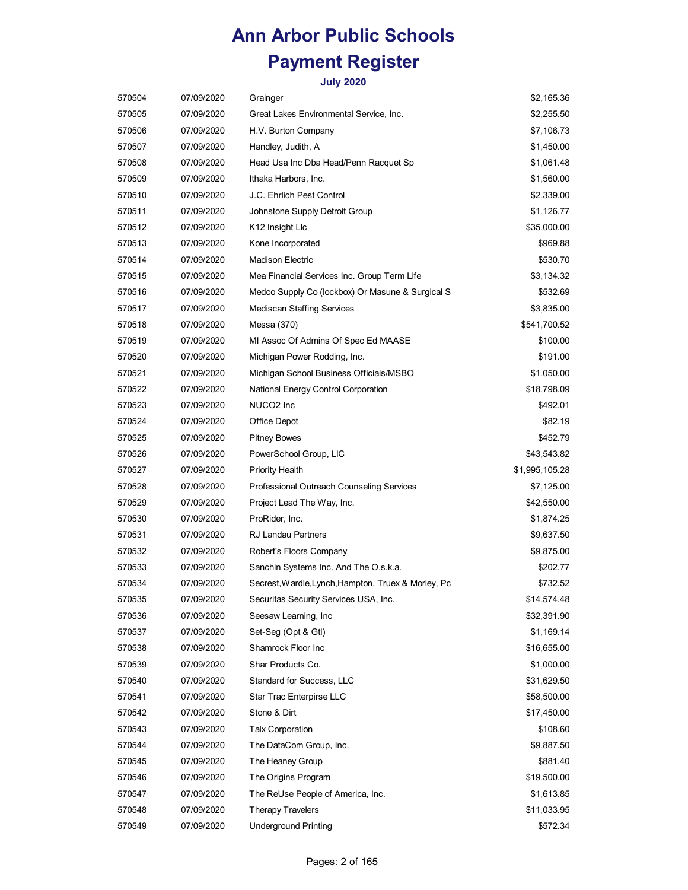# Ann Arbor Public Schools

# Payment Register

### July 2020

| | | | |
|---|---|---|---|
| 570504 | 07/09/2020 | Grainger | $2,165.36 |
| 570505 | 07/09/2020 | Great Lakes Environmental Service, Inc. | $2,255.50 |
| 570506 | 07/09/2020 | H.V. Burton Company | $7,106.73 |
| 570507 | 07/09/2020 | Handley, Judith, A | $1,450.00 |
| 570508 | 07/09/2020 | Head Usa Inc Dba Head/Penn Racquet Sp | $1,061.48 |
| 570509 | 07/09/2020 | Ithaka Harbors, Inc. | $1,560.00 |
| 570510 | 07/09/2020 | J.C. Ehrlich Pest Control | $2,339.00 |
| 570511 | 07/09/2020 | Johnstone Supply Detroit Group | $1,126.77 |
| 570512 | 07/09/2020 | K12 Insight Llc | $35,000.00 |
| 570513 | 07/09/2020 | Kone Incorporated | $969.88 |
| 570514 | 07/09/2020 | Madison Electric | $530.70 |
| 570515 | 07/09/2020 | Mea Financial Services Inc. Group Term Life | $3,134.32 |
| 570516 | 07/09/2020 | Medco Supply Co (lockbox) Or Masune & Surgical S | $532.69 |
| 570517 | 07/09/2020 | Mediscan Staffing Services | $3,835.00 |
| 570518 | 07/09/2020 | Messa (370) | $541,700.52 |
| 570519 | 07/09/2020 | MI Assoc Of Admins Of Spec Ed MAASE | $100.00 |
| 570520 | 07/09/2020 | Michigan Power Rodding, Inc. | $191.00 |
| 570521 | 07/09/2020 | Michigan School Business Officials/MSBO | $1,050.00 |
| 570522 | 07/09/2020 | National Energy Control Corporation | $18,798.09 |
| 570523 | 07/09/2020 | NUCO2 Inc | $492.01 |
| 570524 | 07/09/2020 | Office Depot | $82.19 |
| 570525 | 07/09/2020 | Pitney Bowes | $452.79 |
| 570526 | 07/09/2020 | PowerSchool Group, LlC | $43,543.82 |
| 570527 | 07/09/2020 | Priority Health | $1,995,105.28 |
| 570528 | 07/09/2020 | Professional Outreach Counseling Services | $7,125.00 |
| 570529 | 07/09/2020 | Project Lead The Way, Inc. | $42,550.00 |
| 570530 | 07/09/2020 | ProRider, Inc. | $1,874.25 |
| 570531 | 07/09/2020 | RJ Landau Partners | $9,637.50 |
| 570532 | 07/09/2020 | Robert's Floors Company | $9,875.00 |
| 570533 | 07/09/2020 | Sanchin Systems Inc. And The O.s.k.a. | $202.77 |
| 570534 | 07/09/2020 | Secrest,Wardle,Lynch,Hampton, Truex & Morley, Pc | $732.52 |
| 570535 | 07/09/2020 | Securitas Security Services USA, Inc. | $14,574.48 |
| 570536 | 07/09/2020 | Seesaw Learning, Inc | $32,391.90 |
| 570537 | 07/09/2020 | Set-Seg (Opt & Gtl) | $1,169.14 |
| 570538 | 07/09/2020 | Shamrock Floor Inc | $16,655.00 |
| 570539 | 07/09/2020 | Shar Products Co. | $1,000.00 |
| 570540 | 07/09/2020 | Standard for Success, LLC | $31,629.50 |
| 570541 | 07/09/2020 | Star Trac Enterpirse LLC | $58,500.00 |
| 570542 | 07/09/2020 | Stone & Dirt | $17,450.00 |
| 570543 | 07/09/2020 | Talx Corporation | $108.60 |
| 570544 | 07/09/2020 | The DataCom Group, Inc. | $9,887.50 |
| 570545 | 07/09/2020 | The Heaney Group | $881.40 |
| 570546 | 07/09/2020 | The Origins Program | $19,500.00 |
| 570547 | 07/09/2020 | The ReUse People of America, Inc. | $1,613.85 |
| 570548 | 07/09/2020 | Therapy Travelers | $11,033.95 |
| 570549 | 07/09/2020 | Underground Printing | $572.34 |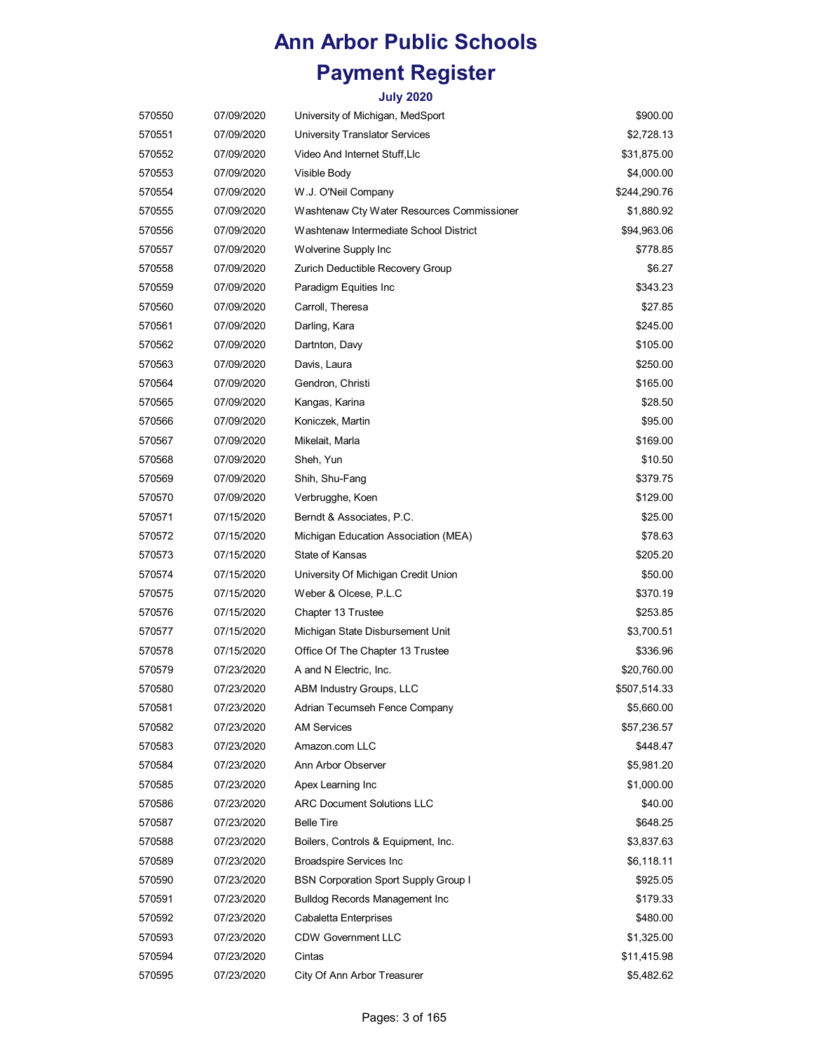# Ann Arbor Public Schools

# Payment Register

### July 2020

| | | | |
|---|---|---|---|
| 570550 | 07/09/2020 | University of Michigan, MedSport | $900.00 |
| 570551 | 07/09/2020 | University Translator Services | $2,728.13 |
| 570552 | 07/09/2020 | Video And Internet Stuff,Llc | $31,875.00 |
| 570553 | 07/09/2020 | Visible Body | $4,000.00 |
| 570554 | 07/09/2020 | W.J. O'Neil Company | $244,290.76 |
| 570555 | 07/09/2020 | Washtenaw Cty Water Resources Commissioner | $1,880.92 |
| 570556 | 07/09/2020 | Washtenaw Intermediate School District | $94,963.06 |
| 570557 | 07/09/2020 | Wolverine Supply Inc | $778.85 |
| 570558 | 07/09/2020 | Zurich Deductible Recovery Group | $6.27 |
| 570559 | 07/09/2020 | Paradigm Equities Inc | $343.23 |
| 570560 | 07/09/2020 | Carroll, Theresa | $27.85 |
| 570561 | 07/09/2020 | Darling, Kara | $245.00 |
| 570562 | 07/09/2020 | Dartnton, Davy | $105.00 |
| 570563 | 07/09/2020 | Davis, Laura | $250.00 |
| 570564 | 07/09/2020 | Gendron, Christi | $165.00 |
| 570565 | 07/09/2020 | Kangas, Karina | $28.50 |
| 570566 | 07/09/2020 | Koniczek, Martin | $95.00 |
| 570567 | 07/09/2020 | Mikelait, Marla | $169.00 |
| 570568 | 07/09/2020 | Sheh, Yun | $10.50 |
| 570569 | 07/09/2020 | Shih, Shu-Fang | $379.75 |
| 570570 | 07/09/2020 | Verbrugghe, Koen | $129.00 |
| 570571 | 07/15/2020 | Berndt & Associates, P.C. | $25.00 |
| 570572 | 07/15/2020 | Michigan Education Association (MEA) | $78.63 |
| 570573 | 07/15/2020 | State of Kansas | $205.20 |
| 570574 | 07/15/2020 | University Of Michigan Credit Union | $50.00 |
| 570575 | 07/15/2020 | Weber & Olcese, P.L.C | $370.19 |
| 570576 | 07/15/2020 | Chapter 13 Trustee | $253.85 |
| 570577 | 07/15/2020 | Michigan State Disbursement Unit | $3,700.51 |
| 570578 | 07/15/2020 | Office Of The Chapter 13 Trustee | $336.96 |
| 570579 | 07/23/2020 | A and N Electric, Inc. | $20,760.00 |
| 570580 | 07/23/2020 | ABM Industry Groups, LLC | $507,514.33 |
| 570581 | 07/23/2020 | Adrian Tecumseh Fence Company | $5,660.00 |
| 570582 | 07/23/2020 | AM Services | $57,236.57 |
| 570583 | 07/23/2020 | Amazon.com LLC | $448.47 |
| 570584 | 07/23/2020 | Ann Arbor Observer | $5,981.20 |
| 570585 | 07/23/2020 | Apex Learning Inc | $1,000.00 |
| 570586 | 07/23/2020 | ARC Document Solutions LLC | $40.00 |
| 570587 | 07/23/2020 | Belle Tire | $648.25 |
| 570588 | 07/23/2020 | Boilers, Controls & Equipment, Inc. | $3,837.63 |
| 570589 | 07/23/2020 | Broadspire Services Inc | $6,118.11 |
| 570590 | 07/23/2020 | BSN Corporation Sport Supply Group I | $925.05 |
| 570591 | 07/23/2020 | Bulldog Records Management Inc | $179.33 |
| 570592 | 07/23/2020 | Cabaletta Enterprises | $480.00 |
| 570593 | 07/23/2020 | CDW Government LLC | $1,325.00 |
| 570594 | 07/23/2020 | Cintas | $11,415.98 |
| 570595 | 07/23/2020 | City Of Ann Arbor Treasurer | $5,482.62 |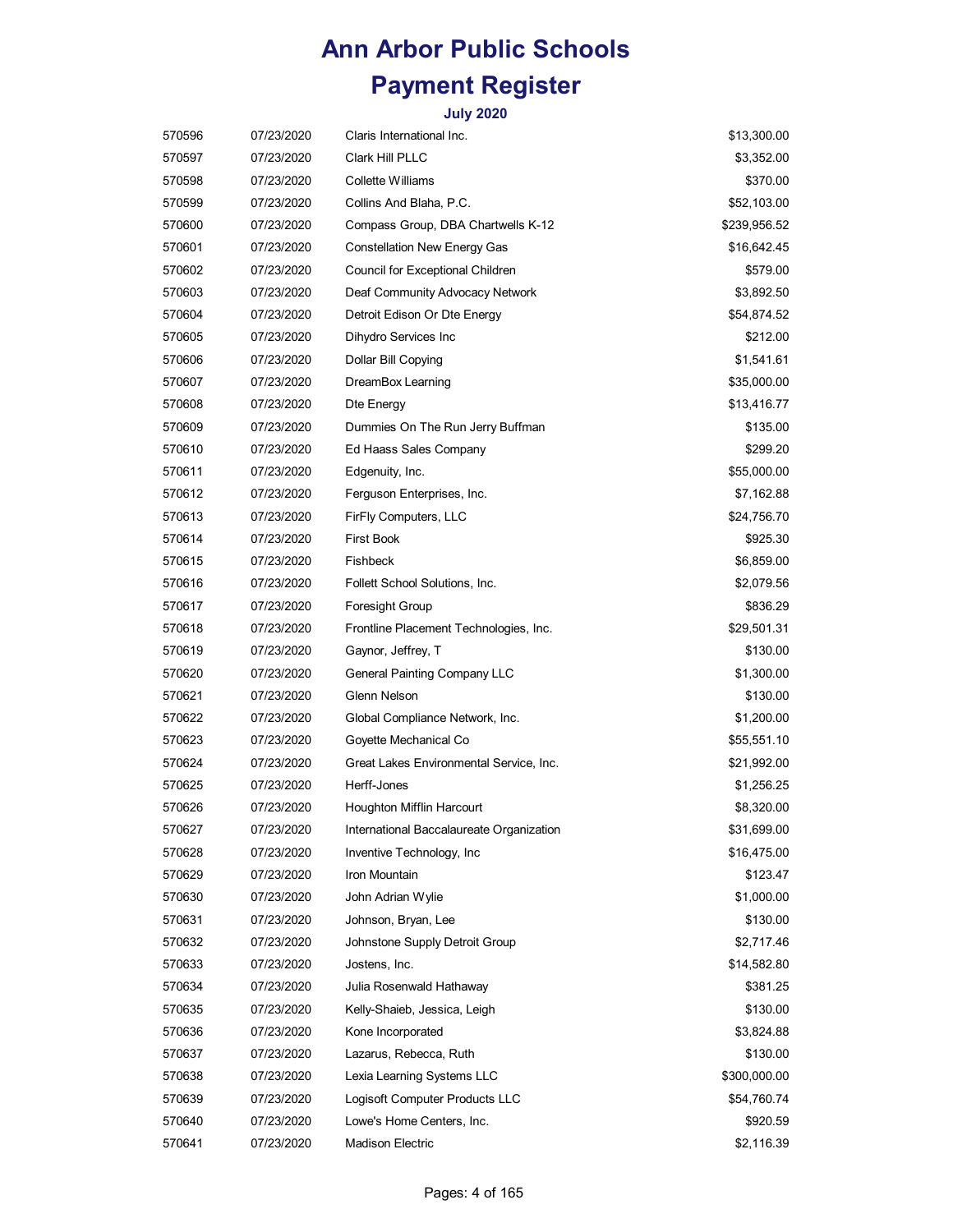# Ann Arbor Public Schools

## Payment Register

### July 2020

| | | | |
|---|---|---|---|
| 570596 | 07/23/2020 | Claris International Inc. | $13,300.00 |
| 570597 | 07/23/2020 | Clark Hill PLLC | $3,352.00 |
| 570598 | 07/23/2020 | Collette Williams | $370.00 |
| 570599 | 07/23/2020 | Collins And Blaha, P.C. | $52,103.00 |
| 570600 | 07/23/2020 | Compass Group, DBA Chartwells K-12 | $239,956.52 |
| 570601 | 07/23/2020 | Constellation New Energy Gas | $16,642.45 |
| 570602 | 07/23/2020 | Council for Exceptional Children | $579.00 |
| 570603 | 07/23/2020 | Deaf Community Advocacy Network | $3,892.50 |
| 570604 | 07/23/2020 | Detroit Edison Or Dte Energy | $54,874.52 |
| 570605 | 07/23/2020 | Dihydro Services Inc | $212.00 |
| 570606 | 07/23/2020 | Dollar Bill Copying | $1,541.61 |
| 570607 | 07/23/2020 | DreamBox Learning | $35,000.00 |
| 570608 | 07/23/2020 | Dte Energy | $13,416.77 |
| 570609 | 07/23/2020 | Dummies On The Run Jerry Buffman | $135.00 |
| 570610 | 07/23/2020 | Ed Haass Sales Company | $299.20 |
| 570611 | 07/23/2020 | Edgenuity, Inc. | $55,000.00 |
| 570612 | 07/23/2020 | Ferguson Enterprises, Inc. | $7,162.88 |
| 570613 | 07/23/2020 | FirFly Computers, LLC | $24,756.70 |
| 570614 | 07/23/2020 | First Book | $925.30 |
| 570615 | 07/23/2020 | Fishbeck | $6,859.00 |
| 570616 | 07/23/2020 | Follett School Solutions, Inc. | $2,079.56 |
| 570617 | 07/23/2020 | Foresight Group | $836.29 |
| 570618 | 07/23/2020 | Frontline Placement Technologies, Inc. | $29,501.31 |
| 570619 | 07/23/2020 | Gaynor, Jeffrey, T | $130.00 |
| 570620 | 07/23/2020 | General Painting Company LLC | $1,300.00 |
| 570621 | 07/23/2020 | Glenn Nelson | $130.00 |
| 570622 | 07/23/2020 | Global Compliance Network, Inc. | $1,200.00 |
| 570623 | 07/23/2020 | Goyette Mechanical Co | $55,551.10 |
| 570624 | 07/23/2020 | Great Lakes Environmental Service, Inc. | $21,992.00 |
| 570625 | 07/23/2020 | Herff-Jones | $1,256.25 |
| 570626 | 07/23/2020 | Houghton Mifflin Harcourt | $8,320.00 |
| 570627 | 07/23/2020 | International Baccalaureate Organization | $31,699.00 |
| 570628 | 07/23/2020 | Inventive Technology, Inc | $16,475.00 |
| 570629 | 07/23/2020 | Iron Mountain | $123.47 |
| 570630 | 07/23/2020 | John Adrian Wylie | $1,000.00 |
| 570631 | 07/23/2020 | Johnson, Bryan, Lee | $130.00 |
| 570632 | 07/23/2020 | Johnstone Supply Detroit Group | $2,717.46 |
| 570633 | 07/23/2020 | Jostens, Inc. | $14,582.80 |
| 570634 | 07/23/2020 | Julia Rosenwald Hathaway | $381.25 |
| 570635 | 07/23/2020 | Kelly-Shaieb, Jessica, Leigh | $130.00 |
| 570636 | 07/23/2020 | Kone Incorporated | $3,824.88 |
| 570637 | 07/23/2020 | Lazarus, Rebecca, Ruth | $130.00 |
| 570638 | 07/23/2020 | Lexia Learning Systems LLC | $300,000.00 |
| 570639 | 07/23/2020 | Logisoft Computer Products LLC | $54,760.74 |
| 570640 | 07/23/2020 | Lowe's Home Centers, Inc. | $920.59 |
| 570641 | 07/23/2020 | Madison Electric | $2,116.39 |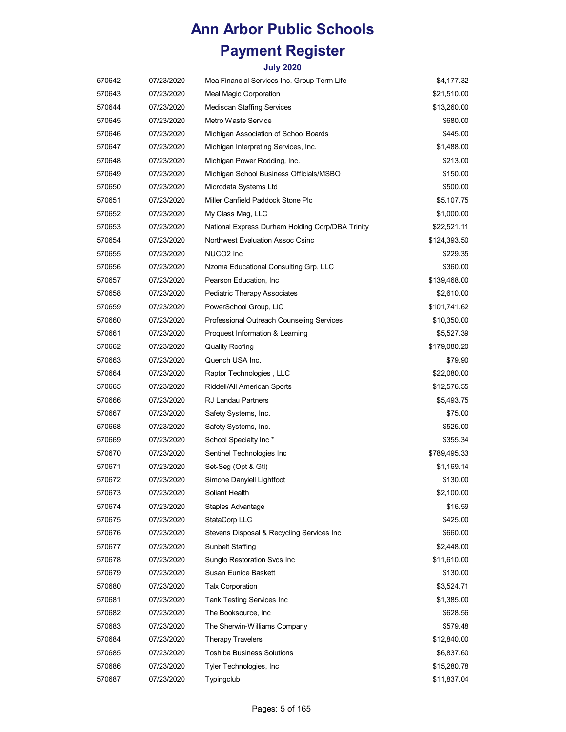# Ann Arbor Public Schools

# Payment Register

### July 2020

| | | | |
|---|---|---|---|
| 570642 | 07/23/2020 | Mea Financial Services Inc. Group Term Life | $4,177.32 |
| 570643 | 07/23/2020 | Meal Magic Corporation | $21,510.00 |
| 570644 | 07/23/2020 | Mediscan Staffing Services | $13,260.00 |
| 570645 | 07/23/2020 | Metro Waste Service | $680.00 |
| 570646 | 07/23/2020 | Michigan Association of School Boards | $445.00 |
| 570647 | 07/23/2020 | Michigan Interpreting Services, Inc. | $1,488.00 |
| 570648 | 07/23/2020 | Michigan Power Rodding, Inc. | $213.00 |
| 570649 | 07/23/2020 | Michigan School Business Officials/MSBO | $150.00 |
| 570650 | 07/23/2020 | Microdata Systems Ltd | $500.00 |
| 570651 | 07/23/2020 | Miller Canfield Paddock Stone Plc | $5,107.75 |
| 570652 | 07/23/2020 | My Class Mag, LLC | $1,000.00 |
| 570653 | 07/23/2020 | National Express Durham Holding Corp/DBA Trinity | $22,521.11 |
| 570654 | 07/23/2020 | Northwest Evaluation Assoc Csinc | $124,393.50 |
| 570655 | 07/23/2020 | NUCO2 Inc | $229.35 |
| 570656 | 07/23/2020 | Nzoma Educational Consulting Grp, LLC | $360.00 |
| 570657 | 07/23/2020 | Pearson Education, Inc | $139,468.00 |
| 570658 | 07/23/2020 | Pediatric Therapy Associates | $2,610.00 |
| 570659 | 07/23/2020 | PowerSchool Group, LlC | $101,741.62 |
| 570660 | 07/23/2020 | Professional Outreach Counseling Services | $10,350.00 |
| 570661 | 07/23/2020 | Proquest Information & Learning | $5,527.39 |
| 570662 | 07/23/2020 | Quality Roofing | $179,080.20 |
| 570663 | 07/23/2020 | Quench USA Inc. | $79.90 |
| 570664 | 07/23/2020 | Raptor Technologies , LLC | $22,080.00 |
| 570665 | 07/23/2020 | Riddell/All American Sports | $12,576.55 |
| 570666 | 07/23/2020 | RJ Landau Partners | $5,493.75 |
| 570667 | 07/23/2020 | Safety Systems, Inc. | $75.00 |
| 570668 | 07/23/2020 | Safety Systems, Inc. | $525.00 |
| 570669 | 07/23/2020 | School Specialty Inc * | $355.34 |
| 570670 | 07/23/2020 | Sentinel Technologies Inc | $789,495.33 |
| 570671 | 07/23/2020 | Set-Seg (Opt & Gtl) | $1,169.14 |
| 570672 | 07/23/2020 | Simone Danyiell Lightfoot | $130.00 |
| 570673 | 07/23/2020 | Soliant Health | $2,100.00 |
| 570674 | 07/23/2020 | Staples Advantage | $16.59 |
| 570675 | 07/23/2020 | StataCorp LLC | $425.00 |
| 570676 | 07/23/2020 | Stevens Disposal & Recycling Services Inc | $660.00 |
| 570677 | 07/23/2020 | Sunbelt Staffing | $2,448.00 |
| 570678 | 07/23/2020 | Sunglo Restoration Svcs Inc | $11,610.00 |
| 570679 | 07/23/2020 | Susan Eunice Baskett | $130.00 |
| 570680 | 07/23/2020 | Talx Corporation | $3,524.71 |
| 570681 | 07/23/2020 | Tank Testing Services Inc | $1,385.00 |
| 570682 | 07/23/2020 | The Booksource, Inc | $628.56 |
| 570683 | 07/23/2020 | The Sherwin-Williams Company | $579.48 |
| 570684 | 07/23/2020 | Therapy Travelers | $12,840.00 |
| 570685 | 07/23/2020 | Toshiba Business Solutions | $6,837.60 |
| 570686 | 07/23/2020 | Tyler Technologies, Inc | $15,280.78 |
| 570687 | 07/23/2020 | Typingclub | $11,837.04 |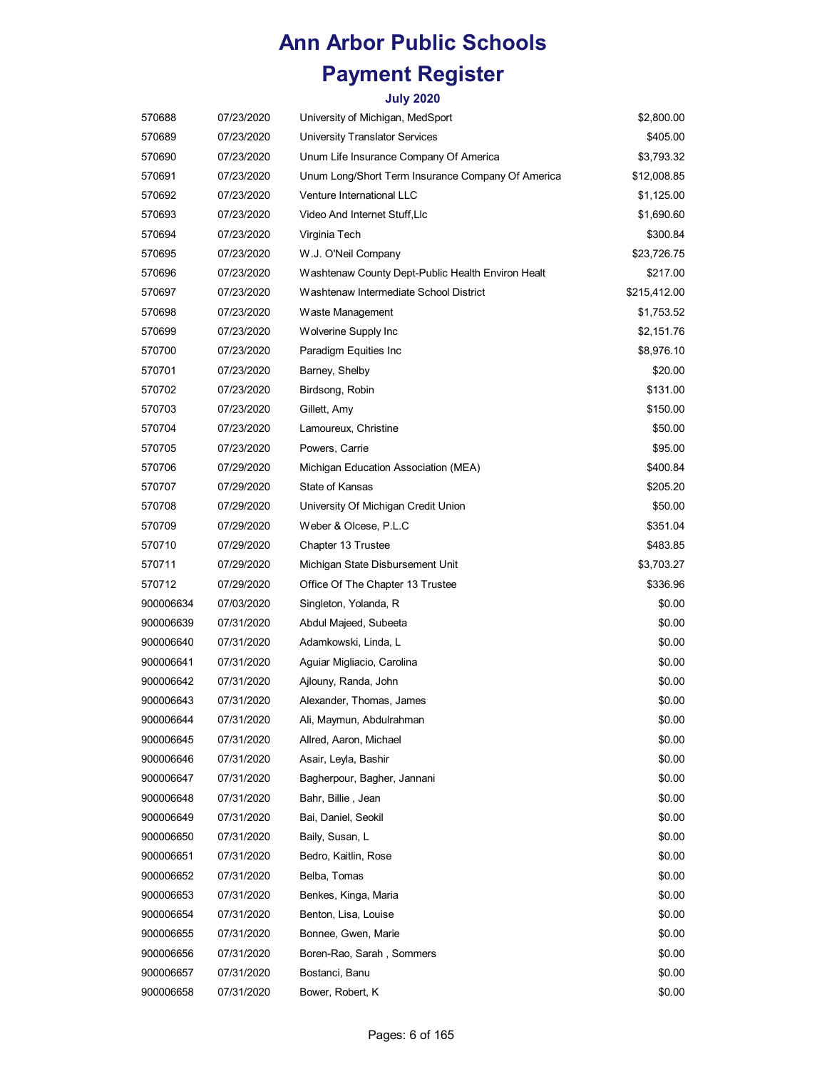# Ann Arbor Public Schools

# Payment Register

### July 2020

| | | | |
|---|---|---|---|
| 570688 | 07/23/2020 | University of Michigan, MedSport | $2,800.00 |
| 570689 | 07/23/2020 | University Translator Services | $405.00 |
| 570690 | 07/23/2020 | Unum Life Insurance Company Of America | $3,793.32 |
| 570691 | 07/23/2020 | Unum Long/Short Term Insurance Company Of America | $12,008.85 |
| 570692 | 07/23/2020 | Venture International LLC | $1,125.00 |
| 570693 | 07/23/2020 | Video And Internet Stuff,Llc | $1,690.60 |
| 570694 | 07/23/2020 | Virginia Tech | $300.84 |
| 570695 | 07/23/2020 | W.J. O'Neil Company | $23,726.75 |
| 570696 | 07/23/2020 | Washtenaw County Dept-Public Health Environ Healt | $217.00 |
| 570697 | 07/23/2020 | Washtenaw Intermediate School District | $215,412.00 |
| 570698 | 07/23/2020 | Waste Management | $1,753.52 |
| 570699 | 07/23/2020 | Wolverine Supply Inc | $2,151.76 |
| 570700 | 07/23/2020 | Paradigm Equities Inc | $8,976.10 |
| 570701 | 07/23/2020 | Barney, Shelby | $20.00 |
| 570702 | 07/23/2020 | Birdsong, Robin | $131.00 |
| 570703 | 07/23/2020 | Gillett, Amy | $150.00 |
| 570704 | 07/23/2020 | Lamoureux, Christine | $50.00 |
| 570705 | 07/23/2020 | Powers, Carrie | $95.00 |
| 570706 | 07/29/2020 | Michigan Education Association (MEA) | $400.84 |
| 570707 | 07/29/2020 | State of Kansas | $205.20 |
| 570708 | 07/29/2020 | University Of Michigan Credit Union | $50.00 |
| 570709 | 07/29/2020 | Weber & Olcese, P.L.C | $351.04 |
| 570710 | 07/29/2020 | Chapter 13 Trustee | $483.85 |
| 570711 | 07/29/2020 | Michigan State Disbursement Unit | $3,703.27 |
| 570712 | 07/29/2020 | Office Of The Chapter 13 Trustee | $336.96 |
| 900006634 | 07/03/2020 | Singleton, Yolanda, R | $0.00 |
| 900006639 | 07/31/2020 | Abdul Majeed, Subeeta | $0.00 |
| 900006640 | 07/31/2020 | Adamkowski, Linda, L | $0.00 |
| 900006641 | 07/31/2020 | Aguiar Migliacio, Carolina | $0.00 |
| 900006642 | 07/31/2020 | Ajlouny, Randa, John | $0.00 |
| 900006643 | 07/31/2020 | Alexander, Thomas, James | $0.00 |
| 900006644 | 07/31/2020 | Ali, Maymun, Abdulrahman | $0.00 |
| 900006645 | 07/31/2020 | Allred, Aaron, Michael | $0.00 |
| 900006646 | 07/31/2020 | Asair, Leyla, Bashir | $0.00 |
| 900006647 | 07/31/2020 | Bagherpour, Bagher, Jannani | $0.00 |
| 900006648 | 07/31/2020 | Bahr, Billie , Jean | $0.00 |
| 900006649 | 07/31/2020 | Bai, Daniel, Seokil | $0.00 |
| 900006650 | 07/31/2020 | Baily, Susan, L | $0.00 |
| 900006651 | 07/31/2020 | Bedro, Kaitlin, Rose | $0.00 |
| 900006652 | 07/31/2020 | Belba, Tomas | $0.00 |
| 900006653 | 07/31/2020 | Benkes, Kinga, Maria | $0.00 |
| 900006654 | 07/31/2020 | Benton, Lisa, Louise | $0.00 |
| 900006655 | 07/31/2020 | Bonnee, Gwen, Marie | $0.00 |
| 900006656 | 07/31/2020 | Boren-Rao, Sarah , Sommers | $0.00 |
| 900006657 | 07/31/2020 | Bostanci, Banu | $0.00 |
| 900006658 | 07/31/2020 | Bower, Robert, K | $0.00 |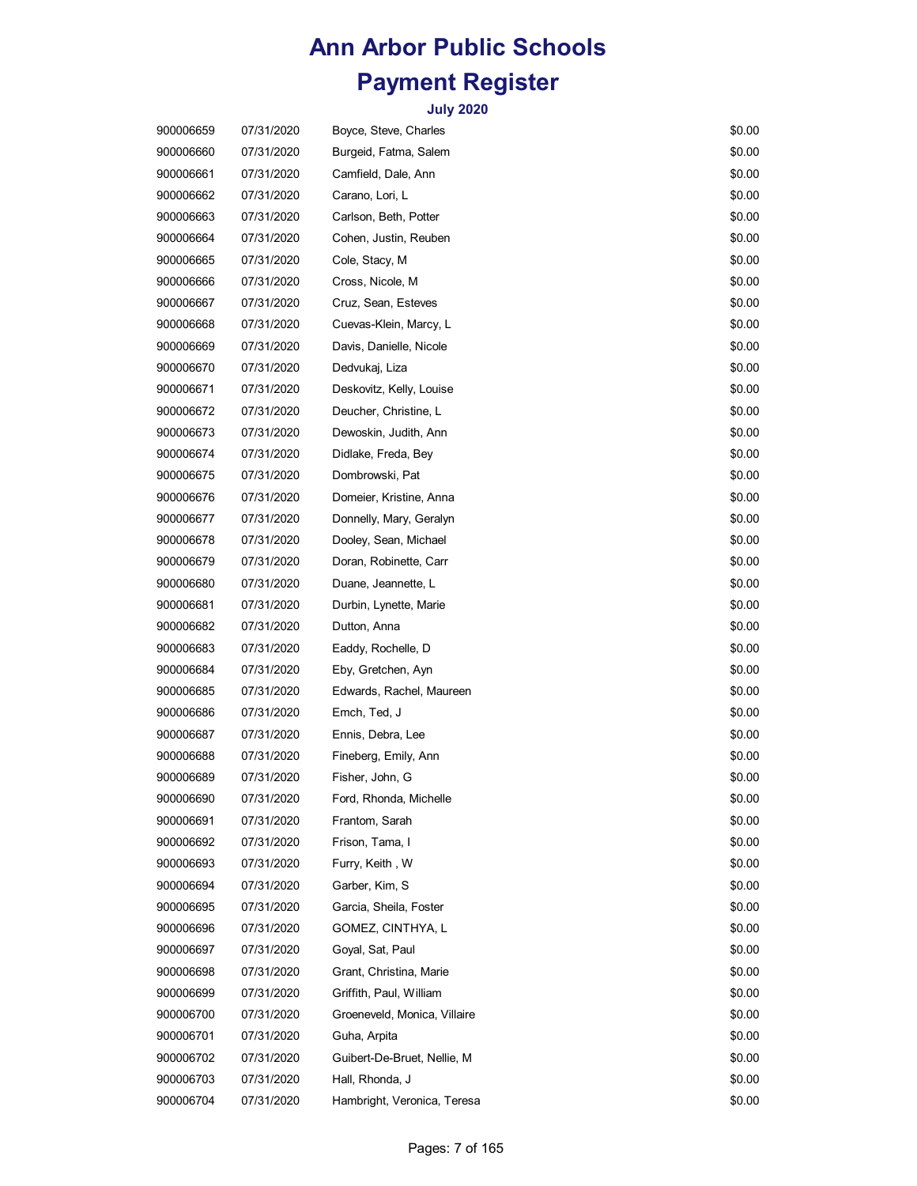# Ann Arbor Public Schools

## Payment Register

### July 2020

| | | | |
|---|---|---|---|
| 900006659 | 07/31/2020 | Boyce, Steve, Charles | $0.00 |
| 900006660 | 07/31/2020 | Burgeid, Fatma, Salem | $0.00 |
| 900006661 | 07/31/2020 | Camfield, Dale, Ann | $0.00 |
| 900006662 | 07/31/2020 | Carano, Lori, L | $0.00 |
| 900006663 | 07/31/2020 | Carlson, Beth, Potter | $0.00 |
| 900006664 | 07/31/2020 | Cohen, Justin, Reuben | $0.00 |
| 900006665 | 07/31/2020 | Cole, Stacy, M | $0.00 |
| 900006666 | 07/31/2020 | Cross, Nicole, M | $0.00 |
| 900006667 | 07/31/2020 | Cruz, Sean, Esteves | $0.00 |
| 900006668 | 07/31/2020 | Cuevas-Klein, Marcy, L | $0.00 |
| 900006669 | 07/31/2020 | Davis, Danielle, Nicole | $0.00 |
| 900006670 | 07/31/2020 | Dedvukaj, Liza | $0.00 |
| 900006671 | 07/31/2020 | Deskovitz, Kelly, Louise | $0.00 |
| 900006672 | 07/31/2020 | Deucher, Christine, L | $0.00 |
| 900006673 | 07/31/2020 | Dewoskin, Judith, Ann | $0.00 |
| 900006674 | 07/31/2020 | Didlake, Freda, Bey | $0.00 |
| 900006675 | 07/31/2020 | Dombrowski, Pat | $0.00 |
| 900006676 | 07/31/2020 | Domeier, Kristine, Anna | $0.00 |
| 900006677 | 07/31/2020 | Donnelly, Mary, Geralyn | $0.00 |
| 900006678 | 07/31/2020 | Dooley, Sean, Michael | $0.00 |
| 900006679 | 07/31/2020 | Doran, Robinette, Carr | $0.00 |
| 900006680 | 07/31/2020 | Duane, Jeannette, L | $0.00 |
| 900006681 | 07/31/2020 | Durbin, Lynette, Marie | $0.00 |
| 900006682 | 07/31/2020 | Dutton, Anna | $0.00 |
| 900006683 | 07/31/2020 | Eaddy, Rochelle, D | $0.00 |
| 900006684 | 07/31/2020 | Eby, Gretchen, Ayn | $0.00 |
| 900006685 | 07/31/2020 | Edwards, Rachel, Maureen | $0.00 |
| 900006686 | 07/31/2020 | Emch, Ted, J | $0.00 |
| 900006687 | 07/31/2020 | Ennis, Debra, Lee | $0.00 |
| 900006688 | 07/31/2020 | Fineberg, Emily, Ann | $0.00 |
| 900006689 | 07/31/2020 | Fisher, John, G | $0.00 |
| 900006690 | 07/31/2020 | Ford, Rhonda, Michelle | $0.00 |
| 900006691 | 07/31/2020 | Frantom, Sarah | $0.00 |
| 900006692 | 07/31/2020 | Frison, Tama, I | $0.00 |
| 900006693 | 07/31/2020 | Furry, Keith , W | $0.00 |
| 900006694 | 07/31/2020 | Garber, Kim, S | $0.00 |
| 900006695 | 07/31/2020 | Garcia, Sheila, Foster | $0.00 |
| 900006696 | 07/31/2020 | GOMEZ, CINTHYA, L | $0.00 |
| 900006697 | 07/31/2020 | Goyal, Sat, Paul | $0.00 |
| 900006698 | 07/31/2020 | Grant, Christina, Marie | $0.00 |
| 900006699 | 07/31/2020 | Griffith, Paul, William | $0.00 |
| 900006700 | 07/31/2020 | Groeneveld, Monica, Villaire | $0.00 |
| 900006701 | 07/31/2020 | Guha, Arpita | $0.00 |
| 900006702 | 07/31/2020 | Guibert-De-Bruet, Nellie, M | $0.00 |
| 900006703 | 07/31/2020 | Hall, Rhonda, J | $0.00 |
| 900006704 | 07/31/2020 | Hambright, Veronica, Teresa | $0.00 |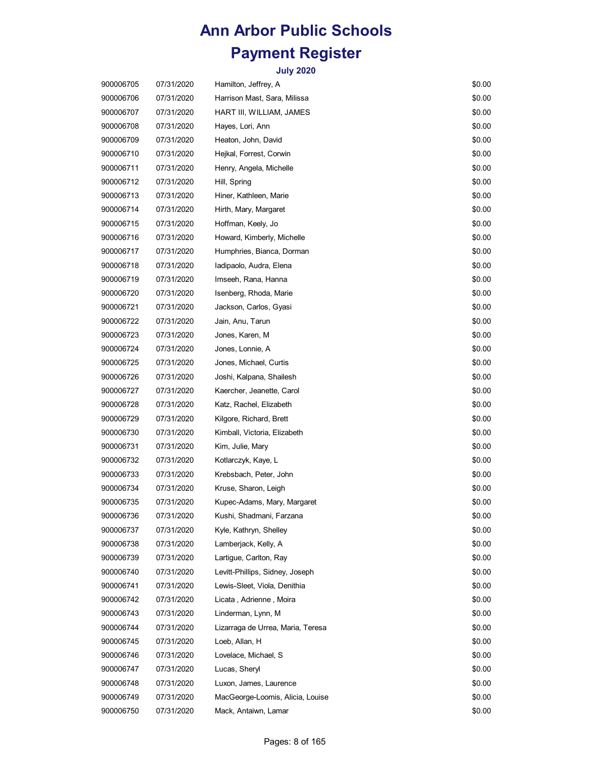# Ann Arbor Public Schools

# Payment Register

### July 2020

| | | | |
|---|---|---|---|
| 900006705 | 07/31/2020 | Hamilton, Jeffrey, A | $0.00 |
| 900006706 | 07/31/2020 | Harrison Mast, Sara, Milissa | $0.00 |
| 900006707 | 07/31/2020 | HART III, WILLIAM, JAMES | $0.00 |
| 900006708 | 07/31/2020 | Hayes, Lori, Ann | $0.00 |
| 900006709 | 07/31/2020 | Heaton, John, David | $0.00 |
| 900006710 | 07/31/2020 | Hejkal, Forrest, Corwin | $0.00 |
| 900006711 | 07/31/2020 | Henry, Angela, Michelle | $0.00 |
| 900006712 | 07/31/2020 | Hill, Spring | $0.00 |
| 900006713 | 07/31/2020 | Hiner, Kathleen, Marie | $0.00 |
| 900006714 | 07/31/2020 | Hirth, Mary, Margaret | $0.00 |
| 900006715 | 07/31/2020 | Hoffman, Keely, Jo | $0.00 |
| 900006716 | 07/31/2020 | Howard, Kimberly, Michelle | $0.00 |
| 900006717 | 07/31/2020 | Humphries, Bianca, Dorman | $0.00 |
| 900006718 | 07/31/2020 | Iadipaolo, Audra, Elena | $0.00 |
| 900006719 | 07/31/2020 | Imseeh, Rana, Hanna | $0.00 |
| 900006720 | 07/31/2020 | Isenberg, Rhoda, Marie | $0.00 |
| 900006721 | 07/31/2020 | Jackson, Carlos, Gyasi | $0.00 |
| 900006722 | 07/31/2020 | Jain, Anu, Tarun | $0.00 |
| 900006723 | 07/31/2020 | Jones, Karen, M | $0.00 |
| 900006724 | 07/31/2020 | Jones, Lonnie, A | $0.00 |
| 900006725 | 07/31/2020 | Jones, Michael, Curtis | $0.00 |
| 900006726 | 07/31/2020 | Joshi, Kalpana, Shailesh | $0.00 |
| 900006727 | 07/31/2020 | Kaercher, Jeanette, Carol | $0.00 |
| 900006728 | 07/31/2020 | Katz, Rachel, Elizabeth | $0.00 |
| 900006729 | 07/31/2020 | Kilgore, Richard, Brett | $0.00 |
| 900006730 | 07/31/2020 | Kimball, Victoria, Elizabeth | $0.00 |
| 900006731 | 07/31/2020 | Kim, Julie, Mary | $0.00 |
| 900006732 | 07/31/2020 | Kotlarczyk, Kaye, L | $0.00 |
| 900006733 | 07/31/2020 | Krebsbach, Peter, John | $0.00 |
| 900006734 | 07/31/2020 | Kruse, Sharon, Leigh | $0.00 |
| 900006735 | 07/31/2020 | Kupec-Adams, Mary, Margaret | $0.00 |
| 900006736 | 07/31/2020 | Kushi, Shadmani, Farzana | $0.00 |
| 900006737 | 07/31/2020 | Kyle, Kathryn, Shelley | $0.00 |
| 900006738 | 07/31/2020 | Lamberjack, Kelly, A | $0.00 |
| 900006739 | 07/31/2020 | Lartigue, Carlton, Ray | $0.00 |
| 900006740 | 07/31/2020 | Levitt-Phillips, Sidney, Joseph | $0.00 |
| 900006741 | 07/31/2020 | Lewis-Sleet, Viola, Denithia | $0.00 |
| 900006742 | 07/31/2020 | Licata , Adrienne , Moira | $0.00 |
| 900006743 | 07/31/2020 | Linderman, Lynn, M | $0.00 |
| 900006744 | 07/31/2020 | Lizarraga de Urrea, Maria, Teresa | $0.00 |
| 900006745 | 07/31/2020 | Loeb, Allan, H | $0.00 |
| 900006746 | 07/31/2020 | Lovelace, Michael, S | $0.00 |
| 900006747 | 07/31/2020 | Lucas, Sheryl | $0.00 |
| 900006748 | 07/31/2020 | Luxon, James, Laurence | $0.00 |
| 900006749 | 07/31/2020 | MacGeorge-Loomis, Alicia, Louise | $0.00 |
| 900006750 | 07/31/2020 | Mack, Antaiwn, Lamar | $0.00 |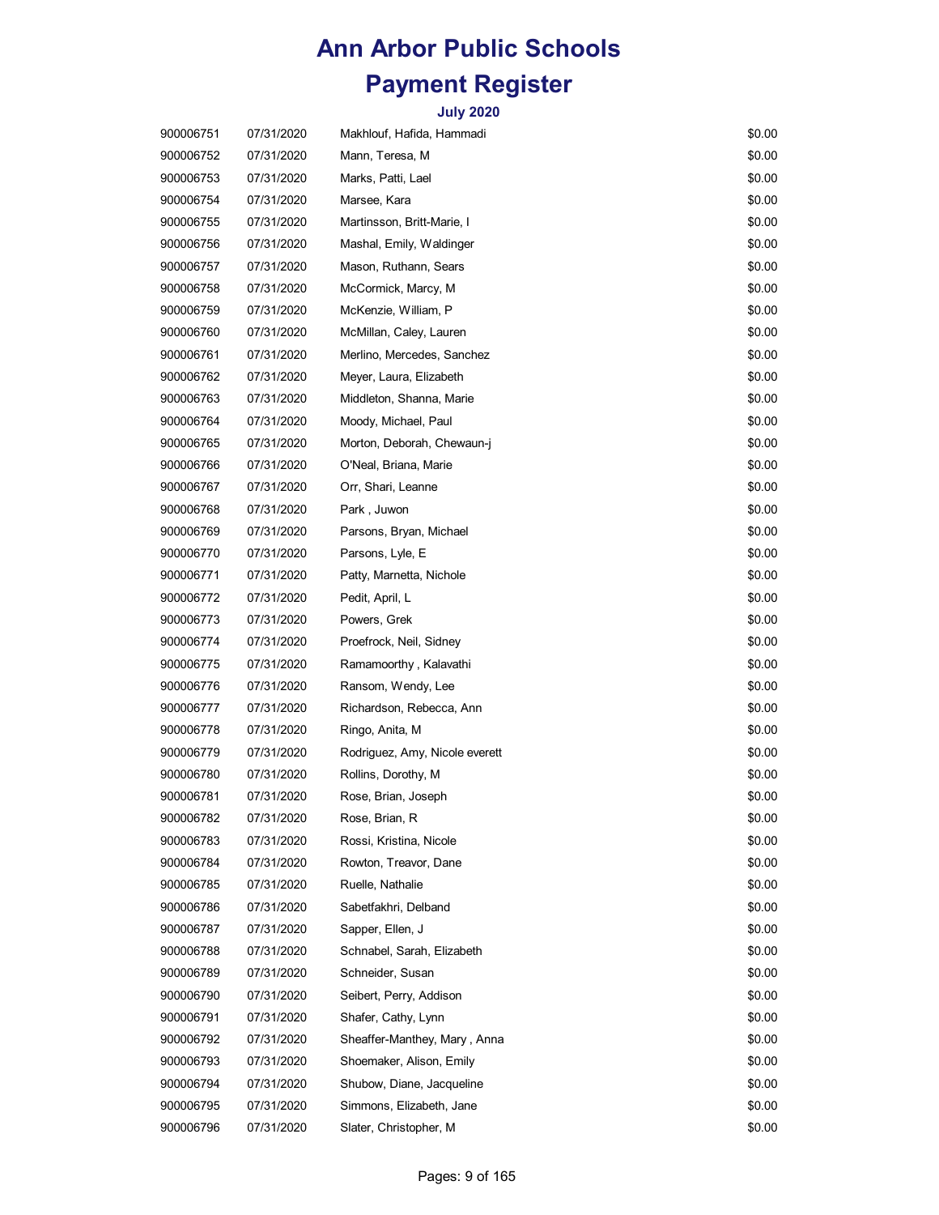# Ann Arbor Public Schools

## Payment Register

### July 2020

| | | | |
|---|---|---|---|
| 900006751 | 07/31/2020 | Makhlouf, Hafida, Hammadi | $0.00 |
| 900006752 | 07/31/2020 | Mann, Teresa, M | $0.00 |
| 900006753 | 07/31/2020 | Marks, Patti, Lael | $0.00 |
| 900006754 | 07/31/2020 | Marsee, Kara | $0.00 |
| 900006755 | 07/31/2020 | Martinsson, Britt-Marie, I | $0.00 |
| 900006756 | 07/31/2020 | Mashal, Emily, Waldinger | $0.00 |
| 900006757 | 07/31/2020 | Mason, Ruthann, Sears | $0.00 |
| 900006758 | 07/31/2020 | McCormick, Marcy, M | $0.00 |
| 900006759 | 07/31/2020 | McKenzie, William, P | $0.00 |
| 900006760 | 07/31/2020 | McMillan, Caley, Lauren | $0.00 |
| 900006761 | 07/31/2020 | Merlino, Mercedes, Sanchez | $0.00 |
| 900006762 | 07/31/2020 | Meyer, Laura, Elizabeth | $0.00 |
| 900006763 | 07/31/2020 | Middleton, Shanna, Marie | $0.00 |
| 900006764 | 07/31/2020 | Moody, Michael, Paul | $0.00 |
| 900006765 | 07/31/2020 | Morton, Deborah, Chewaun-j | $0.00 |
| 900006766 | 07/31/2020 | O'Neal, Briana, Marie | $0.00 |
| 900006767 | 07/31/2020 | Orr, Shari, Leanne | $0.00 |
| 900006768 | 07/31/2020 | Park , Juwon | $0.00 |
| 900006769 | 07/31/2020 | Parsons, Bryan, Michael | $0.00 |
| 900006770 | 07/31/2020 | Parsons, Lyle, E | $0.00 |
| 900006771 | 07/31/2020 | Patty, Marnetta, Nichole | $0.00 |
| 900006772 | 07/31/2020 | Pedit, April, L | $0.00 |
| 900006773 | 07/31/2020 | Powers, Grek | $0.00 |
| 900006774 | 07/31/2020 | Proefrock, Neil, Sidney | $0.00 |
| 900006775 | 07/31/2020 | Ramamoorthy , Kalavathi | $0.00 |
| 900006776 | 07/31/2020 | Ransom, Wendy, Lee | $0.00 |
| 900006777 | 07/31/2020 | Richardson, Rebecca, Ann | $0.00 |
| 900006778 | 07/31/2020 | Ringo, Anita, M | $0.00 |
| 900006779 | 07/31/2020 | Rodriguez, Amy, Nicole everett | $0.00 |
| 900006780 | 07/31/2020 | Rollins, Dorothy, M | $0.00 |
| 900006781 | 07/31/2020 | Rose, Brian, Joseph | $0.00 |
| 900006782 | 07/31/2020 | Rose, Brian, R | $0.00 |
| 900006783 | 07/31/2020 | Rossi, Kristina, Nicole | $0.00 |
| 900006784 | 07/31/2020 | Rowton, Treavor, Dane | $0.00 |
| 900006785 | 07/31/2020 | Ruelle, Nathalie | $0.00 |
| 900006786 | 07/31/2020 | Sabetfakhri, Delband | $0.00 |
| 900006787 | 07/31/2020 | Sapper, Ellen, J | $0.00 |
| 900006788 | 07/31/2020 | Schnabel, Sarah, Elizabeth | $0.00 |
| 900006789 | 07/31/2020 | Schneider, Susan | $0.00 |
| 900006790 | 07/31/2020 | Seibert, Perry, Addison | $0.00 |
| 900006791 | 07/31/2020 | Shafer, Cathy, Lynn | $0.00 |
| 900006792 | 07/31/2020 | Sheaffer-Manthey, Mary , Anna | $0.00 |
| 900006793 | 07/31/2020 | Shoemaker, Alison, Emily | $0.00 |
| 900006794 | 07/31/2020 | Shubow, Diane, Jacqueline | $0.00 |
| 900006795 | 07/31/2020 | Simmons, Elizabeth, Jane | $0.00 |
| 900006796 | 07/31/2020 | Slater, Christopher, M | $0.00 |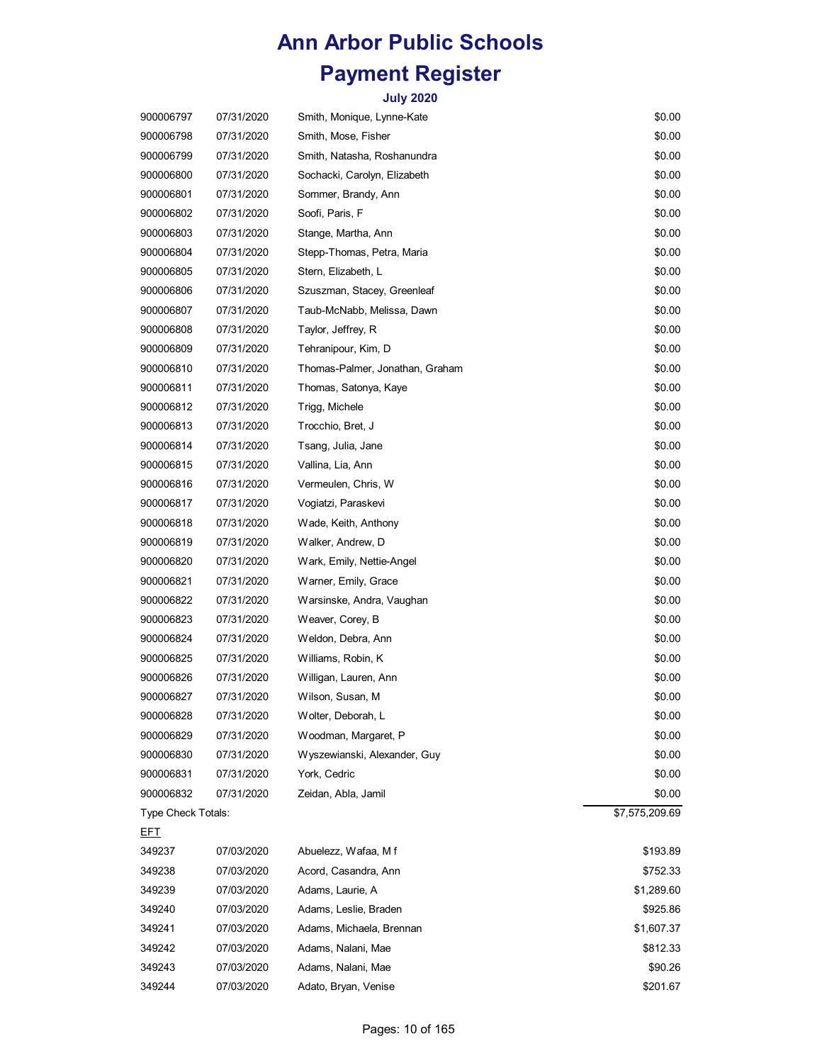# Ann Arbor Public Schools

# Payment Register

### July 2020

| | | | |
|---|---|---|---|
| 900006797 | 07/31/2020 | Smith, Monique, Lynne-Kate | $0.00 |
| 900006798 | 07/31/2020 | Smith, Mose, Fisher | $0.00 |
| 900006799 | 07/31/2020 | Smith, Natasha, Roshanundra | $0.00 |
| 900006800 | 07/31/2020 | Sochacki, Carolyn, Elizabeth | $0.00 |
| 900006801 | 07/31/2020 | Sommer, Brandy, Ann | $0.00 |
| 900006802 | 07/31/2020 | Soofi, Paris, F | $0.00 |
| 900006803 | 07/31/2020 | Stange, Martha, Ann | $0.00 |
| 900006804 | 07/31/2020 | Stepp-Thomas, Petra, Maria | $0.00 |
| 900006805 | 07/31/2020 | Stern, Elizabeth, L | $0.00 |
| 900006806 | 07/31/2020 | Szuszman, Stacey, Greenleaf | $0.00 |
| 900006807 | 07/31/2020 | Taub-McNabb, Melissa, Dawn | $0.00 |
| 900006808 | 07/31/2020 | Taylor, Jeffrey, R | $0.00 |
| 900006809 | 07/31/2020 | Tehranipour, Kim, D | $0.00 |
| 900006810 | 07/31/2020 | Thomas-Palmer, Jonathan, Graham | $0.00 |
| 900006811 | 07/31/2020 | Thomas, Satonya, Kaye | $0.00 |
| 900006812 | 07/31/2020 | Trigg, Michele | $0.00 |
| 900006813 | 07/31/2020 | Trocchio, Bret, J | $0.00 |
| 900006814 | 07/31/2020 | Tsang, Julia, Jane | $0.00 |
| 900006815 | 07/31/2020 | Vallina, Lia, Ann | $0.00 |
| 900006816 | 07/31/2020 | Vermeulen, Chris, W | $0.00 |
| 900006817 | 07/31/2020 | Vogiatzi, Paraskevi | $0.00 |
| 900006818 | 07/31/2020 | Wade, Keith, Anthony | $0.00 |
| 900006819 | 07/31/2020 | Walker, Andrew, D | $0.00 |
| 900006820 | 07/31/2020 | Wark, Emily, Nettie-Angel | $0.00 |
| 900006821 | 07/31/2020 | Warner, Emily, Grace | $0.00 |
| 900006822 | 07/31/2020 | Warsinske, Andra, Vaughan | $0.00 |
| 900006823 | 07/31/2020 | Weaver, Corey, B | $0.00 |
| 900006824 | 07/31/2020 | Weldon, Debra, Ann | $0.00 |
| 900006825 | 07/31/2020 | Williams, Robin, K | $0.00 |
| 900006826 | 07/31/2020 | Willigan, Lauren, Ann | $0.00 |
| 900006827 | 07/31/2020 | Wilson, Susan, M | $0.00 |
| 900006828 | 07/31/2020 | Wolter, Deborah, L | $0.00 |
| 900006829 | 07/31/2020 | Woodman, Margaret, P | $0.00 |
| 900006830 | 07/31/2020 | Wyszewianski, Alexander, Guy | $0.00 |
| 900006831 | 07/31/2020 | York, Cedric | $0.00 |
| 900006832 | 07/31/2020 | Zeidan, Abla, Jamil | $0.00 |
| Type Check Totals: | | | $7,575,209.69 |
| EFT | | | |
| 349237 | 07/03/2020 | Abuelezz, Wafaa, M f | $193.89 |
| 349238 | 07/03/2020 | Acord, Casandra, Ann | $752.33 |
| 349239 | 07/03/2020 | Adams, Laurie, A | $1,289.60 |
| 349240 | 07/03/2020 | Adams, Leslie, Braden | $925.86 |
| 349241 | 07/03/2020 | Adams, Michaela, Brennan | $1,607.37 |
| 349242 | 07/03/2020 | Adams, Nalani, Mae | $812.33 |
| 349243 | 07/03/2020 | Adams, Nalani, Mae | $90.26 |
| 349244 | 07/03/2020 | Adato, Bryan, Venise | $201.67 |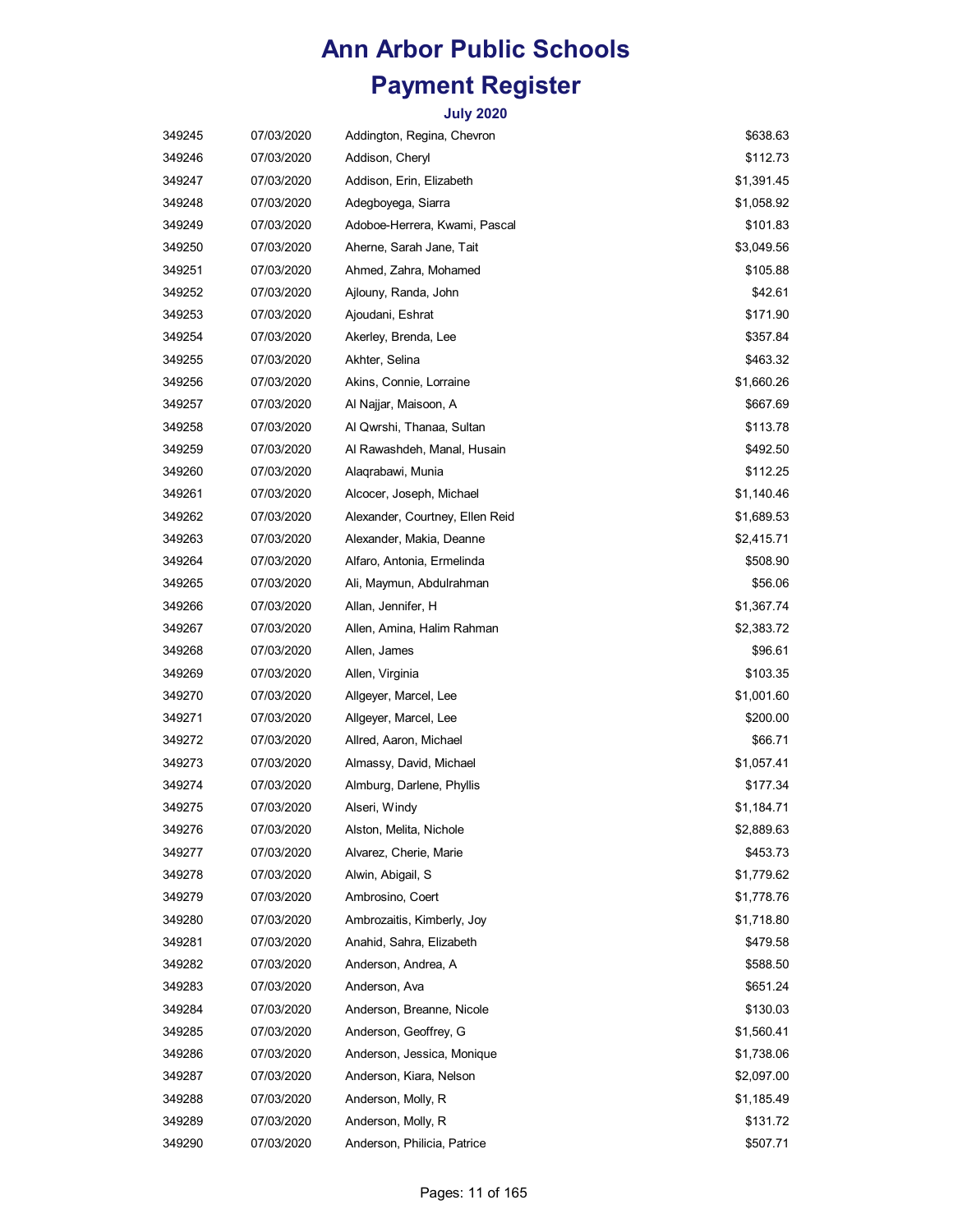# Ann Arbor Public Schools

# Payment Register

### July 2020

| | | | |
|---|---|---|---|
| 349245 | 07/03/2020 | Addington, Regina, Chevron | $638.63 |
| 349246 | 07/03/2020 | Addison, Cheryl | $112.73 |
| 349247 | 07/03/2020 | Addison, Erin, Elizabeth | $1,391.45 |
| 349248 | 07/03/2020 | Adegboyega, Siarra | $1,058.92 |
| 349249 | 07/03/2020 | Adoboe-Herrera, Kwami, Pascal | $101.83 |
| 349250 | 07/03/2020 | Aherne, Sarah Jane, Tait | $3,049.56 |
| 349251 | 07/03/2020 | Ahmed, Zahra, Mohamed | $105.88 |
| 349252 | 07/03/2020 | Ajlouny, Randa, John | $42.61 |
| 349253 | 07/03/2020 | Ajoudani, Eshrat | $171.90 |
| 349254 | 07/03/2020 | Akerley, Brenda, Lee | $357.84 |
| 349255 | 07/03/2020 | Akhter, Selina | $463.32 |
| 349256 | 07/03/2020 | Akins, Connie, Lorraine | $1,660.26 |
| 349257 | 07/03/2020 | Al Najjar, Maisoon, A | $667.69 |
| 349258 | 07/03/2020 | Al Qwrshi, Thanaa, Sultan | $113.78 |
| 349259 | 07/03/2020 | Al Rawashdeh, Manal, Husain | $492.50 |
| 349260 | 07/03/2020 | Alaqrabawi, Munia | $112.25 |
| 349261 | 07/03/2020 | Alcocer, Joseph, Michael | $1,140.46 |
| 349262 | 07/03/2020 | Alexander, Courtney, Ellen Reid | $1,689.53 |
| 349263 | 07/03/2020 | Alexander, Makia, Deanne | $2,415.71 |
| 349264 | 07/03/2020 | Alfaro, Antonia, Ermelinda | $508.90 |
| 349265 | 07/03/2020 | Ali, Maymun, Abdulrahman | $56.06 |
| 349266 | 07/03/2020 | Allan, Jennifer, H | $1,367.74 |
| 349267 | 07/03/2020 | Allen, Amina, Halim Rahman | $2,383.72 |
| 349268 | 07/03/2020 | Allen, James | $96.61 |
| 349269 | 07/03/2020 | Allen, Virginia | $103.35 |
| 349270 | 07/03/2020 | Allgeyer, Marcel, Lee | $1,001.60 |
| 349271 | 07/03/2020 | Allgeyer, Marcel, Lee | $200.00 |
| 349272 | 07/03/2020 | Allred, Aaron, Michael | $66.71 |
| 349273 | 07/03/2020 | Almassy, David, Michael | $1,057.41 |
| 349274 | 07/03/2020 | Almburg, Darlene, Phyllis | $177.34 |
| 349275 | 07/03/2020 | Alseri, Windy | $1,184.71 |
| 349276 | 07/03/2020 | Alston, Melita, Nichole | $2,889.63 |
| 349277 | 07/03/2020 | Alvarez, Cherie, Marie | $453.73 |
| 349278 | 07/03/2020 | Alwin, Abigail, S | $1,779.62 |
| 349279 | 07/03/2020 | Ambrosino, Coert | $1,778.76 |
| 349280 | 07/03/2020 | Ambrozaitis, Kimberly, Joy | $1,718.80 |
| 349281 | 07/03/2020 | Anahid, Sahra, Elizabeth | $479.58 |
| 349282 | 07/03/2020 | Anderson, Andrea, A | $588.50 |
| 349283 | 07/03/2020 | Anderson, Ava | $651.24 |
| 349284 | 07/03/2020 | Anderson, Breanne, Nicole | $130.03 |
| 349285 | 07/03/2020 | Anderson, Geoffrey, G | $1,560.41 |
| 349286 | 07/03/2020 | Anderson, Jessica, Monique | $1,738.06 |
| 349287 | 07/03/2020 | Anderson, Kiara, Nelson | $2,097.00 |
| 349288 | 07/03/2020 | Anderson, Molly, R | $1,185.49 |
| 349289 | 07/03/2020 | Anderson, Molly, R | $131.72 |
| 349290 | 07/03/2020 | Anderson, Philicia, Patrice | $507.71 |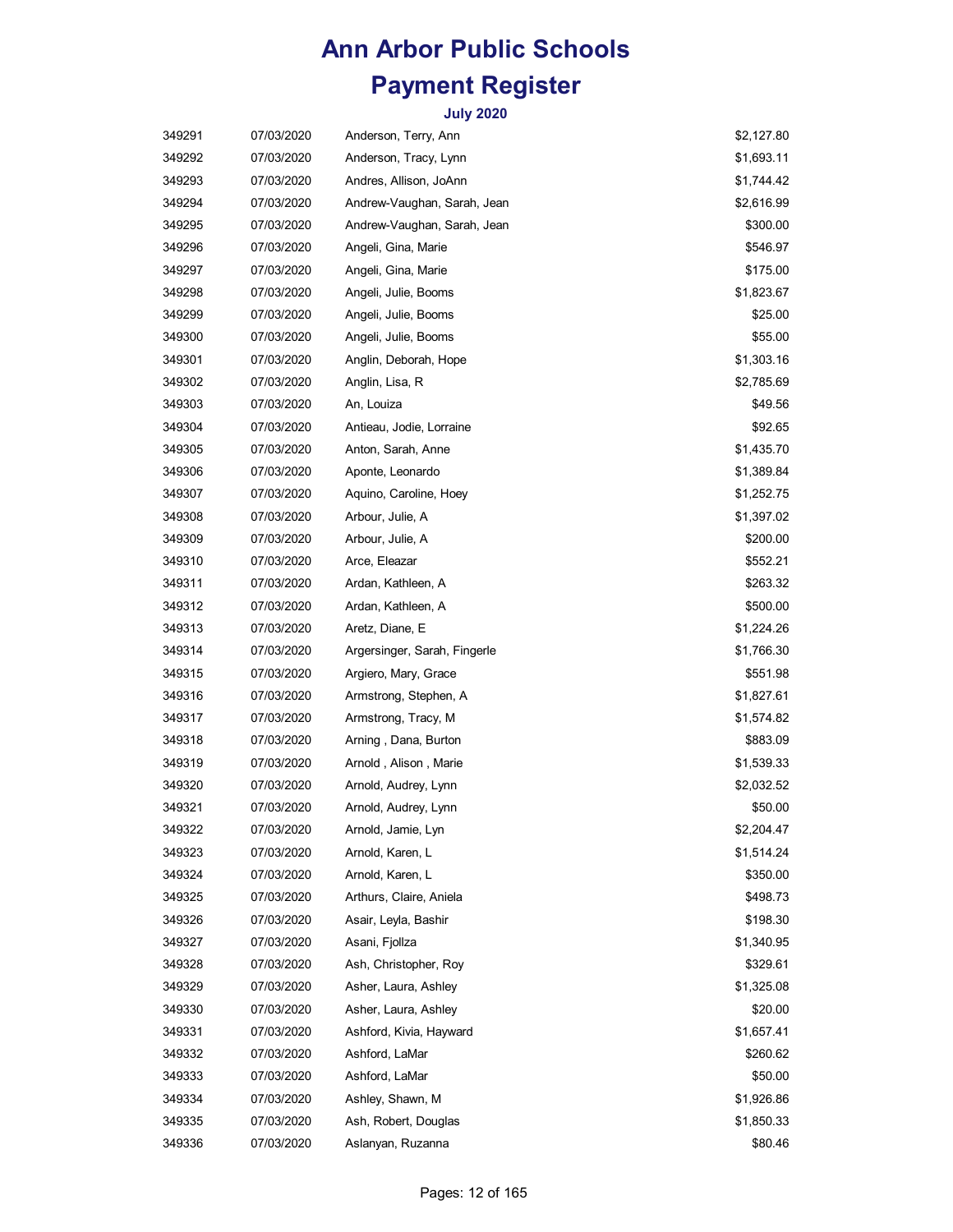# Ann Arbor Public Schools

# Payment Register

### July 2020

| | | | |
|---|---|---|---|
| 349291 | 07/03/2020 | Anderson, Terry, Ann | $2,127.80 |
| 349292 | 07/03/2020 | Anderson, Tracy, Lynn | $1,693.11 |
| 349293 | 07/03/2020 | Andres, Allison, JoAnn | $1,744.42 |
| 349294 | 07/03/2020 | Andrew-Vaughan, Sarah, Jean | $2,616.99 |
| 349295 | 07/03/2020 | Andrew-Vaughan, Sarah, Jean | $300.00 |
| 349296 | 07/03/2020 | Angeli, Gina, Marie | $546.97 |
| 349297 | 07/03/2020 | Angeli, Gina, Marie | $175.00 |
| 349298 | 07/03/2020 | Angeli, Julie, Booms | $1,823.67 |
| 349299 | 07/03/2020 | Angeli, Julie, Booms | $25.00 |
| 349300 | 07/03/2020 | Angeli, Julie, Booms | $55.00 |
| 349301 | 07/03/2020 | Anglin, Deborah, Hope | $1,303.16 |
| 349302 | 07/03/2020 | Anglin, Lisa, R | $2,785.69 |
| 349303 | 07/03/2020 | An, Louiza | $49.56 |
| 349304 | 07/03/2020 | Antieau, Jodie, Lorraine | $92.65 |
| 349305 | 07/03/2020 | Anton, Sarah, Anne | $1,435.70 |
| 349306 | 07/03/2020 | Aponte, Leonardo | $1,389.84 |
| 349307 | 07/03/2020 | Aquino, Caroline, Hoey | $1,252.75 |
| 349308 | 07/03/2020 | Arbour, Julie, A | $1,397.02 |
| 349309 | 07/03/2020 | Arbour, Julie, A | $200.00 |
| 349310 | 07/03/2020 | Arce, Eleazar | $552.21 |
| 349311 | 07/03/2020 | Ardan, Kathleen, A | $263.32 |
| 349312 | 07/03/2020 | Ardan, Kathleen, A | $500.00 |
| 349313 | 07/03/2020 | Aretz, Diane, E | $1,224.26 |
| 349314 | 07/03/2020 | Argersinger, Sarah, Fingerle | $1,766.30 |
| 349315 | 07/03/2020 | Argiero, Mary, Grace | $551.98 |
| 349316 | 07/03/2020 | Armstrong, Stephen, A | $1,827.61 |
| 349317 | 07/03/2020 | Armstrong, Tracy, M | $1,574.82 |
| 349318 | 07/03/2020 | Arning , Dana, Burton | $883.09 |
| 349319 | 07/03/2020 | Arnold , Alison , Marie | $1,539.33 |
| 349320 | 07/03/2020 | Arnold, Audrey, Lynn | $2,032.52 |
| 349321 | 07/03/2020 | Arnold, Audrey, Lynn | $50.00 |
| 349322 | 07/03/2020 | Arnold, Jamie, Lyn | $2,204.47 |
| 349323 | 07/03/2020 | Arnold, Karen, L | $1,514.24 |
| 349324 | 07/03/2020 | Arnold, Karen, L | $350.00 |
| 349325 | 07/03/2020 | Arthurs, Claire, Aniela | $498.73 |
| 349326 | 07/03/2020 | Asair, Leyla, Bashir | $198.30 |
| 349327 | 07/03/2020 | Asani, Fjollza | $1,340.95 |
| 349328 | 07/03/2020 | Ash, Christopher, Roy | $329.61 |
| 349329 | 07/03/2020 | Asher, Laura, Ashley | $1,325.08 |
| 349330 | 07/03/2020 | Asher, Laura, Ashley | $20.00 |
| 349331 | 07/03/2020 | Ashford, Kivia, Hayward | $1,657.41 |
| 349332 | 07/03/2020 | Ashford, LaMar | $260.62 |
| 349333 | 07/03/2020 | Ashford, LaMar | $50.00 |
| 349334 | 07/03/2020 | Ashley, Shawn, M | $1,926.86 |
| 349335 | 07/03/2020 | Ash, Robert, Douglas | $1,850.33 |
| 349336 | 07/03/2020 | Aslanyan, Ruzanna | $80.46 |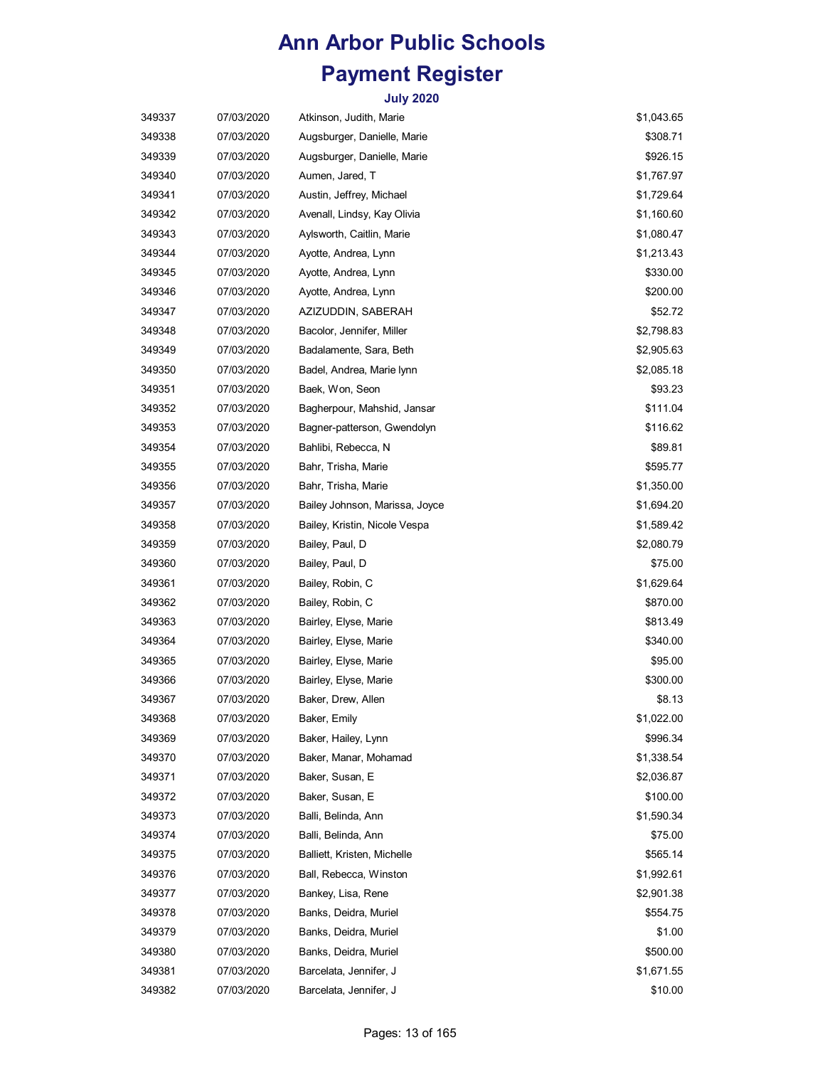# Ann Arbor Public Schools

# Payment Register

### July 2020

| | | | |
|---|---|---|---|
| 349337 | 07/03/2020 | Atkinson, Judith, Marie | $1,043.65 |
| 349338 | 07/03/2020 | Augsburger, Danielle, Marie | $308.71 |
| 349339 | 07/03/2020 | Augsburger, Danielle, Marie | $926.15 |
| 349340 | 07/03/2020 | Aumen, Jared, T | $1,767.97 |
| 349341 | 07/03/2020 | Austin, Jeffrey, Michael | $1,729.64 |
| 349342 | 07/03/2020 | Avenall, Lindsy, Kay Olivia | $1,160.60 |
| 349343 | 07/03/2020 | Aylsworth, Caitlin, Marie | $1,080.47 |
| 349344 | 07/03/2020 | Ayotte, Andrea, Lynn | $1,213.43 |
| 349345 | 07/03/2020 | Ayotte, Andrea, Lynn | $330.00 |
| 349346 | 07/03/2020 | Ayotte, Andrea, Lynn | $200.00 |
| 349347 | 07/03/2020 | AZIZUDDIN, SABERAH | $52.72 |
| 349348 | 07/03/2020 | Bacolor, Jennifer, Miller | $2,798.83 |
| 349349 | 07/03/2020 | Badalamente, Sara, Beth | $2,905.63 |
| 349350 | 07/03/2020 | Badel, Andrea, Marie lynn | $2,085.18 |
| 349351 | 07/03/2020 | Baek, Won, Seon | $93.23 |
| 349352 | 07/03/2020 | Bagherpour, Mahshid, Jansar | $111.04 |
| 349353 | 07/03/2020 | Bagner-patterson, Gwendolyn | $116.62 |
| 349354 | 07/03/2020 | Bahlibi, Rebecca, N | $89.81 |
| 349355 | 07/03/2020 | Bahr, Trisha, Marie | $595.77 |
| 349356 | 07/03/2020 | Bahr, Trisha, Marie | $1,350.00 |
| 349357 | 07/03/2020 | Bailey Johnson, Marissa, Joyce | $1,694.20 |
| 349358 | 07/03/2020 | Bailey, Kristin, Nicole Vespa | $1,589.42 |
| 349359 | 07/03/2020 | Bailey, Paul, D | $2,080.79 |
| 349360 | 07/03/2020 | Bailey, Paul, D | $75.00 |
| 349361 | 07/03/2020 | Bailey, Robin, C | $1,629.64 |
| 349362 | 07/03/2020 | Bailey, Robin, C | $870.00 |
| 349363 | 07/03/2020 | Bairley, Elyse, Marie | $813.49 |
| 349364 | 07/03/2020 | Bairley, Elyse, Marie | $340.00 |
| 349365 | 07/03/2020 | Bairley, Elyse, Marie | $95.00 |
| 349366 | 07/03/2020 | Bairley, Elyse, Marie | $300.00 |
| 349367 | 07/03/2020 | Baker, Drew, Allen | $8.13 |
| 349368 | 07/03/2020 | Baker, Emily | $1,022.00 |
| 349369 | 07/03/2020 | Baker, Hailey, Lynn | $996.34 |
| 349370 | 07/03/2020 | Baker, Manar, Mohamad | $1,338.54 |
| 349371 | 07/03/2020 | Baker, Susan, E | $2,036.87 |
| 349372 | 07/03/2020 | Baker, Susan, E | $100.00 |
| 349373 | 07/03/2020 | Balli, Belinda, Ann | $1,590.34 |
| 349374 | 07/03/2020 | Balli, Belinda, Ann | $75.00 |
| 349375 | 07/03/2020 | Balliett, Kristen, Michelle | $565.14 |
| 349376 | 07/03/2020 | Ball, Rebecca, Winston | $1,992.61 |
| 349377 | 07/03/2020 | Bankey, Lisa, Rene | $2,901.38 |
| 349378 | 07/03/2020 | Banks, Deidra, Muriel | $554.75 |
| 349379 | 07/03/2020 | Banks, Deidra, Muriel | $1.00 |
| 349380 | 07/03/2020 | Banks, Deidra, Muriel | $500.00 |
| 349381 | 07/03/2020 | Barcelata, Jennifer, J | $1,671.55 |
| 349382 | 07/03/2020 | Barcelata, Jennifer, J | $10.00 |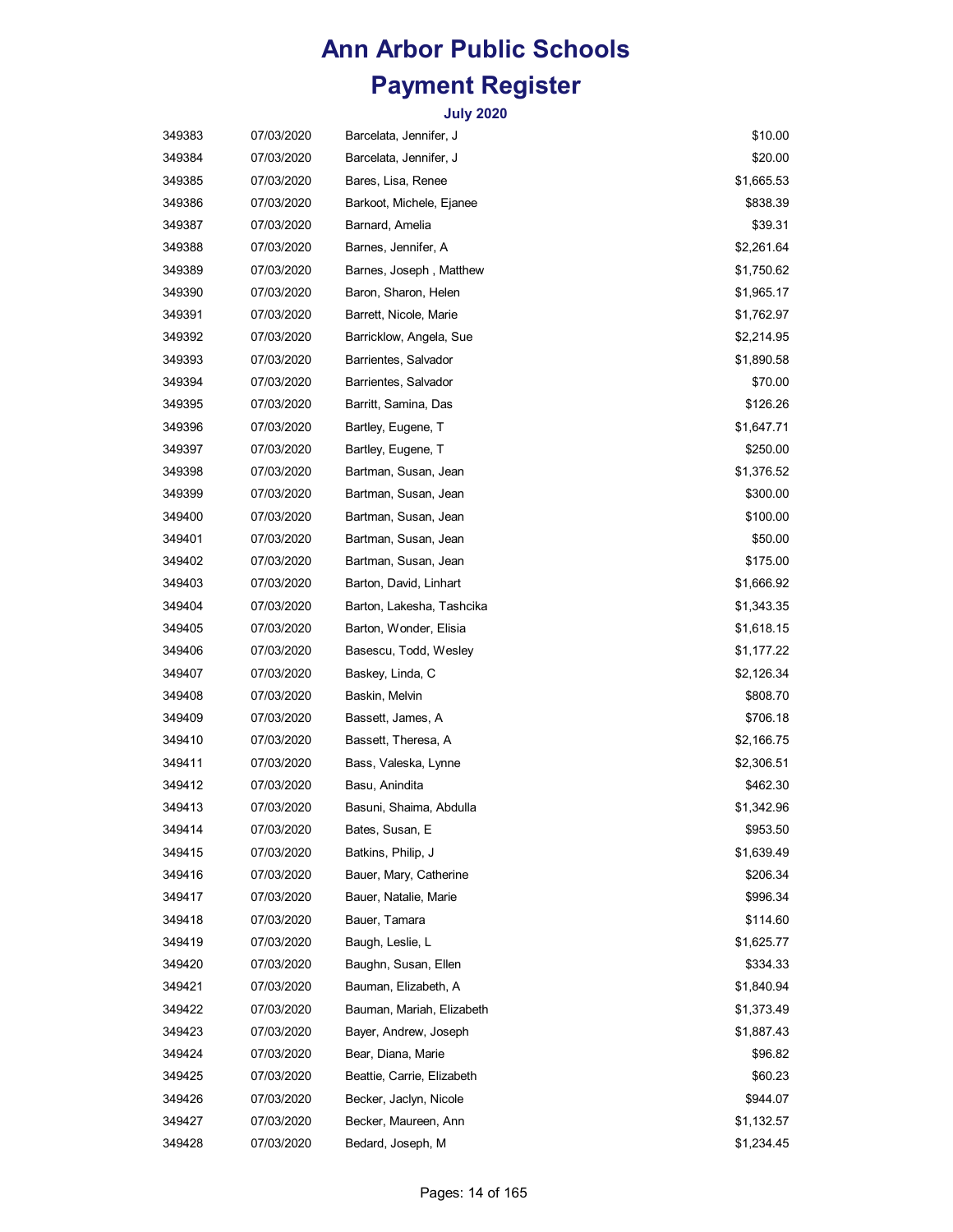# Ann Arbor Public Schools

# Payment Register

### July 2020

| | | | |
|---|---|---|---|
| 349383 | 07/03/2020 | Barcelata, Jennifer, J | $10.00 |
| 349384 | 07/03/2020 | Barcelata, Jennifer, J | $20.00 |
| 349385 | 07/03/2020 | Bares, Lisa, Renee | $1,665.53 |
| 349386 | 07/03/2020 | Barkoot, Michele, Ejanee | $838.39 |
| 349387 | 07/03/2020 | Barnard, Amelia | $39.31 |
| 349388 | 07/03/2020 | Barnes, Jennifer, A | $2,261.64 |
| 349389 | 07/03/2020 | Barnes, Joseph , Matthew | $1,750.62 |
| 349390 | 07/03/2020 | Baron, Sharon, Helen | $1,965.17 |
| 349391 | 07/03/2020 | Barrett, Nicole, Marie | $1,762.97 |
| 349392 | 07/03/2020 | Barricklow, Angela, Sue | $2,214.95 |
| 349393 | 07/03/2020 | Barrientes, Salvador | $1,890.58 |
| 349394 | 07/03/2020 | Barrientes, Salvador | $70.00 |
| 349395 | 07/03/2020 | Barritt, Samina, Das | $126.26 |
| 349396 | 07/03/2020 | Bartley, Eugene, T | $1,647.71 |
| 349397 | 07/03/2020 | Bartley, Eugene, T | $250.00 |
| 349398 | 07/03/2020 | Bartman, Susan, Jean | $1,376.52 |
| 349399 | 07/03/2020 | Bartman, Susan, Jean | $300.00 |
| 349400 | 07/03/2020 | Bartman, Susan, Jean | $100.00 |
| 349401 | 07/03/2020 | Bartman, Susan, Jean | $50.00 |
| 349402 | 07/03/2020 | Bartman, Susan, Jean | $175.00 |
| 349403 | 07/03/2020 | Barton, David, Linhart | $1,666.92 |
| 349404 | 07/03/2020 | Barton, Lakesha, Tashcika | $1,343.35 |
| 349405 | 07/03/2020 | Barton, Wonder, Elisia | $1,618.15 |
| 349406 | 07/03/2020 | Basescu, Todd, Wesley | $1,177.22 |
| 349407 | 07/03/2020 | Baskey, Linda, C | $2,126.34 |
| 349408 | 07/03/2020 | Baskin, Melvin | $808.70 |
| 349409 | 07/03/2020 | Bassett, James, A | $706.18 |
| 349410 | 07/03/2020 | Bassett, Theresa, A | $2,166.75 |
| 349411 | 07/03/2020 | Bass, Valeska, Lynne | $2,306.51 |
| 349412 | 07/03/2020 | Basu, Anindita | $462.30 |
| 349413 | 07/03/2020 | Basuni, Shaima, Abdulla | $1,342.96 |
| 349414 | 07/03/2020 | Bates, Susan, E | $953.50 |
| 349415 | 07/03/2020 | Batkins, Philip, J | $1,639.49 |
| 349416 | 07/03/2020 | Bauer, Mary, Catherine | $206.34 |
| 349417 | 07/03/2020 | Bauer, Natalie, Marie | $996.34 |
| 349418 | 07/03/2020 | Bauer, Tamara | $114.60 |
| 349419 | 07/03/2020 | Baugh, Leslie, L | $1,625.77 |
| 349420 | 07/03/2020 | Baughn, Susan, Ellen | $334.33 |
| 349421 | 07/03/2020 | Bauman, Elizabeth, A | $1,840.94 |
| 349422 | 07/03/2020 | Bauman, Mariah, Elizabeth | $1,373.49 |
| 349423 | 07/03/2020 | Bayer, Andrew, Joseph | $1,887.43 |
| 349424 | 07/03/2020 | Bear, Diana, Marie | $96.82 |
| 349425 | 07/03/2020 | Beattie, Carrie, Elizabeth | $60.23 |
| 349426 | 07/03/2020 | Becker, Jaclyn, Nicole | $944.07 |
| 349427 | 07/03/2020 | Becker, Maureen, Ann | $1,132.57 |
| 349428 | 07/03/2020 | Bedard, Joseph, M | $1,234.45 |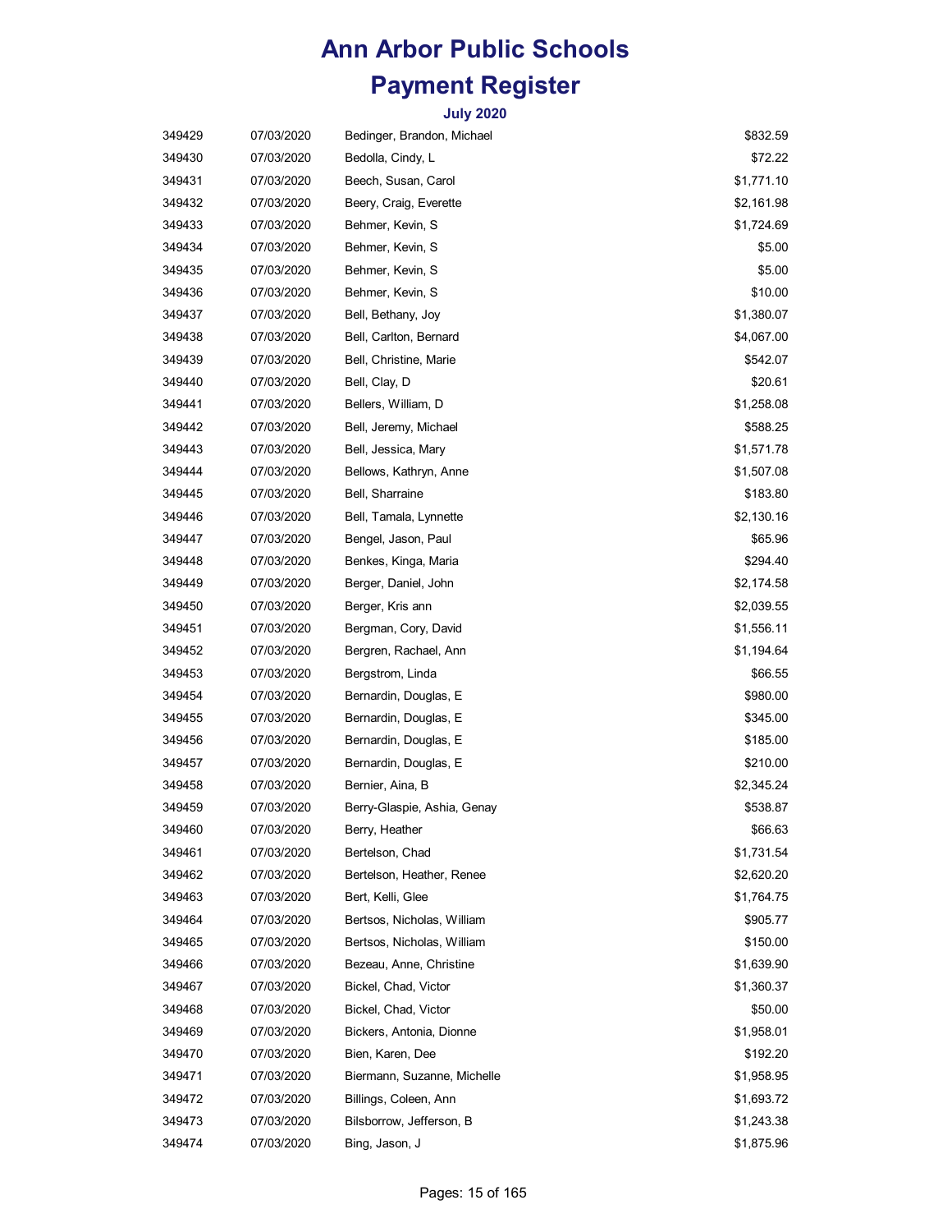# Ann Arbor Public Schools

# Payment Register

### July 2020

| | | | |
|---|---|---|---|
| 349429 | 07/03/2020 | Bedinger, Brandon, Michael | $832.59 |
| 349430 | 07/03/2020 | Bedolla, Cindy, L | $72.22 |
| 349431 | 07/03/2020 | Beech, Susan, Carol | $1,771.10 |
| 349432 | 07/03/2020 | Beery, Craig, Everette | $2,161.98 |
| 349433 | 07/03/2020 | Behmer, Kevin, S | $1,724.69 |
| 349434 | 07/03/2020 | Behmer, Kevin, S | $5.00 |
| 349435 | 07/03/2020 | Behmer, Kevin, S | $5.00 |
| 349436 | 07/03/2020 | Behmer, Kevin, S | $10.00 |
| 349437 | 07/03/2020 | Bell, Bethany, Joy | $1,380.07 |
| 349438 | 07/03/2020 | Bell, Carlton, Bernard | $4,067.00 |
| 349439 | 07/03/2020 | Bell, Christine, Marie | $542.07 |
| 349440 | 07/03/2020 | Bell, Clay, D | $20.61 |
| 349441 | 07/03/2020 | Bellers, William, D | $1,258.08 |
| 349442 | 07/03/2020 | Bell, Jeremy, Michael | $588.25 |
| 349443 | 07/03/2020 | Bell, Jessica, Mary | $1,571.78 |
| 349444 | 07/03/2020 | Bellows, Kathryn, Anne | $1,507.08 |
| 349445 | 07/03/2020 | Bell, Sharraine | $183.80 |
| 349446 | 07/03/2020 | Bell, Tamala, Lynnette | $2,130.16 |
| 349447 | 07/03/2020 | Bengel, Jason, Paul | $65.96 |
| 349448 | 07/03/2020 | Benkes, Kinga, Maria | $294.40 |
| 349449 | 07/03/2020 | Berger, Daniel, John | $2,174.58 |
| 349450 | 07/03/2020 | Berger, Kris ann | $2,039.55 |
| 349451 | 07/03/2020 | Bergman, Cory, David | $1,556.11 |
| 349452 | 07/03/2020 | Bergren, Rachael, Ann | $1,194.64 |
| 349453 | 07/03/2020 | Bergstrom, Linda | $66.55 |
| 349454 | 07/03/2020 | Bernardin, Douglas, E | $980.00 |
| 349455 | 07/03/2020 | Bernardin, Douglas, E | $345.00 |
| 349456 | 07/03/2020 | Bernardin, Douglas, E | $185.00 |
| 349457 | 07/03/2020 | Bernardin, Douglas, E | $210.00 |
| 349458 | 07/03/2020 | Bernier, Aina, B | $2,345.24 |
| 349459 | 07/03/2020 | Berry-Glaspie, Ashia, Genay | $538.87 |
| 349460 | 07/03/2020 | Berry, Heather | $66.63 |
| 349461 | 07/03/2020 | Bertelson, Chad | $1,731.54 |
| 349462 | 07/03/2020 | Bertelson, Heather, Renee | $2,620.20 |
| 349463 | 07/03/2020 | Bert, Kelli, Glee | $1,764.75 |
| 349464 | 07/03/2020 | Bertsos, Nicholas, William | $905.77 |
| 349465 | 07/03/2020 | Bertsos, Nicholas, William | $150.00 |
| 349466 | 07/03/2020 | Bezeau, Anne, Christine | $1,639.90 |
| 349467 | 07/03/2020 | Bickel, Chad, Victor | $1,360.37 |
| 349468 | 07/03/2020 | Bickel, Chad, Victor | $50.00 |
| 349469 | 07/03/2020 | Bickers, Antonia, Dionne | $1,958.01 |
| 349470 | 07/03/2020 | Bien, Karen, Dee | $192.20 |
| 349471 | 07/03/2020 | Biermann, Suzanne, Michelle | $1,958.95 |
| 349472 | 07/03/2020 | Billings, Coleen, Ann | $1,693.72 |
| 349473 | 07/03/2020 | Bilsborrow, Jefferson, B | $1,243.38 |
| 349474 | 07/03/2020 | Bing, Jason, J | $1,875.96 |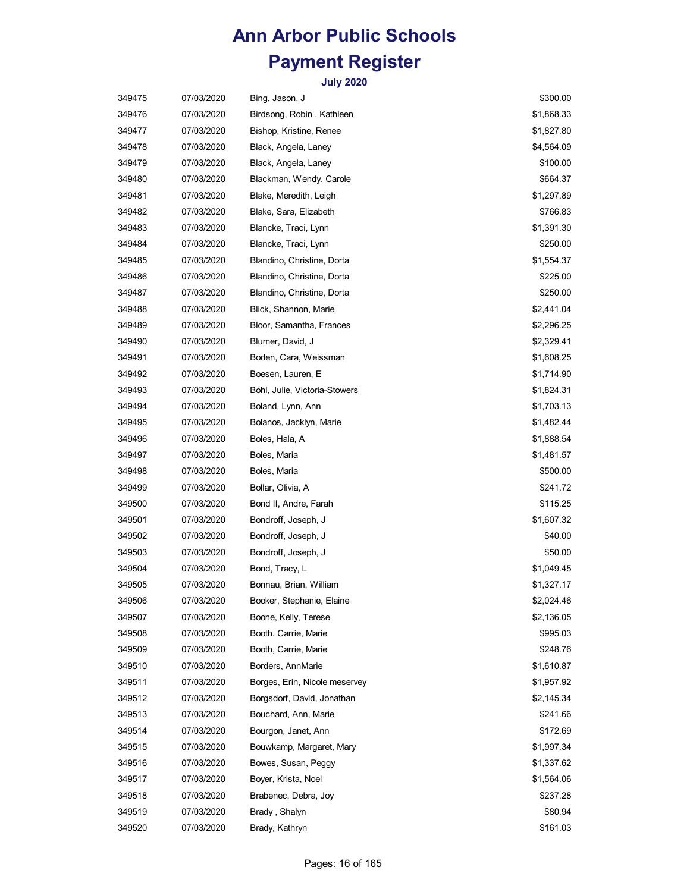# Ann Arbor Public Schools

# Payment Register

### July 2020

| | | | |
|---|---|---|---|
| 349475 | 07/03/2020 | Bing, Jason, J | $300.00 |
| 349476 | 07/03/2020 | Birdsong, Robin , Kathleen | $1,868.33 |
| 349477 | 07/03/2020 | Bishop, Kristine, Renee | $1,827.80 |
| 349478 | 07/03/2020 | Black, Angela, Laney | $4,564.09 |
| 349479 | 07/03/2020 | Black, Angela, Laney | $100.00 |
| 349480 | 07/03/2020 | Blackman, Wendy, Carole | $664.37 |
| 349481 | 07/03/2020 | Blake, Meredith, Leigh | $1,297.89 |
| 349482 | 07/03/2020 | Blake, Sara, Elizabeth | $766.83 |
| 349483 | 07/03/2020 | Blancke, Traci, Lynn | $1,391.30 |
| 349484 | 07/03/2020 | Blancke, Traci, Lynn | $250.00 |
| 349485 | 07/03/2020 | Blandino, Christine, Dorta | $1,554.37 |
| 349486 | 07/03/2020 | Blandino, Christine, Dorta | $225.00 |
| 349487 | 07/03/2020 | Blandino, Christine, Dorta | $250.00 |
| 349488 | 07/03/2020 | Blick, Shannon, Marie | $2,441.04 |
| 349489 | 07/03/2020 | Bloor, Samantha, Frances | $2,296.25 |
| 349490 | 07/03/2020 | Blumer, David, J | $2,329.41 |
| 349491 | 07/03/2020 | Boden, Cara, Weissman | $1,608.25 |
| 349492 | 07/03/2020 | Boesen, Lauren, E | $1,714.90 |
| 349493 | 07/03/2020 | Bohl, Julie, Victoria-Stowers | $1,824.31 |
| 349494 | 07/03/2020 | Boland, Lynn, Ann | $1,703.13 |
| 349495 | 07/03/2020 | Bolanos, Jacklyn, Marie | $1,482.44 |
| 349496 | 07/03/2020 | Boles, Hala, A | $1,888.54 |
| 349497 | 07/03/2020 | Boles, Maria | $1,481.57 |
| 349498 | 07/03/2020 | Boles, Maria | $500.00 |
| 349499 | 07/03/2020 | Bollar, Olivia, A | $241.72 |
| 349500 | 07/03/2020 | Bond II, Andre, Farah | $115.25 |
| 349501 | 07/03/2020 | Bondroff, Joseph, J | $1,607.32 |
| 349502 | 07/03/2020 | Bondroff, Joseph, J | $40.00 |
| 349503 | 07/03/2020 | Bondroff, Joseph, J | $50.00 |
| 349504 | 07/03/2020 | Bond, Tracy, L | $1,049.45 |
| 349505 | 07/03/2020 | Bonnau, Brian, William | $1,327.17 |
| 349506 | 07/03/2020 | Booker, Stephanie, Elaine | $2,024.46 |
| 349507 | 07/03/2020 | Boone, Kelly, Terese | $2,136.05 |
| 349508 | 07/03/2020 | Booth, Carrie, Marie | $995.03 |
| 349509 | 07/03/2020 | Booth, Carrie, Marie | $248.76 |
| 349510 | 07/03/2020 | Borders, AnnMarie | $1,610.87 |
| 349511 | 07/03/2020 | Borges, Erin, Nicole meservey | $1,957.92 |
| 349512 | 07/03/2020 | Borgsdorf, David, Jonathan | $2,145.34 |
| 349513 | 07/03/2020 | Bouchard, Ann, Marie | $241.66 |
| 349514 | 07/03/2020 | Bourgon, Janet, Ann | $172.69 |
| 349515 | 07/03/2020 | Bouwkamp, Margaret, Mary | $1,997.34 |
| 349516 | 07/03/2020 | Bowes, Susan, Peggy | $1,337.62 |
| 349517 | 07/03/2020 | Boyer, Krista, Noel | $1,564.06 |
| 349518 | 07/03/2020 | Brabenec, Debra, Joy | $237.28 |
| 349519 | 07/03/2020 | Brady , Shalyn | $80.94 |
| 349520 | 07/03/2020 | Brady, Kathryn | $161.03 |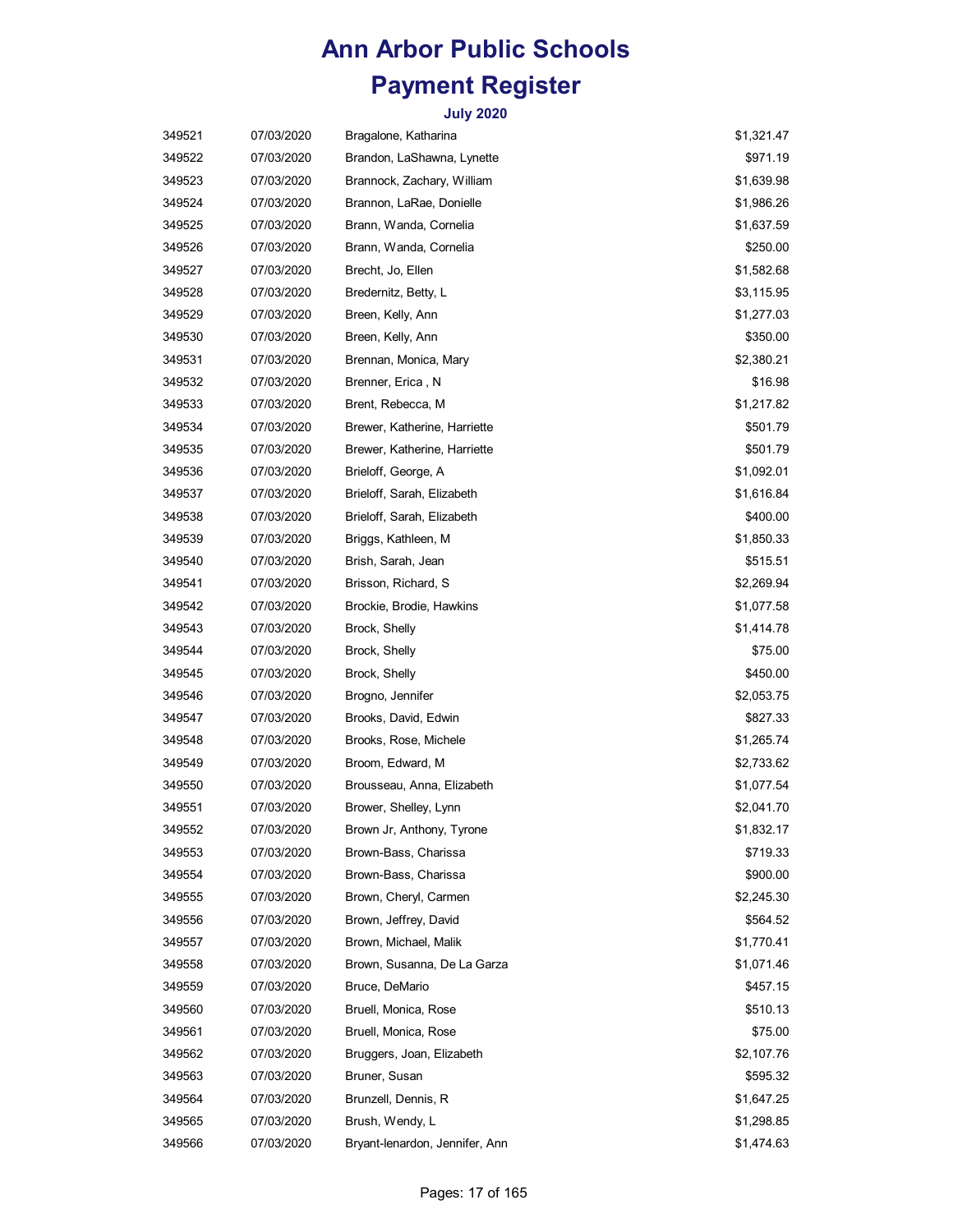# Ann Arbor Public Schools

## Payment Register

### July 2020

| | | | |
|---|---|---|---|
| 349521 | 07/03/2020 | Bragalone, Katharina | $1,321.47 |
| 349522 | 07/03/2020 | Brandon, LaShawna, Lynette | $971.19 |
| 349523 | 07/03/2020 | Brannock, Zachary, William | $1,639.98 |
| 349524 | 07/03/2020 | Brannon, LaRae, Donielle | $1,986.26 |
| 349525 | 07/03/2020 | Brann, Wanda, Cornelia | $1,637.59 |
| 349526 | 07/03/2020 | Brann, Wanda, Cornelia | $250.00 |
| 349527 | 07/03/2020 | Brecht, Jo, Ellen | $1,582.68 |
| 349528 | 07/03/2020 | Bredernitz, Betty, L | $3,115.95 |
| 349529 | 07/03/2020 | Breen, Kelly, Ann | $1,277.03 |
| 349530 | 07/03/2020 | Breen, Kelly, Ann | $350.00 |
| 349531 | 07/03/2020 | Brennan, Monica, Mary | $2,380.21 |
| 349532 | 07/03/2020 | Brenner, Erica , N | $16.98 |
| 349533 | 07/03/2020 | Brent, Rebecca, M | $1,217.82 |
| 349534 | 07/03/2020 | Brewer, Katherine, Harriette | $501.79 |
| 349535 | 07/03/2020 | Brewer, Katherine, Harriette | $501.79 |
| 349536 | 07/03/2020 | Brieloff, George, A | $1,092.01 |
| 349537 | 07/03/2020 | Brieloff, Sarah, Elizabeth | $1,616.84 |
| 349538 | 07/03/2020 | Brieloff, Sarah, Elizabeth | $400.00 |
| 349539 | 07/03/2020 | Briggs, Kathleen, M | $1,850.33 |
| 349540 | 07/03/2020 | Brish, Sarah, Jean | $515.51 |
| 349541 | 07/03/2020 | Brisson, Richard, S | $2,269.94 |
| 349542 | 07/03/2020 | Brockie, Brodie, Hawkins | $1,077.58 |
| 349543 | 07/03/2020 | Brock, Shelly | $1,414.78 |
| 349544 | 07/03/2020 | Brock, Shelly | $75.00 |
| 349545 | 07/03/2020 | Brock, Shelly | $450.00 |
| 349546 | 07/03/2020 | Brogno, Jennifer | $2,053.75 |
| 349547 | 07/03/2020 | Brooks, David, Edwin | $827.33 |
| 349548 | 07/03/2020 | Brooks, Rose, Michele | $1,265.74 |
| 349549 | 07/03/2020 | Broom, Edward, M | $2,733.62 |
| 349550 | 07/03/2020 | Brousseau, Anna, Elizabeth | $1,077.54 |
| 349551 | 07/03/2020 | Brower, Shelley, Lynn | $2,041.70 |
| 349552 | 07/03/2020 | Brown Jr, Anthony, Tyrone | $1,832.17 |
| 349553 | 07/03/2020 | Brown-Bass, Charissa | $719.33 |
| 349554 | 07/03/2020 | Brown-Bass, Charissa | $900.00 |
| 349555 | 07/03/2020 | Brown, Cheryl, Carmen | $2,245.30 |
| 349556 | 07/03/2020 | Brown, Jeffrey, David | $564.52 |
| 349557 | 07/03/2020 | Brown, Michael, Malik | $1,770.41 |
| 349558 | 07/03/2020 | Brown, Susanna, De La Garza | $1,071.46 |
| 349559 | 07/03/2020 | Bruce, DeMario | $457.15 |
| 349560 | 07/03/2020 | Bruell, Monica, Rose | $510.13 |
| 349561 | 07/03/2020 | Bruell, Monica, Rose | $75.00 |
| 349562 | 07/03/2020 | Bruggers, Joan, Elizabeth | $2,107.76 |
| 349563 | 07/03/2020 | Bruner, Susan | $595.32 |
| 349564 | 07/03/2020 | Brunzell, Dennis, R | $1,647.25 |
| 349565 | 07/03/2020 | Brush, Wendy, L | $1,298.85 |
| 349566 | 07/03/2020 | Bryant-lenardon, Jennifer, Ann | $1,474.63 |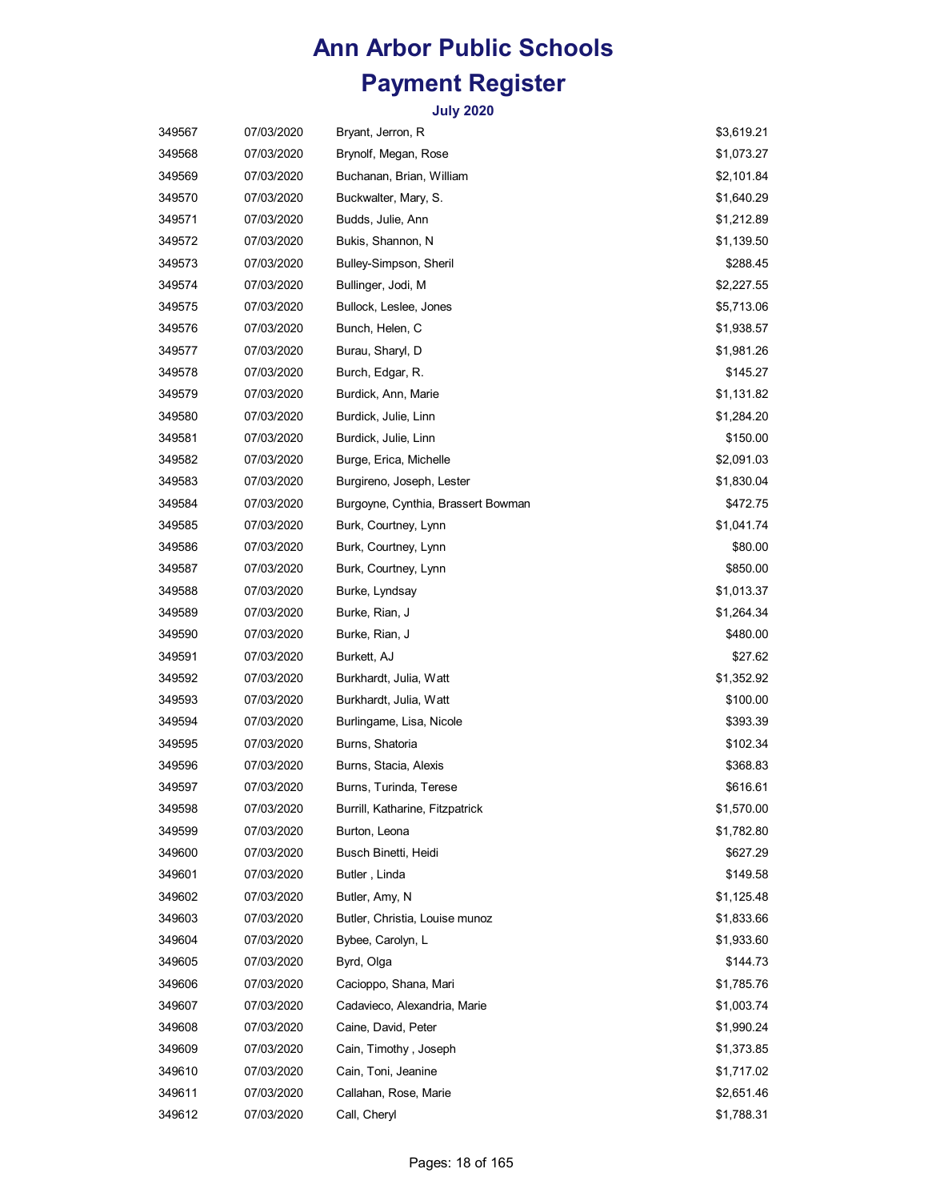# Ann Arbor Public Schools

# Payment Register

### July 2020

| | | | |
|---|---|---|---|
| 349567 | 07/03/2020 | Bryant, Jerron, R | $3,619.21 |
| 349568 | 07/03/2020 | Brynolf, Megan, Rose | $1,073.27 |
| 349569 | 07/03/2020 | Buchanan, Brian, William | $2,101.84 |
| 349570 | 07/03/2020 | Buckwalter, Mary, S. | $1,640.29 |
| 349571 | 07/03/2020 | Budds, Julie, Ann | $1,212.89 |
| 349572 | 07/03/2020 | Bukis, Shannon, N | $1,139.50 |
| 349573 | 07/03/2020 | Bulley-Simpson, Sheril | $288.45 |
| 349574 | 07/03/2020 | Bullinger, Jodi, M | $2,227.55 |
| 349575 | 07/03/2020 | Bullock, Leslee, Jones | $5,713.06 |
| 349576 | 07/03/2020 | Bunch, Helen, C | $1,938.57 |
| 349577 | 07/03/2020 | Burau, Sharyl, D | $1,981.26 |
| 349578 | 07/03/2020 | Burch, Edgar, R. | $145.27 |
| 349579 | 07/03/2020 | Burdick, Ann, Marie | $1,131.82 |
| 349580 | 07/03/2020 | Burdick, Julie, Linn | $1,284.20 |
| 349581 | 07/03/2020 | Burdick, Julie, Linn | $150.00 |
| 349582 | 07/03/2020 | Burge, Erica, Michelle | $2,091.03 |
| 349583 | 07/03/2020 | Burgireno, Joseph, Lester | $1,830.04 |
| 349584 | 07/03/2020 | Burgoyne, Cynthia, Brassert Bowman | $472.75 |
| 349585 | 07/03/2020 | Burk, Courtney, Lynn | $1,041.74 |
| 349586 | 07/03/2020 | Burk, Courtney, Lynn | $80.00 |
| 349587 | 07/03/2020 | Burk, Courtney, Lynn | $850.00 |
| 349588 | 07/03/2020 | Burke, Lyndsay | $1,013.37 |
| 349589 | 07/03/2020 | Burke, Rian, J | $1,264.34 |
| 349590 | 07/03/2020 | Burke, Rian, J | $480.00 |
| 349591 | 07/03/2020 | Burkett, AJ | $27.62 |
| 349592 | 07/03/2020 | Burkhardt, Julia, Watt | $1,352.92 |
| 349593 | 07/03/2020 | Burkhardt, Julia, Watt | $100.00 |
| 349594 | 07/03/2020 | Burlingame, Lisa, Nicole | $393.39 |
| 349595 | 07/03/2020 | Burns, Shatoria | $102.34 |
| 349596 | 07/03/2020 | Burns, Stacia, Alexis | $368.83 |
| 349597 | 07/03/2020 | Burns, Turinda, Terese | $616.61 |
| 349598 | 07/03/2020 | Burrill, Katharine, Fitzpatrick | $1,570.00 |
| 349599 | 07/03/2020 | Burton, Leona | $1,782.80 |
| 349600 | 07/03/2020 | Busch Binetti, Heidi | $627.29 |
| 349601 | 07/03/2020 | Butler , Linda | $149.58 |
| 349602 | 07/03/2020 | Butler, Amy, N | $1,125.48 |
| 349603 | 07/03/2020 | Butler, Christia, Louise munoz | $1,833.66 |
| 349604 | 07/03/2020 | Bybee, Carolyn, L | $1,933.60 |
| 349605 | 07/03/2020 | Byrd, Olga | $144.73 |
| 349606 | 07/03/2020 | Cacioppo, Shana, Mari | $1,785.76 |
| 349607 | 07/03/2020 | Cadavieco, Alexandria, Marie | $1,003.74 |
| 349608 | 07/03/2020 | Caine, David, Peter | $1,990.24 |
| 349609 | 07/03/2020 | Cain, Timothy , Joseph | $1,373.85 |
| 349610 | 07/03/2020 | Cain, Toni, Jeanine | $1,717.02 |
| 349611 | 07/03/2020 | Callahan, Rose, Marie | $2,651.46 |
| 349612 | 07/03/2020 | Call, Cheryl | $1,788.31 |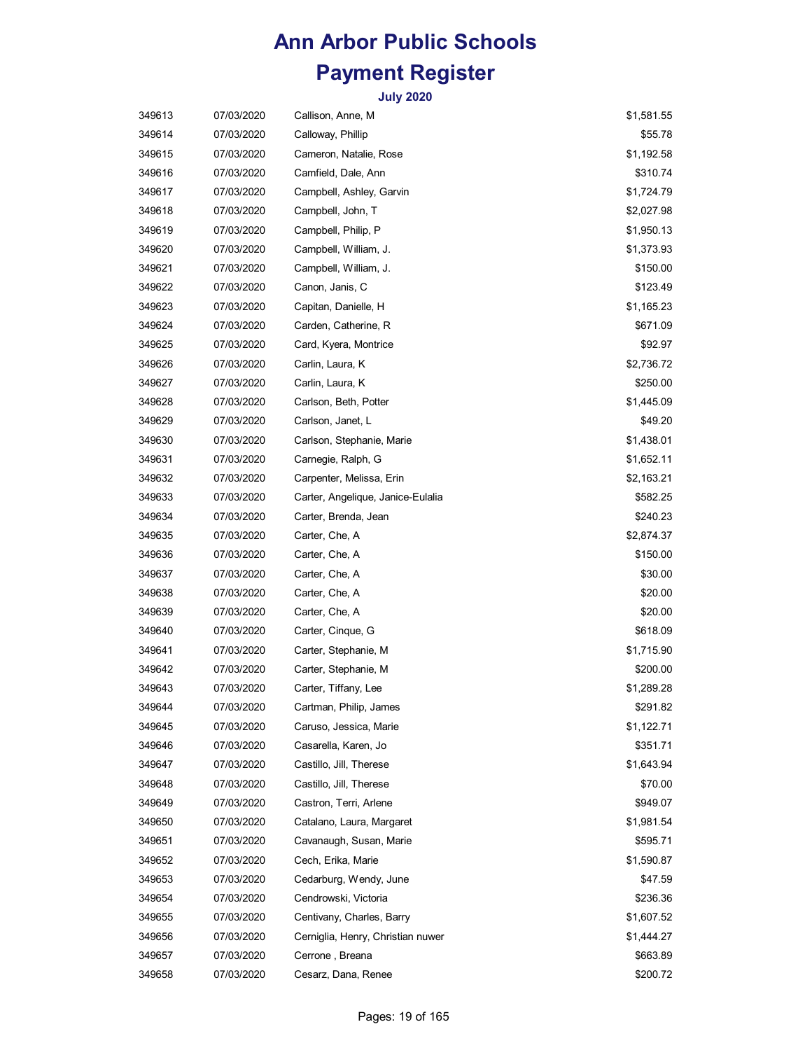# Ann Arbor Public Schools

# Payment Register

### July 2020

| | | | |
|---|---|---|---|
| 349613 | 07/03/2020 | Callison, Anne, M | $1,581.55 |
| 349614 | 07/03/2020 | Calloway, Phillip | $55.78 |
| 349615 | 07/03/2020 | Cameron, Natalie, Rose | $1,192.58 |
| 349616 | 07/03/2020 | Camfield, Dale, Ann | $310.74 |
| 349617 | 07/03/2020 | Campbell, Ashley, Garvin | $1,724.79 |
| 349618 | 07/03/2020 | Campbell, John, T | $2,027.98 |
| 349619 | 07/03/2020 | Campbell, Philip, P | $1,950.13 |
| 349620 | 07/03/2020 | Campbell, William, J. | $1,373.93 |
| 349621 | 07/03/2020 | Campbell, William, J. | $150.00 |
| 349622 | 07/03/2020 | Canon, Janis, C | $123.49 |
| 349623 | 07/03/2020 | Capitan, Danielle, H | $1,165.23 |
| 349624 | 07/03/2020 | Carden, Catherine, R | $671.09 |
| 349625 | 07/03/2020 | Card, Kyera, Montrice | $92.97 |
| 349626 | 07/03/2020 | Carlin, Laura, K | $2,736.72 |
| 349627 | 07/03/2020 | Carlin, Laura, K | $250.00 |
| 349628 | 07/03/2020 | Carlson, Beth, Potter | $1,445.09 |
| 349629 | 07/03/2020 | Carlson, Janet, L | $49.20 |
| 349630 | 07/03/2020 | Carlson, Stephanie, Marie | $1,438.01 |
| 349631 | 07/03/2020 | Carnegie, Ralph, G | $1,652.11 |
| 349632 | 07/03/2020 | Carpenter, Melissa, Erin | $2,163.21 |
| 349633 | 07/03/2020 | Carter, Angelique, Janice-Eulalia | $582.25 |
| 349634 | 07/03/2020 | Carter, Brenda, Jean | $240.23 |
| 349635 | 07/03/2020 | Carter, Che, A | $2,874.37 |
| 349636 | 07/03/2020 | Carter, Che, A | $150.00 |
| 349637 | 07/03/2020 | Carter, Che, A | $30.00 |
| 349638 | 07/03/2020 | Carter, Che, A | $20.00 |
| 349639 | 07/03/2020 | Carter, Che, A | $20.00 |
| 349640 | 07/03/2020 | Carter, Cinque, G | $618.09 |
| 349641 | 07/03/2020 | Carter, Stephanie, M | $1,715.90 |
| 349642 | 07/03/2020 | Carter, Stephanie, M | $200.00 |
| 349643 | 07/03/2020 | Carter, Tiffany, Lee | $1,289.28 |
| 349644 | 07/03/2020 | Cartman, Philip, James | $291.82 |
| 349645 | 07/03/2020 | Caruso, Jessica, Marie | $1,122.71 |
| 349646 | 07/03/2020 | Casarella, Karen, Jo | $351.71 |
| 349647 | 07/03/2020 | Castillo, Jill, Therese | $1,643.94 |
| 349648 | 07/03/2020 | Castillo, Jill, Therese | $70.00 |
| 349649 | 07/03/2020 | Castron, Terri, Arlene | $949.07 |
| 349650 | 07/03/2020 | Catalano, Laura, Margaret | $1,981.54 |
| 349651 | 07/03/2020 | Cavanaugh, Susan, Marie | $595.71 |
| 349652 | 07/03/2020 | Cech, Erika, Marie | $1,590.87 |
| 349653 | 07/03/2020 | Cedarburg, Wendy, June | $47.59 |
| 349654 | 07/03/2020 | Cendrowski, Victoria | $236.36 |
| 349655 | 07/03/2020 | Centivany, Charles, Barry | $1,607.52 |
| 349656 | 07/03/2020 | Cerniglia, Henry, Christian nuwer | $1,444.27 |
| 349657 | 07/03/2020 | Cerrone , Breana | $663.89 |
| 349658 | 07/03/2020 | Cesarz, Dana, Renee | $200.72 |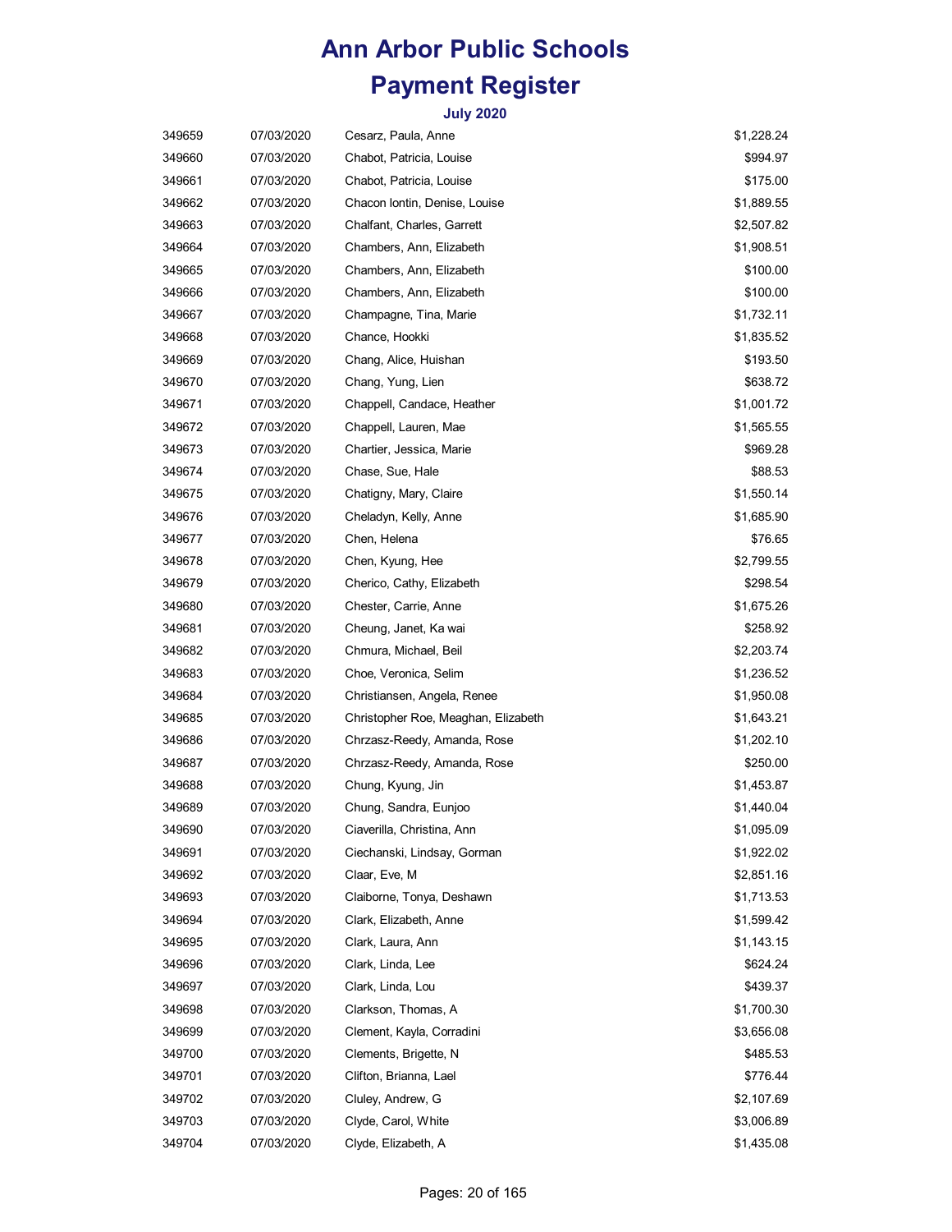# Ann Arbor Public Schools

# Payment Register

### July 2020

| | | | |
|---|---|---|---|
| 349659 | 07/03/2020 | Cesarz, Paula, Anne | $1,228.24 |
| 349660 | 07/03/2020 | Chabot, Patricia, Louise | $994.97 |
| 349661 | 07/03/2020 | Chabot, Patricia, Louise | $175.00 |
| 349662 | 07/03/2020 | Chacon Iontin, Denise, Louise | $1,889.55 |
| 349663 | 07/03/2020 | Chalfant, Charles, Garrett | $2,507.82 |
| 349664 | 07/03/2020 | Chambers, Ann, Elizabeth | $1,908.51 |
| 349665 | 07/03/2020 | Chambers, Ann, Elizabeth | $100.00 |
| 349666 | 07/03/2020 | Chambers, Ann, Elizabeth | $100.00 |
| 349667 | 07/03/2020 | Champagne, Tina, Marie | $1,732.11 |
| 349668 | 07/03/2020 | Chance, Hookki | $1,835.52 |
| 349669 | 07/03/2020 | Chang, Alice, Huishan | $193.50 |
| 349670 | 07/03/2020 | Chang, Yung, Lien | $638.72 |
| 349671 | 07/03/2020 | Chappell, Candace, Heather | $1,001.72 |
| 349672 | 07/03/2020 | Chappell, Lauren, Mae | $1,565.55 |
| 349673 | 07/03/2020 | Chartier, Jessica, Marie | $969.28 |
| 349674 | 07/03/2020 | Chase, Sue, Hale | $88.53 |
| 349675 | 07/03/2020 | Chatigny, Mary, Claire | $1,550.14 |
| 349676 | 07/03/2020 | Cheladyn, Kelly, Anne | $1,685.90 |
| 349677 | 07/03/2020 | Chen, Helena | $76.65 |
| 349678 | 07/03/2020 | Chen, Kyung, Hee | $2,799.55 |
| 349679 | 07/03/2020 | Cherico, Cathy, Elizabeth | $298.54 |
| 349680 | 07/03/2020 | Chester, Carrie, Anne | $1,675.26 |
| 349681 | 07/03/2020 | Cheung, Janet, Ka wai | $258.92 |
| 349682 | 07/03/2020 | Chmura, Michael, Beil | $2,203.74 |
| 349683 | 07/03/2020 | Choe, Veronica, Selim | $1,236.52 |
| 349684 | 07/03/2020 | Christiansen, Angela, Renee | $1,950.08 |
| 349685 | 07/03/2020 | Christopher Roe, Meaghan, Elizabeth | $1,643.21 |
| 349686 | 07/03/2020 | Chrzasz-Reedy, Amanda, Rose | $1,202.10 |
| 349687 | 07/03/2020 | Chrzasz-Reedy, Amanda, Rose | $250.00 |
| 349688 | 07/03/2020 | Chung, Kyung, Jin | $1,453.87 |
| 349689 | 07/03/2020 | Chung, Sandra, Eunjoo | $1,440.04 |
| 349690 | 07/03/2020 | Ciaverilla, Christina, Ann | $1,095.09 |
| 349691 | 07/03/2020 | Ciechanski, Lindsay, Gorman | $1,922.02 |
| 349692 | 07/03/2020 | Claar, Eve, M | $2,851.16 |
| 349693 | 07/03/2020 | Claiborne, Tonya, Deshawn | $1,713.53 |
| 349694 | 07/03/2020 | Clark, Elizabeth, Anne | $1,599.42 |
| 349695 | 07/03/2020 | Clark, Laura, Ann | $1,143.15 |
| 349696 | 07/03/2020 | Clark, Linda, Lee | $624.24 |
| 349697 | 07/03/2020 | Clark, Linda, Lou | $439.37 |
| 349698 | 07/03/2020 | Clarkson, Thomas, A | $1,700.30 |
| 349699 | 07/03/2020 | Clement, Kayla, Corradini | $3,656.08 |
| 349700 | 07/03/2020 | Clements, Brigette, N | $485.53 |
| 349701 | 07/03/2020 | Clifton, Brianna, Lael | $776.44 |
| 349702 | 07/03/2020 | Cluley, Andrew, G | $2,107.69 |
| 349703 | 07/03/2020 | Clyde, Carol, White | $3,006.89 |
| 349704 | 07/03/2020 | Clyde, Elizabeth, A | $1,435.08 |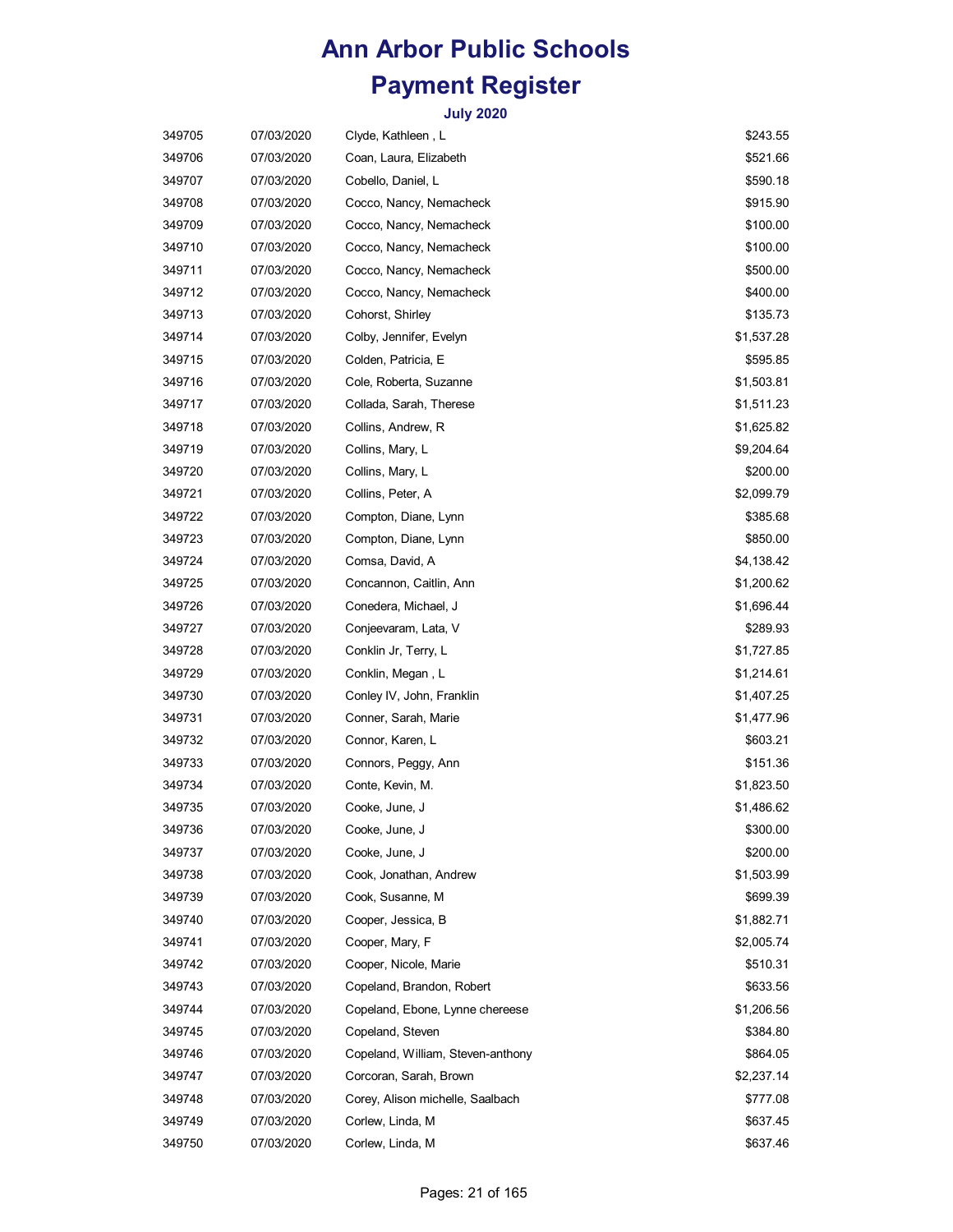# Ann Arbor Public Schools

# Payment Register

### July 2020

| | | | |
|---|---|---|---|
| 349705 | 07/03/2020 | Clyde, Kathleen , L | $243.55 |
| 349706 | 07/03/2020 | Coan, Laura, Elizabeth | $521.66 |
| 349707 | 07/03/2020 | Cobello, Daniel, L | $590.18 |
| 349708 | 07/03/2020 | Cocco, Nancy, Nemacheck | $915.90 |
| 349709 | 07/03/2020 | Cocco, Nancy, Nemacheck | $100.00 |
| 349710 | 07/03/2020 | Cocco, Nancy, Nemacheck | $100.00 |
| 349711 | 07/03/2020 | Cocco, Nancy, Nemacheck | $500.00 |
| 349712 | 07/03/2020 | Cocco, Nancy, Nemacheck | $400.00 |
| 349713 | 07/03/2020 | Cohorst, Shirley | $135.73 |
| 349714 | 07/03/2020 | Colby, Jennifer, Evelyn | $1,537.28 |
| 349715 | 07/03/2020 | Colden, Patricia, E | $595.85 |
| 349716 | 07/03/2020 | Cole, Roberta, Suzanne | $1,503.81 |
| 349717 | 07/03/2020 | Collada, Sarah, Therese | $1,511.23 |
| 349718 | 07/03/2020 | Collins, Andrew, R | $1,625.82 |
| 349719 | 07/03/2020 | Collins, Mary, L | $9,204.64 |
| 349720 | 07/03/2020 | Collins, Mary, L | $200.00 |
| 349721 | 07/03/2020 | Collins, Peter, A | $2,099.79 |
| 349722 | 07/03/2020 | Compton, Diane, Lynn | $385.68 |
| 349723 | 07/03/2020 | Compton, Diane, Lynn | $850.00 |
| 349724 | 07/03/2020 | Comsa, David, A | $4,138.42 |
| 349725 | 07/03/2020 | Concannon, Caitlin, Ann | $1,200.62 |
| 349726 | 07/03/2020 | Conedera, Michael, J | $1,696.44 |
| 349727 | 07/03/2020 | Conjeevaram, Lata, V | $289.93 |
| 349728 | 07/03/2020 | Conklin Jr, Terry, L | $1,727.85 |
| 349729 | 07/03/2020 | Conklin, Megan , L | $1,214.61 |
| 349730 | 07/03/2020 | Conley IV, John, Franklin | $1,407.25 |
| 349731 | 07/03/2020 | Conner, Sarah, Marie | $1,477.96 |
| 349732 | 07/03/2020 | Connor, Karen, L | $603.21 |
| 349733 | 07/03/2020 | Connors, Peggy, Ann | $151.36 |
| 349734 | 07/03/2020 | Conte, Kevin, M. | $1,823.50 |
| 349735 | 07/03/2020 | Cooke, June, J | $1,486.62 |
| 349736 | 07/03/2020 | Cooke, June, J | $300.00 |
| 349737 | 07/03/2020 | Cooke, June, J | $200.00 |
| 349738 | 07/03/2020 | Cook, Jonathan, Andrew | $1,503.99 |
| 349739 | 07/03/2020 | Cook, Susanne, M | $699.39 |
| 349740 | 07/03/2020 | Cooper, Jessica, B | $1,882.71 |
| 349741 | 07/03/2020 | Cooper, Mary, F | $2,005.74 |
| 349742 | 07/03/2020 | Cooper, Nicole, Marie | $510.31 |
| 349743 | 07/03/2020 | Copeland, Brandon, Robert | $633.56 |
| 349744 | 07/03/2020 | Copeland, Ebone, Lynne chereese | $1,206.56 |
| 349745 | 07/03/2020 | Copeland, Steven | $384.80 |
| 349746 | 07/03/2020 | Copeland, William, Steven-anthony | $864.05 |
| 349747 | 07/03/2020 | Corcoran, Sarah, Brown | $2,237.14 |
| 349748 | 07/03/2020 | Corey, Alison michelle, Saalbach | $777.08 |
| 349749 | 07/03/2020 | Corlew, Linda, M | $637.45 |
| 349750 | 07/03/2020 | Corlew, Linda, M | $637.46 |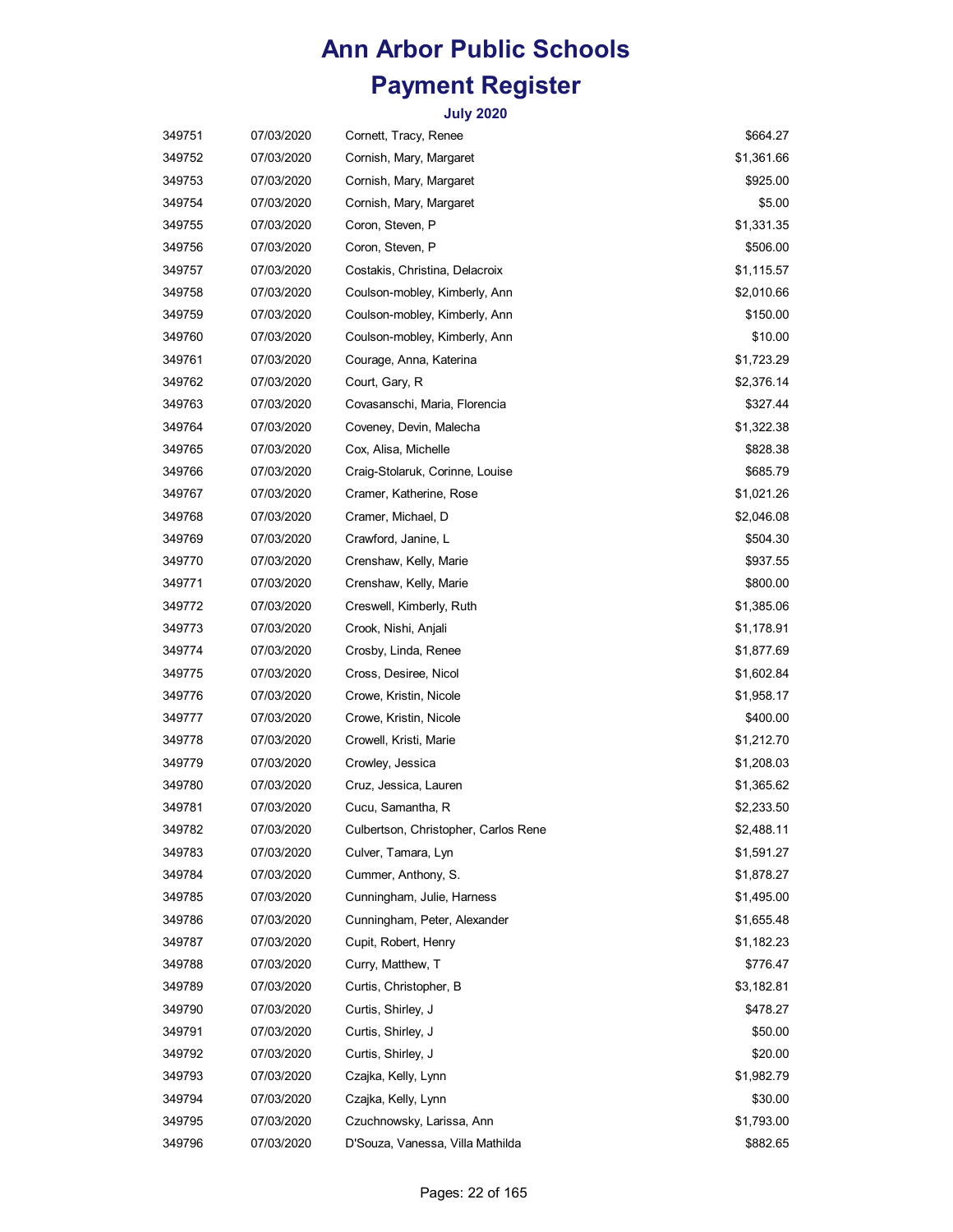# Ann Arbor Public Schools

# Payment Register

### July 2020

| | | | |
|---|---|---|---|
| 349751 | 07/03/2020 | Cornett, Tracy, Renee | $664.27 |
| 349752 | 07/03/2020 | Cornish, Mary, Margaret | $1,361.66 |
| 349753 | 07/03/2020 | Cornish, Mary, Margaret | $925.00 |
| 349754 | 07/03/2020 | Cornish, Mary, Margaret | $5.00 |
| 349755 | 07/03/2020 | Coron, Steven, P | $1,331.35 |
| 349756 | 07/03/2020 | Coron, Steven, P | $506.00 |
| 349757 | 07/03/2020 | Costakis, Christina, Delacroix | $1,115.57 |
| 349758 | 07/03/2020 | Coulson-mobley, Kimberly, Ann | $2,010.66 |
| 349759 | 07/03/2020 | Coulson-mobley, Kimberly, Ann | $150.00 |
| 349760 | 07/03/2020 | Coulson-mobley, Kimberly, Ann | $10.00 |
| 349761 | 07/03/2020 | Courage, Anna, Katerina | $1,723.29 |
| 349762 | 07/03/2020 | Court, Gary, R | $2,376.14 |
| 349763 | 07/03/2020 | Covasanschi, Maria, Florencia | $327.44 |
| 349764 | 07/03/2020 | Coveney, Devin, Malecha | $1,322.38 |
| 349765 | 07/03/2020 | Cox, Alisa, Michelle | $828.38 |
| 349766 | 07/03/2020 | Craig-Stolaruk, Corinne, Louise | $685.79 |
| 349767 | 07/03/2020 | Cramer, Katherine, Rose | $1,021.26 |
| 349768 | 07/03/2020 | Cramer, Michael, D | $2,046.08 |
| 349769 | 07/03/2020 | Crawford, Janine, L | $504.30 |
| 349770 | 07/03/2020 | Crenshaw, Kelly, Marie | $937.55 |
| 349771 | 07/03/2020 | Crenshaw, Kelly, Marie | $800.00 |
| 349772 | 07/03/2020 | Creswell, Kimberly, Ruth | $1,385.06 |
| 349773 | 07/03/2020 | Crook, Nishi, Anjali | $1,178.91 |
| 349774 | 07/03/2020 | Crosby, Linda, Renee | $1,877.69 |
| 349775 | 07/03/2020 | Cross, Desiree, Nicol | $1,602.84 |
| 349776 | 07/03/2020 | Crowe, Kristin, Nicole | $1,958.17 |
| 349777 | 07/03/2020 | Crowe, Kristin, Nicole | $400.00 |
| 349778 | 07/03/2020 | Crowell, Kristi, Marie | $1,212.70 |
| 349779 | 07/03/2020 | Crowley, Jessica | $1,208.03 |
| 349780 | 07/03/2020 | Cruz, Jessica, Lauren | $1,365.62 |
| 349781 | 07/03/2020 | Cucu, Samantha, R | $2,233.50 |
| 349782 | 07/03/2020 | Culbertson, Christopher, Carlos Rene | $2,488.11 |
| 349783 | 07/03/2020 | Culver, Tamara, Lyn | $1,591.27 |
| 349784 | 07/03/2020 | Cummer, Anthony, S. | $1,878.27 |
| 349785 | 07/03/2020 | Cunningham, Julie, Harness | $1,495.00 |
| 349786 | 07/03/2020 | Cunningham, Peter, Alexander | $1,655.48 |
| 349787 | 07/03/2020 | Cupit, Robert, Henry | $1,182.23 |
| 349788 | 07/03/2020 | Curry, Matthew, T | $776.47 |
| 349789 | 07/03/2020 | Curtis, Christopher, B | $3,182.81 |
| 349790 | 07/03/2020 | Curtis, Shirley, J | $478.27 |
| 349791 | 07/03/2020 | Curtis, Shirley, J | $50.00 |
| 349792 | 07/03/2020 | Curtis, Shirley, J | $20.00 |
| 349793 | 07/03/2020 | Czajka, Kelly, Lynn | $1,982.79 |
| 349794 | 07/03/2020 | Czajka, Kelly, Lynn | $30.00 |
| 349795 | 07/03/2020 | Czuchnowsky, Larissa, Ann | $1,793.00 |
| 349796 | 07/03/2020 | D'Souza, Vanessa, Villa Mathilda | $882.65 |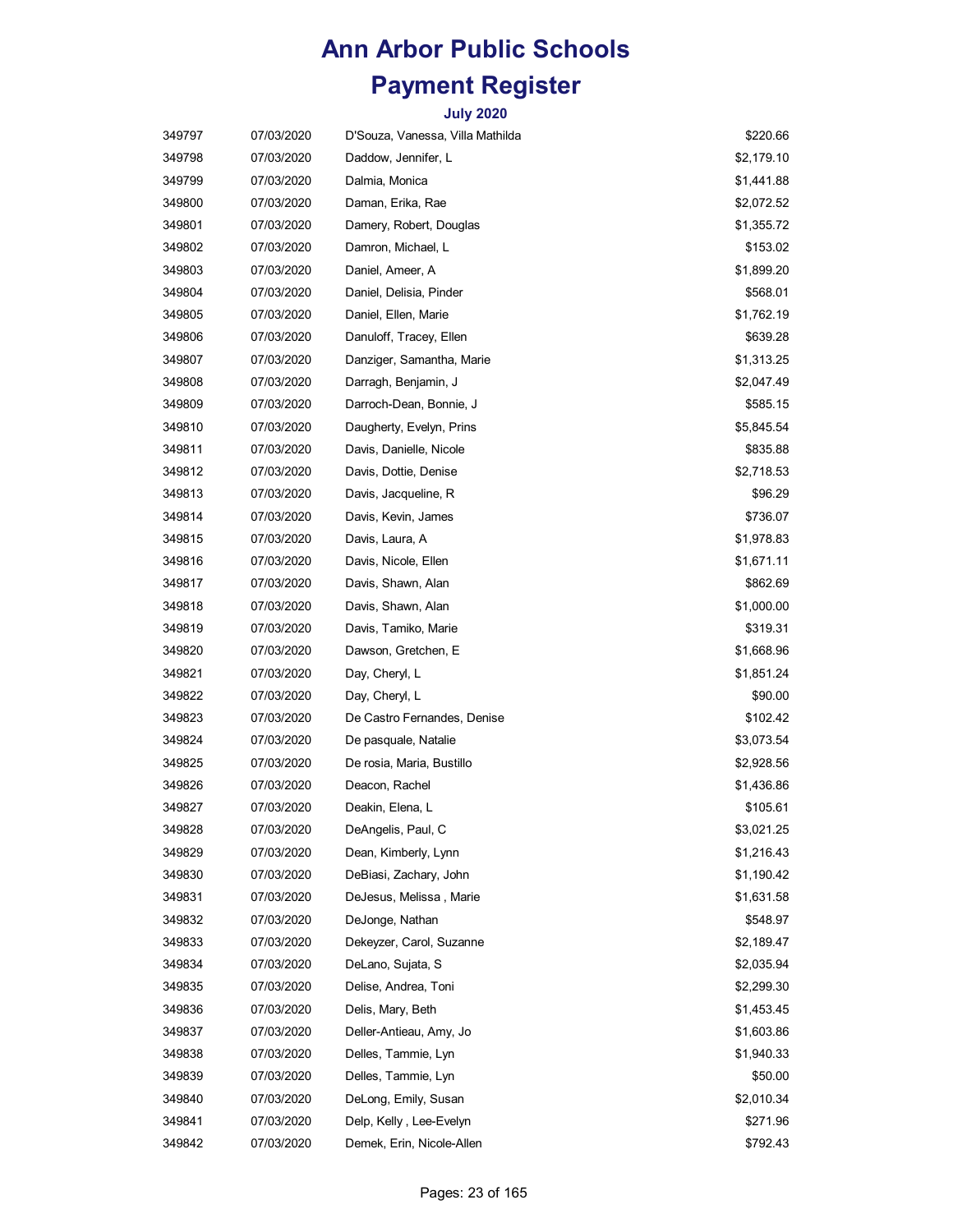# Ann Arbor Public Schools

# Payment Register

### July 2020

| | | | |
|---|---|---|---|
| 349797 | 07/03/2020 | D'Souza, Vanessa, Villa Mathilda | $220.66 |
| 349798 | 07/03/2020 | Daddow, Jennifer, L | $2,179.10 |
| 349799 | 07/03/2020 | Dalmia, Monica | $1,441.88 |
| 349800 | 07/03/2020 | Daman, Erika, Rae | $2,072.52 |
| 349801 | 07/03/2020 | Damery, Robert, Douglas | $1,355.72 |
| 349802 | 07/03/2020 | Damron, Michael, L | $153.02 |
| 349803 | 07/03/2020 | Daniel, Ameer, A | $1,899.20 |
| 349804 | 07/03/2020 | Daniel, Delisia, Pinder | $568.01 |
| 349805 | 07/03/2020 | Daniel, Ellen, Marie | $1,762.19 |
| 349806 | 07/03/2020 | Danuloff, Tracey, Ellen | $639.28 |
| 349807 | 07/03/2020 | Danziger, Samantha, Marie | $1,313.25 |
| 349808 | 07/03/2020 | Darragh, Benjamin, J | $2,047.49 |
| 349809 | 07/03/2020 | Darroch-Dean, Bonnie, J | $585.15 |
| 349810 | 07/03/2020 | Daugherty, Evelyn, Prins | $5,845.54 |
| 349811 | 07/03/2020 | Davis, Danielle, Nicole | $835.88 |
| 349812 | 07/03/2020 | Davis, Dottie, Denise | $2,718.53 |
| 349813 | 07/03/2020 | Davis, Jacqueline, R | $96.29 |
| 349814 | 07/03/2020 | Davis, Kevin, James | $736.07 |
| 349815 | 07/03/2020 | Davis, Laura, A | $1,978.83 |
| 349816 | 07/03/2020 | Davis, Nicole, Ellen | $1,671.11 |
| 349817 | 07/03/2020 | Davis, Shawn, Alan | $862.69 |
| 349818 | 07/03/2020 | Davis, Shawn, Alan | $1,000.00 |
| 349819 | 07/03/2020 | Davis, Tamiko, Marie | $319.31 |
| 349820 | 07/03/2020 | Dawson, Gretchen, E | $1,668.96 |
| 349821 | 07/03/2020 | Day, Cheryl, L | $1,851.24 |
| 349822 | 07/03/2020 | Day, Cheryl, L | $90.00 |
| 349823 | 07/03/2020 | De Castro Fernandes, Denise | $102.42 |
| 349824 | 07/03/2020 | De pasquale, Natalie | $3,073.54 |
| 349825 | 07/03/2020 | De rosia, Maria, Bustillo | $2,928.56 |
| 349826 | 07/03/2020 | Deacon, Rachel | $1,436.86 |
| 349827 | 07/03/2020 | Deakin, Elena, L | $105.61 |
| 349828 | 07/03/2020 | DeAngelis, Paul, C | $3,021.25 |
| 349829 | 07/03/2020 | Dean, Kimberly, Lynn | $1,216.43 |
| 349830 | 07/03/2020 | DeBiasi, Zachary, John | $1,190.42 |
| 349831 | 07/03/2020 | DeJesus, Melissa , Marie | $1,631.58 |
| 349832 | 07/03/2020 | DeJonge, Nathan | $548.97 |
| 349833 | 07/03/2020 | Dekeyzer, Carol, Suzanne | $2,189.47 |
| 349834 | 07/03/2020 | DeLano, Sujata, S | $2,035.94 |
| 349835 | 07/03/2020 | Delise, Andrea, Toni | $2,299.30 |
| 349836 | 07/03/2020 | Delis, Mary, Beth | $1,453.45 |
| 349837 | 07/03/2020 | Deller-Antieau, Amy, Jo | $1,603.86 |
| 349838 | 07/03/2020 | Delles, Tammie, Lyn | $1,940.33 |
| 349839 | 07/03/2020 | Delles, Tammie, Lyn | $50.00 |
| 349840 | 07/03/2020 | DeLong, Emily, Susan | $2,010.34 |
| 349841 | 07/03/2020 | Delp, Kelly , Lee-Evelyn | $271.96 |
| 349842 | 07/03/2020 | Demek, Erin, Nicole-Allen | $792.43 |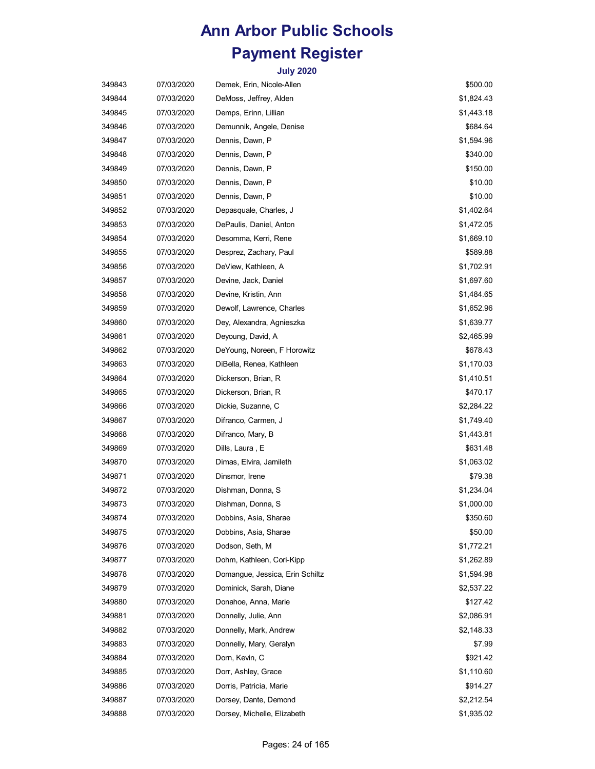# Ann Arbor Public Schools

# Payment Register

### July 2020

| | | | |
|---|---|---|---|
| 349843 | 07/03/2020 | Demek, Erin, Nicole-Allen | $500.00 |
| 349844 | 07/03/2020 | DeMoss, Jeffrey, Alden | $1,824.43 |
| 349845 | 07/03/2020 | Demps, Erinn, Lillian | $1,443.18 |
| 349846 | 07/03/2020 | Demunnik, Angele, Denise | $684.64 |
| 349847 | 07/03/2020 | Dennis, Dawn, P | $1,594.96 |
| 349848 | 07/03/2020 | Dennis, Dawn, P | $340.00 |
| 349849 | 07/03/2020 | Dennis, Dawn, P | $150.00 |
| 349850 | 07/03/2020 | Dennis, Dawn, P | $10.00 |
| 349851 | 07/03/2020 | Dennis, Dawn, P | $10.00 |
| 349852 | 07/03/2020 | Depasquale, Charles, J | $1,402.64 |
| 349853 | 07/03/2020 | DePaulis, Daniel, Anton | $1,472.05 |
| 349854 | 07/03/2020 | Desomma, Kerri, Rene | $1,669.10 |
| 349855 | 07/03/2020 | Desprez, Zachary, Paul | $589.88 |
| 349856 | 07/03/2020 | DeView, Kathleen, A | $1,702.91 |
| 349857 | 07/03/2020 | Devine, Jack, Daniel | $1,697.60 |
| 349858 | 07/03/2020 | Devine, Kristin, Ann | $1,484.65 |
| 349859 | 07/03/2020 | Dewolf, Lawrence, Charles | $1,652.96 |
| 349860 | 07/03/2020 | Dey, Alexandra, Agnieszka | $1,639.77 |
| 349861 | 07/03/2020 | Deyoung, David, A | $2,465.99 |
| 349862 | 07/03/2020 | DeYoung, Noreen, F Horowitz | $678.43 |
| 349863 | 07/03/2020 | DiBella, Renea, Kathleen | $1,170.03 |
| 349864 | 07/03/2020 | Dickerson, Brian, R | $1,410.51 |
| 349865 | 07/03/2020 | Dickerson, Brian, R | $470.17 |
| 349866 | 07/03/2020 | Dickie, Suzanne, C | $2,284.22 |
| 349867 | 07/03/2020 | Difranco, Carmen, J | $1,749.40 |
| 349868 | 07/03/2020 | Difranco, Mary, B | $1,443.81 |
| 349869 | 07/03/2020 | Dills, Laura , E | $631.48 |
| 349870 | 07/03/2020 | Dimas, Elvira, Jamileth | $1,063.02 |
| 349871 | 07/03/2020 | Dinsmor, Irene | $79.38 |
| 349872 | 07/03/2020 | Dishman, Donna, S | $1,234.04 |
| 349873 | 07/03/2020 | Dishman, Donna, S | $1,000.00 |
| 349874 | 07/03/2020 | Dobbins, Asia, Sharae | $350.60 |
| 349875 | 07/03/2020 | Dobbins, Asia, Sharae | $50.00 |
| 349876 | 07/03/2020 | Dodson, Seth, M | $1,772.21 |
| 349877 | 07/03/2020 | Dohm, Kathleen, Cori-Kipp | $1,262.89 |
| 349878 | 07/03/2020 | Domangue, Jessica, Erin Schiltz | $1,594.98 |
| 349879 | 07/03/2020 | Dominick, Sarah, Diane | $2,537.22 |
| 349880 | 07/03/2020 | Donahoe, Anna, Marie | $127.42 |
| 349881 | 07/03/2020 | Donnelly, Julie, Ann | $2,086.91 |
| 349882 | 07/03/2020 | Donnelly, Mark, Andrew | $2,148.33 |
| 349883 | 07/03/2020 | Donnelly, Mary, Geralyn | $7.99 |
| 349884 | 07/03/2020 | Dorn, Kevin, C | $921.42 |
| 349885 | 07/03/2020 | Dorr, Ashley, Grace | $1,110.60 |
| 349886 | 07/03/2020 | Dorris, Patricia, Marie | $914.27 |
| 349887 | 07/03/2020 | Dorsey, Dante, Demond | $2,212.54 |
| 349888 | 07/03/2020 | Dorsey, Michelle, Elizabeth | $1,935.02 |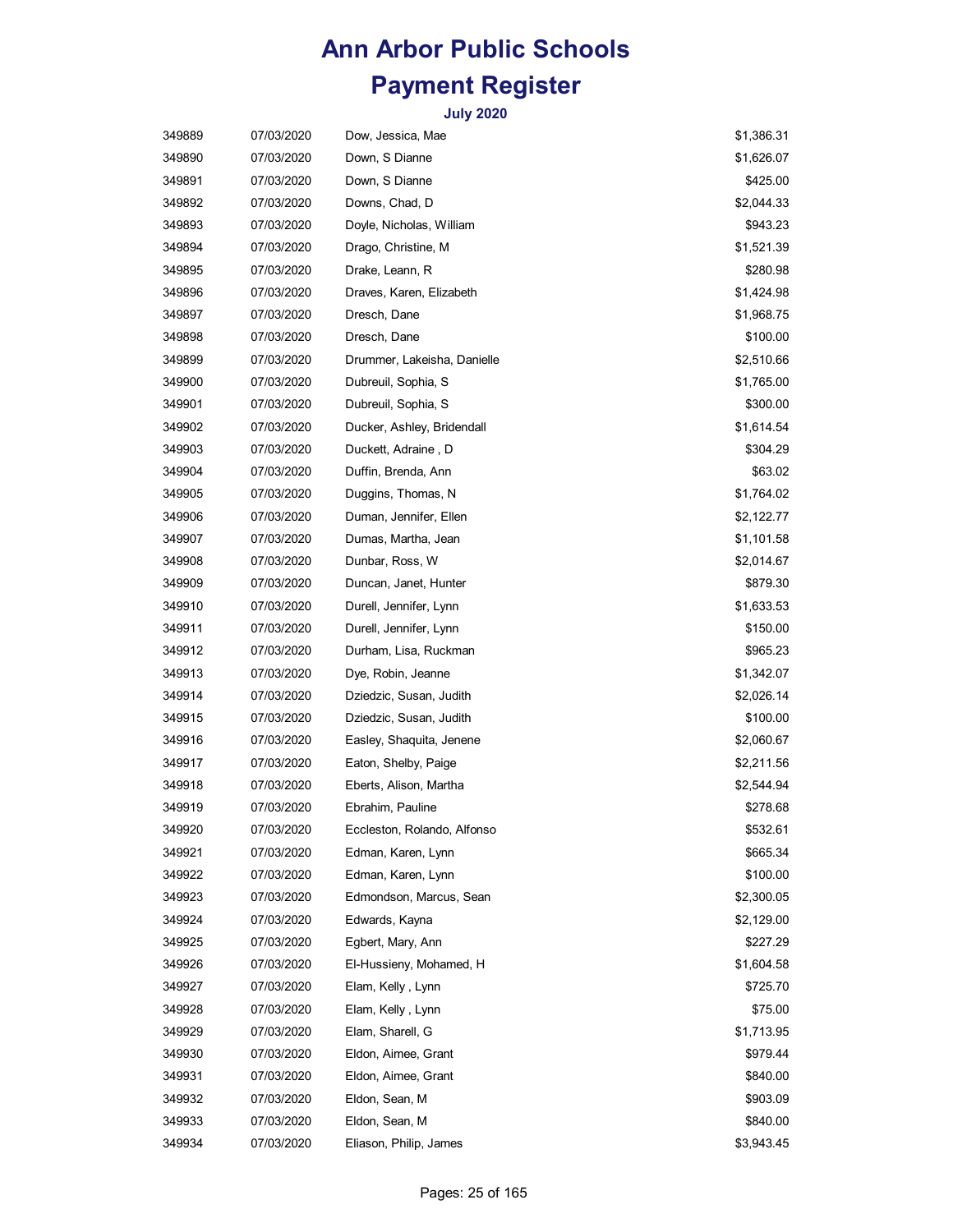# Ann Arbor Public Schools

# Payment Register

### July 2020

| | | | |
|---|---|---|---|
| 349889 | 07/03/2020 | Dow, Jessica, Mae | $1,386.31 |
| 349890 | 07/03/2020 | Down, S Dianne | $1,626.07 |
| 349891 | 07/03/2020 | Down, S Dianne | $425.00 |
| 349892 | 07/03/2020 | Downs, Chad, D | $2,044.33 |
| 349893 | 07/03/2020 | Doyle, Nicholas, William | $943.23 |
| 349894 | 07/03/2020 | Drago, Christine, M | $1,521.39 |
| 349895 | 07/03/2020 | Drake, Leann, R | $280.98 |
| 349896 | 07/03/2020 | Draves, Karen, Elizabeth | $1,424.98 |
| 349897 | 07/03/2020 | Dresch, Dane | $1,968.75 |
| 349898 | 07/03/2020 | Dresch, Dane | $100.00 |
| 349899 | 07/03/2020 | Drummer, Lakeisha, Danielle | $2,510.66 |
| 349900 | 07/03/2020 | Dubreuil, Sophia, S | $1,765.00 |
| 349901 | 07/03/2020 | Dubreuil, Sophia, S | $300.00 |
| 349902 | 07/03/2020 | Ducker, Ashley, Bridendall | $1,614.54 |
| 349903 | 07/03/2020 | Duckett, Adraine , D | $304.29 |
| 349904 | 07/03/2020 | Duffin, Brenda, Ann | $63.02 |
| 349905 | 07/03/2020 | Duggins, Thomas, N | $1,764.02 |
| 349906 | 07/03/2020 | Duman, Jennifer, Ellen | $2,122.77 |
| 349907 | 07/03/2020 | Dumas, Martha, Jean | $1,101.58 |
| 349908 | 07/03/2020 | Dunbar, Ross, W | $2,014.67 |
| 349909 | 07/03/2020 | Duncan, Janet, Hunter | $879.30 |
| 349910 | 07/03/2020 | Durell, Jennifer, Lynn | $1,633.53 |
| 349911 | 07/03/2020 | Durell, Jennifer, Lynn | $150.00 |
| 349912 | 07/03/2020 | Durham, Lisa, Ruckman | $965.23 |
| 349913 | 07/03/2020 | Dye, Robin, Jeanne | $1,342.07 |
| 349914 | 07/03/2020 | Dziedzic, Susan, Judith | $2,026.14 |
| 349915 | 07/03/2020 | Dziedzic, Susan, Judith | $100.00 |
| 349916 | 07/03/2020 | Easley, Shaquita, Jenene | $2,060.67 |
| 349917 | 07/03/2020 | Eaton, Shelby, Paige | $2,211.56 |
| 349918 | 07/03/2020 | Eberts, Alison, Martha | $2,544.94 |
| 349919 | 07/03/2020 | Ebrahim, Pauline | $278.68 |
| 349920 | 07/03/2020 | Eccleston, Rolando, Alfonso | $532.61 |
| 349921 | 07/03/2020 | Edman, Karen, Lynn | $665.34 |
| 349922 | 07/03/2020 | Edman, Karen, Lynn | $100.00 |
| 349923 | 07/03/2020 | Edmondson, Marcus, Sean | $2,300.05 |
| 349924 | 07/03/2020 | Edwards, Kayna | $2,129.00 |
| 349925 | 07/03/2020 | Egbert, Mary, Ann | $227.29 |
| 349926 | 07/03/2020 | El-Hussieny, Mohamed, H | $1,604.58 |
| 349927 | 07/03/2020 | Elam, Kelly , Lynn | $725.70 |
| 349928 | 07/03/2020 | Elam, Kelly , Lynn | $75.00 |
| 349929 | 07/03/2020 | Elam, Sharell, G | $1,713.95 |
| 349930 | 07/03/2020 | Eldon, Aimee, Grant | $979.44 |
| 349931 | 07/03/2020 | Eldon, Aimee, Grant | $840.00 |
| 349932 | 07/03/2020 | Eldon, Sean, M | $903.09 |
| 349933 | 07/03/2020 | Eldon, Sean, M | $840.00 |
| 349934 | 07/03/2020 | Eliason, Philip, James | $3,943.45 |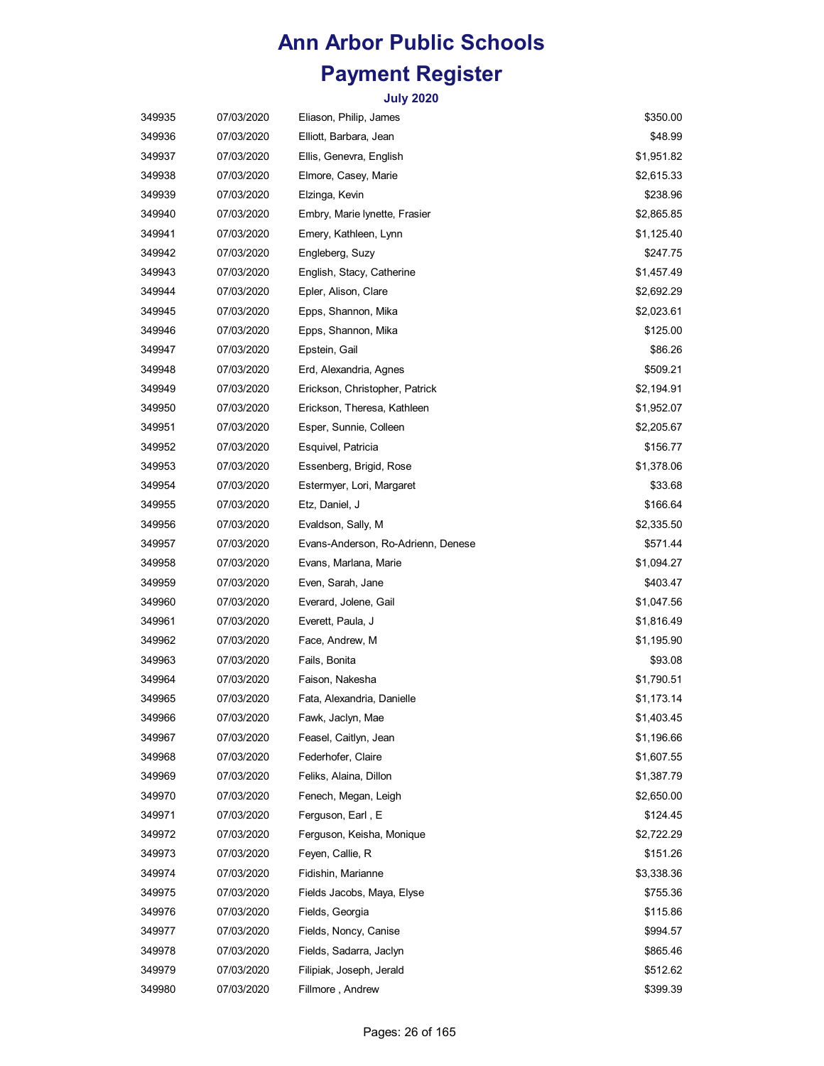# Ann Arbor Public Schools

# Payment Register

### July 2020

| | | | |
|---|---|---|---|
| 349935 | 07/03/2020 | Eliason, Philip, James | $350.00 |
| 349936 | 07/03/2020 | Elliott, Barbara, Jean | $48.99 |
| 349937 | 07/03/2020 | Ellis, Genevra, English | $1,951.82 |
| 349938 | 07/03/2020 | Elmore, Casey, Marie | $2,615.33 |
| 349939 | 07/03/2020 | Elzinga, Kevin | $238.96 |
| 349940 | 07/03/2020 | Embry, Marie lynette, Frasier | $2,865.85 |
| 349941 | 07/03/2020 | Emery, Kathleen, Lynn | $1,125.40 |
| 349942 | 07/03/2020 | Engleberg, Suzy | $247.75 |
| 349943 | 07/03/2020 | English, Stacy, Catherine | $1,457.49 |
| 349944 | 07/03/2020 | Epler, Alison, Clare | $2,692.29 |
| 349945 | 07/03/2020 | Epps, Shannon, Mika | $2,023.61 |
| 349946 | 07/03/2020 | Epps, Shannon, Mika | $125.00 |
| 349947 | 07/03/2020 | Epstein, Gail | $86.26 |
| 349948 | 07/03/2020 | Erd, Alexandria, Agnes | $509.21 |
| 349949 | 07/03/2020 | Erickson, Christopher, Patrick | $2,194.91 |
| 349950 | 07/03/2020 | Erickson, Theresa, Kathleen | $1,952.07 |
| 349951 | 07/03/2020 | Esper, Sunnie, Colleen | $2,205.67 |
| 349952 | 07/03/2020 | Esquivel, Patricia | $156.77 |
| 349953 | 07/03/2020 | Essenberg, Brigid, Rose | $1,378.06 |
| 349954 | 07/03/2020 | Estermyer, Lori, Margaret | $33.68 |
| 349955 | 07/03/2020 | Etz, Daniel, J | $166.64 |
| 349956 | 07/03/2020 | Evaldson, Sally, M | $2,335.50 |
| 349957 | 07/03/2020 | Evans-Anderson, Ro-Adrienn, Denese | $571.44 |
| 349958 | 07/03/2020 | Evans, Marlana, Marie | $1,094.27 |
| 349959 | 07/03/2020 | Even, Sarah, Jane | $403.47 |
| 349960 | 07/03/2020 | Everard, Jolene, Gail | $1,047.56 |
| 349961 | 07/03/2020 | Everett, Paula, J | $1,816.49 |
| 349962 | 07/03/2020 | Face, Andrew, M | $1,195.90 |
| 349963 | 07/03/2020 | Fails, Bonita | $93.08 |
| 349964 | 07/03/2020 | Faison, Nakesha | $1,790.51 |
| 349965 | 07/03/2020 | Fata, Alexandria, Danielle | $1,173.14 |
| 349966 | 07/03/2020 | Fawk, Jaclyn, Mae | $1,403.45 |
| 349967 | 07/03/2020 | Feasel, Caitlyn, Jean | $1,196.66 |
| 349968 | 07/03/2020 | Federhofer, Claire | $1,607.55 |
| 349969 | 07/03/2020 | Feliks, Alaina, Dillon | $1,387.79 |
| 349970 | 07/03/2020 | Fenech, Megan, Leigh | $2,650.00 |
| 349971 | 07/03/2020 | Ferguson, Earl , E | $124.45 |
| 349972 | 07/03/2020 | Ferguson, Keisha, Monique | $2,722.29 |
| 349973 | 07/03/2020 | Feyen, Callie, R | $151.26 |
| 349974 | 07/03/2020 | Fidishin, Marianne | $3,338.36 |
| 349975 | 07/03/2020 | Fields Jacobs, Maya, Elyse | $755.36 |
| 349976 | 07/03/2020 | Fields, Georgia | $115.86 |
| 349977 | 07/03/2020 | Fields, Noncy, Canise | $994.57 |
| 349978 | 07/03/2020 | Fields, Sadarra, Jaclyn | $865.46 |
| 349979 | 07/03/2020 | Filipiak, Joseph, Jerald | $512.62 |
| 349980 | 07/03/2020 | Fillmore , Andrew | $399.39 |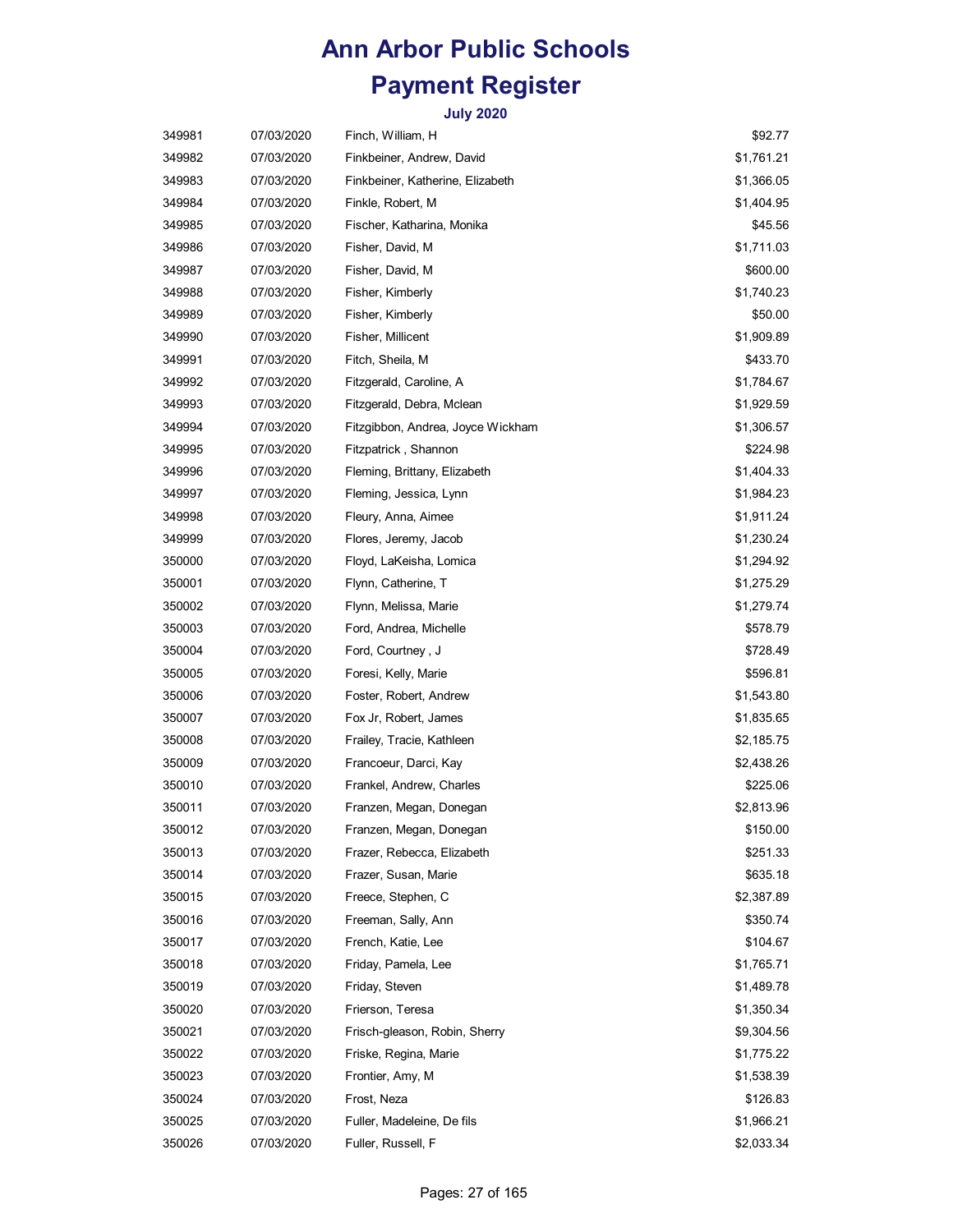# Ann Arbor Public Schools

# Payment Register

### July 2020

| | | | |
|---|---|---|---|
| 349981 | 07/03/2020 | Finch, William, H | $92.77 |
| 349982 | 07/03/2020 | Finkbeiner, Andrew, David | $1,761.21 |
| 349983 | 07/03/2020 | Finkbeiner, Katherine, Elizabeth | $1,366.05 |
| 349984 | 07/03/2020 | Finkle, Robert, M | $1,404.95 |
| 349985 | 07/03/2020 | Fischer, Katharina, Monika | $45.56 |
| 349986 | 07/03/2020 | Fisher, David, M | $1,711.03 |
| 349987 | 07/03/2020 | Fisher, David, M | $600.00 |
| 349988 | 07/03/2020 | Fisher, Kimberly | $1,740.23 |
| 349989 | 07/03/2020 | Fisher, Kimberly | $50.00 |
| 349990 | 07/03/2020 | Fisher, Millicent | $1,909.89 |
| 349991 | 07/03/2020 | Fitch, Sheila, M | $433.70 |
| 349992 | 07/03/2020 | Fitzgerald, Caroline, A | $1,784.67 |
| 349993 | 07/03/2020 | Fitzgerald, Debra, Mclean | $1,929.59 |
| 349994 | 07/03/2020 | Fitzgibbon, Andrea, Joyce Wickham | $1,306.57 |
| 349995 | 07/03/2020 | Fitzpatrick , Shannon | $224.98 |
| 349996 | 07/03/2020 | Fleming, Brittany, Elizabeth | $1,404.33 |
| 349997 | 07/03/2020 | Fleming, Jessica, Lynn | $1,984.23 |
| 349998 | 07/03/2020 | Fleury, Anna, Aimee | $1,911.24 |
| 349999 | 07/03/2020 | Flores, Jeremy, Jacob | $1,230.24 |
| 350000 | 07/03/2020 | Floyd, LaKeisha, Lomica | $1,294.92 |
| 350001 | 07/03/2020 | Flynn, Catherine, T | $1,275.29 |
| 350002 | 07/03/2020 | Flynn, Melissa, Marie | $1,279.74 |
| 350003 | 07/03/2020 | Ford, Andrea, Michelle | $578.79 |
| 350004 | 07/03/2020 | Ford, Courtney , J | $728.49 |
| 350005 | 07/03/2020 | Foresi, Kelly, Marie | $596.81 |
| 350006 | 07/03/2020 | Foster, Robert, Andrew | $1,543.80 |
| 350007 | 07/03/2020 | Fox Jr, Robert, James | $1,835.65 |
| 350008 | 07/03/2020 | Frailey, Tracie, Kathleen | $2,185.75 |
| 350009 | 07/03/2020 | Francoeur, Darci, Kay | $2,438.26 |
| 350010 | 07/03/2020 | Frankel, Andrew, Charles | $225.06 |
| 350011 | 07/03/2020 | Franzen, Megan, Donegan | $2,813.96 |
| 350012 | 07/03/2020 | Franzen, Megan, Donegan | $150.00 |
| 350013 | 07/03/2020 | Frazer, Rebecca, Elizabeth | $251.33 |
| 350014 | 07/03/2020 | Frazer, Susan, Marie | $635.18 |
| 350015 | 07/03/2020 | Freece, Stephen, C | $2,387.89 |
| 350016 | 07/03/2020 | Freeman, Sally, Ann | $350.74 |
| 350017 | 07/03/2020 | French, Katie, Lee | $104.67 |
| 350018 | 07/03/2020 | Friday, Pamela, Lee | $1,765.71 |
| 350019 | 07/03/2020 | Friday, Steven | $1,489.78 |
| 350020 | 07/03/2020 | Frierson, Teresa | $1,350.34 |
| 350021 | 07/03/2020 | Frisch-gleason, Robin, Sherry | $9,304.56 |
| 350022 | 07/03/2020 | Friske, Regina, Marie | $1,775.22 |
| 350023 | 07/03/2020 | Frontier, Amy, M | $1,538.39 |
| 350024 | 07/03/2020 | Frost, Neza | $126.83 |
| 350025 | 07/03/2020 | Fuller, Madeleine, De fils | $1,966.21 |
| 350026 | 07/03/2020 | Fuller, Russell, F | $2,033.34 |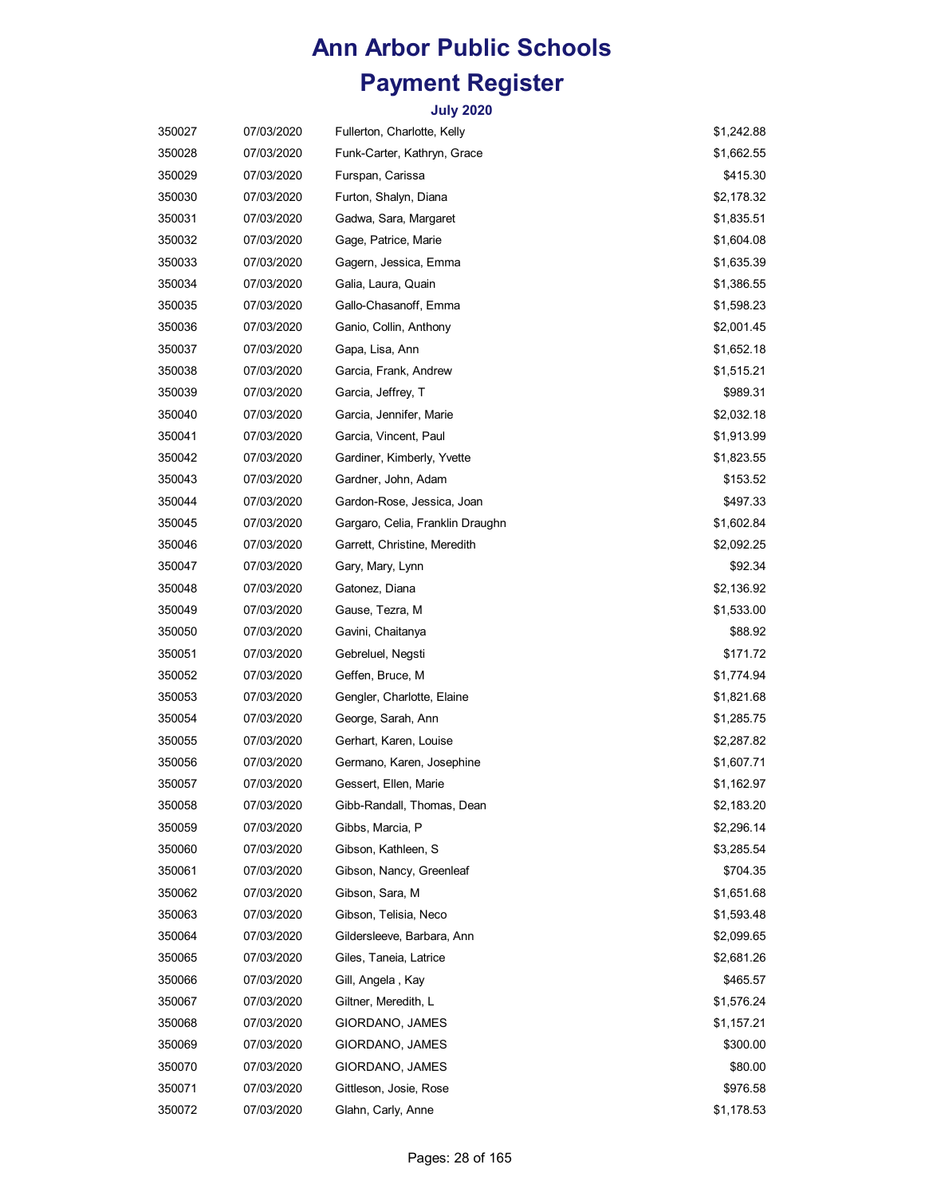# Ann Arbor Public Schools

# Payment Register

### July 2020

| | | | |
|---|---|---|---|
| 350027 | 07/03/2020 | Fullerton, Charlotte, Kelly | $1,242.88 |
| 350028 | 07/03/2020 | Funk-Carter, Kathryn, Grace | $1,662.55 |
| 350029 | 07/03/2020 | Furspan, Carissa | $415.30 |
| 350030 | 07/03/2020 | Furton, Shalyn, Diana | $2,178.32 |
| 350031 | 07/03/2020 | Gadwa, Sara, Margaret | $1,835.51 |
| 350032 | 07/03/2020 | Gage, Patrice, Marie | $1,604.08 |
| 350033 | 07/03/2020 | Gagern, Jessica, Emma | $1,635.39 |
| 350034 | 07/03/2020 | Galia, Laura, Quain | $1,386.55 |
| 350035 | 07/03/2020 | Gallo-Chasanoff, Emma | $1,598.23 |
| 350036 | 07/03/2020 | Ganio, Collin, Anthony | $2,001.45 |
| 350037 | 07/03/2020 | Gapa, Lisa, Ann | $1,652.18 |
| 350038 | 07/03/2020 | Garcia, Frank, Andrew | $1,515.21 |
| 350039 | 07/03/2020 | Garcia, Jeffrey, T | $989.31 |
| 350040 | 07/03/2020 | Garcia, Jennifer, Marie | $2,032.18 |
| 350041 | 07/03/2020 | Garcia, Vincent, Paul | $1,913.99 |
| 350042 | 07/03/2020 | Gardiner, Kimberly, Yvette | $1,823.55 |
| 350043 | 07/03/2020 | Gardner, John, Adam | $153.52 |
| 350044 | 07/03/2020 | Gardon-Rose, Jessica, Joan | $497.33 |
| 350045 | 07/03/2020 | Gargaro, Celia, Franklin Draughn | $1,602.84 |
| 350046 | 07/03/2020 | Garrett, Christine, Meredith | $2,092.25 |
| 350047 | 07/03/2020 | Gary, Mary, Lynn | $92.34 |
| 350048 | 07/03/2020 | Gatonez, Diana | $2,136.92 |
| 350049 | 07/03/2020 | Gause, Tezra, M | $1,533.00 |
| 350050 | 07/03/2020 | Gavini, Chaitanya | $88.92 |
| 350051 | 07/03/2020 | Gebreluel, Negsti | $171.72 |
| 350052 | 07/03/2020 | Geffen, Bruce, M | $1,774.94 |
| 350053 | 07/03/2020 | Gengler, Charlotte, Elaine | $1,821.68 |
| 350054 | 07/03/2020 | George, Sarah, Ann | $1,285.75 |
| 350055 | 07/03/2020 | Gerhart, Karen, Louise | $2,287.82 |
| 350056 | 07/03/2020 | Germano, Karen, Josephine | $1,607.71 |
| 350057 | 07/03/2020 | Gessert, Ellen, Marie | $1,162.97 |
| 350058 | 07/03/2020 | Gibb-Randall, Thomas, Dean | $2,183.20 |
| 350059 | 07/03/2020 | Gibbs, Marcia, P | $2,296.14 |
| 350060 | 07/03/2020 | Gibson, Kathleen, S | $3,285.54 |
| 350061 | 07/03/2020 | Gibson, Nancy, Greenleaf | $704.35 |
| 350062 | 07/03/2020 | Gibson, Sara, M | $1,651.68 |
| 350063 | 07/03/2020 | Gibson, Telisia, Neco | $1,593.48 |
| 350064 | 07/03/2020 | Gildersleeve, Barbara, Ann | $2,099.65 |
| 350065 | 07/03/2020 | Giles, Taneia, Latrice | $2,681.26 |
| 350066 | 07/03/2020 | Gill, Angela , Kay | $465.57 |
| 350067 | 07/03/2020 | Giltner, Meredith, L | $1,576.24 |
| 350068 | 07/03/2020 | GIORDANO, JAMES | $1,157.21 |
| 350069 | 07/03/2020 | GIORDANO, JAMES | $300.00 |
| 350070 | 07/03/2020 | GIORDANO, JAMES | $80.00 |
| 350071 | 07/03/2020 | Gittleson, Josie, Rose | $976.58 |
| 350072 | 07/03/2020 | Glahn, Carly, Anne | $1,178.53 |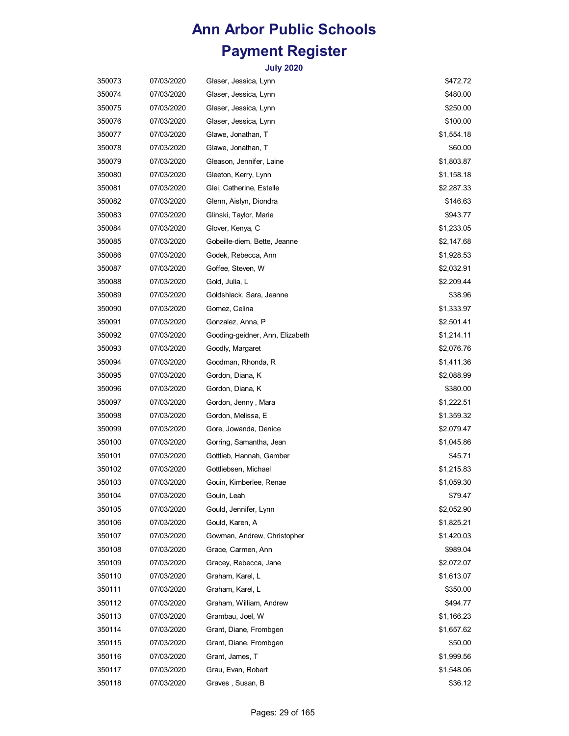# Ann Arbor Public Schools

# Payment Register

### July 2020

| | | | |
|---|---|---|---|
| 350073 | 07/03/2020 | Glaser, Jessica, Lynn | $472.72 |
| 350074 | 07/03/2020 | Glaser, Jessica, Lynn | $480.00 |
| 350075 | 07/03/2020 | Glaser, Jessica, Lynn | $250.00 |
| 350076 | 07/03/2020 | Glaser, Jessica, Lynn | $100.00 |
| 350077 | 07/03/2020 | Glawe, Jonathan, T | $1,554.18 |
| 350078 | 07/03/2020 | Glawe, Jonathan, T | $60.00 |
| 350079 | 07/03/2020 | Gleason, Jennifer, Laine | $1,803.87 |
| 350080 | 07/03/2020 | Gleeton, Kerry, Lynn | $1,158.18 |
| 350081 | 07/03/2020 | Glei, Catherine, Estelle | $2,287.33 |
| 350082 | 07/03/2020 | Glenn, Aislyn, Diondra | $146.63 |
| 350083 | 07/03/2020 | Glinski, Taylor, Marie | $943.77 |
| 350084 | 07/03/2020 | Glover, Kenya, C | $1,233.05 |
| 350085 | 07/03/2020 | Gobeille-diem, Bette, Jeanne | $2,147.68 |
| 350086 | 07/03/2020 | Godek, Rebecca, Ann | $1,928.53 |
| 350087 | 07/03/2020 | Goffee, Steven, W | $2,032.91 |
| 350088 | 07/03/2020 | Gold, Julia, L | $2,209.44 |
| 350089 | 07/03/2020 | Goldshlack, Sara, Jeanne | $38.96 |
| 350090 | 07/03/2020 | Gomez, Celina | $1,333.97 |
| 350091 | 07/03/2020 | Gonzalez, Anna, P | $2,501.41 |
| 350092 | 07/03/2020 | Gooding-geidner, Ann, Elizabeth | $1,214.11 |
| 350093 | 07/03/2020 | Goodly, Margaret | $2,076.76 |
| 350094 | 07/03/2020 | Goodman, Rhonda, R | $1,411.36 |
| 350095 | 07/03/2020 | Gordon, Diana, K | $2,088.99 |
| 350096 | 07/03/2020 | Gordon, Diana, K | $380.00 |
| 350097 | 07/03/2020 | Gordon, Jenny , Mara | $1,222.51 |
| 350098 | 07/03/2020 | Gordon, Melissa, E | $1,359.32 |
| 350099 | 07/03/2020 | Gore, Jowanda, Denice | $2,079.47 |
| 350100 | 07/03/2020 | Gorring, Samantha, Jean | $1,045.86 |
| 350101 | 07/03/2020 | Gottlieb, Hannah, Gamber | $45.71 |
| 350102 | 07/03/2020 | Gottliebsen, Michael | $1,215.83 |
| 350103 | 07/03/2020 | Gouin, Kimberlee, Renae | $1,059.30 |
| 350104 | 07/03/2020 | Gouin, Leah | $79.47 |
| 350105 | 07/03/2020 | Gould, Jennifer, Lynn | $2,052.90 |
| 350106 | 07/03/2020 | Gould, Karen, A | $1,825.21 |
| 350107 | 07/03/2020 | Gowman, Andrew, Christopher | $1,420.03 |
| 350108 | 07/03/2020 | Grace, Carmen, Ann | $989.04 |
| 350109 | 07/03/2020 | Gracey, Rebecca, Jane | $2,072.07 |
| 350110 | 07/03/2020 | Graham, Karel, L | $1,613.07 |
| 350111 | 07/03/2020 | Graham, Karel, L | $350.00 |
| 350112 | 07/03/2020 | Graham, William, Andrew | $494.77 |
| 350113 | 07/03/2020 | Grambau, Joel, W | $1,166.23 |
| 350114 | 07/03/2020 | Grant, Diane, Frombgen | $1,657.62 |
| 350115 | 07/03/2020 | Grant, Diane, Frombgen | $50.00 |
| 350116 | 07/03/2020 | Grant, James, T | $1,999.56 |
| 350117 | 07/03/2020 | Grau, Evan, Robert | $1,548.06 |
| 350118 | 07/03/2020 | Graves , Susan, B | $36.12 |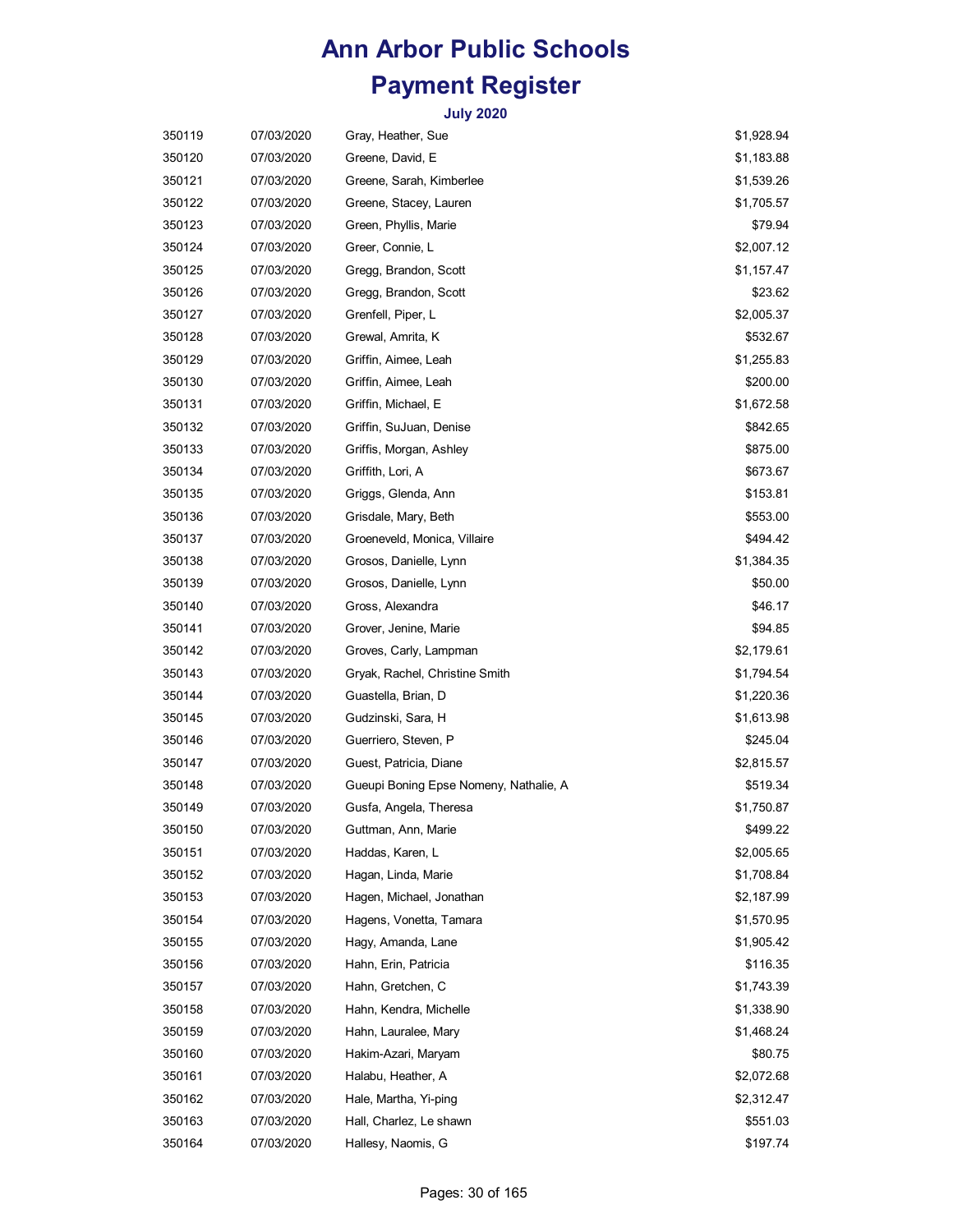# Ann Arbor Public Schools

# Payment Register

### July 2020

| | | | |
|---|---|---|---|
| 350119 | 07/03/2020 | Gray, Heather, Sue | $1,928.94 |
| 350120 | 07/03/2020 | Greene, David, E | $1,183.88 |
| 350121 | 07/03/2020 | Greene, Sarah, Kimberlee | $1,539.26 |
| 350122 | 07/03/2020 | Greene, Stacey, Lauren | $1,705.57 |
| 350123 | 07/03/2020 | Green, Phyllis, Marie | $79.94 |
| 350124 | 07/03/2020 | Greer, Connie, L | $2,007.12 |
| 350125 | 07/03/2020 | Gregg, Brandon, Scott | $1,157.47 |
| 350126 | 07/03/2020 | Gregg, Brandon, Scott | $23.62 |
| 350127 | 07/03/2020 | Grenfell, Piper, L | $2,005.37 |
| 350128 | 07/03/2020 | Grewal, Amrita, K | $532.67 |
| 350129 | 07/03/2020 | Griffin, Aimee, Leah | $1,255.83 |
| 350130 | 07/03/2020 | Griffin, Aimee, Leah | $200.00 |
| 350131 | 07/03/2020 | Griffin, Michael, E | $1,672.58 |
| 350132 | 07/03/2020 | Griffin, SuJuan, Denise | $842.65 |
| 350133 | 07/03/2020 | Griffis, Morgan, Ashley | $875.00 |
| 350134 | 07/03/2020 | Griffith, Lori, A | $673.67 |
| 350135 | 07/03/2020 | Griggs, Glenda, Ann | $153.81 |
| 350136 | 07/03/2020 | Grisdale, Mary, Beth | $553.00 |
| 350137 | 07/03/2020 | Groeneveld, Monica, Villaire | $494.42 |
| 350138 | 07/03/2020 | Grosos, Danielle, Lynn | $1,384.35 |
| 350139 | 07/03/2020 | Grosos, Danielle, Lynn | $50.00 |
| 350140 | 07/03/2020 | Gross, Alexandra | $46.17 |
| 350141 | 07/03/2020 | Grover, Jenine, Marie | $94.85 |
| 350142 | 07/03/2020 | Groves, Carly, Lampman | $2,179.61 |
| 350143 | 07/03/2020 | Gryak, Rachel, Christine Smith | $1,794.54 |
| 350144 | 07/03/2020 | Guastella, Brian, D | $1,220.36 |
| 350145 | 07/03/2020 | Gudzinski, Sara, H | $1,613.98 |
| 350146 | 07/03/2020 | Guerriero, Steven, P | $245.04 |
| 350147 | 07/03/2020 | Guest, Patricia, Diane | $2,815.57 |
| 350148 | 07/03/2020 | Gueupi Boning Epse Nomeny, Nathalie, A | $519.34 |
| 350149 | 07/03/2020 | Gusfa, Angela, Theresa | $1,750.87 |
| 350150 | 07/03/2020 | Guttman, Ann, Marie | $499.22 |
| 350151 | 07/03/2020 | Haddas, Karen, L | $2,005.65 |
| 350152 | 07/03/2020 | Hagan, Linda, Marie | $1,708.84 |
| 350153 | 07/03/2020 | Hagen, Michael, Jonathan | $2,187.99 |
| 350154 | 07/03/2020 | Hagens, Vonetta, Tamara | $1,570.95 |
| 350155 | 07/03/2020 | Hagy, Amanda, Lane | $1,905.42 |
| 350156 | 07/03/2020 | Hahn, Erin, Patricia | $116.35 |
| 350157 | 07/03/2020 | Hahn, Gretchen, C | $1,743.39 |
| 350158 | 07/03/2020 | Hahn, Kendra, Michelle | $1,338.90 |
| 350159 | 07/03/2020 | Hahn, Lauralee, Mary | $1,468.24 |
| 350160 | 07/03/2020 | Hakim-Azari, Maryam | $80.75 |
| 350161 | 07/03/2020 | Halabu, Heather, A | $2,072.68 |
| 350162 | 07/03/2020 | Hale, Martha, Yi-ping | $2,312.47 |
| 350163 | 07/03/2020 | Hall, Charlez, Le shawn | $551.03 |
| 350164 | 07/03/2020 | Hallesy, Naomis, G | $197.74 |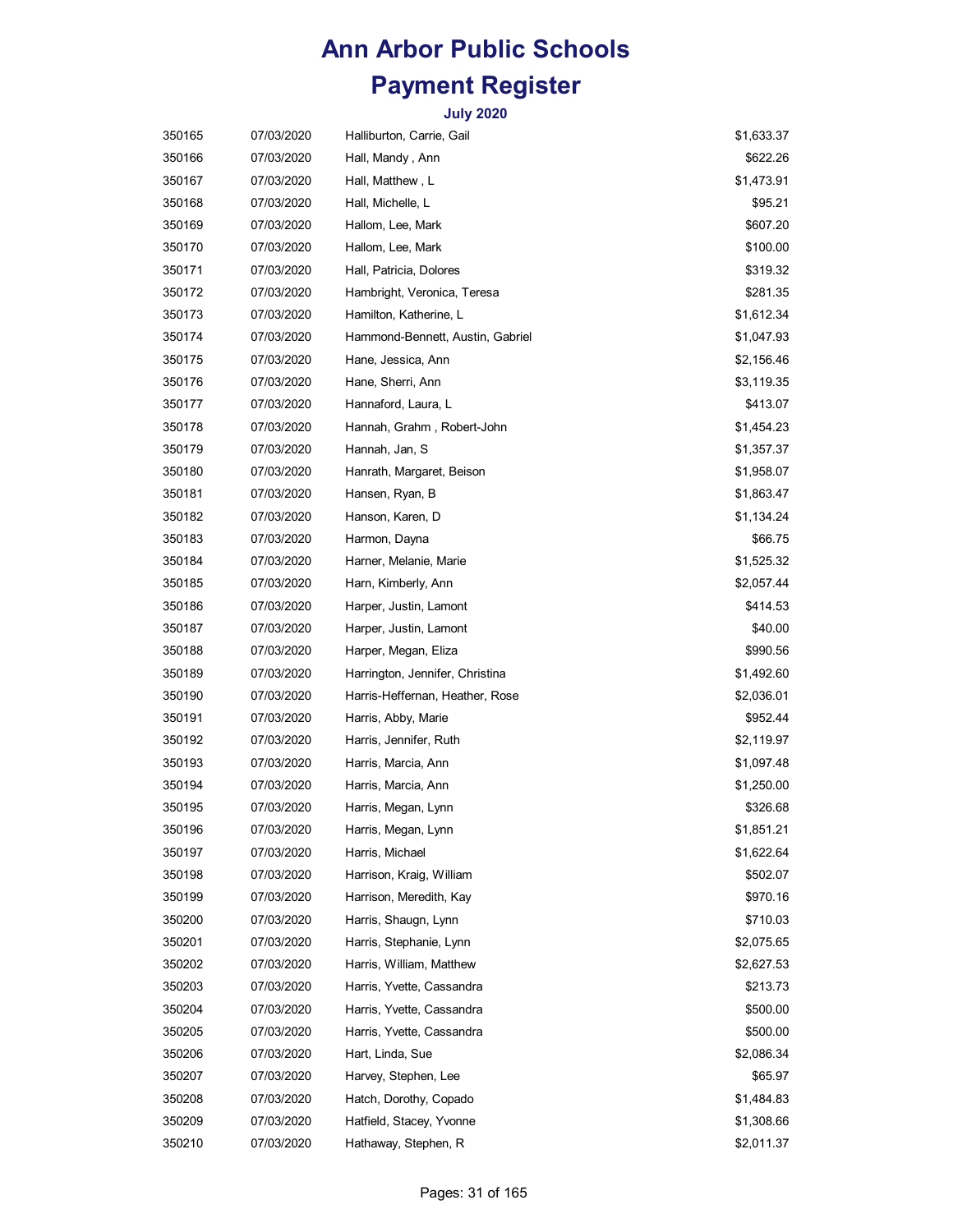# Ann Arbor Public Schools

# Payment Register

### July 2020

| | | | |
|---|---|---|---|
| 350165 | 07/03/2020 | Halliburton, Carrie, Gail | $1,633.37 |
| 350166 | 07/03/2020 | Hall, Mandy , Ann | $622.26 |
| 350167 | 07/03/2020 | Hall, Matthew , L | $1,473.91 |
| 350168 | 07/03/2020 | Hall, Michelle, L | $95.21 |
| 350169 | 07/03/2020 | Hallom, Lee, Mark | $607.20 |
| 350170 | 07/03/2020 | Hallom, Lee, Mark | $100.00 |
| 350171 | 07/03/2020 | Hall, Patricia, Dolores | $319.32 |
| 350172 | 07/03/2020 | Hambright, Veronica, Teresa | $281.35 |
| 350173 | 07/03/2020 | Hamilton, Katherine, L | $1,612.34 |
| 350174 | 07/03/2020 | Hammond-Bennett, Austin, Gabriel | $1,047.93 |
| 350175 | 07/03/2020 | Hane, Jessica, Ann | $2,156.46 |
| 350176 | 07/03/2020 | Hane, Sherri, Ann | $3,119.35 |
| 350177 | 07/03/2020 | Hannaford, Laura, L | $413.07 |
| 350178 | 07/03/2020 | Hannah, Grahm , Robert-John | $1,454.23 |
| 350179 | 07/03/2020 | Hannah, Jan, S | $1,357.37 |
| 350180 | 07/03/2020 | Hanrath, Margaret, Beison | $1,958.07 |
| 350181 | 07/03/2020 | Hansen, Ryan, B | $1,863.47 |
| 350182 | 07/03/2020 | Hanson, Karen, D | $1,134.24 |
| 350183 | 07/03/2020 | Harmon, Dayna | $66.75 |
| 350184 | 07/03/2020 | Harner, Melanie, Marie | $1,525.32 |
| 350185 | 07/03/2020 | Harn, Kimberly, Ann | $2,057.44 |
| 350186 | 07/03/2020 | Harper, Justin, Lamont | $414.53 |
| 350187 | 07/03/2020 | Harper, Justin, Lamont | $40.00 |
| 350188 | 07/03/2020 | Harper, Megan, Eliza | $990.56 |
| 350189 | 07/03/2020 | Harrington, Jennifer, Christina | $1,492.60 |
| 350190 | 07/03/2020 | Harris-Heffernan, Heather, Rose | $2,036.01 |
| 350191 | 07/03/2020 | Harris, Abby, Marie | $952.44 |
| 350192 | 07/03/2020 | Harris, Jennifer, Ruth | $2,119.97 |
| 350193 | 07/03/2020 | Harris, Marcia, Ann | $1,097.48 |
| 350194 | 07/03/2020 | Harris, Marcia, Ann | $1,250.00 |
| 350195 | 07/03/2020 | Harris, Megan, Lynn | $326.68 |
| 350196 | 07/03/2020 | Harris, Megan, Lynn | $1,851.21 |
| 350197 | 07/03/2020 | Harris, Michael | $1,622.64 |
| 350198 | 07/03/2020 | Harrison, Kraig, William | $502.07 |
| 350199 | 07/03/2020 | Harrison, Meredith, Kay | $970.16 |
| 350200 | 07/03/2020 | Harris, Shaugn, Lynn | $710.03 |
| 350201 | 07/03/2020 | Harris, Stephanie, Lynn | $2,075.65 |
| 350202 | 07/03/2020 | Harris, William, Matthew | $2,627.53 |
| 350203 | 07/03/2020 | Harris, Yvette, Cassandra | $213.73 |
| 350204 | 07/03/2020 | Harris, Yvette, Cassandra | $500.00 |
| 350205 | 07/03/2020 | Harris, Yvette, Cassandra | $500.00 |
| 350206 | 07/03/2020 | Hart, Linda, Sue | $2,086.34 |
| 350207 | 07/03/2020 | Harvey, Stephen, Lee | $65.97 |
| 350208 | 07/03/2020 | Hatch, Dorothy, Copado | $1,484.83 |
| 350209 | 07/03/2020 | Hatfield, Stacey, Yvonne | $1,308.66 |
| 350210 | 07/03/2020 | Hathaway, Stephen, R | $2,011.37 |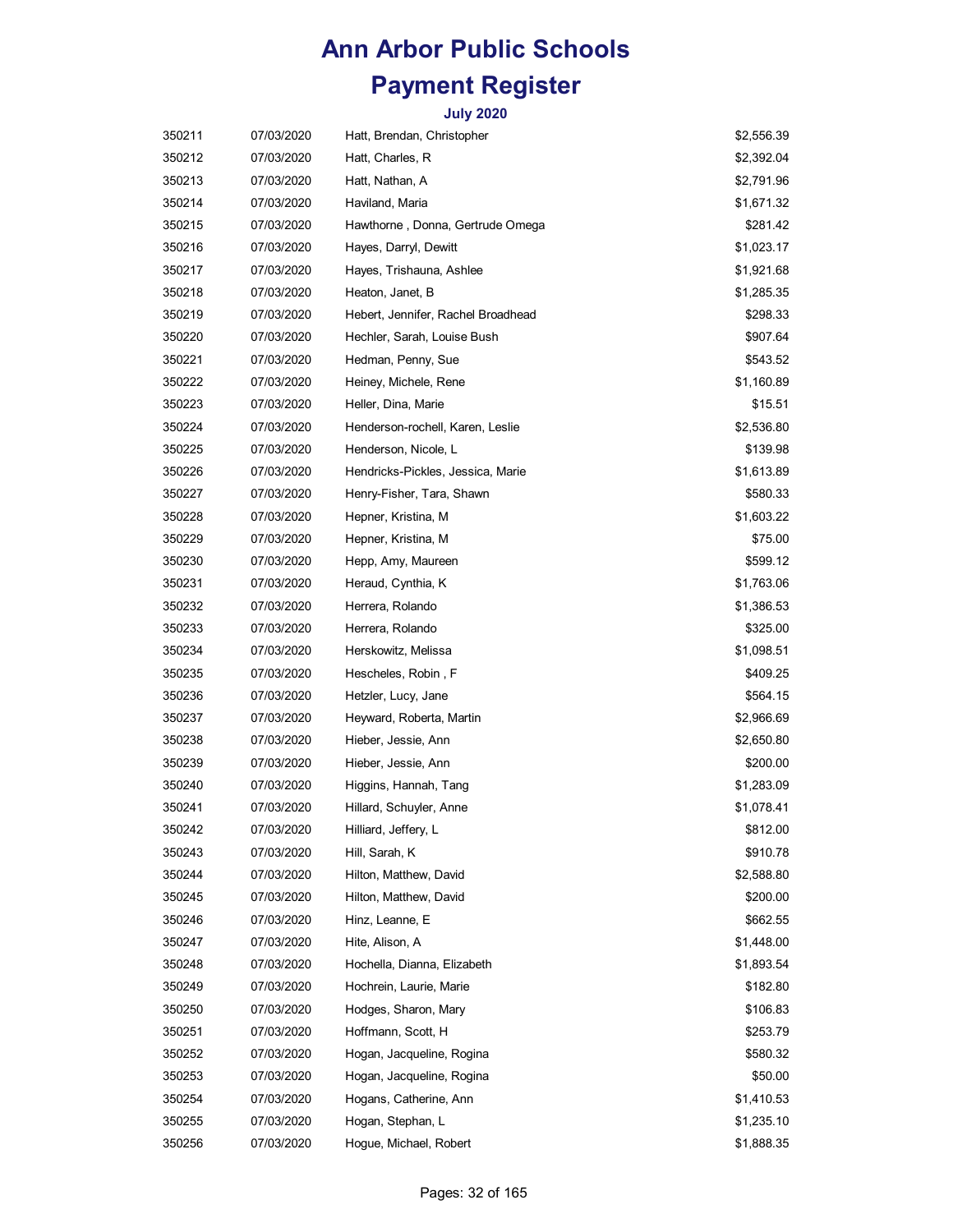# Ann Arbor Public Schools

# Payment Register

### July 2020

| | | | |
|---|---|---|---|
| 350211 | 07/03/2020 | Hatt, Brendan, Christopher | $2,556.39 |
| 350212 | 07/03/2020 | Hatt, Charles, R | $2,392.04 |
| 350213 | 07/03/2020 | Hatt, Nathan, A | $2,791.96 |
| 350214 | 07/03/2020 | Haviland, Maria | $1,671.32 |
| 350215 | 07/03/2020 | Hawthorne , Donna, Gertrude Omega | $281.42 |
| 350216 | 07/03/2020 | Hayes, Darryl, Dewitt | $1,023.17 |
| 350217 | 07/03/2020 | Hayes, Trishauna, Ashlee | $1,921.68 |
| 350218 | 07/03/2020 | Heaton, Janet, B | $1,285.35 |
| 350219 | 07/03/2020 | Hebert, Jennifer, Rachel Broadhead | $298.33 |
| 350220 | 07/03/2020 | Hechler, Sarah, Louise Bush | $907.64 |
| 350221 | 07/03/2020 | Hedman, Penny, Sue | $543.52 |
| 350222 | 07/03/2020 | Heiney, Michele, Rene | $1,160.89 |
| 350223 | 07/03/2020 | Heller, Dina, Marie | $15.51 |
| 350224 | 07/03/2020 | Henderson-rochell, Karen, Leslie | $2,536.80 |
| 350225 | 07/03/2020 | Henderson, Nicole, L | $139.98 |
| 350226 | 07/03/2020 | Hendricks-Pickles, Jessica, Marie | $1,613.89 |
| 350227 | 07/03/2020 | Henry-Fisher, Tara, Shawn | $580.33 |
| 350228 | 07/03/2020 | Hepner, Kristina, M | $1,603.22 |
| 350229 | 07/03/2020 | Hepner, Kristina, M | $75.00 |
| 350230 | 07/03/2020 | Hepp, Amy, Maureen | $599.12 |
| 350231 | 07/03/2020 | Heraud, Cynthia, K | $1,763.06 |
| 350232 | 07/03/2020 | Herrera, Rolando | $1,386.53 |
| 350233 | 07/03/2020 | Herrera, Rolando | $325.00 |
| 350234 | 07/03/2020 | Herskowitz, Melissa | $1,098.51 |
| 350235 | 07/03/2020 | Hescheles, Robin , F | $409.25 |
| 350236 | 07/03/2020 | Hetzler, Lucy, Jane | $564.15 |
| 350237 | 07/03/2020 | Heyward, Roberta, Martin | $2,966.69 |
| 350238 | 07/03/2020 | Hieber, Jessie, Ann | $2,650.80 |
| 350239 | 07/03/2020 | Hieber, Jessie, Ann | $200.00 |
| 350240 | 07/03/2020 | Higgins, Hannah, Tang | $1,283.09 |
| 350241 | 07/03/2020 | Hillard, Schuyler, Anne | $1,078.41 |
| 350242 | 07/03/2020 | Hilliard, Jeffery, L | $812.00 |
| 350243 | 07/03/2020 | Hill, Sarah, K | $910.78 |
| 350244 | 07/03/2020 | Hilton, Matthew, David | $2,588.80 |
| 350245 | 07/03/2020 | Hilton, Matthew, David | $200.00 |
| 350246 | 07/03/2020 | Hinz, Leanne, E | $662.55 |
| 350247 | 07/03/2020 | Hite, Alison, A | $1,448.00 |
| 350248 | 07/03/2020 | Hochella, Dianna, Elizabeth | $1,893.54 |
| 350249 | 07/03/2020 | Hochrein, Laurie, Marie | $182.80 |
| 350250 | 07/03/2020 | Hodges, Sharon, Mary | $106.83 |
| 350251 | 07/03/2020 | Hoffmann, Scott, H | $253.79 |
| 350252 | 07/03/2020 | Hogan, Jacqueline, Rogina | $580.32 |
| 350253 | 07/03/2020 | Hogan, Jacqueline, Rogina | $50.00 |
| 350254 | 07/03/2020 | Hogans, Catherine, Ann | $1,410.53 |
| 350255 | 07/03/2020 | Hogan, Stephan, L | $1,235.10 |
| 350256 | 07/03/2020 | Hogue, Michael, Robert | $1,888.35 |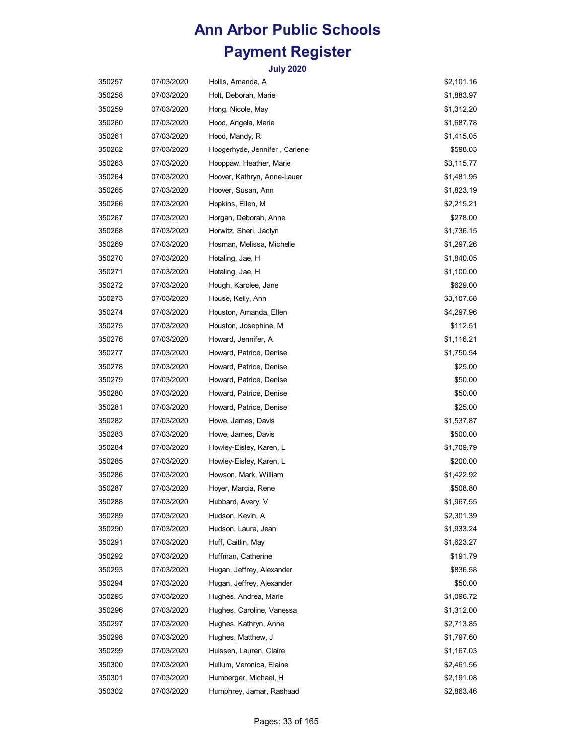# Ann Arbor Public Schools

# Payment Register

### July 2020

| | | | |
|---|---|---|---|
| 350257 | 07/03/2020 | Hollis, Amanda, A | $2,101.16 |
| 350258 | 07/03/2020 | Holt, Deborah, Marie | $1,883.97 |
| 350259 | 07/03/2020 | Hong, Nicole, May | $1,312.20 |
| 350260 | 07/03/2020 | Hood, Angela, Marie | $1,687.78 |
| 350261 | 07/03/2020 | Hood, Mandy, R | $1,415.05 |
| 350262 | 07/03/2020 | Hoogerhyde, Jennifer , Carlene | $598.03 |
| 350263 | 07/03/2020 | Hooppaw, Heather, Marie | $3,115.77 |
| 350264 | 07/03/2020 | Hoover, Kathryn, Anne-Lauer | $1,481.95 |
| 350265 | 07/03/2020 | Hoover, Susan, Ann | $1,823.19 |
| 350266 | 07/03/2020 | Hopkins, Ellen, M | $2,215.21 |
| 350267 | 07/03/2020 | Horgan, Deborah, Anne | $278.00 |
| 350268 | 07/03/2020 | Horwitz, Sheri, Jaclyn | $1,736.15 |
| 350269 | 07/03/2020 | Hosman, Melissa, Michelle | $1,297.26 |
| 350270 | 07/03/2020 | Hotaling, Jae, H | $1,840.05 |
| 350271 | 07/03/2020 | Hotaling, Jae, H | $1,100.00 |
| 350272 | 07/03/2020 | Hough, Karolee, Jane | $629.00 |
| 350273 | 07/03/2020 | House, Kelly, Ann | $3,107.68 |
| 350274 | 07/03/2020 | Houston, Amanda, Ellen | $4,297.96 |
| 350275 | 07/03/2020 | Houston, Josephine, M | $112.51 |
| 350276 | 07/03/2020 | Howard, Jennifer, A | $1,116.21 |
| 350277 | 07/03/2020 | Howard, Patrice, Denise | $1,750.54 |
| 350278 | 07/03/2020 | Howard, Patrice, Denise | $25.00 |
| 350279 | 07/03/2020 | Howard, Patrice, Denise | $50.00 |
| 350280 | 07/03/2020 | Howard, Patrice, Denise | $50.00 |
| 350281 | 07/03/2020 | Howard, Patrice, Denise | $25.00 |
| 350282 | 07/03/2020 | Howe, James, Davis | $1,537.87 |
| 350283 | 07/03/2020 | Howe, James, Davis | $500.00 |
| 350284 | 07/03/2020 | Howley-Eisley, Karen, L | $1,709.79 |
| 350285 | 07/03/2020 | Howley-Eisley, Karen, L | $200.00 |
| 350286 | 07/03/2020 | Howson, Mark, William | $1,422.92 |
| 350287 | 07/03/2020 | Hoyer, Marcia, Rene | $508.80 |
| 350288 | 07/03/2020 | Hubbard, Avery, V | $1,967.55 |
| 350289 | 07/03/2020 | Hudson, Kevin, A | $2,301.39 |
| 350290 | 07/03/2020 | Hudson, Laura, Jean | $1,933.24 |
| 350291 | 07/03/2020 | Huff, Caitlin, May | $1,623.27 |
| 350292 | 07/03/2020 | Huffman, Catherine | $191.79 |
| 350293 | 07/03/2020 | Hugan, Jeffrey, Alexander | $836.58 |
| 350294 | 07/03/2020 | Hugan, Jeffrey, Alexander | $50.00 |
| 350295 | 07/03/2020 | Hughes, Andrea, Marie | $1,096.72 |
| 350296 | 07/03/2020 | Hughes, Caroline, Vanessa | $1,312.00 |
| 350297 | 07/03/2020 | Hughes, Kathryn, Anne | $2,713.85 |
| 350298 | 07/03/2020 | Hughes, Matthew, J | $1,797.60 |
| 350299 | 07/03/2020 | Huissen, Lauren, Claire | $1,167.03 |
| 350300 | 07/03/2020 | Hullum, Veronica, Elaine | $2,461.56 |
| 350301 | 07/03/2020 | Humberger, Michael, H | $2,191.08 |
| 350302 | 07/03/2020 | Humphrey, Jamar, Rashaad | $2,863.46 |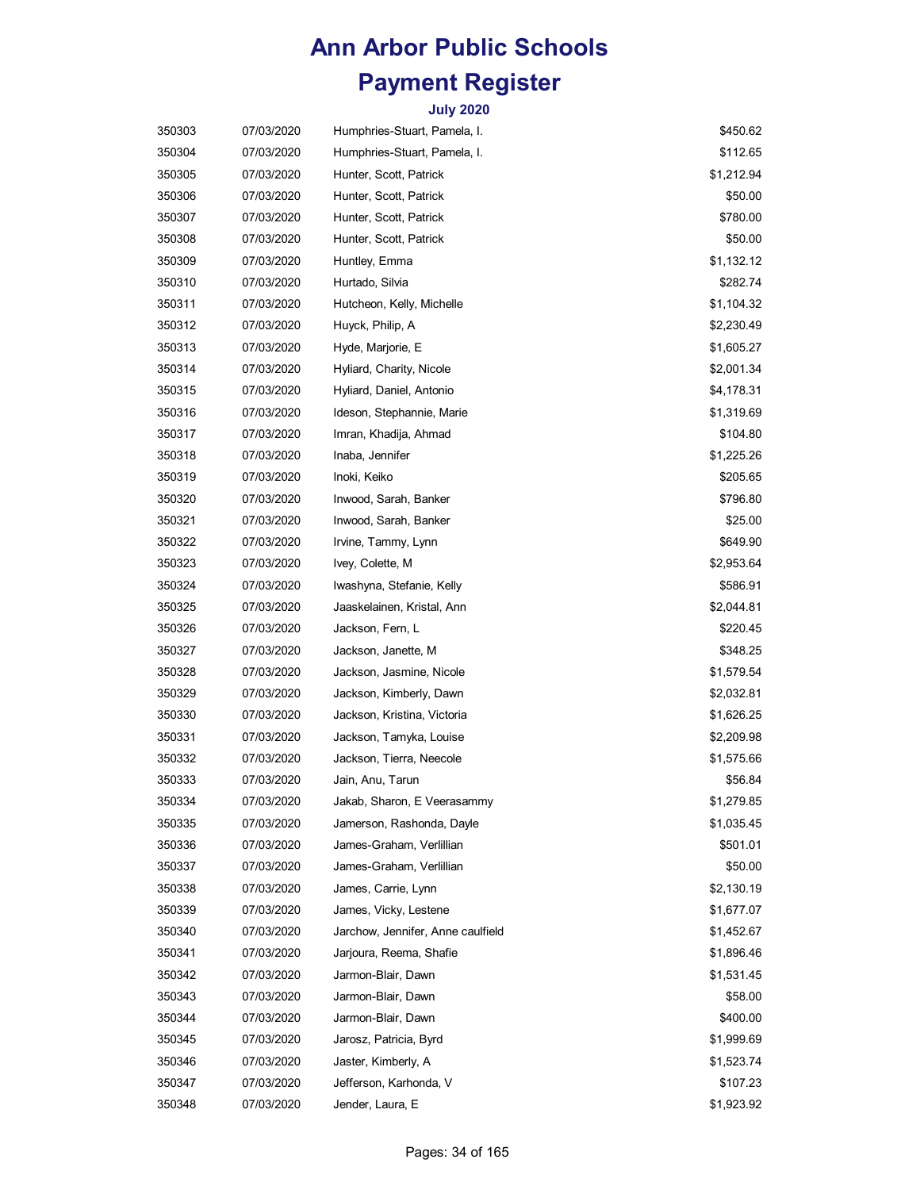# Ann Arbor Public Schools

# Payment Register

### July 2020

| | | | |
|---|---|---|---|
| 350303 | 07/03/2020 | Humphries-Stuart, Pamela, I. | $450.62 |
| 350304 | 07/03/2020 | Humphries-Stuart, Pamela, I. | $112.65 |
| 350305 | 07/03/2020 | Hunter, Scott, Patrick | $1,212.94 |
| 350306 | 07/03/2020 | Hunter, Scott, Patrick | $50.00 |
| 350307 | 07/03/2020 | Hunter, Scott, Patrick | $780.00 |
| 350308 | 07/03/2020 | Hunter, Scott, Patrick | $50.00 |
| 350309 | 07/03/2020 | Huntley, Emma | $1,132.12 |
| 350310 | 07/03/2020 | Hurtado, Silvia | $282.74 |
| 350311 | 07/03/2020 | Hutcheon, Kelly, Michelle | $1,104.32 |
| 350312 | 07/03/2020 | Huyck, Philip, A | $2,230.49 |
| 350313 | 07/03/2020 | Hyde, Marjorie, E | $1,605.27 |
| 350314 | 07/03/2020 | Hyliard, Charity, Nicole | $2,001.34 |
| 350315 | 07/03/2020 | Hyliard, Daniel, Antonio | $4,178.31 |
| 350316 | 07/03/2020 | Ideson, Stephannie, Marie | $1,319.69 |
| 350317 | 07/03/2020 | Imran, Khadija, Ahmad | $104.80 |
| 350318 | 07/03/2020 | Inaba, Jennifer | $1,225.26 |
| 350319 | 07/03/2020 | Inoki, Keiko | $205.65 |
| 350320 | 07/03/2020 | Inwood, Sarah, Banker | $796.80 |
| 350321 | 07/03/2020 | Inwood, Sarah, Banker | $25.00 |
| 350322 | 07/03/2020 | Irvine, Tammy, Lynn | $649.90 |
| 350323 | 07/03/2020 | Ivey, Colette, M | $2,953.64 |
| 350324 | 07/03/2020 | Iwashyna, Stefanie, Kelly | $586.91 |
| 350325 | 07/03/2020 | Jaaskelainen, Kristal, Ann | $2,044.81 |
| 350326 | 07/03/2020 | Jackson, Fern, L | $220.45 |
| 350327 | 07/03/2020 | Jackson, Janette, M | $348.25 |
| 350328 | 07/03/2020 | Jackson, Jasmine, Nicole | $1,579.54 |
| 350329 | 07/03/2020 | Jackson, Kimberly, Dawn | $2,032.81 |
| 350330 | 07/03/2020 | Jackson, Kristina, Victoria | $1,626.25 |
| 350331 | 07/03/2020 | Jackson, Tamyka, Louise | $2,209.98 |
| 350332 | 07/03/2020 | Jackson, Tierra, Neecole | $1,575.66 |
| 350333 | 07/03/2020 | Jain, Anu, Tarun | $56.84 |
| 350334 | 07/03/2020 | Jakab, Sharon, E Veerasammy | $1,279.85 |
| 350335 | 07/03/2020 | Jamerson, Rashonda, Dayle | $1,035.45 |
| 350336 | 07/03/2020 | James-Graham, Verlillian | $501.01 |
| 350337 | 07/03/2020 | James-Graham, Verlillian | $50.00 |
| 350338 | 07/03/2020 | James, Carrie, Lynn | $2,130.19 |
| 350339 | 07/03/2020 | James, Vicky, Lestene | $1,677.07 |
| 350340 | 07/03/2020 | Jarchow, Jennifer, Anne caulfield | $1,452.67 |
| 350341 | 07/03/2020 | Jarjoura, Reema, Shafie | $1,896.46 |
| 350342 | 07/03/2020 | Jarmon-Blair, Dawn | $1,531.45 |
| 350343 | 07/03/2020 | Jarmon-Blair, Dawn | $58.00 |
| 350344 | 07/03/2020 | Jarmon-Blair, Dawn | $400.00 |
| 350345 | 07/03/2020 | Jarosz, Patricia, Byrd | $1,999.69 |
| 350346 | 07/03/2020 | Jaster, Kimberly, A | $1,523.74 |
| 350347 | 07/03/2020 | Jefferson, Karhonda, V | $107.23 |
| 350348 | 07/03/2020 | Jender, Laura, E | $1,923.92 |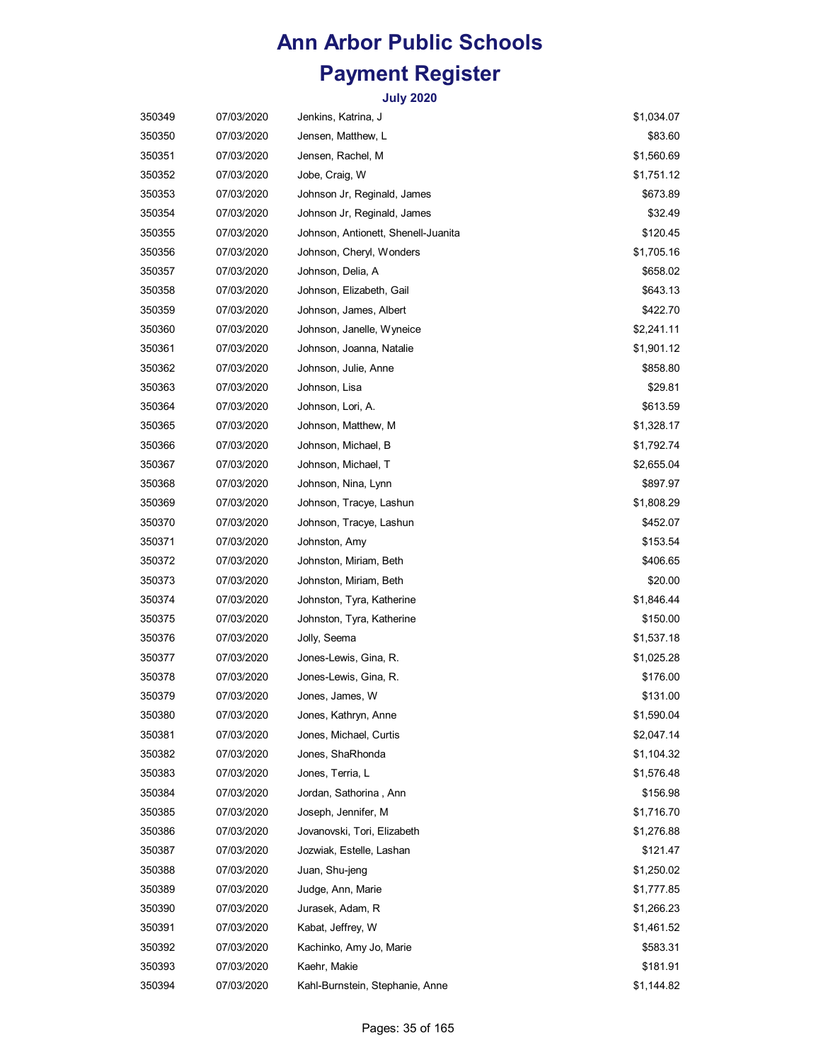# Ann Arbor Public Schools

# Payment Register

### July 2020

| | | | |
|---|---|---|---|
| 350349 | 07/03/2020 | Jenkins, Katrina, J | $1,034.07 |
| 350350 | 07/03/2020 | Jensen, Matthew, L | $83.60 |
| 350351 | 07/03/2020 | Jensen, Rachel, M | $1,560.69 |
| 350352 | 07/03/2020 | Jobe, Craig, W | $1,751.12 |
| 350353 | 07/03/2020 | Johnson Jr, Reginald, James | $673.89 |
| 350354 | 07/03/2020 | Johnson Jr, Reginald, James | $32.49 |
| 350355 | 07/03/2020 | Johnson, Antionett, Shenell-Juanita | $120.45 |
| 350356 | 07/03/2020 | Johnson, Cheryl, Wonders | $1,705.16 |
| 350357 | 07/03/2020 | Johnson, Delia, A | $658.02 |
| 350358 | 07/03/2020 | Johnson, Elizabeth, Gail | $643.13 |
| 350359 | 07/03/2020 | Johnson, James, Albert | $422.70 |
| 350360 | 07/03/2020 | Johnson, Janelle, Wyneice | $2,241.11 |
| 350361 | 07/03/2020 | Johnson, Joanna, Natalie | $1,901.12 |
| 350362 | 07/03/2020 | Johnson, Julie, Anne | $858.80 |
| 350363 | 07/03/2020 | Johnson, Lisa | $29.81 |
| 350364 | 07/03/2020 | Johnson, Lori, A. | $613.59 |
| 350365 | 07/03/2020 | Johnson, Matthew, M | $1,328.17 |
| 350366 | 07/03/2020 | Johnson, Michael, B | $1,792.74 |
| 350367 | 07/03/2020 | Johnson, Michael, T | $2,655.04 |
| 350368 | 07/03/2020 | Johnson, Nina, Lynn | $897.97 |
| 350369 | 07/03/2020 | Johnson, Tracye, Lashun | $1,808.29 |
| 350370 | 07/03/2020 | Johnson, Tracye, Lashun | $452.07 |
| 350371 | 07/03/2020 | Johnston, Amy | $153.54 |
| 350372 | 07/03/2020 | Johnston, Miriam, Beth | $406.65 |
| 350373 | 07/03/2020 | Johnston, Miriam, Beth | $20.00 |
| 350374 | 07/03/2020 | Johnston, Tyra, Katherine | $1,846.44 |
| 350375 | 07/03/2020 | Johnston, Tyra, Katherine | $150.00 |
| 350376 | 07/03/2020 | Jolly, Seema | $1,537.18 |
| 350377 | 07/03/2020 | Jones-Lewis, Gina, R. | $1,025.28 |
| 350378 | 07/03/2020 | Jones-Lewis, Gina, R. | $176.00 |
| 350379 | 07/03/2020 | Jones, James, W | $131.00 |
| 350380 | 07/03/2020 | Jones, Kathryn, Anne | $1,590.04 |
| 350381 | 07/03/2020 | Jones, Michael, Curtis | $2,047.14 |
| 350382 | 07/03/2020 | Jones, ShaRhonda | $1,104.32 |
| 350383 | 07/03/2020 | Jones, Terria, L | $1,576.48 |
| 350384 | 07/03/2020 | Jordan, Sathorina , Ann | $156.98 |
| 350385 | 07/03/2020 | Joseph, Jennifer, M | $1,716.70 |
| 350386 | 07/03/2020 | Jovanovski, Tori, Elizabeth | $1,276.88 |
| 350387 | 07/03/2020 | Jozwiak, Estelle, Lashan | $121.47 |
| 350388 | 07/03/2020 | Juan, Shu-jeng | $1,250.02 |
| 350389 | 07/03/2020 | Judge, Ann, Marie | $1,777.85 |
| 350390 | 07/03/2020 | Jurasek, Adam, R | $1,266.23 |
| 350391 | 07/03/2020 | Kabat, Jeffrey, W | $1,461.52 |
| 350392 | 07/03/2020 | Kachinko, Amy Jo, Marie | $583.31 |
| 350393 | 07/03/2020 | Kaehr, Makie | $181.91 |
| 350394 | 07/03/2020 | Kahl-Burnstein, Stephanie, Anne | $1,144.82 |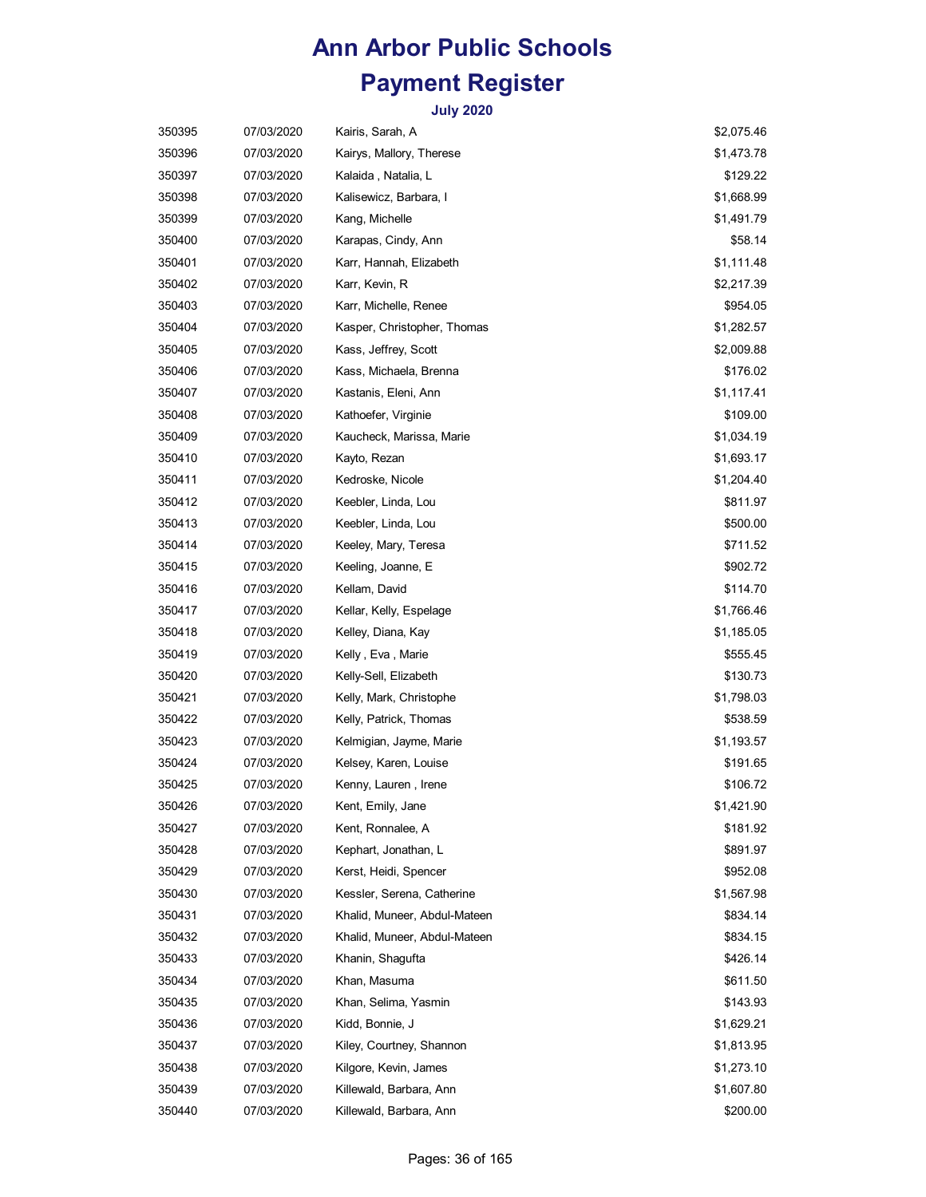# Ann Arbor Public Schools

# Payment Register

### July 2020

| | | | |
|---|---|---|---|
| 350395 | 07/03/2020 | Kairis, Sarah, A | $2,075.46 |
| 350396 | 07/03/2020 | Kairys, Mallory, Therese | $1,473.78 |
| 350397 | 07/03/2020 | Kalaida , Natalia, L | $129.22 |
| 350398 | 07/03/2020 | Kalisewicz, Barbara, I | $1,668.99 |
| 350399 | 07/03/2020 | Kang, Michelle | $1,491.79 |
| 350400 | 07/03/2020 | Karapas, Cindy, Ann | $58.14 |
| 350401 | 07/03/2020 | Karr, Hannah, Elizabeth | $1,111.48 |
| 350402 | 07/03/2020 | Karr, Kevin, R | $2,217.39 |
| 350403 | 07/03/2020 | Karr, Michelle, Renee | $954.05 |
| 350404 | 07/03/2020 | Kasper, Christopher, Thomas | $1,282.57 |
| 350405 | 07/03/2020 | Kass, Jeffrey, Scott | $2,009.88 |
| 350406 | 07/03/2020 | Kass, Michaela, Brenna | $176.02 |
| 350407 | 07/03/2020 | Kastanis, Eleni, Ann | $1,117.41 |
| 350408 | 07/03/2020 | Kathoefer, Virginie | $109.00 |
| 350409 | 07/03/2020 | Kaucheck, Marissa, Marie | $1,034.19 |
| 350410 | 07/03/2020 | Kayto, Rezan | $1,693.17 |
| 350411 | 07/03/2020 | Kedroske, Nicole | $1,204.40 |
| 350412 | 07/03/2020 | Keebler, Linda, Lou | $811.97 |
| 350413 | 07/03/2020 | Keebler, Linda, Lou | $500.00 |
| 350414 | 07/03/2020 | Keeley, Mary, Teresa | $711.52 |
| 350415 | 07/03/2020 | Keeling, Joanne, E | $902.72 |
| 350416 | 07/03/2020 | Kellam, David | $114.70 |
| 350417 | 07/03/2020 | Kellar, Kelly, Espelage | $1,766.46 |
| 350418 | 07/03/2020 | Kelley, Diana, Kay | $1,185.05 |
| 350419 | 07/03/2020 | Kelly , Eva , Marie | $555.45 |
| 350420 | 07/03/2020 | Kelly-Sell, Elizabeth | $130.73 |
| 350421 | 07/03/2020 | Kelly, Mark, Christophe | $1,798.03 |
| 350422 | 07/03/2020 | Kelly, Patrick, Thomas | $538.59 |
| 350423 | 07/03/2020 | Kelmigian, Jayme, Marie | $1,193.57 |
| 350424 | 07/03/2020 | Kelsey, Karen, Louise | $191.65 |
| 350425 | 07/03/2020 | Kenny, Lauren , Irene | $106.72 |
| 350426 | 07/03/2020 | Kent, Emily, Jane | $1,421.90 |
| 350427 | 07/03/2020 | Kent, Ronnalee, A | $181.92 |
| 350428 | 07/03/2020 | Kephart, Jonathan, L | $891.97 |
| 350429 | 07/03/2020 | Kerst, Heidi, Spencer | $952.08 |
| 350430 | 07/03/2020 | Kessler, Serena, Catherine | $1,567.98 |
| 350431 | 07/03/2020 | Khalid, Muneer, Abdul-Mateen | $834.14 |
| 350432 | 07/03/2020 | Khalid, Muneer, Abdul-Mateen | $834.15 |
| 350433 | 07/03/2020 | Khanin, Shagufta | $426.14 |
| 350434 | 07/03/2020 | Khan, Masuma | $611.50 |
| 350435 | 07/03/2020 | Khan, Selima, Yasmin | $143.93 |
| 350436 | 07/03/2020 | Kidd, Bonnie, J | $1,629.21 |
| 350437 | 07/03/2020 | Kiley, Courtney, Shannon | $1,813.95 |
| 350438 | 07/03/2020 | Kilgore, Kevin, James | $1,273.10 |
| 350439 | 07/03/2020 | Killewald, Barbara, Ann | $1,607.80 |
| 350440 | 07/03/2020 | Killewald, Barbara, Ann | $200.00 |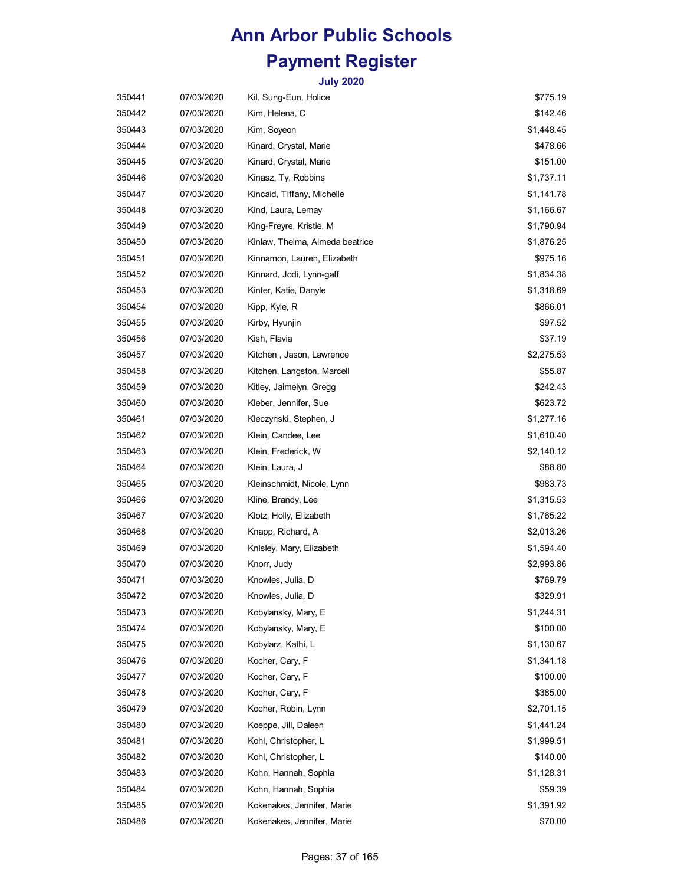# Ann Arbor Public Schools

# Payment Register

### July 2020

| | | | |
|---|---|---|---|
| 350441 | 07/03/2020 | Kil, Sung-Eun, Holice | $775.19 |
| 350442 | 07/03/2020 | Kim, Helena, C | $142.46 |
| 350443 | 07/03/2020 | Kim, Soyeon | $1,448.45 |
| 350444 | 07/03/2020 | Kinard, Crystal, Marie | $478.66 |
| 350445 | 07/03/2020 | Kinard, Crystal, Marie | $151.00 |
| 350446 | 07/03/2020 | Kinasz, Ty, Robbins | $1,737.11 |
| 350447 | 07/03/2020 | Kincaid, TIffany, Michelle | $1,141.78 |
| 350448 | 07/03/2020 | Kind, Laura, Lemay | $1,166.67 |
| 350449 | 07/03/2020 | King-Freyre, Kristie, M | $1,790.94 |
| 350450 | 07/03/2020 | Kinlaw, Thelma, Almeda beatrice | $1,876.25 |
| 350451 | 07/03/2020 | Kinnamon, Lauren, Elizabeth | $975.16 |
| 350452 | 07/03/2020 | Kinnard, Jodi, Lynn-gaff | $1,834.38 |
| 350453 | 07/03/2020 | Kinter, Katie, Danyle | $1,318.69 |
| 350454 | 07/03/2020 | Kipp, Kyle, R | $866.01 |
| 350455 | 07/03/2020 | Kirby, Hyunjin | $97.52 |
| 350456 | 07/03/2020 | Kish, Flavia | $37.19 |
| 350457 | 07/03/2020 | Kitchen , Jason, Lawrence | $2,275.53 |
| 350458 | 07/03/2020 | Kitchen, Langston, Marcell | $55.87 |
| 350459 | 07/03/2020 | Kitley, Jaimelyn, Gregg | $242.43 |
| 350460 | 07/03/2020 | Kleber, Jennifer, Sue | $623.72 |
| 350461 | 07/03/2020 | Kleczynski, Stephen, J | $1,277.16 |
| 350462 | 07/03/2020 | Klein, Candee, Lee | $1,610.40 |
| 350463 | 07/03/2020 | Klein, Frederick, W | $2,140.12 |
| 350464 | 07/03/2020 | Klein, Laura, J | $88.80 |
| 350465 | 07/03/2020 | Kleinschmidt, Nicole, Lynn | $983.73 |
| 350466 | 07/03/2020 | Kline, Brandy, Lee | $1,315.53 |
| 350467 | 07/03/2020 | Klotz, Holly, Elizabeth | $1,765.22 |
| 350468 | 07/03/2020 | Knapp, Richard, A | $2,013.26 |
| 350469 | 07/03/2020 | Knisley, Mary, Elizabeth | $1,594.40 |
| 350470 | 07/03/2020 | Knorr, Judy | $2,993.86 |
| 350471 | 07/03/2020 | Knowles, Julia, D | $769.79 |
| 350472 | 07/03/2020 | Knowles, Julia, D | $329.91 |
| 350473 | 07/03/2020 | Kobylansky, Mary, E | $1,244.31 |
| 350474 | 07/03/2020 | Kobylansky, Mary, E | $100.00 |
| 350475 | 07/03/2020 | Kobylarz, Kathi, L | $1,130.67 |
| 350476 | 07/03/2020 | Kocher, Cary, F | $1,341.18 |
| 350477 | 07/03/2020 | Kocher, Cary, F | $100.00 |
| 350478 | 07/03/2020 | Kocher, Cary, F | $385.00 |
| 350479 | 07/03/2020 | Kocher, Robin, Lynn | $2,701.15 |
| 350480 | 07/03/2020 | Koeppe, Jill, Daleen | $1,441.24 |
| 350481 | 07/03/2020 | Kohl, Christopher, L | $1,999.51 |
| 350482 | 07/03/2020 | Kohl, Christopher, L | $140.00 |
| 350483 | 07/03/2020 | Kohn, Hannah, Sophia | $1,128.31 |
| 350484 | 07/03/2020 | Kohn, Hannah, Sophia | $59.39 |
| 350485 | 07/03/2020 | Kokenakes, Jennifer, Marie | $1,391.92 |
| 350486 | 07/03/2020 | Kokenakes, Jennifer, Marie | $70.00 |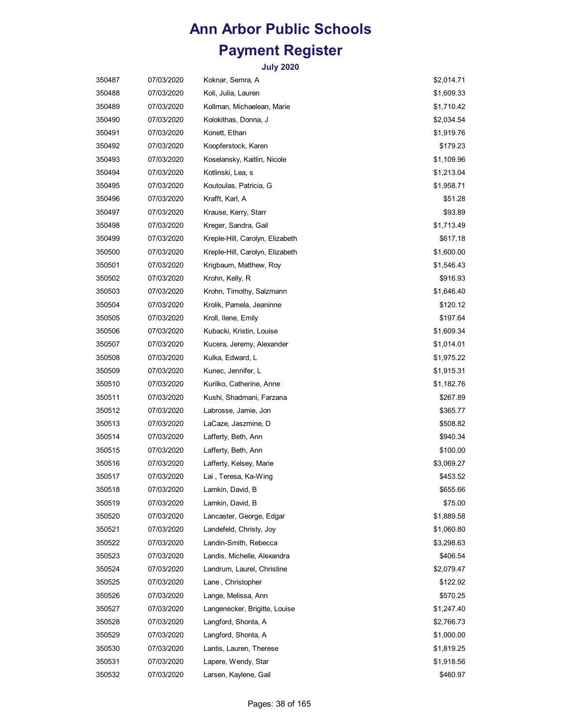# Ann Arbor Public Schools

# Payment Register

### July 2020

| | | | |
|---|---|---|---|
| 350487 | 07/03/2020 | Koknar, Semra, A | $2,014.71 |
| 350488 | 07/03/2020 | Koli, Julia, Lauren | $1,609.33 |
| 350489 | 07/03/2020 | Kollman, Michaelean, Marie | $1,710.42 |
| 350490 | 07/03/2020 | Kolokithas, Donna, J | $2,034.54 |
| 350491 | 07/03/2020 | Konett, Ethan | $1,919.76 |
| 350492 | 07/03/2020 | Koopferstock, Karen | $179.23 |
| 350493 | 07/03/2020 | Koselansky, Kaitlin, Nicole | $1,109.96 |
| 350494 | 07/03/2020 | Kotlinski, Lea, s | $1,213.04 |
| 350495 | 07/03/2020 | Koutoulas, Patricia, G | $1,958.71 |
| 350496 | 07/03/2020 | Krafft, Karl, A | $51.28 |
| 350497 | 07/03/2020 | Krause, Kerry, Starr | $93.89 |
| 350498 | 07/03/2020 | Kreger, Sandra, Gail | $1,713.49 |
| 350499 | 07/03/2020 | Kreple-Hill, Carolyn, Elizabeth | $617.18 |
| 350500 | 07/03/2020 | Kreple-Hill, Carolyn, Elizabeth | $1,600.00 |
| 350501 | 07/03/2020 | Krigbaum, Matthew, Roy | $1,546.43 |
| 350502 | 07/03/2020 | Krohn, Kelly, R | $916.93 |
| 350503 | 07/03/2020 | Krohn, Timothy, Salzmann | $1,646.40 |
| 350504 | 07/03/2020 | Krolik, Pamela, Jeaninne | $120.12 |
| 350505 | 07/03/2020 | Kroll, Ilene, Emily | $197.64 |
| 350506 | 07/03/2020 | Kubacki, Kristin, Louise | $1,609.34 |
| 350507 | 07/03/2020 | Kucera, Jeremy, Alexander | $1,014.01 |
| 350508 | 07/03/2020 | Kulka, Edward, L | $1,975.22 |
| 350509 | 07/03/2020 | Kunec, Jennifer, L | $1,915.31 |
| 350510 | 07/03/2020 | Kurilko, Catherine, Anne | $1,182.76 |
| 350511 | 07/03/2020 | Kushi, Shadmani, Farzana | $267.89 |
| 350512 | 07/03/2020 | Labrosse, Jamie, Jon | $365.77 |
| 350513 | 07/03/2020 | LaCaze, Jaszmine, D | $508.82 |
| 350514 | 07/03/2020 | Lafferty, Beth, Ann | $940.34 |
| 350515 | 07/03/2020 | Lafferty, Beth, Ann | $100.00 |
| 350516 | 07/03/2020 | Lafferty, Kelsey, Marie | $3,069.27 |
| 350517 | 07/03/2020 | Lai , Teresa, Ka-Wing | $453.52 |
| 350518 | 07/03/2020 | Lamkin, David, B | $655.66 |
| 350519 | 07/03/2020 | Lamkin, David, B | $75.00 |
| 350520 | 07/03/2020 | Lancaster, George, Edgar | $1,889.58 |
| 350521 | 07/03/2020 | Landefeld, Christy, Joy | $1,060.80 |
| 350522 | 07/03/2020 | Landin-Smith, Rebecca | $3,298.63 |
| 350523 | 07/03/2020 | Landis, Michelle, Alexandra | $406.54 |
| 350524 | 07/03/2020 | Landrum, Laurel, Christine | $2,079.47 |
| 350525 | 07/03/2020 | Lane , Christopher | $122.92 |
| 350526 | 07/03/2020 | Lange, Melissa, Ann | $570.25 |
| 350527 | 07/03/2020 | Langenecker, Brigitte, Louise | $1,247.40 |
| 350528 | 07/03/2020 | Langford, Shonta, A | $2,766.73 |
| 350529 | 07/03/2020 | Langford, Shonta, A | $1,000.00 |
| 350530 | 07/03/2020 | Lantis, Lauren, Therese | $1,819.25 |
| 350531 | 07/03/2020 | Lapere, Wendy, Star | $1,918.56 |
| 350532 | 07/03/2020 | Larsen, Kaylene, Gail | $460.97 |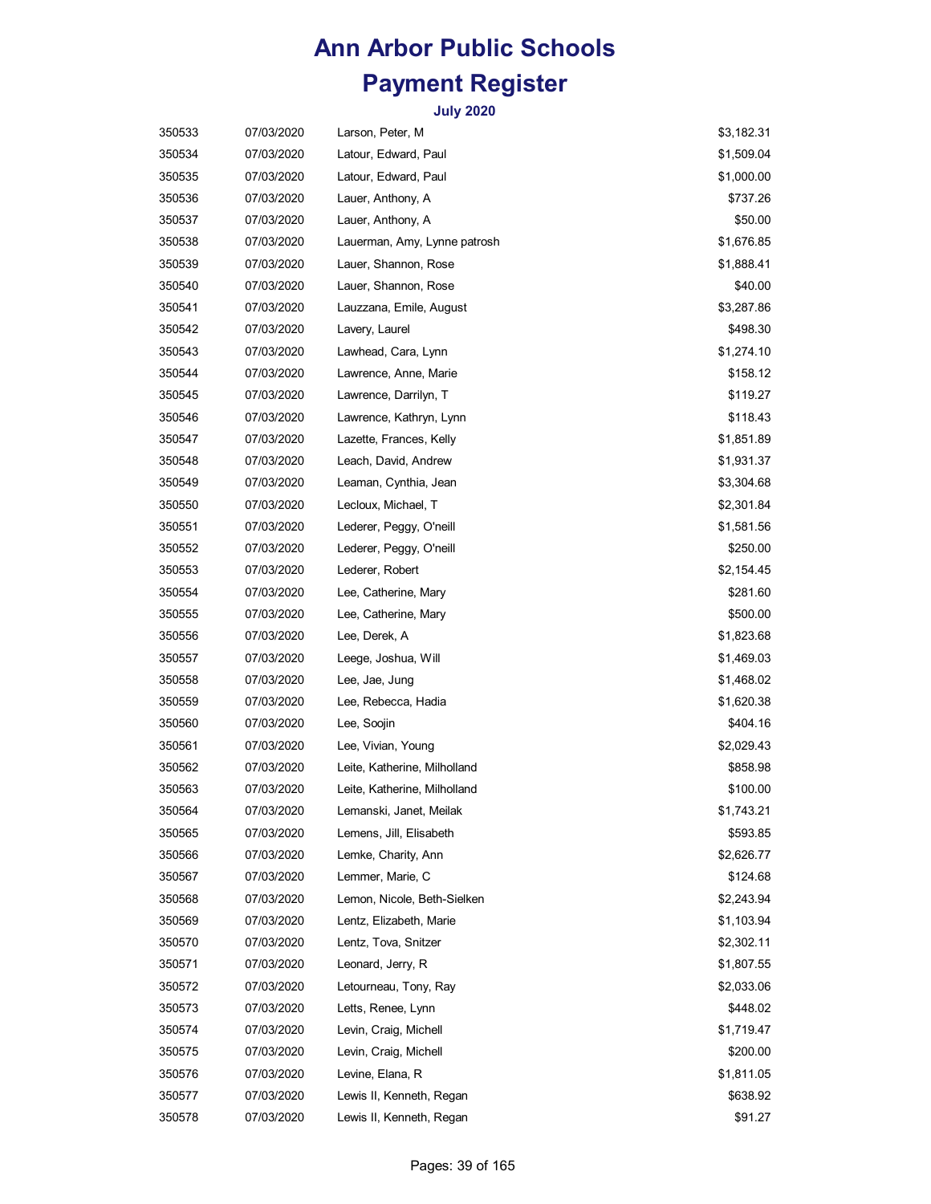# Ann Arbor Public Schools

# Payment Register

### July 2020

| | | | |
|---|---|---|---|
| 350533 | 07/03/2020 | Larson, Peter, M | $3,182.31 |
| 350534 | 07/03/2020 | Latour, Edward, Paul | $1,509.04 |
| 350535 | 07/03/2020 | Latour, Edward, Paul | $1,000.00 |
| 350536 | 07/03/2020 | Lauer, Anthony, A | $737.26 |
| 350537 | 07/03/2020 | Lauer, Anthony, A | $50.00 |
| 350538 | 07/03/2020 | Lauerman, Amy, Lynne patrosh | $1,676.85 |
| 350539 | 07/03/2020 | Lauer, Shannon, Rose | $1,888.41 |
| 350540 | 07/03/2020 | Lauer, Shannon, Rose | $40.00 |
| 350541 | 07/03/2020 | Lauzzana, Emile, August | $3,287.86 |
| 350542 | 07/03/2020 | Lavery, Laurel | $498.30 |
| 350543 | 07/03/2020 | Lawhead, Cara, Lynn | $1,274.10 |
| 350544 | 07/03/2020 | Lawrence, Anne, Marie | $158.12 |
| 350545 | 07/03/2020 | Lawrence, Darrilyn, T | $119.27 |
| 350546 | 07/03/2020 | Lawrence, Kathryn, Lynn | $118.43 |
| 350547 | 07/03/2020 | Lazette, Frances, Kelly | $1,851.89 |
| 350548 | 07/03/2020 | Leach, David, Andrew | $1,931.37 |
| 350549 | 07/03/2020 | Leaman, Cynthia, Jean | $3,304.68 |
| 350550 | 07/03/2020 | Lecloux, Michael, T | $2,301.84 |
| 350551 | 07/03/2020 | Lederer, Peggy, O'neill | $1,581.56 |
| 350552 | 07/03/2020 | Lederer, Peggy, O'neill | $250.00 |
| 350553 | 07/03/2020 | Lederer, Robert | $2,154.45 |
| 350554 | 07/03/2020 | Lee, Catherine, Mary | $281.60 |
| 350555 | 07/03/2020 | Lee, Catherine, Mary | $500.00 |
| 350556 | 07/03/2020 | Lee, Derek, A | $1,823.68 |
| 350557 | 07/03/2020 | Leege, Joshua, Will | $1,469.03 |
| 350558 | 07/03/2020 | Lee, Jae, Jung | $1,468.02 |
| 350559 | 07/03/2020 | Lee, Rebecca, Hadia | $1,620.38 |
| 350560 | 07/03/2020 | Lee, Soojin | $404.16 |
| 350561 | 07/03/2020 | Lee, Vivian, Young | $2,029.43 |
| 350562 | 07/03/2020 | Leite, Katherine, Milholland | $858.98 |
| 350563 | 07/03/2020 | Leite, Katherine, Milholland | $100.00 |
| 350564 | 07/03/2020 | Lemanski, Janet, Meilak | $1,743.21 |
| 350565 | 07/03/2020 | Lemens, Jill, Elisabeth | $593.85 |
| 350566 | 07/03/2020 | Lemke, Charity, Ann | $2,626.77 |
| 350567 | 07/03/2020 | Lemmer, Marie, C | $124.68 |
| 350568 | 07/03/2020 | Lemon, Nicole, Beth-Sielken | $2,243.94 |
| 350569 | 07/03/2020 | Lentz, Elizabeth, Marie | $1,103.94 |
| 350570 | 07/03/2020 | Lentz, Tova, Snitzer | $2,302.11 |
| 350571 | 07/03/2020 | Leonard, Jerry, R | $1,807.55 |
| 350572 | 07/03/2020 | Letourneau, Tony, Ray | $2,033.06 |
| 350573 | 07/03/2020 | Letts, Renee, Lynn | $448.02 |
| 350574 | 07/03/2020 | Levin, Craig, Michell | $1,719.47 |
| 350575 | 07/03/2020 | Levin, Craig, Michell | $200.00 |
| 350576 | 07/03/2020 | Levine, Elana, R | $1,811.05 |
| 350577 | 07/03/2020 | Lewis II, Kenneth, Regan | $638.92 |
| 350578 | 07/03/2020 | Lewis II, Kenneth, Regan | $91.27 |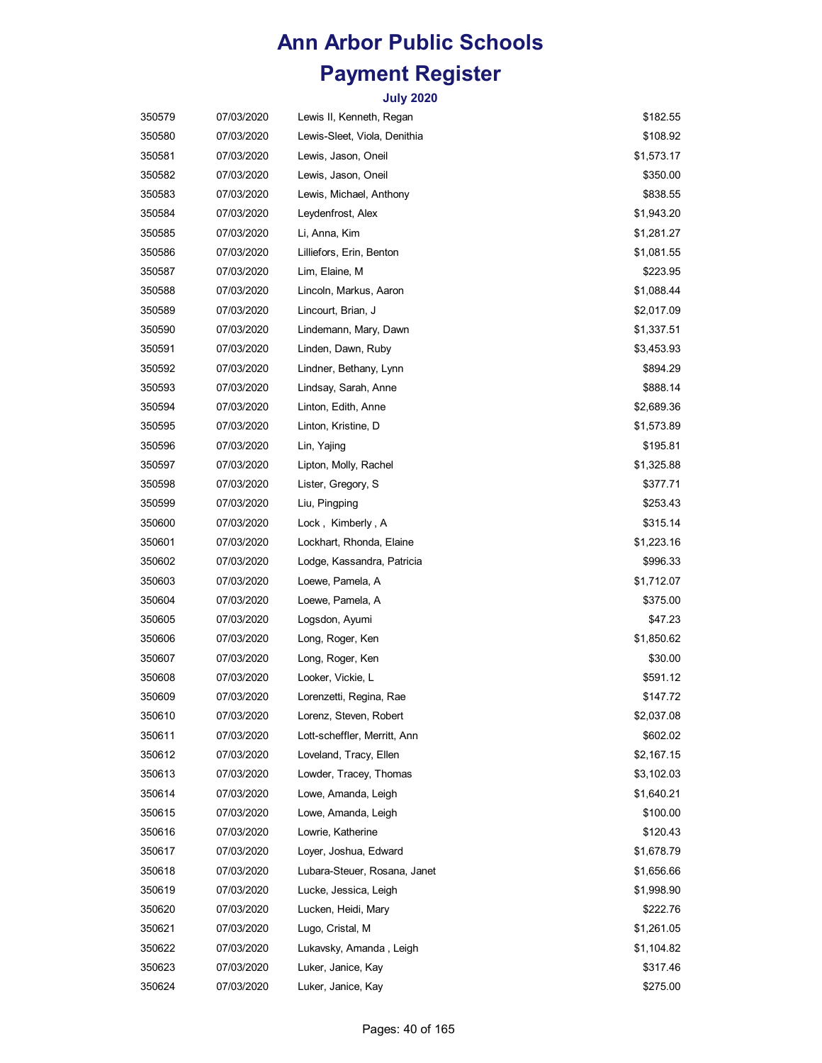# Ann Arbor Public Schools

# Payment Register

### July 2020

| | | | |
|---|---|---|---|
| 350579 | 07/03/2020 | Lewis II, Kenneth, Regan | $182.55 |
| 350580 | 07/03/2020 | Lewis-Sleet, Viola, Denithia | $108.92 |
| 350581 | 07/03/2020 | Lewis, Jason, Oneil | $1,573.17 |
| 350582 | 07/03/2020 | Lewis, Jason, Oneil | $350.00 |
| 350583 | 07/03/2020 | Lewis, Michael, Anthony | $838.55 |
| 350584 | 07/03/2020 | Leydenfrost, Alex | $1,943.20 |
| 350585 | 07/03/2020 | Li, Anna, Kim | $1,281.27 |
| 350586 | 07/03/2020 | Lilliefors, Erin, Benton | $1,081.55 |
| 350587 | 07/03/2020 | Lim, Elaine, M | $223.95 |
| 350588 | 07/03/2020 | Lincoln, Markus, Aaron | $1,088.44 |
| 350589 | 07/03/2020 | Lincourt, Brian, J | $2,017.09 |
| 350590 | 07/03/2020 | Lindemann, Mary, Dawn | $1,337.51 |
| 350591 | 07/03/2020 | Linden, Dawn, Ruby | $3,453.93 |
| 350592 | 07/03/2020 | Lindner, Bethany, Lynn | $894.29 |
| 350593 | 07/03/2020 | Lindsay, Sarah, Anne | $888.14 |
| 350594 | 07/03/2020 | Linton, Edith, Anne | $2,689.36 |
| 350595 | 07/03/2020 | Linton, Kristine, D | $1,573.89 |
| 350596 | 07/03/2020 | Lin, Yajing | $195.81 |
| 350597 | 07/03/2020 | Lipton, Molly, Rachel | $1,325.88 |
| 350598 | 07/03/2020 | Lister, Gregory, S | $377.71 |
| 350599 | 07/03/2020 | Liu, Pingping | $253.43 |
| 350600 | 07/03/2020 | Lock , Kimberly , A | $315.14 |
| 350601 | 07/03/2020 | Lockhart, Rhonda, Elaine | $1,223.16 |
| 350602 | 07/03/2020 | Lodge, Kassandra, Patricia | $996.33 |
| 350603 | 07/03/2020 | Loewe, Pamela, A | $1,712.07 |
| 350604 | 07/03/2020 | Loewe, Pamela, A | $375.00 |
| 350605 | 07/03/2020 | Logsdon, Ayumi | $47.23 |
| 350606 | 07/03/2020 | Long, Roger, Ken | $1,850.62 |
| 350607 | 07/03/2020 | Long, Roger, Ken | $30.00 |
| 350608 | 07/03/2020 | Looker, Vickie, L | $591.12 |
| 350609 | 07/03/2020 | Lorenzetti, Regina, Rae | $147.72 |
| 350610 | 07/03/2020 | Lorenz, Steven, Robert | $2,037.08 |
| 350611 | 07/03/2020 | Lott-scheffler, Merritt, Ann | $602.02 |
| 350612 | 07/03/2020 | Loveland, Tracy, Ellen | $2,167.15 |
| 350613 | 07/03/2020 | Lowder, Tracey, Thomas | $3,102.03 |
| 350614 | 07/03/2020 | Lowe, Amanda, Leigh | $1,640.21 |
| 350615 | 07/03/2020 | Lowe, Amanda, Leigh | $100.00 |
| 350616 | 07/03/2020 | Lowrie, Katherine | $120.43 |
| 350617 | 07/03/2020 | Loyer, Joshua, Edward | $1,678.79 |
| 350618 | 07/03/2020 | Lubara-Steuer, Rosana, Janet | $1,656.66 |
| 350619 | 07/03/2020 | Lucke, Jessica, Leigh | $1,998.90 |
| 350620 | 07/03/2020 | Lucken, Heidi, Mary | $222.76 |
| 350621 | 07/03/2020 | Lugo, Cristal, M | $1,261.05 |
| 350622 | 07/03/2020 | Lukavsky, Amanda , Leigh | $1,104.82 |
| 350623 | 07/03/2020 | Luker, Janice, Kay | $317.46 |
| 350624 | 07/03/2020 | Luker, Janice, Kay | $275.00 |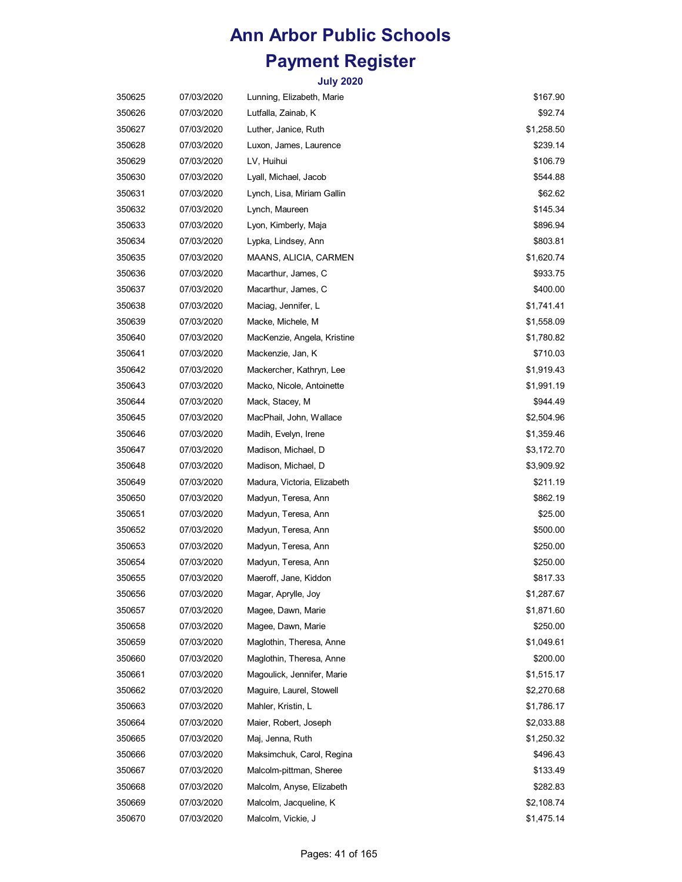# Ann Arbor Public Schools

# Payment Register

### July 2020

| | | | |
|---|---|---|---|
| 350625 | 07/03/2020 | Lunning, Elizabeth, Marie | $167.90 |
| 350626 | 07/03/2020 | Lutfalla, Zainab, K | $92.74 |
| 350627 | 07/03/2020 | Luther, Janice, Ruth | $1,258.50 |
| 350628 | 07/03/2020 | Luxon, James, Laurence | $239.14 |
| 350629 | 07/03/2020 | LV, Huihui | $106.79 |
| 350630 | 07/03/2020 | Lyall, Michael, Jacob | $544.88 |
| 350631 | 07/03/2020 | Lynch, Lisa, Miriam Gallin | $62.62 |
| 350632 | 07/03/2020 | Lynch, Maureen | $145.34 |
| 350633 | 07/03/2020 | Lyon, Kimberly, Maja | $896.94 |
| 350634 | 07/03/2020 | Lypka, Lindsey, Ann | $803.81 |
| 350635 | 07/03/2020 | MAANS, ALICIA, CARMEN | $1,620.74 |
| 350636 | 07/03/2020 | Macarthur, James, C | $933.75 |
| 350637 | 07/03/2020 | Macarthur, James, C | $400.00 |
| 350638 | 07/03/2020 | Maciag, Jennifer, L | $1,741.41 |
| 350639 | 07/03/2020 | Macke, Michele, M | $1,558.09 |
| 350640 | 07/03/2020 | MacKenzie, Angela, Kristine | $1,780.82 |
| 350641 | 07/03/2020 | Mackenzie, Jan, K | $710.03 |
| 350642 | 07/03/2020 | Mackercher, Kathryn, Lee | $1,919.43 |
| 350643 | 07/03/2020 | Macko, Nicole, Antoinette | $1,991.19 |
| 350644 | 07/03/2020 | Mack, Stacey, M | $944.49 |
| 350645 | 07/03/2020 | MacPhail, John, Wallace | $2,504.96 |
| 350646 | 07/03/2020 | Madih, Evelyn, Irene | $1,359.46 |
| 350647 | 07/03/2020 | Madison, Michael, D | $3,172.70 |
| 350648 | 07/03/2020 | Madison, Michael, D | $3,909.92 |
| 350649 | 07/03/2020 | Madura, Victoria, Elizabeth | $211.19 |
| 350650 | 07/03/2020 | Madyun, Teresa, Ann | $862.19 |
| 350651 | 07/03/2020 | Madyun, Teresa, Ann | $25.00 |
| 350652 | 07/03/2020 | Madyun, Teresa, Ann | $500.00 |
| 350653 | 07/03/2020 | Madyun, Teresa, Ann | $250.00 |
| 350654 | 07/03/2020 | Madyun, Teresa, Ann | $250.00 |
| 350655 | 07/03/2020 | Maeroff, Jane, Kiddon | $817.33 |
| 350656 | 07/03/2020 | Magar, Aprylle, Joy | $1,287.67 |
| 350657 | 07/03/2020 | Magee, Dawn, Marie | $1,871.60 |
| 350658 | 07/03/2020 | Magee, Dawn, Marie | $250.00 |
| 350659 | 07/03/2020 | Maglothin, Theresa, Anne | $1,049.61 |
| 350660 | 07/03/2020 | Maglothin, Theresa, Anne | $200.00 |
| 350661 | 07/03/2020 | Magoulick, Jennifer, Marie | $1,515.17 |
| 350662 | 07/03/2020 | Maguire, Laurel, Stowell | $2,270.68 |
| 350663 | 07/03/2020 | Mahler, Kristin, L | $1,786.17 |
| 350664 | 07/03/2020 | Maier, Robert, Joseph | $2,033.88 |
| 350665 | 07/03/2020 | Maj, Jenna, Ruth | $1,250.32 |
| 350666 | 07/03/2020 | Maksimchuk, Carol, Regina | $496.43 |
| 350667 | 07/03/2020 | Malcolm-pittman, Sheree | $133.49 |
| 350668 | 07/03/2020 | Malcolm, Anyse, Elizabeth | $282.83 |
| 350669 | 07/03/2020 | Malcolm, Jacqueline, K | $2,108.74 |
| 350670 | 07/03/2020 | Malcolm, Vickie, J | $1,475.14 |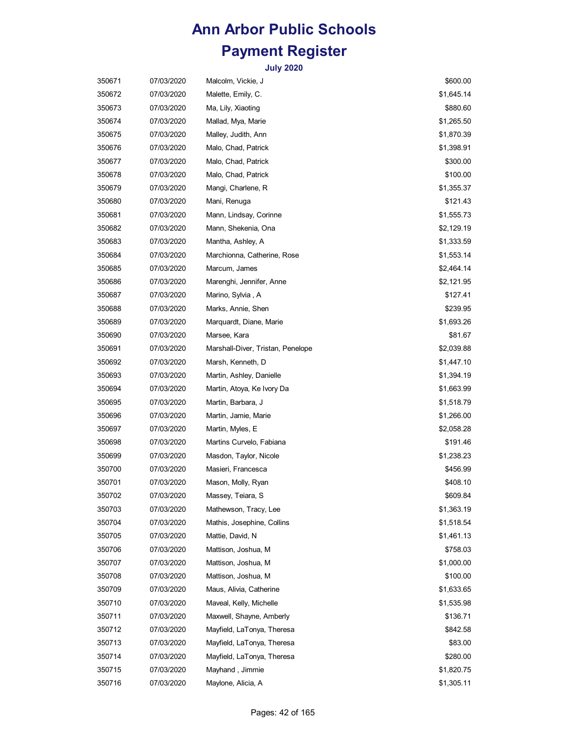# Ann Arbor Public Schools

# Payment Register

### July 2020

| | | | |
|---|---|---|---|
| 350671 | 07/03/2020 | Malcolm, Vickie, J | $600.00 |
| 350672 | 07/03/2020 | Malette, Emily, C. | $1,645.14 |
| 350673 | 07/03/2020 | Ma, Lily, Xiaoting | $880.60 |
| 350674 | 07/03/2020 | Mallad, Mya, Marie | $1,265.50 |
| 350675 | 07/03/2020 | Malley, Judith, Ann | $1,870.39 |
| 350676 | 07/03/2020 | Malo, Chad, Patrick | $1,398.91 |
| 350677 | 07/03/2020 | Malo, Chad, Patrick | $300.00 |
| 350678 | 07/03/2020 | Malo, Chad, Patrick | $100.00 |
| 350679 | 07/03/2020 | Mangi, Charlene, R | $1,355.37 |
| 350680 | 07/03/2020 | Mani, Renuga | $121.43 |
| 350681 | 07/03/2020 | Mann, Lindsay, Corinne | $1,555.73 |
| 350682 | 07/03/2020 | Mann, Shekenia, Ona | $2,129.19 |
| 350683 | 07/03/2020 | Mantha, Ashley, A | $1,333.59 |
| 350684 | 07/03/2020 | Marchionna, Catherine, Rose | $1,553.14 |
| 350685 | 07/03/2020 | Marcum, James | $2,464.14 |
| 350686 | 07/03/2020 | Marenghi, Jennifer, Anne | $2,121.95 |
| 350687 | 07/03/2020 | Marino, Sylvia , A | $127.41 |
| 350688 | 07/03/2020 | Marks, Annie, Shen | $239.95 |
| 350689 | 07/03/2020 | Marquardt, Diane, Marie | $1,693.26 |
| 350690 | 07/03/2020 | Marsee, Kara | $81.67 |
| 350691 | 07/03/2020 | Marshall-Diver, Tristan, Penelope | $2,039.88 |
| 350692 | 07/03/2020 | Marsh, Kenneth, D | $1,447.10 |
| 350693 | 07/03/2020 | Martin, Ashley, Danielle | $1,394.19 |
| 350694 | 07/03/2020 | Martin, Atoya, Ke Ivory Da | $1,663.99 |
| 350695 | 07/03/2020 | Martin, Barbara, J | $1,518.79 |
| 350696 | 07/03/2020 | Martin, Jamie, Marie | $1,266.00 |
| 350697 | 07/03/2020 | Martin, Myles, E | $2,058.28 |
| 350698 | 07/03/2020 | Martins Curvelo, Fabiana | $191.46 |
| 350699 | 07/03/2020 | Masdon, Taylor, Nicole | $1,238.23 |
| 350700 | 07/03/2020 | Masieri, Francesca | $456.99 |
| 350701 | 07/03/2020 | Mason, Molly, Ryan | $408.10 |
| 350702 | 07/03/2020 | Massey, Teiara, S | $609.84 |
| 350703 | 07/03/2020 | Mathewson, Tracy, Lee | $1,363.19 |
| 350704 | 07/03/2020 | Mathis, Josephine, Collins | $1,518.54 |
| 350705 | 07/03/2020 | Mattie, David, N | $1,461.13 |
| 350706 | 07/03/2020 | Mattison, Joshua, M | $758.03 |
| 350707 | 07/03/2020 | Mattison, Joshua, M | $1,000.00 |
| 350708 | 07/03/2020 | Mattison, Joshua, M | $100.00 |
| 350709 | 07/03/2020 | Maus, Alivia, Catherine | $1,633.65 |
| 350710 | 07/03/2020 | Maveal, Kelly, Michelle | $1,535.98 |
| 350711 | 07/03/2020 | Maxwell, Shayne, Amberly | $136.71 |
| 350712 | 07/03/2020 | Mayfield, LaTonya, Theresa | $842.58 |
| 350713 | 07/03/2020 | Mayfield, LaTonya, Theresa | $83.00 |
| 350714 | 07/03/2020 | Mayfield, LaTonya, Theresa | $280.00 |
| 350715 | 07/03/2020 | Mayhand , Jimmie | $1,820.75 |
| 350716 | 07/03/2020 | Maylone, Alicia, A | $1,305.11 |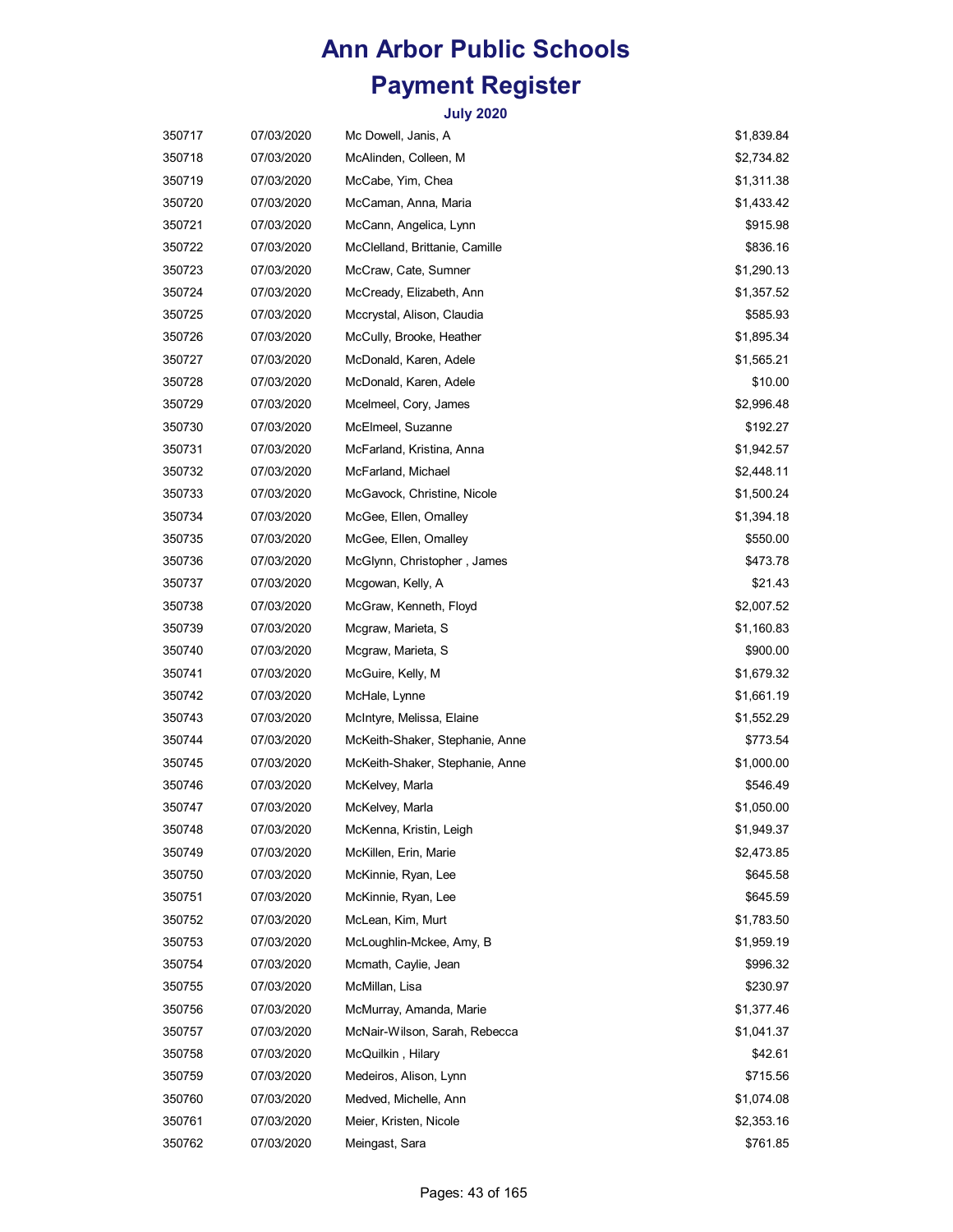# Ann Arbor Public Schools

## Payment Register

### July 2020

| | | | |
|---|---|---|---|
| 350717 | 07/03/2020 | Mc Dowell, Janis, A | $1,839.84 |
| 350718 | 07/03/2020 | McAlinden, Colleen, M | $2,734.82 |
| 350719 | 07/03/2020 | McCabe, Yim, Chea | $1,311.38 |
| 350720 | 07/03/2020 | McCaman, Anna, Maria | $1,433.42 |
| 350721 | 07/03/2020 | McCann, Angelica, Lynn | $915.98 |
| 350722 | 07/03/2020 | McClelland, Brittanie, Camille | $836.16 |
| 350723 | 07/03/2020 | McCraw, Cate, Sumner | $1,290.13 |
| 350724 | 07/03/2020 | McCready, Elizabeth, Ann | $1,357.52 |
| 350725 | 07/03/2020 | Mccrystal, Alison, Claudia | $585.93 |
| 350726 | 07/03/2020 | McCully, Brooke, Heather | $1,895.34 |
| 350727 | 07/03/2020 | McDonald, Karen, Adele | $1,565.21 |
| 350728 | 07/03/2020 | McDonald, Karen, Adele | $10.00 |
| 350729 | 07/03/2020 | Mcelmeel, Cory, James | $2,996.48 |
| 350730 | 07/03/2020 | McElmeel, Suzanne | $192.27 |
| 350731 | 07/03/2020 | McFarland, Kristina, Anna | $1,942.57 |
| 350732 | 07/03/2020 | McFarland, Michael | $2,448.11 |
| 350733 | 07/03/2020 | McGavock, Christine, Nicole | $1,500.24 |
| 350734 | 07/03/2020 | McGee, Ellen, Omalley | $1,394.18 |
| 350735 | 07/03/2020 | McGee, Ellen, Omalley | $550.00 |
| 350736 | 07/03/2020 | McGlynn, Christopher , James | $473.78 |
| 350737 | 07/03/2020 | Mcgowan, Kelly, A | $21.43 |
| 350738 | 07/03/2020 | McGraw, Kenneth, Floyd | $2,007.52 |
| 350739 | 07/03/2020 | Mcgraw, Marieta, S | $1,160.83 |
| 350740 | 07/03/2020 | Mcgraw, Marieta, S | $900.00 |
| 350741 | 07/03/2020 | McGuire, Kelly, M | $1,679.32 |
| 350742 | 07/03/2020 | McHale, Lynne | $1,661.19 |
| 350743 | 07/03/2020 | McIntyre, Melissa, Elaine | $1,552.29 |
| 350744 | 07/03/2020 | McKeith-Shaker, Stephanie, Anne | $773.54 |
| 350745 | 07/03/2020 | McKeith-Shaker, Stephanie, Anne | $1,000.00 |
| 350746 | 07/03/2020 | McKelvey, Marla | $546.49 |
| 350747 | 07/03/2020 | McKelvey, Marla | $1,050.00 |
| 350748 | 07/03/2020 | McKenna, Kristin, Leigh | $1,949.37 |
| 350749 | 07/03/2020 | McKillen, Erin, Marie | $2,473.85 |
| 350750 | 07/03/2020 | McKinnie, Ryan, Lee | $645.58 |
| 350751 | 07/03/2020 | McKinnie, Ryan, Lee | $645.59 |
| 350752 | 07/03/2020 | McLean, Kim, Murt | $1,783.50 |
| 350753 | 07/03/2020 | McLoughlin-Mckee, Amy, B | $1,959.19 |
| 350754 | 07/03/2020 | Mcmath, Caylie, Jean | $996.32 |
| 350755 | 07/03/2020 | McMillan, Lisa | $230.97 |
| 350756 | 07/03/2020 | McMurray, Amanda, Marie | $1,377.46 |
| 350757 | 07/03/2020 | McNair-Wilson, Sarah, Rebecca | $1,041.37 |
| 350758 | 07/03/2020 | McQuilkin , Hilary | $42.61 |
| 350759 | 07/03/2020 | Medeiros, Alison, Lynn | $715.56 |
| 350760 | 07/03/2020 | Medved, Michelle, Ann | $1,074.08 |
| 350761 | 07/03/2020 | Meier, Kristen, Nicole | $2,353.16 |
| 350762 | 07/03/2020 | Meingast, Sara | $761.85 |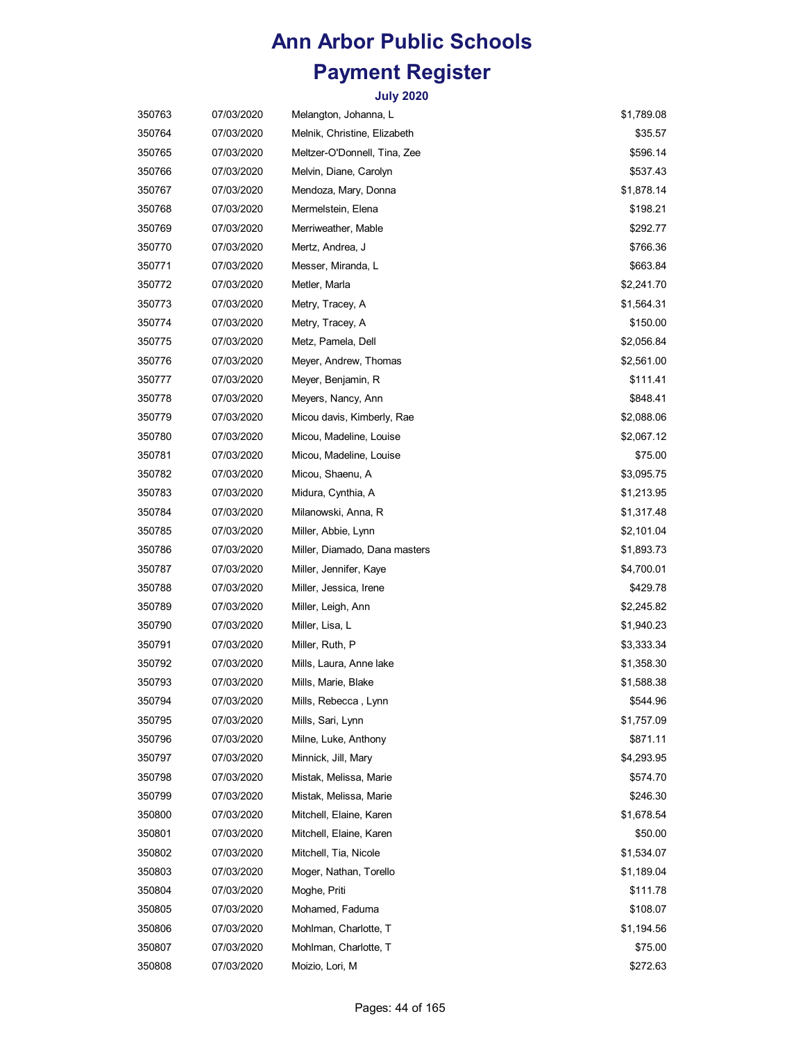# Ann Arbor Public Schools

# Payment Register

### July 2020

| | | | |
|---|---|---|---|
| 350763 | 07/03/2020 | Melangton, Johanna, L | $1,789.08 |
| 350764 | 07/03/2020 | Melnik, Christine, Elizabeth | $35.57 |
| 350765 | 07/03/2020 | Meltzer-O'Donnell, Tina, Zee | $596.14 |
| 350766 | 07/03/2020 | Melvin, Diane, Carolyn | $537.43 |
| 350767 | 07/03/2020 | Mendoza, Mary, Donna | $1,878.14 |
| 350768 | 07/03/2020 | Mermelstein, Elena | $198.21 |
| 350769 | 07/03/2020 | Merriweather, Mable | $292.77 |
| 350770 | 07/03/2020 | Mertz, Andrea, J | $766.36 |
| 350771 | 07/03/2020 | Messer, Miranda, L | $663.84 |
| 350772 | 07/03/2020 | Metler, Marla | $2,241.70 |
| 350773 | 07/03/2020 | Metry, Tracey, A | $1,564.31 |
| 350774 | 07/03/2020 | Metry, Tracey, A | $150.00 |
| 350775 | 07/03/2020 | Metz, Pamela, Dell | $2,056.84 |
| 350776 | 07/03/2020 | Meyer, Andrew, Thomas | $2,561.00 |
| 350777 | 07/03/2020 | Meyer, Benjamin, R | $111.41 |
| 350778 | 07/03/2020 | Meyers, Nancy, Ann | $848.41 |
| 350779 | 07/03/2020 | Micou davis, Kimberly, Rae | $2,088.06 |
| 350780 | 07/03/2020 | Micou, Madeline, Louise | $2,067.12 |
| 350781 | 07/03/2020 | Micou, Madeline, Louise | $75.00 |
| 350782 | 07/03/2020 | Micou, Shaenu, A | $3,095.75 |
| 350783 | 07/03/2020 | Midura, Cynthia, A | $1,213.95 |
| 350784 | 07/03/2020 | Milanowski, Anna, R | $1,317.48 |
| 350785 | 07/03/2020 | Miller, Abbie, Lynn | $2,101.04 |
| 350786 | 07/03/2020 | Miller, Diamado, Dana masters | $1,893.73 |
| 350787 | 07/03/2020 | Miller, Jennifer, Kaye | $4,700.01 |
| 350788 | 07/03/2020 | Miller, Jessica, Irene | $429.78 |
| 350789 | 07/03/2020 | Miller, Leigh, Ann | $2,245.82 |
| 350790 | 07/03/2020 | Miller, Lisa, L | $1,940.23 |
| 350791 | 07/03/2020 | Miller, Ruth, P | $3,333.34 |
| 350792 | 07/03/2020 | Mills, Laura, Anne lake | $1,358.30 |
| 350793 | 07/03/2020 | Mills, Marie, Blake | $1,588.38 |
| 350794 | 07/03/2020 | Mills, Rebecca , Lynn | $544.96 |
| 350795 | 07/03/2020 | Mills, Sari, Lynn | $1,757.09 |
| 350796 | 07/03/2020 | Milne, Luke, Anthony | $871.11 |
| 350797 | 07/03/2020 | Minnick, Jill, Mary | $4,293.95 |
| 350798 | 07/03/2020 | Mistak, Melissa, Marie | $574.70 |
| 350799 | 07/03/2020 | Mistak, Melissa, Marie | $246.30 |
| 350800 | 07/03/2020 | Mitchell, Elaine, Karen | $1,678.54 |
| 350801 | 07/03/2020 | Mitchell, Elaine, Karen | $50.00 |
| 350802 | 07/03/2020 | Mitchell, Tia, Nicole | $1,534.07 |
| 350803 | 07/03/2020 | Moger, Nathan, Torello | $1,189.04 |
| 350804 | 07/03/2020 | Moghe, Priti | $111.78 |
| 350805 | 07/03/2020 | Mohamed, Faduma | $108.07 |
| 350806 | 07/03/2020 | Mohlman, Charlotte, T | $1,194.56 |
| 350807 | 07/03/2020 | Mohlman, Charlotte, T | $75.00 |
| 350808 | 07/03/2020 | Moizio, Lori, M | $272.63 |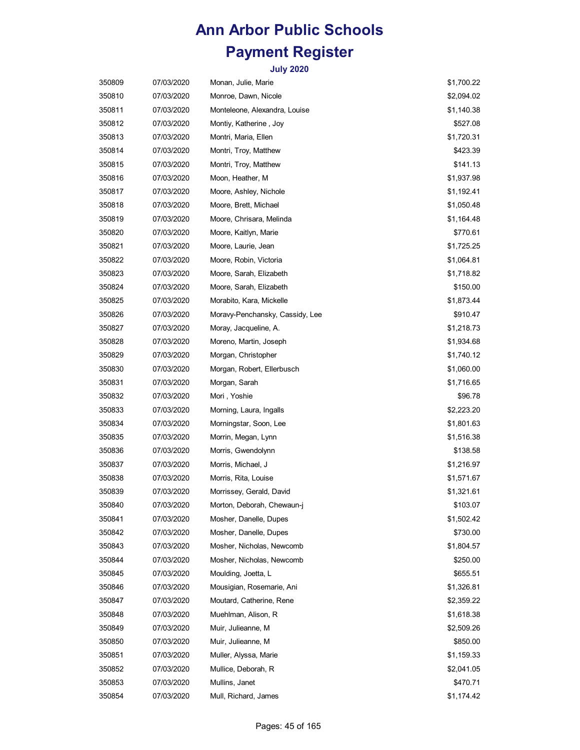# Ann Arbor Public Schools

# Payment Register

### July 2020

| | | | |
|---|---|---|---|
| 350809 | 07/03/2020 | Monan, Julie, Marie | $1,700.22 |
| 350810 | 07/03/2020 | Monroe, Dawn, Nicole | $2,094.02 |
| 350811 | 07/03/2020 | Monteleone, Alexandra, Louise | $1,140.38 |
| 350812 | 07/03/2020 | Montiy, Katherine , Joy | $527.08 |
| 350813 | 07/03/2020 | Montri, Maria, Ellen | $1,720.31 |
| 350814 | 07/03/2020 | Montri, Troy, Matthew | $423.39 |
| 350815 | 07/03/2020 | Montri, Troy, Matthew | $141.13 |
| 350816 | 07/03/2020 | Moon, Heather, M | $1,937.98 |
| 350817 | 07/03/2020 | Moore, Ashley, Nichole | $1,192.41 |
| 350818 | 07/03/2020 | Moore, Brett, Michael | $1,050.48 |
| 350819 | 07/03/2020 | Moore, Chrisara, Melinda | $1,164.48 |
| 350820 | 07/03/2020 | Moore, Kaitlyn, Marie | $770.61 |
| 350821 | 07/03/2020 | Moore, Laurie, Jean | $1,725.25 |
| 350822 | 07/03/2020 | Moore, Robin, Victoria | $1,064.81 |
| 350823 | 07/03/2020 | Moore, Sarah, Elizabeth | $1,718.82 |
| 350824 | 07/03/2020 | Moore, Sarah, Elizabeth | $150.00 |
| 350825 | 07/03/2020 | Morabito, Kara, Mickelle | $1,873.44 |
| 350826 | 07/03/2020 | Moravy-Penchansky, Cassidy, Lee | $910.47 |
| 350827 | 07/03/2020 | Moray, Jacqueline, A. | $1,218.73 |
| 350828 | 07/03/2020 | Moreno, Martin, Joseph | $1,934.68 |
| 350829 | 07/03/2020 | Morgan, Christopher | $1,740.12 |
| 350830 | 07/03/2020 | Morgan, Robert, Ellerbusch | $1,060.00 |
| 350831 | 07/03/2020 | Morgan, Sarah | $1,716.65 |
| 350832 | 07/03/2020 | Mori , Yoshie | $96.78 |
| 350833 | 07/03/2020 | Morning, Laura, Ingalls | $2,223.20 |
| 350834 | 07/03/2020 | Morningstar, Soon, Lee | $1,801.63 |
| 350835 | 07/03/2020 | Morrin, Megan, Lynn | $1,516.38 |
| 350836 | 07/03/2020 | Morris, Gwendolynn | $138.58 |
| 350837 | 07/03/2020 | Morris, Michael, J | $1,216.97 |
| 350838 | 07/03/2020 | Morris, Rita, Louise | $1,571.67 |
| 350839 | 07/03/2020 | Morrissey, Gerald, David | $1,321.61 |
| 350840 | 07/03/2020 | Morton, Deborah, Chewaun-j | $103.07 |
| 350841 | 07/03/2020 | Mosher, Danelle, Dupes | $1,502.42 |
| 350842 | 07/03/2020 | Mosher, Danelle, Dupes | $730.00 |
| 350843 | 07/03/2020 | Mosher, Nicholas, Newcomb | $1,804.57 |
| 350844 | 07/03/2020 | Mosher, Nicholas, Newcomb | $250.00 |
| 350845 | 07/03/2020 | Moulding, Joetta, L | $655.51 |
| 350846 | 07/03/2020 | Mousigian, Rosemarie, Ani | $1,326.81 |
| 350847 | 07/03/2020 | Moutard, Catherine, Rene | $2,359.22 |
| 350848 | 07/03/2020 | Muehlman, Alison, R | $1,618.38 |
| 350849 | 07/03/2020 | Muir, Julieanne, M | $2,509.26 |
| 350850 | 07/03/2020 | Muir, Julieanne, M | $850.00 |
| 350851 | 07/03/2020 | Muller, Alyssa, Marie | $1,159.33 |
| 350852 | 07/03/2020 | Mullice, Deborah, R | $2,041.05 |
| 350853 | 07/03/2020 | Mullins, Janet | $470.71 |
| 350854 | 07/03/2020 | Mull, Richard, James | $1,174.42 |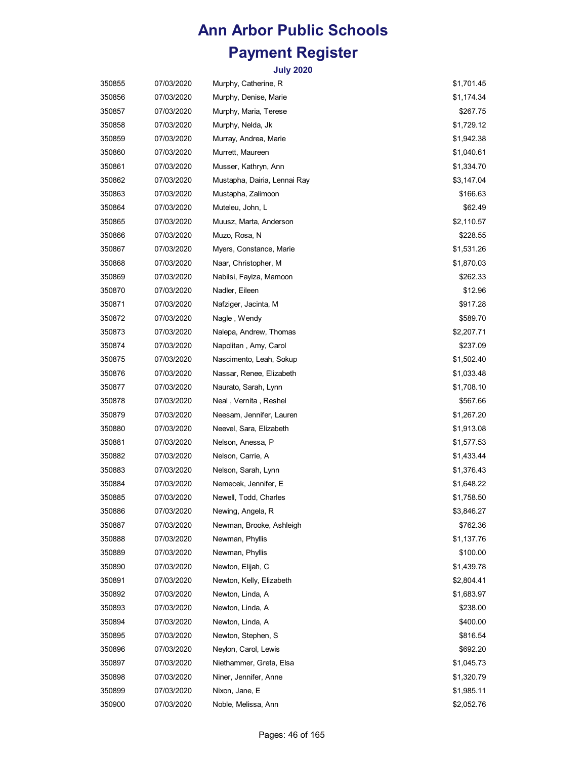# Ann Arbor Public Schools

# Payment Register

### July 2020

| | | | |
|---|---|---|---|
| 350855 | 07/03/2020 | Murphy, Catherine, R | $1,701.45 |
| 350856 | 07/03/2020 | Murphy, Denise, Marie | $1,174.34 |
| 350857 | 07/03/2020 | Murphy, Maria, Terese | $267.75 |
| 350858 | 07/03/2020 | Murphy, Nelda, Jk | $1,729.12 |
| 350859 | 07/03/2020 | Murray, Andrea, Marie | $1,942.38 |
| 350860 | 07/03/2020 | Murrett, Maureen | $1,040.61 |
| 350861 | 07/03/2020 | Musser, Kathryn, Ann | $1,334.70 |
| 350862 | 07/03/2020 | Mustapha, Dairia, Lennai Ray | $3,147.04 |
| 350863 | 07/03/2020 | Mustapha, Zalimoon | $166.63 |
| 350864 | 07/03/2020 | Muteleu, John, L | $62.49 |
| 350865 | 07/03/2020 | Muusz, Marta, Anderson | $2,110.57 |
| 350866 | 07/03/2020 | Muzo, Rosa, N | $228.55 |
| 350867 | 07/03/2020 | Myers, Constance, Marie | $1,531.26 |
| 350868 | 07/03/2020 | Naar, Christopher, M | $1,870.03 |
| 350869 | 07/03/2020 | Nabilsi, Fayiza, Mamoon | $262.33 |
| 350870 | 07/03/2020 | Nadler, Eileen | $12.96 |
| 350871 | 07/03/2020 | Nafziger, Jacinta, M | $917.28 |
| 350872 | 07/03/2020 | Nagle , Wendy | $589.70 |
| 350873 | 07/03/2020 | Nalepa, Andrew, Thomas | $2,207.71 |
| 350874 | 07/03/2020 | Napolitan , Amy, Carol | $237.09 |
| 350875 | 07/03/2020 | Nascimento, Leah, Sokup | $1,502.40 |
| 350876 | 07/03/2020 | Nassar, Renee, Elizabeth | $1,033.48 |
| 350877 | 07/03/2020 | Naurato, Sarah, Lynn | $1,708.10 |
| 350878 | 07/03/2020 | Neal , Vernita , Reshel | $567.66 |
| 350879 | 07/03/2020 | Neesam, Jennifer, Lauren | $1,267.20 |
| 350880 | 07/03/2020 | Neevel, Sara, Elizabeth | $1,913.08 |
| 350881 | 07/03/2020 | Nelson, Anessa, P | $1,577.53 |
| 350882 | 07/03/2020 | Nelson, Carrie, A | $1,433.44 |
| 350883 | 07/03/2020 | Nelson, Sarah, Lynn | $1,376.43 |
| 350884 | 07/03/2020 | Nemecek, Jennifer, E | $1,648.22 |
| 350885 | 07/03/2020 | Newell, Todd, Charles | $1,758.50 |
| 350886 | 07/03/2020 | Newing, Angela, R | $3,846.27 |
| 350887 | 07/03/2020 | Newman, Brooke, Ashleigh | $762.36 |
| 350888 | 07/03/2020 | Newman, Phyllis | $1,137.76 |
| 350889 | 07/03/2020 | Newman, Phyllis | $100.00 |
| 350890 | 07/03/2020 | Newton, Elijah, C | $1,439.78 |
| 350891 | 07/03/2020 | Newton, Kelly, Elizabeth | $2,804.41 |
| 350892 | 07/03/2020 | Newton, Linda, A | $1,683.97 |
| 350893 | 07/03/2020 | Newton, Linda, A | $238.00 |
| 350894 | 07/03/2020 | Newton, Linda, A | $400.00 |
| 350895 | 07/03/2020 | Newton, Stephen, S | $816.54 |
| 350896 | 07/03/2020 | Neylon, Carol, Lewis | $692.20 |
| 350897 | 07/03/2020 | Niethammer, Greta, Elsa | $1,045.73 |
| 350898 | 07/03/2020 | Niner, Jennifer, Anne | $1,320.79 |
| 350899 | 07/03/2020 | Nixon, Jane, E | $1,985.11 |
| 350900 | 07/03/2020 | Noble, Melissa, Ann | $2,052.76 |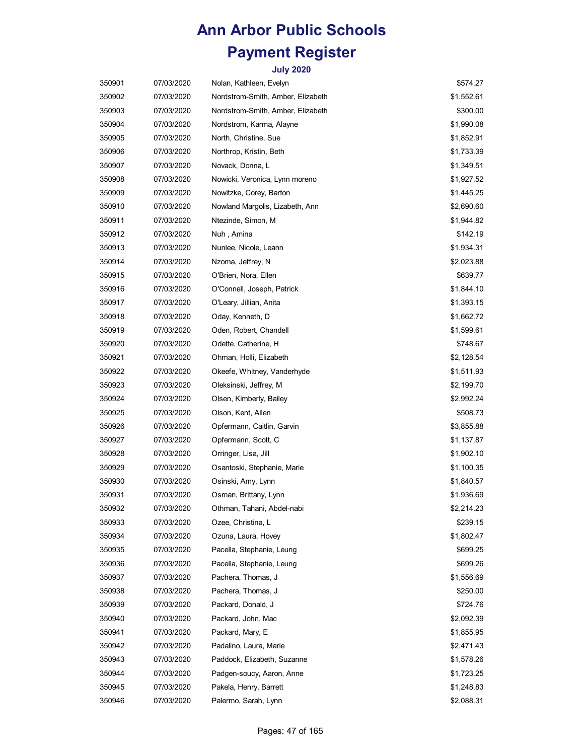# Ann Arbor Public Schools

# Payment Register

### July 2020

| | | | |
|---|---|---|---|
| 350901 | 07/03/2020 | Nolan, Kathleen, Evelyn | $574.27 |
| 350902 | 07/03/2020 | Nordstrom-Smith, Amber, Elizabeth | $1,552.61 |
| 350903 | 07/03/2020 | Nordstrom-Smith, Amber, Elizabeth | $300.00 |
| 350904 | 07/03/2020 | Nordstrom, Karma, Alayne | $1,990.08 |
| 350905 | 07/03/2020 | North, Christine, Sue | $1,852.91 |
| 350906 | 07/03/2020 | Northrop, Kristin, Beth | $1,733.39 |
| 350907 | 07/03/2020 | Novack, Donna, L | $1,349.51 |
| 350908 | 07/03/2020 | Nowicki, Veronica, Lynn moreno | $1,927.52 |
| 350909 | 07/03/2020 | Nowitzke, Corey, Barton | $1,445.25 |
| 350910 | 07/03/2020 | Nowland Margolis, Lizabeth, Ann | $2,690.60 |
| 350911 | 07/03/2020 | Ntezinde, Simon, M | $1,944.82 |
| 350912 | 07/03/2020 | Nuh , Amina | $142.19 |
| 350913 | 07/03/2020 | Nunlee, Nicole, Leann | $1,934.31 |
| 350914 | 07/03/2020 | Nzoma, Jeffrey, N | $2,023.88 |
| 350915 | 07/03/2020 | O'Brien, Nora, Ellen | $639.77 |
| 350916 | 07/03/2020 | O'Connell, Joseph, Patrick | $1,844.10 |
| 350917 | 07/03/2020 | O'Leary, Jillian, Anita | $1,393.15 |
| 350918 | 07/03/2020 | Oday, Kenneth, D | $1,662.72 |
| 350919 | 07/03/2020 | Oden, Robert, Chandell | $1,599.61 |
| 350920 | 07/03/2020 | Odette, Catherine, H | $748.67 |
| 350921 | 07/03/2020 | Ohman, Holli, Elizabeth | $2,128.54 |
| 350922 | 07/03/2020 | Okeefe, Whitney, Vanderhyde | $1,511.93 |
| 350923 | 07/03/2020 | Oleksinski, Jeffrey, M | $2,199.70 |
| 350924 | 07/03/2020 | Olsen, Kimberly, Bailey | $2,992.24 |
| 350925 | 07/03/2020 | Olson, Kent, Allen | $508.73 |
| 350926 | 07/03/2020 | Opfermann, Caitlin, Garvin | $3,855.88 |
| 350927 | 07/03/2020 | Opfermann, Scott, C | $1,137.87 |
| 350928 | 07/03/2020 | Orringer, Lisa, Jill | $1,902.10 |
| 350929 | 07/03/2020 | Osantoski, Stephanie, Marie | $1,100.35 |
| 350930 | 07/03/2020 | Osinski, Amy, Lynn | $1,840.57 |
| 350931 | 07/03/2020 | Osman, Brittany, Lynn | $1,936.69 |
| 350932 | 07/03/2020 | Othman, Tahani, Abdel-nabi | $2,214.23 |
| 350933 | 07/03/2020 | Ozee, Christina, L | $239.15 |
| 350934 | 07/03/2020 | Ozuna, Laura, Hovey | $1,802.47 |
| 350935 | 07/03/2020 | Pacella, Stephanie, Leung | $699.25 |
| 350936 | 07/03/2020 | Pacella, Stephanie, Leung | $699.26 |
| 350937 | 07/03/2020 | Pachera, Thomas, J | $1,556.69 |
| 350938 | 07/03/2020 | Pachera, Thomas, J | $250.00 |
| 350939 | 07/03/2020 | Packard, Donald, J | $724.76 |
| 350940 | 07/03/2020 | Packard, John, Mac | $2,092.39 |
| 350941 | 07/03/2020 | Packard, Mary, E | $1,855.95 |
| 350942 | 07/03/2020 | Padalino, Laura, Marie | $2,471.43 |
| 350943 | 07/03/2020 | Paddock, Elizabeth, Suzanne | $1,578.26 |
| 350944 | 07/03/2020 | Padgen-soucy, Aaron, Anne | $1,723.25 |
| 350945 | 07/03/2020 | Pakela, Henry, Barrett | $1,248.83 |
| 350946 | 07/03/2020 | Palermo, Sarah, Lynn | $2,088.31 |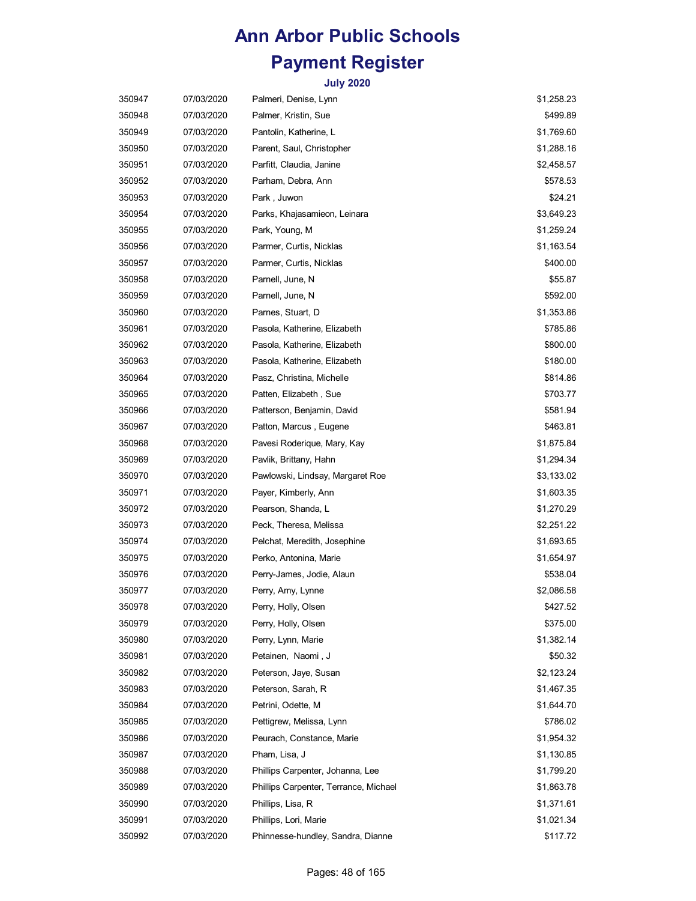# Ann Arbor Public Schools

# Payment Register

### July 2020

| | | | |
|---|---|---|---|
| 350947 | 07/03/2020 | Palmeri, Denise, Lynn | $1,258.23 |
| 350948 | 07/03/2020 | Palmer, Kristin, Sue | $499.89 |
| 350949 | 07/03/2020 | Pantolin, Katherine, L | $1,769.60 |
| 350950 | 07/03/2020 | Parent, Saul, Christopher | $1,288.16 |
| 350951 | 07/03/2020 | Parfitt, Claudia, Janine | $2,458.57 |
| 350952 | 07/03/2020 | Parham, Debra, Ann | $578.53 |
| 350953 | 07/03/2020 | Park , Juwon | $24.21 |
| 350954 | 07/03/2020 | Parks, Khajasamieon, Leinara | $3,649.23 |
| 350955 | 07/03/2020 | Park, Young, M | $1,259.24 |
| 350956 | 07/03/2020 | Parmer, Curtis, Nicklas | $1,163.54 |
| 350957 | 07/03/2020 | Parmer, Curtis, Nicklas | $400.00 |
| 350958 | 07/03/2020 | Parnell, June, N | $55.87 |
| 350959 | 07/03/2020 | Parnell, June, N | $592.00 |
| 350960 | 07/03/2020 | Parnes, Stuart, D | $1,353.86 |
| 350961 | 07/03/2020 | Pasola, Katherine, Elizabeth | $785.86 |
| 350962 | 07/03/2020 | Pasola, Katherine, Elizabeth | $800.00 |
| 350963 | 07/03/2020 | Pasola, Katherine, Elizabeth | $180.00 |
| 350964 | 07/03/2020 | Pasz, Christina, Michelle | $814.86 |
| 350965 | 07/03/2020 | Patten, Elizabeth , Sue | $703.77 |
| 350966 | 07/03/2020 | Patterson, Benjamin, David | $581.94 |
| 350967 | 07/03/2020 | Patton, Marcus , Eugene | $463.81 |
| 350968 | 07/03/2020 | Pavesi Roderique, Mary, Kay | $1,875.84 |
| 350969 | 07/03/2020 | Pavlik, Brittany, Hahn | $1,294.34 |
| 350970 | 07/03/2020 | Pawlowski, Lindsay, Margaret Roe | $3,133.02 |
| 350971 | 07/03/2020 | Payer, Kimberly, Ann | $1,603.35 |
| 350972 | 07/03/2020 | Pearson, Shanda, L | $1,270.29 |
| 350973 | 07/03/2020 | Peck, Theresa, Melissa | $2,251.22 |
| 350974 | 07/03/2020 | Pelchat, Meredith, Josephine | $1,693.65 |
| 350975 | 07/03/2020 | Perko, Antonina, Marie | $1,654.97 |
| 350976 | 07/03/2020 | Perry-James, Jodie, Alaun | $538.04 |
| 350977 | 07/03/2020 | Perry, Amy, Lynne | $2,086.58 |
| 350978 | 07/03/2020 | Perry, Holly, Olsen | $427.52 |
| 350979 | 07/03/2020 | Perry, Holly, Olsen | $375.00 |
| 350980 | 07/03/2020 | Perry, Lynn, Marie | $1,382.14 |
| 350981 | 07/03/2020 | Petainen, Naomi , J | $50.32 |
| 350982 | 07/03/2020 | Peterson, Jaye, Susan | $2,123.24 |
| 350983 | 07/03/2020 | Peterson, Sarah, R | $1,467.35 |
| 350984 | 07/03/2020 | Petrini, Odette, M | $1,644.70 |
| 350985 | 07/03/2020 | Pettigrew, Melissa, Lynn | $786.02 |
| 350986 | 07/03/2020 | Peurach, Constance, Marie | $1,954.32 |
| 350987 | 07/03/2020 | Pham, Lisa, J | $1,130.85 |
| 350988 | 07/03/2020 | Phillips Carpenter, Johanna, Lee | $1,799.20 |
| 350989 | 07/03/2020 | Phillips Carpenter, Terrance, Michael | $1,863.78 |
| 350990 | 07/03/2020 | Phillips, Lisa, R | $1,371.61 |
| 350991 | 07/03/2020 | Phillips, Lori, Marie | $1,021.34 |
| 350992 | 07/03/2020 | Phinnesse-hundley, Sandra, Dianne | $117.72 |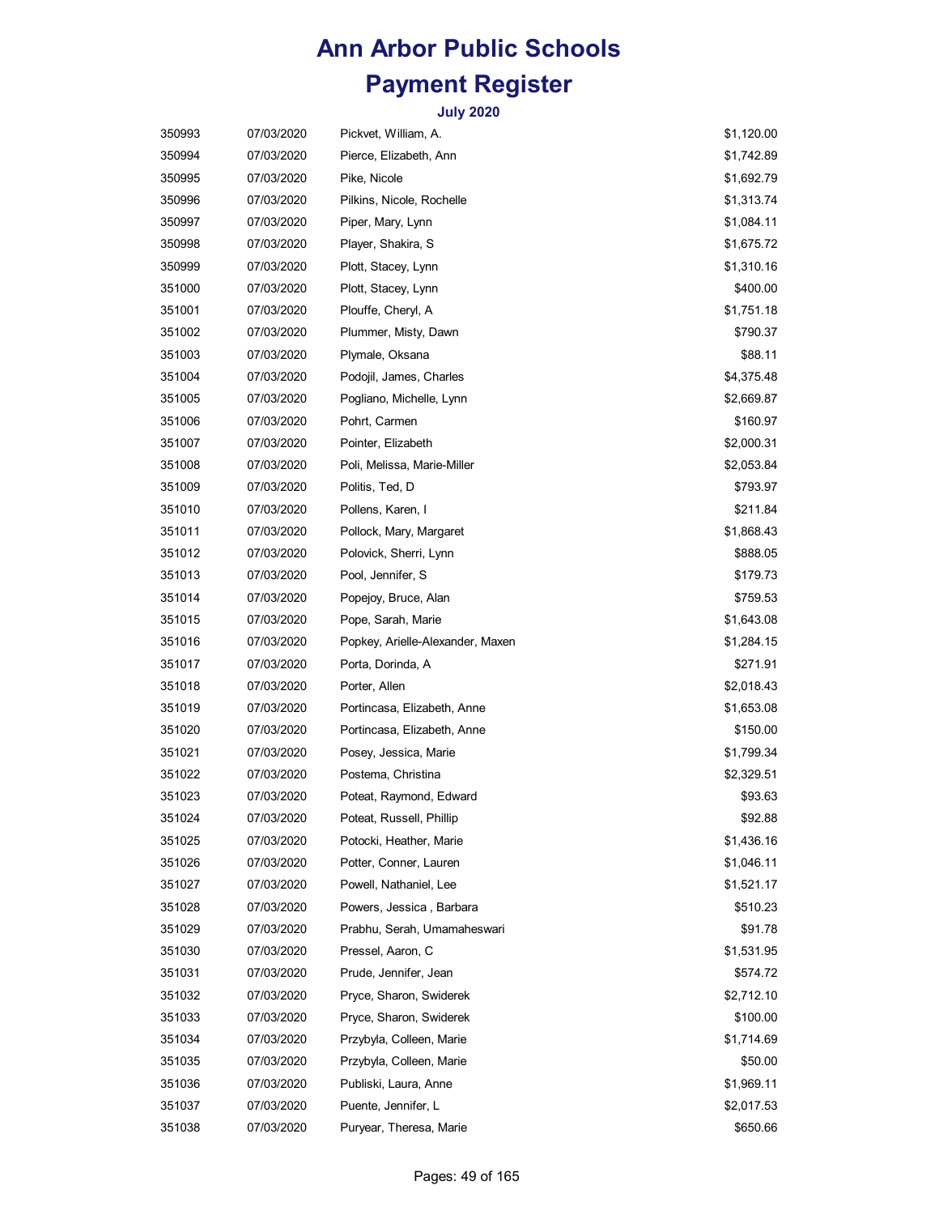# Ann Arbor Public Schools

# Payment Register

### July 2020

| | | | |
|---|---|---|---|
| 350993 | 07/03/2020 | Pickvet, William, A. | $1,120.00 |
| 350994 | 07/03/2020 | Pierce, Elizabeth, Ann | $1,742.89 |
| 350995 | 07/03/2020 | Pike, Nicole | $1,692.79 |
| 350996 | 07/03/2020 | Pilkins, Nicole, Rochelle | $1,313.74 |
| 350997 | 07/03/2020 | Piper, Mary, Lynn | $1,084.11 |
| 350998 | 07/03/2020 | Player, Shakira, S | $1,675.72 |
| 350999 | 07/03/2020 | Plott, Stacey, Lynn | $1,310.16 |
| 351000 | 07/03/2020 | Plott, Stacey, Lynn | $400.00 |
| 351001 | 07/03/2020 | Plouffe, Cheryl, A | $1,751.18 |
| 351002 | 07/03/2020 | Plummer, Misty, Dawn | $790.37 |
| 351003 | 07/03/2020 | Plymale, Oksana | $88.11 |
| 351004 | 07/03/2020 | Podojil, James, Charles | $4,375.48 |
| 351005 | 07/03/2020 | Pogliano, Michelle, Lynn | $2,669.87 |
| 351006 | 07/03/2020 | Pohrt, Carmen | $160.97 |
| 351007 | 07/03/2020 | Pointer, Elizabeth | $2,000.31 |
| 351008 | 07/03/2020 | Poli, Melissa, Marie-Miller | $2,053.84 |
| 351009 | 07/03/2020 | Politis, Ted, D | $793.97 |
| 351010 | 07/03/2020 | Pollens, Karen, I | $211.84 |
| 351011 | 07/03/2020 | Pollock, Mary, Margaret | $1,868.43 |
| 351012 | 07/03/2020 | Polovick, Sherri, Lynn | $888.05 |
| 351013 | 07/03/2020 | Pool, Jennifer, S | $179.73 |
| 351014 | 07/03/2020 | Popejoy, Bruce, Alan | $759.53 |
| 351015 | 07/03/2020 | Pope, Sarah, Marie | $1,643.08 |
| 351016 | 07/03/2020 | Popkey, Arielle-Alexander, Maxen | $1,284.15 |
| 351017 | 07/03/2020 | Porta, Dorinda, A | $271.91 |
| 351018 | 07/03/2020 | Porter, Allen | $2,018.43 |
| 351019 | 07/03/2020 | Portincasa, Elizabeth, Anne | $1,653.08 |
| 351020 | 07/03/2020 | Portincasa, Elizabeth, Anne | $150.00 |
| 351021 | 07/03/2020 | Posey, Jessica, Marie | $1,799.34 |
| 351022 | 07/03/2020 | Postema, Christina | $2,329.51 |
| 351023 | 07/03/2020 | Poteat, Raymond, Edward | $93.63 |
| 351024 | 07/03/2020 | Poteat, Russell, Phillip | $92.88 |
| 351025 | 07/03/2020 | Potocki, Heather, Marie | $1,436.16 |
| 351026 | 07/03/2020 | Potter, Conner, Lauren | $1,046.11 |
| 351027 | 07/03/2020 | Powell, Nathaniel, Lee | $1,521.17 |
| 351028 | 07/03/2020 | Powers, Jessica , Barbara | $510.23 |
| 351029 | 07/03/2020 | Prabhu, Serah, Umamaheswari | $91.78 |
| 351030 | 07/03/2020 | Pressel, Aaron, C | $1,531.95 |
| 351031 | 07/03/2020 | Prude, Jennifer, Jean | $574.72 |
| 351032 | 07/03/2020 | Pryce, Sharon, Swiderek | $2,712.10 |
| 351033 | 07/03/2020 | Pryce, Sharon, Swiderek | $100.00 |
| 351034 | 07/03/2020 | Przybyla, Colleen, Marie | $1,714.69 |
| 351035 | 07/03/2020 | Przybyla, Colleen, Marie | $50.00 |
| 351036 | 07/03/2020 | Publiski, Laura, Anne | $1,969.11 |
| 351037 | 07/03/2020 | Puente, Jennifer, L | $2,017.53 |
| 351038 | 07/03/2020 | Puryear, Theresa, Marie | $650.66 |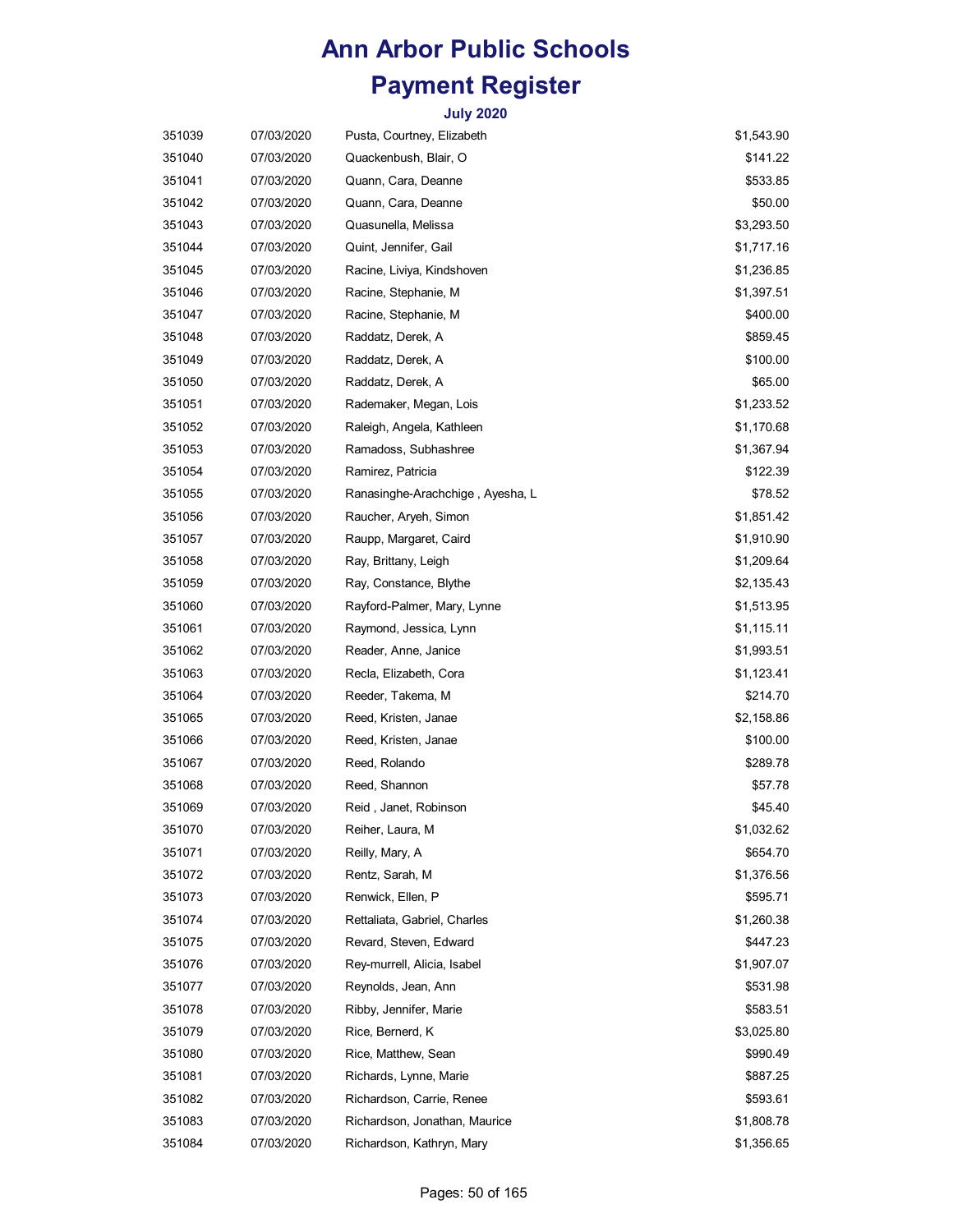# Ann Arbor Public Schools

# Payment Register

### July 2020

| | | | |
|---|---|---|---|
| 351039 | 07/03/2020 | Pusta, Courtney, Elizabeth | $1,543.90 |
| 351040 | 07/03/2020 | Quackenbush, Blair, O | $141.22 |
| 351041 | 07/03/2020 | Quann, Cara, Deanne | $533.85 |
| 351042 | 07/03/2020 | Quann, Cara, Deanne | $50.00 |
| 351043 | 07/03/2020 | Quasunella, Melissa | $3,293.50 |
| 351044 | 07/03/2020 | Quint, Jennifer, Gail | $1,717.16 |
| 351045 | 07/03/2020 | Racine, Liviya, Kindshoven | $1,236.85 |
| 351046 | 07/03/2020 | Racine, Stephanie, M | $1,397.51 |
| 351047 | 07/03/2020 | Racine, Stephanie, M | $400.00 |
| 351048 | 07/03/2020 | Raddatz, Derek, A | $859.45 |
| 351049 | 07/03/2020 | Raddatz, Derek, A | $100.00 |
| 351050 | 07/03/2020 | Raddatz, Derek, A | $65.00 |
| 351051 | 07/03/2020 | Rademaker, Megan, Lois | $1,233.52 |
| 351052 | 07/03/2020 | Raleigh, Angela, Kathleen | $1,170.68 |
| 351053 | 07/03/2020 | Ramadoss, Subhashree | $1,367.94 |
| 351054 | 07/03/2020 | Ramirez, Patricia | $122.39 |
| 351055 | 07/03/2020 | Ranasinghe-Arachchige , Ayesha, L | $78.52 |
| 351056 | 07/03/2020 | Raucher, Aryeh, Simon | $1,851.42 |
| 351057 | 07/03/2020 | Raupp, Margaret, Caird | $1,910.90 |
| 351058 | 07/03/2020 | Ray, Brittany, Leigh | $1,209.64 |
| 351059 | 07/03/2020 | Ray, Constance, Blythe | $2,135.43 |
| 351060 | 07/03/2020 | Rayford-Palmer, Mary, Lynne | $1,513.95 |
| 351061 | 07/03/2020 | Raymond, Jessica, Lynn | $1,115.11 |
| 351062 | 07/03/2020 | Reader, Anne, Janice | $1,993.51 |
| 351063 | 07/03/2020 | Recla, Elizabeth, Cora | $1,123.41 |
| 351064 | 07/03/2020 | Reeder, Takema, M | $214.70 |
| 351065 | 07/03/2020 | Reed, Kristen, Janae | $2,158.86 |
| 351066 | 07/03/2020 | Reed, Kristen, Janae | $100.00 |
| 351067 | 07/03/2020 | Reed, Rolando | $289.78 |
| 351068 | 07/03/2020 | Reed, Shannon | $57.78 |
| 351069 | 07/03/2020 | Reid , Janet, Robinson | $45.40 |
| 351070 | 07/03/2020 | Reiher, Laura, M | $1,032.62 |
| 351071 | 07/03/2020 | Reilly, Mary, A | $654.70 |
| 351072 | 07/03/2020 | Rentz, Sarah, M | $1,376.56 |
| 351073 | 07/03/2020 | Renwick, Ellen, P | $595.71 |
| 351074 | 07/03/2020 | Rettaliata, Gabriel, Charles | $1,260.38 |
| 351075 | 07/03/2020 | Revard, Steven, Edward | $447.23 |
| 351076 | 07/03/2020 | Rey-murrell, Alicia, Isabel | $1,907.07 |
| 351077 | 07/03/2020 | Reynolds, Jean, Ann | $531.98 |
| 351078 | 07/03/2020 | Ribby, Jennifer, Marie | $583.51 |
| 351079 | 07/03/2020 | Rice, Bernerd, K | $3,025.80 |
| 351080 | 07/03/2020 | Rice, Matthew, Sean | $990.49 |
| 351081 | 07/03/2020 | Richards, Lynne, Marie | $887.25 |
| 351082 | 07/03/2020 | Richardson, Carrie, Renee | $593.61 |
| 351083 | 07/03/2020 | Richardson, Jonathan, Maurice | $1,808.78 |
| 351084 | 07/03/2020 | Richardson, Kathryn, Mary | $1,356.65 |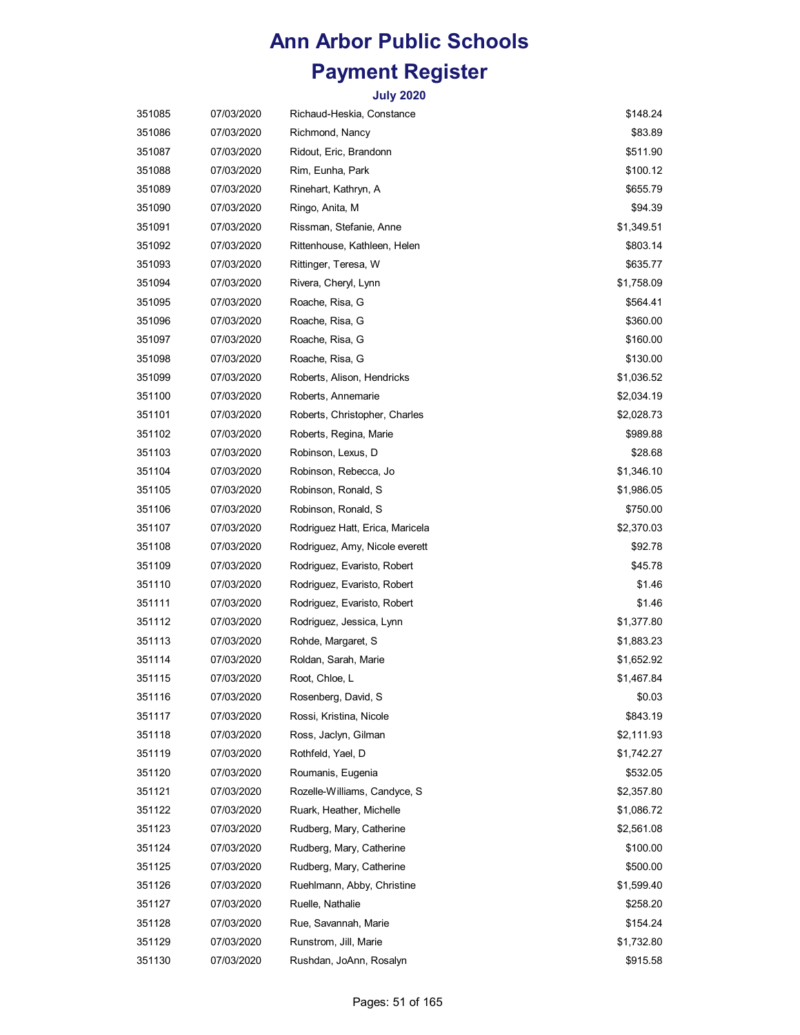# Ann Arbor Public Schools
# Payment Register
### July 2020

| | | | |
|---|---|---|---|
| 351085 | 07/03/2020 | Richaud-Heskia, Constance | $148.24 |
| 351086 | 07/03/2020 | Richmond, Nancy | $83.89 |
| 351087 | 07/03/2020 | Ridout, Eric, Brandonn | $511.90 |
| 351088 | 07/03/2020 | Rim, Eunha, Park | $100.12 |
| 351089 | 07/03/2020 | Rinehart, Kathryn, A | $655.79 |
| 351090 | 07/03/2020 | Ringo, Anita, M | $94.39 |
| 351091 | 07/03/2020 | Rissman, Stefanie, Anne | $1,349.51 |
| 351092 | 07/03/2020 | Rittenhouse, Kathleen, Helen | $803.14 |
| 351093 | 07/03/2020 | Rittinger, Teresa, W | $635.77 |
| 351094 | 07/03/2020 | Rivera, Cheryl, Lynn | $1,758.09 |
| 351095 | 07/03/2020 | Roache, Risa, G | $564.41 |
| 351096 | 07/03/2020 | Roache, Risa, G | $360.00 |
| 351097 | 07/03/2020 | Roache, Risa, G | $160.00 |
| 351098 | 07/03/2020 | Roache, Risa, G | $130.00 |
| 351099 | 07/03/2020 | Roberts, Alison, Hendricks | $1,036.52 |
| 351100 | 07/03/2020 | Roberts, Annemarie | $2,034.19 |
| 351101 | 07/03/2020 | Roberts, Christopher, Charles | $2,028.73 |
| 351102 | 07/03/2020 | Roberts, Regina, Marie | $989.88 |
| 351103 | 07/03/2020 | Robinson, Lexus, D | $28.68 |
| 351104 | 07/03/2020 | Robinson, Rebecca, Jo | $1,346.10 |
| 351105 | 07/03/2020 | Robinson, Ronald, S | $1,986.05 |
| 351106 | 07/03/2020 | Robinson, Ronald, S | $750.00 |
| 351107 | 07/03/2020 | Rodriguez Hatt, Erica, Maricela | $2,370.03 |
| 351108 | 07/03/2020 | Rodriguez, Amy, Nicole everett | $92.78 |
| 351109 | 07/03/2020 | Rodriguez, Evaristo, Robert | $45.78 |
| 351110 | 07/03/2020 | Rodriguez, Evaristo, Robert | $1.46 |
| 351111 | 07/03/2020 | Rodriguez, Evaristo, Robert | $1.46 |
| 351112 | 07/03/2020 | Rodriguez, Jessica, Lynn | $1,377.80 |
| 351113 | 07/03/2020 | Rohde, Margaret, S | $1,883.23 |
| 351114 | 07/03/2020 | Roldan, Sarah, Marie | $1,652.92 |
| 351115 | 07/03/2020 | Root, Chloe, L | $1,467.84 |
| 351116 | 07/03/2020 | Rosenberg, David, S | $0.03 |
| 351117 | 07/03/2020 | Rossi, Kristina, Nicole | $843.19 |
| 351118 | 07/03/2020 | Ross, Jaclyn, Gilman | $2,111.93 |
| 351119 | 07/03/2020 | Rothfeld, Yael, D | $1,742.27 |
| 351120 | 07/03/2020 | Roumanis, Eugenia | $532.05 |
| 351121 | 07/03/2020 | Rozelle-Williams, Candyce, S | $2,357.80 |
| 351122 | 07/03/2020 | Ruark, Heather, Michelle | $1,086.72 |
| 351123 | 07/03/2020 | Rudberg, Mary, Catherine | $2,561.08 |
| 351124 | 07/03/2020 | Rudberg, Mary, Catherine | $100.00 |
| 351125 | 07/03/2020 | Rudberg, Mary, Catherine | $500.00 |
| 351126 | 07/03/2020 | Ruehlmann, Abby, Christine | $1,599.40 |
| 351127 | 07/03/2020 | Ruelle, Nathalie | $258.20 |
| 351128 | 07/03/2020 | Rue, Savannah, Marie | $154.24 |
| 351129 | 07/03/2020 | Runstrom, Jill, Marie | $1,732.80 |
| 351130 | 07/03/2020 | Rushdan, JoAnn, Rosalyn | $915.58 |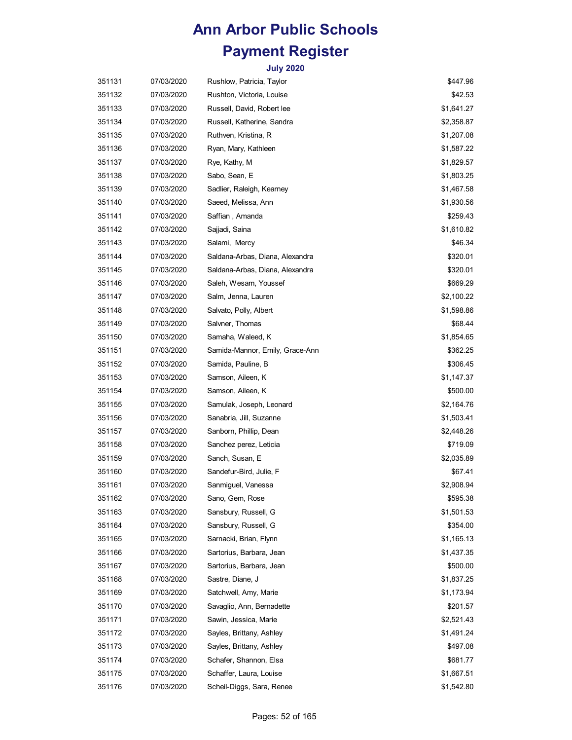# Ann Arbor Public Schools

# Payment Register

### July 2020

| | | | |
|---|---|---|---|
| 351131 | 07/03/2020 | Rushlow, Patricia, Taylor | $447.96 |
| 351132 | 07/03/2020 | Rushton, Victoria, Louise | $42.53 |
| 351133 | 07/03/2020 | Russell, David, Robert lee | $1,641.27 |
| 351134 | 07/03/2020 | Russell, Katherine, Sandra | $2,358.87 |
| 351135 | 07/03/2020 | Ruthven, Kristina, R | $1,207.08 |
| 351136 | 07/03/2020 | Ryan, Mary, Kathleen | $1,587.22 |
| 351137 | 07/03/2020 | Rye, Kathy, M | $1,829.57 |
| 351138 | 07/03/2020 | Sabo, Sean, E | $1,803.25 |
| 351139 | 07/03/2020 | Sadlier, Raleigh, Kearney | $1,467.58 |
| 351140 | 07/03/2020 | Saeed, Melissa, Ann | $1,930.56 |
| 351141 | 07/03/2020 | Saffian , Amanda | $259.43 |
| 351142 | 07/03/2020 | Sajjadi, Saina | $1,610.82 |
| 351143 | 07/03/2020 | Salami,  Mercy | $46.34 |
| 351144 | 07/03/2020 | Saldana-Arbas, Diana, Alexandra | $320.01 |
| 351145 | 07/03/2020 | Saldana-Arbas, Diana, Alexandra | $320.01 |
| 351146 | 07/03/2020 | Saleh, Wesam, Youssef | $669.29 |
| 351147 | 07/03/2020 | Salm, Jenna, Lauren | $2,100.22 |
| 351148 | 07/03/2020 | Salvato, Polly, Albert | $1,598.86 |
| 351149 | 07/03/2020 | Salvner, Thomas | $68.44 |
| 351150 | 07/03/2020 | Samaha, Waleed, K | $1,854.65 |
| 351151 | 07/03/2020 | Samida-Mannor, Emily, Grace-Ann | $362.25 |
| 351152 | 07/03/2020 | Samida, Pauline, B | $306.45 |
| 351153 | 07/03/2020 | Samson, Aileen, K | $1,147.37 |
| 351154 | 07/03/2020 | Samson, Aileen, K | $500.00 |
| 351155 | 07/03/2020 | Samulak, Joseph, Leonard | $2,164.76 |
| 351156 | 07/03/2020 | Sanabria, Jill, Suzanne | $1,503.41 |
| 351157 | 07/03/2020 | Sanborn, Phillip, Dean | $2,448.26 |
| 351158 | 07/03/2020 | Sanchez perez, Leticia | $719.09 |
| 351159 | 07/03/2020 | Sanch, Susan, E | $2,035.89 |
| 351160 | 07/03/2020 | Sandefur-Bird, Julie, F | $67.41 |
| 351161 | 07/03/2020 | Sanmiguel, Vanessa | $2,908.94 |
| 351162 | 07/03/2020 | Sano, Gem, Rose | $595.38 |
| 351163 | 07/03/2020 | Sansbury, Russell, G | $1,501.53 |
| 351164 | 07/03/2020 | Sansbury, Russell, G | $354.00 |
| 351165 | 07/03/2020 | Sarnacki, Brian, Flynn | $1,165.13 |
| 351166 | 07/03/2020 | Sartorius, Barbara, Jean | $1,437.35 |
| 351167 | 07/03/2020 | Sartorius, Barbara, Jean | $500.00 |
| 351168 | 07/03/2020 | Sastre, Diane, J | $1,837.25 |
| 351169 | 07/03/2020 | Satchwell, Amy, Marie | $1,173.94 |
| 351170 | 07/03/2020 | Savaglio, Ann, Bernadette | $201.57 |
| 351171 | 07/03/2020 | Sawin, Jessica, Marie | $2,521.43 |
| 351172 | 07/03/2020 | Sayles, Brittany, Ashley | $1,491.24 |
| 351173 | 07/03/2020 | Sayles, Brittany, Ashley | $497.08 |
| 351174 | 07/03/2020 | Schafer, Shannon, Elsa | $681.77 |
| 351175 | 07/03/2020 | Schaffer, Laura, Louise | $1,667.51 |
| 351176 | 07/03/2020 | Scheil-Diggs, Sara, Renee | $1,542.80 |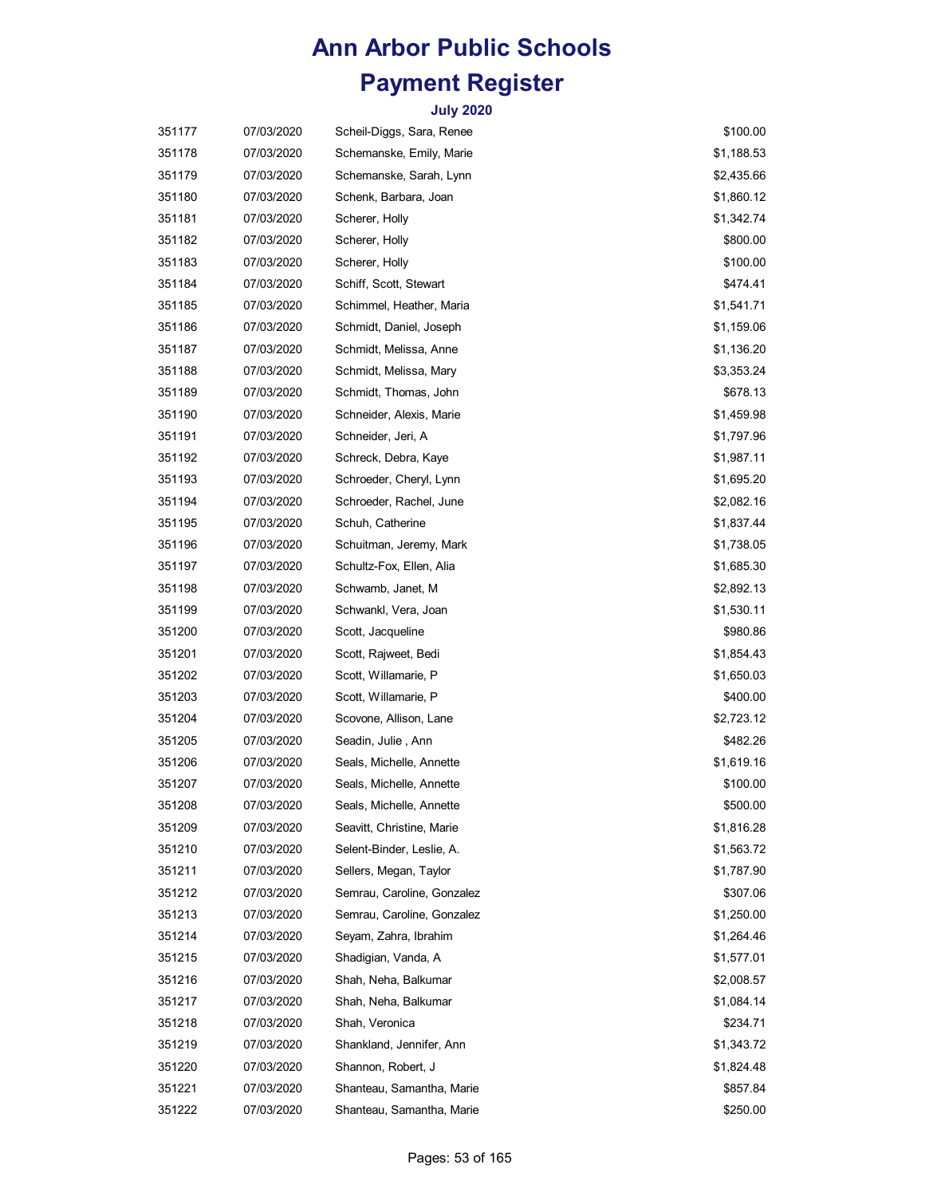# Ann Arbor Public Schools
# Payment Register

### July 2020

| | | | |
|---|---|---|---|
| 351177 | 07/03/2020 | Scheil-Diggs, Sara, Renee | $100.00 |
| 351178 | 07/03/2020 | Schemanske, Emily, Marie | $1,188.53 |
| 351179 | 07/03/2020 | Schemanske, Sarah, Lynn | $2,435.66 |
| 351180 | 07/03/2020 | Schenk, Barbara, Joan | $1,860.12 |
| 351181 | 07/03/2020 | Scherer, Holly | $1,342.74 |
| 351182 | 07/03/2020 | Scherer, Holly | $800.00 |
| 351183 | 07/03/2020 | Scherer, Holly | $100.00 |
| 351184 | 07/03/2020 | Schiff, Scott, Stewart | $474.41 |
| 351185 | 07/03/2020 | Schimmel, Heather, Maria | $1,541.71 |
| 351186 | 07/03/2020 | Schmidt, Daniel, Joseph | $1,159.06 |
| 351187 | 07/03/2020 | Schmidt, Melissa, Anne | $1,136.20 |
| 351188 | 07/03/2020 | Schmidt, Melissa, Mary | $3,353.24 |
| 351189 | 07/03/2020 | Schmidt, Thomas, John | $678.13 |
| 351190 | 07/03/2020 | Schneider, Alexis, Marie | $1,459.98 |
| 351191 | 07/03/2020 | Schneider, Jeri, A | $1,797.96 |
| 351192 | 07/03/2020 | Schreck, Debra, Kaye | $1,987.11 |
| 351193 | 07/03/2020 | Schroeder, Cheryl, Lynn | $1,695.20 |
| 351194 | 07/03/2020 | Schroeder, Rachel, June | $2,082.16 |
| 351195 | 07/03/2020 | Schuh, Catherine | $1,837.44 |
| 351196 | 07/03/2020 | Schuitman, Jeremy, Mark | $1,738.05 |
| 351197 | 07/03/2020 | Schultz-Fox, Ellen, Alia | $1,685.30 |
| 351198 | 07/03/2020 | Schwamb, Janet, M | $2,892.13 |
| 351199 | 07/03/2020 | Schwankl, Vera, Joan | $1,530.11 |
| 351200 | 07/03/2020 | Scott, Jacqueline | $980.86 |
| 351201 | 07/03/2020 | Scott, Rajweet, Bedi | $1,854.43 |
| 351202 | 07/03/2020 | Scott, Willamarie, P | $1,650.03 |
| 351203 | 07/03/2020 | Scott, Willamarie, P | $400.00 |
| 351204 | 07/03/2020 | Scovone, Allison, Lane | $2,723.12 |
| 351205 | 07/03/2020 | Seadin, Julie , Ann | $482.26 |
| 351206 | 07/03/2020 | Seals, Michelle, Annette | $1,619.16 |
| 351207 | 07/03/2020 | Seals, Michelle, Annette | $100.00 |
| 351208 | 07/03/2020 | Seals, Michelle, Annette | $500.00 |
| 351209 | 07/03/2020 | Seavitt, Christine, Marie | $1,816.28 |
| 351210 | 07/03/2020 | Selent-Binder, Leslie, A. | $1,563.72 |
| 351211 | 07/03/2020 | Sellers, Megan, Taylor | $1,787.90 |
| 351212 | 07/03/2020 | Semrau, Caroline, Gonzalez | $307.06 |
| 351213 | 07/03/2020 | Semrau, Caroline, Gonzalez | $1,250.00 |
| 351214 | 07/03/2020 | Seyam, Zahra, Ibrahim | $1,264.46 |
| 351215 | 07/03/2020 | Shadigian, Vanda, A | $1,577.01 |
| 351216 | 07/03/2020 | Shah, Neha, Balkumar | $2,008.57 |
| 351217 | 07/03/2020 | Shah, Neha, Balkumar | $1,084.14 |
| 351218 | 07/03/2020 | Shah, Veronica | $234.71 |
| 351219 | 07/03/2020 | Shankland, Jennifer, Ann | $1,343.72 |
| 351220 | 07/03/2020 | Shannon, Robert, J | $1,824.48 |
| 351221 | 07/03/2020 | Shanteau, Samantha, Marie | $857.84 |
| 351222 | 07/03/2020 | Shanteau, Samantha, Marie | $250.00 |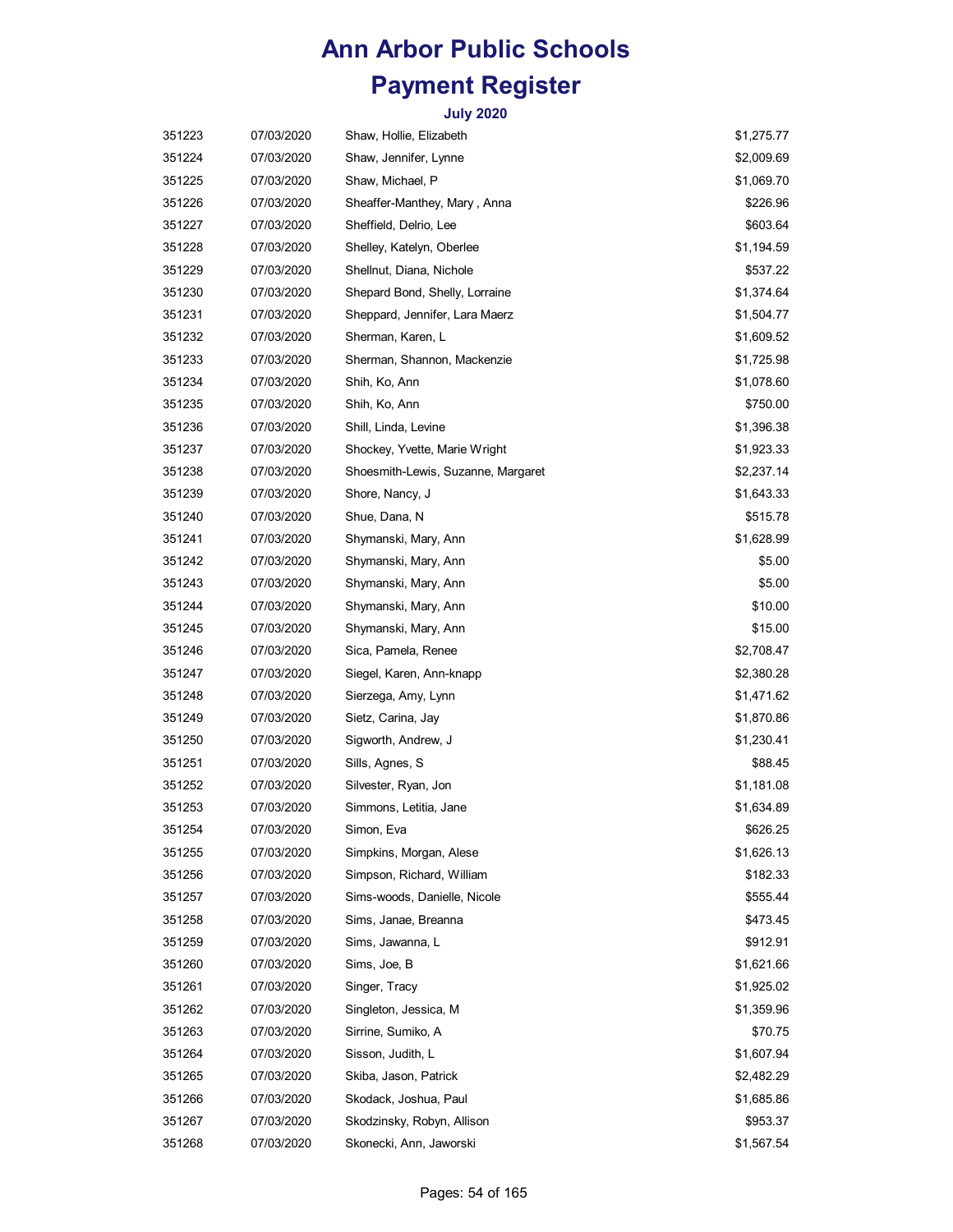# Ann Arbor Public Schools

# Payment Register

### July 2020

| | | | |
|---|---|---|---|
| 351223 | 07/03/2020 | Shaw, Hollie, Elizabeth | $1,275.77 |
| 351224 | 07/03/2020 | Shaw, Jennifer, Lynne | $2,009.69 |
| 351225 | 07/03/2020 | Shaw, Michael, P | $1,069.70 |
| 351226 | 07/03/2020 | Sheaffer-Manthey, Mary , Anna | $226.96 |
| 351227 | 07/03/2020 | Sheffield, Delrio, Lee | $603.64 |
| 351228 | 07/03/2020 | Shelley, Katelyn, Oberlee | $1,194.59 |
| 351229 | 07/03/2020 | Shellnut, Diana, Nichole | $537.22 |
| 351230 | 07/03/2020 | Shepard Bond, Shelly, Lorraine | $1,374.64 |
| 351231 | 07/03/2020 | Sheppard, Jennifer, Lara Maerz | $1,504.77 |
| 351232 | 07/03/2020 | Sherman, Karen, L | $1,609.52 |
| 351233 | 07/03/2020 | Sherman, Shannon, Mackenzie | $1,725.98 |
| 351234 | 07/03/2020 | Shih, Ko, Ann | $1,078.60 |
| 351235 | 07/03/2020 | Shih, Ko, Ann | $750.00 |
| 351236 | 07/03/2020 | Shill, Linda, Levine | $1,396.38 |
| 351237 | 07/03/2020 | Shockey, Yvette, Marie Wright | $1,923.33 |
| 351238 | 07/03/2020 | Shoesmith-Lewis, Suzanne, Margaret | $2,237.14 |
| 351239 | 07/03/2020 | Shore, Nancy, J | $1,643.33 |
| 351240 | 07/03/2020 | Shue, Dana, N | $515.78 |
| 351241 | 07/03/2020 | Shymanski, Mary, Ann | $1,628.99 |
| 351242 | 07/03/2020 | Shymanski, Mary, Ann | $5.00 |
| 351243 | 07/03/2020 | Shymanski, Mary, Ann | $5.00 |
| 351244 | 07/03/2020 | Shymanski, Mary, Ann | $10.00 |
| 351245 | 07/03/2020 | Shymanski, Mary, Ann | $15.00 |
| 351246 | 07/03/2020 | Sica, Pamela, Renee | $2,708.47 |
| 351247 | 07/03/2020 | Siegel, Karen, Ann-knapp | $2,380.28 |
| 351248 | 07/03/2020 | Sierzega, Amy, Lynn | $1,471.62 |
| 351249 | 07/03/2020 | Sietz, Carina, Jay | $1,870.86 |
| 351250 | 07/03/2020 | Sigworth, Andrew, J | $1,230.41 |
| 351251 | 07/03/2020 | Sills, Agnes, S | $88.45 |
| 351252 | 07/03/2020 | Silvester, Ryan, Jon | $1,181.08 |
| 351253 | 07/03/2020 | Simmons, Letitia, Jane | $1,634.89 |
| 351254 | 07/03/2020 | Simon, Eva | $626.25 |
| 351255 | 07/03/2020 | Simpkins, Morgan, Alese | $1,626.13 |
| 351256 | 07/03/2020 | Simpson, Richard, William | $182.33 |
| 351257 | 07/03/2020 | Sims-woods, Danielle, Nicole | $555.44 |
| 351258 | 07/03/2020 | Sims, Janae, Breanna | $473.45 |
| 351259 | 07/03/2020 | Sims, Jawanna, L | $912.91 |
| 351260 | 07/03/2020 | Sims, Joe, B | $1,621.66 |
| 351261 | 07/03/2020 | Singer, Tracy | $1,925.02 |
| 351262 | 07/03/2020 | Singleton, Jessica, M | $1,359.96 |
| 351263 | 07/03/2020 | Sirrine, Sumiko, A | $70.75 |
| 351264 | 07/03/2020 | Sisson, Judith, L | $1,607.94 |
| 351265 | 07/03/2020 | Skiba, Jason, Patrick | $2,482.29 |
| 351266 | 07/03/2020 | Skodack, Joshua, Paul | $1,685.86 |
| 351267 | 07/03/2020 | Skodzinsky, Robyn, Allison | $953.37 |
| 351268 | 07/03/2020 | Skonecki, Ann, Jaworski | $1,567.54 |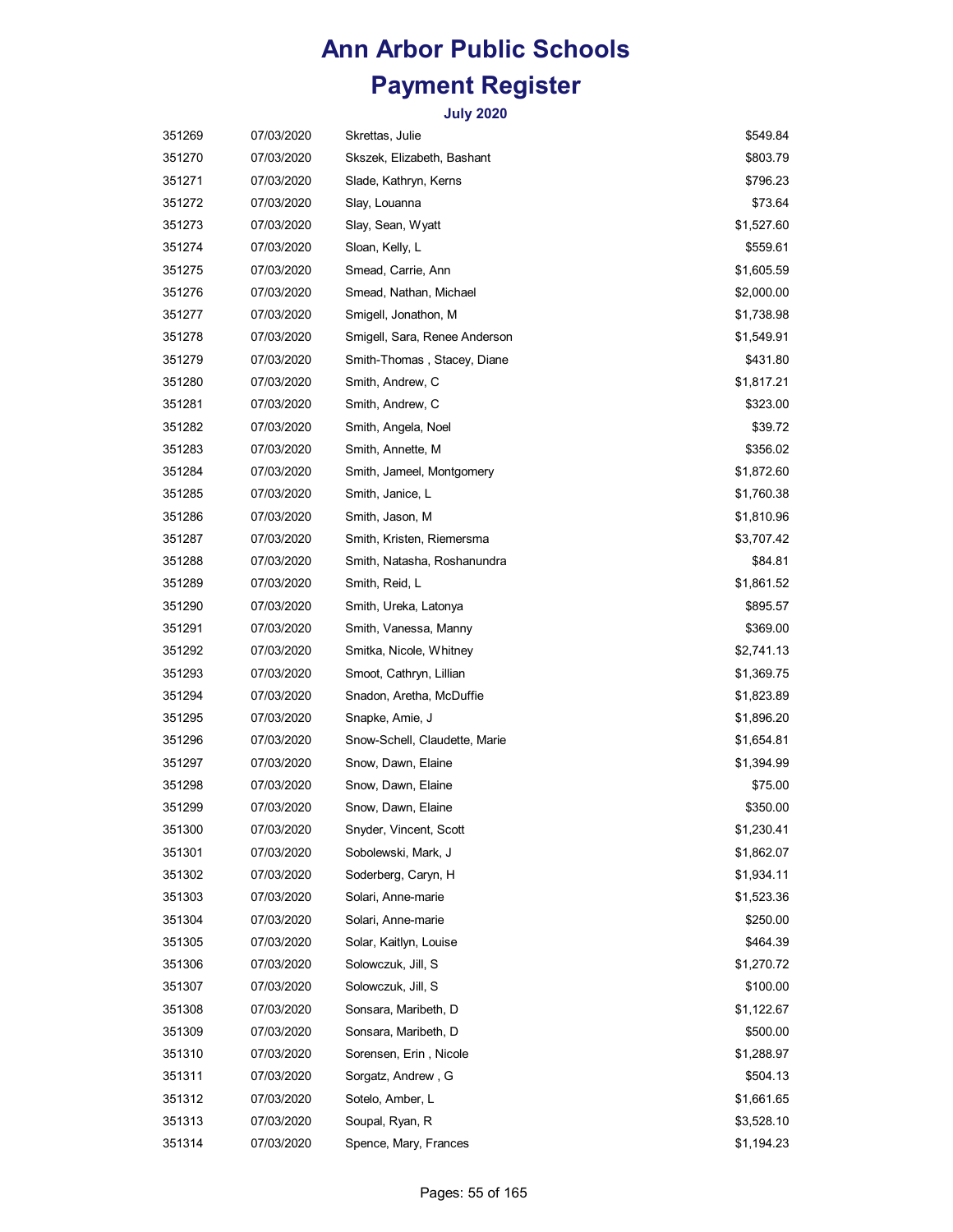# Ann Arbor Public Schools

## Payment Register

### July 2020

| | | | |
|---|---|---|---|
| 351269 | 07/03/2020 | Skrettas, Julie | $549.84 |
| 351270 | 07/03/2020 | Skszek, Elizabeth, Bashant | $803.79 |
| 351271 | 07/03/2020 | Slade, Kathryn, Kerns | $796.23 |
| 351272 | 07/03/2020 | Slay, Louanna | $73.64 |
| 351273 | 07/03/2020 | Slay, Sean, Wyatt | $1,527.60 |
| 351274 | 07/03/2020 | Sloan, Kelly, L | $559.61 |
| 351275 | 07/03/2020 | Smead, Carrie, Ann | $1,605.59 |
| 351276 | 07/03/2020 | Smead, Nathan, Michael | $2,000.00 |
| 351277 | 07/03/2020 | Smigell, Jonathon, M | $1,738.98 |
| 351278 | 07/03/2020 | Smigell, Sara, Renee Anderson | $1,549.91 |
| 351279 | 07/03/2020 | Smith-Thomas , Stacey, Diane | $431.80 |
| 351280 | 07/03/2020 | Smith, Andrew, C | $1,817.21 |
| 351281 | 07/03/2020 | Smith, Andrew, C | $323.00 |
| 351282 | 07/03/2020 | Smith, Angela, Noel | $39.72 |
| 351283 | 07/03/2020 | Smith, Annette, M | $356.02 |
| 351284 | 07/03/2020 | Smith, Jameel, Montgomery | $1,872.60 |
| 351285 | 07/03/2020 | Smith, Janice, L | $1,760.38 |
| 351286 | 07/03/2020 | Smith, Jason, M | $1,810.96 |
| 351287 | 07/03/2020 | Smith, Kristen, Riemersma | $3,707.42 |
| 351288 | 07/03/2020 | Smith, Natasha, Roshanundra | $84.81 |
| 351289 | 07/03/2020 | Smith, Reid, L | $1,861.52 |
| 351290 | 07/03/2020 | Smith, Ureka, Latonya | $895.57 |
| 351291 | 07/03/2020 | Smith, Vanessa, Manny | $369.00 |
| 351292 | 07/03/2020 | Smitka, Nicole, Whitney | $2,741.13 |
| 351293 | 07/03/2020 | Smoot, Cathryn, Lillian | $1,369.75 |
| 351294 | 07/03/2020 | Snadon, Aretha, McDuffie | $1,823.89 |
| 351295 | 07/03/2020 | Snapke, Amie, J | $1,896.20 |
| 351296 | 07/03/2020 | Snow-Schell, Claudette, Marie | $1,654.81 |
| 351297 | 07/03/2020 | Snow, Dawn, Elaine | $1,394.99 |
| 351298 | 07/03/2020 | Snow, Dawn, Elaine | $75.00 |
| 351299 | 07/03/2020 | Snow, Dawn, Elaine | $350.00 |
| 351300 | 07/03/2020 | Snyder, Vincent, Scott | $1,230.41 |
| 351301 | 07/03/2020 | Sobolewski, Mark, J | $1,862.07 |
| 351302 | 07/03/2020 | Soderberg, Caryn, H | $1,934.11 |
| 351303 | 07/03/2020 | Solari, Anne-marie | $1,523.36 |
| 351304 | 07/03/2020 | Solari, Anne-marie | $250.00 |
| 351305 | 07/03/2020 | Solar, Kaitlyn, Louise | $464.39 |
| 351306 | 07/03/2020 | Solowczuk, Jill, S | $1,270.72 |
| 351307 | 07/03/2020 | Solowczuk, Jill, S | $100.00 |
| 351308 | 07/03/2020 | Sonsara, Maribeth, D | $1,122.67 |
| 351309 | 07/03/2020 | Sonsara, Maribeth, D | $500.00 |
| 351310 | 07/03/2020 | Sorensen, Erin , Nicole | $1,288.97 |
| 351311 | 07/03/2020 | Sorgatz, Andrew , G | $504.13 |
| 351312 | 07/03/2020 | Sotelo, Amber, L | $1,661.65 |
| 351313 | 07/03/2020 | Soupal, Ryan, R | $3,528.10 |
| 351314 | 07/03/2020 | Spence, Mary, Frances | $1,194.23 |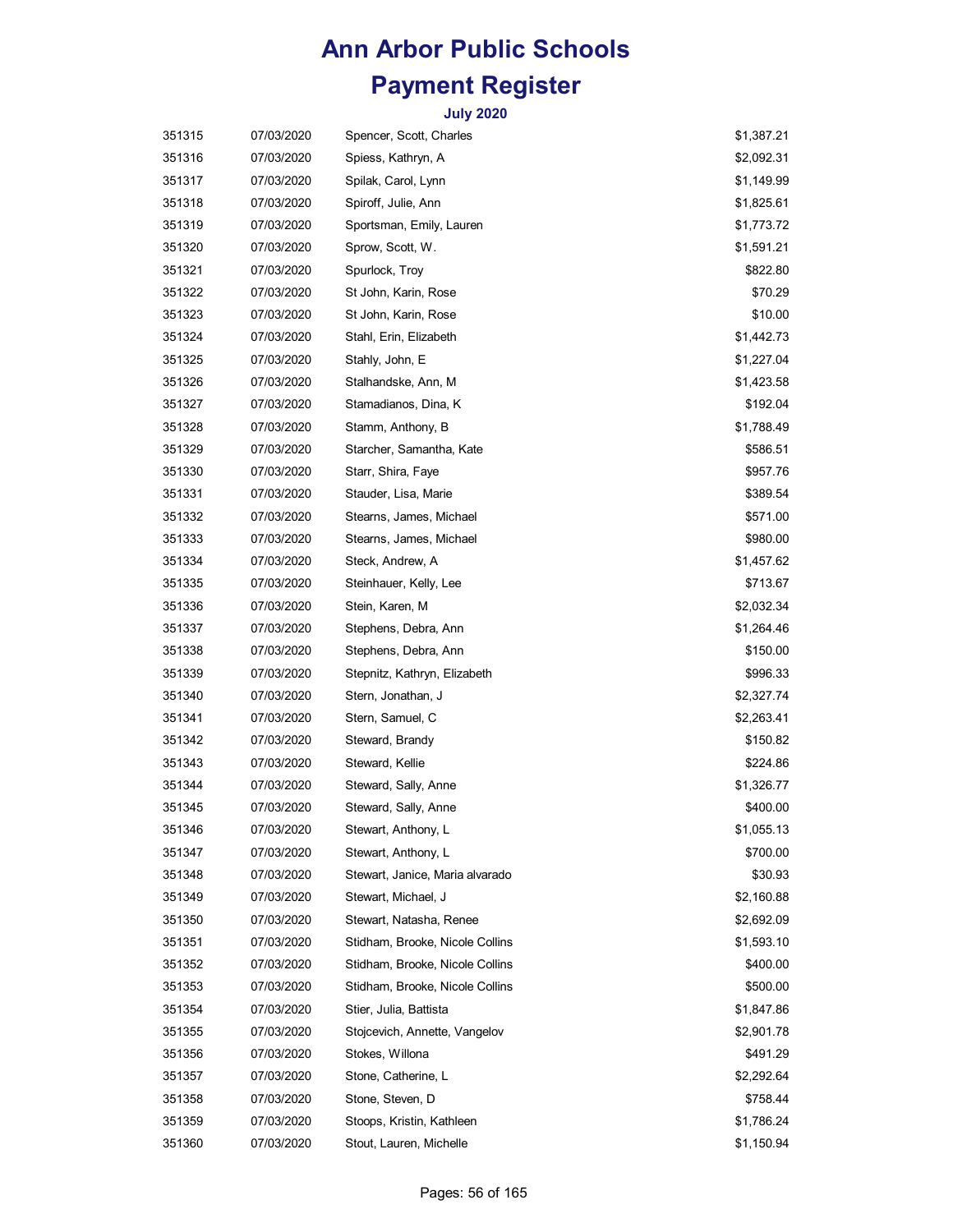# Ann Arbor Public Schools

# Payment Register

### July 2020

| | | | |
|---|---|---|---|
| 351315 | 07/03/2020 | Spencer, Scott, Charles | $1,387.21 |
| 351316 | 07/03/2020 | Spiess, Kathryn, A | $2,092.31 |
| 351317 | 07/03/2020 | Spilak, Carol, Lynn | $1,149.99 |
| 351318 | 07/03/2020 | Spiroff, Julie, Ann | $1,825.61 |
| 351319 | 07/03/2020 | Sportsman, Emily, Lauren | $1,773.72 |
| 351320 | 07/03/2020 | Sprow, Scott, W. | $1,591.21 |
| 351321 | 07/03/2020 | Spurlock, Troy | $822.80 |
| 351322 | 07/03/2020 | St John, Karin, Rose | $70.29 |
| 351323 | 07/03/2020 | St John, Karin, Rose | $10.00 |
| 351324 | 07/03/2020 | Stahl, Erin, Elizabeth | $1,442.73 |
| 351325 | 07/03/2020 | Stahly, John, E | $1,227.04 |
| 351326 | 07/03/2020 | Stalhandske, Ann, M | $1,423.58 |
| 351327 | 07/03/2020 | Stamadianos, Dina, K | $192.04 |
| 351328 | 07/03/2020 | Stamm, Anthony, B | $1,788.49 |
| 351329 | 07/03/2020 | Starcher, Samantha, Kate | $586.51 |
| 351330 | 07/03/2020 | Starr, Shira, Faye | $957.76 |
| 351331 | 07/03/2020 | Stauder, Lisa, Marie | $389.54 |
| 351332 | 07/03/2020 | Stearns, James, Michael | $571.00 |
| 351333 | 07/03/2020 | Stearns, James, Michael | $980.00 |
| 351334 | 07/03/2020 | Steck, Andrew, A | $1,457.62 |
| 351335 | 07/03/2020 | Steinhauer, Kelly, Lee | $713.67 |
| 351336 | 07/03/2020 | Stein, Karen, M | $2,032.34 |
| 351337 | 07/03/2020 | Stephens, Debra, Ann | $1,264.46 |
| 351338 | 07/03/2020 | Stephens, Debra, Ann | $150.00 |
| 351339 | 07/03/2020 | Stepnitz, Kathryn, Elizabeth | $996.33 |
| 351340 | 07/03/2020 | Stern, Jonathan, J | $2,327.74 |
| 351341 | 07/03/2020 | Stern, Samuel, C | $2,263.41 |
| 351342 | 07/03/2020 | Steward, Brandy | $150.82 |
| 351343 | 07/03/2020 | Steward, Kellie | $224.86 |
| 351344 | 07/03/2020 | Steward, Sally, Anne | $1,326.77 |
| 351345 | 07/03/2020 | Steward, Sally, Anne | $400.00 |
| 351346 | 07/03/2020 | Stewart, Anthony, L | $1,055.13 |
| 351347 | 07/03/2020 | Stewart, Anthony, L | $700.00 |
| 351348 | 07/03/2020 | Stewart, Janice, Maria alvarado | $30.93 |
| 351349 | 07/03/2020 | Stewart, Michael, J | $2,160.88 |
| 351350 | 07/03/2020 | Stewart, Natasha, Renee | $2,692.09 |
| 351351 | 07/03/2020 | Stidham, Brooke, Nicole Collins | $1,593.10 |
| 351352 | 07/03/2020 | Stidham, Brooke, Nicole Collins | $400.00 |
| 351353 | 07/03/2020 | Stidham, Brooke, Nicole Collins | $500.00 |
| 351354 | 07/03/2020 | Stier, Julia, Battista | $1,847.86 |
| 351355 | 07/03/2020 | Stojcevich, Annette, Vangelov | $2,901.78 |
| 351356 | 07/03/2020 | Stokes, Willona | $491.29 |
| 351357 | 07/03/2020 | Stone, Catherine, L | $2,292.64 |
| 351358 | 07/03/2020 | Stone, Steven, D | $758.44 |
| 351359 | 07/03/2020 | Stoops, Kristin, Kathleen | $1,786.24 |
| 351360 | 07/03/2020 | Stout, Lauren, Michelle | $1,150.94 |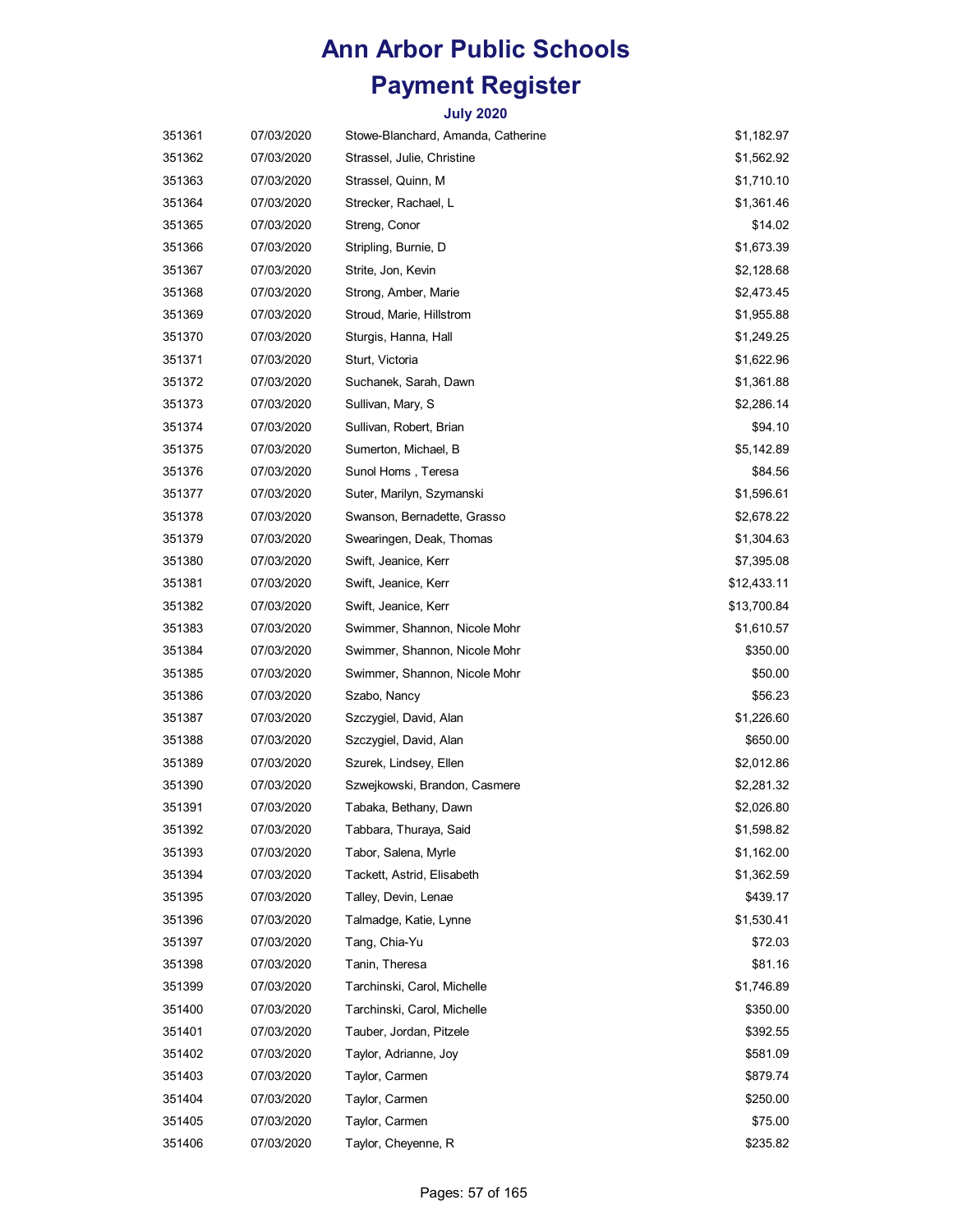# Ann Arbor Public Schools

# Payment Register

### July 2020

| | | | |
|---|---|---|---|
| 351361 | 07/03/2020 | Stowe-Blanchard, Amanda, Catherine | $1,182.97 |
| 351362 | 07/03/2020 | Strassel, Julie, Christine | $1,562.92 |
| 351363 | 07/03/2020 | Strassel, Quinn, M | $1,710.10 |
| 351364 | 07/03/2020 | Strecker, Rachael, L | $1,361.46 |
| 351365 | 07/03/2020 | Streng, Conor | $14.02 |
| 351366 | 07/03/2020 | Stripling, Burnie, D | $1,673.39 |
| 351367 | 07/03/2020 | Strite, Jon, Kevin | $2,128.68 |
| 351368 | 07/03/2020 | Strong, Amber, Marie | $2,473.45 |
| 351369 | 07/03/2020 | Stroud, Marie, Hillstrom | $1,955.88 |
| 351370 | 07/03/2020 | Sturgis, Hanna, Hall | $1,249.25 |
| 351371 | 07/03/2020 | Sturt, Victoria | $1,622.96 |
| 351372 | 07/03/2020 | Suchanek, Sarah, Dawn | $1,361.88 |
| 351373 | 07/03/2020 | Sullivan, Mary, S | $2,286.14 |
| 351374 | 07/03/2020 | Sullivan, Robert, Brian | $94.10 |
| 351375 | 07/03/2020 | Sumerton, Michael, B | $5,142.89 |
| 351376 | 07/03/2020 | Sunol Homs , Teresa | $84.56 |
| 351377 | 07/03/2020 | Suter, Marilyn, Szymanski | $1,596.61 |
| 351378 | 07/03/2020 | Swanson, Bernadette, Grasso | $2,678.22 |
| 351379 | 07/03/2020 | Swearingen, Deak, Thomas | $1,304.63 |
| 351380 | 07/03/2020 | Swift, Jeanice, Kerr | $7,395.08 |
| 351381 | 07/03/2020 | Swift, Jeanice, Kerr | $12,433.11 |
| 351382 | 07/03/2020 | Swift, Jeanice, Kerr | $13,700.84 |
| 351383 | 07/03/2020 | Swimmer, Shannon, Nicole Mohr | $1,610.57 |
| 351384 | 07/03/2020 | Swimmer, Shannon, Nicole Mohr | $350.00 |
| 351385 | 07/03/2020 | Swimmer, Shannon, Nicole Mohr | $50.00 |
| 351386 | 07/03/2020 | Szabo, Nancy | $56.23 |
| 351387 | 07/03/2020 | Szczygiel, David, Alan | $1,226.60 |
| 351388 | 07/03/2020 | Szczygiel, David, Alan | $650.00 |
| 351389 | 07/03/2020 | Szurek, Lindsey, Ellen | $2,012.86 |
| 351390 | 07/03/2020 | Szwejkowski, Brandon, Casmere | $2,281.32 |
| 351391 | 07/03/2020 | Tabaka, Bethany, Dawn | $2,026.80 |
| 351392 | 07/03/2020 | Tabbara, Thuraya, Said | $1,598.82 |
| 351393 | 07/03/2020 | Tabor, Salena, Myrle | $1,162.00 |
| 351394 | 07/03/2020 | Tackett, Astrid, Elisabeth | $1,362.59 |
| 351395 | 07/03/2020 | Talley, Devin, Lenae | $439.17 |
| 351396 | 07/03/2020 | Talmadge, Katie, Lynne | $1,530.41 |
| 351397 | 07/03/2020 | Tang, Chia-Yu | $72.03 |
| 351398 | 07/03/2020 | Tanin, Theresa | $81.16 |
| 351399 | 07/03/2020 | Tarchinski, Carol, Michelle | $1,746.89 |
| 351400 | 07/03/2020 | Tarchinski, Carol, Michelle | $350.00 |
| 351401 | 07/03/2020 | Tauber, Jordan, Pitzele | $392.55 |
| 351402 | 07/03/2020 | Taylor, Adrianne, Joy | $581.09 |
| 351403 | 07/03/2020 | Taylor, Carmen | $879.74 |
| 351404 | 07/03/2020 | Taylor, Carmen | $250.00 |
| 351405 | 07/03/2020 | Taylor, Carmen | $75.00 |
| 351406 | 07/03/2020 | Taylor, Cheyenne, R | $235.82 |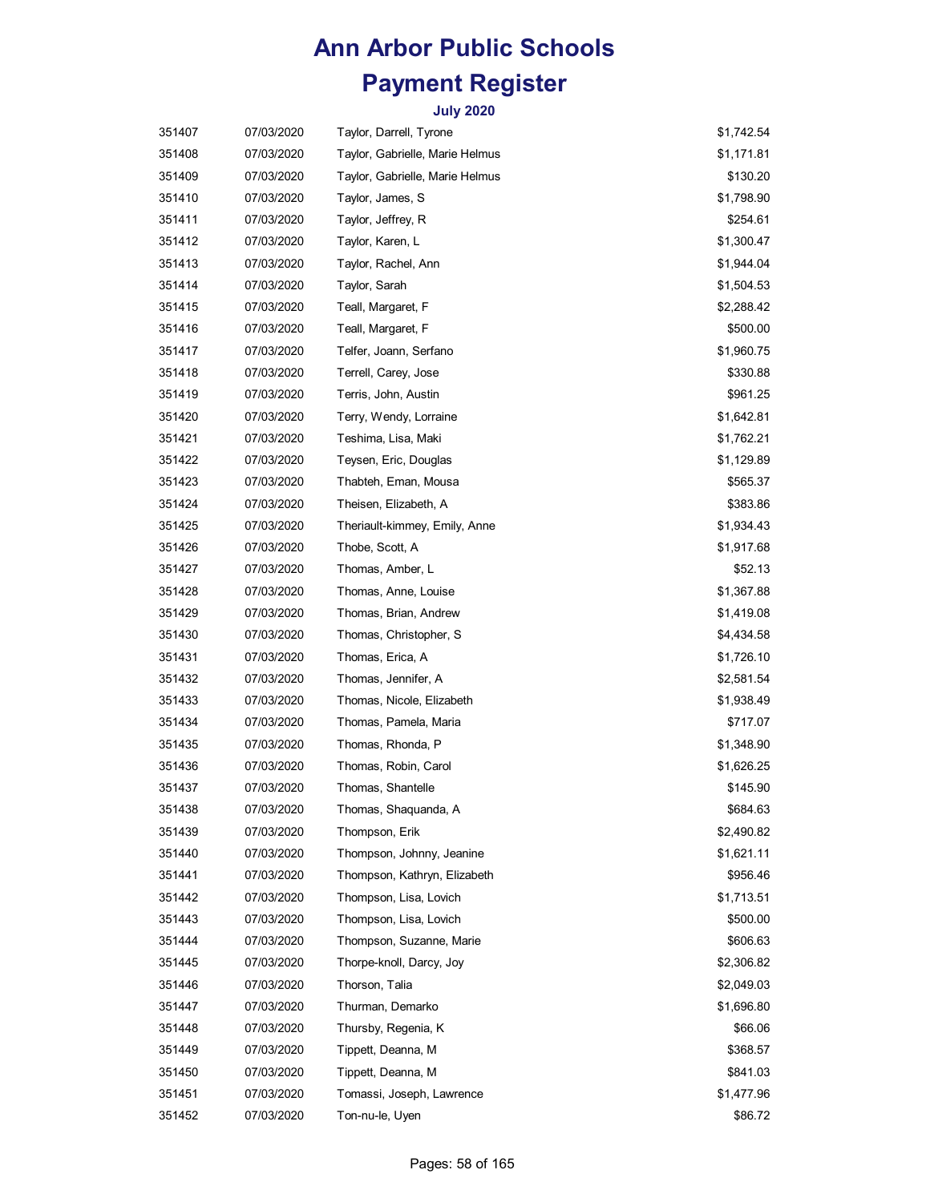# Ann Arbor Public Schools

# Payment Register

### July 2020

| | | | |
|---|---|---|---|
| 351407 | 07/03/2020 | Taylor, Darrell, Tyrone | $1,742.54 |
| 351408 | 07/03/2020 | Taylor, Gabrielle, Marie Helmus | $1,171.81 |
| 351409 | 07/03/2020 | Taylor, Gabrielle, Marie Helmus | $130.20 |
| 351410 | 07/03/2020 | Taylor, James, S | $1,798.90 |
| 351411 | 07/03/2020 | Taylor, Jeffrey, R | $254.61 |
| 351412 | 07/03/2020 | Taylor, Karen, L | $1,300.47 |
| 351413 | 07/03/2020 | Taylor, Rachel, Ann | $1,944.04 |
| 351414 | 07/03/2020 | Taylor, Sarah | $1,504.53 |
| 351415 | 07/03/2020 | Teall, Margaret, F | $2,288.42 |
| 351416 | 07/03/2020 | Teall, Margaret, F | $500.00 |
| 351417 | 07/03/2020 | Telfer, Joann, Serfano | $1,960.75 |
| 351418 | 07/03/2020 | Terrell, Carey, Jose | $330.88 |
| 351419 | 07/03/2020 | Terris, John, Austin | $961.25 |
| 351420 | 07/03/2020 | Terry, Wendy, Lorraine | $1,642.81 |
| 351421 | 07/03/2020 | Teshima, Lisa, Maki | $1,762.21 |
| 351422 | 07/03/2020 | Teysen, Eric, Douglas | $1,129.89 |
| 351423 | 07/03/2020 | Thabteh, Eman, Mousa | $565.37 |
| 351424 | 07/03/2020 | Theisen, Elizabeth, A | $383.86 |
| 351425 | 07/03/2020 | Theriault-kimmey, Emily, Anne | $1,934.43 |
| 351426 | 07/03/2020 | Thobe, Scott, A | $1,917.68 |
| 351427 | 07/03/2020 | Thomas, Amber, L | $52.13 |
| 351428 | 07/03/2020 | Thomas, Anne, Louise | $1,367.88 |
| 351429 | 07/03/2020 | Thomas, Brian, Andrew | $1,419.08 |
| 351430 | 07/03/2020 | Thomas, Christopher, S | $4,434.58 |
| 351431 | 07/03/2020 | Thomas, Erica, A | $1,726.10 |
| 351432 | 07/03/2020 | Thomas, Jennifer, A | $2,581.54 |
| 351433 | 07/03/2020 | Thomas, Nicole, Elizabeth | $1,938.49 |
| 351434 | 07/03/2020 | Thomas, Pamela, Maria | $717.07 |
| 351435 | 07/03/2020 | Thomas, Rhonda, P | $1,348.90 |
| 351436 | 07/03/2020 | Thomas, Robin, Carol | $1,626.25 |
| 351437 | 07/03/2020 | Thomas, Shantelle | $145.90 |
| 351438 | 07/03/2020 | Thomas, Shaquanda, A | $684.63 |
| 351439 | 07/03/2020 | Thompson, Erik | $2,490.82 |
| 351440 | 07/03/2020 | Thompson, Johnny, Jeanine | $1,621.11 |
| 351441 | 07/03/2020 | Thompson, Kathryn, Elizabeth | $956.46 |
| 351442 | 07/03/2020 | Thompson, Lisa, Lovich | $1,713.51 |
| 351443 | 07/03/2020 | Thompson, Lisa, Lovich | $500.00 |
| 351444 | 07/03/2020 | Thompson, Suzanne, Marie | $606.63 |
| 351445 | 07/03/2020 | Thorpe-knoll, Darcy, Joy | $2,306.82 |
| 351446 | 07/03/2020 | Thorson, Talia | $2,049.03 |
| 351447 | 07/03/2020 | Thurman, Demarko | $1,696.80 |
| 351448 | 07/03/2020 | Thursby, Regenia, K | $66.06 |
| 351449 | 07/03/2020 | Tippett, Deanna, M | $368.57 |
| 351450 | 07/03/2020 | Tippett, Deanna, M | $841.03 |
| 351451 | 07/03/2020 | Tomassi, Joseph, Lawrence | $1,477.96 |
| 351452 | 07/03/2020 | Ton-nu-le, Uyen | $86.72 |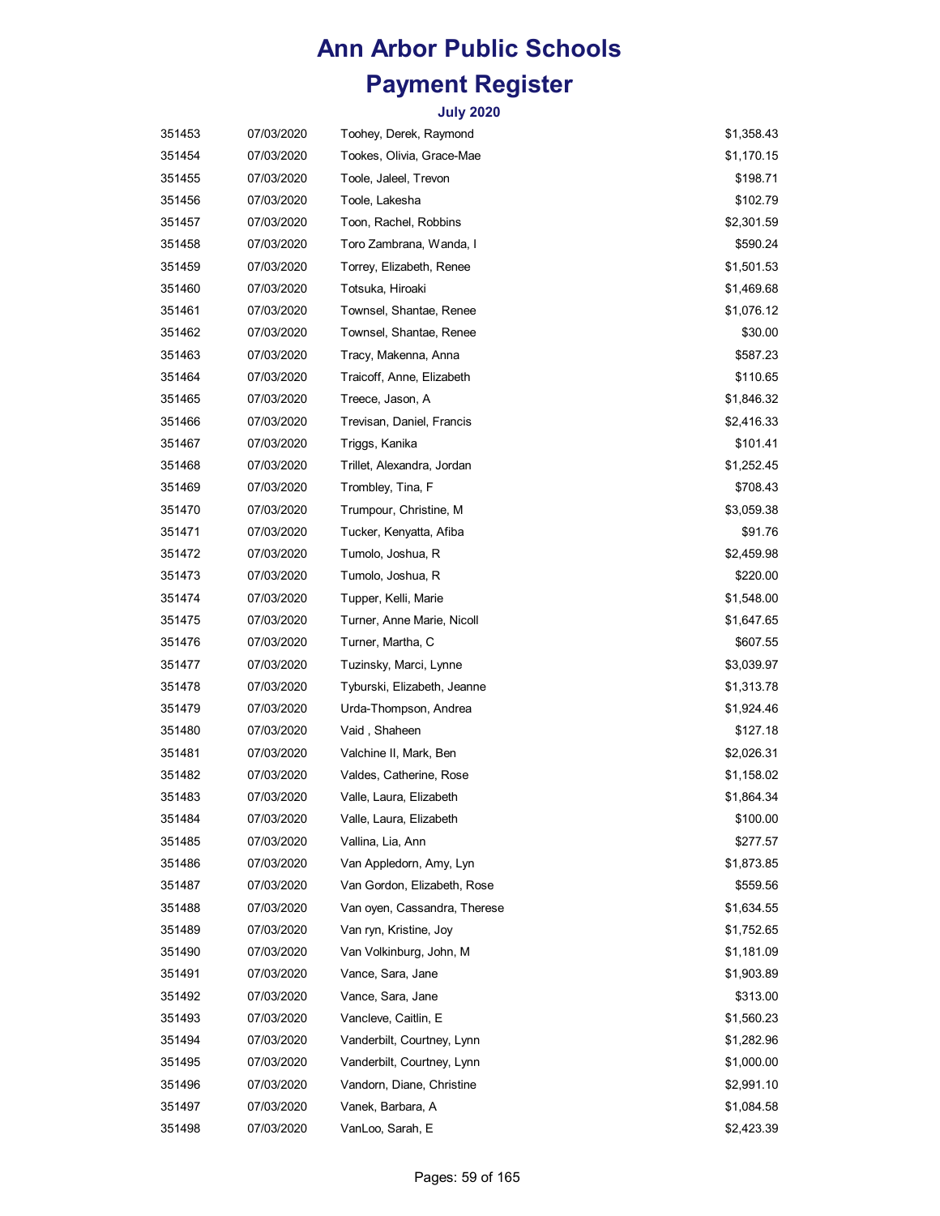# Ann Arbor Public Schools

# Payment Register

### July 2020

| | | | |
|---|---|---|---|
| 351453 | 07/03/2020 | Toohey, Derek, Raymond | $1,358.43 |
| 351454 | 07/03/2020 | Tookes, Olivia, Grace-Mae | $1,170.15 |
| 351455 | 07/03/2020 | Toole, Jaleel, Trevon | $198.71 |
| 351456 | 07/03/2020 | Toole, Lakesha | $102.79 |
| 351457 | 07/03/2020 | Toon, Rachel, Robbins | $2,301.59 |
| 351458 | 07/03/2020 | Toro Zambrana, Wanda, I | $590.24 |
| 351459 | 07/03/2020 | Torrey, Elizabeth, Renee | $1,501.53 |
| 351460 | 07/03/2020 | Totsuka, Hiroaki | $1,469.68 |
| 351461 | 07/03/2020 | Townsel, Shantae, Renee | $1,076.12 |
| 351462 | 07/03/2020 | Townsel, Shantae, Renee | $30.00 |
| 351463 | 07/03/2020 | Tracy, Makenna, Anna | $587.23 |
| 351464 | 07/03/2020 | Traicoff, Anne, Elizabeth | $110.65 |
| 351465 | 07/03/2020 | Treece, Jason, A | $1,846.32 |
| 351466 | 07/03/2020 | Trevisan, Daniel, Francis | $2,416.33 |
| 351467 | 07/03/2020 | Triggs, Kanika | $101.41 |
| 351468 | 07/03/2020 | Trillet, Alexandra, Jordan | $1,252.45 |
| 351469 | 07/03/2020 | Trombley, Tina, F | $708.43 |
| 351470 | 07/03/2020 | Trumpour, Christine, M | $3,059.38 |
| 351471 | 07/03/2020 | Tucker, Kenyatta, Afiba | $91.76 |
| 351472 | 07/03/2020 | Tumolo, Joshua, R | $2,459.98 |
| 351473 | 07/03/2020 | Tumolo, Joshua, R | $220.00 |
| 351474 | 07/03/2020 | Tupper, Kelli, Marie | $1,548.00 |
| 351475 | 07/03/2020 | Turner, Anne Marie, Nicoll | $1,647.65 |
| 351476 | 07/03/2020 | Turner, Martha, C | $607.55 |
| 351477 | 07/03/2020 | Tuzinsky, Marci, Lynne | $3,039.97 |
| 351478 | 07/03/2020 | Tyburski, Elizabeth, Jeanne | $1,313.78 |
| 351479 | 07/03/2020 | Urda-Thompson, Andrea | $1,924.46 |
| 351480 | 07/03/2020 | Vaid , Shaheen | $127.18 |
| 351481 | 07/03/2020 | Valchine II, Mark, Ben | $2,026.31 |
| 351482 | 07/03/2020 | Valdes, Catherine, Rose | $1,158.02 |
| 351483 | 07/03/2020 | Valle, Laura, Elizabeth | $1,864.34 |
| 351484 | 07/03/2020 | Valle, Laura, Elizabeth | $100.00 |
| 351485 | 07/03/2020 | Vallina, Lia, Ann | $277.57 |
| 351486 | 07/03/2020 | Van Appledorn, Amy, Lyn | $1,873.85 |
| 351487 | 07/03/2020 | Van Gordon, Elizabeth, Rose | $559.56 |
| 351488 | 07/03/2020 | Van oyen, Cassandra, Therese | $1,634.55 |
| 351489 | 07/03/2020 | Van ryn, Kristine, Joy | $1,752.65 |
| 351490 | 07/03/2020 | Van Volkinburg, John, M | $1,181.09 |
| 351491 | 07/03/2020 | Vance, Sara, Jane | $1,903.89 |
| 351492 | 07/03/2020 | Vance, Sara, Jane | $313.00 |
| 351493 | 07/03/2020 | Vancleve, Caitlin, E | $1,560.23 |
| 351494 | 07/03/2020 | Vanderbilt, Courtney, Lynn | $1,282.96 |
| 351495 | 07/03/2020 | Vanderbilt, Courtney, Lynn | $1,000.00 |
| 351496 | 07/03/2020 | Vandorn, Diane, Christine | $2,991.10 |
| 351497 | 07/03/2020 | Vanek, Barbara, A | $1,084.58 |
| 351498 | 07/03/2020 | VanLoo, Sarah, E | $2,423.39 |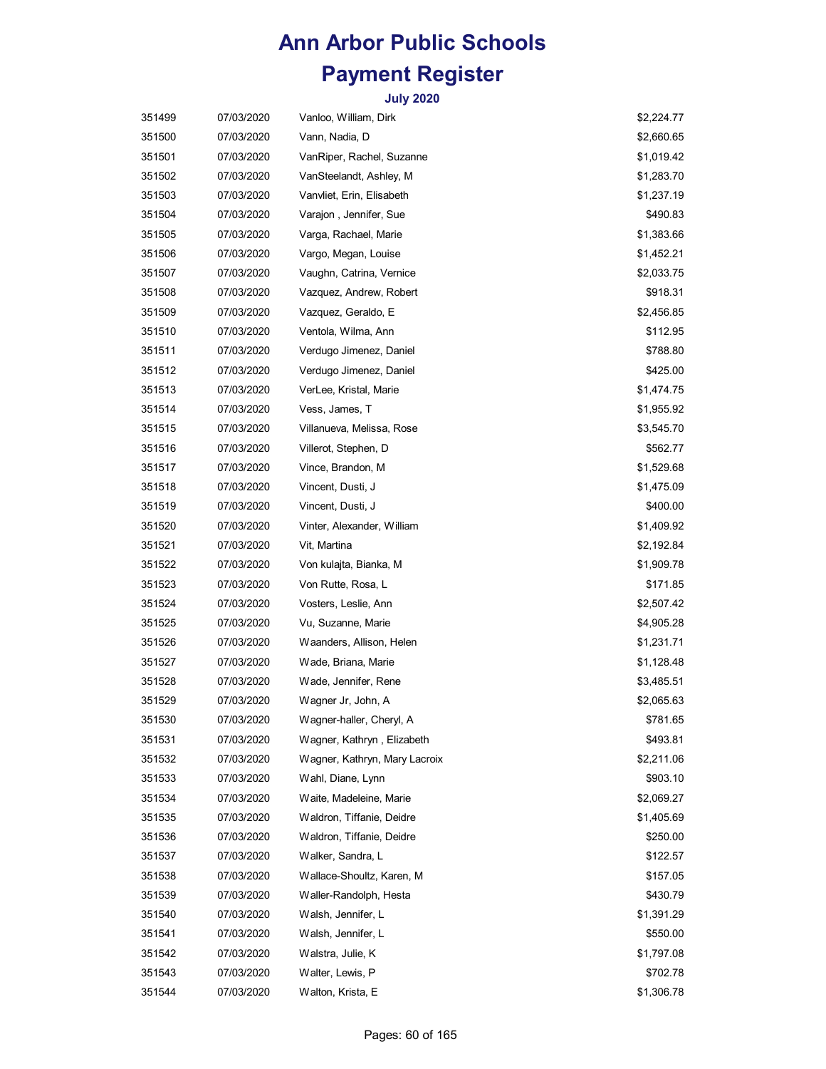# Ann Arbor Public Schools

# Payment Register

### July 2020

| | | | |
|---|---|---|---|
| 351499 | 07/03/2020 | Vanloo, William, Dirk | $2,224.77 |
| 351500 | 07/03/2020 | Vann, Nadia, D | $2,660.65 |
| 351501 | 07/03/2020 | VanRiper, Rachel, Suzanne | $1,019.42 |
| 351502 | 07/03/2020 | VanSteelandt, Ashley, M | $1,283.70 |
| 351503 | 07/03/2020 | Vanvliet, Erin, Elisabeth | $1,237.19 |
| 351504 | 07/03/2020 | Varajon , Jennifer, Sue | $490.83 |
| 351505 | 07/03/2020 | Varga, Rachael, Marie | $1,383.66 |
| 351506 | 07/03/2020 | Vargo, Megan, Louise | $1,452.21 |
| 351507 | 07/03/2020 | Vaughn, Catrina, Vernice | $2,033.75 |
| 351508 | 07/03/2020 | Vazquez, Andrew, Robert | $918.31 |
| 351509 | 07/03/2020 | Vazquez, Geraldo, E | $2,456.85 |
| 351510 | 07/03/2020 | Ventola, Wilma, Ann | $112.95 |
| 351511 | 07/03/2020 | Verdugo Jimenez, Daniel | $788.80 |
| 351512 | 07/03/2020 | Verdugo Jimenez, Daniel | $425.00 |
| 351513 | 07/03/2020 | VerLee, Kristal, Marie | $1,474.75 |
| 351514 | 07/03/2020 | Vess, James, T | $1,955.92 |
| 351515 | 07/03/2020 | Villanueva, Melissa, Rose | $3,545.70 |
| 351516 | 07/03/2020 | Villerot, Stephen, D | $562.77 |
| 351517 | 07/03/2020 | Vince, Brandon, M | $1,529.68 |
| 351518 | 07/03/2020 | Vincent, Dusti, J | $1,475.09 |
| 351519 | 07/03/2020 | Vincent, Dusti, J | $400.00 |
| 351520 | 07/03/2020 | Vinter, Alexander, William | $1,409.92 |
| 351521 | 07/03/2020 | Vit, Martina | $2,192.84 |
| 351522 | 07/03/2020 | Von kulajta, Bianka, M | $1,909.78 |
| 351523 | 07/03/2020 | Von Rutte, Rosa, L | $171.85 |
| 351524 | 07/03/2020 | Vosters, Leslie, Ann | $2,507.42 |
| 351525 | 07/03/2020 | Vu, Suzanne, Marie | $4,905.28 |
| 351526 | 07/03/2020 | Waanders, Allison, Helen | $1,231.71 |
| 351527 | 07/03/2020 | Wade, Briana, Marie | $1,128.48 |
| 351528 | 07/03/2020 | Wade, Jennifer, Rene | $3,485.51 |
| 351529 | 07/03/2020 | Wagner Jr, John, A | $2,065.63 |
| 351530 | 07/03/2020 | Wagner-haller, Cheryl, A | $781.65 |
| 351531 | 07/03/2020 | Wagner, Kathryn , Elizabeth | $493.81 |
| 351532 | 07/03/2020 | Wagner, Kathryn, Mary Lacroix | $2,211.06 |
| 351533 | 07/03/2020 | Wahl, Diane, Lynn | $903.10 |
| 351534 | 07/03/2020 | Waite, Madeleine, Marie | $2,069.27 |
| 351535 | 07/03/2020 | Waldron, Tiffanie, Deidre | $1,405.69 |
| 351536 | 07/03/2020 | Waldron, Tiffanie, Deidre | $250.00 |
| 351537 | 07/03/2020 | Walker, Sandra, L | $122.57 |
| 351538 | 07/03/2020 | Wallace-Shoultz, Karen, M | $157.05 |
| 351539 | 07/03/2020 | Waller-Randolph, Hesta | $430.79 |
| 351540 | 07/03/2020 | Walsh, Jennifer, L | $1,391.29 |
| 351541 | 07/03/2020 | Walsh, Jennifer, L | $550.00 |
| 351542 | 07/03/2020 | Walstra, Julie, K | $1,797.08 |
| 351543 | 07/03/2020 | Walter, Lewis, P | $702.78 |
| 351544 | 07/03/2020 | Walton, Krista, E | $1,306.78 |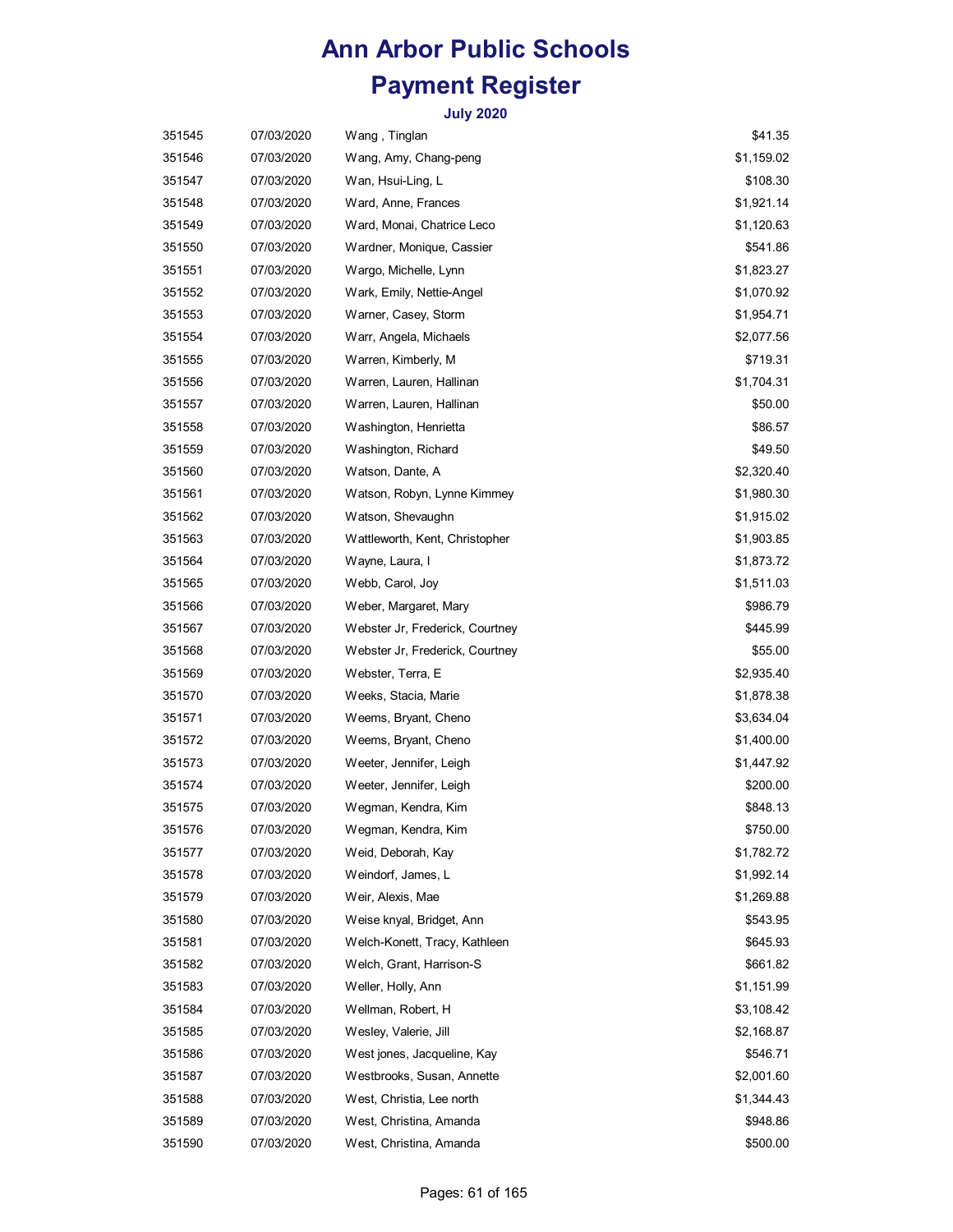# Ann Arbor Public Schools

# Payment Register

### July 2020

| | | | |
|---|---|---|---|
| 351545 | 07/03/2020 | Wang , Tinglan | $41.35 |
| 351546 | 07/03/2020 | Wang, Amy, Chang-peng | $1,159.02 |
| 351547 | 07/03/2020 | Wan, Hsui-Ling, L | $108.30 |
| 351548 | 07/03/2020 | Ward, Anne, Frances | $1,921.14 |
| 351549 | 07/03/2020 | Ward, Monai, Chatrice Leco | $1,120.63 |
| 351550 | 07/03/2020 | Wardner, Monique, Cassier | $541.86 |
| 351551 | 07/03/2020 | Wargo, Michelle, Lynn | $1,823.27 |
| 351552 | 07/03/2020 | Wark, Emily, Nettie-Angel | $1,070.92 |
| 351553 | 07/03/2020 | Warner, Casey, Storm | $1,954.71 |
| 351554 | 07/03/2020 | Warr, Angela, Michaels | $2,077.56 |
| 351555 | 07/03/2020 | Warren, Kimberly, M | $719.31 |
| 351556 | 07/03/2020 | Warren, Lauren, Hallinan | $1,704.31 |
| 351557 | 07/03/2020 | Warren, Lauren, Hallinan | $50.00 |
| 351558 | 07/03/2020 | Washington, Henrietta | $86.57 |
| 351559 | 07/03/2020 | Washington, Richard | $49.50 |
| 351560 | 07/03/2020 | Watson, Dante, A | $2,320.40 |
| 351561 | 07/03/2020 | Watson, Robyn, Lynne Kimmey | $1,980.30 |
| 351562 | 07/03/2020 | Watson, Shevaughn | $1,915.02 |
| 351563 | 07/03/2020 | Wattleworth, Kent, Christopher | $1,903.85 |
| 351564 | 07/03/2020 | Wayne, Laura, I | $1,873.72 |
| 351565 | 07/03/2020 | Webb, Carol, Joy | $1,511.03 |
| 351566 | 07/03/2020 | Weber, Margaret, Mary | $986.79 |
| 351567 | 07/03/2020 | Webster Jr, Frederick, Courtney | $445.99 |
| 351568 | 07/03/2020 | Webster Jr, Frederick, Courtney | $55.00 |
| 351569 | 07/03/2020 | Webster, Terra, E | $2,935.40 |
| 351570 | 07/03/2020 | Weeks, Stacia, Marie | $1,878.38 |
| 351571 | 07/03/2020 | Weems, Bryant, Cheno | $3,634.04 |
| 351572 | 07/03/2020 | Weems, Bryant, Cheno | $1,400.00 |
| 351573 | 07/03/2020 | Weeter, Jennifer, Leigh | $1,447.92 |
| 351574 | 07/03/2020 | Weeter, Jennifer, Leigh | $200.00 |
| 351575 | 07/03/2020 | Wegman, Kendra, Kim | $848.13 |
| 351576 | 07/03/2020 | Wegman, Kendra, Kim | $750.00 |
| 351577 | 07/03/2020 | Weid, Deborah, Kay | $1,782.72 |
| 351578 | 07/03/2020 | Weindorf, James, L | $1,992.14 |
| 351579 | 07/03/2020 | Weir, Alexis, Mae | $1,269.88 |
| 351580 | 07/03/2020 | Weise knyal, Bridget, Ann | $543.95 |
| 351581 | 07/03/2020 | Welch-Konett, Tracy, Kathleen | $645.93 |
| 351582 | 07/03/2020 | Welch, Grant, Harrison-S | $661.82 |
| 351583 | 07/03/2020 | Weller, Holly, Ann | $1,151.99 |
| 351584 | 07/03/2020 | Wellman, Robert, H | $3,108.42 |
| 351585 | 07/03/2020 | Wesley, Valerie, Jill | $2,168.87 |
| 351586 | 07/03/2020 | West jones, Jacqueline, Kay | $546.71 |
| 351587 | 07/03/2020 | Westbrooks, Susan, Annette | $2,001.60 |
| 351588 | 07/03/2020 | West, Christia, Lee north | $1,344.43 |
| 351589 | 07/03/2020 | West, Christina, Amanda | $948.86 |
| 351590 | 07/03/2020 | West, Christina, Amanda | $500.00 |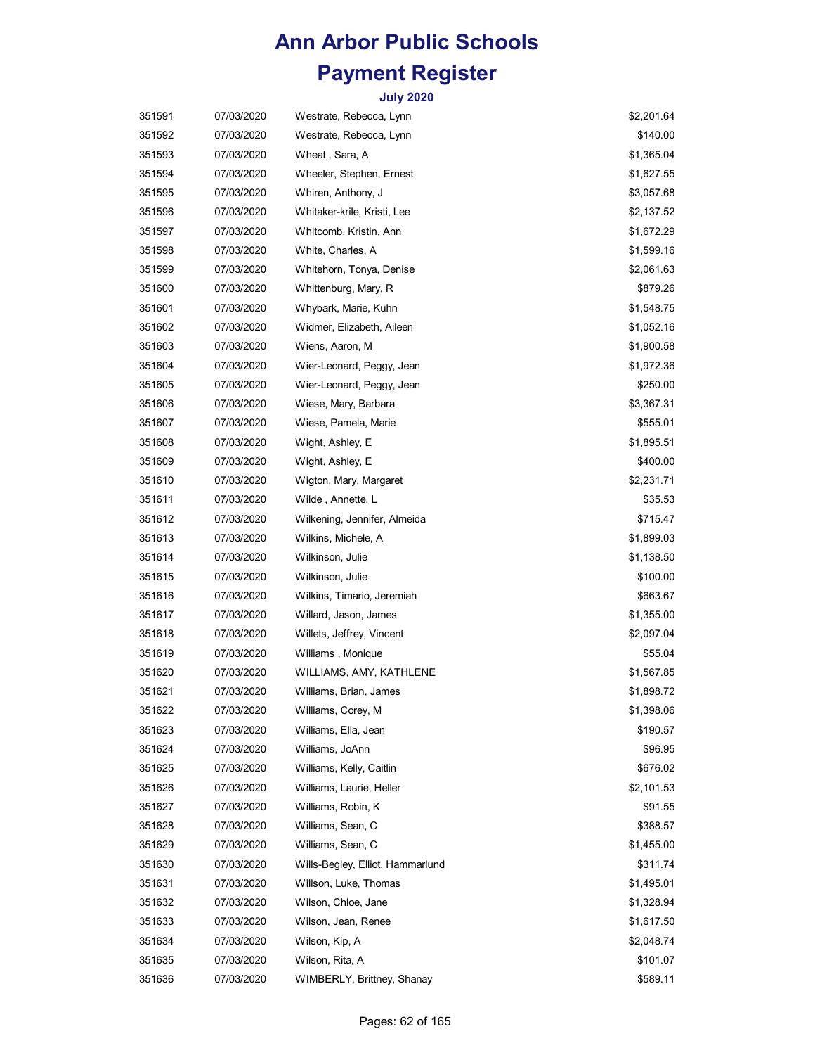# Ann Arbor Public Schools

# Payment Register

### July 2020

| | | | |
|---|---|---|---|
| 351591 | 07/03/2020 | Westrate, Rebecca, Lynn | $2,201.64 |
| 351592 | 07/03/2020 | Westrate, Rebecca, Lynn | $140.00 |
| 351593 | 07/03/2020 | Wheat , Sara, A | $1,365.04 |
| 351594 | 07/03/2020 | Wheeler, Stephen, Ernest | $1,627.55 |
| 351595 | 07/03/2020 | Whiren, Anthony, J | $3,057.68 |
| 351596 | 07/03/2020 | Whitaker-krile, Kristi, Lee | $2,137.52 |
| 351597 | 07/03/2020 | Whitcomb, Kristin, Ann | $1,672.29 |
| 351598 | 07/03/2020 | White, Charles, A | $1,599.16 |
| 351599 | 07/03/2020 | Whitehorn, Tonya, Denise | $2,061.63 |
| 351600 | 07/03/2020 | Whittenburg, Mary, R | $879.26 |
| 351601 | 07/03/2020 | Whybark, Marie, Kuhn | $1,548.75 |
| 351602 | 07/03/2020 | Widmer, Elizabeth, Aileen | $1,052.16 |
| 351603 | 07/03/2020 | Wiens, Aaron, M | $1,900.58 |
| 351604 | 07/03/2020 | Wier-Leonard, Peggy, Jean | $1,972.36 |
| 351605 | 07/03/2020 | Wier-Leonard, Peggy, Jean | $250.00 |
| 351606 | 07/03/2020 | Wiese, Mary, Barbara | $3,367.31 |
| 351607 | 07/03/2020 | Wiese, Pamela, Marie | $555.01 |
| 351608 | 07/03/2020 | Wight, Ashley, E | $1,895.51 |
| 351609 | 07/03/2020 | Wight, Ashley, E | $400.00 |
| 351610 | 07/03/2020 | Wigton, Mary, Margaret | $2,231.71 |
| 351611 | 07/03/2020 | Wilde , Annette, L | $35.53 |
| 351612 | 07/03/2020 | Wilkening, Jennifer, Almeida | $715.47 |
| 351613 | 07/03/2020 | Wilkins, Michele, A | $1,899.03 |
| 351614 | 07/03/2020 | Wilkinson, Julie | $1,138.50 |
| 351615 | 07/03/2020 | Wilkinson, Julie | $100.00 |
| 351616 | 07/03/2020 | Wilkins, Timario, Jeremiah | $663.67 |
| 351617 | 07/03/2020 | Willard, Jason, James | $1,355.00 |
| 351618 | 07/03/2020 | Willets, Jeffrey, Vincent | $2,097.04 |
| 351619 | 07/03/2020 | Williams , Monique | $55.04 |
| 351620 | 07/03/2020 | WILLIAMS, AMY, KATHLENE | $1,567.85 |
| 351621 | 07/03/2020 | Williams, Brian, James | $1,898.72 |
| 351622 | 07/03/2020 | Williams, Corey, M | $1,398.06 |
| 351623 | 07/03/2020 | Williams, Ella, Jean | $190.57 |
| 351624 | 07/03/2020 | Williams, JoAnn | $96.95 |
| 351625 | 07/03/2020 | Williams, Kelly, Caitlin | $676.02 |
| 351626 | 07/03/2020 | Williams, Laurie, Heller | $2,101.53 |
| 351627 | 07/03/2020 | Williams, Robin, K | $91.55 |
| 351628 | 07/03/2020 | Williams, Sean, C | $388.57 |
| 351629 | 07/03/2020 | Williams, Sean, C | $1,455.00 |
| 351630 | 07/03/2020 | Wills-Begley, Elliot, Hammarlund | $311.74 |
| 351631 | 07/03/2020 | Willson, Luke, Thomas | $1,495.01 |
| 351632 | 07/03/2020 | Wilson, Chloe, Jane | $1,328.94 |
| 351633 | 07/03/2020 | Wilson, Jean, Renee | $1,617.50 |
| 351634 | 07/03/2020 | Wilson, Kip, A | $2,048.74 |
| 351635 | 07/03/2020 | Wilson, Rita, A | $101.07 |
| 351636 | 07/03/2020 | WIMBERLY, Brittney, Shanay | $589.11 |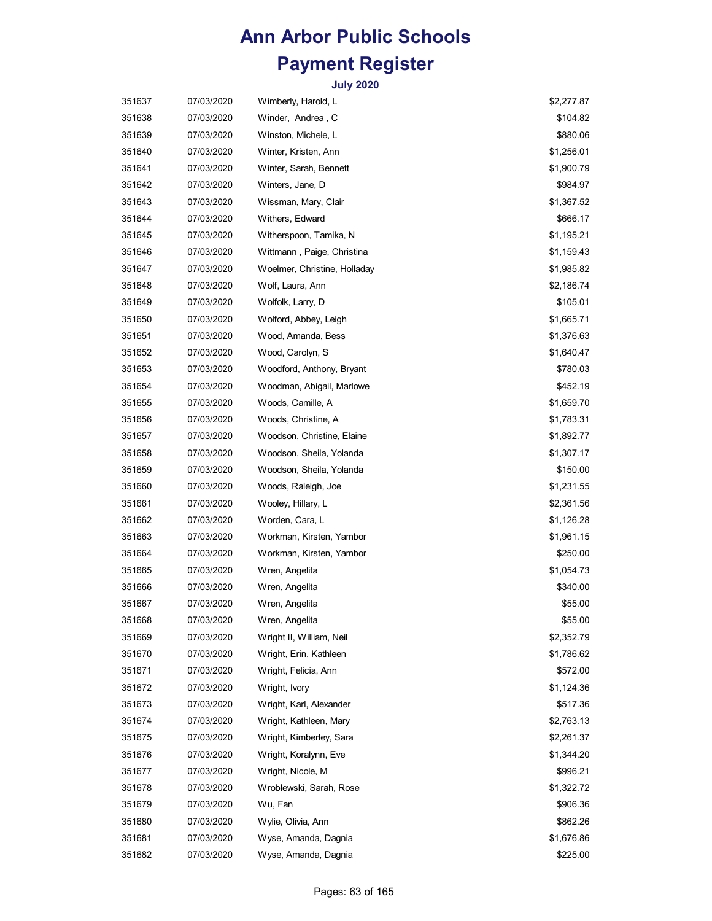# Ann Arbor Public Schools

# Payment Register

### July 2020

| | | | |
|---|---|---|---|
| 351637 | 07/03/2020 | Wimberly, Harold, L | $2,277.87 |
| 351638 | 07/03/2020 | Winder, Andrea , C | $104.82 |
| 351639 | 07/03/2020 | Winston, Michele, L | $880.06 |
| 351640 | 07/03/2020 | Winter, Kristen, Ann | $1,256.01 |
| 351641 | 07/03/2020 | Winter, Sarah, Bennett | $1,900.79 |
| 351642 | 07/03/2020 | Winters, Jane, D | $984.97 |
| 351643 | 07/03/2020 | Wissman, Mary, Clair | $1,367.52 |
| 351644 | 07/03/2020 | Withers, Edward | $666.17 |
| 351645 | 07/03/2020 | Witherspoon, Tamika, N | $1,195.21 |
| 351646 | 07/03/2020 | Wittmann , Paige, Christina | $1,159.43 |
| 351647 | 07/03/2020 | Woelmer, Christine, Holladay | $1,985.82 |
| 351648 | 07/03/2020 | Wolf, Laura, Ann | $2,186.74 |
| 351649 | 07/03/2020 | Wolfolk, Larry, D | $105.01 |
| 351650 | 07/03/2020 | Wolford, Abbey, Leigh | $1,665.71 |
| 351651 | 07/03/2020 | Wood, Amanda, Bess | $1,376.63 |
| 351652 | 07/03/2020 | Wood, Carolyn, S | $1,640.47 |
| 351653 | 07/03/2020 | Woodford, Anthony, Bryant | $780.03 |
| 351654 | 07/03/2020 | Woodman, Abigail, Marlowe | $452.19 |
| 351655 | 07/03/2020 | Woods, Camille, A | $1,659.70 |
| 351656 | 07/03/2020 | Woods, Christine, A | $1,783.31 |
| 351657 | 07/03/2020 | Woodson, Christine, Elaine | $1,892.77 |
| 351658 | 07/03/2020 | Woodson, Sheila, Yolanda | $1,307.17 |
| 351659 | 07/03/2020 | Woodson, Sheila, Yolanda | $150.00 |
| 351660 | 07/03/2020 | Woods, Raleigh, Joe | $1,231.55 |
| 351661 | 07/03/2020 | Wooley, Hillary, L | $2,361.56 |
| 351662 | 07/03/2020 | Worden, Cara, L | $1,126.28 |
| 351663 | 07/03/2020 | Workman, Kirsten, Yambor | $1,961.15 |
| 351664 | 07/03/2020 | Workman, Kirsten, Yambor | $250.00 |
| 351665 | 07/03/2020 | Wren, Angelita | $1,054.73 |
| 351666 | 07/03/2020 | Wren, Angelita | $340.00 |
| 351667 | 07/03/2020 | Wren, Angelita | $55.00 |
| 351668 | 07/03/2020 | Wren, Angelita | $55.00 |
| 351669 | 07/03/2020 | Wright II, William, Neil | $2,352.79 |
| 351670 | 07/03/2020 | Wright, Erin, Kathleen | $1,786.62 |
| 351671 | 07/03/2020 | Wright, Felicia, Ann | $572.00 |
| 351672 | 07/03/2020 | Wright, Ivory | $1,124.36 |
| 351673 | 07/03/2020 | Wright, Karl, Alexander | $517.36 |
| 351674 | 07/03/2020 | Wright, Kathleen, Mary | $2,763.13 |
| 351675 | 07/03/2020 | Wright, Kimberley, Sara | $2,261.37 |
| 351676 | 07/03/2020 | Wright, Koralynn, Eve | $1,344.20 |
| 351677 | 07/03/2020 | Wright, Nicole, M | $996.21 |
| 351678 | 07/03/2020 | Wroblewski, Sarah, Rose | $1,322.72 |
| 351679 | 07/03/2020 | Wu, Fan | $906.36 |
| 351680 | 07/03/2020 | Wylie, Olivia, Ann | $862.26 |
| 351681 | 07/03/2020 | Wyse, Amanda, Dagnia | $1,676.86 |
| 351682 | 07/03/2020 | Wyse, Amanda, Dagnia | $225.00 |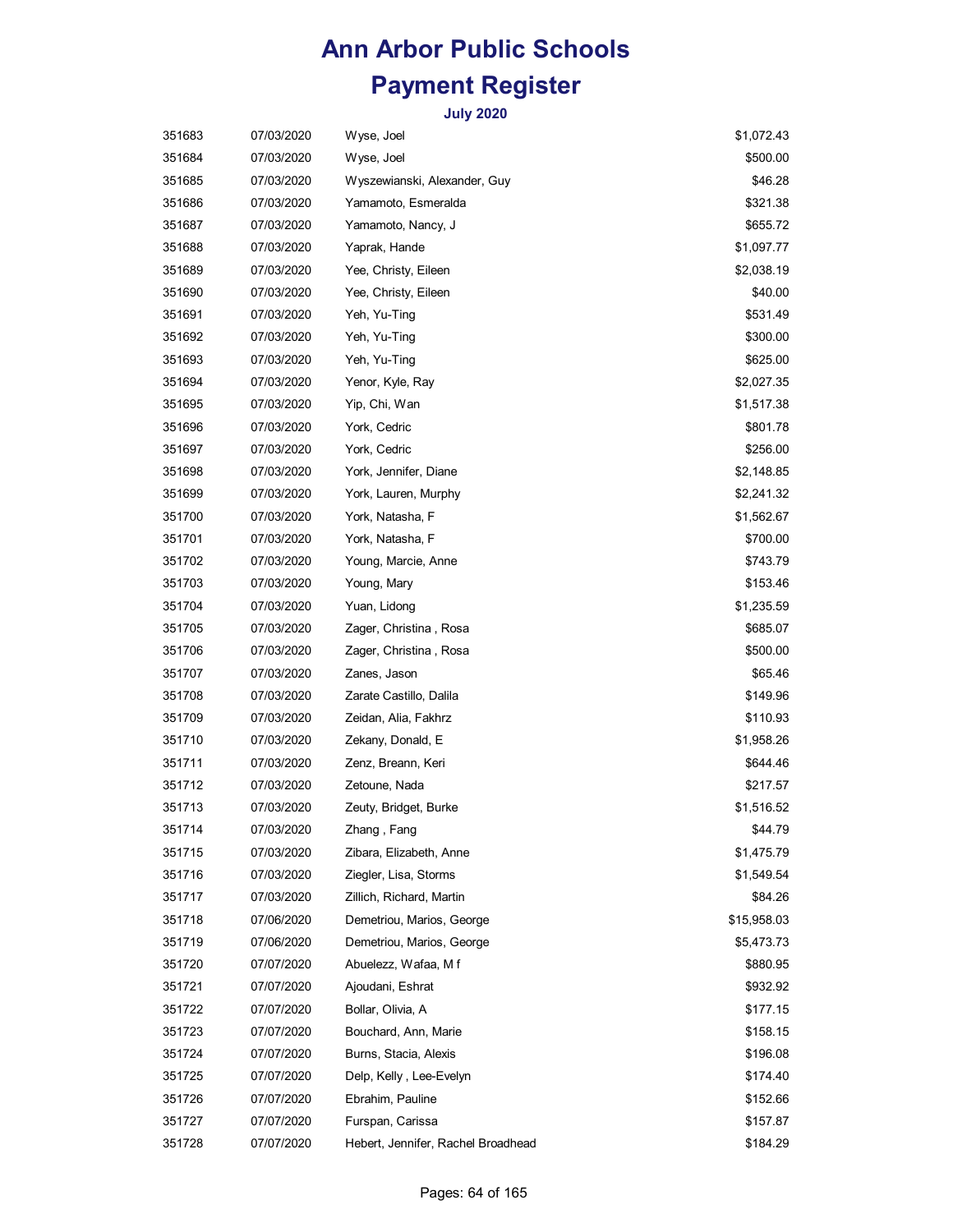# Ann Arbor Public Schools
# Payment Register
### July 2020

| | | | |
|---|---|---|---|
| 351683 | 07/03/2020 | Wyse, Joel | $1,072.43 |
| 351684 | 07/03/2020 | Wyse, Joel | $500.00 |
| 351685 | 07/03/2020 | Wyszewianski, Alexander, Guy | $46.28 |
| 351686 | 07/03/2020 | Yamamoto, Esmeralda | $321.38 |
| 351687 | 07/03/2020 | Yamamoto, Nancy, J | $655.72 |
| 351688 | 07/03/2020 | Yaprak, Hande | $1,097.77 |
| 351689 | 07/03/2020 | Yee, Christy, Eileen | $2,038.19 |
| 351690 | 07/03/2020 | Yee, Christy, Eileen | $40.00 |
| 351691 | 07/03/2020 | Yeh, Yu-Ting | $531.49 |
| 351692 | 07/03/2020 | Yeh, Yu-Ting | $300.00 |
| 351693 | 07/03/2020 | Yeh, Yu-Ting | $625.00 |
| 351694 | 07/03/2020 | Yenor, Kyle, Ray | $2,027.35 |
| 351695 | 07/03/2020 | Yip, Chi, Wan | $1,517.38 |
| 351696 | 07/03/2020 | York, Cedric | $801.78 |
| 351697 | 07/03/2020 | York, Cedric | $256.00 |
| 351698 | 07/03/2020 | York, Jennifer, Diane | $2,148.85 |
| 351699 | 07/03/2020 | York, Lauren, Murphy | $2,241.32 |
| 351700 | 07/03/2020 | York, Natasha, F | $1,562.67 |
| 351701 | 07/03/2020 | York, Natasha, F | $700.00 |
| 351702 | 07/03/2020 | Young, Marcie, Anne | $743.79 |
| 351703 | 07/03/2020 | Young, Mary | $153.46 |
| 351704 | 07/03/2020 | Yuan, Lidong | $1,235.59 |
| 351705 | 07/03/2020 | Zager, Christina , Rosa | $685.07 |
| 351706 | 07/03/2020 | Zager, Christina , Rosa | $500.00 |
| 351707 | 07/03/2020 | Zanes, Jason | $65.46 |
| 351708 | 07/03/2020 | Zarate Castillo, Dalila | $149.96 |
| 351709 | 07/03/2020 | Zeidan, Alia, Fakhrz | $110.93 |
| 351710 | 07/03/2020 | Zekany, Donald, E | $1,958.26 |
| 351711 | 07/03/2020 | Zenz, Breann, Keri | $644.46 |
| 351712 | 07/03/2020 | Zetoune, Nada | $217.57 |
| 351713 | 07/03/2020 | Zeuty, Bridget, Burke | $1,516.52 |
| 351714 | 07/03/2020 | Zhang , Fang | $44.79 |
| 351715 | 07/03/2020 | Zibara, Elizabeth, Anne | $1,475.79 |
| 351716 | 07/03/2020 | Ziegler, Lisa, Storms | $1,549.54 |
| 351717 | 07/03/2020 | Zillich, Richard, Martin | $84.26 |
| 351718 | 07/06/2020 | Demetriou, Marios, George | $15,958.03 |
| 351719 | 07/06/2020 | Demetriou, Marios, George | $5,473.73 |
| 351720 | 07/07/2020 | Abuelezz, Wafaa, M f | $880.95 |
| 351721 | 07/07/2020 | Ajoudani, Eshrat | $932.92 |
| 351722 | 07/07/2020 | Bollar, Olivia, A | $177.15 |
| 351723 | 07/07/2020 | Bouchard, Ann, Marie | $158.15 |
| 351724 | 07/07/2020 | Burns, Stacia, Alexis | $196.08 |
| 351725 | 07/07/2020 | Delp, Kelly , Lee-Evelyn | $174.40 |
| 351726 | 07/07/2020 | Ebrahim, Pauline | $152.66 |
| 351727 | 07/07/2020 | Furspan, Carissa | $157.87 |
| 351728 | 07/07/2020 | Hebert, Jennifer, Rachel Broadhead | $184.29 |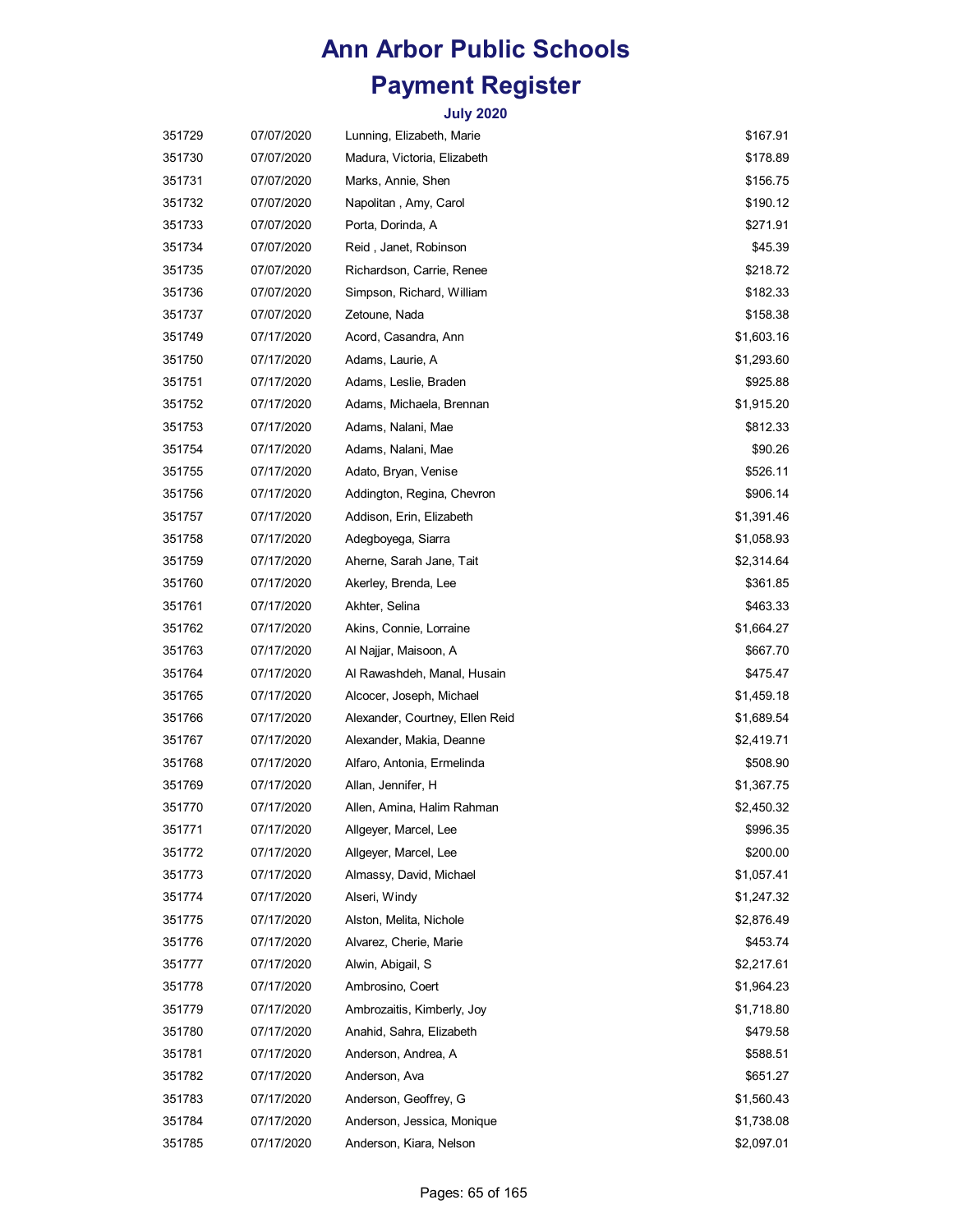# Ann Arbor Public Schools

# Payment Register

### July 2020

| | | | |
|---|---|---|---|
| 351729 | 07/07/2020 | Lunning, Elizabeth, Marie | $167.91 |
| 351730 | 07/07/2020 | Madura, Victoria, Elizabeth | $178.89 |
| 351731 | 07/07/2020 | Marks, Annie, Shen | $156.75 |
| 351732 | 07/07/2020 | Napolitan , Amy, Carol | $190.12 |
| 351733 | 07/07/2020 | Porta, Dorinda, A | $271.91 |
| 351734 | 07/07/2020 | Reid , Janet, Robinson | $45.39 |
| 351735 | 07/07/2020 | Richardson, Carrie, Renee | $218.72 |
| 351736 | 07/07/2020 | Simpson, Richard, William | $182.33 |
| 351737 | 07/07/2020 | Zetoune, Nada | $158.38 |
| 351749 | 07/17/2020 | Acord, Casandra, Ann | $1,603.16 |
| 351750 | 07/17/2020 | Adams, Laurie, A | $1,293.60 |
| 351751 | 07/17/2020 | Adams, Leslie, Braden | $925.88 |
| 351752 | 07/17/2020 | Adams, Michaela, Brennan | $1,915.20 |
| 351753 | 07/17/2020 | Adams, Nalani, Mae | $812.33 |
| 351754 | 07/17/2020 | Adams, Nalani, Mae | $90.26 |
| 351755 | 07/17/2020 | Adato, Bryan, Venise | $526.11 |
| 351756 | 07/17/2020 | Addington, Regina, Chevron | $906.14 |
| 351757 | 07/17/2020 | Addison, Erin, Elizabeth | $1,391.46 |
| 351758 | 07/17/2020 | Adegboyega, Siarra | $1,058.93 |
| 351759 | 07/17/2020 | Aherne, Sarah Jane, Tait | $2,314.64 |
| 351760 | 07/17/2020 | Akerley, Brenda, Lee | $361.85 |
| 351761 | 07/17/2020 | Akhter, Selina | $463.33 |
| 351762 | 07/17/2020 | Akins, Connie, Lorraine | $1,664.27 |
| 351763 | 07/17/2020 | Al Najjar, Maisoon, A | $667.70 |
| 351764 | 07/17/2020 | Al Rawashdeh, Manal, Husain | $475.47 |
| 351765 | 07/17/2020 | Alcocer, Joseph, Michael | $1,459.18 |
| 351766 | 07/17/2020 | Alexander, Courtney, Ellen Reid | $1,689.54 |
| 351767 | 07/17/2020 | Alexander, Makia, Deanne | $2,419.71 |
| 351768 | 07/17/2020 | Alfaro, Antonia, Ermelinda | $508.90 |
| 351769 | 07/17/2020 | Allan, Jennifer, H | $1,367.75 |
| 351770 | 07/17/2020 | Allen, Amina, Halim Rahman | $2,450.32 |
| 351771 | 07/17/2020 | Allgeyer, Marcel, Lee | $996.35 |
| 351772 | 07/17/2020 | Allgeyer, Marcel, Lee | $200.00 |
| 351773 | 07/17/2020 | Almassy, David, Michael | $1,057.41 |
| 351774 | 07/17/2020 | Alseri, Windy | $1,247.32 |
| 351775 | 07/17/2020 | Alston, Melita, Nichole | $2,876.49 |
| 351776 | 07/17/2020 | Alvarez, Cherie, Marie | $453.74 |
| 351777 | 07/17/2020 | Alwin, Abigail, S | $2,217.61 |
| 351778 | 07/17/2020 | Ambrosino, Coert | $1,964.23 |
| 351779 | 07/17/2020 | Ambrozaitis, Kimberly, Joy | $1,718.80 |
| 351780 | 07/17/2020 | Anahid, Sahra, Elizabeth | $479.58 |
| 351781 | 07/17/2020 | Anderson, Andrea, A | $588.51 |
| 351782 | 07/17/2020 | Anderson, Ava | $651.27 |
| 351783 | 07/17/2020 | Anderson, Geoffrey, G | $1,560.43 |
| 351784 | 07/17/2020 | Anderson, Jessica, Monique | $1,738.08 |
| 351785 | 07/17/2020 | Anderson, Kiara, Nelson | $2,097.01 |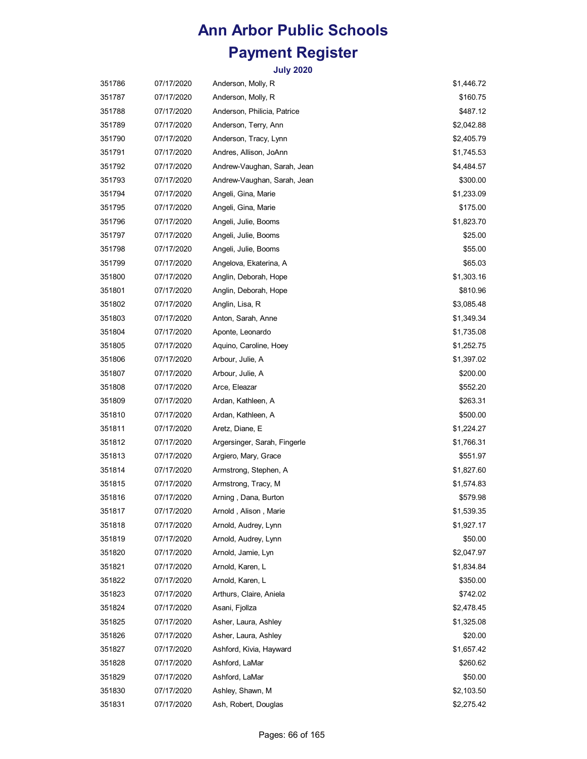# Ann Arbor Public Schools

# Payment Register

### July 2020

| | | | |
|---|---|---|---|
| 351786 | 07/17/2020 | Anderson, Molly, R | $1,446.72 |
| 351787 | 07/17/2020 | Anderson, Molly, R | $160.75 |
| 351788 | 07/17/2020 | Anderson, Philicia, Patrice | $487.12 |
| 351789 | 07/17/2020 | Anderson, Terry, Ann | $2,042.88 |
| 351790 | 07/17/2020 | Anderson, Tracy, Lynn | $2,405.79 |
| 351791 | 07/17/2020 | Andres, Allison, JoAnn | $1,745.53 |
| 351792 | 07/17/2020 | Andrew-Vaughan, Sarah, Jean | $4,484.57 |
| 351793 | 07/17/2020 | Andrew-Vaughan, Sarah, Jean | $300.00 |
| 351794 | 07/17/2020 | Angeli, Gina, Marie | $1,233.09 |
| 351795 | 07/17/2020 | Angeli, Gina, Marie | $175.00 |
| 351796 | 07/17/2020 | Angeli, Julie, Booms | $1,823.70 |
| 351797 | 07/17/2020 | Angeli, Julie, Booms | $25.00 |
| 351798 | 07/17/2020 | Angeli, Julie, Booms | $55.00 |
| 351799 | 07/17/2020 | Angelova, Ekaterina, A | $65.03 |
| 351800 | 07/17/2020 | Anglin, Deborah, Hope | $1,303.16 |
| 351801 | 07/17/2020 | Anglin, Deborah, Hope | $810.96 |
| 351802 | 07/17/2020 | Anglin, Lisa, R | $3,085.48 |
| 351803 | 07/17/2020 | Anton, Sarah, Anne | $1,349.34 |
| 351804 | 07/17/2020 | Aponte, Leonardo | $1,735.08 |
| 351805 | 07/17/2020 | Aquino, Caroline, Hoey | $1,252.75 |
| 351806 | 07/17/2020 | Arbour, Julie, A | $1,397.02 |
| 351807 | 07/17/2020 | Arbour, Julie, A | $200.00 |
| 351808 | 07/17/2020 | Arce, Eleazar | $552.20 |
| 351809 | 07/17/2020 | Ardan, Kathleen, A | $263.31 |
| 351810 | 07/17/2020 | Ardan, Kathleen, A | $500.00 |
| 351811 | 07/17/2020 | Aretz, Diane, E | $1,224.27 |
| 351812 | 07/17/2020 | Argersinger, Sarah, Fingerle | $1,766.31 |
| 351813 | 07/17/2020 | Argiero, Mary, Grace | $551.97 |
| 351814 | 07/17/2020 | Armstrong, Stephen, A | $1,827.60 |
| 351815 | 07/17/2020 | Armstrong, Tracy, M | $1,574.83 |
| 351816 | 07/17/2020 | Arning , Dana, Burton | $579.98 |
| 351817 | 07/17/2020 | Arnold , Alison , Marie | $1,539.35 |
| 351818 | 07/17/2020 | Arnold, Audrey, Lynn | $1,927.17 |
| 351819 | 07/17/2020 | Arnold, Audrey, Lynn | $50.00 |
| 351820 | 07/17/2020 | Arnold, Jamie, Lyn | $2,047.97 |
| 351821 | 07/17/2020 | Arnold, Karen, L | $1,834.84 |
| 351822 | 07/17/2020 | Arnold, Karen, L | $350.00 |
| 351823 | 07/17/2020 | Arthurs, Claire, Aniela | $742.02 |
| 351824 | 07/17/2020 | Asani, Fjollza | $2,478.45 |
| 351825 | 07/17/2020 | Asher, Laura, Ashley | $1,325.08 |
| 351826 | 07/17/2020 | Asher, Laura, Ashley | $20.00 |
| 351827 | 07/17/2020 | Ashford, Kivia, Hayward | $1,657.42 |
| 351828 | 07/17/2020 | Ashford, LaMar | $260.62 |
| 351829 | 07/17/2020 | Ashford, LaMar | $50.00 |
| 351830 | 07/17/2020 | Ashley, Shawn, M | $2,103.50 |
| 351831 | 07/17/2020 | Ash, Robert, Douglas | $2,275.42 |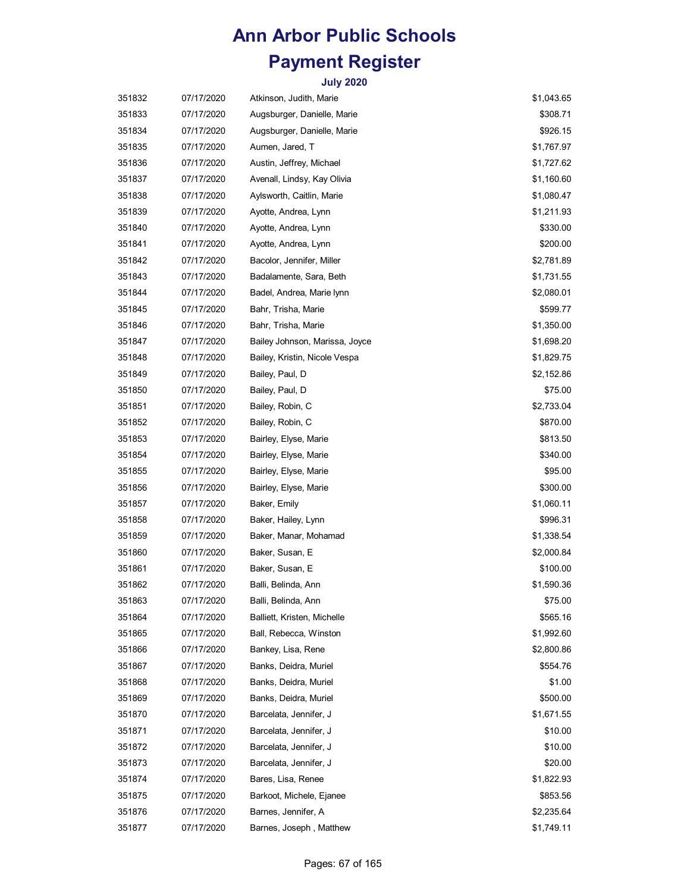# Ann Arbor Public Schools

## Payment Register

### July 2020

| | | | |
|---|---|---|---|
| 351832 | 07/17/2020 | Atkinson, Judith, Marie | $1,043.65 |
| 351833 | 07/17/2020 | Augsburger, Danielle, Marie | $308.71 |
| 351834 | 07/17/2020 | Augsburger, Danielle, Marie | $926.15 |
| 351835 | 07/17/2020 | Aumen, Jared, T | $1,767.97 |
| 351836 | 07/17/2020 | Austin, Jeffrey, Michael | $1,727.62 |
| 351837 | 07/17/2020 | Avenall, Lindsy, Kay Olivia | $1,160.60 |
| 351838 | 07/17/2020 | Aylsworth, Caitlin, Marie | $1,080.47 |
| 351839 | 07/17/2020 | Ayotte, Andrea, Lynn | $1,211.93 |
| 351840 | 07/17/2020 | Ayotte, Andrea, Lynn | $330.00 |
| 351841 | 07/17/2020 | Ayotte, Andrea, Lynn | $200.00 |
| 351842 | 07/17/2020 | Bacolor, Jennifer, Miller | $2,781.89 |
| 351843 | 07/17/2020 | Badalamente, Sara, Beth | $1,731.55 |
| 351844 | 07/17/2020 | Badel, Andrea, Marie lynn | $2,080.01 |
| 351845 | 07/17/2020 | Bahr, Trisha, Marie | $599.77 |
| 351846 | 07/17/2020 | Bahr, Trisha, Marie | $1,350.00 |
| 351847 | 07/17/2020 | Bailey Johnson, Marissa, Joyce | $1,698.20 |
| 351848 | 07/17/2020 | Bailey, Kristin, Nicole Vespa | $1,829.75 |
| 351849 | 07/17/2020 | Bailey, Paul, D | $2,152.86 |
| 351850 | 07/17/2020 | Bailey, Paul, D | $75.00 |
| 351851 | 07/17/2020 | Bailey, Robin, C | $2,733.04 |
| 351852 | 07/17/2020 | Bailey, Robin, C | $870.00 |
| 351853 | 07/17/2020 | Bairley, Elyse, Marie | $813.50 |
| 351854 | 07/17/2020 | Bairley, Elyse, Marie | $340.00 |
| 351855 | 07/17/2020 | Bairley, Elyse, Marie | $95.00 |
| 351856 | 07/17/2020 | Bairley, Elyse, Marie | $300.00 |
| 351857 | 07/17/2020 | Baker, Emily | $1,060.11 |
| 351858 | 07/17/2020 | Baker, Hailey, Lynn | $996.31 |
| 351859 | 07/17/2020 | Baker, Manar, Mohamad | $1,338.54 |
| 351860 | 07/17/2020 | Baker, Susan, E | $2,000.84 |
| 351861 | 07/17/2020 | Baker, Susan, E | $100.00 |
| 351862 | 07/17/2020 | Balli, Belinda, Ann | $1,590.36 |
| 351863 | 07/17/2020 | Balli, Belinda, Ann | $75.00 |
| 351864 | 07/17/2020 | Balliett, Kristen, Michelle | $565.16 |
| 351865 | 07/17/2020 | Ball, Rebecca, Winston | $1,992.60 |
| 351866 | 07/17/2020 | Bankey, Lisa, Rene | $2,800.86 |
| 351867 | 07/17/2020 | Banks, Deidra, Muriel | $554.76 |
| 351868 | 07/17/2020 | Banks, Deidra, Muriel | $1.00 |
| 351869 | 07/17/2020 | Banks, Deidra, Muriel | $500.00 |
| 351870 | 07/17/2020 | Barcelata, Jennifer, J | $1,671.55 |
| 351871 | 07/17/2020 | Barcelata, Jennifer, J | $10.00 |
| 351872 | 07/17/2020 | Barcelata, Jennifer, J | $10.00 |
| 351873 | 07/17/2020 | Barcelata, Jennifer, J | $20.00 |
| 351874 | 07/17/2020 | Bares, Lisa, Renee | $1,822.93 |
| 351875 | 07/17/2020 | Barkoot, Michele, Ejanee | $853.56 |
| 351876 | 07/17/2020 | Barnes, Jennifer, A | $2,235.64 |
| 351877 | 07/17/2020 | Barnes, Joseph , Matthew | $1,749.11 |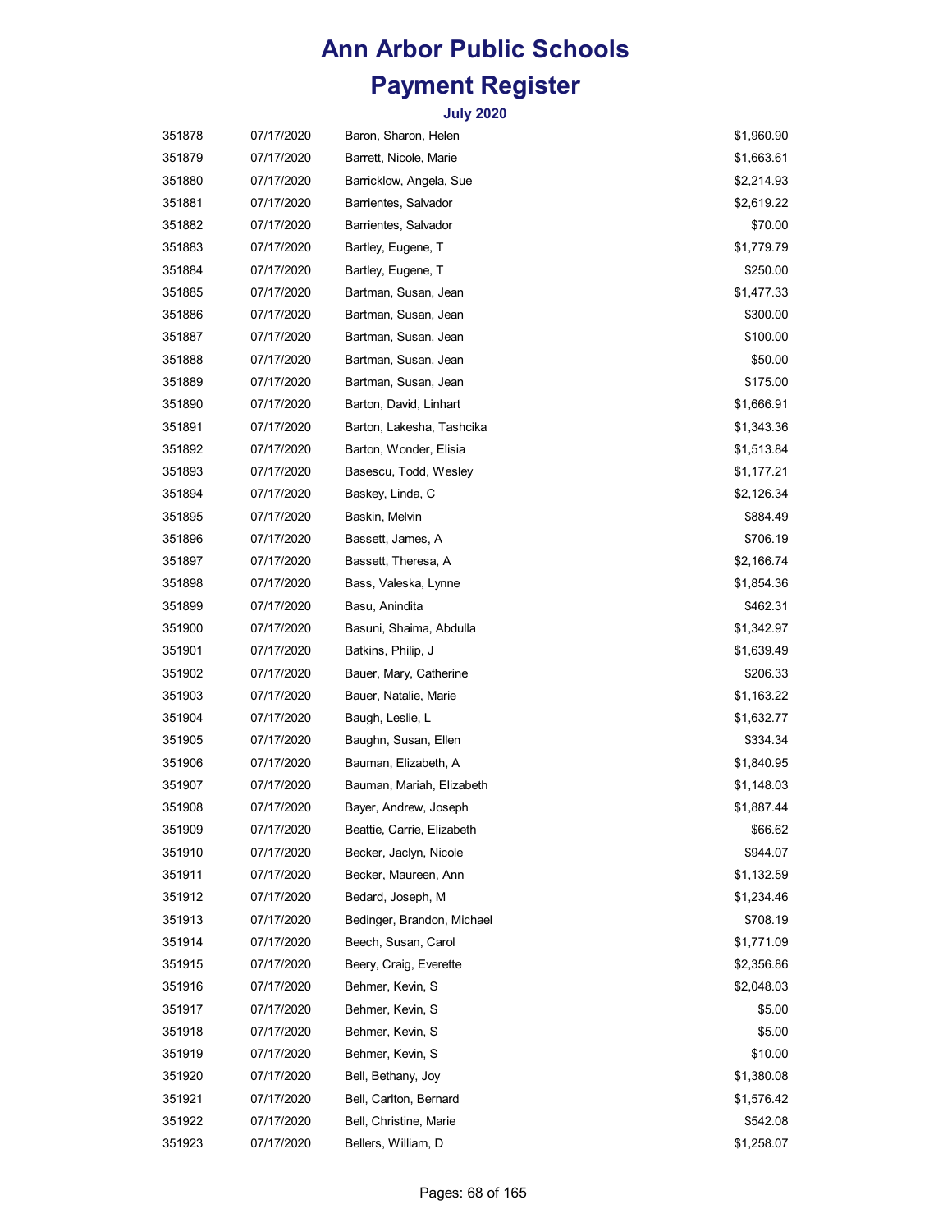# Ann Arbor Public Schools

# Payment Register

### July 2020

| | | | |
|---|---|---|---|
| 351878 | 07/17/2020 | Baron, Sharon, Helen | $1,960.90 |
| 351879 | 07/17/2020 | Barrett, Nicole, Marie | $1,663.61 |
| 351880 | 07/17/2020 | Barricklow, Angela, Sue | $2,214.93 |
| 351881 | 07/17/2020 | Barrientes, Salvador | $2,619.22 |
| 351882 | 07/17/2020 | Barrientes, Salvador | $70.00 |
| 351883 | 07/17/2020 | Bartley, Eugene, T | $1,779.79 |
| 351884 | 07/17/2020 | Bartley, Eugene, T | $250.00 |
| 351885 | 07/17/2020 | Bartman, Susan, Jean | $1,477.33 |
| 351886 | 07/17/2020 | Bartman, Susan, Jean | $300.00 |
| 351887 | 07/17/2020 | Bartman, Susan, Jean | $100.00 |
| 351888 | 07/17/2020 | Bartman, Susan, Jean | $50.00 |
| 351889 | 07/17/2020 | Bartman, Susan, Jean | $175.00 |
| 351890 | 07/17/2020 | Barton, David, Linhart | $1,666.91 |
| 351891 | 07/17/2020 | Barton, Lakesha, Tashcika | $1,343.36 |
| 351892 | 07/17/2020 | Barton, Wonder, Elisia | $1,513.84 |
| 351893 | 07/17/2020 | Basescu, Todd, Wesley | $1,177.21 |
| 351894 | 07/17/2020 | Baskey, Linda, C | $2,126.34 |
| 351895 | 07/17/2020 | Baskin, Melvin | $884.49 |
| 351896 | 07/17/2020 | Bassett, James, A | $706.19 |
| 351897 | 07/17/2020 | Bassett, Theresa, A | $2,166.74 |
| 351898 | 07/17/2020 | Bass, Valeska, Lynne | $1,854.36 |
| 351899 | 07/17/2020 | Basu, Anindita | $462.31 |
| 351900 | 07/17/2020 | Basuni, Shaima, Abdulla | $1,342.97 |
| 351901 | 07/17/2020 | Batkins, Philip, J | $1,639.49 |
| 351902 | 07/17/2020 | Bauer, Mary, Catherine | $206.33 |
| 351903 | 07/17/2020 | Bauer, Natalie, Marie | $1,163.22 |
| 351904 | 07/17/2020 | Baugh, Leslie, L | $1,632.77 |
| 351905 | 07/17/2020 | Baughn, Susan, Ellen | $334.34 |
| 351906 | 07/17/2020 | Bauman, Elizabeth, A | $1,840.95 |
| 351907 | 07/17/2020 | Bauman, Mariah, Elizabeth | $1,148.03 |
| 351908 | 07/17/2020 | Bayer, Andrew, Joseph | $1,887.44 |
| 351909 | 07/17/2020 | Beattie, Carrie, Elizabeth | $66.62 |
| 351910 | 07/17/2020 | Becker, Jaclyn, Nicole | $944.07 |
| 351911 | 07/17/2020 | Becker, Maureen, Ann | $1,132.59 |
| 351912 | 07/17/2020 | Bedard, Joseph, M | $1,234.46 |
| 351913 | 07/17/2020 | Bedinger, Brandon, Michael | $708.19 |
| 351914 | 07/17/2020 | Beech, Susan, Carol | $1,771.09 |
| 351915 | 07/17/2020 | Beery, Craig, Everette | $2,356.86 |
| 351916 | 07/17/2020 | Behmer, Kevin, S | $2,048.03 |
| 351917 | 07/17/2020 | Behmer, Kevin, S | $5.00 |
| 351918 | 07/17/2020 | Behmer, Kevin, S | $5.00 |
| 351919 | 07/17/2020 | Behmer, Kevin, S | $10.00 |
| 351920 | 07/17/2020 | Bell, Bethany, Joy | $1,380.08 |
| 351921 | 07/17/2020 | Bell, Carlton, Bernard | $1,576.42 |
| 351922 | 07/17/2020 | Bell, Christine, Marie | $542.08 |
| 351923 | 07/17/2020 | Bellers, William, D | $1,258.07 |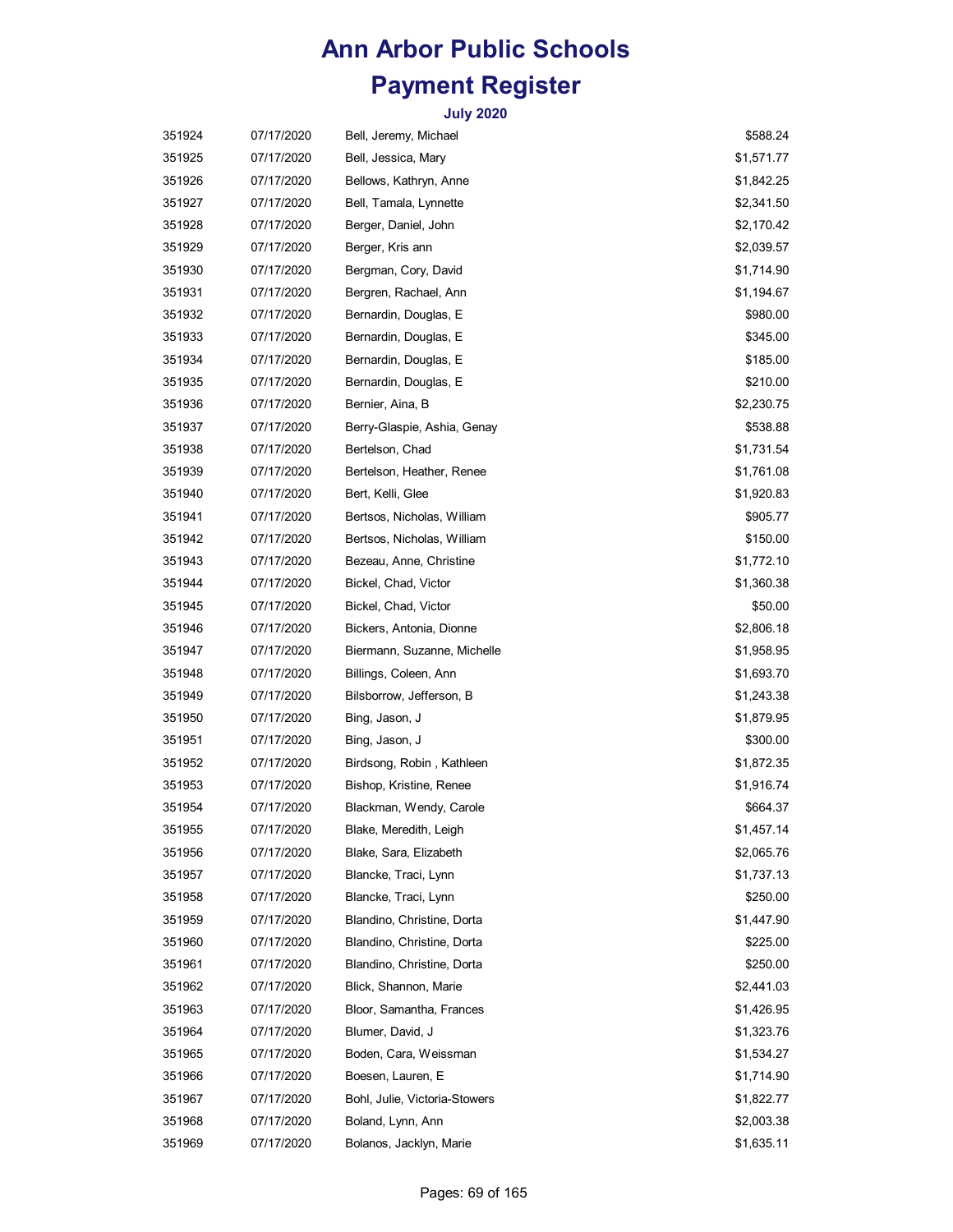# Ann Arbor Public Schools

# Payment Register

### July 2020

| | | | |
|---|---|---|---|
| 351924 | 07/17/2020 | Bell, Jeremy, Michael | $588.24 |
| 351925 | 07/17/2020 | Bell, Jessica, Mary | $1,571.77 |
| 351926 | 07/17/2020 | Bellows, Kathryn, Anne | $1,842.25 |
| 351927 | 07/17/2020 | Bell, Tamala, Lynnette | $2,341.50 |
| 351928 | 07/17/2020 | Berger, Daniel, John | $2,170.42 |
| 351929 | 07/17/2020 | Berger, Kris ann | $2,039.57 |
| 351930 | 07/17/2020 | Bergman, Cory, David | $1,714.90 |
| 351931 | 07/17/2020 | Bergren, Rachael, Ann | $1,194.67 |
| 351932 | 07/17/2020 | Bernardin, Douglas, E | $980.00 |
| 351933 | 07/17/2020 | Bernardin, Douglas, E | $345.00 |
| 351934 | 07/17/2020 | Bernardin, Douglas, E | $185.00 |
| 351935 | 07/17/2020 | Bernardin, Douglas, E | $210.00 |
| 351936 | 07/17/2020 | Bernier, Aina, B | $2,230.75 |
| 351937 | 07/17/2020 | Berry-Glaspie, Ashia, Genay | $538.88 |
| 351938 | 07/17/2020 | Bertelson, Chad | $1,731.54 |
| 351939 | 07/17/2020 | Bertelson, Heather, Renee | $1,761.08 |
| 351940 | 07/17/2020 | Bert, Kelli, Glee | $1,920.83 |
| 351941 | 07/17/2020 | Bertsos, Nicholas, William | $905.77 |
| 351942 | 07/17/2020 | Bertsos, Nicholas, William | $150.00 |
| 351943 | 07/17/2020 | Bezeau, Anne, Christine | $1,772.10 |
| 351944 | 07/17/2020 | Bickel, Chad, Victor | $1,360.38 |
| 351945 | 07/17/2020 | Bickel, Chad, Victor | $50.00 |
| 351946 | 07/17/2020 | Bickers, Antonia, Dionne | $2,806.18 |
| 351947 | 07/17/2020 | Biermann, Suzanne, Michelle | $1,958.95 |
| 351948 | 07/17/2020 | Billings, Coleen, Ann | $1,693.70 |
| 351949 | 07/17/2020 | Bilsborrow, Jefferson, B | $1,243.38 |
| 351950 | 07/17/2020 | Bing, Jason, J | $1,879.95 |
| 351951 | 07/17/2020 | Bing, Jason, J | $300.00 |
| 351952 | 07/17/2020 | Birdsong, Robin , Kathleen | $1,872.35 |
| 351953 | 07/17/2020 | Bishop, Kristine, Renee | $1,916.74 |
| 351954 | 07/17/2020 | Blackman, Wendy, Carole | $664.37 |
| 351955 | 07/17/2020 | Blake, Meredith, Leigh | $1,457.14 |
| 351956 | 07/17/2020 | Blake, Sara, Elizabeth | $2,065.76 |
| 351957 | 07/17/2020 | Blancke, Traci, Lynn | $1,737.13 |
| 351958 | 07/17/2020 | Blancke, Traci, Lynn | $250.00 |
| 351959 | 07/17/2020 | Blandino, Christine, Dorta | $1,447.90 |
| 351960 | 07/17/2020 | Blandino, Christine, Dorta | $225.00 |
| 351961 | 07/17/2020 | Blandino, Christine, Dorta | $250.00 |
| 351962 | 07/17/2020 | Blick, Shannon, Marie | $2,441.03 |
| 351963 | 07/17/2020 | Bloor, Samantha, Frances | $1,426.95 |
| 351964 | 07/17/2020 | Blumer, David, J | $1,323.76 |
| 351965 | 07/17/2020 | Boden, Cara, Weissman | $1,534.27 |
| 351966 | 07/17/2020 | Boesen, Lauren, E | $1,714.90 |
| 351967 | 07/17/2020 | Bohl, Julie, Victoria-Stowers | $1,822.77 |
| 351968 | 07/17/2020 | Boland, Lynn, Ann | $2,003.38 |
| 351969 | 07/17/2020 | Bolanos, Jacklyn, Marie | $1,635.11 |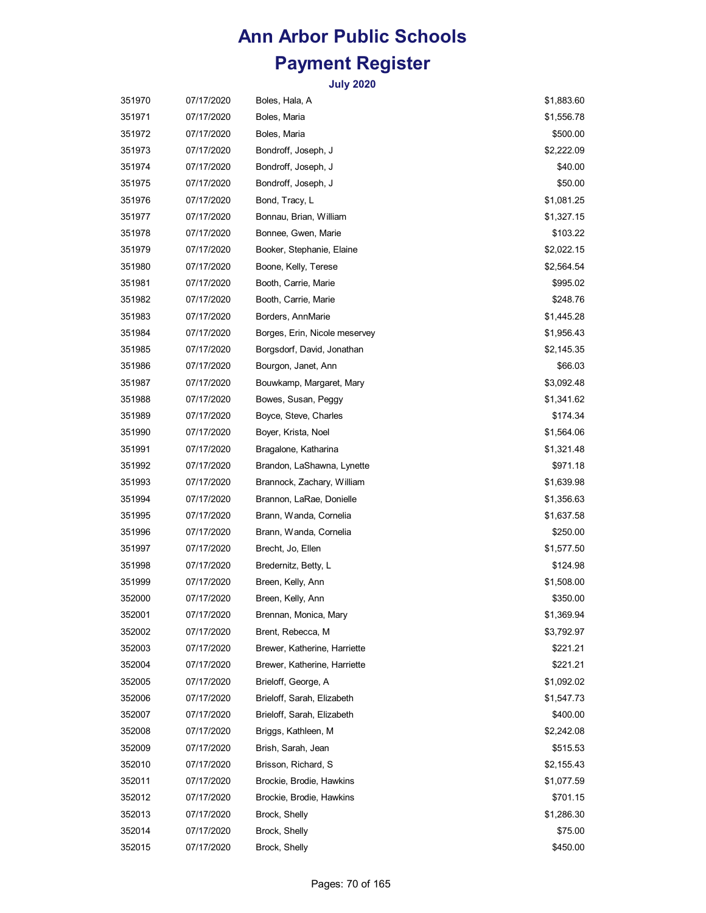# Ann Arbor Public Schools

# Payment Register

### July 2020

| | | | |
|---|---|---|---|
| 351970 | 07/17/2020 | Boles, Hala, A | $1,883.60 |
| 351971 | 07/17/2020 | Boles, Maria | $1,556.78 |
| 351972 | 07/17/2020 | Boles, Maria | $500.00 |
| 351973 | 07/17/2020 | Bondroff, Joseph, J | $2,222.09 |
| 351974 | 07/17/2020 | Bondroff, Joseph, J | $40.00 |
| 351975 | 07/17/2020 | Bondroff, Joseph, J | $50.00 |
| 351976 | 07/17/2020 | Bond, Tracy, L | $1,081.25 |
| 351977 | 07/17/2020 | Bonnau, Brian, William | $1,327.15 |
| 351978 | 07/17/2020 | Bonnee, Gwen, Marie | $103.22 |
| 351979 | 07/17/2020 | Booker, Stephanie, Elaine | $2,022.15 |
| 351980 | 07/17/2020 | Boone, Kelly, Terese | $2,564.54 |
| 351981 | 07/17/2020 | Booth, Carrie, Marie | $995.02 |
| 351982 | 07/17/2020 | Booth, Carrie, Marie | $248.76 |
| 351983 | 07/17/2020 | Borders, AnnMarie | $1,445.28 |
| 351984 | 07/17/2020 | Borges, Erin, Nicole meservey | $1,956.43 |
| 351985 | 07/17/2020 | Borgsdorf, David, Jonathan | $2,145.35 |
| 351986 | 07/17/2020 | Bourgon, Janet, Ann | $66.03 |
| 351987 | 07/17/2020 | Bouwkamp, Margaret, Mary | $3,092.48 |
| 351988 | 07/17/2020 | Bowes, Susan, Peggy | $1,341.62 |
| 351989 | 07/17/2020 | Boyce, Steve, Charles | $174.34 |
| 351990 | 07/17/2020 | Boyer, Krista, Noel | $1,564.06 |
| 351991 | 07/17/2020 | Bragalone, Katharina | $1,321.48 |
| 351992 | 07/17/2020 | Brandon, LaShawna, Lynette | $971.18 |
| 351993 | 07/17/2020 | Brannock, Zachary, William | $1,639.98 |
| 351994 | 07/17/2020 | Brannon, LaRae, Donielle | $1,356.63 |
| 351995 | 07/17/2020 | Brann, Wanda, Cornelia | $1,637.58 |
| 351996 | 07/17/2020 | Brann, Wanda, Cornelia | $250.00 |
| 351997 | 07/17/2020 | Brecht, Jo, Ellen | $1,577.50 |
| 351998 | 07/17/2020 | Bredernitz, Betty, L | $124.98 |
| 351999 | 07/17/2020 | Breen, Kelly, Ann | $1,508.00 |
| 352000 | 07/17/2020 | Breen, Kelly, Ann | $350.00 |
| 352001 | 07/17/2020 | Brennan, Monica, Mary | $1,369.94 |
| 352002 | 07/17/2020 | Brent, Rebecca, M | $3,792.97 |
| 352003 | 07/17/2020 | Brewer, Katherine, Harriette | $221.21 |
| 352004 | 07/17/2020 | Brewer, Katherine, Harriette | $221.21 |
| 352005 | 07/17/2020 | Brieloff, George, A | $1,092.02 |
| 352006 | 07/17/2020 | Brieloff, Sarah, Elizabeth | $1,547.73 |
| 352007 | 07/17/2020 | Brieloff, Sarah, Elizabeth | $400.00 |
| 352008 | 07/17/2020 | Briggs, Kathleen, M | $2,242.08 |
| 352009 | 07/17/2020 | Brish, Sarah, Jean | $515.53 |
| 352010 | 07/17/2020 | Brisson, Richard, S | $2,155.43 |
| 352011 | 07/17/2020 | Brockie, Brodie, Hawkins | $1,077.59 |
| 352012 | 07/17/2020 | Brockie, Brodie, Hawkins | $701.15 |
| 352013 | 07/17/2020 | Brock, Shelly | $1,286.30 |
| 352014 | 07/17/2020 | Brock, Shelly | $75.00 |
| 352015 | 07/17/2020 | Brock, Shelly | $450.00 |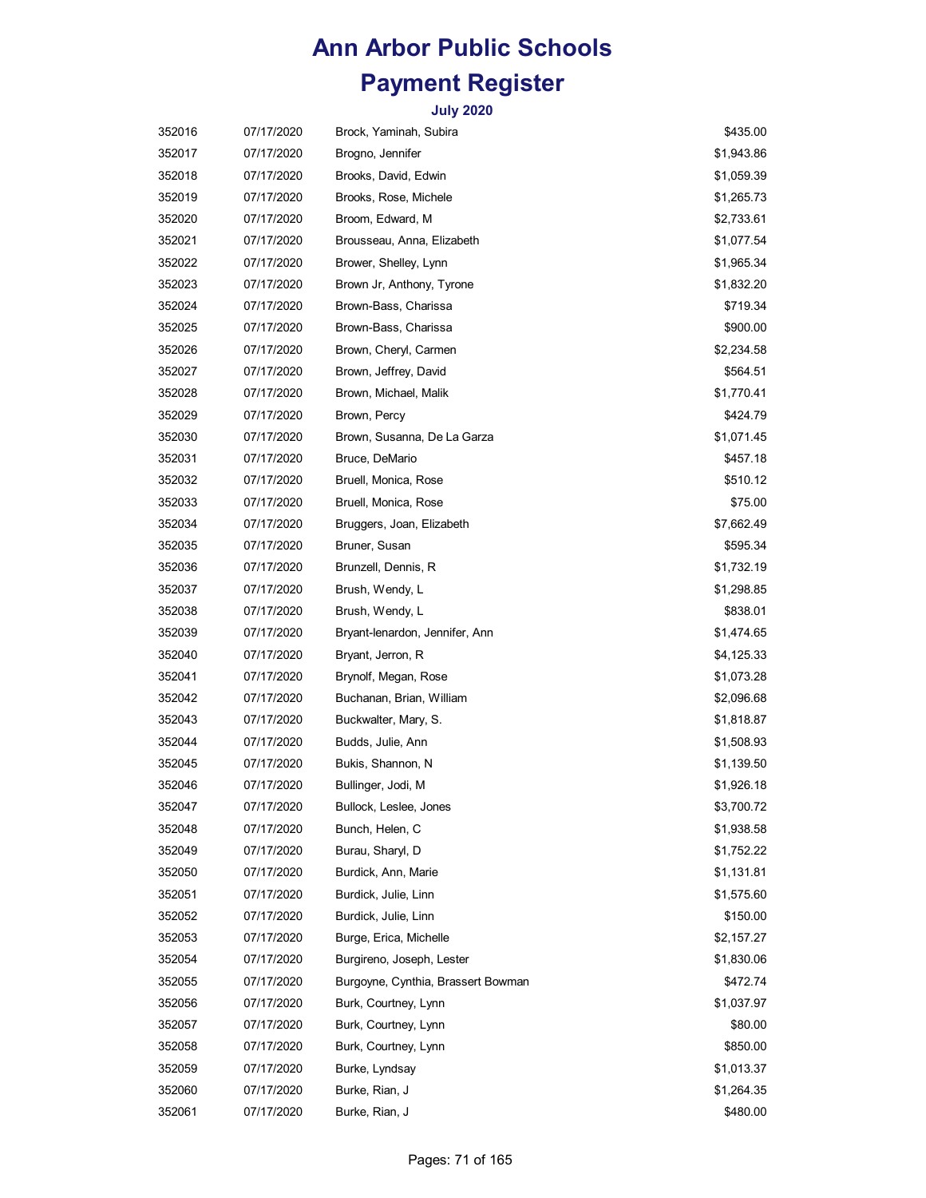# Ann Arbor Public Schools

## Payment Register

### July 2020

| | | | |
|---|---|---|---|
| 352016 | 07/17/2020 | Brock, Yaminah, Subira | $435.00 |
| 352017 | 07/17/2020 | Brogno, Jennifer | $1,943.86 |
| 352018 | 07/17/2020 | Brooks, David, Edwin | $1,059.39 |
| 352019 | 07/17/2020 | Brooks, Rose, Michele | $1,265.73 |
| 352020 | 07/17/2020 | Broom, Edward, M | $2,733.61 |
| 352021 | 07/17/2020 | Brousseau, Anna, Elizabeth | $1,077.54 |
| 352022 | 07/17/2020 | Brower, Shelley, Lynn | $1,965.34 |
| 352023 | 07/17/2020 | Brown Jr, Anthony, Tyrone | $1,832.20 |
| 352024 | 07/17/2020 | Brown-Bass, Charissa | $719.34 |
| 352025 | 07/17/2020 | Brown-Bass, Charissa | $900.00 |
| 352026 | 07/17/2020 | Brown, Cheryl, Carmen | $2,234.58 |
| 352027 | 07/17/2020 | Brown, Jeffrey, David | $564.51 |
| 352028 | 07/17/2020 | Brown, Michael, Malik | $1,770.41 |
| 352029 | 07/17/2020 | Brown, Percy | $424.79 |
| 352030 | 07/17/2020 | Brown, Susanna, De La Garza | $1,071.45 |
| 352031 | 07/17/2020 | Bruce, DeMario | $457.18 |
| 352032 | 07/17/2020 | Bruell, Monica, Rose | $510.12 |
| 352033 | 07/17/2020 | Bruell, Monica, Rose | $75.00 |
| 352034 | 07/17/2020 | Bruggers, Joan, Elizabeth | $7,662.49 |
| 352035 | 07/17/2020 | Bruner, Susan | $595.34 |
| 352036 | 07/17/2020 | Brunzell, Dennis, R | $1,732.19 |
| 352037 | 07/17/2020 | Brush, Wendy, L | $1,298.85 |
| 352038 | 07/17/2020 | Brush, Wendy, L | $838.01 |
| 352039 | 07/17/2020 | Bryant-lenardon, Jennifer, Ann | $1,474.65 |
| 352040 | 07/17/2020 | Bryant, Jerron, R | $4,125.33 |
| 352041 | 07/17/2020 | Brynolf, Megan, Rose | $1,073.28 |
| 352042 | 07/17/2020 | Buchanan, Brian, William | $2,096.68 |
| 352043 | 07/17/2020 | Buckwalter, Mary, S. | $1,818.87 |
| 352044 | 07/17/2020 | Budds, Julie, Ann | $1,508.93 |
| 352045 | 07/17/2020 | Bukis, Shannon, N | $1,139.50 |
| 352046 | 07/17/2020 | Bullinger, Jodi, M | $1,926.18 |
| 352047 | 07/17/2020 | Bullock, Leslee, Jones | $3,700.72 |
| 352048 | 07/17/2020 | Bunch, Helen, C | $1,938.58 |
| 352049 | 07/17/2020 | Burau, Sharyl, D | $1,752.22 |
| 352050 | 07/17/2020 | Burdick, Ann, Marie | $1,131.81 |
| 352051 | 07/17/2020 | Burdick, Julie, Linn | $1,575.60 |
| 352052 | 07/17/2020 | Burdick, Julie, Linn | $150.00 |
| 352053 | 07/17/2020 | Burge, Erica, Michelle | $2,157.27 |
| 352054 | 07/17/2020 | Burgireno, Joseph, Lester | $1,830.06 |
| 352055 | 07/17/2020 | Burgoyne, Cynthia, Brassert Bowman | $472.74 |
| 352056 | 07/17/2020 | Burk, Courtney, Lynn | $1,037.97 |
| 352057 | 07/17/2020 | Burk, Courtney, Lynn | $80.00 |
| 352058 | 07/17/2020 | Burk, Courtney, Lynn | $850.00 |
| 352059 | 07/17/2020 | Burke, Lyndsay | $1,013.37 |
| 352060 | 07/17/2020 | Burke, Rian, J | $1,264.35 |
| 352061 | 07/17/2020 | Burke, Rian, J | $480.00 |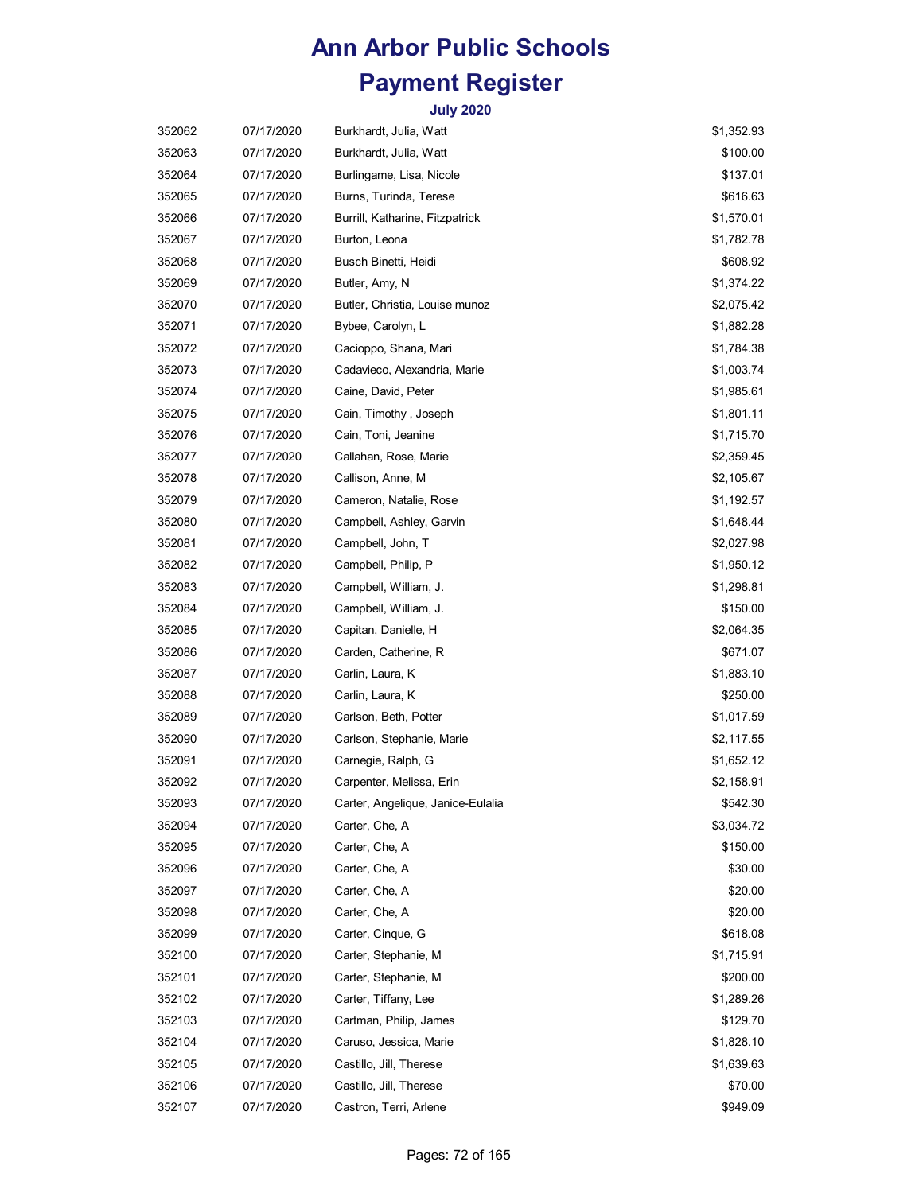# Ann Arbor Public Schools

# Payment Register

### July 2020

| | | | |
|---|---|---|---|
| 352062 | 07/17/2020 | Burkhardt, Julia, Watt | $1,352.93 |
| 352063 | 07/17/2020 | Burkhardt, Julia, Watt | $100.00 |
| 352064 | 07/17/2020 | Burlingame, Lisa, Nicole | $137.01 |
| 352065 | 07/17/2020 | Burns, Turinda, Terese | $616.63 |
| 352066 | 07/17/2020 | Burrill, Katharine, Fitzpatrick | $1,570.01 |
| 352067 | 07/17/2020 | Burton, Leona | $1,782.78 |
| 352068 | 07/17/2020 | Busch Binetti, Heidi | $608.92 |
| 352069 | 07/17/2020 | Butler, Amy, N | $1,374.22 |
| 352070 | 07/17/2020 | Butler, Christia, Louise munoz | $2,075.42 |
| 352071 | 07/17/2020 | Bybee, Carolyn, L | $1,882.28 |
| 352072 | 07/17/2020 | Cacioppo, Shana, Mari | $1,784.38 |
| 352073 | 07/17/2020 | Cadavieco, Alexandria, Marie | $1,003.74 |
| 352074 | 07/17/2020 | Caine, David, Peter | $1,985.61 |
| 352075 | 07/17/2020 | Cain, Timothy , Joseph | $1,801.11 |
| 352076 | 07/17/2020 | Cain, Toni, Jeanine | $1,715.70 |
| 352077 | 07/17/2020 | Callahan, Rose, Marie | $2,359.45 |
| 352078 | 07/17/2020 | Callison, Anne, M | $2,105.67 |
| 352079 | 07/17/2020 | Cameron, Natalie, Rose | $1,192.57 |
| 352080 | 07/17/2020 | Campbell, Ashley, Garvin | $1,648.44 |
| 352081 | 07/17/2020 | Campbell, John, T | $2,027.98 |
| 352082 | 07/17/2020 | Campbell, Philip, P | $1,950.12 |
| 352083 | 07/17/2020 | Campbell, William, J. | $1,298.81 |
| 352084 | 07/17/2020 | Campbell, William, J. | $150.00 |
| 352085 | 07/17/2020 | Capitan, Danielle, H | $2,064.35 |
| 352086 | 07/17/2020 | Carden, Catherine, R | $671.07 |
| 352087 | 07/17/2020 | Carlin, Laura, K | $1,883.10 |
| 352088 | 07/17/2020 | Carlin, Laura, K | $250.00 |
| 352089 | 07/17/2020 | Carlson, Beth, Potter | $1,017.59 |
| 352090 | 07/17/2020 | Carlson, Stephanie, Marie | $2,117.55 |
| 352091 | 07/17/2020 | Carnegie, Ralph, G | $1,652.12 |
| 352092 | 07/17/2020 | Carpenter, Melissa, Erin | $2,158.91 |
| 352093 | 07/17/2020 | Carter, Angelique, Janice-Eulalia | $542.30 |
| 352094 | 07/17/2020 | Carter, Che, A | $3,034.72 |
| 352095 | 07/17/2020 | Carter, Che, A | $150.00 |
| 352096 | 07/17/2020 | Carter, Che, A | $30.00 |
| 352097 | 07/17/2020 | Carter, Che, A | $20.00 |
| 352098 | 07/17/2020 | Carter, Che, A | $20.00 |
| 352099 | 07/17/2020 | Carter, Cinque, G | $618.08 |
| 352100 | 07/17/2020 | Carter, Stephanie, M | $1,715.91 |
| 352101 | 07/17/2020 | Carter, Stephanie, M | $200.00 |
| 352102 | 07/17/2020 | Carter, Tiffany, Lee | $1,289.26 |
| 352103 | 07/17/2020 | Cartman, Philip, James | $129.70 |
| 352104 | 07/17/2020 | Caruso, Jessica, Marie | $1,828.10 |
| 352105 | 07/17/2020 | Castillo, Jill, Therese | $1,639.63 |
| 352106 | 07/17/2020 | Castillo, Jill, Therese | $70.00 |
| 352107 | 07/17/2020 | Castron, Terri, Arlene | $949.09 |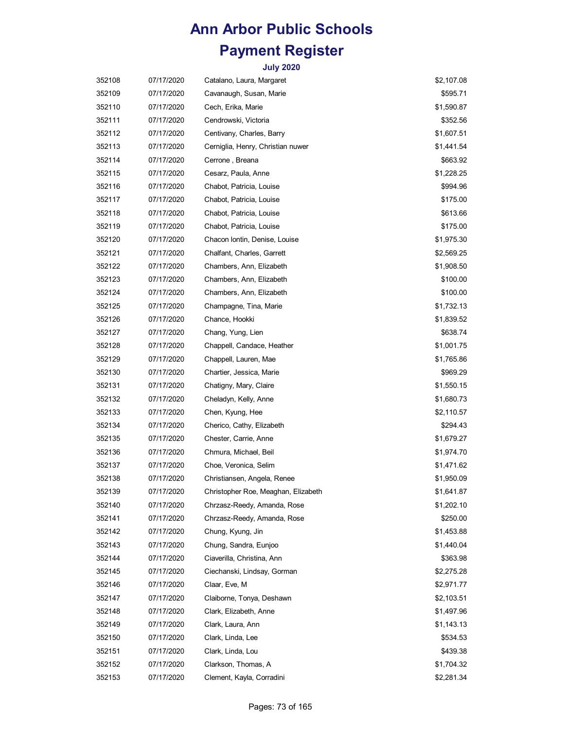# Ann Arbor Public Schools

# Payment Register

### July 2020

| | | | |
|---|---|---|---|
| 352108 | 07/17/2020 | Catalano, Laura, Margaret | $2,107.08 |
| 352109 | 07/17/2020 | Cavanaugh, Susan, Marie | $595.71 |
| 352110 | 07/17/2020 | Cech, Erika, Marie | $1,590.87 |
| 352111 | 07/17/2020 | Cendrowski, Victoria | $352.56 |
| 352112 | 07/17/2020 | Centivany, Charles, Barry | $1,607.51 |
| 352113 | 07/17/2020 | Cerniglia, Henry, Christian nuwer | $1,441.54 |
| 352114 | 07/17/2020 | Cerrone , Breana | $663.92 |
| 352115 | 07/17/2020 | Cesarz, Paula, Anne | $1,228.25 |
| 352116 | 07/17/2020 | Chabot, Patricia, Louise | $994.96 |
| 352117 | 07/17/2020 | Chabot, Patricia, Louise | $175.00 |
| 352118 | 07/17/2020 | Chabot, Patricia, Louise | $613.66 |
| 352119 | 07/17/2020 | Chabot, Patricia, Louise | $175.00 |
| 352120 | 07/17/2020 | Chacon Iontin, Denise, Louise | $1,975.30 |
| 352121 | 07/17/2020 | Chalfant, Charles, Garrett | $2,569.25 |
| 352122 | 07/17/2020 | Chambers, Ann, Elizabeth | $1,908.50 |
| 352123 | 07/17/2020 | Chambers, Ann, Elizabeth | $100.00 |
| 352124 | 07/17/2020 | Chambers, Ann, Elizabeth | $100.00 |
| 352125 | 07/17/2020 | Champagne, Tina, Marie | $1,732.13 |
| 352126 | 07/17/2020 | Chance, Hookki | $1,839.52 |
| 352127 | 07/17/2020 | Chang, Yung, Lien | $638.74 |
| 352128 | 07/17/2020 | Chappell, Candace, Heather | $1,001.75 |
| 352129 | 07/17/2020 | Chappell, Lauren, Mae | $1,765.86 |
| 352130 | 07/17/2020 | Chartier, Jessica, Marie | $969.29 |
| 352131 | 07/17/2020 | Chatigny, Mary, Claire | $1,550.15 |
| 352132 | 07/17/2020 | Cheladyn, Kelly, Anne | $1,680.73 |
| 352133 | 07/17/2020 | Chen, Kyung, Hee | $2,110.57 |
| 352134 | 07/17/2020 | Cherico, Cathy, Elizabeth | $294.43 |
| 352135 | 07/17/2020 | Chester, Carrie, Anne | $1,679.27 |
| 352136 | 07/17/2020 | Chmura, Michael, Beil | $1,974.70 |
| 352137 | 07/17/2020 | Choe, Veronica, Selim | $1,471.62 |
| 352138 | 07/17/2020 | Christiansen, Angela, Renee | $1,950.09 |
| 352139 | 07/17/2020 | Christopher Roe, Meaghan, Elizabeth | $1,641.87 |
| 352140 | 07/17/2020 | Chrzasz-Reedy, Amanda, Rose | $1,202.10 |
| 352141 | 07/17/2020 | Chrzasz-Reedy, Amanda, Rose | $250.00 |
| 352142 | 07/17/2020 | Chung, Kyung, Jin | $1,453.88 |
| 352143 | 07/17/2020 | Chung, Sandra, Eunjoo | $1,440.04 |
| 352144 | 07/17/2020 | Ciaverilla, Christina, Ann | $363.98 |
| 352145 | 07/17/2020 | Ciechanski, Lindsay, Gorman | $2,275.28 |
| 352146 | 07/17/2020 | Claar, Eve, M | $2,971.77 |
| 352147 | 07/17/2020 | Claiborne, Tonya, Deshawn | $2,103.51 |
| 352148 | 07/17/2020 | Clark, Elizabeth, Anne | $1,497.96 |
| 352149 | 07/17/2020 | Clark, Laura, Ann | $1,143.13 |
| 352150 | 07/17/2020 | Clark, Linda, Lee | $534.53 |
| 352151 | 07/17/2020 | Clark, Linda, Lou | $439.38 |
| 352152 | 07/17/2020 | Clarkson, Thomas, A | $1,704.32 |
| 352153 | 07/17/2020 | Clement, Kayla, Corradini | $2,281.34 |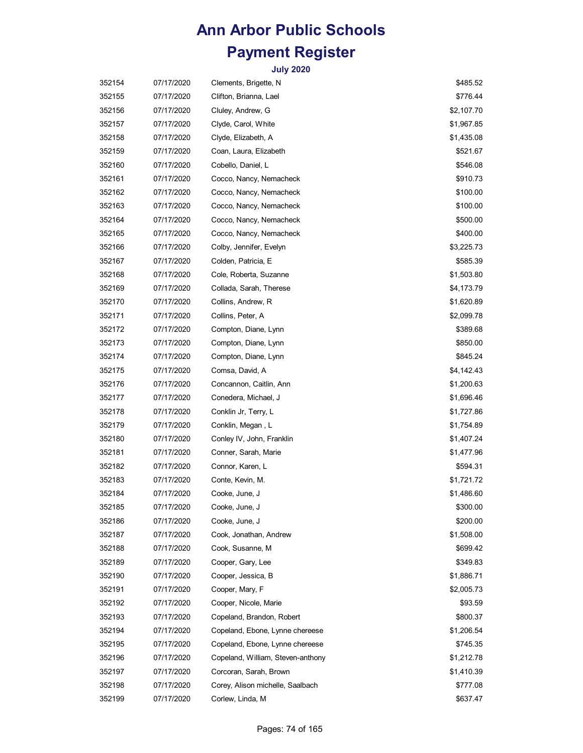# Ann Arbor Public Schools

# Payment Register

### July 2020

| | | | |
|---|---|---|---|
| 352154 | 07/17/2020 | Clements, Brigette, N | $485.52 |
| 352155 | 07/17/2020 | Clifton, Brianna, Lael | $776.44 |
| 352156 | 07/17/2020 | Cluley, Andrew, G | $2,107.70 |
| 352157 | 07/17/2020 | Clyde, Carol, White | $1,967.85 |
| 352158 | 07/17/2020 | Clyde, Elizabeth, A | $1,435.08 |
| 352159 | 07/17/2020 | Coan, Laura, Elizabeth | $521.67 |
| 352160 | 07/17/2020 | Cobello, Daniel, L | $546.08 |
| 352161 | 07/17/2020 | Cocco, Nancy, Nemacheck | $910.73 |
| 352162 | 07/17/2020 | Cocco, Nancy, Nemacheck | $100.00 |
| 352163 | 07/17/2020 | Cocco, Nancy, Nemacheck | $100.00 |
| 352164 | 07/17/2020 | Cocco, Nancy, Nemacheck | $500.00 |
| 352165 | 07/17/2020 | Cocco, Nancy, Nemacheck | $400.00 |
| 352166 | 07/17/2020 | Colby, Jennifer, Evelyn | $3,225.73 |
| 352167 | 07/17/2020 | Colden, Patricia, E | $585.39 |
| 352168 | 07/17/2020 | Cole, Roberta, Suzanne | $1,503.80 |
| 352169 | 07/17/2020 | Collada, Sarah, Therese | $4,173.79 |
| 352170 | 07/17/2020 | Collins, Andrew, R | $1,620.89 |
| 352171 | 07/17/2020 | Collins, Peter, A | $2,099.78 |
| 352172 | 07/17/2020 | Compton, Diane, Lynn | $389.68 |
| 352173 | 07/17/2020 | Compton, Diane, Lynn | $850.00 |
| 352174 | 07/17/2020 | Compton, Diane, Lynn | $845.24 |
| 352175 | 07/17/2020 | Comsa, David, A | $4,142.43 |
| 352176 | 07/17/2020 | Concannon, Caitlin, Ann | $1,200.63 |
| 352177 | 07/17/2020 | Conedera, Michael, J | $1,696.46 |
| 352178 | 07/17/2020 | Conklin Jr, Terry, L | $1,727.86 |
| 352179 | 07/17/2020 | Conklin, Megan , L | $1,754.89 |
| 352180 | 07/17/2020 | Conley IV, John, Franklin | $1,407.24 |
| 352181 | 07/17/2020 | Conner, Sarah, Marie | $1,477.96 |
| 352182 | 07/17/2020 | Connor, Karen, L | $594.31 |
| 352183 | 07/17/2020 | Conte, Kevin, M. | $1,721.72 |
| 352184 | 07/17/2020 | Cooke, June, J | $1,486.60 |
| 352185 | 07/17/2020 | Cooke, June, J | $300.00 |
| 352186 | 07/17/2020 | Cooke, June, J | $200.00 |
| 352187 | 07/17/2020 | Cook, Jonathan, Andrew | $1,508.00 |
| 352188 | 07/17/2020 | Cook, Susanne, M | $699.42 |
| 352189 | 07/17/2020 | Cooper, Gary, Lee | $349.83 |
| 352190 | 07/17/2020 | Cooper, Jessica, B | $1,886.71 |
| 352191 | 07/17/2020 | Cooper, Mary, F | $2,005.73 |
| 352192 | 07/17/2020 | Cooper, Nicole, Marie | $93.59 |
| 352193 | 07/17/2020 | Copeland, Brandon, Robert | $800.37 |
| 352194 | 07/17/2020 | Copeland, Ebone, Lynne chereese | $1,206.54 |
| 352195 | 07/17/2020 | Copeland, Ebone, Lynne chereese | $745.35 |
| 352196 | 07/17/2020 | Copeland, William, Steven-anthony | $1,212.78 |
| 352197 | 07/17/2020 | Corcoran, Sarah, Brown | $1,410.39 |
| 352198 | 07/17/2020 | Corey, Alison michelle, Saalbach | $777.08 |
| 352199 | 07/17/2020 | Corlew, Linda, M | $637.47 |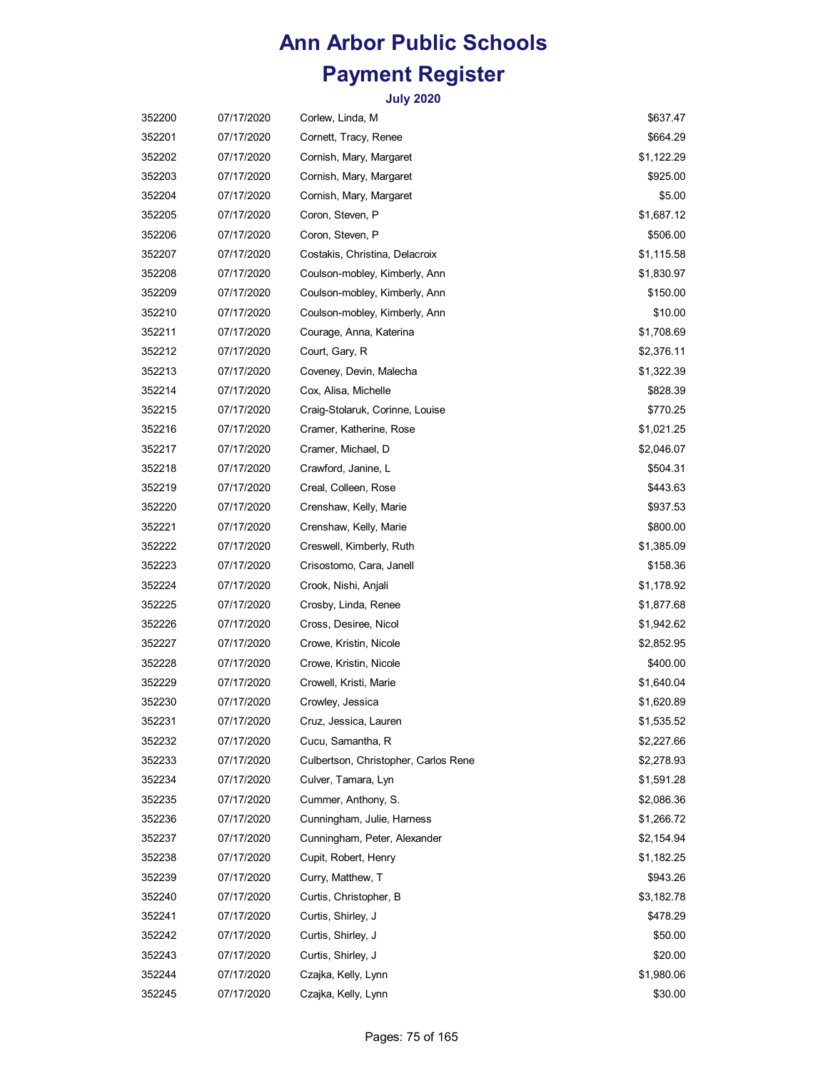# Ann Arbor Public Schools

# Payment Register

### July 2020

| | | | |
|---|---|---|---|
| 352200 | 07/17/2020 | Corlew, Linda, M | $637.47 |
| 352201 | 07/17/2020 | Cornett, Tracy, Renee | $664.29 |
| 352202 | 07/17/2020 | Cornish, Mary, Margaret | $1,122.29 |
| 352203 | 07/17/2020 | Cornish, Mary, Margaret | $925.00 |
| 352204 | 07/17/2020 | Cornish, Mary, Margaret | $5.00 |
| 352205 | 07/17/2020 | Coron, Steven, P | $1,687.12 |
| 352206 | 07/17/2020 | Coron, Steven, P | $506.00 |
| 352207 | 07/17/2020 | Costakis, Christina, Delacroix | $1,115.58 |
| 352208 | 07/17/2020 | Coulson-mobley, Kimberly, Ann | $1,830.97 |
| 352209 | 07/17/2020 | Coulson-mobley, Kimberly, Ann | $150.00 |
| 352210 | 07/17/2020 | Coulson-mobley, Kimberly, Ann | $10.00 |
| 352211 | 07/17/2020 | Courage, Anna, Katerina | $1,708.69 |
| 352212 | 07/17/2020 | Court, Gary, R | $2,376.11 |
| 352213 | 07/17/2020 | Coveney, Devin, Malecha | $1,322.39 |
| 352214 | 07/17/2020 | Cox, Alisa, Michelle | $828.39 |
| 352215 | 07/17/2020 | Craig-Stolaruk, Corinne, Louise | $770.25 |
| 352216 | 07/17/2020 | Cramer, Katherine, Rose | $1,021.25 |
| 352217 | 07/17/2020 | Cramer, Michael, D | $2,046.07 |
| 352218 | 07/17/2020 | Crawford, Janine, L | $504.31 |
| 352219 | 07/17/2020 | Creal, Colleen, Rose | $443.63 |
| 352220 | 07/17/2020 | Crenshaw, Kelly, Marie | $937.53 |
| 352221 | 07/17/2020 | Crenshaw, Kelly, Marie | $800.00 |
| 352222 | 07/17/2020 | Creswell, Kimberly, Ruth | $1,385.09 |
| 352223 | 07/17/2020 | Crisostomo, Cara, Janell | $158.36 |
| 352224 | 07/17/2020 | Crook, Nishi, Anjali | $1,178.92 |
| 352225 | 07/17/2020 | Crosby, Linda, Renee | $1,877.68 |
| 352226 | 07/17/2020 | Cross, Desiree, Nicol | $1,942.62 |
| 352227 | 07/17/2020 | Crowe, Kristin, Nicole | $2,852.95 |
| 352228 | 07/17/2020 | Crowe, Kristin, Nicole | $400.00 |
| 352229 | 07/17/2020 | Crowell, Kristi, Marie | $1,640.04 |
| 352230 | 07/17/2020 | Crowley, Jessica | $1,620.89 |
| 352231 | 07/17/2020 | Cruz, Jessica, Lauren | $1,535.52 |
| 352232 | 07/17/2020 | Cucu, Samantha, R | $2,227.66 |
| 352233 | 07/17/2020 | Culbertson, Christopher, Carlos Rene | $2,278.93 |
| 352234 | 07/17/2020 | Culver, Tamara, Lyn | $1,591.28 |
| 352235 | 07/17/2020 | Cummer, Anthony, S. | $2,086.36 |
| 352236 | 07/17/2020 | Cunningham, Julie, Harness | $1,266.72 |
| 352237 | 07/17/2020 | Cunningham, Peter, Alexander | $2,154.94 |
| 352238 | 07/17/2020 | Cupit, Robert, Henry | $1,182.25 |
| 352239 | 07/17/2020 | Curry, Matthew, T | $943.26 |
| 352240 | 07/17/2020 | Curtis, Christopher, B | $3,182.78 |
| 352241 | 07/17/2020 | Curtis, Shirley, J | $478.29 |
| 352242 | 07/17/2020 | Curtis, Shirley, J | $50.00 |
| 352243 | 07/17/2020 | Curtis, Shirley, J | $20.00 |
| 352244 | 07/17/2020 | Czajka, Kelly, Lynn | $1,980.06 |
| 352245 | 07/17/2020 | Czajka, Kelly, Lynn | $30.00 |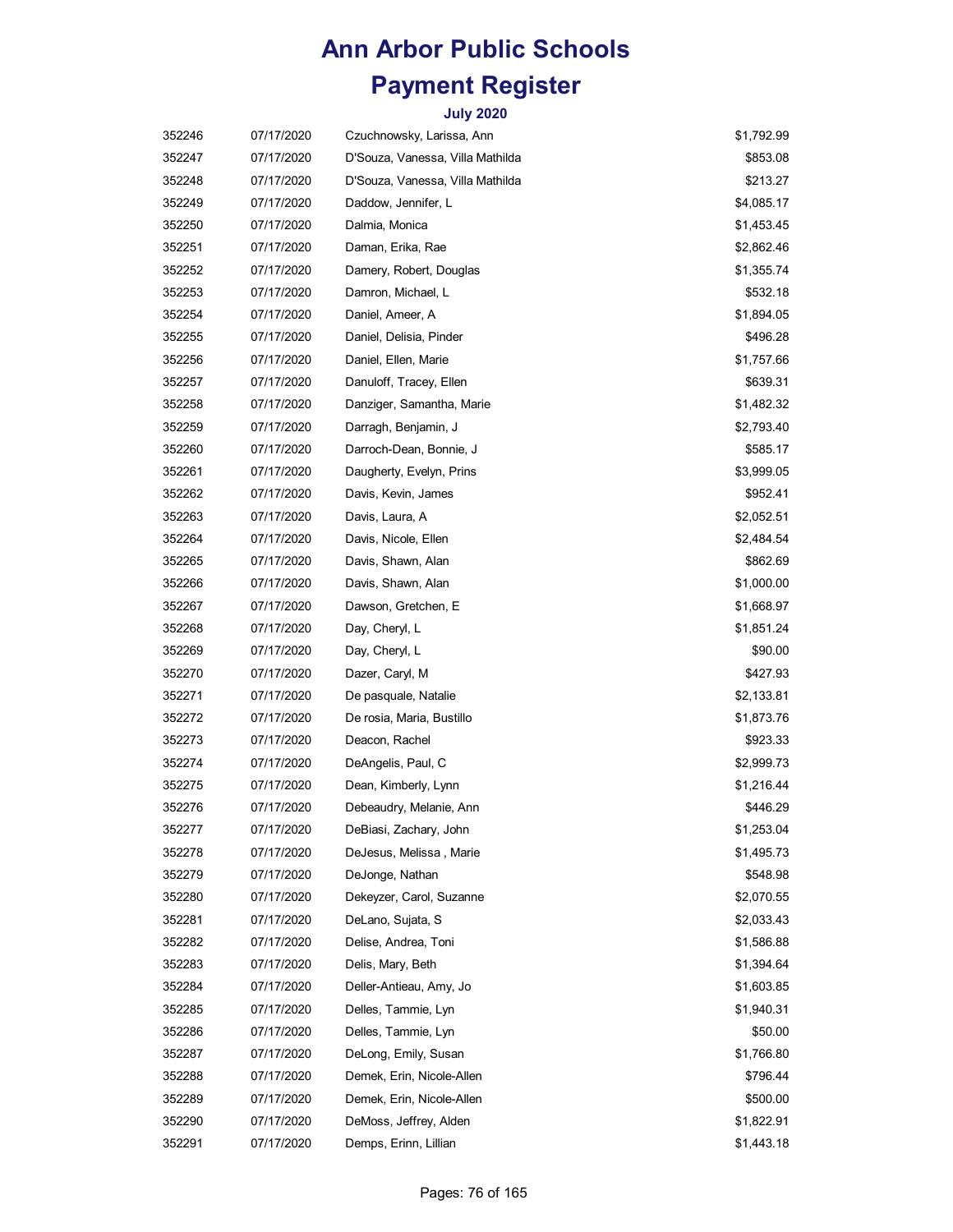# Ann Arbor Public Schools

# Payment Register

### July 2020

| | | | |
|---|---|---|---|
| 352246 | 07/17/2020 | Czuchnowsky, Larissa, Ann | $1,792.99 |
| 352247 | 07/17/2020 | D'Souza, Vanessa, Villa Mathilda | $853.08 |
| 352248 | 07/17/2020 | D'Souza, Vanessa, Villa Mathilda | $213.27 |
| 352249 | 07/17/2020 | Daddow, Jennifer, L | $4,085.17 |
| 352250 | 07/17/2020 | Dalmia, Monica | $1,453.45 |
| 352251 | 07/17/2020 | Daman, Erika, Rae | $2,862.46 |
| 352252 | 07/17/2020 | Damery, Robert, Douglas | $1,355.74 |
| 352253 | 07/17/2020 | Damron, Michael, L | $532.18 |
| 352254 | 07/17/2020 | Daniel, Ameer, A | $1,894.05 |
| 352255 | 07/17/2020 | Daniel, Delisia, Pinder | $496.28 |
| 352256 | 07/17/2020 | Daniel, Ellen, Marie | $1,757.66 |
| 352257 | 07/17/2020 | Danuloff, Tracey, Ellen | $639.31 |
| 352258 | 07/17/2020 | Danziger, Samantha, Marie | $1,482.32 |
| 352259 | 07/17/2020 | Darragh, Benjamin, J | $2,793.40 |
| 352260 | 07/17/2020 | Darroch-Dean, Bonnie, J | $585.17 |
| 352261 | 07/17/2020 | Daugherty, Evelyn, Prins | $3,999.05 |
| 352262 | 07/17/2020 | Davis, Kevin, James | $952.41 |
| 352263 | 07/17/2020 | Davis, Laura, A | $2,052.51 |
| 352264 | 07/17/2020 | Davis, Nicole, Ellen | $2,484.54 |
| 352265 | 07/17/2020 | Davis, Shawn, Alan | $862.69 |
| 352266 | 07/17/2020 | Davis, Shawn, Alan | $1,000.00 |
| 352267 | 07/17/2020 | Dawson, Gretchen, E | $1,668.97 |
| 352268 | 07/17/2020 | Day, Cheryl, L | $1,851.24 |
| 352269 | 07/17/2020 | Day, Cheryl, L | $90.00 |
| 352270 | 07/17/2020 | Dazer, Caryl, M | $427.93 |
| 352271 | 07/17/2020 | De pasquale, Natalie | $2,133.81 |
| 352272 | 07/17/2020 | De rosia, Maria, Bustillo | $1,873.76 |
| 352273 | 07/17/2020 | Deacon, Rachel | $923.33 |
| 352274 | 07/17/2020 | DeAngelis, Paul, C | $2,999.73 |
| 352275 | 07/17/2020 | Dean, Kimberly, Lynn | $1,216.44 |
| 352276 | 07/17/2020 | Debeaudry, Melanie, Ann | $446.29 |
| 352277 | 07/17/2020 | DeBiasi, Zachary, John | $1,253.04 |
| 352278 | 07/17/2020 | DeJesus, Melissa , Marie | $1,495.73 |
| 352279 | 07/17/2020 | DeJonge, Nathan | $548.98 |
| 352280 | 07/17/2020 | Dekeyzer, Carol, Suzanne | $2,070.55 |
| 352281 | 07/17/2020 | DeLano, Sujata, S | $2,033.43 |
| 352282 | 07/17/2020 | Delise, Andrea, Toni | $1,586.88 |
| 352283 | 07/17/2020 | Delis, Mary, Beth | $1,394.64 |
| 352284 | 07/17/2020 | Deller-Antieau, Amy, Jo | $1,603.85 |
| 352285 | 07/17/2020 | Delles, Tammie, Lyn | $1,940.31 |
| 352286 | 07/17/2020 | Delles, Tammie, Lyn | $50.00 |
| 352287 | 07/17/2020 | DeLong, Emily, Susan | $1,766.80 |
| 352288 | 07/17/2020 | Demek, Erin, Nicole-Allen | $796.44 |
| 352289 | 07/17/2020 | Demek, Erin, Nicole-Allen | $500.00 |
| 352290 | 07/17/2020 | DeMoss, Jeffrey, Alden | $1,822.91 |
| 352291 | 07/17/2020 | Demps, Erinn, Lillian | $1,443.18 |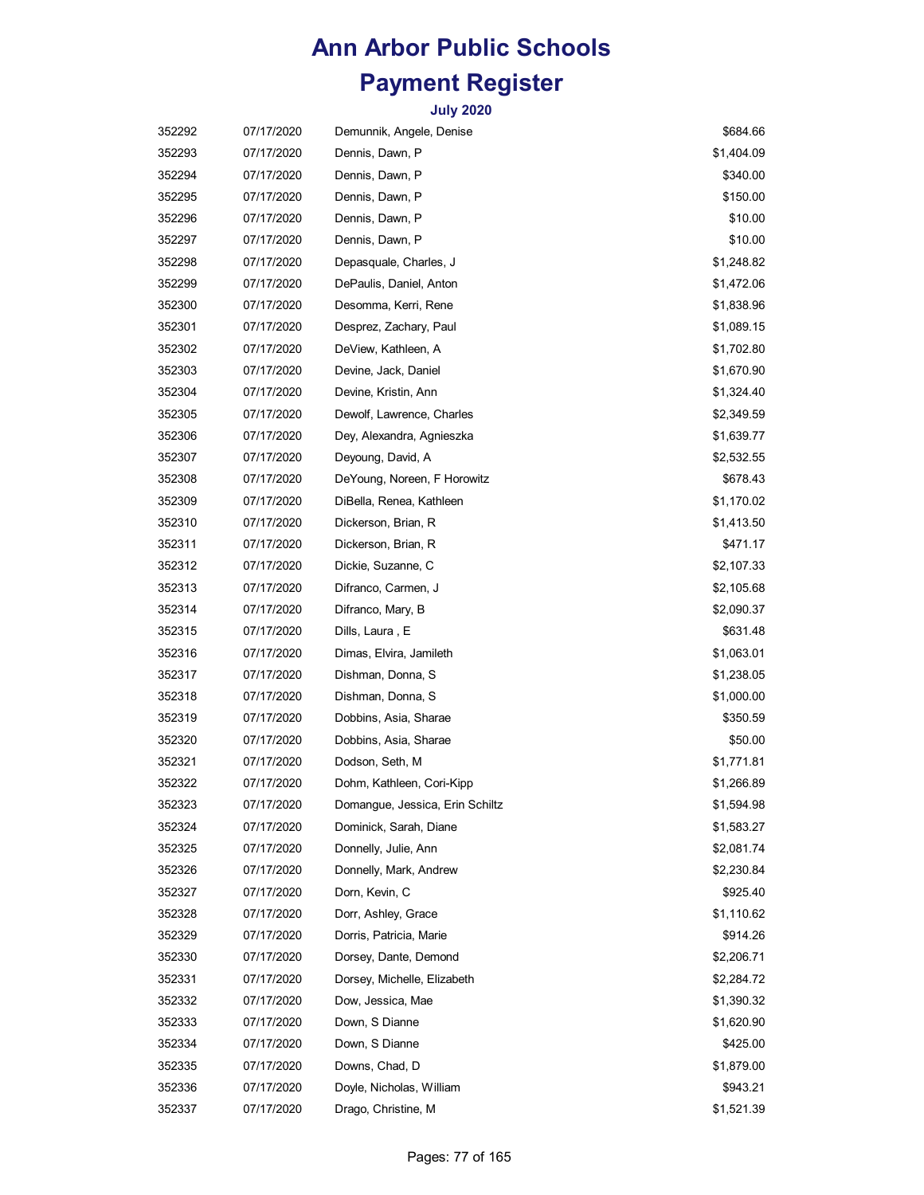# Ann Arbor Public Schools

# Payment Register

### July 2020

| | | | |
|---|---|---|---|
| 352292 | 07/17/2020 | Demunnik, Angele, Denise | $684.66 |
| 352293 | 07/17/2020 | Dennis, Dawn, P | $1,404.09 |
| 352294 | 07/17/2020 | Dennis, Dawn, P | $340.00 |
| 352295 | 07/17/2020 | Dennis, Dawn, P | $150.00 |
| 352296 | 07/17/2020 | Dennis, Dawn, P | $10.00 |
| 352297 | 07/17/2020 | Dennis, Dawn, P | $10.00 |
| 352298 | 07/17/2020 | Depasquale, Charles, J | $1,248.82 |
| 352299 | 07/17/2020 | DePaulis, Daniel, Anton | $1,472.06 |
| 352300 | 07/17/2020 | Desomma, Kerri, Rene | $1,838.96 |
| 352301 | 07/17/2020 | Desprez, Zachary, Paul | $1,089.15 |
| 352302 | 07/17/2020 | DeView, Kathleen, A | $1,702.80 |
| 352303 | 07/17/2020 | Devine, Jack, Daniel | $1,670.90 |
| 352304 | 07/17/2020 | Devine, Kristin, Ann | $1,324.40 |
| 352305 | 07/17/2020 | Dewolf, Lawrence, Charles | $2,349.59 |
| 352306 | 07/17/2020 | Dey, Alexandra, Agnieszka | $1,639.77 |
| 352307 | 07/17/2020 | Deyoung, David, A | $2,532.55 |
| 352308 | 07/17/2020 | DeYoung, Noreen, F Horowitz | $678.43 |
| 352309 | 07/17/2020 | DiBella, Renea, Kathleen | $1,170.02 |
| 352310 | 07/17/2020 | Dickerson, Brian, R | $1,413.50 |
| 352311 | 07/17/2020 | Dickerson, Brian, R | $471.17 |
| 352312 | 07/17/2020 | Dickie, Suzanne, C | $2,107.33 |
| 352313 | 07/17/2020 | Difranco, Carmen, J | $2,105.68 |
| 352314 | 07/17/2020 | Difranco, Mary, B | $2,090.37 |
| 352315 | 07/17/2020 | Dills, Laura , E | $631.48 |
| 352316 | 07/17/2020 | Dimas, Elvira, Jamileth | $1,063.01 |
| 352317 | 07/17/2020 | Dishman, Donna, S | $1,238.05 |
| 352318 | 07/17/2020 | Dishman, Donna, S | $1,000.00 |
| 352319 | 07/17/2020 | Dobbins, Asia, Sharae | $350.59 |
| 352320 | 07/17/2020 | Dobbins, Asia, Sharae | $50.00 |
| 352321 | 07/17/2020 | Dodson, Seth, M | $1,771.81 |
| 352322 | 07/17/2020 | Dohm, Kathleen, Cori-Kipp | $1,266.89 |
| 352323 | 07/17/2020 | Domangue, Jessica, Erin Schiltz | $1,594.98 |
| 352324 | 07/17/2020 | Dominick, Sarah, Diane | $1,583.27 |
| 352325 | 07/17/2020 | Donnelly, Julie, Ann | $2,081.74 |
| 352326 | 07/17/2020 | Donnelly, Mark, Andrew | $2,230.84 |
| 352327 | 07/17/2020 | Dorn, Kevin, C | $925.40 |
| 352328 | 07/17/2020 | Dorr, Ashley, Grace | $1,110.62 |
| 352329 | 07/17/2020 | Dorris, Patricia, Marie | $914.26 |
| 352330 | 07/17/2020 | Dorsey, Dante, Demond | $2,206.71 |
| 352331 | 07/17/2020 | Dorsey, Michelle, Elizabeth | $2,284.72 |
| 352332 | 07/17/2020 | Dow, Jessica, Mae | $1,390.32 |
| 352333 | 07/17/2020 | Down, S Dianne | $1,620.90 |
| 352334 | 07/17/2020 | Down, S Dianne | $425.00 |
| 352335 | 07/17/2020 | Downs, Chad, D | $1,879.00 |
| 352336 | 07/17/2020 | Doyle, Nicholas, William | $943.21 |
| 352337 | 07/17/2020 | Drago, Christine, M | $1,521.39 |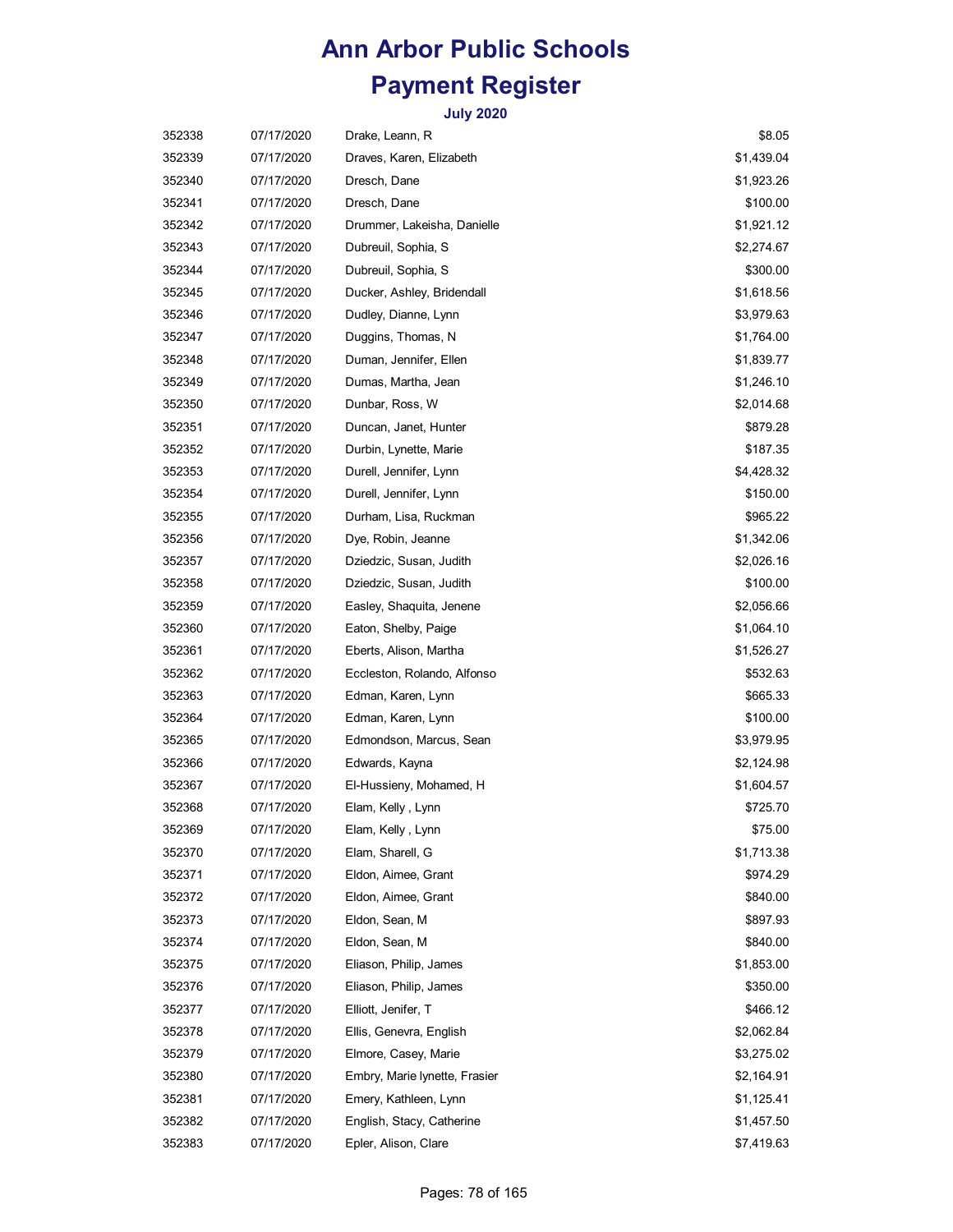# Ann Arbor Public Schools

# Payment Register

### July 2020

| | | | |
|---|---|---|---|
| 352338 | 07/17/2020 | Drake, Leann, R | $8.05 |
| 352339 | 07/17/2020 | Draves, Karen, Elizabeth | $1,439.04 |
| 352340 | 07/17/2020 | Dresch, Dane | $1,923.26 |
| 352341 | 07/17/2020 | Dresch, Dane | $100.00 |
| 352342 | 07/17/2020 | Drummer, Lakeisha, Danielle | $1,921.12 |
| 352343 | 07/17/2020 | Dubreuil, Sophia, S | $2,274.67 |
| 352344 | 07/17/2020 | Dubreuil, Sophia, S | $300.00 |
| 352345 | 07/17/2020 | Ducker, Ashley, Bridendall | $1,618.56 |
| 352346 | 07/17/2020 | Dudley, Dianne, Lynn | $3,979.63 |
| 352347 | 07/17/2020 | Duggins, Thomas, N | $1,764.00 |
| 352348 | 07/17/2020 | Duman, Jennifer, Ellen | $1,839.77 |
| 352349 | 07/17/2020 | Dumas, Martha, Jean | $1,246.10 |
| 352350 | 07/17/2020 | Dunbar, Ross, W | $2,014.68 |
| 352351 | 07/17/2020 | Duncan, Janet, Hunter | $879.28 |
| 352352 | 07/17/2020 | Durbin, Lynette, Marie | $187.35 |
| 352353 | 07/17/2020 | Durell, Jennifer, Lynn | $4,428.32 |
| 352354 | 07/17/2020 | Durell, Jennifer, Lynn | $150.00 |
| 352355 | 07/17/2020 | Durham, Lisa, Ruckman | $965.22 |
| 352356 | 07/17/2020 | Dye, Robin, Jeanne | $1,342.06 |
| 352357 | 07/17/2020 | Dziedzic, Susan, Judith | $2,026.16 |
| 352358 | 07/17/2020 | Dziedzic, Susan, Judith | $100.00 |
| 352359 | 07/17/2020 | Easley, Shaquita, Jenene | $2,056.66 |
| 352360 | 07/17/2020 | Eaton, Shelby, Paige | $1,064.10 |
| 352361 | 07/17/2020 | Eberts, Alison, Martha | $1,526.27 |
| 352362 | 07/17/2020 | Eccleston, Rolando, Alfonso | $532.63 |
| 352363 | 07/17/2020 | Edman, Karen, Lynn | $665.33 |
| 352364 | 07/17/2020 | Edman, Karen, Lynn | $100.00 |
| 352365 | 07/17/2020 | Edmondson, Marcus, Sean | $3,979.95 |
| 352366 | 07/17/2020 | Edwards, Kayna | $2,124.98 |
| 352367 | 07/17/2020 | El-Hussieny, Mohamed, H | $1,604.57 |
| 352368 | 07/17/2020 | Elam, Kelly , Lynn | $725.70 |
| 352369 | 07/17/2020 | Elam, Kelly , Lynn | $75.00 |
| 352370 | 07/17/2020 | Elam, Sharell, G | $1,713.38 |
| 352371 | 07/17/2020 | Eldon, Aimee, Grant | $974.29 |
| 352372 | 07/17/2020 | Eldon, Aimee, Grant | $840.00 |
| 352373 | 07/17/2020 | Eldon, Sean, M | $897.93 |
| 352374 | 07/17/2020 | Eldon, Sean, M | $840.00 |
| 352375 | 07/17/2020 | Eliason, Philip, James | $1,853.00 |
| 352376 | 07/17/2020 | Eliason, Philip, James | $350.00 |
| 352377 | 07/17/2020 | Elliott, Jenifer, T | $466.12 |
| 352378 | 07/17/2020 | Ellis, Genevra, English | $2,062.84 |
| 352379 | 07/17/2020 | Elmore, Casey, Marie | $3,275.02 |
| 352380 | 07/17/2020 | Embry, Marie lynette, Frasier | $2,164.91 |
| 352381 | 07/17/2020 | Emery, Kathleen, Lynn | $1,125.41 |
| 352382 | 07/17/2020 | English, Stacy, Catherine | $1,457.50 |
| 352383 | 07/17/2020 | Epler, Alison, Clare | $7,419.63 |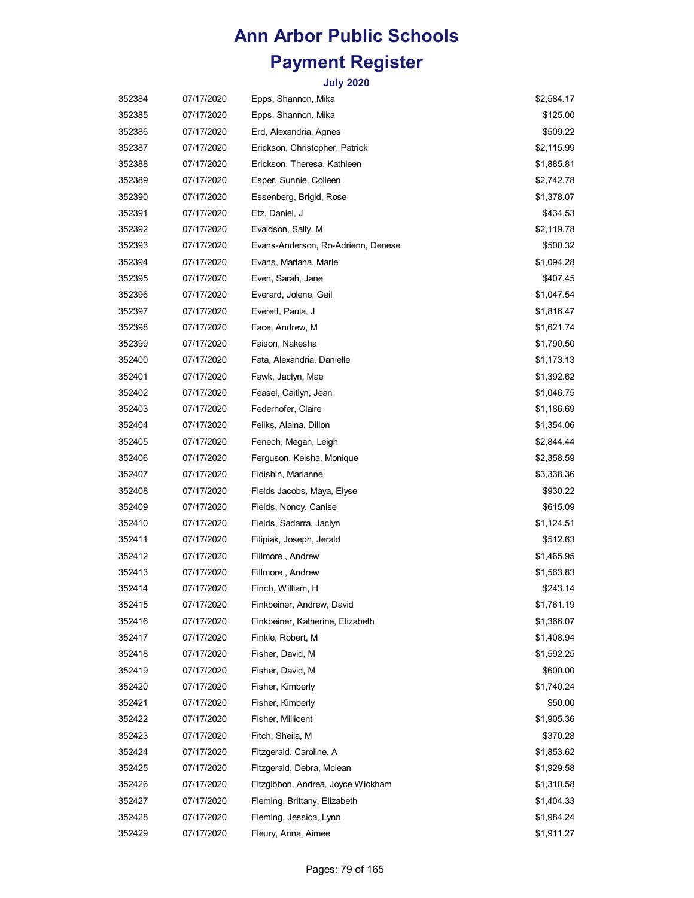# Ann Arbor Public Schools

# Payment Register

### July 2020

| | | | |
|---|---|---|---|
| 352384 | 07/17/2020 | Epps, Shannon, Mika | $2,584.17 |
| 352385 | 07/17/2020 | Epps, Shannon, Mika | $125.00 |
| 352386 | 07/17/2020 | Erd, Alexandria, Agnes | $509.22 |
| 352387 | 07/17/2020 | Erickson, Christopher, Patrick | $2,115.99 |
| 352388 | 07/17/2020 | Erickson, Theresa, Kathleen | $1,885.81 |
| 352389 | 07/17/2020 | Esper, Sunnie, Colleen | $2,742.78 |
| 352390 | 07/17/2020 | Essenberg, Brigid, Rose | $1,378.07 |
| 352391 | 07/17/2020 | Etz, Daniel, J | $434.53 |
| 352392 | 07/17/2020 | Evaldson, Sally, M | $2,119.78 |
| 352393 | 07/17/2020 | Evans-Anderson, Ro-Adrienn, Denese | $500.32 |
| 352394 | 07/17/2020 | Evans, Marlana, Marie | $1,094.28 |
| 352395 | 07/17/2020 | Even, Sarah, Jane | $407.45 |
| 352396 | 07/17/2020 | Everard, Jolene, Gail | $1,047.54 |
| 352397 | 07/17/2020 | Everett, Paula, J | $1,816.47 |
| 352398 | 07/17/2020 | Face, Andrew, M | $1,621.74 |
| 352399 | 07/17/2020 | Faison, Nakesha | $1,790.50 |
| 352400 | 07/17/2020 | Fata, Alexandria, Danielle | $1,173.13 |
| 352401 | 07/17/2020 | Fawk, Jaclyn, Mae | $1,392.62 |
| 352402 | 07/17/2020 | Feasel, Caitlyn, Jean | $1,046.75 |
| 352403 | 07/17/2020 | Federhofer, Claire | $1,186.69 |
| 352404 | 07/17/2020 | Feliks, Alaina, Dillon | $1,354.06 |
| 352405 | 07/17/2020 | Fenech, Megan, Leigh | $2,844.44 |
| 352406 | 07/17/2020 | Ferguson, Keisha, Monique | $2,358.59 |
| 352407 | 07/17/2020 | Fidishin, Marianne | $3,338.36 |
| 352408 | 07/17/2020 | Fields Jacobs, Maya, Elyse | $930.22 |
| 352409 | 07/17/2020 | Fields, Noncy, Canise | $615.09 |
| 352410 | 07/17/2020 | Fields, Sadarra, Jaclyn | $1,124.51 |
| 352411 | 07/17/2020 | Filipiak, Joseph, Jerald | $512.63 |
| 352412 | 07/17/2020 | Fillmore , Andrew | $1,465.95 |
| 352413 | 07/17/2020 | Fillmore , Andrew | $1,563.83 |
| 352414 | 07/17/2020 | Finch, William, H | $243.14 |
| 352415 | 07/17/2020 | Finkbeiner, Andrew, David | $1,761.19 |
| 352416 | 07/17/2020 | Finkbeiner, Katherine, Elizabeth | $1,366.07 |
| 352417 | 07/17/2020 | Finkle, Robert, M | $1,408.94 |
| 352418 | 07/17/2020 | Fisher, David, M | $1,592.25 |
| 352419 | 07/17/2020 | Fisher, David, M | $600.00 |
| 352420 | 07/17/2020 | Fisher, Kimberly | $1,740.24 |
| 352421 | 07/17/2020 | Fisher, Kimberly | $50.00 |
| 352422 | 07/17/2020 | Fisher, Millicent | $1,905.36 |
| 352423 | 07/17/2020 | Fitch, Sheila, M | $370.28 |
| 352424 | 07/17/2020 | Fitzgerald, Caroline, A | $1,853.62 |
| 352425 | 07/17/2020 | Fitzgerald, Debra, Mclean | $1,929.58 |
| 352426 | 07/17/2020 | Fitzgibbon, Andrea, Joyce Wickham | $1,310.58 |
| 352427 | 07/17/2020 | Fleming, Brittany, Elizabeth | $1,404.33 |
| 352428 | 07/17/2020 | Fleming, Jessica, Lynn | $1,984.24 |
| 352429 | 07/17/2020 | Fleury, Anna, Aimee | $1,911.27 |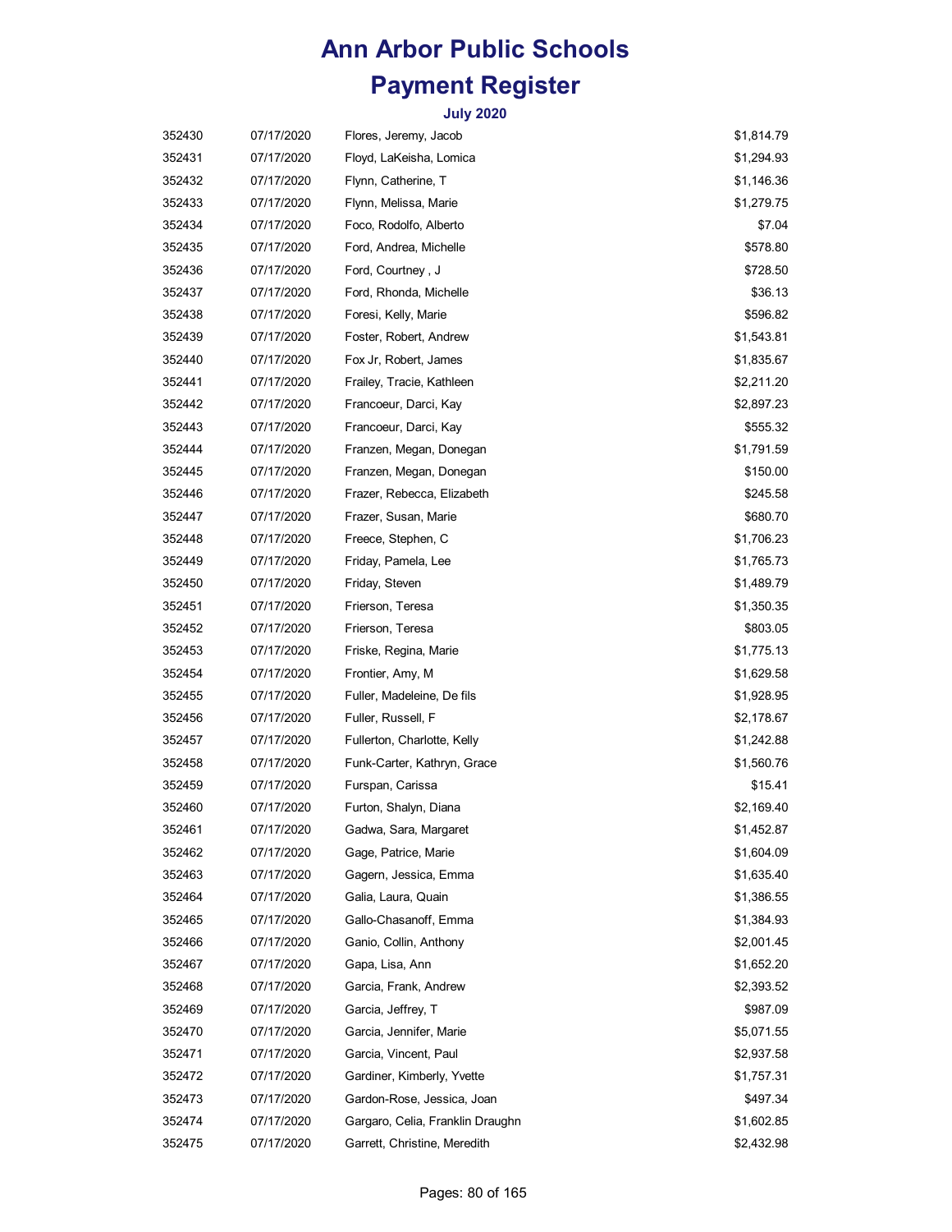# Ann Arbor Public Schools

# Payment Register

### July 2020

| | | | |
|---|---|---|---|
| 352430 | 07/17/2020 | Flores, Jeremy, Jacob | $1,814.79 |
| 352431 | 07/17/2020 | Floyd, LaKeisha, Lomica | $1,294.93 |
| 352432 | 07/17/2020 | Flynn, Catherine, T | $1,146.36 |
| 352433 | 07/17/2020 | Flynn, Melissa, Marie | $1,279.75 |
| 352434 | 07/17/2020 | Foco, Rodolfo, Alberto | $7.04 |
| 352435 | 07/17/2020 | Ford, Andrea, Michelle | $578.80 |
| 352436 | 07/17/2020 | Ford, Courtney , J | $728.50 |
| 352437 | 07/17/2020 | Ford, Rhonda, Michelle | $36.13 |
| 352438 | 07/17/2020 | Foresi, Kelly, Marie | $596.82 |
| 352439 | 07/17/2020 | Foster, Robert, Andrew | $1,543.81 |
| 352440 | 07/17/2020 | Fox Jr, Robert, James | $1,835.67 |
| 352441 | 07/17/2020 | Frailey, Tracie, Kathleen | $2,211.20 |
| 352442 | 07/17/2020 | Francoeur, Darci, Kay | $2,897.23 |
| 352443 | 07/17/2020 | Francoeur, Darci, Kay | $555.32 |
| 352444 | 07/17/2020 | Franzen, Megan, Donegan | $1,791.59 |
| 352445 | 07/17/2020 | Franzen, Megan, Donegan | $150.00 |
| 352446 | 07/17/2020 | Frazer, Rebecca, Elizabeth | $245.58 |
| 352447 | 07/17/2020 | Frazer, Susan, Marie | $680.70 |
| 352448 | 07/17/2020 | Freece, Stephen, C | $1,706.23 |
| 352449 | 07/17/2020 | Friday, Pamela, Lee | $1,765.73 |
| 352450 | 07/17/2020 | Friday, Steven | $1,489.79 |
| 352451 | 07/17/2020 | Frierson, Teresa | $1,350.35 |
| 352452 | 07/17/2020 | Frierson, Teresa | $803.05 |
| 352453 | 07/17/2020 | Friske, Regina, Marie | $1,775.13 |
| 352454 | 07/17/2020 | Frontier, Amy, M | $1,629.58 |
| 352455 | 07/17/2020 | Fuller, Madeleine, De fils | $1,928.95 |
| 352456 | 07/17/2020 | Fuller, Russell, F | $2,178.67 |
| 352457 | 07/17/2020 | Fullerton, Charlotte, Kelly | $1,242.88 |
| 352458 | 07/17/2020 | Funk-Carter, Kathryn, Grace | $1,560.76 |
| 352459 | 07/17/2020 | Furspan, Carissa | $15.41 |
| 352460 | 07/17/2020 | Furton, Shalyn, Diana | $2,169.40 |
| 352461 | 07/17/2020 | Gadwa, Sara, Margaret | $1,452.87 |
| 352462 | 07/17/2020 | Gage, Patrice, Marie | $1,604.09 |
| 352463 | 07/17/2020 | Gagern, Jessica, Emma | $1,635.40 |
| 352464 | 07/17/2020 | Galia, Laura, Quain | $1,386.55 |
| 352465 | 07/17/2020 | Gallo-Chasanoff, Emma | $1,384.93 |
| 352466 | 07/17/2020 | Ganio, Collin, Anthony | $2,001.45 |
| 352467 | 07/17/2020 | Gapa, Lisa, Ann | $1,652.20 |
| 352468 | 07/17/2020 | Garcia, Frank, Andrew | $2,393.52 |
| 352469 | 07/17/2020 | Garcia, Jeffrey, T | $987.09 |
| 352470 | 07/17/2020 | Garcia, Jennifer, Marie | $5,071.55 |
| 352471 | 07/17/2020 | Garcia, Vincent, Paul | $2,937.58 |
| 352472 | 07/17/2020 | Gardiner, Kimberly, Yvette | $1,757.31 |
| 352473 | 07/17/2020 | Gardon-Rose, Jessica, Joan | $497.34 |
| 352474 | 07/17/2020 | Gargaro, Celia, Franklin Draughn | $1,602.85 |
| 352475 | 07/17/2020 | Garrett, Christine, Meredith | $2,432.98 |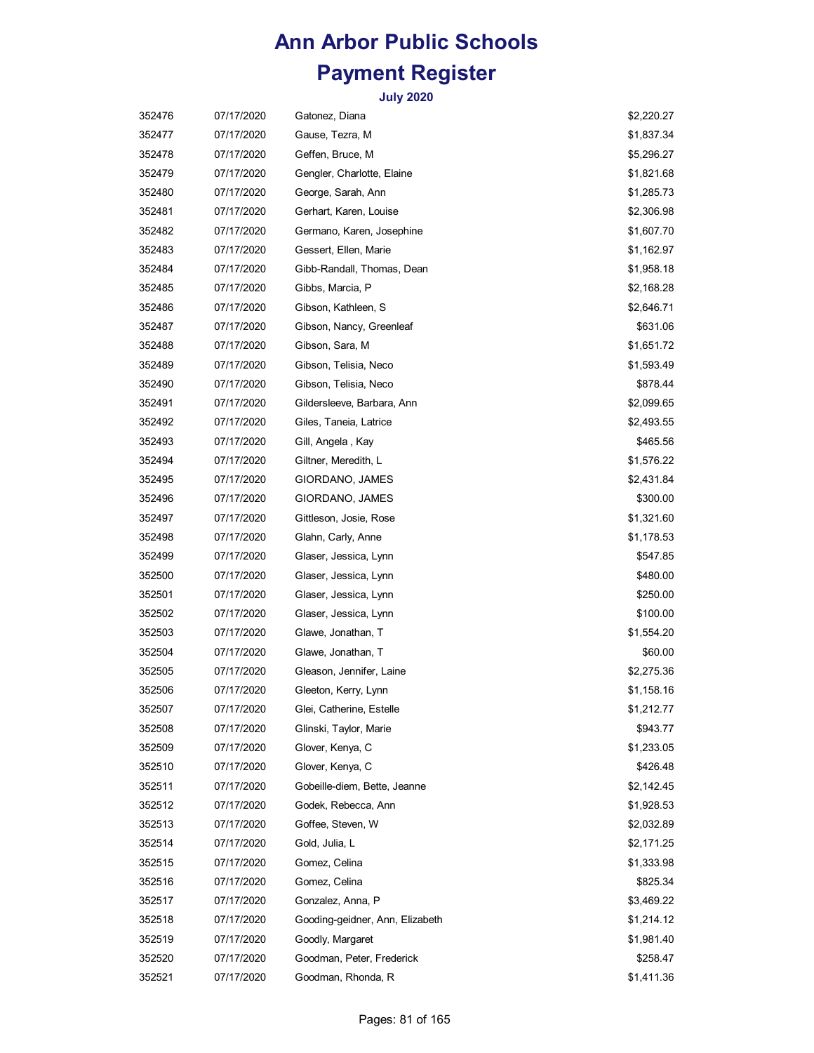# Ann Arbor Public Schools

# Payment Register

### July 2020

| | | | |
|---|---|---|---|
| 352476 | 07/17/2020 | Gatonez, Diana | $2,220.27 |
| 352477 | 07/17/2020 | Gause, Tezra, M | $1,837.34 |
| 352478 | 07/17/2020 | Geffen, Bruce, M | $5,296.27 |
| 352479 | 07/17/2020 | Gengler, Charlotte, Elaine | $1,821.68 |
| 352480 | 07/17/2020 | George, Sarah, Ann | $1,285.73 |
| 352481 | 07/17/2020 | Gerhart, Karen, Louise | $2,306.98 |
| 352482 | 07/17/2020 | Germano, Karen, Josephine | $1,607.70 |
| 352483 | 07/17/2020 | Gessert, Ellen, Marie | $1,162.97 |
| 352484 | 07/17/2020 | Gibb-Randall, Thomas, Dean | $1,958.18 |
| 352485 | 07/17/2020 | Gibbs, Marcia, P | $2,168.28 |
| 352486 | 07/17/2020 | Gibson, Kathleen, S | $2,646.71 |
| 352487 | 07/17/2020 | Gibson, Nancy, Greenleaf | $631.06 |
| 352488 | 07/17/2020 | Gibson, Sara, M | $1,651.72 |
| 352489 | 07/17/2020 | Gibson, Telisia, Neco | $1,593.49 |
| 352490 | 07/17/2020 | Gibson, Telisia, Neco | $878.44 |
| 352491 | 07/17/2020 | Gildersleeve, Barbara, Ann | $2,099.65 |
| 352492 | 07/17/2020 | Giles, Taneia, Latrice | $2,493.55 |
| 352493 | 07/17/2020 | Gill, Angela , Kay | $465.56 |
| 352494 | 07/17/2020 | Giltner, Meredith, L | $1,576.22 |
| 352495 | 07/17/2020 | GIORDANO, JAMES | $2,431.84 |
| 352496 | 07/17/2020 | GIORDANO, JAMES | $300.00 |
| 352497 | 07/17/2020 | Gittleson, Josie, Rose | $1,321.60 |
| 352498 | 07/17/2020 | Glahn, Carly, Anne | $1,178.53 |
| 352499 | 07/17/2020 | Glaser, Jessica, Lynn | $547.85 |
| 352500 | 07/17/2020 | Glaser, Jessica, Lynn | $480.00 |
| 352501 | 07/17/2020 | Glaser, Jessica, Lynn | $250.00 |
| 352502 | 07/17/2020 | Glaser, Jessica, Lynn | $100.00 |
| 352503 | 07/17/2020 | Glawe, Jonathan, T | $1,554.20 |
| 352504 | 07/17/2020 | Glawe, Jonathan, T | $60.00 |
| 352505 | 07/17/2020 | Gleason, Jennifer, Laine | $2,275.36 |
| 352506 | 07/17/2020 | Gleeton, Kerry, Lynn | $1,158.16 |
| 352507 | 07/17/2020 | Glei, Catherine, Estelle | $1,212.77 |
| 352508 | 07/17/2020 | Glinski, Taylor, Marie | $943.77 |
| 352509 | 07/17/2020 | Glover, Kenya, C | $1,233.05 |
| 352510 | 07/17/2020 | Glover, Kenya, C | $426.48 |
| 352511 | 07/17/2020 | Gobeille-diem, Bette, Jeanne | $2,142.45 |
| 352512 | 07/17/2020 | Godek, Rebecca, Ann | $1,928.53 |
| 352513 | 07/17/2020 | Goffee, Steven, W | $2,032.89 |
| 352514 | 07/17/2020 | Gold, Julia, L | $2,171.25 |
| 352515 | 07/17/2020 | Gomez, Celina | $1,333.98 |
| 352516 | 07/17/2020 | Gomez, Celina | $825.34 |
| 352517 | 07/17/2020 | Gonzalez, Anna, P | $3,469.22 |
| 352518 | 07/17/2020 | Gooding-geidner, Ann, Elizabeth | $1,214.12 |
| 352519 | 07/17/2020 | Goodly, Margaret | $1,981.40 |
| 352520 | 07/17/2020 | Goodman, Peter, Frederick | $258.47 |
| 352521 | 07/17/2020 | Goodman, Rhonda, R | $1,411.36 |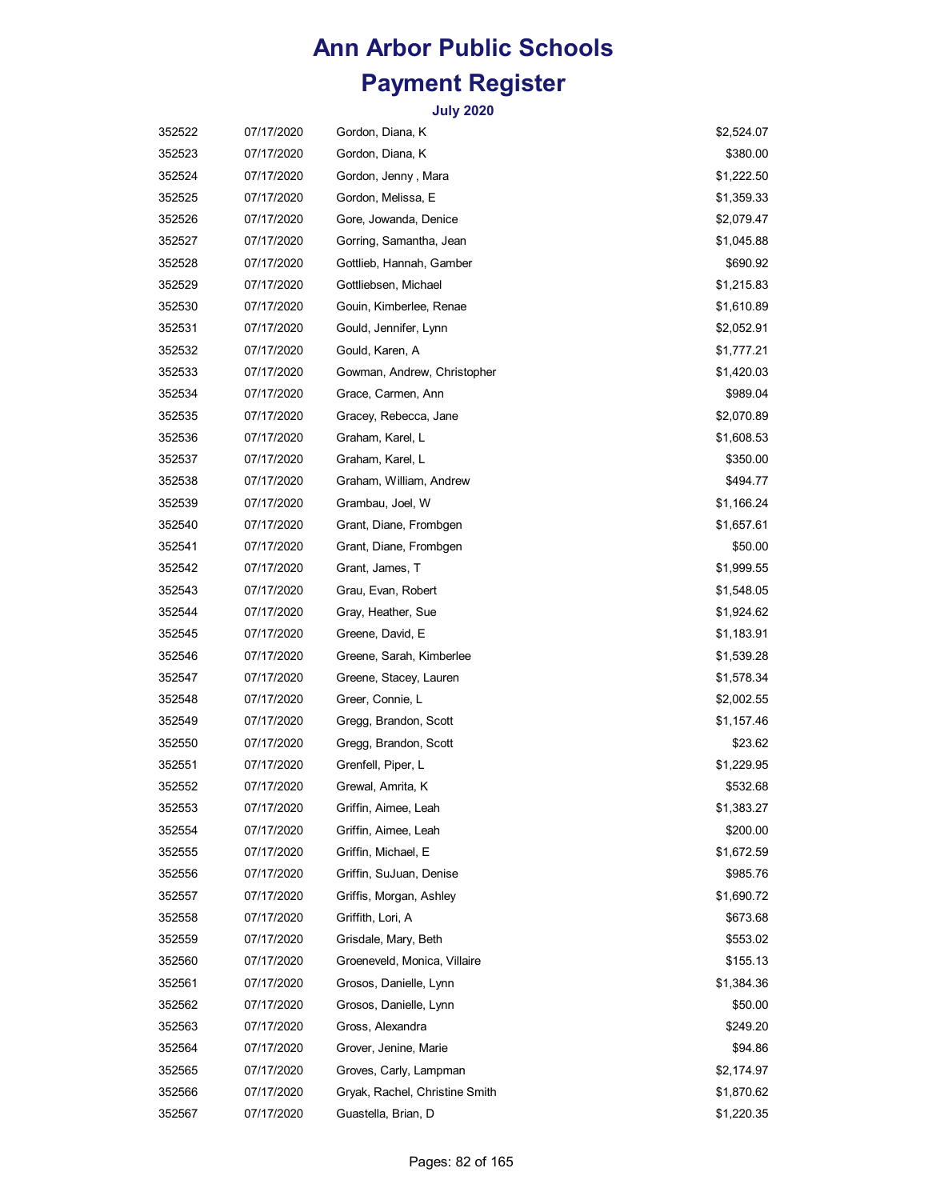# Ann Arbor Public Schools

# Payment Register

### July 2020

| | | | |
|---|---|---|---|
| 352522 | 07/17/2020 | Gordon, Diana, K | $2,524.07 |
| 352523 | 07/17/2020 | Gordon, Diana, K | $380.00 |
| 352524 | 07/17/2020 | Gordon, Jenny , Mara | $1,222.50 |
| 352525 | 07/17/2020 | Gordon, Melissa, E | $1,359.33 |
| 352526 | 07/17/2020 | Gore, Jowanda, Denice | $2,079.47 |
| 352527 | 07/17/2020 | Gorring, Samantha, Jean | $1,045.88 |
| 352528 | 07/17/2020 | Gottlieb, Hannah, Gamber | $690.92 |
| 352529 | 07/17/2020 | Gottliebsen, Michael | $1,215.83 |
| 352530 | 07/17/2020 | Gouin, Kimberlee, Renae | $1,610.89 |
| 352531 | 07/17/2020 | Gould, Jennifer, Lynn | $2,052.91 |
| 352532 | 07/17/2020 | Gould, Karen, A | $1,777.21 |
| 352533 | 07/17/2020 | Gowman, Andrew, Christopher | $1,420.03 |
| 352534 | 07/17/2020 | Grace, Carmen, Ann | $989.04 |
| 352535 | 07/17/2020 | Gracey, Rebecca, Jane | $2,070.89 |
| 352536 | 07/17/2020 | Graham, Karel, L | $1,608.53 |
| 352537 | 07/17/2020 | Graham, Karel, L | $350.00 |
| 352538 | 07/17/2020 | Graham, William, Andrew | $494.77 |
| 352539 | 07/17/2020 | Grambau, Joel, W | $1,166.24 |
| 352540 | 07/17/2020 | Grant, Diane, Frombgen | $1,657.61 |
| 352541 | 07/17/2020 | Grant, Diane, Frombgen | $50.00 |
| 352542 | 07/17/2020 | Grant, James, T | $1,999.55 |
| 352543 | 07/17/2020 | Grau, Evan, Robert | $1,548.05 |
| 352544 | 07/17/2020 | Gray, Heather, Sue | $1,924.62 |
| 352545 | 07/17/2020 | Greene, David, E | $1,183.91 |
| 352546 | 07/17/2020 | Greene, Sarah, Kimberlee | $1,539.28 |
| 352547 | 07/17/2020 | Greene, Stacey, Lauren | $1,578.34 |
| 352548 | 07/17/2020 | Greer, Connie, L | $2,002.55 |
| 352549 | 07/17/2020 | Gregg, Brandon, Scott | $1,157.46 |
| 352550 | 07/17/2020 | Gregg, Brandon, Scott | $23.62 |
| 352551 | 07/17/2020 | Grenfell, Piper, L | $1,229.95 |
| 352552 | 07/17/2020 | Grewal, Amrita, K | $532.68 |
| 352553 | 07/17/2020 | Griffin, Aimee, Leah | $1,383.27 |
| 352554 | 07/17/2020 | Griffin, Aimee, Leah | $200.00 |
| 352555 | 07/17/2020 | Griffin, Michael, E | $1,672.59 |
| 352556 | 07/17/2020 | Griffin, SuJuan, Denise | $985.76 |
| 352557 | 07/17/2020 | Griffis, Morgan, Ashley | $1,690.72 |
| 352558 | 07/17/2020 | Griffith, Lori, A | $673.68 |
| 352559 | 07/17/2020 | Grisdale, Mary, Beth | $553.02 |
| 352560 | 07/17/2020 | Groeneveld, Monica, Villaire | $155.13 |
| 352561 | 07/17/2020 | Grosos, Danielle, Lynn | $1,384.36 |
| 352562 | 07/17/2020 | Grosos, Danielle, Lynn | $50.00 |
| 352563 | 07/17/2020 | Gross, Alexandra | $249.20 |
| 352564 | 07/17/2020 | Grover, Jenine, Marie | $94.86 |
| 352565 | 07/17/2020 | Groves, Carly, Lampman | $2,174.97 |
| 352566 | 07/17/2020 | Gryak, Rachel, Christine Smith | $1,870.62 |
| 352567 | 07/17/2020 | Guastella, Brian, D | $1,220.35 |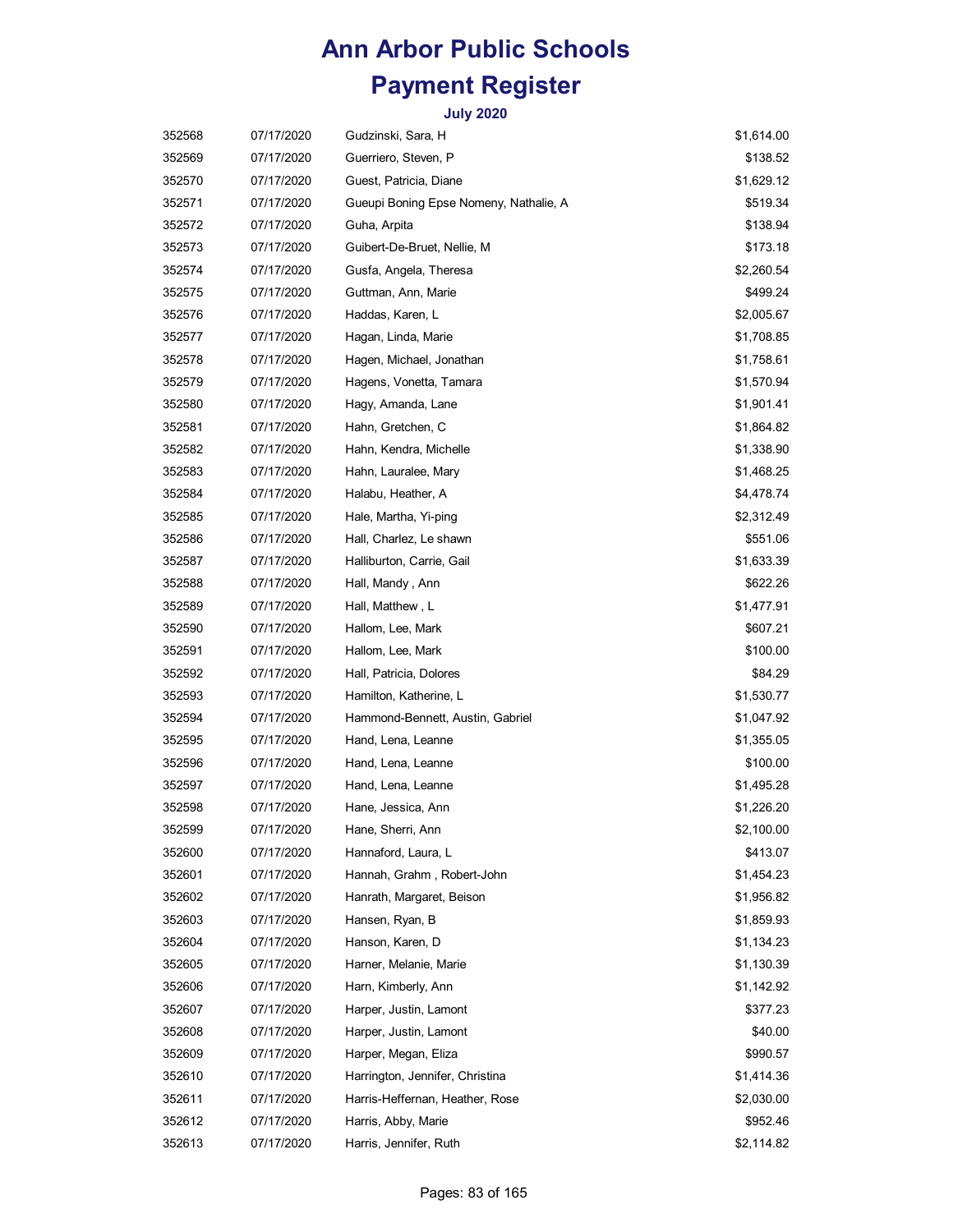# Ann Arbor Public Schools

# Payment Register

### July 2020

| | | | |
|---|---|---|---|
| 352568 | 07/17/2020 | Gudzinski, Sara, H | $1,614.00 |
| 352569 | 07/17/2020 | Guerriero, Steven, P | $138.52 |
| 352570 | 07/17/2020 | Guest, Patricia, Diane | $1,629.12 |
| 352571 | 07/17/2020 | Gueupi Boning Epse Nomeny, Nathalie, A | $519.34 |
| 352572 | 07/17/2020 | Guha, Arpita | $138.94 |
| 352573 | 07/17/2020 | Guibert-De-Bruet, Nellie, M | $173.18 |
| 352574 | 07/17/2020 | Gusfa, Angela, Theresa | $2,260.54 |
| 352575 | 07/17/2020 | Guttman, Ann, Marie | $499.24 |
| 352576 | 07/17/2020 | Haddas, Karen, L | $2,005.67 |
| 352577 | 07/17/2020 | Hagan, Linda, Marie | $1,708.85 |
| 352578 | 07/17/2020 | Hagen, Michael, Jonathan | $1,758.61 |
| 352579 | 07/17/2020 | Hagens, Vonetta, Tamara | $1,570.94 |
| 352580 | 07/17/2020 | Hagy, Amanda, Lane | $1,901.41 |
| 352581 | 07/17/2020 | Hahn, Gretchen, C | $1,864.82 |
| 352582 | 07/17/2020 | Hahn, Kendra, Michelle | $1,338.90 |
| 352583 | 07/17/2020 | Hahn, Lauralee, Mary | $1,468.25 |
| 352584 | 07/17/2020 | Halabu, Heather, A | $4,478.74 |
| 352585 | 07/17/2020 | Hale, Martha, Yi-ping | $2,312.49 |
| 352586 | 07/17/2020 | Hall, Charlez, Le shawn | $551.06 |
| 352587 | 07/17/2020 | Halliburton, Carrie, Gail | $1,633.39 |
| 352588 | 07/17/2020 | Hall, Mandy , Ann | $622.26 |
| 352589 | 07/17/2020 | Hall, Matthew , L | $1,477.91 |
| 352590 | 07/17/2020 | Hallom, Lee, Mark | $607.21 |
| 352591 | 07/17/2020 | Hallom, Lee, Mark | $100.00 |
| 352592 | 07/17/2020 | Hall, Patricia, Dolores | $84.29 |
| 352593 | 07/17/2020 | Hamilton, Katherine, L | $1,530.77 |
| 352594 | 07/17/2020 | Hammond-Bennett, Austin, Gabriel | $1,047.92 |
| 352595 | 07/17/2020 | Hand, Lena, Leanne | $1,355.05 |
| 352596 | 07/17/2020 | Hand, Lena, Leanne | $100.00 |
| 352597 | 07/17/2020 | Hand, Lena, Leanne | $1,495.28 |
| 352598 | 07/17/2020 | Hane, Jessica, Ann | $1,226.20 |
| 352599 | 07/17/2020 | Hane, Sherri, Ann | $2,100.00 |
| 352600 | 07/17/2020 | Hannaford, Laura, L | $413.07 |
| 352601 | 07/17/2020 | Hannah, Grahm , Robert-John | $1,454.23 |
| 352602 | 07/17/2020 | Hanrath, Margaret, Beison | $1,956.82 |
| 352603 | 07/17/2020 | Hansen, Ryan, B | $1,859.93 |
| 352604 | 07/17/2020 | Hanson, Karen, D | $1,134.23 |
| 352605 | 07/17/2020 | Harner, Melanie, Marie | $1,130.39 |
| 352606 | 07/17/2020 | Harn, Kimberly, Ann | $1,142.92 |
| 352607 | 07/17/2020 | Harper, Justin, Lamont | $377.23 |
| 352608 | 07/17/2020 | Harper, Justin, Lamont | $40.00 |
| 352609 | 07/17/2020 | Harper, Megan, Eliza | $990.57 |
| 352610 | 07/17/2020 | Harrington, Jennifer, Christina | $1,414.36 |
| 352611 | 07/17/2020 | Harris-Heffernan, Heather, Rose | $2,030.00 |
| 352612 | 07/17/2020 | Harris, Abby, Marie | $952.46 |
| 352613 | 07/17/2020 | Harris, Jennifer, Ruth | $2,114.82 |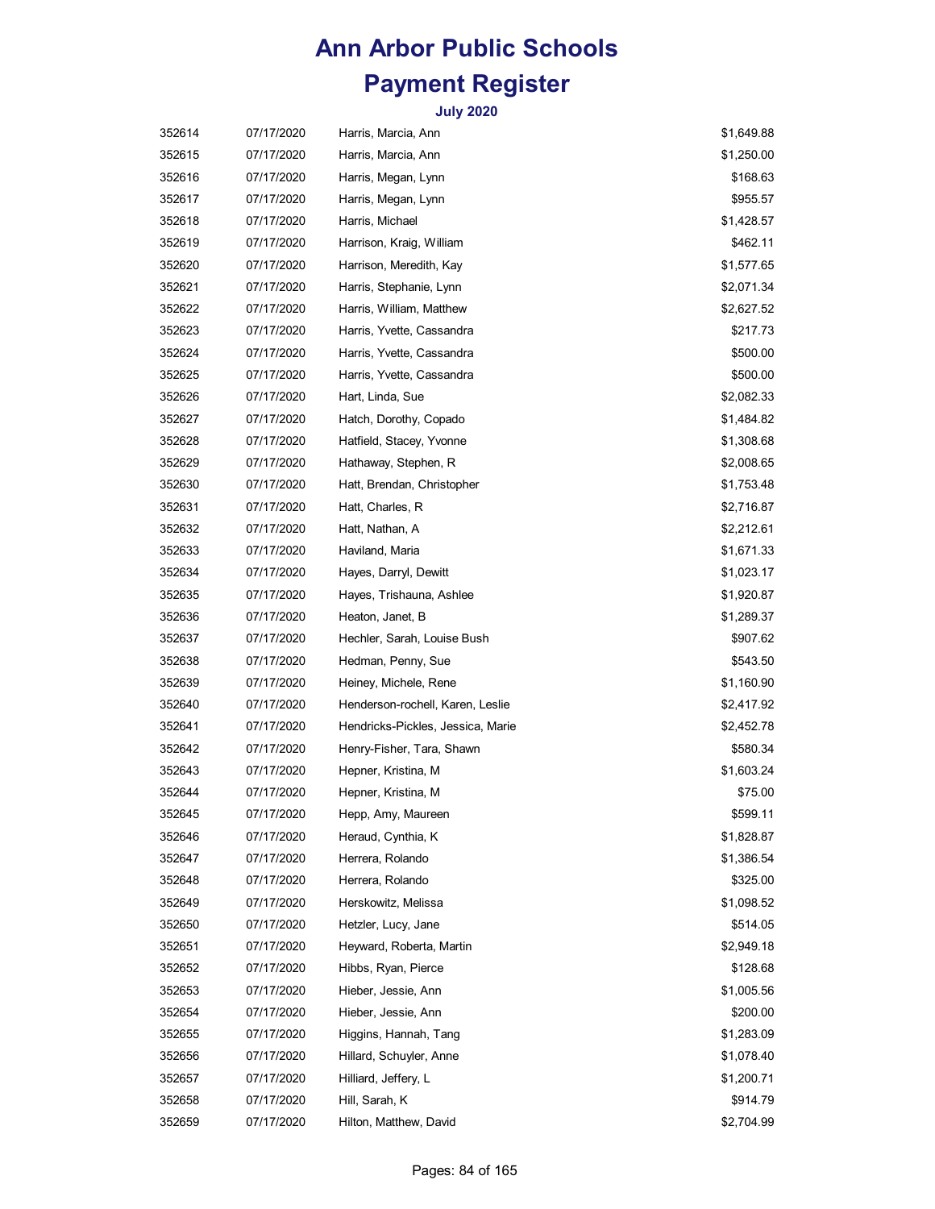# Ann Arbor Public Schools

## Payment Register

### July 2020

| | | | |
|---|---|---|---|
| 352614 | 07/17/2020 | Harris, Marcia, Ann | $1,649.88 |
| 352615 | 07/17/2020 | Harris, Marcia, Ann | $1,250.00 |
| 352616 | 07/17/2020 | Harris, Megan, Lynn | $168.63 |
| 352617 | 07/17/2020 | Harris, Megan, Lynn | $955.57 |
| 352618 | 07/17/2020 | Harris, Michael | $1,428.57 |
| 352619 | 07/17/2020 | Harrison, Kraig, William | $462.11 |
| 352620 | 07/17/2020 | Harrison, Meredith, Kay | $1,577.65 |
| 352621 | 07/17/2020 | Harris, Stephanie, Lynn | $2,071.34 |
| 352622 | 07/17/2020 | Harris, William, Matthew | $2,627.52 |
| 352623 | 07/17/2020 | Harris, Yvette, Cassandra | $217.73 |
| 352624 | 07/17/2020 | Harris, Yvette, Cassandra | $500.00 |
| 352625 | 07/17/2020 | Harris, Yvette, Cassandra | $500.00 |
| 352626 | 07/17/2020 | Hart, Linda, Sue | $2,082.33 |
| 352627 | 07/17/2020 | Hatch, Dorothy, Copado | $1,484.82 |
| 352628 | 07/17/2020 | Hatfield, Stacey, Yvonne | $1,308.68 |
| 352629 | 07/17/2020 | Hathaway, Stephen, R | $2,008.65 |
| 352630 | 07/17/2020 | Hatt, Brendan, Christopher | $1,753.48 |
| 352631 | 07/17/2020 | Hatt, Charles, R | $2,716.87 |
| 352632 | 07/17/2020 | Hatt, Nathan, A | $2,212.61 |
| 352633 | 07/17/2020 | Haviland, Maria | $1,671.33 |
| 352634 | 07/17/2020 | Hayes, Darryl, Dewitt | $1,023.17 |
| 352635 | 07/17/2020 | Hayes, Trishauna, Ashlee | $1,920.87 |
| 352636 | 07/17/2020 | Heaton, Janet, B | $1,289.37 |
| 352637 | 07/17/2020 | Hechler, Sarah, Louise Bush | $907.62 |
| 352638 | 07/17/2020 | Hedman, Penny, Sue | $543.50 |
| 352639 | 07/17/2020 | Heiney, Michele, Rene | $1,160.90 |
| 352640 | 07/17/2020 | Henderson-rochell, Karen, Leslie | $2,417.92 |
| 352641 | 07/17/2020 | Hendricks-Pickles, Jessica, Marie | $2,452.78 |
| 352642 | 07/17/2020 | Henry-Fisher, Tara, Shawn | $580.34 |
| 352643 | 07/17/2020 | Hepner, Kristina, M | $1,603.24 |
| 352644 | 07/17/2020 | Hepner, Kristina, M | $75.00 |
| 352645 | 07/17/2020 | Hepp, Amy, Maureen | $599.11 |
| 352646 | 07/17/2020 | Heraud, Cynthia, K | $1,828.87 |
| 352647 | 07/17/2020 | Herrera, Rolando | $1,386.54 |
| 352648 | 07/17/2020 | Herrera, Rolando | $325.00 |
| 352649 | 07/17/2020 | Herskowitz, Melissa | $1,098.52 |
| 352650 | 07/17/2020 | Hetzler, Lucy, Jane | $514.05 |
| 352651 | 07/17/2020 | Heyward, Roberta, Martin | $2,949.18 |
| 352652 | 07/17/2020 | Hibbs, Ryan, Pierce | $128.68 |
| 352653 | 07/17/2020 | Hieber, Jessie, Ann | $1,005.56 |
| 352654 | 07/17/2020 | Hieber, Jessie, Ann | $200.00 |
| 352655 | 07/17/2020 | Higgins, Hannah, Tang | $1,283.09 |
| 352656 | 07/17/2020 | Hillard, Schuyler, Anne | $1,078.40 |
| 352657 | 07/17/2020 | Hilliard, Jeffery, L | $1,200.71 |
| 352658 | 07/17/2020 | Hill, Sarah, K | $914.79 |
| 352659 | 07/17/2020 | Hilton, Matthew, David | $2,704.99 |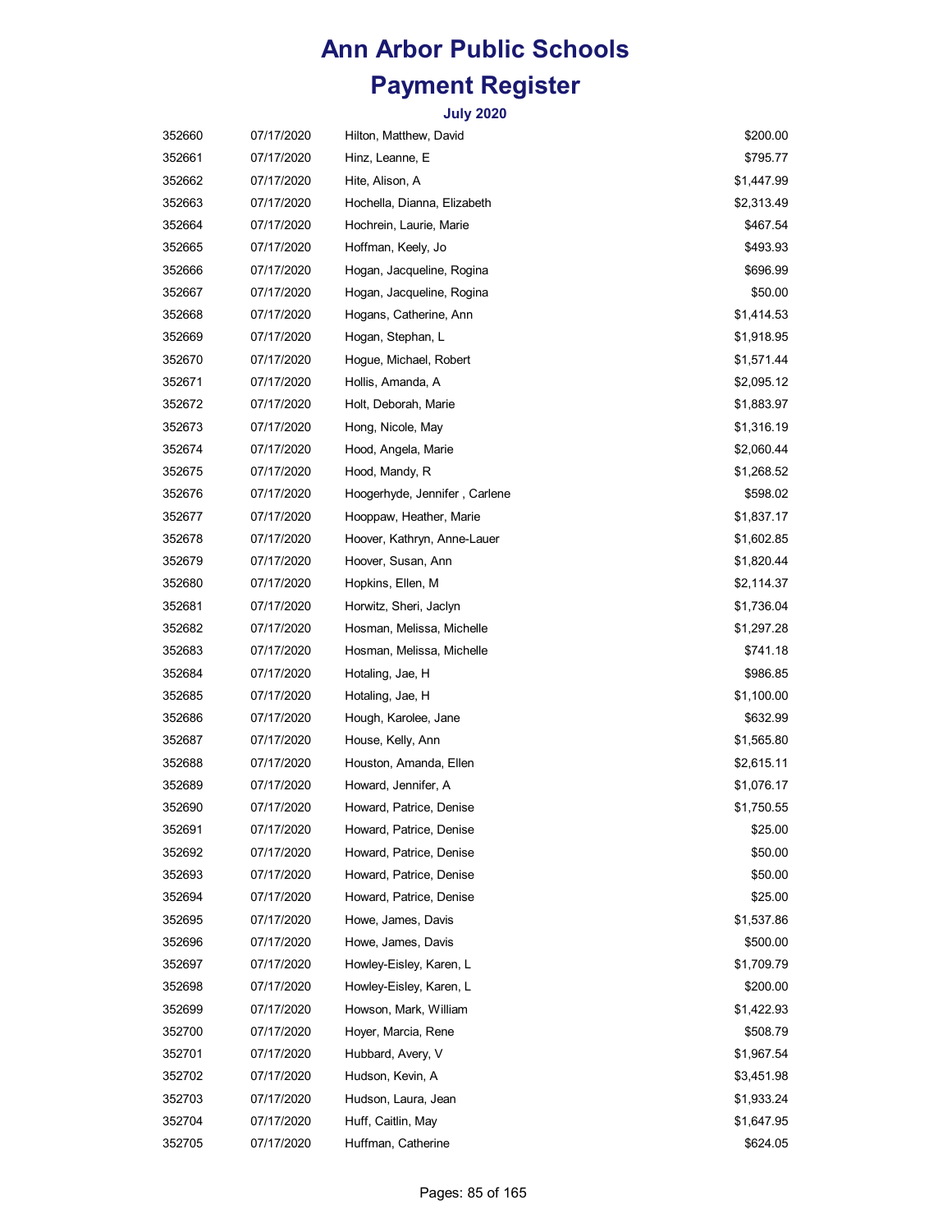# Ann Arbor Public Schools

# Payment Register

### July 2020

| | | | |
|---|---|---|---|
| 352660 | 07/17/2020 | Hilton, Matthew, David | $200.00 |
| 352661 | 07/17/2020 | Hinz, Leanne, E | $795.77 |
| 352662 | 07/17/2020 | Hite, Alison, A | $1,447.99 |
| 352663 | 07/17/2020 | Hochella, Dianna, Elizabeth | $2,313.49 |
| 352664 | 07/17/2020 | Hochrein, Laurie, Marie | $467.54 |
| 352665 | 07/17/2020 | Hoffman, Keely, Jo | $493.93 |
| 352666 | 07/17/2020 | Hogan, Jacqueline, Rogina | $696.99 |
| 352667 | 07/17/2020 | Hogan, Jacqueline, Rogina | $50.00 |
| 352668 | 07/17/2020 | Hogans, Catherine, Ann | $1,414.53 |
| 352669 | 07/17/2020 | Hogan, Stephan, L | $1,918.95 |
| 352670 | 07/17/2020 | Hogue, Michael, Robert | $1,571.44 |
| 352671 | 07/17/2020 | Hollis, Amanda, A | $2,095.12 |
| 352672 | 07/17/2020 | Holt, Deborah, Marie | $1,883.97 |
| 352673 | 07/17/2020 | Hong, Nicole, May | $1,316.19 |
| 352674 | 07/17/2020 | Hood, Angela, Marie | $2,060.44 |
| 352675 | 07/17/2020 | Hood, Mandy, R | $1,268.52 |
| 352676 | 07/17/2020 | Hoogerhyde, Jennifer , Carlene | $598.02 |
| 352677 | 07/17/2020 | Hooppaw, Heather, Marie | $1,837.17 |
| 352678 | 07/17/2020 | Hoover, Kathryn, Anne-Lauer | $1,602.85 |
| 352679 | 07/17/2020 | Hoover, Susan, Ann | $1,820.44 |
| 352680 | 07/17/2020 | Hopkins, Ellen, M | $2,114.37 |
| 352681 | 07/17/2020 | Horwitz, Sheri, Jaclyn | $1,736.04 |
| 352682 | 07/17/2020 | Hosman, Melissa, Michelle | $1,297.28 |
| 352683 | 07/17/2020 | Hosman, Melissa, Michelle | $741.18 |
| 352684 | 07/17/2020 | Hotaling, Jae, H | $986.85 |
| 352685 | 07/17/2020 | Hotaling, Jae, H | $1,100.00 |
| 352686 | 07/17/2020 | Hough, Karolee, Jane | $632.99 |
| 352687 | 07/17/2020 | House, Kelly, Ann | $1,565.80 |
| 352688 | 07/17/2020 | Houston, Amanda, Ellen | $2,615.11 |
| 352689 | 07/17/2020 | Howard, Jennifer, A | $1,076.17 |
| 352690 | 07/17/2020 | Howard, Patrice, Denise | $1,750.55 |
| 352691 | 07/17/2020 | Howard, Patrice, Denise | $25.00 |
| 352692 | 07/17/2020 | Howard, Patrice, Denise | $50.00 |
| 352693 | 07/17/2020 | Howard, Patrice, Denise | $50.00 |
| 352694 | 07/17/2020 | Howard, Patrice, Denise | $25.00 |
| 352695 | 07/17/2020 | Howe, James, Davis | $1,537.86 |
| 352696 | 07/17/2020 | Howe, James, Davis | $500.00 |
| 352697 | 07/17/2020 | Howley-Eisley, Karen, L | $1,709.79 |
| 352698 | 07/17/2020 | Howley-Eisley, Karen, L | $200.00 |
| 352699 | 07/17/2020 | Howson, Mark, William | $1,422.93 |
| 352700 | 07/17/2020 | Hoyer, Marcia, Rene | $508.79 |
| 352701 | 07/17/2020 | Hubbard, Avery, V | $1,967.54 |
| 352702 | 07/17/2020 | Hudson, Kevin, A | $3,451.98 |
| 352703 | 07/17/2020 | Hudson, Laura, Jean | $1,933.24 |
| 352704 | 07/17/2020 | Huff, Caitlin, May | $1,647.95 |
| 352705 | 07/17/2020 | Huffman, Catherine | $624.05 |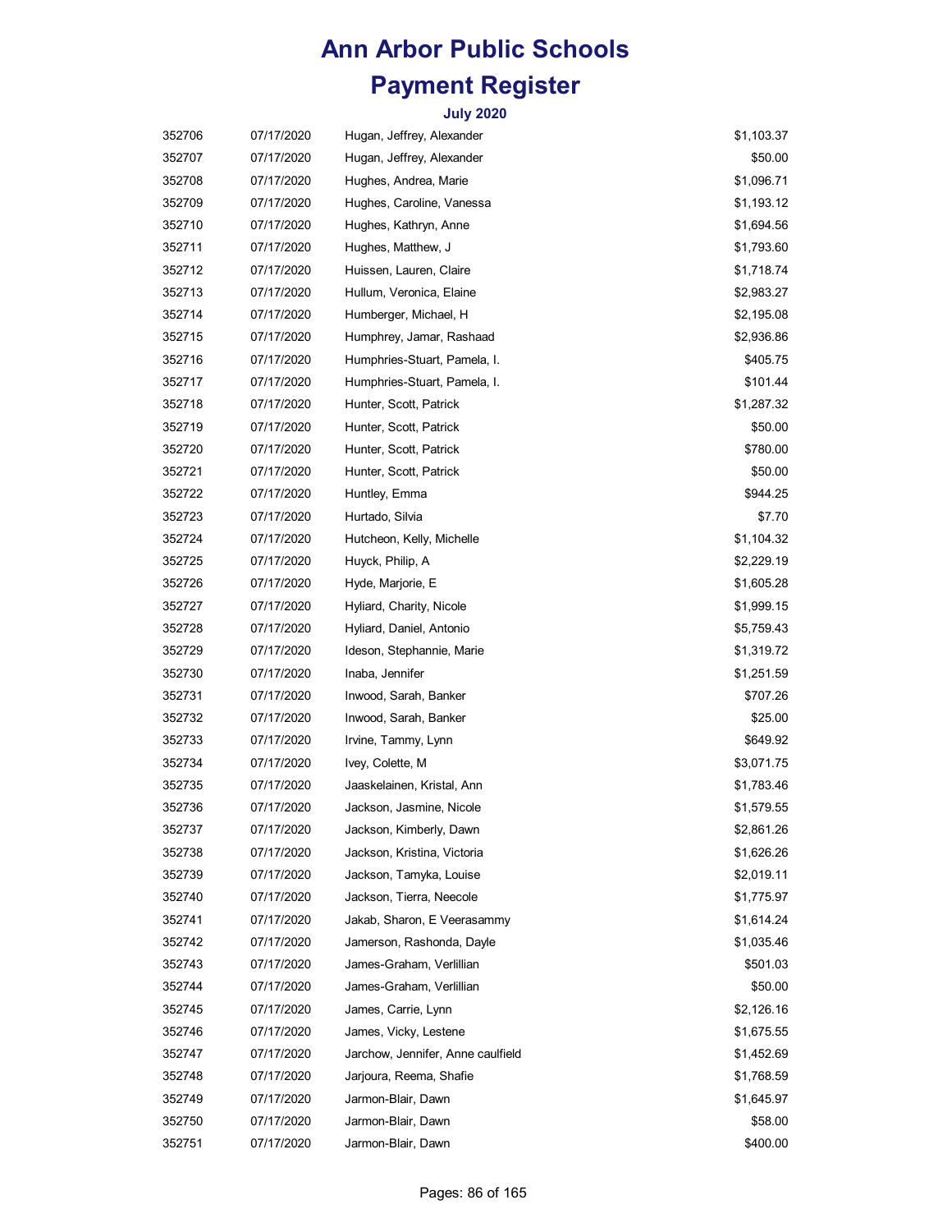# Ann Arbor Public Schools

# Payment Register

### July 2020

| | | | |
|---|---|---|---|
| 352706 | 07/17/2020 | Hugan, Jeffrey, Alexander | $1,103.37 |
| 352707 | 07/17/2020 | Hugan, Jeffrey, Alexander | $50.00 |
| 352708 | 07/17/2020 | Hughes, Andrea, Marie | $1,096.71 |
| 352709 | 07/17/2020 | Hughes, Caroline, Vanessa | $1,193.12 |
| 352710 | 07/17/2020 | Hughes, Kathryn, Anne | $1,694.56 |
| 352711 | 07/17/2020 | Hughes, Matthew, J | $1,793.60 |
| 352712 | 07/17/2020 | Huissen, Lauren, Claire | $1,718.74 |
| 352713 | 07/17/2020 | Hullum, Veronica, Elaine | $2,983.27 |
| 352714 | 07/17/2020 | Humberger, Michael, H | $2,195.08 |
| 352715 | 07/17/2020 | Humphrey, Jamar, Rashaad | $2,936.86 |
| 352716 | 07/17/2020 | Humphries-Stuart, Pamela, I. | $405.75 |
| 352717 | 07/17/2020 | Humphries-Stuart, Pamela, I. | $101.44 |
| 352718 | 07/17/2020 | Hunter, Scott, Patrick | $1,287.32 |
| 352719 | 07/17/2020 | Hunter, Scott, Patrick | $50.00 |
| 352720 | 07/17/2020 | Hunter, Scott, Patrick | $780.00 |
| 352721 | 07/17/2020 | Hunter, Scott, Patrick | $50.00 |
| 352722 | 07/17/2020 | Huntley, Emma | $944.25 |
| 352723 | 07/17/2020 | Hurtado, Silvia | $7.70 |
| 352724 | 07/17/2020 | Hutcheon, Kelly, Michelle | $1,104.32 |
| 352725 | 07/17/2020 | Huyck, Philip, A | $2,229.19 |
| 352726 | 07/17/2020 | Hyde, Marjorie, E | $1,605.28 |
| 352727 | 07/17/2020 | Hyliard, Charity, Nicole | $1,999.15 |
| 352728 | 07/17/2020 | Hyliard, Daniel, Antonio | $5,759.43 |
| 352729 | 07/17/2020 | Ideson, Stephannie, Marie | $1,319.72 |
| 352730 | 07/17/2020 | Inaba, Jennifer | $1,251.59 |
| 352731 | 07/17/2020 | Inwood, Sarah, Banker | $707.26 |
| 352732 | 07/17/2020 | Inwood, Sarah, Banker | $25.00 |
| 352733 | 07/17/2020 | Irvine, Tammy, Lynn | $649.92 |
| 352734 | 07/17/2020 | Ivey, Colette, M | $3,071.75 |
| 352735 | 07/17/2020 | Jaaskelainen, Kristal, Ann | $1,783.46 |
| 352736 | 07/17/2020 | Jackson, Jasmine, Nicole | $1,579.55 |
| 352737 | 07/17/2020 | Jackson, Kimberly, Dawn | $2,861.26 |
| 352738 | 07/17/2020 | Jackson, Kristina, Victoria | $1,626.26 |
| 352739 | 07/17/2020 | Jackson, Tamyka, Louise | $2,019.11 |
| 352740 | 07/17/2020 | Jackson, Tierra, Neecole | $1,775.97 |
| 352741 | 07/17/2020 | Jakab, Sharon, E Veerasammy | $1,614.24 |
| 352742 | 07/17/2020 | Jamerson, Rashonda, Dayle | $1,035.46 |
| 352743 | 07/17/2020 | James-Graham, Verlillian | $501.03 |
| 352744 | 07/17/2020 | James-Graham, Verlillian | $50.00 |
| 352745 | 07/17/2020 | James, Carrie, Lynn | $2,126.16 |
| 352746 | 07/17/2020 | James, Vicky, Lestene | $1,675.55 |
| 352747 | 07/17/2020 | Jarchow, Jennifer, Anne caulfield | $1,452.69 |
| 352748 | 07/17/2020 | Jarjoura, Reema, Shafie | $1,768.59 |
| 352749 | 07/17/2020 | Jarmon-Blair, Dawn | $1,645.97 |
| 352750 | 07/17/2020 | Jarmon-Blair, Dawn | $58.00 |
| 352751 | 07/17/2020 | Jarmon-Blair, Dawn | $400.00 |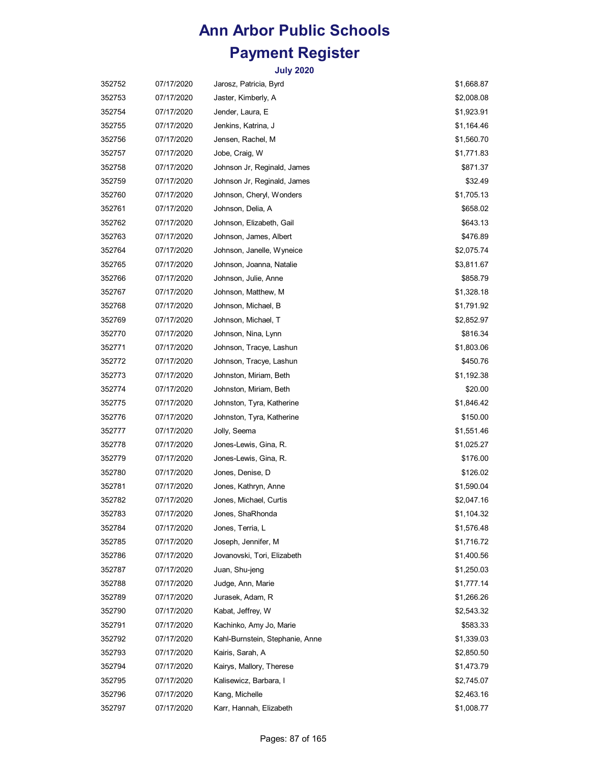# Ann Arbor Public Schools

# Payment Register

### July 2020

| | | | |
|---|---|---|---|
| 352752 | 07/17/2020 | Jarosz, Patricia, Byrd | $1,668.87 |
| 352753 | 07/17/2020 | Jaster, Kimberly, A | $2,008.08 |
| 352754 | 07/17/2020 | Jender, Laura, E | $1,923.91 |
| 352755 | 07/17/2020 | Jenkins, Katrina, J | $1,164.46 |
| 352756 | 07/17/2020 | Jensen, Rachel, M | $1,560.70 |
| 352757 | 07/17/2020 | Jobe, Craig, W | $1,771.83 |
| 352758 | 07/17/2020 | Johnson Jr, Reginald, James | $871.37 |
| 352759 | 07/17/2020 | Johnson Jr, Reginald, James | $32.49 |
| 352760 | 07/17/2020 | Johnson, Cheryl, Wonders | $1,705.13 |
| 352761 | 07/17/2020 | Johnson, Delia, A | $658.02 |
| 352762 | 07/17/2020 | Johnson, Elizabeth, Gail | $643.13 |
| 352763 | 07/17/2020 | Johnson, James, Albert | $476.89 |
| 352764 | 07/17/2020 | Johnson, Janelle, Wyneice | $2,075.74 |
| 352765 | 07/17/2020 | Johnson, Joanna, Natalie | $3,811.67 |
| 352766 | 07/17/2020 | Johnson, Julie, Anne | $858.79 |
| 352767 | 07/17/2020 | Johnson, Matthew, M | $1,328.18 |
| 352768 | 07/17/2020 | Johnson, Michael, B | $1,791.92 |
| 352769 | 07/17/2020 | Johnson, Michael, T | $2,852.97 |
| 352770 | 07/17/2020 | Johnson, Nina, Lynn | $816.34 |
| 352771 | 07/17/2020 | Johnson, Tracye, Lashun | $1,803.06 |
| 352772 | 07/17/2020 | Johnson, Tracye, Lashun | $450.76 |
| 352773 | 07/17/2020 | Johnston, Miriam, Beth | $1,192.38 |
| 352774 | 07/17/2020 | Johnston, Miriam, Beth | $20.00 |
| 352775 | 07/17/2020 | Johnston, Tyra, Katherine | $1,846.42 |
| 352776 | 07/17/2020 | Johnston, Tyra, Katherine | $150.00 |
| 352777 | 07/17/2020 | Jolly, Seema | $1,551.46 |
| 352778 | 07/17/2020 | Jones-Lewis, Gina, R. | $1,025.27 |
| 352779 | 07/17/2020 | Jones-Lewis, Gina, R. | $176.00 |
| 352780 | 07/17/2020 | Jones, Denise, D | $126.02 |
| 352781 | 07/17/2020 | Jones, Kathryn, Anne | $1,590.04 |
| 352782 | 07/17/2020 | Jones, Michael, Curtis | $2,047.16 |
| 352783 | 07/17/2020 | Jones, ShaRhonda | $1,104.32 |
| 352784 | 07/17/2020 | Jones, Terria, L | $1,576.48 |
| 352785 | 07/17/2020 | Joseph, Jennifer, M | $1,716.72 |
| 352786 | 07/17/2020 | Jovanovski, Tori, Elizabeth | $1,400.56 |
| 352787 | 07/17/2020 | Juan, Shu-jeng | $1,250.03 |
| 352788 | 07/17/2020 | Judge, Ann, Marie | $1,777.14 |
| 352789 | 07/17/2020 | Jurasek, Adam, R | $1,266.26 |
| 352790 | 07/17/2020 | Kabat, Jeffrey, W | $2,543.32 |
| 352791 | 07/17/2020 | Kachinko, Amy Jo, Marie | $583.33 |
| 352792 | 07/17/2020 | Kahl-Burnstein, Stephanie, Anne | $1,339.03 |
| 352793 | 07/17/2020 | Kairis, Sarah, A | $2,850.50 |
| 352794 | 07/17/2020 | Kairys, Mallory, Therese | $1,473.79 |
| 352795 | 07/17/2020 | Kalisewicz, Barbara, I | $2,745.07 |
| 352796 | 07/17/2020 | Kang, Michelle | $2,463.16 |
| 352797 | 07/17/2020 | Karr, Hannah, Elizabeth | $1,008.77 |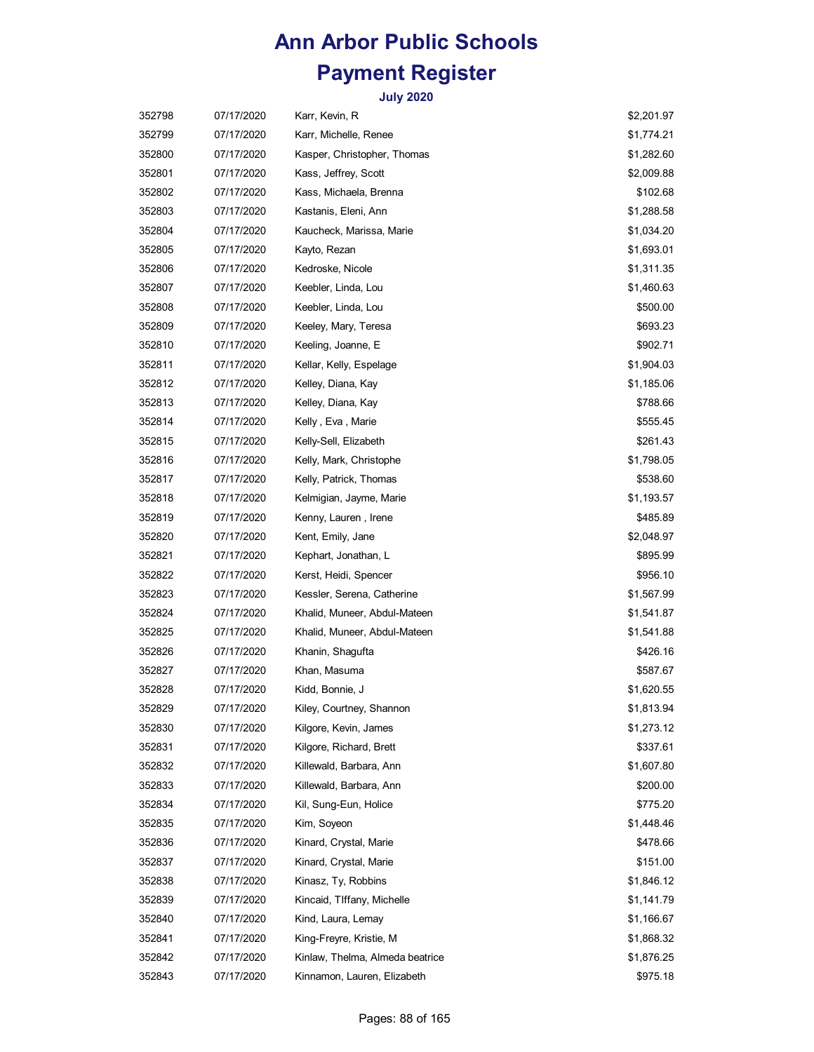# Ann Arbor Public Schools

## Payment Register

### July 2020

| | | | |
|---|---|---|---|
| 352798 | 07/17/2020 | Karr, Kevin, R | $2,201.97 |
| 352799 | 07/17/2020 | Karr, Michelle, Renee | $1,774.21 |
| 352800 | 07/17/2020 | Kasper, Christopher, Thomas | $1,282.60 |
| 352801 | 07/17/2020 | Kass, Jeffrey, Scott | $2,009.88 |
| 352802 | 07/17/2020 | Kass, Michaela, Brenna | $102.68 |
| 352803 | 07/17/2020 | Kastanis, Eleni, Ann | $1,288.58 |
| 352804 | 07/17/2020 | Kaucheck, Marissa, Marie | $1,034.20 |
| 352805 | 07/17/2020 | Kayto, Rezan | $1,693.01 |
| 352806 | 07/17/2020 | Kedroske, Nicole | $1,311.35 |
| 352807 | 07/17/2020 | Keebler, Linda, Lou | $1,460.63 |
| 352808 | 07/17/2020 | Keebler, Linda, Lou | $500.00 |
| 352809 | 07/17/2020 | Keeley, Mary, Teresa | $693.23 |
| 352810 | 07/17/2020 | Keeling, Joanne, E | $902.71 |
| 352811 | 07/17/2020 | Kellar, Kelly, Espelage | $1,904.03 |
| 352812 | 07/17/2020 | Kelley, Diana, Kay | $1,185.06 |
| 352813 | 07/17/2020 | Kelley, Diana, Kay | $788.66 |
| 352814 | 07/17/2020 | Kelly , Eva , Marie | $555.45 |
| 352815 | 07/17/2020 | Kelly-Sell, Elizabeth | $261.43 |
| 352816 | 07/17/2020 | Kelly, Mark, Christophe | $1,798.05 |
| 352817 | 07/17/2020 | Kelly, Patrick, Thomas | $538.60 |
| 352818 | 07/17/2020 | Kelmigian, Jayme, Marie | $1,193.57 |
| 352819 | 07/17/2020 | Kenny, Lauren , Irene | $485.89 |
| 352820 | 07/17/2020 | Kent, Emily, Jane | $2,048.97 |
| 352821 | 07/17/2020 | Kephart, Jonathan, L | $895.99 |
| 352822 | 07/17/2020 | Kerst, Heidi, Spencer | $956.10 |
| 352823 | 07/17/2020 | Kessler, Serena, Catherine | $1,567.99 |
| 352824 | 07/17/2020 | Khalid, Muneer, Abdul-Mateen | $1,541.87 |
| 352825 | 07/17/2020 | Khalid, Muneer, Abdul-Mateen | $1,541.88 |
| 352826 | 07/17/2020 | Khanin, Shagufta | $426.16 |
| 352827 | 07/17/2020 | Khan, Masuma | $587.67 |
| 352828 | 07/17/2020 | Kidd, Bonnie, J | $1,620.55 |
| 352829 | 07/17/2020 | Kiley, Courtney, Shannon | $1,813.94 |
| 352830 | 07/17/2020 | Kilgore, Kevin, James | $1,273.12 |
| 352831 | 07/17/2020 | Kilgore, Richard, Brett | $337.61 |
| 352832 | 07/17/2020 | Killewald, Barbara, Ann | $1,607.80 |
| 352833 | 07/17/2020 | Killewald, Barbara, Ann | $200.00 |
| 352834 | 07/17/2020 | Kil, Sung-Eun, Holice | $775.20 |
| 352835 | 07/17/2020 | Kim, Soyeon | $1,448.46 |
| 352836 | 07/17/2020 | Kinard, Crystal, Marie | $478.66 |
| 352837 | 07/17/2020 | Kinard, Crystal, Marie | $151.00 |
| 352838 | 07/17/2020 | Kinasz, Ty, Robbins | $1,846.12 |
| 352839 | 07/17/2020 | Kincaid, TIffany, Michelle | $1,141.79 |
| 352840 | 07/17/2020 | Kind, Laura, Lemay | $1,166.67 |
| 352841 | 07/17/2020 | King-Freyre, Kristie, M | $1,868.32 |
| 352842 | 07/17/2020 | Kinlaw, Thelma, Almeda beatrice | $1,876.25 |
| 352843 | 07/17/2020 | Kinnamon, Lauren, Elizabeth | $975.18 |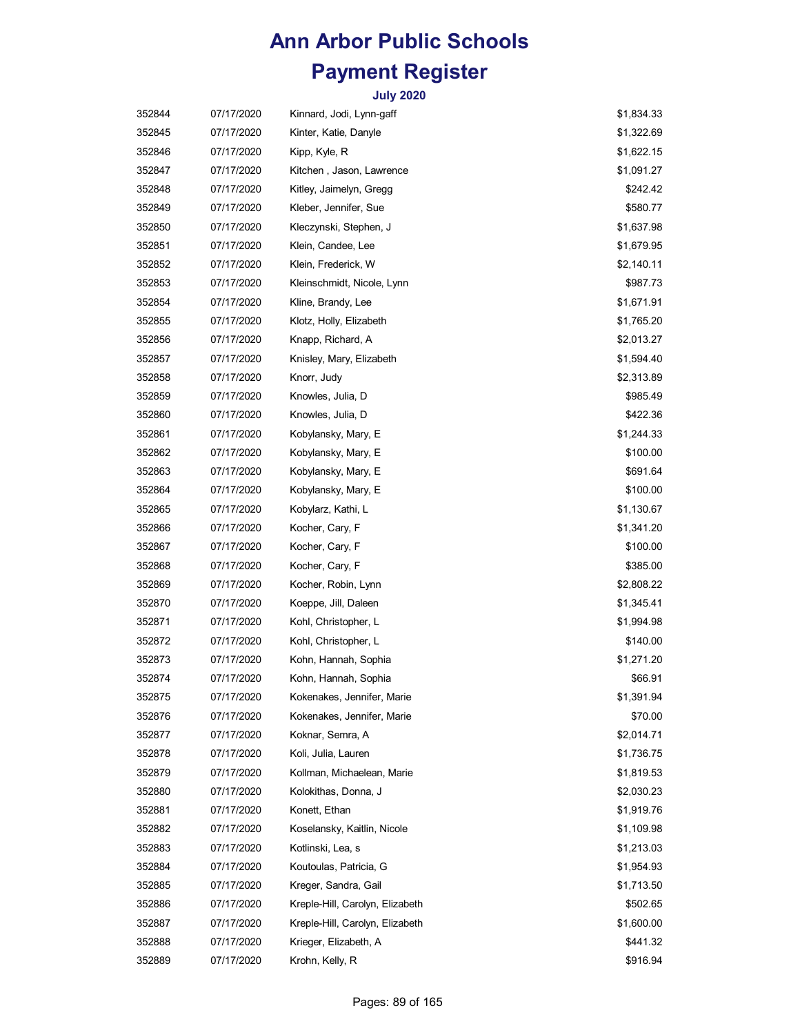# Ann Arbor Public Schools

# Payment Register

### July 2020

| | | | |
|---|---|---|---|
| 352844 | 07/17/2020 | Kinnard, Jodi, Lynn-gaff | $1,834.33 |
| 352845 | 07/17/2020 | Kinter, Katie, Danyle | $1,322.69 |
| 352846 | 07/17/2020 | Kipp, Kyle, R | $1,622.15 |
| 352847 | 07/17/2020 | Kitchen , Jason, Lawrence | $1,091.27 |
| 352848 | 07/17/2020 | Kitley, Jaimelyn, Gregg | $242.42 |
| 352849 | 07/17/2020 | Kleber, Jennifer, Sue | $580.77 |
| 352850 | 07/17/2020 | Kleczynski, Stephen, J | $1,637.98 |
| 352851 | 07/17/2020 | Klein, Candee, Lee | $1,679.95 |
| 352852 | 07/17/2020 | Klein, Frederick, W | $2,140.11 |
| 352853 | 07/17/2020 | Kleinschmidt, Nicole, Lynn | $987.73 |
| 352854 | 07/17/2020 | Kline, Brandy, Lee | $1,671.91 |
| 352855 | 07/17/2020 | Klotz, Holly, Elizabeth | $1,765.20 |
| 352856 | 07/17/2020 | Knapp, Richard, A | $2,013.27 |
| 352857 | 07/17/2020 | Knisley, Mary, Elizabeth | $1,594.40 |
| 352858 | 07/17/2020 | Knorr, Judy | $2,313.89 |
| 352859 | 07/17/2020 | Knowles, Julia, D | $985.49 |
| 352860 | 07/17/2020 | Knowles, Julia, D | $422.36 |
| 352861 | 07/17/2020 | Kobylansky, Mary, E | $1,244.33 |
| 352862 | 07/17/2020 | Kobylansky, Mary, E | $100.00 |
| 352863 | 07/17/2020 | Kobylansky, Mary, E | $691.64 |
| 352864 | 07/17/2020 | Kobylansky, Mary, E | $100.00 |
| 352865 | 07/17/2020 | Kobylarz, Kathi, L | $1,130.67 |
| 352866 | 07/17/2020 | Kocher, Cary, F | $1,341.20 |
| 352867 | 07/17/2020 | Kocher, Cary, F | $100.00 |
| 352868 | 07/17/2020 | Kocher, Cary, F | $385.00 |
| 352869 | 07/17/2020 | Kocher, Robin, Lynn | $2,808.22 |
| 352870 | 07/17/2020 | Koeppe, Jill, Daleen | $1,345.41 |
| 352871 | 07/17/2020 | Kohl, Christopher, L | $1,994.98 |
| 352872 | 07/17/2020 | Kohl, Christopher, L | $140.00 |
| 352873 | 07/17/2020 | Kohn, Hannah, Sophia | $1,271.20 |
| 352874 | 07/17/2020 | Kohn, Hannah, Sophia | $66.91 |
| 352875 | 07/17/2020 | Kokenakes, Jennifer, Marie | $1,391.94 |
| 352876 | 07/17/2020 | Kokenakes, Jennifer, Marie | $70.00 |
| 352877 | 07/17/2020 | Koknar, Semra, A | $2,014.71 |
| 352878 | 07/17/2020 | Koli, Julia, Lauren | $1,736.75 |
| 352879 | 07/17/2020 | Kollman, Michaelean, Marie | $1,819.53 |
| 352880 | 07/17/2020 | Kolokithas, Donna, J | $2,030.23 |
| 352881 | 07/17/2020 | Konett, Ethan | $1,919.76 |
| 352882 | 07/17/2020 | Koselansky, Kaitlin, Nicole | $1,109.98 |
| 352883 | 07/17/2020 | Kotlinski, Lea, s | $1,213.03 |
| 352884 | 07/17/2020 | Koutoulas, Patricia, G | $1,954.93 |
| 352885 | 07/17/2020 | Kreger, Sandra, Gail | $1,713.50 |
| 352886 | 07/17/2020 | Kreple-Hill, Carolyn, Elizabeth | $502.65 |
| 352887 | 07/17/2020 | Kreple-Hill, Carolyn, Elizabeth | $1,600.00 |
| 352888 | 07/17/2020 | Krieger, Elizabeth, A | $441.32 |
| 352889 | 07/17/2020 | Krohn, Kelly, R | $916.94 |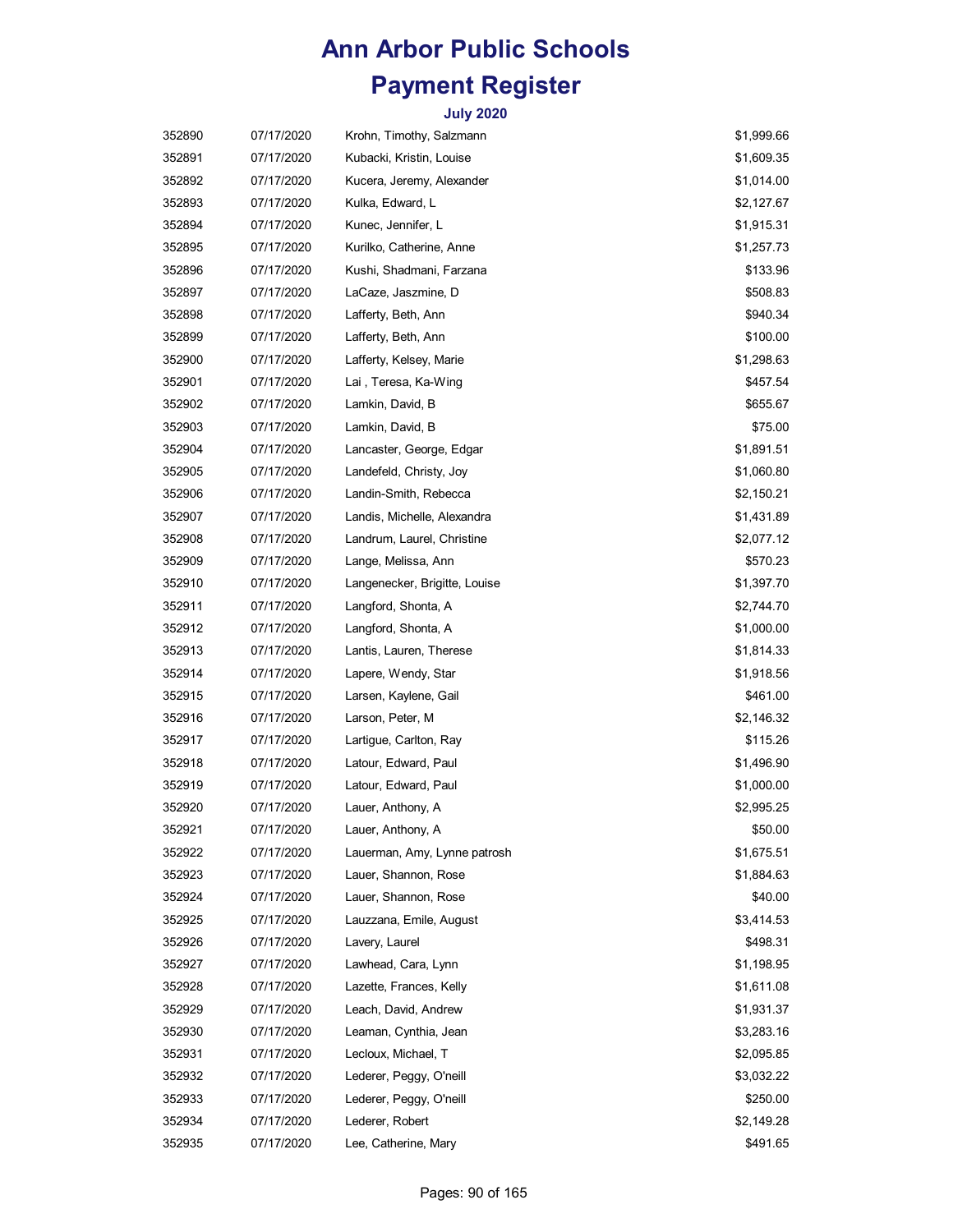# Ann Arbor Public Schools

# Payment Register

### July 2020

| | | | |
|---|---|---|---|
| 352890 | 07/17/2020 | Krohn, Timothy, Salzmann | $1,999.66 |
| 352891 | 07/17/2020 | Kubacki, Kristin, Louise | $1,609.35 |
| 352892 | 07/17/2020 | Kucera, Jeremy, Alexander | $1,014.00 |
| 352893 | 07/17/2020 | Kulka, Edward, L | $2,127.67 |
| 352894 | 07/17/2020 | Kunec, Jennifer, L | $1,915.31 |
| 352895 | 07/17/2020 | Kurilko, Catherine, Anne | $1,257.73 |
| 352896 | 07/17/2020 | Kushi, Shadmani, Farzana | $133.96 |
| 352897 | 07/17/2020 | LaCaze, Jaszmine, D | $508.83 |
| 352898 | 07/17/2020 | Lafferty, Beth, Ann | $940.34 |
| 352899 | 07/17/2020 | Lafferty, Beth, Ann | $100.00 |
| 352900 | 07/17/2020 | Lafferty, Kelsey, Marie | $1,298.63 |
| 352901 | 07/17/2020 | Lai , Teresa, Ka-Wing | $457.54 |
| 352902 | 07/17/2020 | Lamkin, David, B | $655.67 |
| 352903 | 07/17/2020 | Lamkin, David, B | $75.00 |
| 352904 | 07/17/2020 | Lancaster, George, Edgar | $1,891.51 |
| 352905 | 07/17/2020 | Landefeld, Christy, Joy | $1,060.80 |
| 352906 | 07/17/2020 | Landin-Smith, Rebecca | $2,150.21 |
| 352907 | 07/17/2020 | Landis, Michelle, Alexandra | $1,431.89 |
| 352908 | 07/17/2020 | Landrum, Laurel, Christine | $2,077.12 |
| 352909 | 07/17/2020 | Lange, Melissa, Ann | $570.23 |
| 352910 | 07/17/2020 | Langenecker, Brigitte, Louise | $1,397.70 |
| 352911 | 07/17/2020 | Langford, Shonta, A | $2,744.70 |
| 352912 | 07/17/2020 | Langford, Shonta, A | $1,000.00 |
| 352913 | 07/17/2020 | Lantis, Lauren, Therese | $1,814.33 |
| 352914 | 07/17/2020 | Lapere, Wendy, Star | $1,918.56 |
| 352915 | 07/17/2020 | Larsen, Kaylene, Gail | $461.00 |
| 352916 | 07/17/2020 | Larson, Peter, M | $2,146.32 |
| 352917 | 07/17/2020 | Lartigue, Carlton, Ray | $115.26 |
| 352918 | 07/17/2020 | Latour, Edward, Paul | $1,496.90 |
| 352919 | 07/17/2020 | Latour, Edward, Paul | $1,000.00 |
| 352920 | 07/17/2020 | Lauer, Anthony, A | $2,995.25 |
| 352921 | 07/17/2020 | Lauer, Anthony, A | $50.00 |
| 352922 | 07/17/2020 | Lauerman, Amy, Lynne patrosh | $1,675.51 |
| 352923 | 07/17/2020 | Lauer, Shannon, Rose | $1,884.63 |
| 352924 | 07/17/2020 | Lauer, Shannon, Rose | $40.00 |
| 352925 | 07/17/2020 | Lauzzana, Emile, August | $3,414.53 |
| 352926 | 07/17/2020 | Lavery, Laurel | $498.31 |
| 352927 | 07/17/2020 | Lawhead, Cara, Lynn | $1,198.95 |
| 352928 | 07/17/2020 | Lazette, Frances, Kelly | $1,611.08 |
| 352929 | 07/17/2020 | Leach, David, Andrew | $1,931.37 |
| 352930 | 07/17/2020 | Leaman, Cynthia, Jean | $3,283.16 |
| 352931 | 07/17/2020 | Lecloux, Michael, T | $2,095.85 |
| 352932 | 07/17/2020 | Lederer, Peggy, O'neill | $3,032.22 |
| 352933 | 07/17/2020 | Lederer, Peggy, O'neill | $250.00 |
| 352934 | 07/17/2020 | Lederer, Robert | $2,149.28 |
| 352935 | 07/17/2020 | Lee, Catherine, Mary | $491.65 |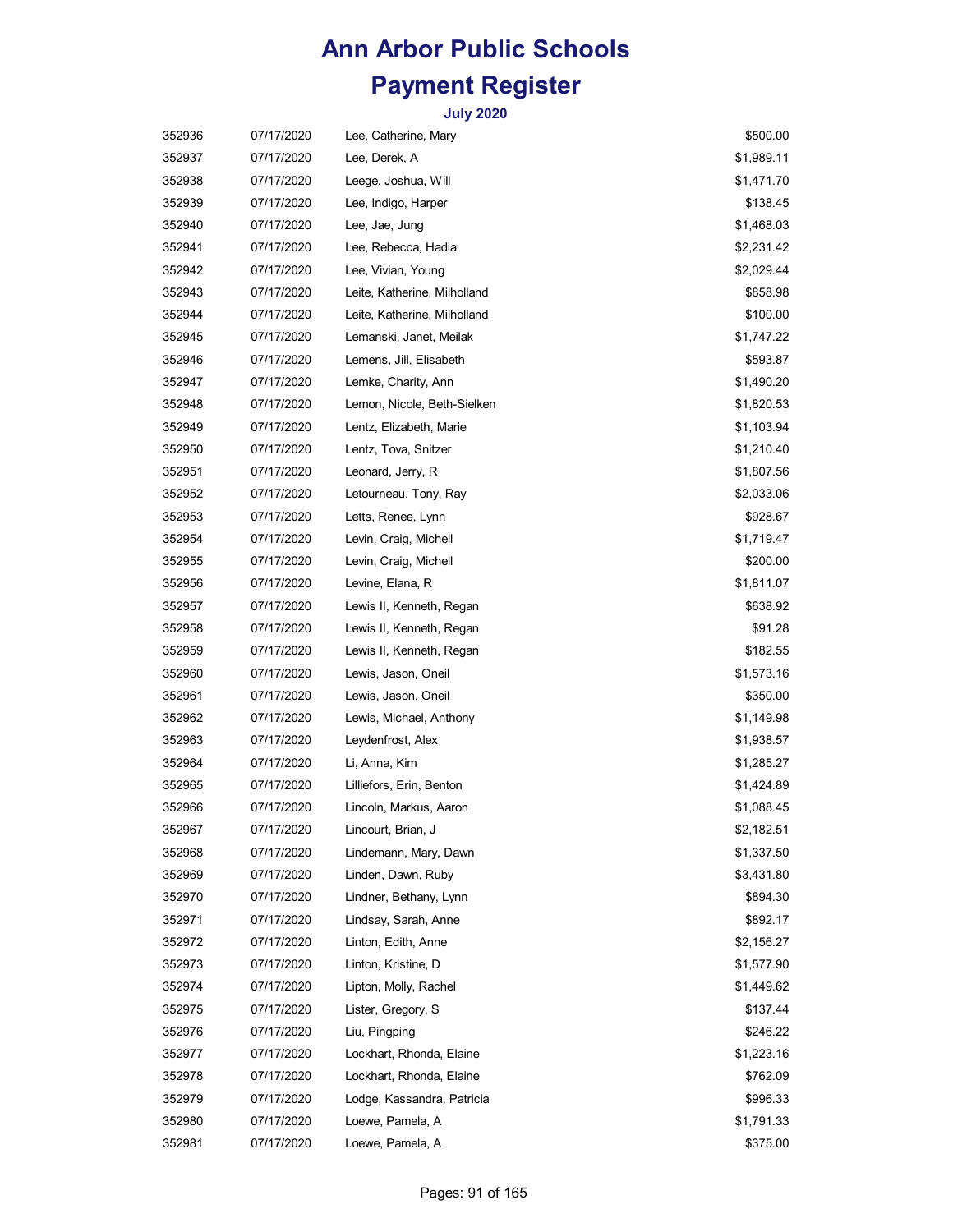# Ann Arbor Public Schools

# Payment Register

### July 2020

| | | | |
|---|---|---|---|
| 352936 | 07/17/2020 | Lee, Catherine, Mary | $500.00 |
| 352937 | 07/17/2020 | Lee, Derek, A | $1,989.11 |
| 352938 | 07/17/2020 | Leege, Joshua, Will | $1,471.70 |
| 352939 | 07/17/2020 | Lee, Indigo, Harper | $138.45 |
| 352940 | 07/17/2020 | Lee, Jae, Jung | $1,468.03 |
| 352941 | 07/17/2020 | Lee, Rebecca, Hadia | $2,231.42 |
| 352942 | 07/17/2020 | Lee, Vivian, Young | $2,029.44 |
| 352943 | 07/17/2020 | Leite, Katherine, Milholland | $858.98 |
| 352944 | 07/17/2020 | Leite, Katherine, Milholland | $100.00 |
| 352945 | 07/17/2020 | Lemanski, Janet, Meilak | $1,747.22 |
| 352946 | 07/17/2020 | Lemens, Jill, Elisabeth | $593.87 |
| 352947 | 07/17/2020 | Lemke, Charity, Ann | $1,490.20 |
| 352948 | 07/17/2020 | Lemon, Nicole, Beth-Sielken | $1,820.53 |
| 352949 | 07/17/2020 | Lentz, Elizabeth, Marie | $1,103.94 |
| 352950 | 07/17/2020 | Lentz, Tova, Snitzer | $1,210.40 |
| 352951 | 07/17/2020 | Leonard, Jerry, R | $1,807.56 |
| 352952 | 07/17/2020 | Letourneau, Tony, Ray | $2,033.06 |
| 352953 | 07/17/2020 | Letts, Renee, Lynn | $928.67 |
| 352954 | 07/17/2020 | Levin, Craig, Michell | $1,719.47 |
| 352955 | 07/17/2020 | Levin, Craig, Michell | $200.00 |
| 352956 | 07/17/2020 | Levine, Elana, R | $1,811.07 |
| 352957 | 07/17/2020 | Lewis II, Kenneth, Regan | $638.92 |
| 352958 | 07/17/2020 | Lewis II, Kenneth, Regan | $91.28 |
| 352959 | 07/17/2020 | Lewis II, Kenneth, Regan | $182.55 |
| 352960 | 07/17/2020 | Lewis, Jason, Oneil | $1,573.16 |
| 352961 | 07/17/2020 | Lewis, Jason, Oneil | $350.00 |
| 352962 | 07/17/2020 | Lewis, Michael, Anthony | $1,149.98 |
| 352963 | 07/17/2020 | Leydenfrost, Alex | $1,938.57 |
| 352964 | 07/17/2020 | Li, Anna, Kim | $1,285.27 |
| 352965 | 07/17/2020 | Lilliefors, Erin, Benton | $1,424.89 |
| 352966 | 07/17/2020 | Lincoln, Markus, Aaron | $1,088.45 |
| 352967 | 07/17/2020 | Lincourt, Brian, J | $2,182.51 |
| 352968 | 07/17/2020 | Lindemann, Mary, Dawn | $1,337.50 |
| 352969 | 07/17/2020 | Linden, Dawn, Ruby | $3,431.80 |
| 352970 | 07/17/2020 | Lindner, Bethany, Lynn | $894.30 |
| 352971 | 07/17/2020 | Lindsay, Sarah, Anne | $892.17 |
| 352972 | 07/17/2020 | Linton, Edith, Anne | $2,156.27 |
| 352973 | 07/17/2020 | Linton, Kristine, D | $1,577.90 |
| 352974 | 07/17/2020 | Lipton, Molly, Rachel | $1,449.62 |
| 352975 | 07/17/2020 | Lister, Gregory, S | $137.44 |
| 352976 | 07/17/2020 | Liu, Pingping | $246.22 |
| 352977 | 07/17/2020 | Lockhart, Rhonda, Elaine | $1,223.16 |
| 352978 | 07/17/2020 | Lockhart, Rhonda, Elaine | $762.09 |
| 352979 | 07/17/2020 | Lodge, Kassandra, Patricia | $996.33 |
| 352980 | 07/17/2020 | Loewe, Pamela, A | $1,791.33 |
| 352981 | 07/17/2020 | Loewe, Pamela, A | $375.00 |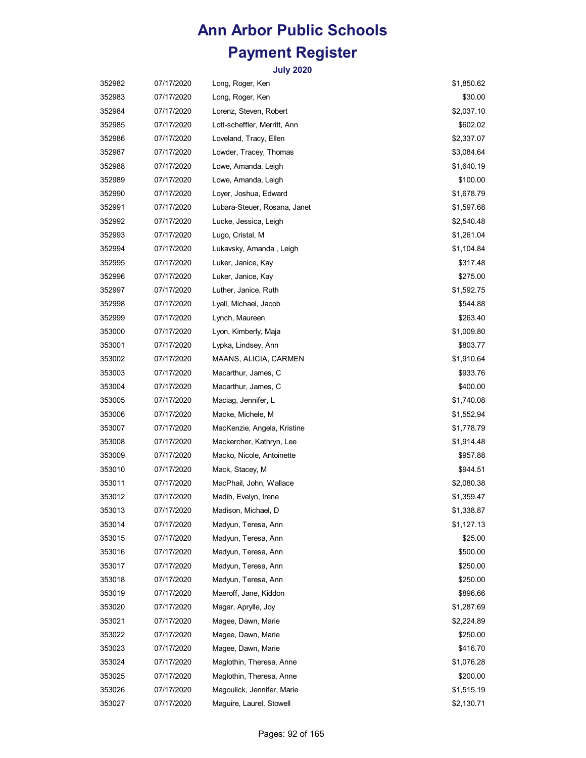# Ann Arbor Public Schools

# Payment Register

### July 2020

| | | | |
|---|---|---|---|
| 352982 | 07/17/2020 | Long, Roger, Ken | $1,850.62 |
| 352983 | 07/17/2020 | Long, Roger, Ken | $30.00 |
| 352984 | 07/17/2020 | Lorenz, Steven, Robert | $2,037.10 |
| 352985 | 07/17/2020 | Lott-scheffler, Merritt, Ann | $602.02 |
| 352986 | 07/17/2020 | Loveland, Tracy, Ellen | $2,337.07 |
| 352987 | 07/17/2020 | Lowder, Tracey, Thomas | $3,084.64 |
| 352988 | 07/17/2020 | Lowe, Amanda, Leigh | $1,640.19 |
| 352989 | 07/17/2020 | Lowe, Amanda, Leigh | $100.00 |
| 352990 | 07/17/2020 | Loyer, Joshua, Edward | $1,678.79 |
| 352991 | 07/17/2020 | Lubara-Steuer, Rosana, Janet | $1,597.68 |
| 352992 | 07/17/2020 | Lucke, Jessica, Leigh | $2,540.48 |
| 352993 | 07/17/2020 | Lugo, Cristal, M | $1,261.04 |
| 352994 | 07/17/2020 | Lukavsky, Amanda , Leigh | $1,104.84 |
| 352995 | 07/17/2020 | Luker, Janice, Kay | $317.48 |
| 352996 | 07/17/2020 | Luker, Janice, Kay | $275.00 |
| 352997 | 07/17/2020 | Luther, Janice, Ruth | $1,592.75 |
| 352998 | 07/17/2020 | Lyall, Michael, Jacob | $544.88 |
| 352999 | 07/17/2020 | Lynch, Maureen | $263.40 |
| 353000 | 07/17/2020 | Lyon, Kimberly, Maja | $1,009.80 |
| 353001 | 07/17/2020 | Lypka, Lindsey, Ann | $803.77 |
| 353002 | 07/17/2020 | MAANS, ALICIA, CARMEN | $1,910.64 |
| 353003 | 07/17/2020 | Macarthur, James, C | $933.76 |
| 353004 | 07/17/2020 | Macarthur, James, C | $400.00 |
| 353005 | 07/17/2020 | Maciag, Jennifer, L | $1,740.08 |
| 353006 | 07/17/2020 | Macke, Michele, M | $1,552.94 |
| 353007 | 07/17/2020 | MacKenzie, Angela, Kristine | $1,778.79 |
| 353008 | 07/17/2020 | Mackercher, Kathryn, Lee | $1,914.48 |
| 353009 | 07/17/2020 | Macko, Nicole, Antoinette | $957.88 |
| 353010 | 07/17/2020 | Mack, Stacey, M | $944.51 |
| 353011 | 07/17/2020 | MacPhail, John, Wallace | $2,080.38 |
| 353012 | 07/17/2020 | Madih, Evelyn, Irene | $1,359.47 |
| 353013 | 07/17/2020 | Madison, Michael, D | $1,338.87 |
| 353014 | 07/17/2020 | Madyun, Teresa, Ann | $1,127.13 |
| 353015 | 07/17/2020 | Madyun, Teresa, Ann | $25.00 |
| 353016 | 07/17/2020 | Madyun, Teresa, Ann | $500.00 |
| 353017 | 07/17/2020 | Madyun, Teresa, Ann | $250.00 |
| 353018 | 07/17/2020 | Madyun, Teresa, Ann | $250.00 |
| 353019 | 07/17/2020 | Maeroff, Jane, Kiddon | $896.66 |
| 353020 | 07/17/2020 | Magar, Aprylle, Joy | $1,287.69 |
| 353021 | 07/17/2020 | Magee, Dawn, Marie | $2,224.89 |
| 353022 | 07/17/2020 | Magee, Dawn, Marie | $250.00 |
| 353023 | 07/17/2020 | Magee, Dawn, Marie | $416.70 |
| 353024 | 07/17/2020 | Maglothin, Theresa, Anne | $1,076.28 |
| 353025 | 07/17/2020 | Maglothin, Theresa, Anne | $200.00 |
| 353026 | 07/17/2020 | Magoulick, Jennifer, Marie | $1,515.19 |
| 353027 | 07/17/2020 | Maguire, Laurel, Stowell | $2,130.71 |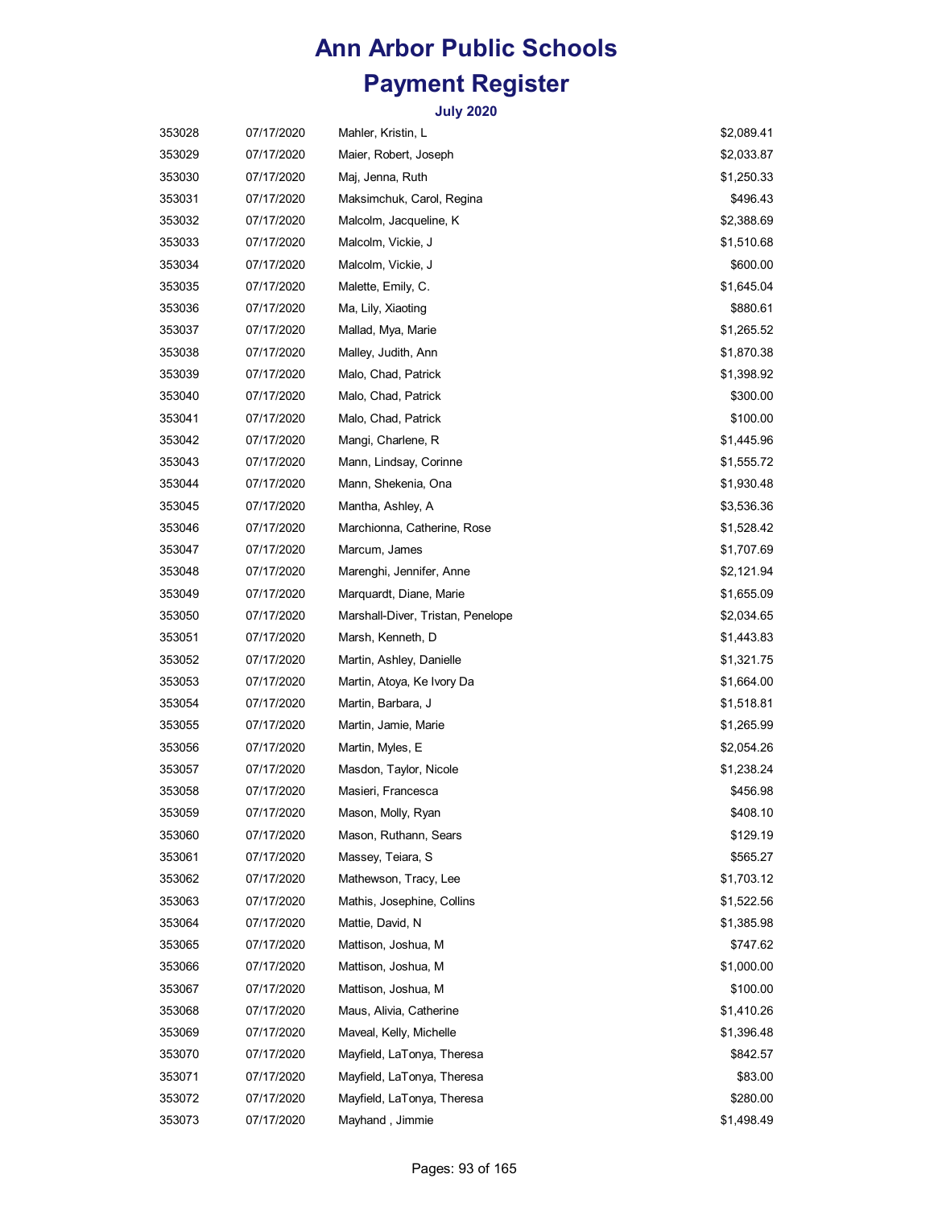# Ann Arbor Public Schools

# Payment Register

### July 2020

| | | | |
|---|---|---|---|
| 353028 | 07/17/2020 | Mahler, Kristin, L | $2,089.41 |
| 353029 | 07/17/2020 | Maier, Robert, Joseph | $2,033.87 |
| 353030 | 07/17/2020 | Maj, Jenna, Ruth | $1,250.33 |
| 353031 | 07/17/2020 | Maksimchuk, Carol, Regina | $496.43 |
| 353032 | 07/17/2020 | Malcolm, Jacqueline, K | $2,388.69 |
| 353033 | 07/17/2020 | Malcolm, Vickie, J | $1,510.68 |
| 353034 | 07/17/2020 | Malcolm, Vickie, J | $600.00 |
| 353035 | 07/17/2020 | Malette, Emily, C. | $1,645.04 |
| 353036 | 07/17/2020 | Ma, Lily, Xiaoting | $880.61 |
| 353037 | 07/17/2020 | Mallad, Mya, Marie | $1,265.52 |
| 353038 | 07/17/2020 | Malley, Judith, Ann | $1,870.38 |
| 353039 | 07/17/2020 | Malo, Chad, Patrick | $1,398.92 |
| 353040 | 07/17/2020 | Malo, Chad, Patrick | $300.00 |
| 353041 | 07/17/2020 | Malo, Chad, Patrick | $100.00 |
| 353042 | 07/17/2020 | Mangi, Charlene, R | $1,445.96 |
| 353043 | 07/17/2020 | Mann, Lindsay, Corinne | $1,555.72 |
| 353044 | 07/17/2020 | Mann, Shekenia, Ona | $1,930.48 |
| 353045 | 07/17/2020 | Mantha, Ashley, A | $3,536.36 |
| 353046 | 07/17/2020 | Marchionna, Catherine, Rose | $1,528.42 |
| 353047 | 07/17/2020 | Marcum, James | $1,707.69 |
| 353048 | 07/17/2020 | Marenghi, Jennifer, Anne | $2,121.94 |
| 353049 | 07/17/2020 | Marquardt, Diane, Marie | $1,655.09 |
| 353050 | 07/17/2020 | Marshall-Diver, Tristan, Penelope | $2,034.65 |
| 353051 | 07/17/2020 | Marsh, Kenneth, D | $1,443.83 |
| 353052 | 07/17/2020 | Martin, Ashley, Danielle | $1,321.75 |
| 353053 | 07/17/2020 | Martin, Atoya, Ke Ivory Da | $1,664.00 |
| 353054 | 07/17/2020 | Martin, Barbara, J | $1,518.81 |
| 353055 | 07/17/2020 | Martin, Jamie, Marie | $1,265.99 |
| 353056 | 07/17/2020 | Martin, Myles, E | $2,054.26 |
| 353057 | 07/17/2020 | Masdon, Taylor, Nicole | $1,238.24 |
| 353058 | 07/17/2020 | Masieri, Francesca | $456.98 |
| 353059 | 07/17/2020 | Mason, Molly, Ryan | $408.10 |
| 353060 | 07/17/2020 | Mason, Ruthann, Sears | $129.19 |
| 353061 | 07/17/2020 | Massey, Teiara, S | $565.27 |
| 353062 | 07/17/2020 | Mathewson, Tracy, Lee | $1,703.12 |
| 353063 | 07/17/2020 | Mathis, Josephine, Collins | $1,522.56 |
| 353064 | 07/17/2020 | Mattie, David, N | $1,385.98 |
| 353065 | 07/17/2020 | Mattison, Joshua, M | $747.62 |
| 353066 | 07/17/2020 | Mattison, Joshua, M | $1,000.00 |
| 353067 | 07/17/2020 | Mattison, Joshua, M | $100.00 |
| 353068 | 07/17/2020 | Maus, Alivia, Catherine | $1,410.26 |
| 353069 | 07/17/2020 | Maveal, Kelly, Michelle | $1,396.48 |
| 353070 | 07/17/2020 | Mayfield, LaTonya, Theresa | $842.57 |
| 353071 | 07/17/2020 | Mayfield, LaTonya, Theresa | $83.00 |
| 353072 | 07/17/2020 | Mayfield, LaTonya, Theresa | $280.00 |
| 353073 | 07/17/2020 | Mayhand , Jimmie | $1,498.49 |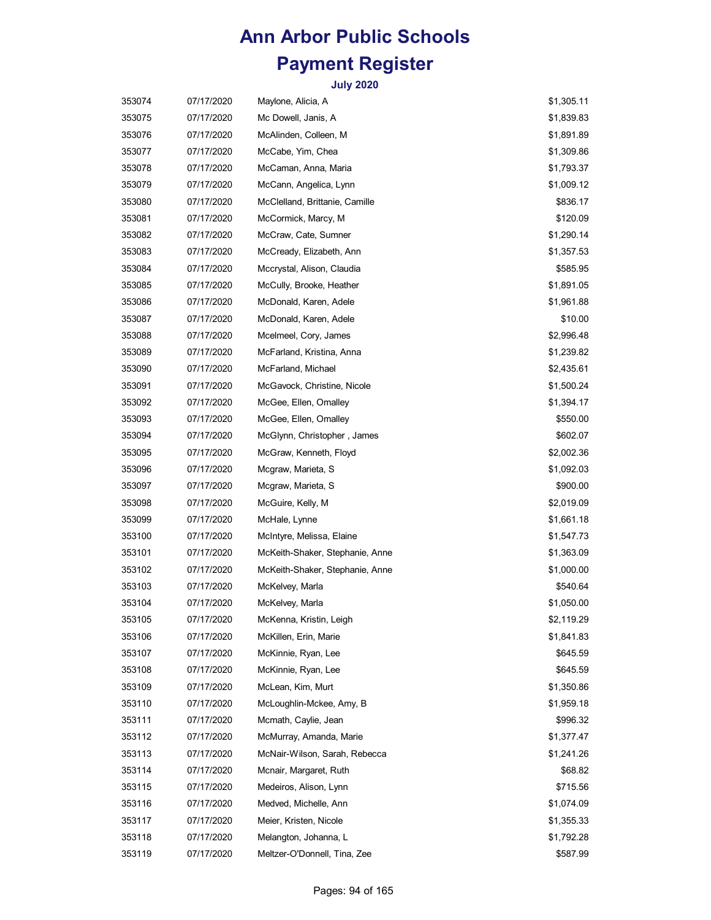# Ann Arbor Public Schools

# Payment Register

### July 2020

| | | | |
|---|---|---|---|
| 353074 | 07/17/2020 | Maylone, Alicia, A | $1,305.11 |
| 353075 | 07/17/2020 | Mc Dowell, Janis, A | $1,839.83 |
| 353076 | 07/17/2020 | McAlinden, Colleen, M | $1,891.89 |
| 353077 | 07/17/2020 | McCabe, Yim, Chea | $1,309.86 |
| 353078 | 07/17/2020 | McCaman, Anna, Maria | $1,793.37 |
| 353079 | 07/17/2020 | McCann, Angelica, Lynn | $1,009.12 |
| 353080 | 07/17/2020 | McClelland, Brittanie, Camille | $836.17 |
| 353081 | 07/17/2020 | McCormick, Marcy, M | $120.09 |
| 353082 | 07/17/2020 | McCraw, Cate, Sumner | $1,290.14 |
| 353083 | 07/17/2020 | McCready, Elizabeth, Ann | $1,357.53 |
| 353084 | 07/17/2020 | Mccrystal, Alison, Claudia | $585.95 |
| 353085 | 07/17/2020 | McCully, Brooke, Heather | $1,891.05 |
| 353086 | 07/17/2020 | McDonald, Karen, Adele | $1,961.88 |
| 353087 | 07/17/2020 | McDonald, Karen, Adele | $10.00 |
| 353088 | 07/17/2020 | Mcelmeel, Cory, James | $2,996.48 |
| 353089 | 07/17/2020 | McFarland, Kristina, Anna | $1,239.82 |
| 353090 | 07/17/2020 | McFarland, Michael | $2,435.61 |
| 353091 | 07/17/2020 | McGavock, Christine, Nicole | $1,500.24 |
| 353092 | 07/17/2020 | McGee, Ellen, Omalley | $1,394.17 |
| 353093 | 07/17/2020 | McGee, Ellen, Omalley | $550.00 |
| 353094 | 07/17/2020 | McGlynn, Christopher , James | $602.07 |
| 353095 | 07/17/2020 | McGraw, Kenneth, Floyd | $2,002.36 |
| 353096 | 07/17/2020 | Mcgraw, Marieta, S | $1,092.03 |
| 353097 | 07/17/2020 | Mcgraw, Marieta, S | $900.00 |
| 353098 | 07/17/2020 | McGuire, Kelly, M | $2,019.09 |
| 353099 | 07/17/2020 | McHale, Lynne | $1,661.18 |
| 353100 | 07/17/2020 | McIntyre, Melissa, Elaine | $1,547.73 |
| 353101 | 07/17/2020 | McKeith-Shaker, Stephanie, Anne | $1,363.09 |
| 353102 | 07/17/2020 | McKeith-Shaker, Stephanie, Anne | $1,000.00 |
| 353103 | 07/17/2020 | McKelvey, Marla | $540.64 |
| 353104 | 07/17/2020 | McKelvey, Marla | $1,050.00 |
| 353105 | 07/17/2020 | McKenna, Kristin, Leigh | $2,119.29 |
| 353106 | 07/17/2020 | McKillen, Erin, Marie | $1,841.83 |
| 353107 | 07/17/2020 | McKinnie, Ryan, Lee | $645.59 |
| 353108 | 07/17/2020 | McKinnie, Ryan, Lee | $645.59 |
| 353109 | 07/17/2020 | McLean, Kim, Murt | $1,350.86 |
| 353110 | 07/17/2020 | McLoughlin-Mckee, Amy, B | $1,959.18 |
| 353111 | 07/17/2020 | Mcmath, Caylie, Jean | $996.32 |
| 353112 | 07/17/2020 | McMurray, Amanda, Marie | $1,377.47 |
| 353113 | 07/17/2020 | McNair-Wilson, Sarah, Rebecca | $1,241.26 |
| 353114 | 07/17/2020 | Mcnair, Margaret, Ruth | $68.82 |
| 353115 | 07/17/2020 | Medeiros, Alison, Lynn | $715.56 |
| 353116 | 07/17/2020 | Medved, Michelle, Ann | $1,074.09 |
| 353117 | 07/17/2020 | Meier, Kristen, Nicole | $1,355.33 |
| 353118 | 07/17/2020 | Melangton, Johanna, L | $1,792.28 |
| 353119 | 07/17/2020 | Meltzer-O'Donnell, Tina, Zee | $587.99 |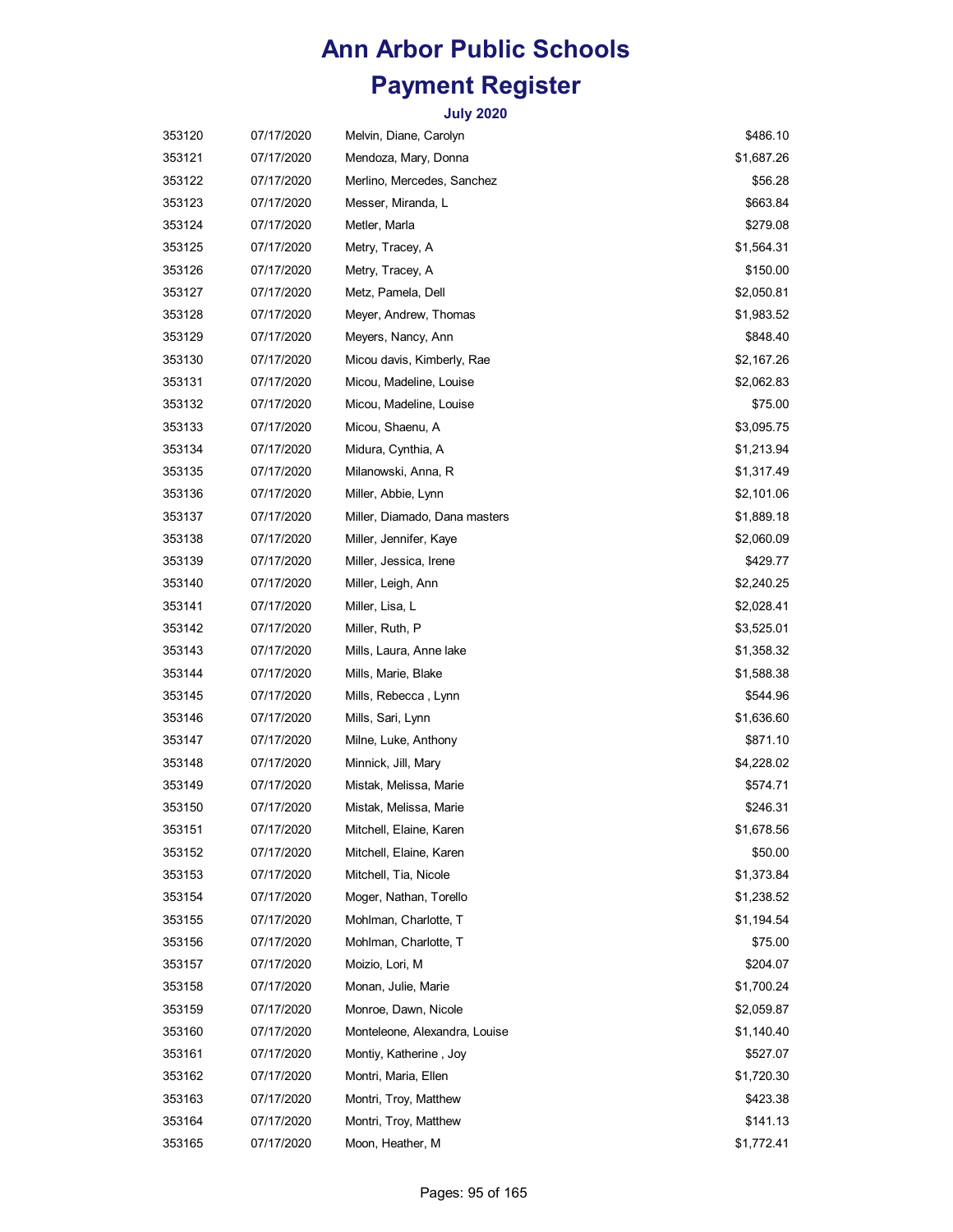# Ann Arbor Public Schools

## Payment Register

### July 2020

| | | | |
|---|---|---|---|
| 353120 | 07/17/2020 | Melvin, Diane, Carolyn | $486.10 |
| 353121 | 07/17/2020 | Mendoza, Mary, Donna | $1,687.26 |
| 353122 | 07/17/2020 | Merlino, Mercedes, Sanchez | $56.28 |
| 353123 | 07/17/2020 | Messer, Miranda, L | $663.84 |
| 353124 | 07/17/2020 | Metler, Marla | $279.08 |
| 353125 | 07/17/2020 | Metry, Tracey, A | $1,564.31 |
| 353126 | 07/17/2020 | Metry, Tracey, A | $150.00 |
| 353127 | 07/17/2020 | Metz, Pamela, Dell | $2,050.81 |
| 353128 | 07/17/2020 | Meyer, Andrew, Thomas | $1,983.52 |
| 353129 | 07/17/2020 | Meyers, Nancy, Ann | $848.40 |
| 353130 | 07/17/2020 | Micou davis, Kimberly, Rae | $2,167.26 |
| 353131 | 07/17/2020 | Micou, Madeline, Louise | $2,062.83 |
| 353132 | 07/17/2020 | Micou, Madeline, Louise | $75.00 |
| 353133 | 07/17/2020 | Micou, Shaenu, A | $3,095.75 |
| 353134 | 07/17/2020 | Midura, Cynthia, A | $1,213.94 |
| 353135 | 07/17/2020 | Milanowski, Anna, R | $1,317.49 |
| 353136 | 07/17/2020 | Miller, Abbie, Lynn | $2,101.06 |
| 353137 | 07/17/2020 | Miller, Diamado, Dana masters | $1,889.18 |
| 353138 | 07/17/2020 | Miller, Jennifer, Kaye | $2,060.09 |
| 353139 | 07/17/2020 | Miller, Jessica, Irene | $429.77 |
| 353140 | 07/17/2020 | Miller, Leigh, Ann | $2,240.25 |
| 353141 | 07/17/2020 | Miller, Lisa, L | $2,028.41 |
| 353142 | 07/17/2020 | Miller, Ruth, P | $3,525.01 |
| 353143 | 07/17/2020 | Mills, Laura, Anne lake | $1,358.32 |
| 353144 | 07/17/2020 | Mills, Marie, Blake | $1,588.38 |
| 353145 | 07/17/2020 | Mills, Rebecca , Lynn | $544.96 |
| 353146 | 07/17/2020 | Mills, Sari, Lynn | $1,636.60 |
| 353147 | 07/17/2020 | Milne, Luke, Anthony | $871.10 |
| 353148 | 07/17/2020 | Minnick, Jill, Mary | $4,228.02 |
| 353149 | 07/17/2020 | Mistak, Melissa, Marie | $574.71 |
| 353150 | 07/17/2020 | Mistak, Melissa, Marie | $246.31 |
| 353151 | 07/17/2020 | Mitchell, Elaine, Karen | $1,678.56 |
| 353152 | 07/17/2020 | Mitchell, Elaine, Karen | $50.00 |
| 353153 | 07/17/2020 | Mitchell, Tia, Nicole | $1,373.84 |
| 353154 | 07/17/2020 | Moger, Nathan, Torello | $1,238.52 |
| 353155 | 07/17/2020 | Mohlman, Charlotte, T | $1,194.54 |
| 353156 | 07/17/2020 | Mohlman, Charlotte, T | $75.00 |
| 353157 | 07/17/2020 | Moizio, Lori, M | $204.07 |
| 353158 | 07/17/2020 | Monan, Julie, Marie | $1,700.24 |
| 353159 | 07/17/2020 | Monroe, Dawn, Nicole | $2,059.87 |
| 353160 | 07/17/2020 | Monteleone, Alexandra, Louise | $1,140.40 |
| 353161 | 07/17/2020 | Montiy, Katherine , Joy | $527.07 |
| 353162 | 07/17/2020 | Montri, Maria, Ellen | $1,720.30 |
| 353163 | 07/17/2020 | Montri, Troy, Matthew | $423.38 |
| 353164 | 07/17/2020 | Montri, Troy, Matthew | $141.13 |
| 353165 | 07/17/2020 | Moon, Heather, M | $1,772.41 |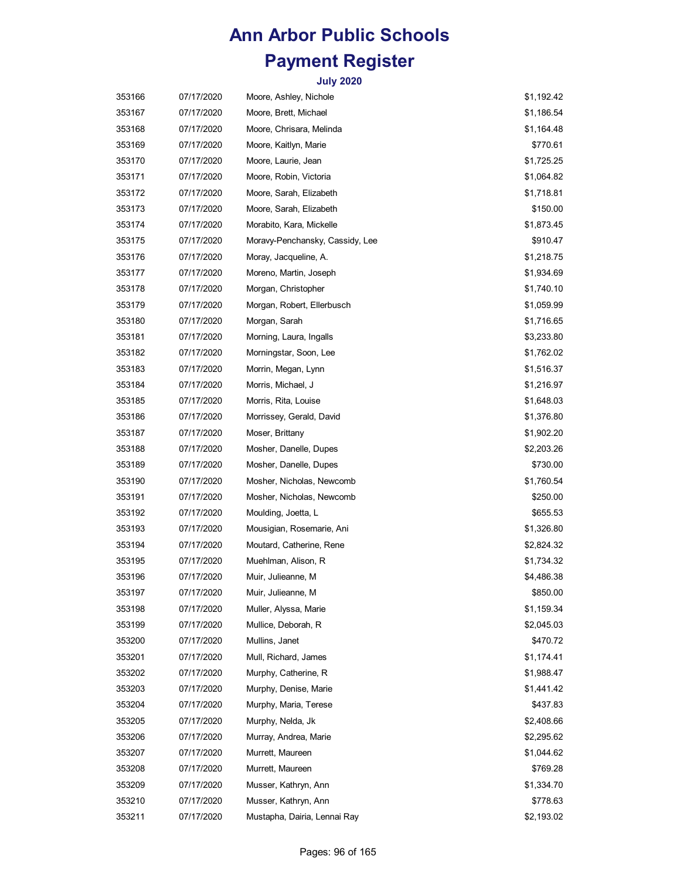# Ann Arbor Public Schools

# Payment Register

### July 2020

| | | | |
|---|---|---|---|
| 353166 | 07/17/2020 | Moore, Ashley, Nichole | $1,192.42 |
| 353167 | 07/17/2020 | Moore, Brett, Michael | $1,186.54 |
| 353168 | 07/17/2020 | Moore, Chrisara, Melinda | $1,164.48 |
| 353169 | 07/17/2020 | Moore, Kaitlyn, Marie | $770.61 |
| 353170 | 07/17/2020 | Moore, Laurie, Jean | $1,725.25 |
| 353171 | 07/17/2020 | Moore, Robin, Victoria | $1,064.82 |
| 353172 | 07/17/2020 | Moore, Sarah, Elizabeth | $1,718.81 |
| 353173 | 07/17/2020 | Moore, Sarah, Elizabeth | $150.00 |
| 353174 | 07/17/2020 | Morabito, Kara, Mickelle | $1,873.45 |
| 353175 | 07/17/2020 | Moravy-Penchansky, Cassidy, Lee | $910.47 |
| 353176 | 07/17/2020 | Moray, Jacqueline, A. | $1,218.75 |
| 353177 | 07/17/2020 | Moreno, Martin, Joseph | $1,934.69 |
| 353178 | 07/17/2020 | Morgan, Christopher | $1,740.10 |
| 353179 | 07/17/2020 | Morgan, Robert, Ellerbusch | $1,059.99 |
| 353180 | 07/17/2020 | Morgan, Sarah | $1,716.65 |
| 353181 | 07/17/2020 | Morning, Laura, Ingalls | $3,233.80 |
| 353182 | 07/17/2020 | Morningstar, Soon, Lee | $1,762.02 |
| 353183 | 07/17/2020 | Morrin, Megan, Lynn | $1,516.37 |
| 353184 | 07/17/2020 | Morris, Michael, J | $1,216.97 |
| 353185 | 07/17/2020 | Morris, Rita, Louise | $1,648.03 |
| 353186 | 07/17/2020 | Morrissey, Gerald, David | $1,376.80 |
| 353187 | 07/17/2020 | Moser, Brittany | $1,902.20 |
| 353188 | 07/17/2020 | Mosher, Danelle, Dupes | $2,203.26 |
| 353189 | 07/17/2020 | Mosher, Danelle, Dupes | $730.00 |
| 353190 | 07/17/2020 | Mosher, Nicholas, Newcomb | $1,760.54 |
| 353191 | 07/17/2020 | Mosher, Nicholas, Newcomb | $250.00 |
| 353192 | 07/17/2020 | Moulding, Joetta, L | $655.53 |
| 353193 | 07/17/2020 | Mousigian, Rosemarie, Ani | $1,326.80 |
| 353194 | 07/17/2020 | Moutard, Catherine, Rene | $2,824.32 |
| 353195 | 07/17/2020 | Muehlman, Alison, R | $1,734.32 |
| 353196 | 07/17/2020 | Muir, Julieanne, M | $4,486.38 |
| 353197 | 07/17/2020 | Muir, Julieanne, M | $850.00 |
| 353198 | 07/17/2020 | Muller, Alyssa, Marie | $1,159.34 |
| 353199 | 07/17/2020 | Mullice, Deborah, R | $2,045.03 |
| 353200 | 07/17/2020 | Mullins, Janet | $470.72 |
| 353201 | 07/17/2020 | Mull, Richard, James | $1,174.41 |
| 353202 | 07/17/2020 | Murphy, Catherine, R | $1,988.47 |
| 353203 | 07/17/2020 | Murphy, Denise, Marie | $1,441.42 |
| 353204 | 07/17/2020 | Murphy, Maria, Terese | $437.83 |
| 353205 | 07/17/2020 | Murphy, Nelda, Jk | $2,408.66 |
| 353206 | 07/17/2020 | Murray, Andrea, Marie | $2,295.62 |
| 353207 | 07/17/2020 | Murrett, Maureen | $1,044.62 |
| 353208 | 07/17/2020 | Murrett, Maureen | $769.28 |
| 353209 | 07/17/2020 | Musser, Kathryn, Ann | $1,334.70 |
| 353210 | 07/17/2020 | Musser, Kathryn, Ann | $778.63 |
| 353211 | 07/17/2020 | Mustapha, Dairia, Lennai Ray | $2,193.02 |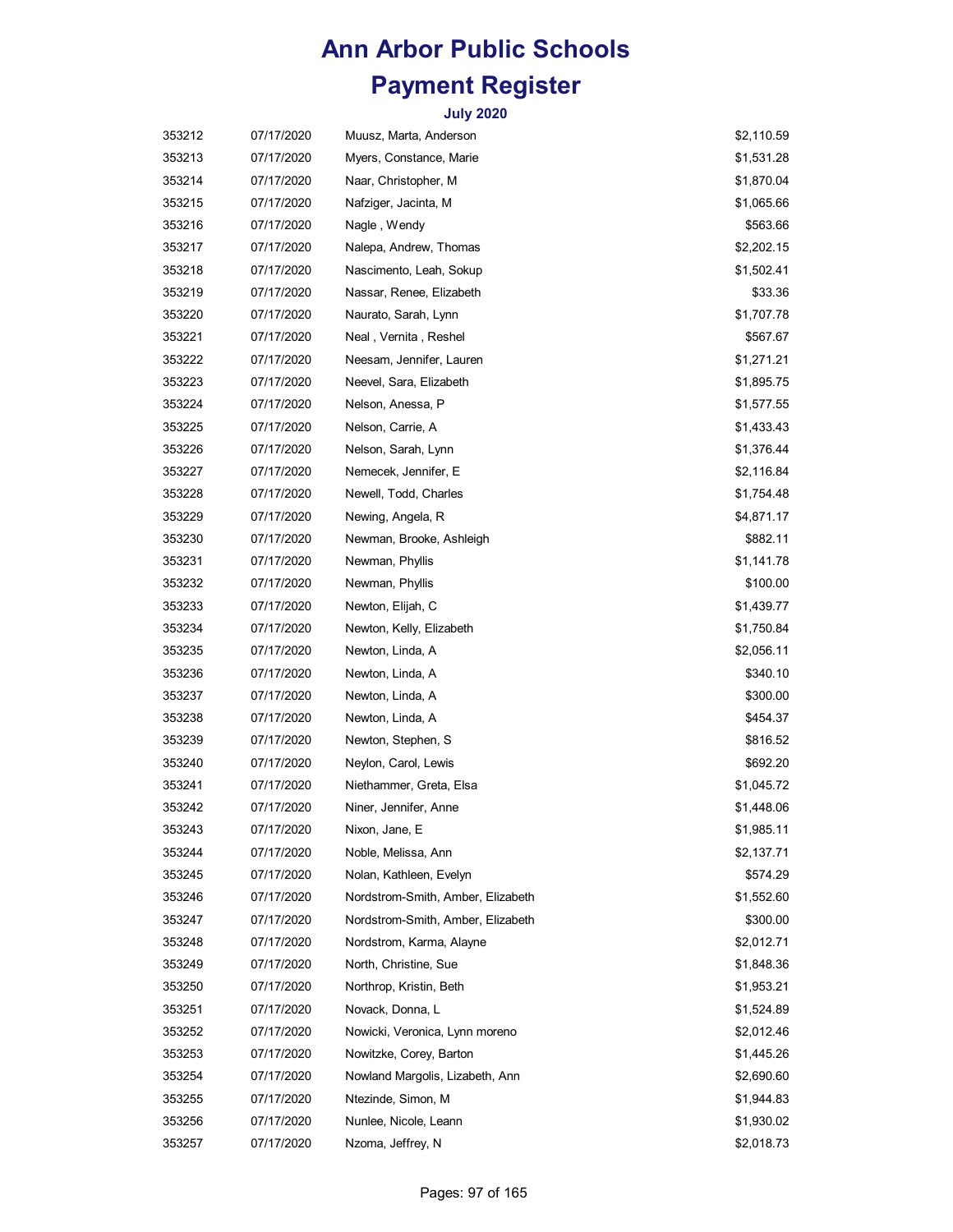# Ann Arbor Public Schools

# Payment Register

### July 2020

| | | | |
|---|---|---|---|
| 353212 | 07/17/2020 | Muusz, Marta, Anderson | $2,110.59 |
| 353213 | 07/17/2020 | Myers, Constance, Marie | $1,531.28 |
| 353214 | 07/17/2020 | Naar, Christopher, M | $1,870.04 |
| 353215 | 07/17/2020 | Nafziger, Jacinta, M | $1,065.66 |
| 353216 | 07/17/2020 | Nagle , Wendy | $563.66 |
| 353217 | 07/17/2020 | Nalepa, Andrew, Thomas | $2,202.15 |
| 353218 | 07/17/2020 | Nascimento, Leah, Sokup | $1,502.41 |
| 353219 | 07/17/2020 | Nassar, Renee, Elizabeth | $33.36 |
| 353220 | 07/17/2020 | Naurato, Sarah, Lynn | $1,707.78 |
| 353221 | 07/17/2020 | Neal , Vernita , Reshel | $567.67 |
| 353222 | 07/17/2020 | Neesam, Jennifer, Lauren | $1,271.21 |
| 353223 | 07/17/2020 | Neevel, Sara, Elizabeth | $1,895.75 |
| 353224 | 07/17/2020 | Nelson, Anessa, P | $1,577.55 |
| 353225 | 07/17/2020 | Nelson, Carrie, A | $1,433.43 |
| 353226 | 07/17/2020 | Nelson, Sarah, Lynn | $1,376.44 |
| 353227 | 07/17/2020 | Nemecek, Jennifer, E | $2,116.84 |
| 353228 | 07/17/2020 | Newell, Todd, Charles | $1,754.48 |
| 353229 | 07/17/2020 | Newing, Angela, R | $4,871.17 |
| 353230 | 07/17/2020 | Newman, Brooke, Ashleigh | $882.11 |
| 353231 | 07/17/2020 | Newman, Phyllis | $1,141.78 |
| 353232 | 07/17/2020 | Newman, Phyllis | $100.00 |
| 353233 | 07/17/2020 | Newton, Elijah, C | $1,439.77 |
| 353234 | 07/17/2020 | Newton, Kelly, Elizabeth | $1,750.84 |
| 353235 | 07/17/2020 | Newton, Linda, A | $2,056.11 |
| 353236 | 07/17/2020 | Newton, Linda, A | $340.10 |
| 353237 | 07/17/2020 | Newton, Linda, A | $300.00 |
| 353238 | 07/17/2020 | Newton, Linda, A | $454.37 |
| 353239 | 07/17/2020 | Newton, Stephen, S | $816.52 |
| 353240 | 07/17/2020 | Neylon, Carol, Lewis | $692.20 |
| 353241 | 07/17/2020 | Niethammer, Greta, Elsa | $1,045.72 |
| 353242 | 07/17/2020 | Niner, Jennifer, Anne | $1,448.06 |
| 353243 | 07/17/2020 | Nixon, Jane, E | $1,985.11 |
| 353244 | 07/17/2020 | Noble, Melissa, Ann | $2,137.71 |
| 353245 | 07/17/2020 | Nolan, Kathleen, Evelyn | $574.29 |
| 353246 | 07/17/2020 | Nordstrom-Smith, Amber, Elizabeth | $1,552.60 |
| 353247 | 07/17/2020 | Nordstrom-Smith, Amber, Elizabeth | $300.00 |
| 353248 | 07/17/2020 | Nordstrom, Karma, Alayne | $2,012.71 |
| 353249 | 07/17/2020 | North, Christine, Sue | $1,848.36 |
| 353250 | 07/17/2020 | Northrop, Kristin, Beth | $1,953.21 |
| 353251 | 07/17/2020 | Novack, Donna, L | $1,524.89 |
| 353252 | 07/17/2020 | Nowicki, Veronica, Lynn moreno | $2,012.46 |
| 353253 | 07/17/2020 | Nowitzke, Corey, Barton | $1,445.26 |
| 353254 | 07/17/2020 | Nowland Margolis, Lizabeth, Ann | $2,690.60 |
| 353255 | 07/17/2020 | Ntezinde, Simon, M | $1,944.83 |
| 353256 | 07/17/2020 | Nunlee, Nicole, Leann | $1,930.02 |
| 353257 | 07/17/2020 | Nzoma, Jeffrey, N | $2,018.73 |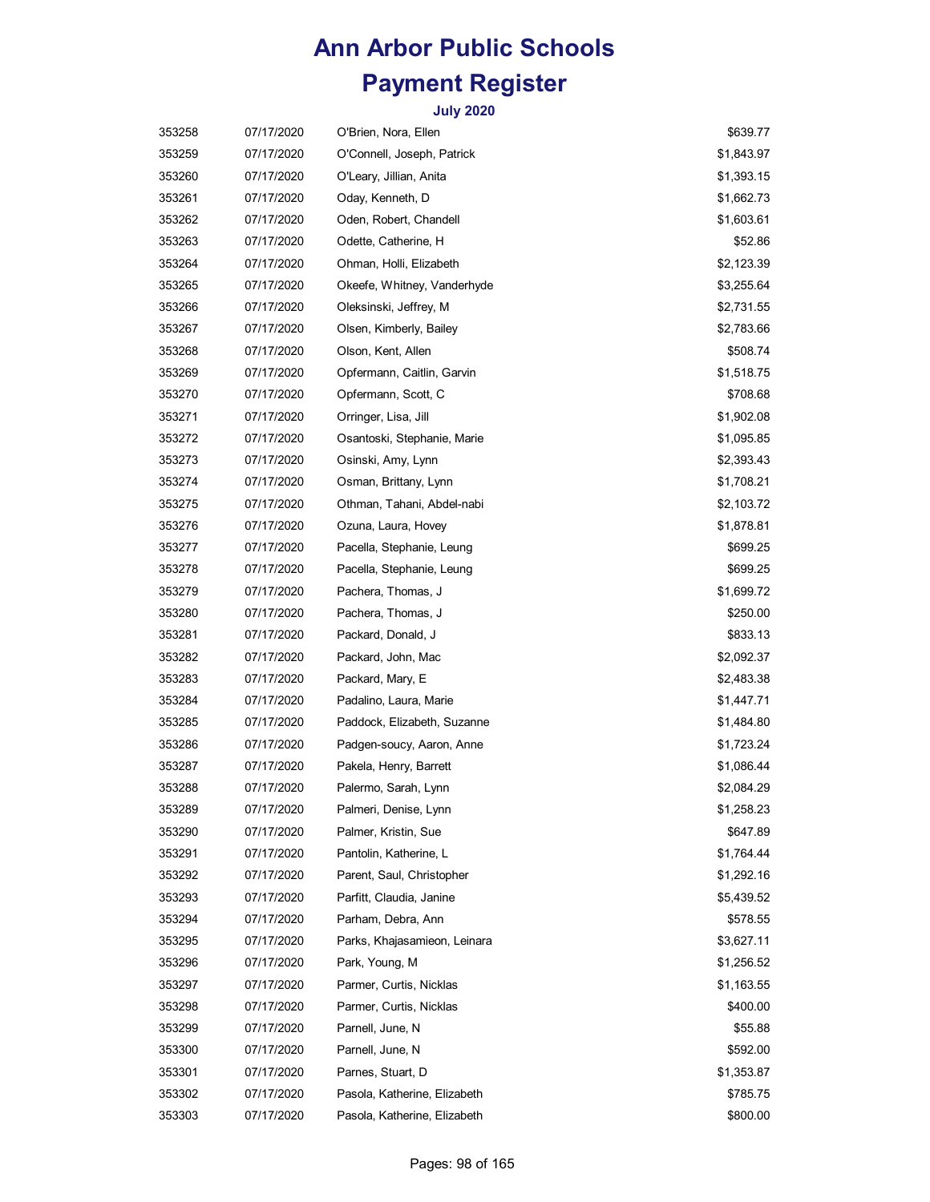# Ann Arbor Public Schools

# Payment Register

### July 2020

| | | | |
|---|---|---|---|
| 353258 | 07/17/2020 | O'Brien, Nora, Ellen | $639.77 |
| 353259 | 07/17/2020 | O'Connell, Joseph, Patrick | $1,843.97 |
| 353260 | 07/17/2020 | O'Leary, Jillian, Anita | $1,393.15 |
| 353261 | 07/17/2020 | Oday, Kenneth, D | $1,662.73 |
| 353262 | 07/17/2020 | Oden, Robert, Chandell | $1,603.61 |
| 353263 | 07/17/2020 | Odette, Catherine, H | $52.86 |
| 353264 | 07/17/2020 | Ohman, Holli, Elizabeth | $2,123.39 |
| 353265 | 07/17/2020 | Okeefe, Whitney, Vanderhyde | $3,255.64 |
| 353266 | 07/17/2020 | Oleksinski, Jeffrey, M | $2,731.55 |
| 353267 | 07/17/2020 | Olsen, Kimberly, Bailey | $2,783.66 |
| 353268 | 07/17/2020 | Olson, Kent, Allen | $508.74 |
| 353269 | 07/17/2020 | Opfermann, Caitlin, Garvin | $1,518.75 |
| 353270 | 07/17/2020 | Opfermann, Scott, C | $708.68 |
| 353271 | 07/17/2020 | Orringer, Lisa, Jill | $1,902.08 |
| 353272 | 07/17/2020 | Osantoski, Stephanie, Marie | $1,095.85 |
| 353273 | 07/17/2020 | Osinski, Amy, Lynn | $2,393.43 |
| 353274 | 07/17/2020 | Osman, Brittany, Lynn | $1,708.21 |
| 353275 | 07/17/2020 | Othman, Tahani, Abdel-nabi | $2,103.72 |
| 353276 | 07/17/2020 | Ozuna, Laura, Hovey | $1,878.81 |
| 353277 | 07/17/2020 | Pacella, Stephanie, Leung | $699.25 |
| 353278 | 07/17/2020 | Pacella, Stephanie, Leung | $699.25 |
| 353279 | 07/17/2020 | Pachera, Thomas, J | $1,699.72 |
| 353280 | 07/17/2020 | Pachera, Thomas, J | $250.00 |
| 353281 | 07/17/2020 | Packard, Donald, J | $833.13 |
| 353282 | 07/17/2020 | Packard, John, Mac | $2,092.37 |
| 353283 | 07/17/2020 | Packard, Mary, E | $2,483.38 |
| 353284 | 07/17/2020 | Padalino, Laura, Marie | $1,447.71 |
| 353285 | 07/17/2020 | Paddock, Elizabeth, Suzanne | $1,484.80 |
| 353286 | 07/17/2020 | Padgen-soucy, Aaron, Anne | $1,723.24 |
| 353287 | 07/17/2020 | Pakela, Henry, Barrett | $1,086.44 |
| 353288 | 07/17/2020 | Palermo, Sarah, Lynn | $2,084.29 |
| 353289 | 07/17/2020 | Palmeri, Denise, Lynn | $1,258.23 |
| 353290 | 07/17/2020 | Palmer, Kristin, Sue | $647.89 |
| 353291 | 07/17/2020 | Pantolin, Katherine, L | $1,764.44 |
| 353292 | 07/17/2020 | Parent, Saul, Christopher | $1,292.16 |
| 353293 | 07/17/2020 | Parfitt, Claudia, Janine | $5,439.52 |
| 353294 | 07/17/2020 | Parham, Debra, Ann | $578.55 |
| 353295 | 07/17/2020 | Parks, Khajasamieon, Leinara | $3,627.11 |
| 353296 | 07/17/2020 | Park, Young, M | $1,256.52 |
| 353297 | 07/17/2020 | Parmer, Curtis, Nicklas | $1,163.55 |
| 353298 | 07/17/2020 | Parmer, Curtis, Nicklas | $400.00 |
| 353299 | 07/17/2020 | Parnell, June, N | $55.88 |
| 353300 | 07/17/2020 | Parnell, June, N | $592.00 |
| 353301 | 07/17/2020 | Parnes, Stuart, D | $1,353.87 |
| 353302 | 07/17/2020 | Pasola, Katherine, Elizabeth | $785.75 |
| 353303 | 07/17/2020 | Pasola, Katherine, Elizabeth | $800.00 |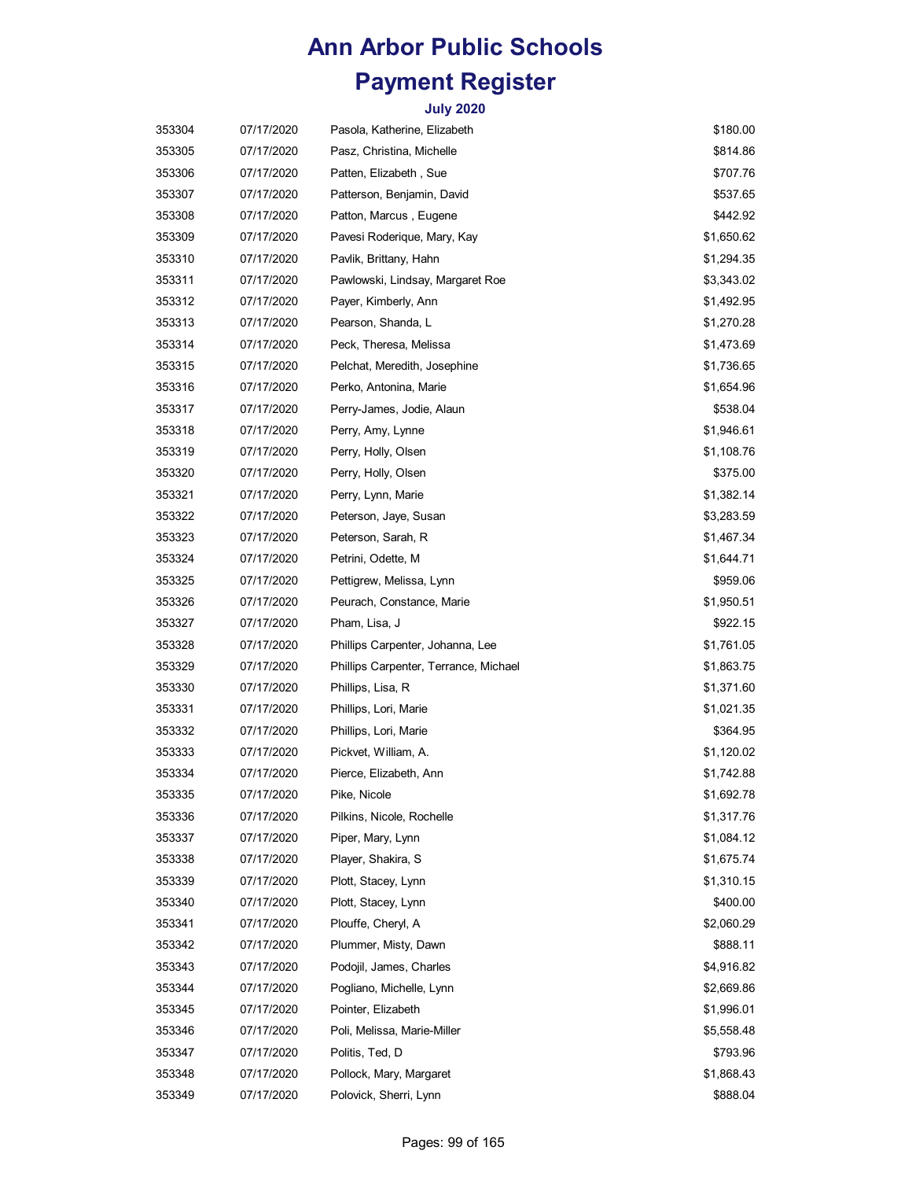# Ann Arbor Public Schools

# Payment Register

### July 2020

| | | | |
|---|---|---|---|
| 353304 | 07/17/2020 | Pasola, Katherine, Elizabeth | $180.00 |
| 353305 | 07/17/2020 | Pasz, Christina, Michelle | $814.86 |
| 353306 | 07/17/2020 | Patten, Elizabeth , Sue | $707.76 |
| 353307 | 07/17/2020 | Patterson, Benjamin, David | $537.65 |
| 353308 | 07/17/2020 | Patton, Marcus , Eugene | $442.92 |
| 353309 | 07/17/2020 | Pavesi Roderique, Mary, Kay | $1,650.62 |
| 353310 | 07/17/2020 | Pavlik, Brittany, Hahn | $1,294.35 |
| 353311 | 07/17/2020 | Pawlowski, Lindsay, Margaret Roe | $3,343.02 |
| 353312 | 07/17/2020 | Payer, Kimberly, Ann | $1,492.95 |
| 353313 | 07/17/2020 | Pearson, Shanda, L | $1,270.28 |
| 353314 | 07/17/2020 | Peck, Theresa, Melissa | $1,473.69 |
| 353315 | 07/17/2020 | Pelchat, Meredith, Josephine | $1,736.65 |
| 353316 | 07/17/2020 | Perko, Antonina, Marie | $1,654.96 |
| 353317 | 07/17/2020 | Perry-James, Jodie, Alaun | $538.04 |
| 353318 | 07/17/2020 | Perry, Amy, Lynne | $1,946.61 |
| 353319 | 07/17/2020 | Perry, Holly, Olsen | $1,108.76 |
| 353320 | 07/17/2020 | Perry, Holly, Olsen | $375.00 |
| 353321 | 07/17/2020 | Perry, Lynn, Marie | $1,382.14 |
| 353322 | 07/17/2020 | Peterson, Jaye, Susan | $3,283.59 |
| 353323 | 07/17/2020 | Peterson, Sarah, R | $1,467.34 |
| 353324 | 07/17/2020 | Petrini, Odette, M | $1,644.71 |
| 353325 | 07/17/2020 | Pettigrew, Melissa, Lynn | $959.06 |
| 353326 | 07/17/2020 | Peurach, Constance, Marie | $1,950.51 |
| 353327 | 07/17/2020 | Pham, Lisa, J | $922.15 |
| 353328 | 07/17/2020 | Phillips Carpenter, Johanna, Lee | $1,761.05 |
| 353329 | 07/17/2020 | Phillips Carpenter, Terrance, Michael | $1,863.75 |
| 353330 | 07/17/2020 | Phillips, Lisa, R | $1,371.60 |
| 353331 | 07/17/2020 | Phillips, Lori, Marie | $1,021.35 |
| 353332 | 07/17/2020 | Phillips, Lori, Marie | $364.95 |
| 353333 | 07/17/2020 | Pickvet, William, A. | $1,120.02 |
| 353334 | 07/17/2020 | Pierce, Elizabeth, Ann | $1,742.88 |
| 353335 | 07/17/2020 | Pike, Nicole | $1,692.78 |
| 353336 | 07/17/2020 | Pilkins, Nicole, Rochelle | $1,317.76 |
| 353337 | 07/17/2020 | Piper, Mary, Lynn | $1,084.12 |
| 353338 | 07/17/2020 | Player, Shakira, S | $1,675.74 |
| 353339 | 07/17/2020 | Plott, Stacey, Lynn | $1,310.15 |
| 353340 | 07/17/2020 | Plott, Stacey, Lynn | $400.00 |
| 353341 | 07/17/2020 | Plouffe, Cheryl, A | $2,060.29 |
| 353342 | 07/17/2020 | Plummer, Misty, Dawn | $888.11 |
| 353343 | 07/17/2020 | Podojil, James, Charles | $4,916.82 |
| 353344 | 07/17/2020 | Pogliano, Michelle, Lynn | $2,669.86 |
| 353345 | 07/17/2020 | Pointer, Elizabeth | $1,996.01 |
| 353346 | 07/17/2020 | Poli, Melissa, Marie-Miller | $5,558.48 |
| 353347 | 07/17/2020 | Politis, Ted, D | $793.96 |
| 353348 | 07/17/2020 | Pollock, Mary, Margaret | $1,868.43 |
| 353349 | 07/17/2020 | Polovick, Sherri, Lynn | $888.04 |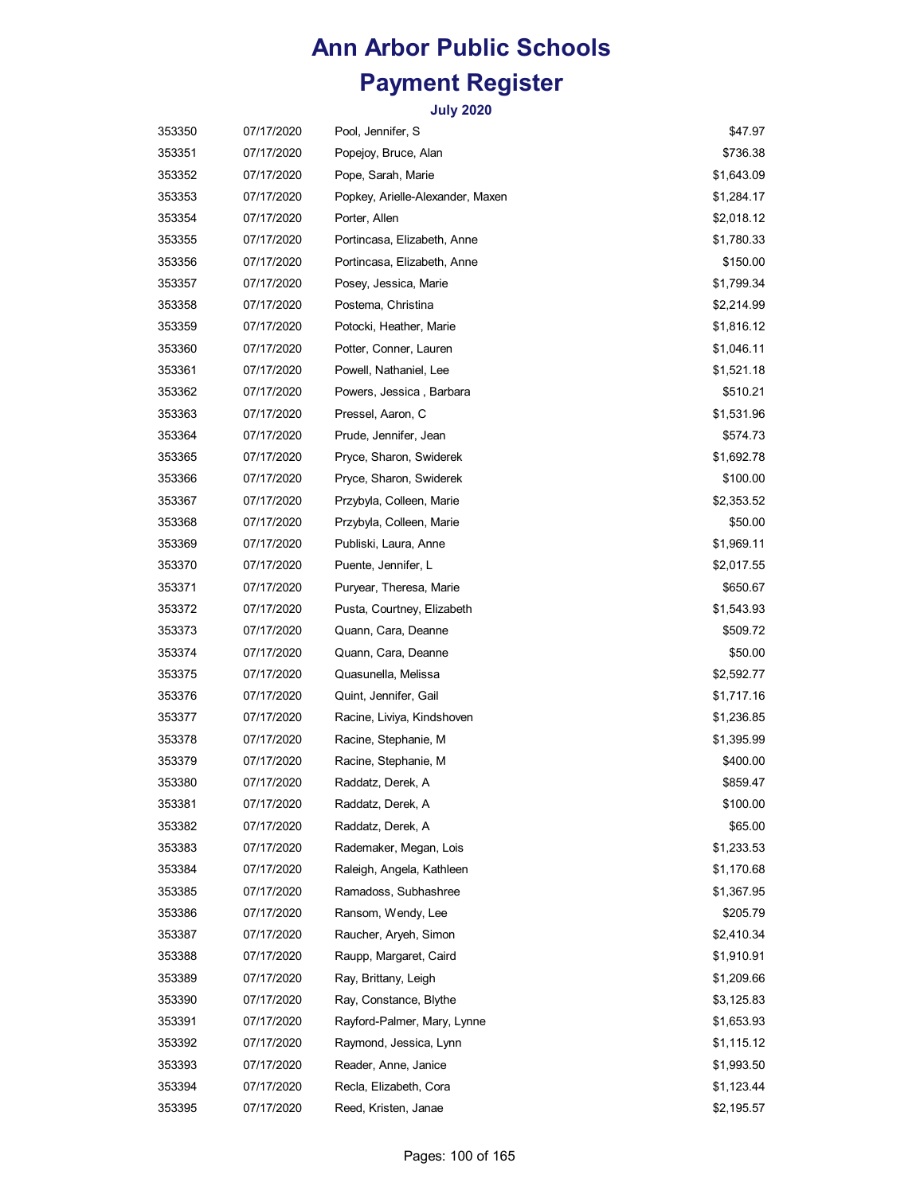# Ann Arbor Public Schools

# Payment Register

### July 2020

| | | | |
|---|---|---|---|
| 353350 | 07/17/2020 | Pool, Jennifer, S | $47.97 |
| 353351 | 07/17/2020 | Popejoy, Bruce, Alan | $736.38 |
| 353352 | 07/17/2020 | Pope, Sarah, Marie | $1,643.09 |
| 353353 | 07/17/2020 | Popkey, Arielle-Alexander, Maxen | $1,284.17 |
| 353354 | 07/17/2020 | Porter, Allen | $2,018.12 |
| 353355 | 07/17/2020 | Portincasa, Elizabeth, Anne | $1,780.33 |
| 353356 | 07/17/2020 | Portincasa, Elizabeth, Anne | $150.00 |
| 353357 | 07/17/2020 | Posey, Jessica, Marie | $1,799.34 |
| 353358 | 07/17/2020 | Postema, Christina | $2,214.99 |
| 353359 | 07/17/2020 | Potocki, Heather, Marie | $1,816.12 |
| 353360 | 07/17/2020 | Potter, Conner, Lauren | $1,046.11 |
| 353361 | 07/17/2020 | Powell, Nathaniel, Lee | $1,521.18 |
| 353362 | 07/17/2020 | Powers, Jessica , Barbara | $510.21 |
| 353363 | 07/17/2020 | Pressel, Aaron, C | $1,531.96 |
| 353364 | 07/17/2020 | Prude, Jennifer, Jean | $574.73 |
| 353365 | 07/17/2020 | Pryce, Sharon, Swiderek | $1,692.78 |
| 353366 | 07/17/2020 | Pryce, Sharon, Swiderek | $100.00 |
| 353367 | 07/17/2020 | Przybyla, Colleen, Marie | $2,353.52 |
| 353368 | 07/17/2020 | Przybyla, Colleen, Marie | $50.00 |
| 353369 | 07/17/2020 | Publiski, Laura, Anne | $1,969.11 |
| 353370 | 07/17/2020 | Puente, Jennifer, L | $2,017.55 |
| 353371 | 07/17/2020 | Puryear, Theresa, Marie | $650.67 |
| 353372 | 07/17/2020 | Pusta, Courtney, Elizabeth | $1,543.93 |
| 353373 | 07/17/2020 | Quann, Cara, Deanne | $509.72 |
| 353374 | 07/17/2020 | Quann, Cara, Deanne | $50.00 |
| 353375 | 07/17/2020 | Quasunella, Melissa | $2,592.77 |
| 353376 | 07/17/2020 | Quint, Jennifer, Gail | $1,717.16 |
| 353377 | 07/17/2020 | Racine, Liviya, Kindshoven | $1,236.85 |
| 353378 | 07/17/2020 | Racine, Stephanie, M | $1,395.99 |
| 353379 | 07/17/2020 | Racine, Stephanie, M | $400.00 |
| 353380 | 07/17/2020 | Raddatz, Derek, A | $859.47 |
| 353381 | 07/17/2020 | Raddatz, Derek, A | $100.00 |
| 353382 | 07/17/2020 | Raddatz, Derek, A | $65.00 |
| 353383 | 07/17/2020 | Rademaker, Megan, Lois | $1,233.53 |
| 353384 | 07/17/2020 | Raleigh, Angela, Kathleen | $1,170.68 |
| 353385 | 07/17/2020 | Ramadoss, Subhashree | $1,367.95 |
| 353386 | 07/17/2020 | Ransom, Wendy, Lee | $205.79 |
| 353387 | 07/17/2020 | Raucher, Aryeh, Simon | $2,410.34 |
| 353388 | 07/17/2020 | Raupp, Margaret, Caird | $1,910.91 |
| 353389 | 07/17/2020 | Ray, Brittany, Leigh | $1,209.66 |
| 353390 | 07/17/2020 | Ray, Constance, Blythe | $3,125.83 |
| 353391 | 07/17/2020 | Rayford-Palmer, Mary, Lynne | $1,653.93 |
| 353392 | 07/17/2020 | Raymond, Jessica, Lynn | $1,115.12 |
| 353393 | 07/17/2020 | Reader, Anne, Janice | $1,993.50 |
| 353394 | 07/17/2020 | Recla, Elizabeth, Cora | $1,123.44 |
| 353395 | 07/17/2020 | Reed, Kristen, Janae | $2,195.57 |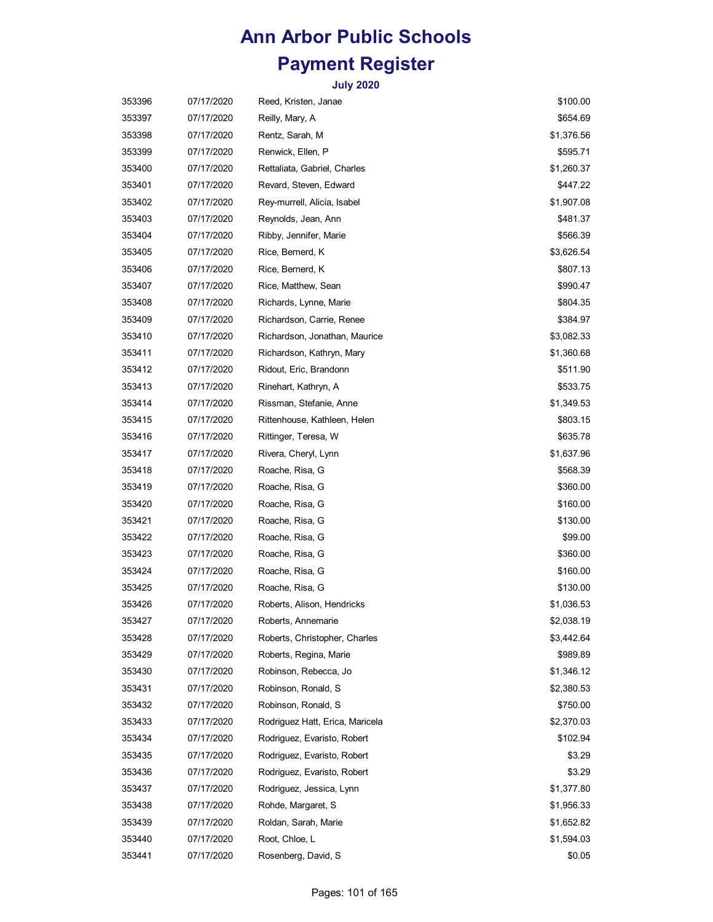# Ann Arbor Public Schools

# Payment Register

### July 2020

| | | | |
|---|---|---|---|
| 353396 | 07/17/2020 | Reed, Kristen, Janae | $100.00 |
| 353397 | 07/17/2020 | Reilly, Mary, A | $654.69 |
| 353398 | 07/17/2020 | Rentz, Sarah, M | $1,376.56 |
| 353399 | 07/17/2020 | Renwick, Ellen, P | $595.71 |
| 353400 | 07/17/2020 | Rettaliata, Gabriel, Charles | $1,260.37 |
| 353401 | 07/17/2020 | Revard, Steven, Edward | $447.22 |
| 353402 | 07/17/2020 | Rey-murrell, Alicia, Isabel | $1,907.08 |
| 353403 | 07/17/2020 | Reynolds, Jean, Ann | $481.37 |
| 353404 | 07/17/2020 | Ribby, Jennifer, Marie | $566.39 |
| 353405 | 07/17/2020 | Rice, Bernerd, K | $3,626.54 |
| 353406 | 07/17/2020 | Rice, Bernerd, K | $807.13 |
| 353407 | 07/17/2020 | Rice, Matthew, Sean | $990.47 |
| 353408 | 07/17/2020 | Richards, Lynne, Marie | $804.35 |
| 353409 | 07/17/2020 | Richardson, Carrie, Renee | $384.97 |
| 353410 | 07/17/2020 | Richardson, Jonathan, Maurice | $3,082.33 |
| 353411 | 07/17/2020 | Richardson, Kathryn, Mary | $1,360.68 |
| 353412 | 07/17/2020 | Ridout, Eric, Brandonn | $511.90 |
| 353413 | 07/17/2020 | Rinehart, Kathryn, A | $533.75 |
| 353414 | 07/17/2020 | Rissman, Stefanie, Anne | $1,349.53 |
| 353415 | 07/17/2020 | Rittenhouse, Kathleen, Helen | $803.15 |
| 353416 | 07/17/2020 | Rittinger, Teresa, W | $635.78 |
| 353417 | 07/17/2020 | Rivera, Cheryl, Lynn | $1,637.96 |
| 353418 | 07/17/2020 | Roache, Risa, G | $568.39 |
| 353419 | 07/17/2020 | Roache, Risa, G | $360.00 |
| 353420 | 07/17/2020 | Roache, Risa, G | $160.00 |
| 353421 | 07/17/2020 | Roache, Risa, G | $130.00 |
| 353422 | 07/17/2020 | Roache, Risa, G | $99.00 |
| 353423 | 07/17/2020 | Roache, Risa, G | $360.00 |
| 353424 | 07/17/2020 | Roache, Risa, G | $160.00 |
| 353425 | 07/17/2020 | Roache, Risa, G | $130.00 |
| 353426 | 07/17/2020 | Roberts, Alison, Hendricks | $1,036.53 |
| 353427 | 07/17/2020 | Roberts, Annemarie | $2,038.19 |
| 353428 | 07/17/2020 | Roberts, Christopher, Charles | $3,442.64 |
| 353429 | 07/17/2020 | Roberts, Regina, Marie | $989.89 |
| 353430 | 07/17/2020 | Robinson, Rebecca, Jo | $1,346.12 |
| 353431 | 07/17/2020 | Robinson, Ronald, S | $2,380.53 |
| 353432 | 07/17/2020 | Robinson, Ronald, S | $750.00 |
| 353433 | 07/17/2020 | Rodriguez Hatt, Erica, Maricela | $2,370.03 |
| 353434 | 07/17/2020 | Rodriguez, Evaristo, Robert | $102.94 |
| 353435 | 07/17/2020 | Rodriguez, Evaristo, Robert | $3.29 |
| 353436 | 07/17/2020 | Rodriguez, Evaristo, Robert | $3.29 |
| 353437 | 07/17/2020 | Rodriguez, Jessica, Lynn | $1,377.80 |
| 353438 | 07/17/2020 | Rohde, Margaret, S | $1,956.33 |
| 353439 | 07/17/2020 | Roldan, Sarah, Marie | $1,652.82 |
| 353440 | 07/17/2020 | Root, Chloe, L | $1,594.03 |
| 353441 | 07/17/2020 | Rosenberg, David, S | $0.05 |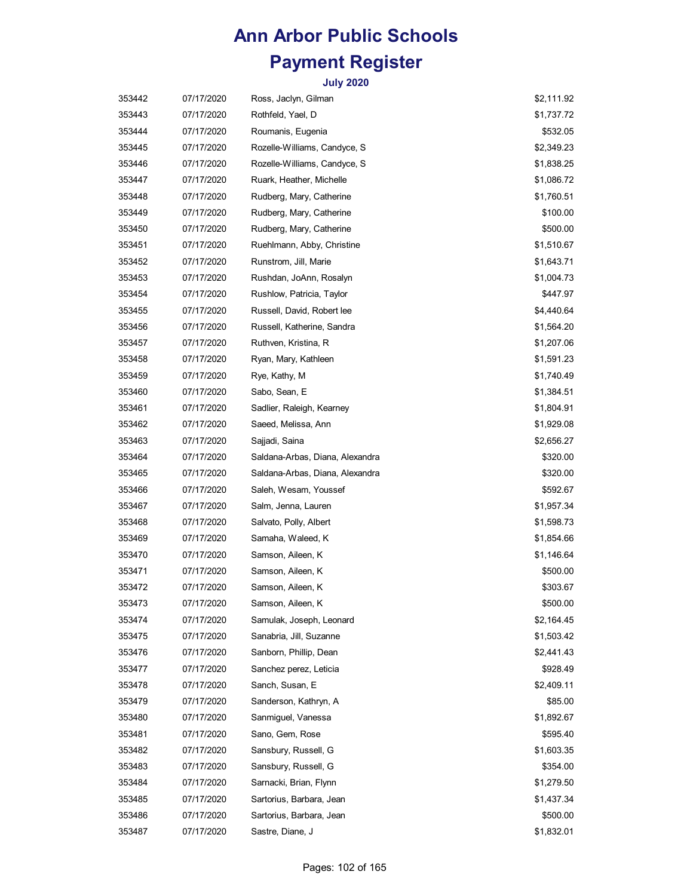# Ann Arbor Public Schools

# Payment Register

### July 2020

| | | | |
|---|---|---|---|
| 353442 | 07/17/2020 | Ross, Jaclyn, Gilman | $2,111.92 |
| 353443 | 07/17/2020 | Rothfeld, Yael, D | $1,737.72 |
| 353444 | 07/17/2020 | Roumanis, Eugenia | $532.05 |
| 353445 | 07/17/2020 | Rozelle-Williams, Candyce, S | $2,349.23 |
| 353446 | 07/17/2020 | Rozelle-Williams, Candyce, S | $1,838.25 |
| 353447 | 07/17/2020 | Ruark, Heather, Michelle | $1,086.72 |
| 353448 | 07/17/2020 | Rudberg, Mary, Catherine | $1,760.51 |
| 353449 | 07/17/2020 | Rudberg, Mary, Catherine | $100.00 |
| 353450 | 07/17/2020 | Rudberg, Mary, Catherine | $500.00 |
| 353451 | 07/17/2020 | Ruehlmann, Abby, Christine | $1,510.67 |
| 353452 | 07/17/2020 | Runstrom, Jill, Marie | $1,643.71 |
| 353453 | 07/17/2020 | Rushdan, JoAnn, Rosalyn | $1,004.73 |
| 353454 | 07/17/2020 | Rushlow, Patricia, Taylor | $447.97 |
| 353455 | 07/17/2020 | Russell, David, Robert lee | $4,440.64 |
| 353456 | 07/17/2020 | Russell, Katherine, Sandra | $1,564.20 |
| 353457 | 07/17/2020 | Ruthven, Kristina, R | $1,207.06 |
| 353458 | 07/17/2020 | Ryan, Mary, Kathleen | $1,591.23 |
| 353459 | 07/17/2020 | Rye, Kathy, M | $1,740.49 |
| 353460 | 07/17/2020 | Sabo, Sean, E | $1,384.51 |
| 353461 | 07/17/2020 | Sadlier, Raleigh, Kearney | $1,804.91 |
| 353462 | 07/17/2020 | Saeed, Melissa, Ann | $1,929.08 |
| 353463 | 07/17/2020 | Sajjadi, Saina | $2,656.27 |
| 353464 | 07/17/2020 | Saldana-Arbas, Diana, Alexandra | $320.00 |
| 353465 | 07/17/2020 | Saldana-Arbas, Diana, Alexandra | $320.00 |
| 353466 | 07/17/2020 | Saleh, Wesam, Youssef | $592.67 |
| 353467 | 07/17/2020 | Salm, Jenna, Lauren | $1,957.34 |
| 353468 | 07/17/2020 | Salvato, Polly, Albert | $1,598.73 |
| 353469 | 07/17/2020 | Samaha, Waleed, K | $1,854.66 |
| 353470 | 07/17/2020 | Samson, Aileen, K | $1,146.64 |
| 353471 | 07/17/2020 | Samson, Aileen, K | $500.00 |
| 353472 | 07/17/2020 | Samson, Aileen, K | $303.67 |
| 353473 | 07/17/2020 | Samson, Aileen, K | $500.00 |
| 353474 | 07/17/2020 | Samulak, Joseph, Leonard | $2,164.45 |
| 353475 | 07/17/2020 | Sanabria, Jill, Suzanne | $1,503.42 |
| 353476 | 07/17/2020 | Sanborn, Phillip, Dean | $2,441.43 |
| 353477 | 07/17/2020 | Sanchez perez, Leticia | $928.49 |
| 353478 | 07/17/2020 | Sanch, Susan, E | $2,409.11 |
| 353479 | 07/17/2020 | Sanderson, Kathryn, A | $85.00 |
| 353480 | 07/17/2020 | Sanmiguel, Vanessa | $1,892.67 |
| 353481 | 07/17/2020 | Sano, Gem, Rose | $595.40 |
| 353482 | 07/17/2020 | Sansbury, Russell, G | $1,603.35 |
| 353483 | 07/17/2020 | Sansbury, Russell, G | $354.00 |
| 353484 | 07/17/2020 | Sarnacki, Brian, Flynn | $1,279.50 |
| 353485 | 07/17/2020 | Sartorius, Barbara, Jean | $1,437.34 |
| 353486 | 07/17/2020 | Sartorius, Barbara, Jean | $500.00 |
| 353487 | 07/17/2020 | Sastre, Diane, J | $1,832.01 |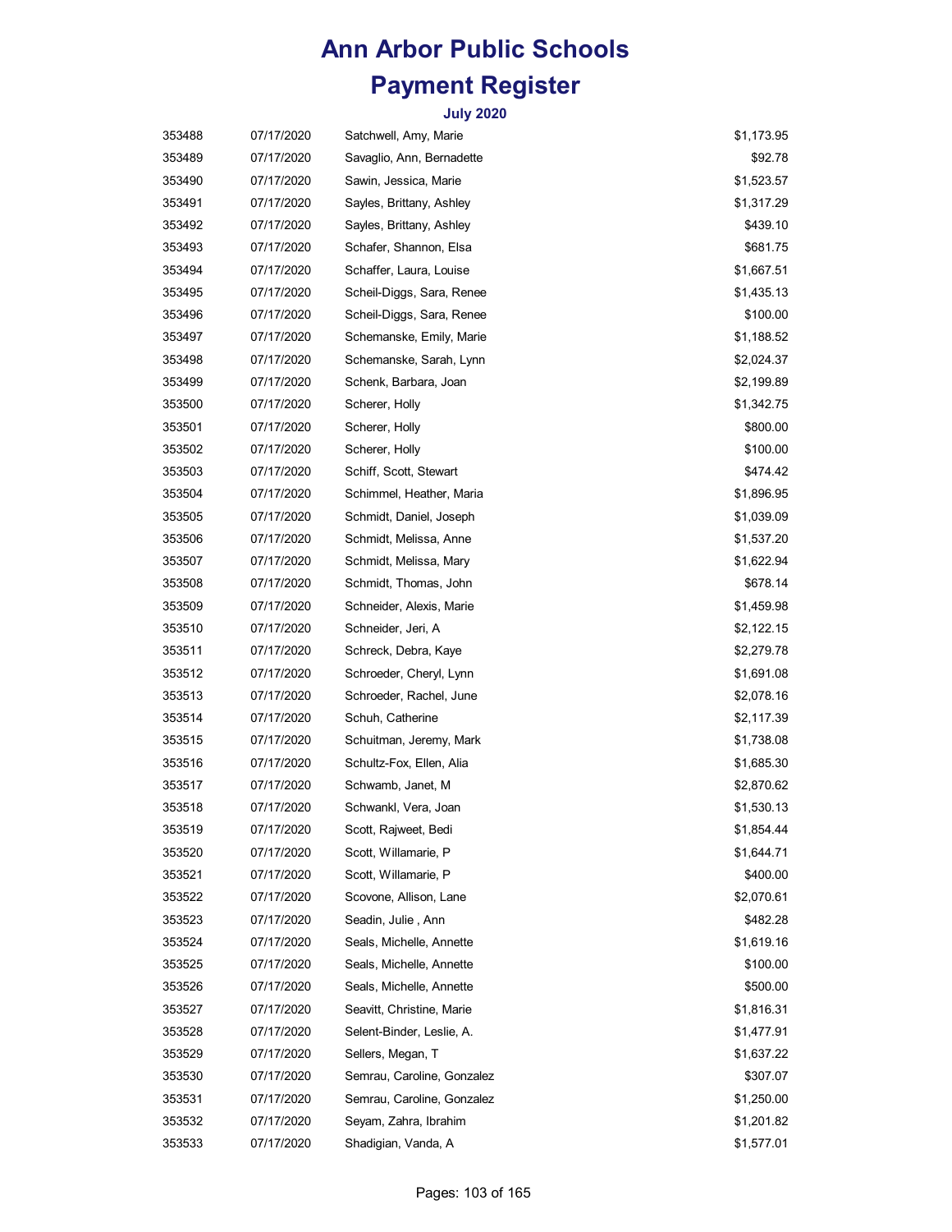# Ann Arbor Public Schools

# Payment Register

### July 2020

| | | | |
|---|---|---|---|
| 353488 | 07/17/2020 | Satchwell, Amy, Marie | $1,173.95 |
| 353489 | 07/17/2020 | Savaglio, Ann, Bernadette | $92.78 |
| 353490 | 07/17/2020 | Sawin, Jessica, Marie | $1,523.57 |
| 353491 | 07/17/2020 | Sayles, Brittany, Ashley | $1,317.29 |
| 353492 | 07/17/2020 | Sayles, Brittany, Ashley | $439.10 |
| 353493 | 07/17/2020 | Schafer, Shannon, Elsa | $681.75 |
| 353494 | 07/17/2020 | Schaffer, Laura, Louise | $1,667.51 |
| 353495 | 07/17/2020 | Scheil-Diggs, Sara, Renee | $1,435.13 |
| 353496 | 07/17/2020 | Scheil-Diggs, Sara, Renee | $100.00 |
| 353497 | 07/17/2020 | Schemanske, Emily, Marie | $1,188.52 |
| 353498 | 07/17/2020 | Schemanske, Sarah, Lynn | $2,024.37 |
| 353499 | 07/17/2020 | Schenk, Barbara, Joan | $2,199.89 |
| 353500 | 07/17/2020 | Scherer, Holly | $1,342.75 |
| 353501 | 07/17/2020 | Scherer, Holly | $800.00 |
| 353502 | 07/17/2020 | Scherer, Holly | $100.00 |
| 353503 | 07/17/2020 | Schiff, Scott, Stewart | $474.42 |
| 353504 | 07/17/2020 | Schimmel, Heather, Maria | $1,896.95 |
| 353505 | 07/17/2020 | Schmidt, Daniel, Joseph | $1,039.09 |
| 353506 | 07/17/2020 | Schmidt, Melissa, Anne | $1,537.20 |
| 353507 | 07/17/2020 | Schmidt, Melissa, Mary | $1,622.94 |
| 353508 | 07/17/2020 | Schmidt, Thomas, John | $678.14 |
| 353509 | 07/17/2020 | Schneider, Alexis, Marie | $1,459.98 |
| 353510 | 07/17/2020 | Schneider, Jeri, A | $2,122.15 |
| 353511 | 07/17/2020 | Schreck, Debra, Kaye | $2,279.78 |
| 353512 | 07/17/2020 | Schroeder, Cheryl, Lynn | $1,691.08 |
| 353513 | 07/17/2020 | Schroeder, Rachel, June | $2,078.16 |
| 353514 | 07/17/2020 | Schuh, Catherine | $2,117.39 |
| 353515 | 07/17/2020 | Schuitman, Jeremy, Mark | $1,738.08 |
| 353516 | 07/17/2020 | Schultz-Fox, Ellen, Alia | $1,685.30 |
| 353517 | 07/17/2020 | Schwamb, Janet, M | $2,870.62 |
| 353518 | 07/17/2020 | Schwankl, Vera, Joan | $1,530.13 |
| 353519 | 07/17/2020 | Scott, Rajweet, Bedi | $1,854.44 |
| 353520 | 07/17/2020 | Scott, Willamarie, P | $1,644.71 |
| 353521 | 07/17/2020 | Scott, Willamarie, P | $400.00 |
| 353522 | 07/17/2020 | Scovone, Allison, Lane | $2,070.61 |
| 353523 | 07/17/2020 | Seadin, Julie , Ann | $482.28 |
| 353524 | 07/17/2020 | Seals, Michelle, Annette | $1,619.16 |
| 353525 | 07/17/2020 | Seals, Michelle, Annette | $100.00 |
| 353526 | 07/17/2020 | Seals, Michelle, Annette | $500.00 |
| 353527 | 07/17/2020 | Seavitt, Christine, Marie | $1,816.31 |
| 353528 | 07/17/2020 | Selent-Binder, Leslie, A. | $1,477.91 |
| 353529 | 07/17/2020 | Sellers, Megan, T | $1,637.22 |
| 353530 | 07/17/2020 | Semrau, Caroline, Gonzalez | $307.07 |
| 353531 | 07/17/2020 | Semrau, Caroline, Gonzalez | $1,250.00 |
| 353532 | 07/17/2020 | Seyam, Zahra, Ibrahim | $1,201.82 |
| 353533 | 07/17/2020 | Shadigian, Vanda, A | $1,577.01 |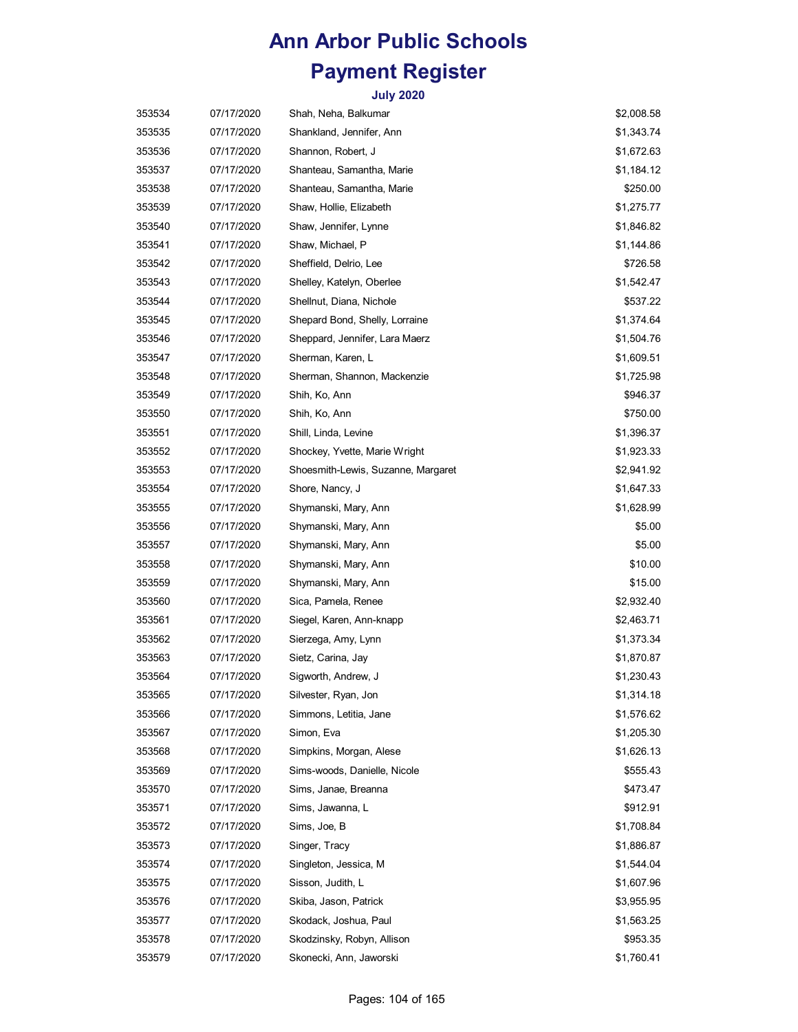# Ann Arbor Public Schools

# Payment Register

### July 2020

| | | | |
|---|---|---|---|
| 353534 | 07/17/2020 | Shah, Neha, Balkumar | $2,008.58 |
| 353535 | 07/17/2020 | Shankland, Jennifer, Ann | $1,343.74 |
| 353536 | 07/17/2020 | Shannon, Robert, J | $1,672.63 |
| 353537 | 07/17/2020 | Shanteau, Samantha, Marie | $1,184.12 |
| 353538 | 07/17/2020 | Shanteau, Samantha, Marie | $250.00 |
| 353539 | 07/17/2020 | Shaw, Hollie, Elizabeth | $1,275.77 |
| 353540 | 07/17/2020 | Shaw, Jennifer, Lynne | $1,846.82 |
| 353541 | 07/17/2020 | Shaw, Michael, P | $1,144.86 |
| 353542 | 07/17/2020 | Sheffield, Delrio, Lee | $726.58 |
| 353543 | 07/17/2020 | Shelley, Katelyn, Oberlee | $1,542.47 |
| 353544 | 07/17/2020 | Shellnut, Diana, Nichole | $537.22 |
| 353545 | 07/17/2020 | Shepard Bond, Shelly, Lorraine | $1,374.64 |
| 353546 | 07/17/2020 | Sheppard, Jennifer, Lara Maerz | $1,504.76 |
| 353547 | 07/17/2020 | Sherman, Karen, L | $1,609.51 |
| 353548 | 07/17/2020 | Sherman, Shannon, Mackenzie | $1,725.98 |
| 353549 | 07/17/2020 | Shih, Ko, Ann | $946.37 |
| 353550 | 07/17/2020 | Shih, Ko, Ann | $750.00 |
| 353551 | 07/17/2020 | Shill, Linda, Levine | $1,396.37 |
| 353552 | 07/17/2020 | Shockey, Yvette, Marie Wright | $1,923.33 |
| 353553 | 07/17/2020 | Shoesmith-Lewis, Suzanne, Margaret | $2,941.92 |
| 353554 | 07/17/2020 | Shore, Nancy, J | $1,647.33 |
| 353555 | 07/17/2020 | Shymanski, Mary, Ann | $1,628.99 |
| 353556 | 07/17/2020 | Shymanski, Mary, Ann | $5.00 |
| 353557 | 07/17/2020 | Shymanski, Mary, Ann | $5.00 |
| 353558 | 07/17/2020 | Shymanski, Mary, Ann | $10.00 |
| 353559 | 07/17/2020 | Shymanski, Mary, Ann | $15.00 |
| 353560 | 07/17/2020 | Sica, Pamela, Renee | $2,932.40 |
| 353561 | 07/17/2020 | Siegel, Karen, Ann-knapp | $2,463.71 |
| 353562 | 07/17/2020 | Sierzega, Amy, Lynn | $1,373.34 |
| 353563 | 07/17/2020 | Sietz, Carina, Jay | $1,870.87 |
| 353564 | 07/17/2020 | Sigworth, Andrew, J | $1,230.43 |
| 353565 | 07/17/2020 | Silvester, Ryan, Jon | $1,314.18 |
| 353566 | 07/17/2020 | Simmons, Letitia, Jane | $1,576.62 |
| 353567 | 07/17/2020 | Simon, Eva | $1,205.30 |
| 353568 | 07/17/2020 | Simpkins, Morgan, Alese | $1,626.13 |
| 353569 | 07/17/2020 | Sims-woods, Danielle, Nicole | $555.43 |
| 353570 | 07/17/2020 | Sims, Janae, Breanna | $473.47 |
| 353571 | 07/17/2020 | Sims, Jawanna, L | $912.91 |
| 353572 | 07/17/2020 | Sims, Joe, B | $1,708.84 |
| 353573 | 07/17/2020 | Singer, Tracy | $1,886.87 |
| 353574 | 07/17/2020 | Singleton, Jessica, M | $1,544.04 |
| 353575 | 07/17/2020 | Sisson, Judith, L | $1,607.96 |
| 353576 | 07/17/2020 | Skiba, Jason, Patrick | $3,955.95 |
| 353577 | 07/17/2020 | Skodack, Joshua, Paul | $1,563.25 |
| 353578 | 07/17/2020 | Skodzinsky, Robyn, Allison | $953.35 |
| 353579 | 07/17/2020 | Skonecki, Ann, Jaworski | $1,760.41 |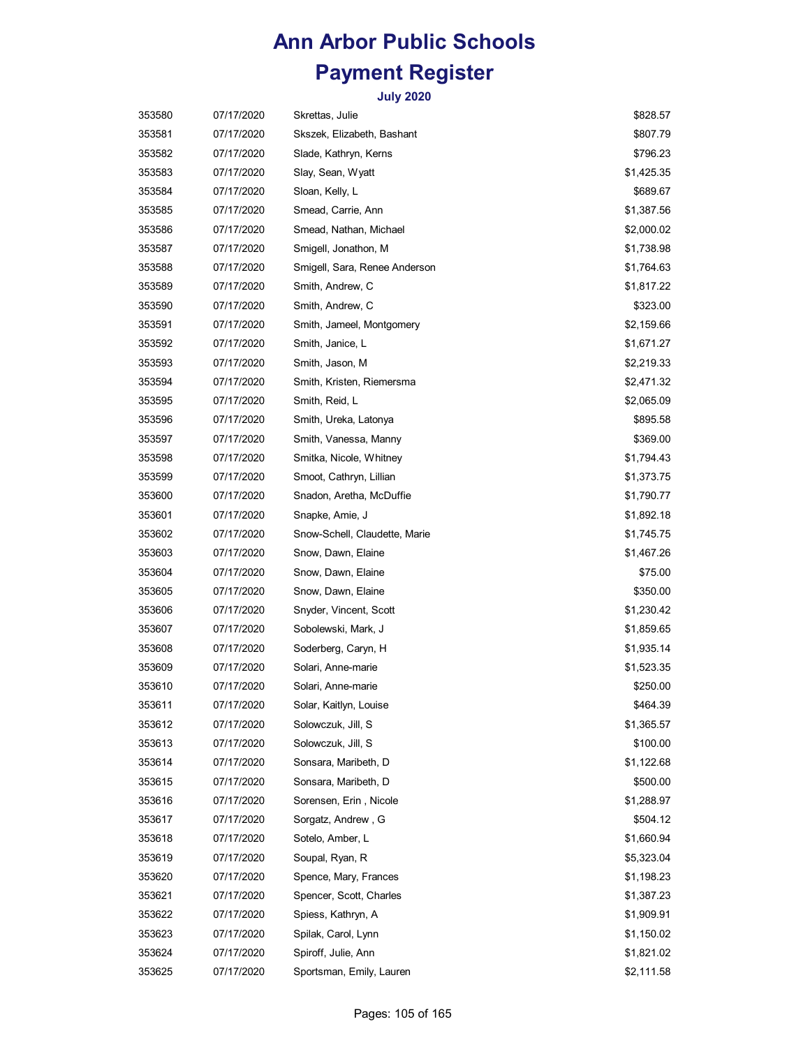# Ann Arbor Public Schools

# Payment Register

### July 2020

| | | | |
|---|---|---|---|
| 353580 | 07/17/2020 | Skrettas, Julie | $828.57 |
| 353581 | 07/17/2020 | Skszek, Elizabeth, Bashant | $807.79 |
| 353582 | 07/17/2020 | Slade, Kathryn, Kerns | $796.23 |
| 353583 | 07/17/2020 | Slay, Sean, Wyatt | $1,425.35 |
| 353584 | 07/17/2020 | Sloan, Kelly, L | $689.67 |
| 353585 | 07/17/2020 | Smead, Carrie, Ann | $1,387.56 |
| 353586 | 07/17/2020 | Smead, Nathan, Michael | $2,000.02 |
| 353587 | 07/17/2020 | Smigell, Jonathon, M | $1,738.98 |
| 353588 | 07/17/2020 | Smigell, Sara, Renee Anderson | $1,764.63 |
| 353589 | 07/17/2020 | Smith, Andrew, C | $1,817.22 |
| 353590 | 07/17/2020 | Smith, Andrew, C | $323.00 |
| 353591 | 07/17/2020 | Smith, Jameel, Montgomery | $2,159.66 |
| 353592 | 07/17/2020 | Smith, Janice, L | $1,671.27 |
| 353593 | 07/17/2020 | Smith, Jason, M | $2,219.33 |
| 353594 | 07/17/2020 | Smith, Kristen, Riemersma | $2,471.32 |
| 353595 | 07/17/2020 | Smith, Reid, L | $2,065.09 |
| 353596 | 07/17/2020 | Smith, Ureka, Latonya | $895.58 |
| 353597 | 07/17/2020 | Smith, Vanessa, Manny | $369.00 |
| 353598 | 07/17/2020 | Smitka, Nicole, Whitney | $1,794.43 |
| 353599 | 07/17/2020 | Smoot, Cathryn, Lillian | $1,373.75 |
| 353600 | 07/17/2020 | Snadon, Aretha, McDuffie | $1,790.77 |
| 353601 | 07/17/2020 | Snapke, Amie, J | $1,892.18 |
| 353602 | 07/17/2020 | Snow-Schell, Claudette, Marie | $1,745.75 |
| 353603 | 07/17/2020 | Snow, Dawn, Elaine | $1,467.26 |
| 353604 | 07/17/2020 | Snow, Dawn, Elaine | $75.00 |
| 353605 | 07/17/2020 | Snow, Dawn, Elaine | $350.00 |
| 353606 | 07/17/2020 | Snyder, Vincent, Scott | $1,230.42 |
| 353607 | 07/17/2020 | Sobolewski, Mark, J | $1,859.65 |
| 353608 | 07/17/2020 | Soderberg, Caryn, H | $1,935.14 |
| 353609 | 07/17/2020 | Solari, Anne-marie | $1,523.35 |
| 353610 | 07/17/2020 | Solari, Anne-marie | $250.00 |
| 353611 | 07/17/2020 | Solar, Kaitlyn, Louise | $464.39 |
| 353612 | 07/17/2020 | Solowczuk, Jill, S | $1,365.57 |
| 353613 | 07/17/2020 | Solowczuk, Jill, S | $100.00 |
| 353614 | 07/17/2020 | Sonsara, Maribeth, D | $1,122.68 |
| 353615 | 07/17/2020 | Sonsara, Maribeth, D | $500.00 |
| 353616 | 07/17/2020 | Sorensen, Erin , Nicole | $1,288.97 |
| 353617 | 07/17/2020 | Sorgatz, Andrew , G | $504.12 |
| 353618 | 07/17/2020 | Sotelo, Amber, L | $1,660.94 |
| 353619 | 07/17/2020 | Soupal, Ryan, R | $5,323.04 |
| 353620 | 07/17/2020 | Spence, Mary, Frances | $1,198.23 |
| 353621 | 07/17/2020 | Spencer, Scott, Charles | $1,387.23 |
| 353622 | 07/17/2020 | Spiess, Kathryn, A | $1,909.91 |
| 353623 | 07/17/2020 | Spilak, Carol, Lynn | $1,150.02 |
| 353624 | 07/17/2020 | Spiroff, Julie, Ann | $1,821.02 |
| 353625 | 07/17/2020 | Sportsman, Emily, Lauren | $2,111.58 |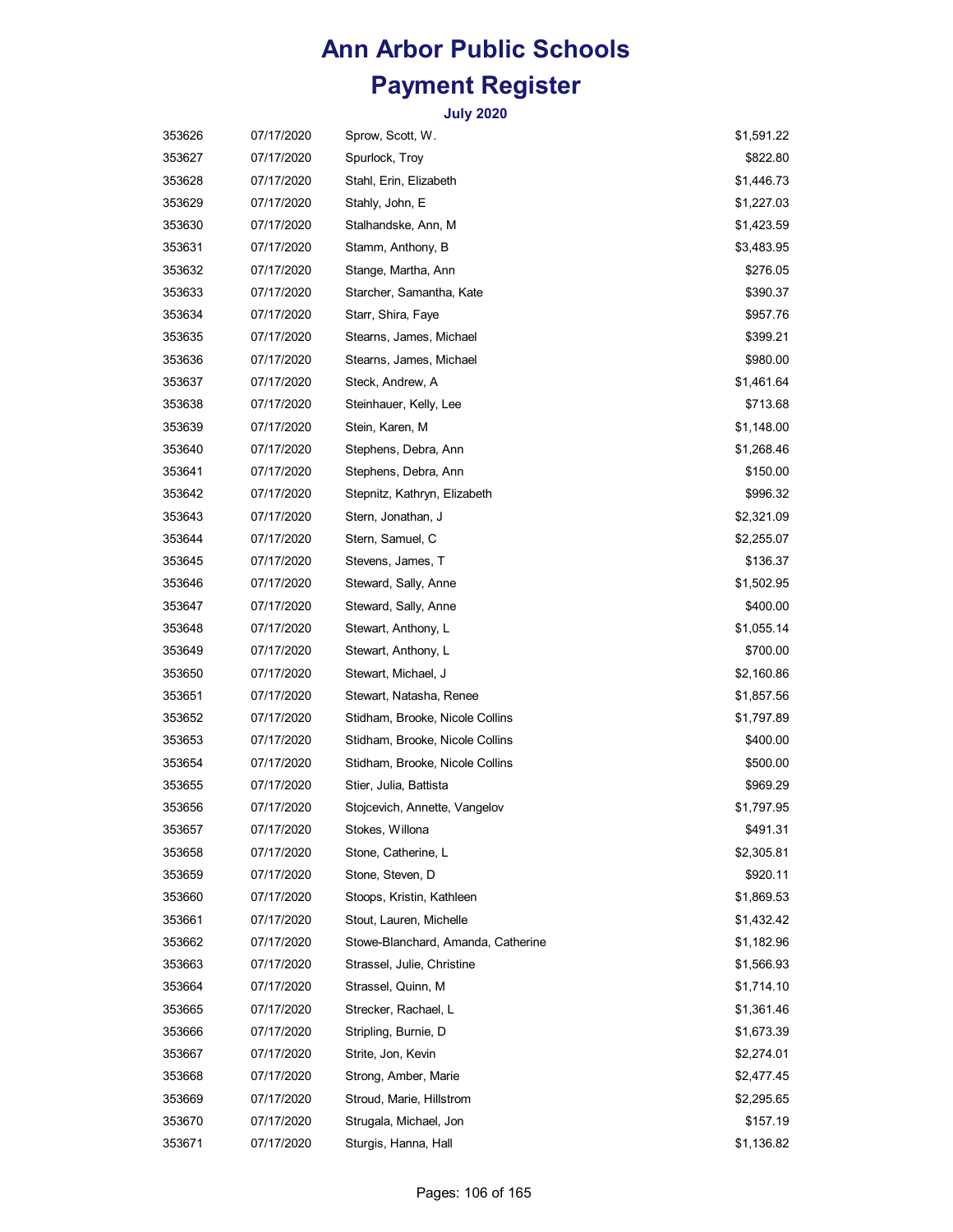# Ann Arbor Public Schools

# Payment Register

### July 2020

| | | | |
|---|---|---|---|
| 353626 | 07/17/2020 | Sprow, Scott, W. | $1,591.22 |
| 353627 | 07/17/2020 | Spurlock, Troy | $822.80 |
| 353628 | 07/17/2020 | Stahl, Erin, Elizabeth | $1,446.73 |
| 353629 | 07/17/2020 | Stahly, John, E | $1,227.03 |
| 353630 | 07/17/2020 | Stalhandske, Ann, M | $1,423.59 |
| 353631 | 07/17/2020 | Stamm, Anthony, B | $3,483.95 |
| 353632 | 07/17/2020 | Stange, Martha, Ann | $276.05 |
| 353633 | 07/17/2020 | Starcher, Samantha, Kate | $390.37 |
| 353634 | 07/17/2020 | Starr, Shira, Faye | $957.76 |
| 353635 | 07/17/2020 | Stearns, James, Michael | $399.21 |
| 353636 | 07/17/2020 | Stearns, James, Michael | $980.00 |
| 353637 | 07/17/2020 | Steck, Andrew, A | $1,461.64 |
| 353638 | 07/17/2020 | Steinhauer, Kelly, Lee | $713.68 |
| 353639 | 07/17/2020 | Stein, Karen, M | $1,148.00 |
| 353640 | 07/17/2020 | Stephens, Debra, Ann | $1,268.46 |
| 353641 | 07/17/2020 | Stephens, Debra, Ann | $150.00 |
| 353642 | 07/17/2020 | Stepnitz, Kathryn, Elizabeth | $996.32 |
| 353643 | 07/17/2020 | Stern, Jonathan, J | $2,321.09 |
| 353644 | 07/17/2020 | Stern, Samuel, C | $2,255.07 |
| 353645 | 07/17/2020 | Stevens, James, T | $136.37 |
| 353646 | 07/17/2020 | Steward, Sally, Anne | $1,502.95 |
| 353647 | 07/17/2020 | Steward, Sally, Anne | $400.00 |
| 353648 | 07/17/2020 | Stewart, Anthony, L | $1,055.14 |
| 353649 | 07/17/2020 | Stewart, Anthony, L | $700.00 |
| 353650 | 07/17/2020 | Stewart, Michael, J | $2,160.86 |
| 353651 | 07/17/2020 | Stewart, Natasha, Renee | $1,857.56 |
| 353652 | 07/17/2020 | Stidham, Brooke, Nicole Collins | $1,797.89 |
| 353653 | 07/17/2020 | Stidham, Brooke, Nicole Collins | $400.00 |
| 353654 | 07/17/2020 | Stidham, Brooke, Nicole Collins | $500.00 |
| 353655 | 07/17/2020 | Stier, Julia, Battista | $969.29 |
| 353656 | 07/17/2020 | Stojcevich, Annette, Vangelov | $1,797.95 |
| 353657 | 07/17/2020 | Stokes, Willona | $491.31 |
| 353658 | 07/17/2020 | Stone, Catherine, L | $2,305.81 |
| 353659 | 07/17/2020 | Stone, Steven, D | $920.11 |
| 353660 | 07/17/2020 | Stoops, Kristin, Kathleen | $1,869.53 |
| 353661 | 07/17/2020 | Stout, Lauren, Michelle | $1,432.42 |
| 353662 | 07/17/2020 | Stowe-Blanchard, Amanda, Catherine | $1,182.96 |
| 353663 | 07/17/2020 | Strassel, Julie, Christine | $1,566.93 |
| 353664 | 07/17/2020 | Strassel, Quinn, M | $1,714.10 |
| 353665 | 07/17/2020 | Strecker, Rachael, L | $1,361.46 |
| 353666 | 07/17/2020 | Stripling, Burnie, D | $1,673.39 |
| 353667 | 07/17/2020 | Strite, Jon, Kevin | $2,274.01 |
| 353668 | 07/17/2020 | Strong, Amber, Marie | $2,477.45 |
| 353669 | 07/17/2020 | Stroud, Marie, Hillstrom | $2,295.65 |
| 353670 | 07/17/2020 | Strugala, Michael, Jon | $157.19 |
| 353671 | 07/17/2020 | Sturgis, Hanna, Hall | $1,136.82 |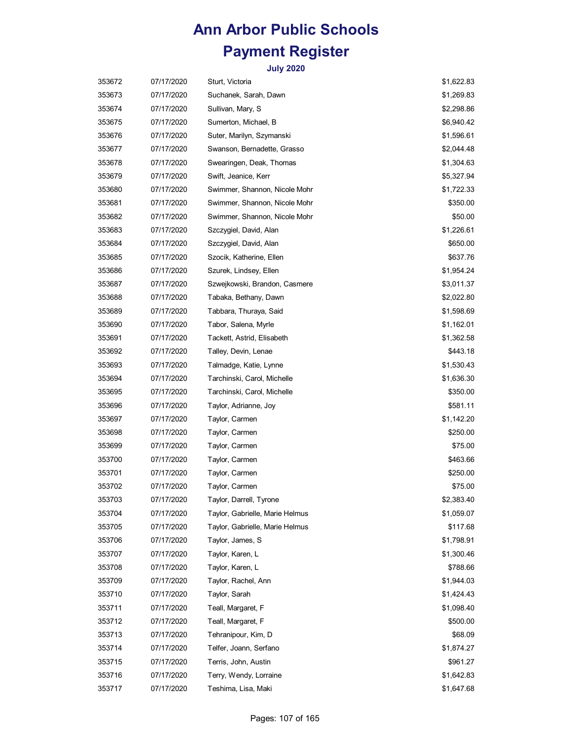# Ann Arbor Public Schools

## Payment Register

### July 2020

| | | | |
|---|---|---|---|
| 353672 | 07/17/2020 | Sturt, Victoria | $1,622.83 |
| 353673 | 07/17/2020 | Suchanek, Sarah, Dawn | $1,269.83 |
| 353674 | 07/17/2020 | Sullivan, Mary, S | $2,298.86 |
| 353675 | 07/17/2020 | Sumerton, Michael, B | $6,940.42 |
| 353676 | 07/17/2020 | Suter, Marilyn, Szymanski | $1,596.61 |
| 353677 | 07/17/2020 | Swanson, Bernadette, Grasso | $2,044.48 |
| 353678 | 07/17/2020 | Swearingen, Deak, Thomas | $1,304.63 |
| 353679 | 07/17/2020 | Swift, Jeanice, Kerr | $5,327.94 |
| 353680 | 07/17/2020 | Swimmer, Shannon, Nicole Mohr | $1,722.33 |
| 353681 | 07/17/2020 | Swimmer, Shannon, Nicole Mohr | $350.00 |
| 353682 | 07/17/2020 | Swimmer, Shannon, Nicole Mohr | $50.00 |
| 353683 | 07/17/2020 | Szczygiel, David, Alan | $1,226.61 |
| 353684 | 07/17/2020 | Szczygiel, David, Alan | $650.00 |
| 353685 | 07/17/2020 | Szocik, Katherine, Ellen | $637.76 |
| 353686 | 07/17/2020 | Szurek, Lindsey, Ellen | $1,954.24 |
| 353687 | 07/17/2020 | Szwejkowski, Brandon, Casmere | $3,011.37 |
| 353688 | 07/17/2020 | Tabaka, Bethany, Dawn | $2,022.80 |
| 353689 | 07/17/2020 | Tabbara, Thuraya, Said | $1,598.69 |
| 353690 | 07/17/2020 | Tabor, Salena, Myrle | $1,162.01 |
| 353691 | 07/17/2020 | Tackett, Astrid, Elisabeth | $1,362.58 |
| 353692 | 07/17/2020 | Talley, Devin, Lenae | $443.18 |
| 353693 | 07/17/2020 | Talmadge, Katie, Lynne | $1,530.43 |
| 353694 | 07/17/2020 | Tarchinski, Carol, Michelle | $1,636.30 |
| 353695 | 07/17/2020 | Tarchinski, Carol, Michelle | $350.00 |
| 353696 | 07/17/2020 | Taylor, Adrianne, Joy | $581.11 |
| 353697 | 07/17/2020 | Taylor, Carmen | $1,142.20 |
| 353698 | 07/17/2020 | Taylor, Carmen | $250.00 |
| 353699 | 07/17/2020 | Taylor, Carmen | $75.00 |
| 353700 | 07/17/2020 | Taylor, Carmen | $463.66 |
| 353701 | 07/17/2020 | Taylor, Carmen | $250.00 |
| 353702 | 07/17/2020 | Taylor, Carmen | $75.00 |
| 353703 | 07/17/2020 | Taylor, Darrell, Tyrone | $2,383.40 |
| 353704 | 07/17/2020 | Taylor, Gabrielle, Marie Helmus | $1,059.07 |
| 353705 | 07/17/2020 | Taylor, Gabrielle, Marie Helmus | $117.68 |
| 353706 | 07/17/2020 | Taylor, James, S | $1,798.91 |
| 353707 | 07/17/2020 | Taylor, Karen, L | $1,300.46 |
| 353708 | 07/17/2020 | Taylor, Karen, L | $788.66 |
| 353709 | 07/17/2020 | Taylor, Rachel, Ann | $1,944.03 |
| 353710 | 07/17/2020 | Taylor, Sarah | $1,424.43 |
| 353711 | 07/17/2020 | Teall, Margaret, F | $1,098.40 |
| 353712 | 07/17/2020 | Teall, Margaret, F | $500.00 |
| 353713 | 07/17/2020 | Tehranipour, Kim, D | $68.09 |
| 353714 | 07/17/2020 | Telfer, Joann, Serfano | $1,874.27 |
| 353715 | 07/17/2020 | Terris, John, Austin | $961.27 |
| 353716 | 07/17/2020 | Terry, Wendy, Lorraine | $1,642.83 |
| 353717 | 07/17/2020 | Teshima, Lisa, Maki | $1,647.68 |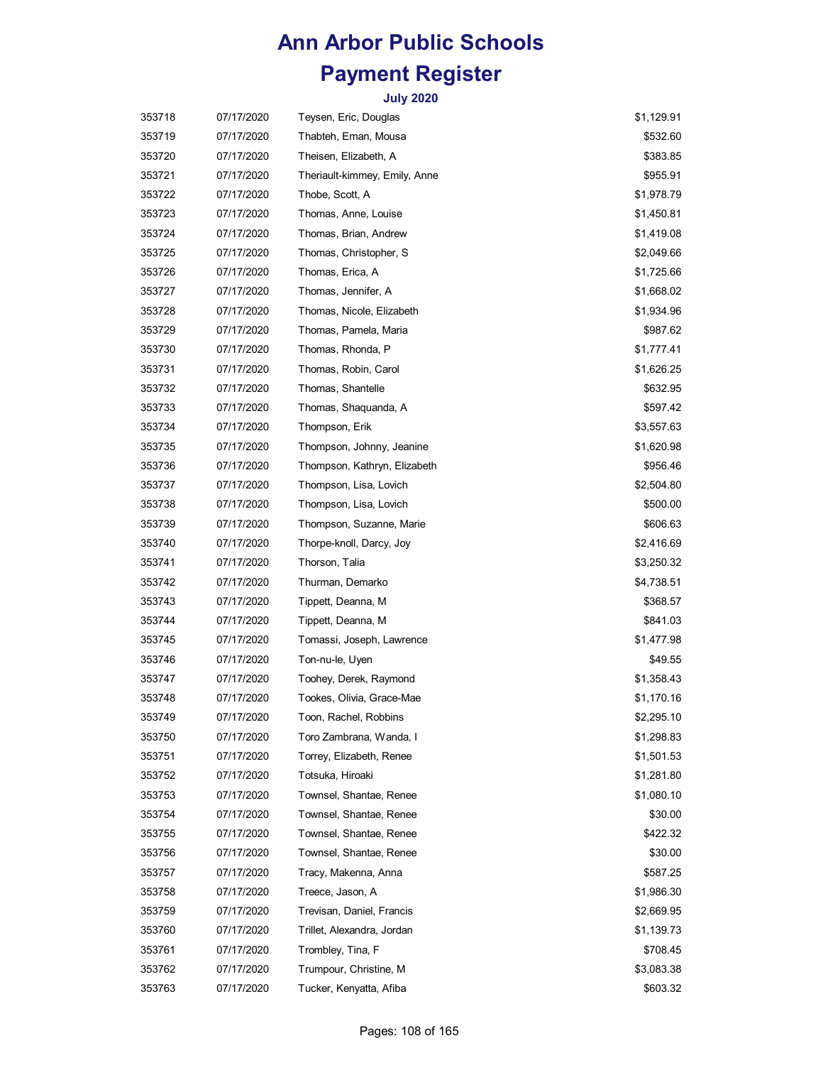# Ann Arbor Public Schools

# Payment Register

### July 2020

| | | | |
|---|---|---|---|
| 353718 | 07/17/2020 | Teysen, Eric, Douglas | $1,129.91 |
| 353719 | 07/17/2020 | Thabteh, Eman, Mousa | $532.60 |
| 353720 | 07/17/2020 | Theisen, Elizabeth, A | $383.85 |
| 353721 | 07/17/2020 | Theriault-kimmey, Emily, Anne | $955.91 |
| 353722 | 07/17/2020 | Thobe, Scott, A | $1,978.79 |
| 353723 | 07/17/2020 | Thomas, Anne, Louise | $1,450.81 |
| 353724 | 07/17/2020 | Thomas, Brian, Andrew | $1,419.08 |
| 353725 | 07/17/2020 | Thomas, Christopher, S | $2,049.66 |
| 353726 | 07/17/2020 | Thomas, Erica, A | $1,725.66 |
| 353727 | 07/17/2020 | Thomas, Jennifer, A | $1,668.02 |
| 353728 | 07/17/2020 | Thomas, Nicole, Elizabeth | $1,934.96 |
| 353729 | 07/17/2020 | Thomas, Pamela, Maria | $987.62 |
| 353730 | 07/17/2020 | Thomas, Rhonda, P | $1,777.41 |
| 353731 | 07/17/2020 | Thomas, Robin, Carol | $1,626.25 |
| 353732 | 07/17/2020 | Thomas, Shantelle | $632.95 |
| 353733 | 07/17/2020 | Thomas, Shaquanda, A | $597.42 |
| 353734 | 07/17/2020 | Thompson, Erik | $3,557.63 |
| 353735 | 07/17/2020 | Thompson, Johnny, Jeanine | $1,620.98 |
| 353736 | 07/17/2020 | Thompson, Kathryn, Elizabeth | $956.46 |
| 353737 | 07/17/2020 | Thompson, Lisa, Lovich | $2,504.80 |
| 353738 | 07/17/2020 | Thompson, Lisa, Lovich | $500.00 |
| 353739 | 07/17/2020 | Thompson, Suzanne, Marie | $606.63 |
| 353740 | 07/17/2020 | Thorpe-knoll, Darcy, Joy | $2,416.69 |
| 353741 | 07/17/2020 | Thorson, Talia | $3,250.32 |
| 353742 | 07/17/2020 | Thurman, Demarko | $4,738.51 |
| 353743 | 07/17/2020 | Tippett, Deanna, M | $368.57 |
| 353744 | 07/17/2020 | Tippett, Deanna, M | $841.03 |
| 353745 | 07/17/2020 | Tomassi, Joseph, Lawrence | $1,477.98 |
| 353746 | 07/17/2020 | Ton-nu-le, Uyen | $49.55 |
| 353747 | 07/17/2020 | Toohey, Derek, Raymond | $1,358.43 |
| 353748 | 07/17/2020 | Tookes, Olivia, Grace-Mae | $1,170.16 |
| 353749 | 07/17/2020 | Toon, Rachel, Robbins | $2,295.10 |
| 353750 | 07/17/2020 | Toro Zambrana, Wanda, I | $1,298.83 |
| 353751 | 07/17/2020 | Torrey, Elizabeth, Renee | $1,501.53 |
| 353752 | 07/17/2020 | Totsuka, Hiroaki | $1,281.80 |
| 353753 | 07/17/2020 | Townsel, Shantae, Renee | $1,080.10 |
| 353754 | 07/17/2020 | Townsel, Shantae, Renee | $30.00 |
| 353755 | 07/17/2020 | Townsel, Shantae, Renee | $422.32 |
| 353756 | 07/17/2020 | Townsel, Shantae, Renee | $30.00 |
| 353757 | 07/17/2020 | Tracy, Makenna, Anna | $587.25 |
| 353758 | 07/17/2020 | Treece, Jason, A | $1,986.30 |
| 353759 | 07/17/2020 | Trevisan, Daniel, Francis | $2,669.95 |
| 353760 | 07/17/2020 | Trillet, Alexandra, Jordan | $1,139.73 |
| 353761 | 07/17/2020 | Trombley, Tina, F | $708.45 |
| 353762 | 07/17/2020 | Trumpour, Christine, M | $3,083.38 |
| 353763 | 07/17/2020 | Tucker, Kenyatta, Afiba | $603.32 |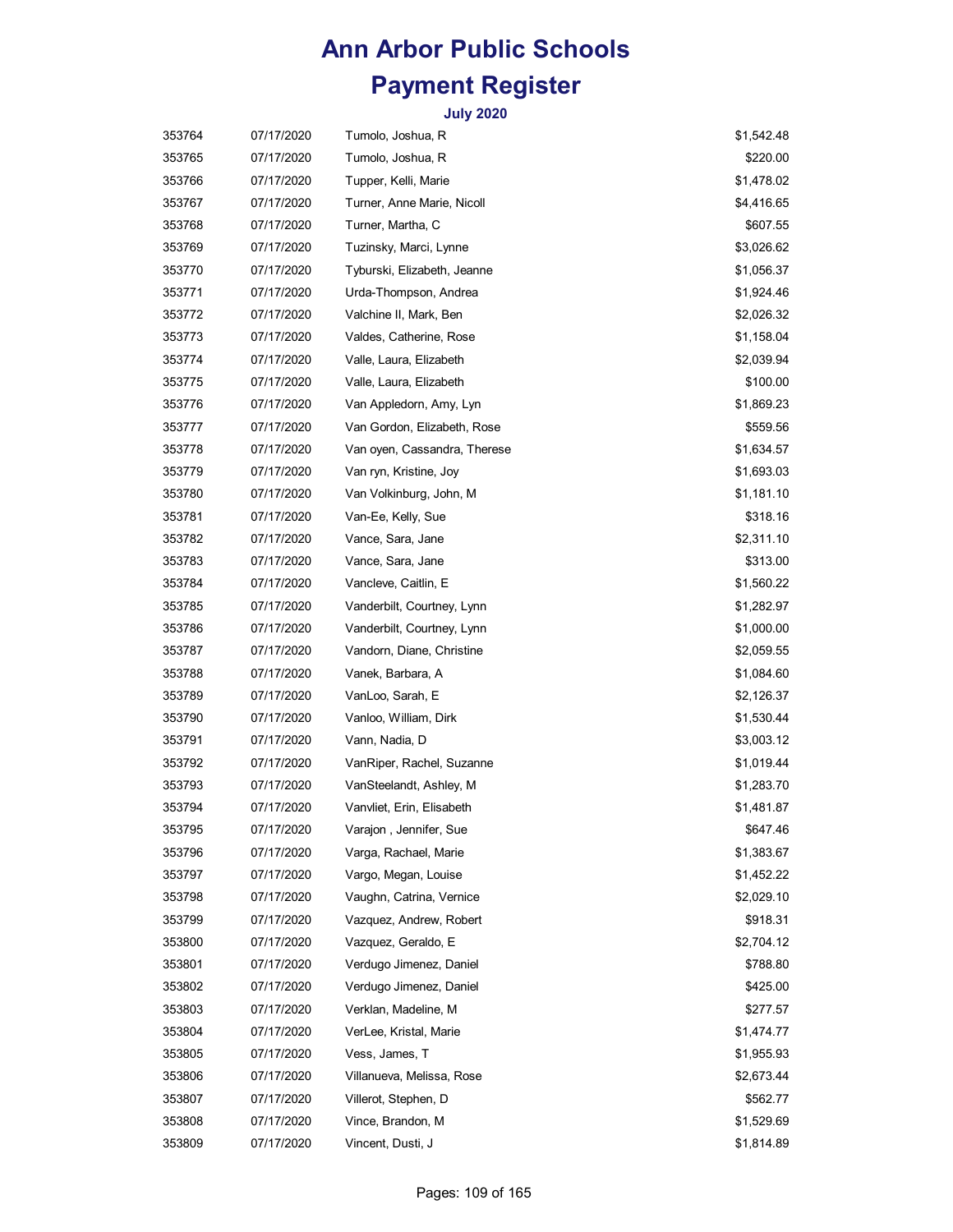# Ann Arbor Public Schools

# Payment Register

### July 2020

| | | | |
|---|---|---|---|
| 353764 | 07/17/2020 | Tumolo, Joshua, R | $1,542.48 |
| 353765 | 07/17/2020 | Tumolo, Joshua, R | $220.00 |
| 353766 | 07/17/2020 | Tupper, Kelli, Marie | $1,478.02 |
| 353767 | 07/17/2020 | Turner, Anne Marie, Nicoll | $4,416.65 |
| 353768 | 07/17/2020 | Turner, Martha, C | $607.55 |
| 353769 | 07/17/2020 | Tuzinsky, Marci, Lynne | $3,026.62 |
| 353770 | 07/17/2020 | Tyburski, Elizabeth, Jeanne | $1,056.37 |
| 353771 | 07/17/2020 | Urda-Thompson, Andrea | $1,924.46 |
| 353772 | 07/17/2020 | Valchine II, Mark, Ben | $2,026.32 |
| 353773 | 07/17/2020 | Valdes, Catherine, Rose | $1,158.04 |
| 353774 | 07/17/2020 | Valle, Laura, Elizabeth | $2,039.94 |
| 353775 | 07/17/2020 | Valle, Laura, Elizabeth | $100.00 |
| 353776 | 07/17/2020 | Van Appledorn, Amy, Lyn | $1,869.23 |
| 353777 | 07/17/2020 | Van Gordon, Elizabeth, Rose | $559.56 |
| 353778 | 07/17/2020 | Van oyen, Cassandra, Therese | $1,634.57 |
| 353779 | 07/17/2020 | Van ryn, Kristine, Joy | $1,693.03 |
| 353780 | 07/17/2020 | Van Volkinburg, John, M | $1,181.10 |
| 353781 | 07/17/2020 | Van-Ee, Kelly, Sue | $318.16 |
| 353782 | 07/17/2020 | Vance, Sara, Jane | $2,311.10 |
| 353783 | 07/17/2020 | Vance, Sara, Jane | $313.00 |
| 353784 | 07/17/2020 | Vancleve, Caitlin, E | $1,560.22 |
| 353785 | 07/17/2020 | Vanderbilt, Courtney, Lynn | $1,282.97 |
| 353786 | 07/17/2020 | Vanderbilt, Courtney, Lynn | $1,000.00 |
| 353787 | 07/17/2020 | Vandorn, Diane, Christine | $2,059.55 |
| 353788 | 07/17/2020 | Vanek, Barbara, A | $1,084.60 |
| 353789 | 07/17/2020 | VanLoo, Sarah, E | $2,126.37 |
| 353790 | 07/17/2020 | Vanloo, William, Dirk | $1,530.44 |
| 353791 | 07/17/2020 | Vann, Nadia, D | $3,003.12 |
| 353792 | 07/17/2020 | VanRiper, Rachel, Suzanne | $1,019.44 |
| 353793 | 07/17/2020 | VanSteelandt, Ashley, M | $1,283.70 |
| 353794 | 07/17/2020 | Vanvliet, Erin, Elisabeth | $1,481.87 |
| 353795 | 07/17/2020 | Varajon , Jennifer, Sue | $647.46 |
| 353796 | 07/17/2020 | Varga, Rachael, Marie | $1,383.67 |
| 353797 | 07/17/2020 | Vargo, Megan, Louise | $1,452.22 |
| 353798 | 07/17/2020 | Vaughn, Catrina, Vernice | $2,029.10 |
| 353799 | 07/17/2020 | Vazquez, Andrew, Robert | $918.31 |
| 353800 | 07/17/2020 | Vazquez, Geraldo, E | $2,704.12 |
| 353801 | 07/17/2020 | Verdugo Jimenez, Daniel | $788.80 |
| 353802 | 07/17/2020 | Verdugo Jimenez, Daniel | $425.00 |
| 353803 | 07/17/2020 | Verklan, Madeline, M | $277.57 |
| 353804 | 07/17/2020 | VerLee, Kristal, Marie | $1,474.77 |
| 353805 | 07/17/2020 | Vess, James, T | $1,955.93 |
| 353806 | 07/17/2020 | Villanueva, Melissa, Rose | $2,673.44 |
| 353807 | 07/17/2020 | Villerot, Stephen, D | $562.77 |
| 353808 | 07/17/2020 | Vince, Brandon, M | $1,529.69 |
| 353809 | 07/17/2020 | Vincent, Dusti, J | $1,814.89 |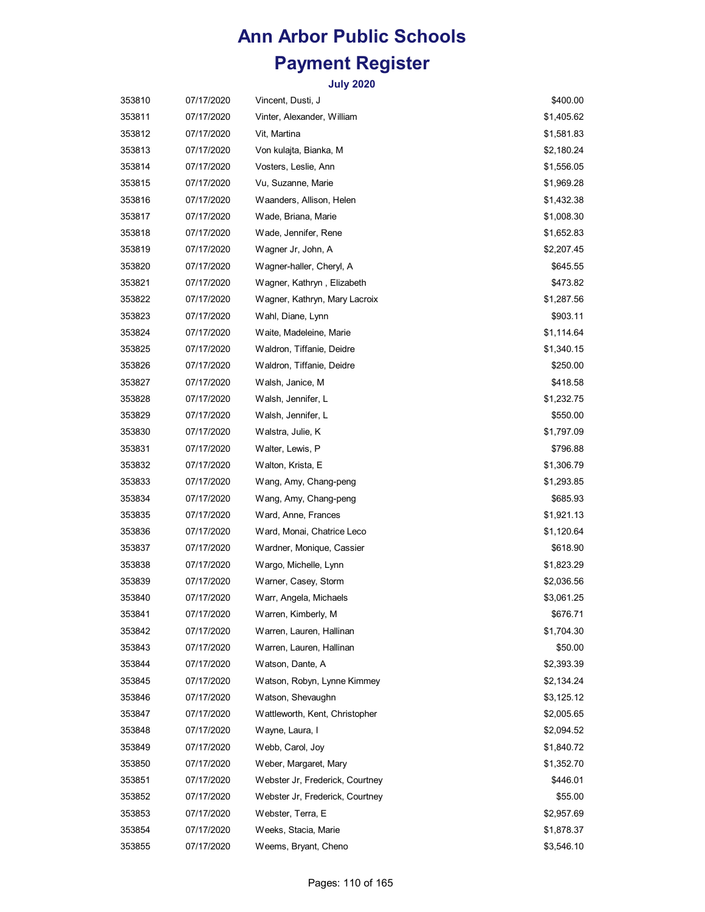# Ann Arbor Public Schools

## Payment Register

### July 2020

| | | | |
|---|---|---|---|
| 353810 | 07/17/2020 | Vincent, Dusti, J | $400.00 |
| 353811 | 07/17/2020 | Vinter, Alexander, William | $1,405.62 |
| 353812 | 07/17/2020 | Vit, Martina | $1,581.83 |
| 353813 | 07/17/2020 | Von kulajta, Bianka, M | $2,180.24 |
| 353814 | 07/17/2020 | Vosters, Leslie, Ann | $1,556.05 |
| 353815 | 07/17/2020 | Vu, Suzanne, Marie | $1,969.28 |
| 353816 | 07/17/2020 | Waanders, Allison, Helen | $1,432.38 |
| 353817 | 07/17/2020 | Wade, Briana, Marie | $1,008.30 |
| 353818 | 07/17/2020 | Wade, Jennifer, Rene | $1,652.83 |
| 353819 | 07/17/2020 | Wagner Jr, John, A | $2,207.45 |
| 353820 | 07/17/2020 | Wagner-haller, Cheryl, A | $645.55 |
| 353821 | 07/17/2020 | Wagner, Kathryn , Elizabeth | $473.82 |
| 353822 | 07/17/2020 | Wagner, Kathryn, Mary Lacroix | $1,287.56 |
| 353823 | 07/17/2020 | Wahl, Diane, Lynn | $903.11 |
| 353824 | 07/17/2020 | Waite, Madeleine, Marie | $1,114.64 |
| 353825 | 07/17/2020 | Waldron, Tiffanie, Deidre | $1,340.15 |
| 353826 | 07/17/2020 | Waldron, Tiffanie, Deidre | $250.00 |
| 353827 | 07/17/2020 | Walsh, Janice, M | $418.58 |
| 353828 | 07/17/2020 | Walsh, Jennifer, L | $1,232.75 |
| 353829 | 07/17/2020 | Walsh, Jennifer, L | $550.00 |
| 353830 | 07/17/2020 | Walstra, Julie, K | $1,797.09 |
| 353831 | 07/17/2020 | Walter, Lewis, P | $796.88 |
| 353832 | 07/17/2020 | Walton, Krista, E | $1,306.79 |
| 353833 | 07/17/2020 | Wang, Amy, Chang-peng | $1,293.85 |
| 353834 | 07/17/2020 | Wang, Amy, Chang-peng | $685.93 |
| 353835 | 07/17/2020 | Ward, Anne, Frances | $1,921.13 |
| 353836 | 07/17/2020 | Ward, Monai, Chatrice Leco | $1,120.64 |
| 353837 | 07/17/2020 | Wardner, Monique, Cassier | $618.90 |
| 353838 | 07/17/2020 | Wargo, Michelle, Lynn | $1,823.29 |
| 353839 | 07/17/2020 | Warner, Casey, Storm | $2,036.56 |
| 353840 | 07/17/2020 | Warr, Angela, Michaels | $3,061.25 |
| 353841 | 07/17/2020 | Warren, Kimberly, M | $676.71 |
| 353842 | 07/17/2020 | Warren, Lauren, Hallinan | $1,704.30 |
| 353843 | 07/17/2020 | Warren, Lauren, Hallinan | $50.00 |
| 353844 | 07/17/2020 | Watson, Dante, A | $2,393.39 |
| 353845 | 07/17/2020 | Watson, Robyn, Lynne Kimmey | $2,134.24 |
| 353846 | 07/17/2020 | Watson, Shevaughn | $3,125.12 |
| 353847 | 07/17/2020 | Wattleworth, Kent, Christopher | $2,005.65 |
| 353848 | 07/17/2020 | Wayne, Laura, I | $2,094.52 |
| 353849 | 07/17/2020 | Webb, Carol, Joy | $1,840.72 |
| 353850 | 07/17/2020 | Weber, Margaret, Mary | $1,352.70 |
| 353851 | 07/17/2020 | Webster Jr, Frederick, Courtney | $446.01 |
| 353852 | 07/17/2020 | Webster Jr, Frederick, Courtney | $55.00 |
| 353853 | 07/17/2020 | Webster, Terra, E | $2,957.69 |
| 353854 | 07/17/2020 | Weeks, Stacia, Marie | $1,878.37 |
| 353855 | 07/17/2020 | Weems, Bryant, Cheno | $3,546.10 |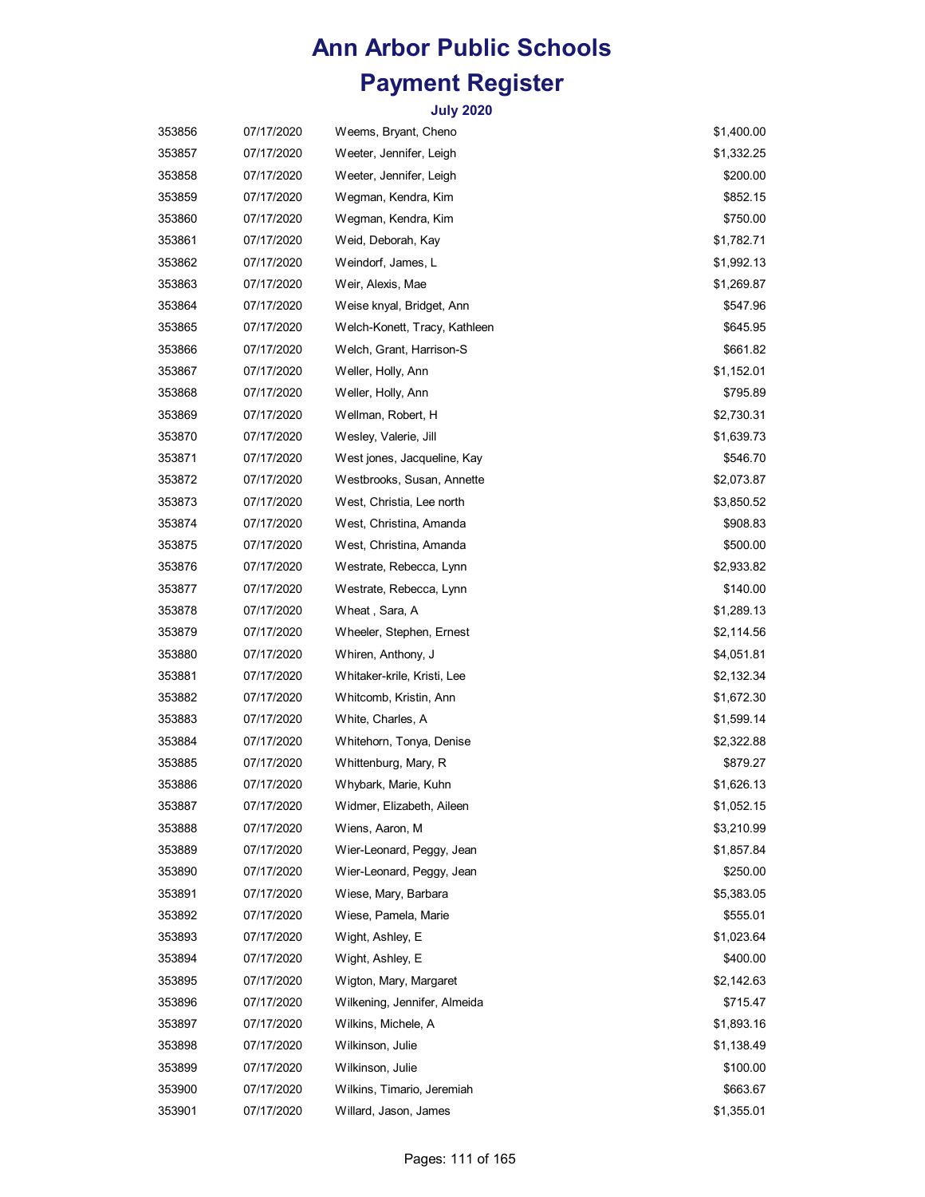# Ann Arbor Public Schools

## Payment Register

### July 2020

| | | | |
|---|---|---|---|
| 353856 | 07/17/2020 | Weems, Bryant, Cheno | $1,400.00 |
| 353857 | 07/17/2020 | Weeter, Jennifer, Leigh | $1,332.25 |
| 353858 | 07/17/2020 | Weeter, Jennifer, Leigh | $200.00 |
| 353859 | 07/17/2020 | Wegman, Kendra, Kim | $852.15 |
| 353860 | 07/17/2020 | Wegman, Kendra, Kim | $750.00 |
| 353861 | 07/17/2020 | Weid, Deborah, Kay | $1,782.71 |
| 353862 | 07/17/2020 | Weindorf, James, L | $1,992.13 |
| 353863 | 07/17/2020 | Weir, Alexis, Mae | $1,269.87 |
| 353864 | 07/17/2020 | Weise knyal, Bridget, Ann | $547.96 |
| 353865 | 07/17/2020 | Welch-Konett, Tracy, Kathleen | $645.95 |
| 353866 | 07/17/2020 | Welch, Grant, Harrison-S | $661.82 |
| 353867 | 07/17/2020 | Weller, Holly, Ann | $1,152.01 |
| 353868 | 07/17/2020 | Weller, Holly, Ann | $795.89 |
| 353869 | 07/17/2020 | Wellman, Robert, H | $2,730.31 |
| 353870 | 07/17/2020 | Wesley, Valerie, Jill | $1,639.73 |
| 353871 | 07/17/2020 | West jones, Jacqueline, Kay | $546.70 |
| 353872 | 07/17/2020 | Westbrooks, Susan, Annette | $2,073.87 |
| 353873 | 07/17/2020 | West, Christia, Lee north | $3,850.52 |
| 353874 | 07/17/2020 | West, Christina, Amanda | $908.83 |
| 353875 | 07/17/2020 | West, Christina, Amanda | $500.00 |
| 353876 | 07/17/2020 | Westrate, Rebecca, Lynn | $2,933.82 |
| 353877 | 07/17/2020 | Westrate, Rebecca, Lynn | $140.00 |
| 353878 | 07/17/2020 | Wheat , Sara, A | $1,289.13 |
| 353879 | 07/17/2020 | Wheeler, Stephen, Ernest | $2,114.56 |
| 353880 | 07/17/2020 | Whiren, Anthony, J | $4,051.81 |
| 353881 | 07/17/2020 | Whitaker-krile, Kristi, Lee | $2,132.34 |
| 353882 | 07/17/2020 | Whitcomb, Kristin, Ann | $1,672.30 |
| 353883 | 07/17/2020 | White, Charles, A | $1,599.14 |
| 353884 | 07/17/2020 | Whitehorn, Tonya, Denise | $2,322.88 |
| 353885 | 07/17/2020 | Whittenburg, Mary, R | $879.27 |
| 353886 | 07/17/2020 | Whybark, Marie, Kuhn | $1,626.13 |
| 353887 | 07/17/2020 | Widmer, Elizabeth, Aileen | $1,052.15 |
| 353888 | 07/17/2020 | Wiens, Aaron, M | $3,210.99 |
| 353889 | 07/17/2020 | Wier-Leonard, Peggy, Jean | $1,857.84 |
| 353890 | 07/17/2020 | Wier-Leonard, Peggy, Jean | $250.00 |
| 353891 | 07/17/2020 | Wiese, Mary, Barbara | $5,383.05 |
| 353892 | 07/17/2020 | Wiese, Pamela, Marie | $555.01 |
| 353893 | 07/17/2020 | Wight, Ashley, E | $1,023.64 |
| 353894 | 07/17/2020 | Wight, Ashley, E | $400.00 |
| 353895 | 07/17/2020 | Wigton, Mary, Margaret | $2,142.63 |
| 353896 | 07/17/2020 | Wilkening, Jennifer, Almeida | $715.47 |
| 353897 | 07/17/2020 | Wilkins, Michele, A | $1,893.16 |
| 353898 | 07/17/2020 | Wilkinson, Julie | $1,138.49 |
| 353899 | 07/17/2020 | Wilkinson, Julie | $100.00 |
| 353900 | 07/17/2020 | Wilkins, Timario, Jeremiah | $663.67 |
| 353901 | 07/17/2020 | Willard, Jason, James | $1,355.01 |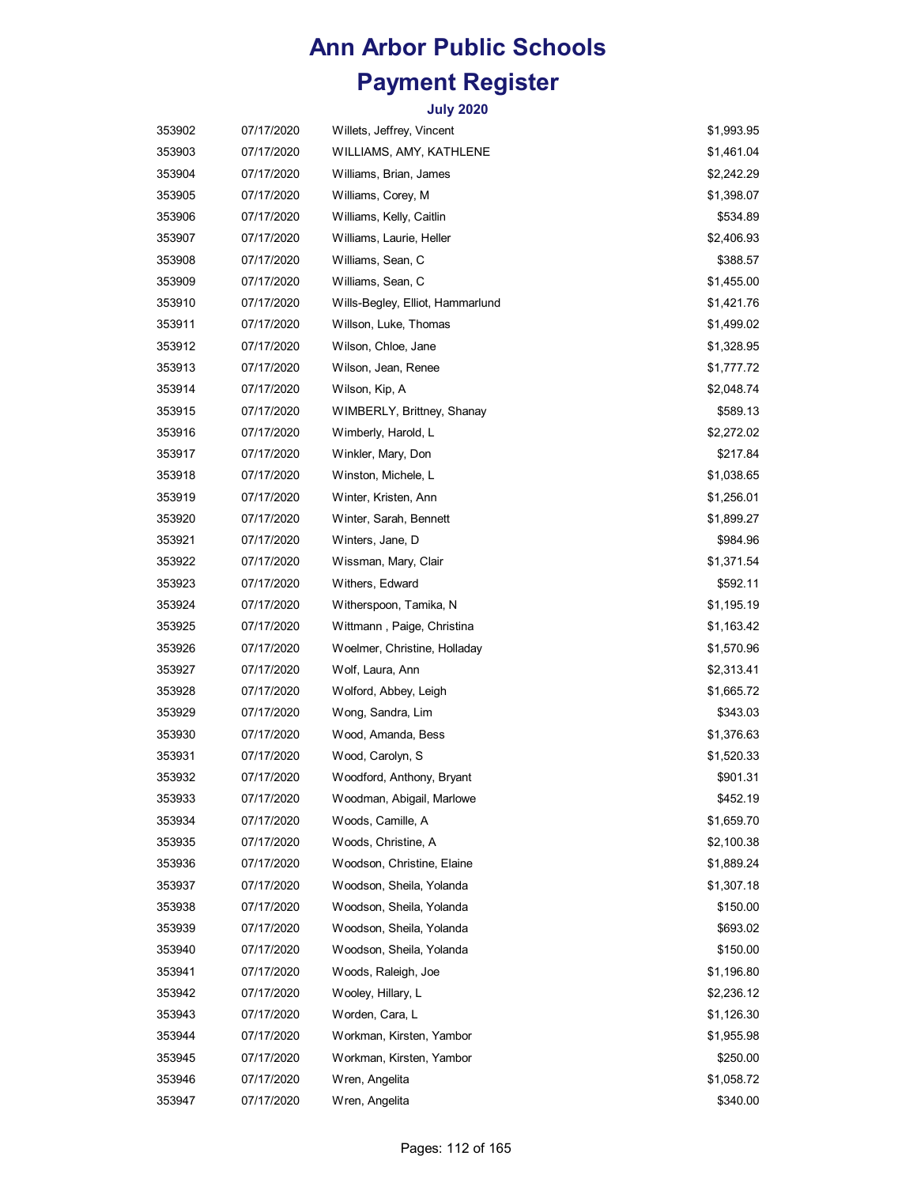# Ann Arbor Public Schools

# Payment Register

### July 2020

| | | | |
|---|---|---|---|
| 353902 | 07/17/2020 | Willets, Jeffrey, Vincent | $1,993.95 |
| 353903 | 07/17/2020 | WILLIAMS, AMY, KATHLENE | $1,461.04 |
| 353904 | 07/17/2020 | Williams, Brian, James | $2,242.29 |
| 353905 | 07/17/2020 | Williams, Corey, M | $1,398.07 |
| 353906 | 07/17/2020 | Williams, Kelly, Caitlin | $534.89 |
| 353907 | 07/17/2020 | Williams, Laurie, Heller | $2,406.93 |
| 353908 | 07/17/2020 | Williams, Sean, C | $388.57 |
| 353909 | 07/17/2020 | Williams, Sean, C | $1,455.00 |
| 353910 | 07/17/2020 | Wills-Begley, Elliot, Hammarlund | $1,421.76 |
| 353911 | 07/17/2020 | Willson, Luke, Thomas | $1,499.02 |
| 353912 | 07/17/2020 | Wilson, Chloe, Jane | $1,328.95 |
| 353913 | 07/17/2020 | Wilson, Jean, Renee | $1,777.72 |
| 353914 | 07/17/2020 | Wilson, Kip, A | $2,048.74 |
| 353915 | 07/17/2020 | WIMBERLY, Brittney, Shanay | $589.13 |
| 353916 | 07/17/2020 | Wimberly, Harold, L | $2,272.02 |
| 353917 | 07/17/2020 | Winkler, Mary, Don | $217.84 |
| 353918 | 07/17/2020 | Winston, Michele, L | $1,038.65 |
| 353919 | 07/17/2020 | Winter, Kristen, Ann | $1,256.01 |
| 353920 | 07/17/2020 | Winter, Sarah, Bennett | $1,899.27 |
| 353921 | 07/17/2020 | Winters, Jane, D | $984.96 |
| 353922 | 07/17/2020 | Wissman, Mary, Clair | $1,371.54 |
| 353923 | 07/17/2020 | Withers, Edward | $592.11 |
| 353924 | 07/17/2020 | Witherspoon, Tamika, N | $1,195.19 |
| 353925 | 07/17/2020 | Wittmann , Paige, Christina | $1,163.42 |
| 353926 | 07/17/2020 | Woelmer, Christine, Holladay | $1,570.96 |
| 353927 | 07/17/2020 | Wolf, Laura, Ann | $2,313.41 |
| 353928 | 07/17/2020 | Wolford, Abbey, Leigh | $1,665.72 |
| 353929 | 07/17/2020 | Wong, Sandra, Lim | $343.03 |
| 353930 | 07/17/2020 | Wood, Amanda, Bess | $1,376.63 |
| 353931 | 07/17/2020 | Wood, Carolyn, S | $1,520.33 |
| 353932 | 07/17/2020 | Woodford, Anthony, Bryant | $901.31 |
| 353933 | 07/17/2020 | Woodman, Abigail, Marlowe | $452.19 |
| 353934 | 07/17/2020 | Woods, Camille, A | $1,659.70 |
| 353935 | 07/17/2020 | Woods, Christine, A | $2,100.38 |
| 353936 | 07/17/2020 | Woodson, Christine, Elaine | $1,889.24 |
| 353937 | 07/17/2020 | Woodson, Sheila, Yolanda | $1,307.18 |
| 353938 | 07/17/2020 | Woodson, Sheila, Yolanda | $150.00 |
| 353939 | 07/17/2020 | Woodson, Sheila, Yolanda | $693.02 |
| 353940 | 07/17/2020 | Woodson, Sheila, Yolanda | $150.00 |
| 353941 | 07/17/2020 | Woods, Raleigh, Joe | $1,196.80 |
| 353942 | 07/17/2020 | Wooley, Hillary, L | $2,236.12 |
| 353943 | 07/17/2020 | Worden, Cara, L | $1,126.30 |
| 353944 | 07/17/2020 | Workman, Kirsten, Yambor | $1,955.98 |
| 353945 | 07/17/2020 | Workman, Kirsten, Yambor | $250.00 |
| 353946 | 07/17/2020 | Wren, Angelita | $1,058.72 |
| 353947 | 07/17/2020 | Wren, Angelita | $340.00 |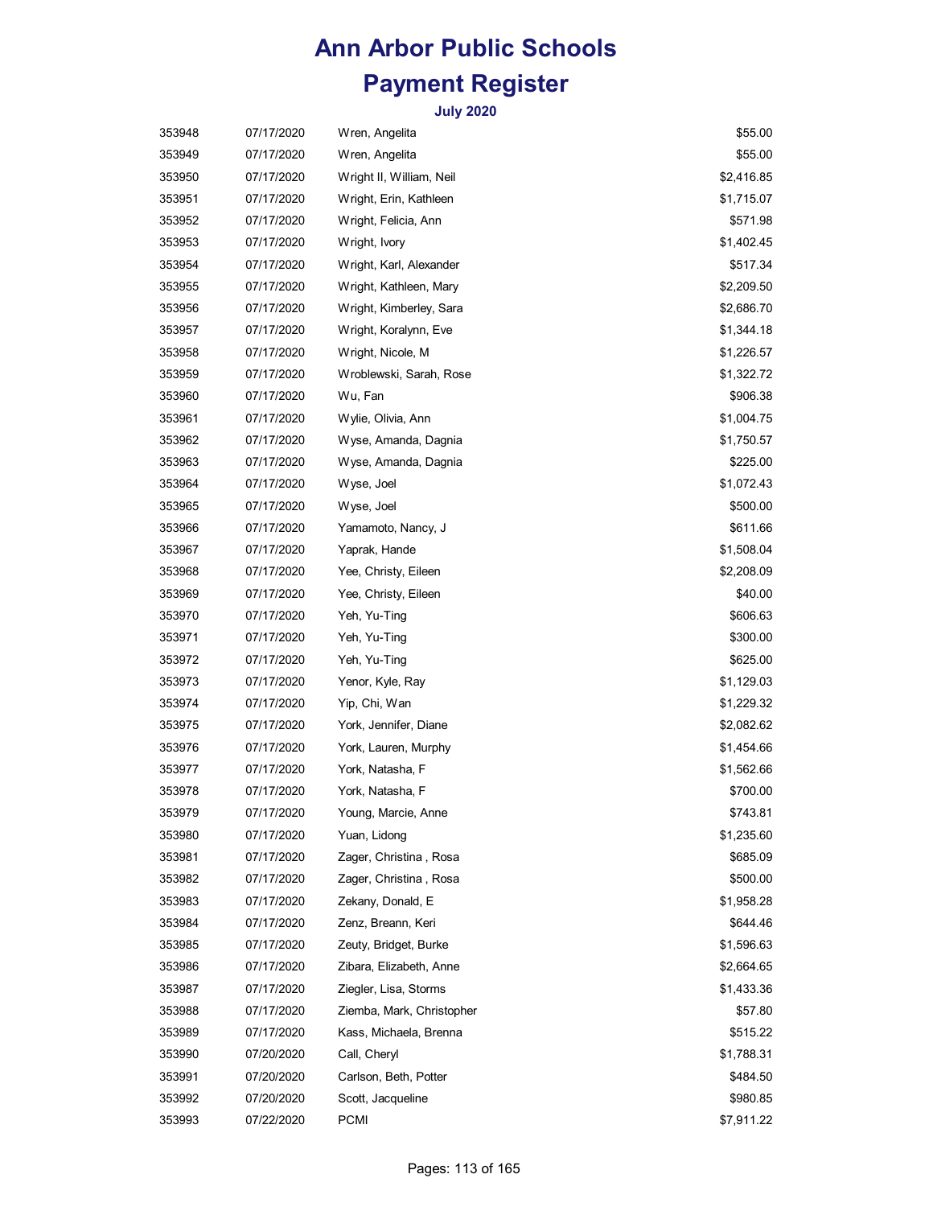# Ann Arbor Public Schools

# Payment Register

### July 2020

| | | | |
|---|---|---|---|
| 353948 | 07/17/2020 | Wren, Angelita | $55.00 |
| 353949 | 07/17/2020 | Wren, Angelita | $55.00 |
| 353950 | 07/17/2020 | Wright II, William, Neil | $2,416.85 |
| 353951 | 07/17/2020 | Wright, Erin, Kathleen | $1,715.07 |
| 353952 | 07/17/2020 | Wright, Felicia, Ann | $571.98 |
| 353953 | 07/17/2020 | Wright, Ivory | $1,402.45 |
| 353954 | 07/17/2020 | Wright, Karl, Alexander | $517.34 |
| 353955 | 07/17/2020 | Wright, Kathleen, Mary | $2,209.50 |
| 353956 | 07/17/2020 | Wright, Kimberley, Sara | $2,686.70 |
| 353957 | 07/17/2020 | Wright, Koralynn, Eve | $1,344.18 |
| 353958 | 07/17/2020 | Wright, Nicole, M | $1,226.57 |
| 353959 | 07/17/2020 | Wroblewski, Sarah, Rose | $1,322.72 |
| 353960 | 07/17/2020 | Wu, Fan | $906.38 |
| 353961 | 07/17/2020 | Wylie, Olivia, Ann | $1,004.75 |
| 353962 | 07/17/2020 | Wyse, Amanda, Dagnia | $1,750.57 |
| 353963 | 07/17/2020 | Wyse, Amanda, Dagnia | $225.00 |
| 353964 | 07/17/2020 | Wyse, Joel | $1,072.43 |
| 353965 | 07/17/2020 | Wyse, Joel | $500.00 |
| 353966 | 07/17/2020 | Yamamoto, Nancy, J | $611.66 |
| 353967 | 07/17/2020 | Yaprak, Hande | $1,508.04 |
| 353968 | 07/17/2020 | Yee, Christy, Eileen | $2,208.09 |
| 353969 | 07/17/2020 | Yee, Christy, Eileen | $40.00 |
| 353970 | 07/17/2020 | Yeh, Yu-Ting | $606.63 |
| 353971 | 07/17/2020 | Yeh, Yu-Ting | $300.00 |
| 353972 | 07/17/2020 | Yeh, Yu-Ting | $625.00 |
| 353973 | 07/17/2020 | Yenor, Kyle, Ray | $1,129.03 |
| 353974 | 07/17/2020 | Yip, Chi, Wan | $1,229.32 |
| 353975 | 07/17/2020 | York, Jennifer, Diane | $2,082.62 |
| 353976 | 07/17/2020 | York, Lauren, Murphy | $1,454.66 |
| 353977 | 07/17/2020 | York, Natasha, F | $1,562.66 |
| 353978 | 07/17/2020 | York, Natasha, F | $700.00 |
| 353979 | 07/17/2020 | Young, Marcie, Anne | $743.81 |
| 353980 | 07/17/2020 | Yuan, Lidong | $1,235.60 |
| 353981 | 07/17/2020 | Zager, Christina , Rosa | $685.09 |
| 353982 | 07/17/2020 | Zager, Christina , Rosa | $500.00 |
| 353983 | 07/17/2020 | Zekany, Donald, E | $1,958.28 |
| 353984 | 07/17/2020 | Zenz, Breann, Keri | $644.46 |
| 353985 | 07/17/2020 | Zeuty, Bridget, Burke | $1,596.63 |
| 353986 | 07/17/2020 | Zibara, Elizabeth, Anne | $2,664.65 |
| 353987 | 07/17/2020 | Ziegler, Lisa, Storms | $1,433.36 |
| 353988 | 07/17/2020 | Ziemba, Mark, Christopher | $57.80 |
| 353989 | 07/17/2020 | Kass, Michaela, Brenna | $515.22 |
| 353990 | 07/20/2020 | Call, Cheryl | $1,788.31 |
| 353991 | 07/20/2020 | Carlson, Beth, Potter | $484.50 |
| 353992 | 07/20/2020 | Scott, Jacqueline | $980.85 |
| 353993 | 07/22/2020 | PCMI | $7,911.22 |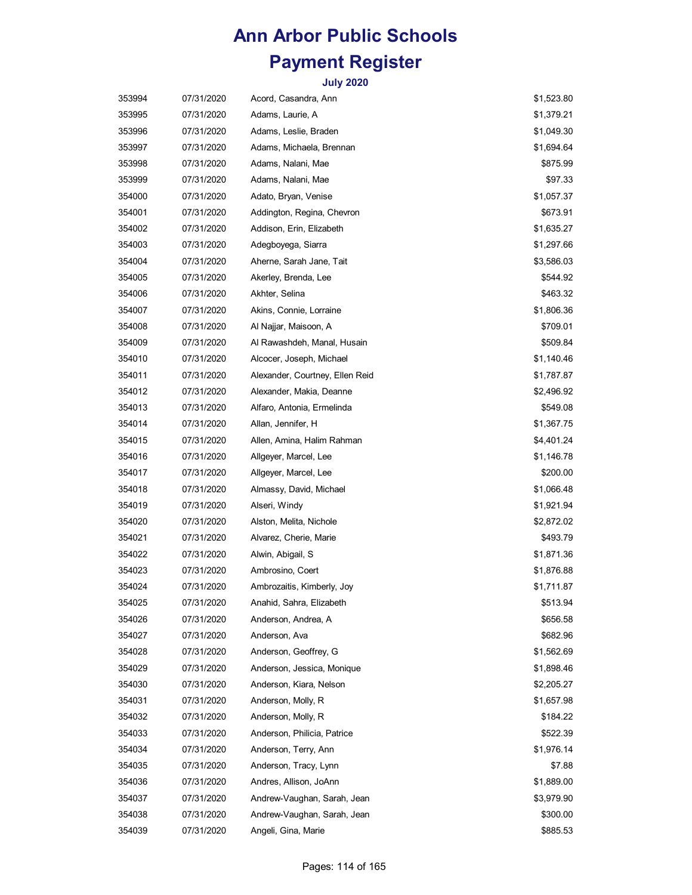# Ann Arbor Public Schools
# Payment Register

### July 2020

| | | | |
|---|---|---|---|
| 353994 | 07/31/2020 | Acord, Casandra, Ann | $1,523.80 |
| 353995 | 07/31/2020 | Adams, Laurie, A | $1,379.21 |
| 353996 | 07/31/2020 | Adams, Leslie, Braden | $1,049.30 |
| 353997 | 07/31/2020 | Adams, Michaela, Brennan | $1,694.64 |
| 353998 | 07/31/2020 | Adams, Nalani, Mae | $875.99 |
| 353999 | 07/31/2020 | Adams, Nalani, Mae | $97.33 |
| 354000 | 07/31/2020 | Adato, Bryan, Venise | $1,057.37 |
| 354001 | 07/31/2020 | Addington, Regina, Chevron | $673.91 |
| 354002 | 07/31/2020 | Addison, Erin, Elizabeth | $1,635.27 |
| 354003 | 07/31/2020 | Adegboyega, Siarra | $1,297.66 |
| 354004 | 07/31/2020 | Aherne, Sarah Jane, Tait | $3,586.03 |
| 354005 | 07/31/2020 | Akerley, Brenda, Lee | $544.92 |
| 354006 | 07/31/2020 | Akhter, Selina | $463.32 |
| 354007 | 07/31/2020 | Akins, Connie, Lorraine | $1,806.36 |
| 354008 | 07/31/2020 | Al Najjar, Maisoon, A | $709.01 |
| 354009 | 07/31/2020 | Al Rawashdeh, Manal, Husain | $509.84 |
| 354010 | 07/31/2020 | Alcocer, Joseph, Michael | $1,140.46 |
| 354011 | 07/31/2020 | Alexander, Courtney, Ellen Reid | $1,787.87 |
| 354012 | 07/31/2020 | Alexander, Makia, Deanne | $2,496.92 |
| 354013 | 07/31/2020 | Alfaro, Antonia, Ermelinda | $549.08 |
| 354014 | 07/31/2020 | Allan, Jennifer, H | $1,367.75 |
| 354015 | 07/31/2020 | Allen, Amina, Halim Rahman | $4,401.24 |
| 354016 | 07/31/2020 | Allgeyer, Marcel, Lee | $1,146.78 |
| 354017 | 07/31/2020 | Allgeyer, Marcel, Lee | $200.00 |
| 354018 | 07/31/2020 | Almassy, David, Michael | $1,066.48 |
| 354019 | 07/31/2020 | Alseri, Windy | $1,921.94 |
| 354020 | 07/31/2020 | Alston, Melita, Nichole | $2,872.02 |
| 354021 | 07/31/2020 | Alvarez, Cherie, Marie | $493.79 |
| 354022 | 07/31/2020 | Alwin, Abigail, S | $1,871.36 |
| 354023 | 07/31/2020 | Ambrosino, Coert | $1,876.88 |
| 354024 | 07/31/2020 | Ambrozaitis, Kimberly, Joy | $1,711.87 |
| 354025 | 07/31/2020 | Anahid, Sahra, Elizabeth | $513.94 |
| 354026 | 07/31/2020 | Anderson, Andrea, A | $656.58 |
| 354027 | 07/31/2020 | Anderson, Ava | $682.96 |
| 354028 | 07/31/2020 | Anderson, Geoffrey, G | $1,562.69 |
| 354029 | 07/31/2020 | Anderson, Jessica, Monique | $1,898.46 |
| 354030 | 07/31/2020 | Anderson, Kiara, Nelson | $2,205.27 |
| 354031 | 07/31/2020 | Anderson, Molly, R | $1,657.98 |
| 354032 | 07/31/2020 | Anderson, Molly, R | $184.22 |
| 354033 | 07/31/2020 | Anderson, Philicia, Patrice | $522.39 |
| 354034 | 07/31/2020 | Anderson, Terry, Ann | $1,976.14 |
| 354035 | 07/31/2020 | Anderson, Tracy, Lynn | $7.88 |
| 354036 | 07/31/2020 | Andres, Allison, JoAnn | $1,889.00 |
| 354037 | 07/31/2020 | Andrew-Vaughan, Sarah, Jean | $3,979.90 |
| 354038 | 07/31/2020 | Andrew-Vaughan, Sarah, Jean | $300.00 |
| 354039 | 07/31/2020 | Angeli, Gina, Marie | $885.53 |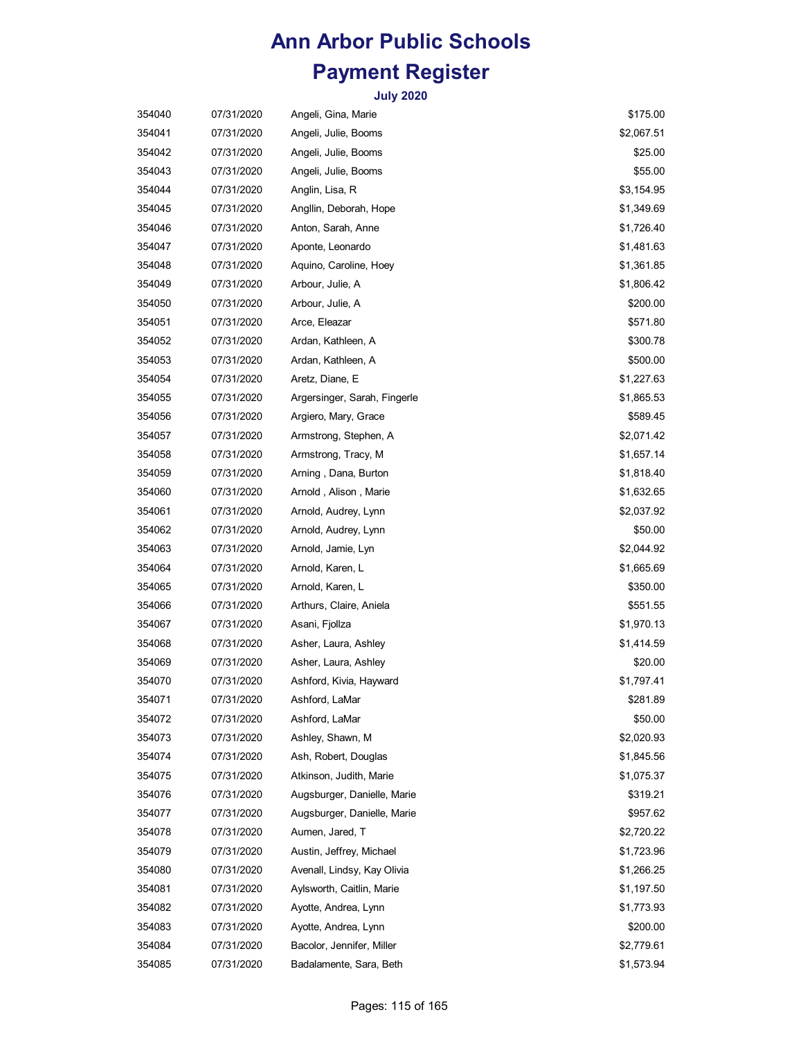# Ann Arbor Public Schools

# Payment Register

### July 2020

| | | | |
|---|---|---|---|
| 354040 | 07/31/2020 | Angeli, Gina, Marie | $175.00 |
| 354041 | 07/31/2020 | Angeli, Julie, Booms | $2,067.51 |
| 354042 | 07/31/2020 | Angeli, Julie, Booms | $25.00 |
| 354043 | 07/31/2020 | Angeli, Julie, Booms | $55.00 |
| 354044 | 07/31/2020 | Anglin, Lisa, R | $3,154.95 |
| 354045 | 07/31/2020 | Angllin, Deborah, Hope | $1,349.69 |
| 354046 | 07/31/2020 | Anton, Sarah, Anne | $1,726.40 |
| 354047 | 07/31/2020 | Aponte, Leonardo | $1,481.63 |
| 354048 | 07/31/2020 | Aquino, Caroline, Hoey | $1,361.85 |
| 354049 | 07/31/2020 | Arbour, Julie, A | $1,806.42 |
| 354050 | 07/31/2020 | Arbour, Julie, A | $200.00 |
| 354051 | 07/31/2020 | Arce, Eleazar | $571.80 |
| 354052 | 07/31/2020 | Ardan, Kathleen, A | $300.78 |
| 354053 | 07/31/2020 | Ardan, Kathleen, A | $500.00 |
| 354054 | 07/31/2020 | Aretz, Diane, E | $1,227.63 |
| 354055 | 07/31/2020 | Argersinger, Sarah, Fingerle | $1,865.53 |
| 354056 | 07/31/2020 | Argiero, Mary, Grace | $589.45 |
| 354057 | 07/31/2020 | Armstrong, Stephen, A | $2,071.42 |
| 354058 | 07/31/2020 | Armstrong, Tracy, M | $1,657.14 |
| 354059 | 07/31/2020 | Arning , Dana, Burton | $1,818.40 |
| 354060 | 07/31/2020 | Arnold , Alison , Marie | $1,632.65 |
| 354061 | 07/31/2020 | Arnold, Audrey, Lynn | $2,037.92 |
| 354062 | 07/31/2020 | Arnold, Audrey, Lynn | $50.00 |
| 354063 | 07/31/2020 | Arnold, Jamie, Lyn | $2,044.92 |
| 354064 | 07/31/2020 | Arnold, Karen, L | $1,665.69 |
| 354065 | 07/31/2020 | Arnold, Karen, L | $350.00 |
| 354066 | 07/31/2020 | Arthurs, Claire, Aniela | $551.55 |
| 354067 | 07/31/2020 | Asani, Fjollza | $1,970.13 |
| 354068 | 07/31/2020 | Asher, Laura, Ashley | $1,414.59 |
| 354069 | 07/31/2020 | Asher, Laura, Ashley | $20.00 |
| 354070 | 07/31/2020 | Ashford, Kivia, Hayward | $1,797.41 |
| 354071 | 07/31/2020 | Ashford, LaMar | $281.89 |
| 354072 | 07/31/2020 | Ashford, LaMar | $50.00 |
| 354073 | 07/31/2020 | Ashley, Shawn, M | $2,020.93 |
| 354074 | 07/31/2020 | Ash, Robert, Douglas | $1,845.56 |
| 354075 | 07/31/2020 | Atkinson, Judith, Marie | $1,075.37 |
| 354076 | 07/31/2020 | Augsburger, Danielle, Marie | $319.21 |
| 354077 | 07/31/2020 | Augsburger, Danielle, Marie | $957.62 |
| 354078 | 07/31/2020 | Aumen, Jared, T | $2,720.22 |
| 354079 | 07/31/2020 | Austin, Jeffrey, Michael | $1,723.96 |
| 354080 | 07/31/2020 | Avenall, Lindsy, Kay Olivia | $1,266.25 |
| 354081 | 07/31/2020 | Aylsworth, Caitlin, Marie | $1,197.50 |
| 354082 | 07/31/2020 | Ayotte, Andrea, Lynn | $1,773.93 |
| 354083 | 07/31/2020 | Ayotte, Andrea, Lynn | $200.00 |
| 354084 | 07/31/2020 | Bacolor, Jennifer, Miller | $2,779.61 |
| 354085 | 07/31/2020 | Badalamente, Sara, Beth | $1,573.94 |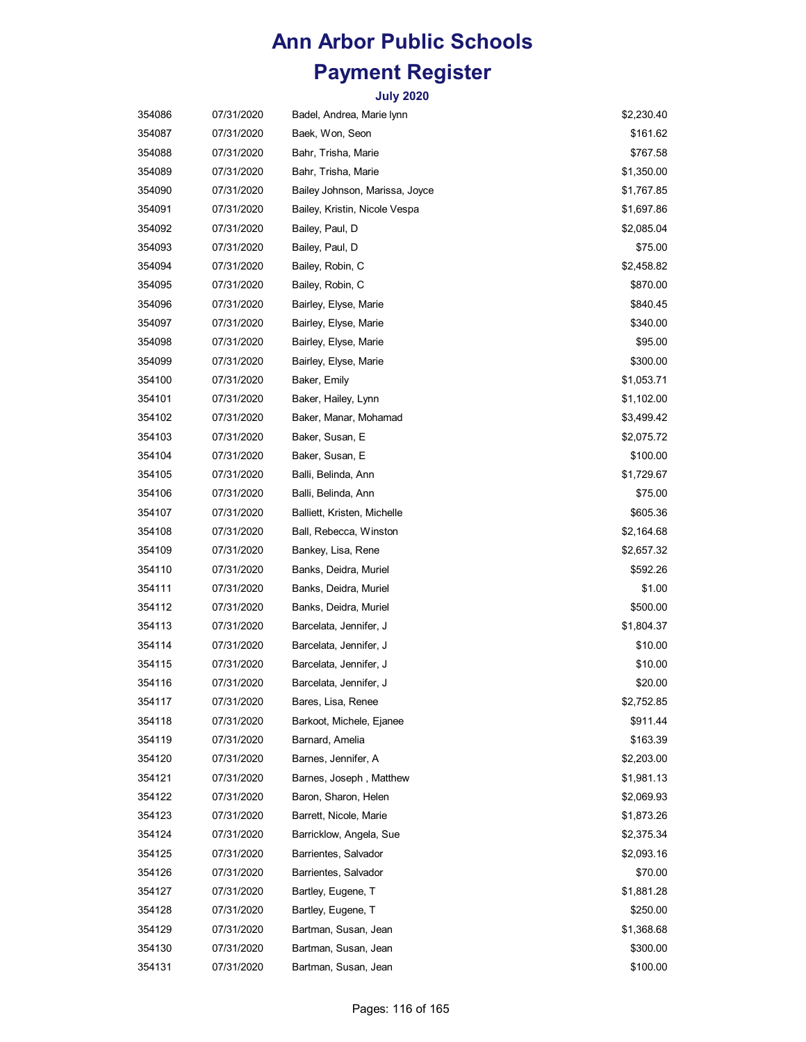# Ann Arbor Public Schools

# Payment Register

### July 2020

| | | | |
|---|---|---|---|
| 354086 | 07/31/2020 | Badel, Andrea, Marie lynn | $2,230.40 |
| 354087 | 07/31/2020 | Baek, Won, Seon | $161.62 |
| 354088 | 07/31/2020 | Bahr, Trisha, Marie | $767.58 |
| 354089 | 07/31/2020 | Bahr, Trisha, Marie | $1,350.00 |
| 354090 | 07/31/2020 | Bailey Johnson, Marissa, Joyce | $1,767.85 |
| 354091 | 07/31/2020 | Bailey, Kristin, Nicole Vespa | $1,697.86 |
| 354092 | 07/31/2020 | Bailey, Paul, D | $2,085.04 |
| 354093 | 07/31/2020 | Bailey, Paul, D | $75.00 |
| 354094 | 07/31/2020 | Bailey, Robin, C | $2,458.82 |
| 354095 | 07/31/2020 | Bailey, Robin, C | $870.00 |
| 354096 | 07/31/2020 | Bairley, Elyse, Marie | $840.45 |
| 354097 | 07/31/2020 | Bairley, Elyse, Marie | $340.00 |
| 354098 | 07/31/2020 | Bairley, Elyse, Marie | $95.00 |
| 354099 | 07/31/2020 | Bairley, Elyse, Marie | $300.00 |
| 354100 | 07/31/2020 | Baker, Emily | $1,053.71 |
| 354101 | 07/31/2020 | Baker, Hailey, Lynn | $1,102.00 |
| 354102 | 07/31/2020 | Baker, Manar, Mohamad | $3,499.42 |
| 354103 | 07/31/2020 | Baker, Susan, E | $2,075.72 |
| 354104 | 07/31/2020 | Baker, Susan, E | $100.00 |
| 354105 | 07/31/2020 | Balli, Belinda, Ann | $1,729.67 |
| 354106 | 07/31/2020 | Balli, Belinda, Ann | $75.00 |
| 354107 | 07/31/2020 | Balliett, Kristen, Michelle | $605.36 |
| 354108 | 07/31/2020 | Ball, Rebecca, Winston | $2,164.68 |
| 354109 | 07/31/2020 | Bankey, Lisa, Rene | $2,657.32 |
| 354110 | 07/31/2020 | Banks, Deidra, Muriel | $592.26 |
| 354111 | 07/31/2020 | Banks, Deidra, Muriel | $1.00 |
| 354112 | 07/31/2020 | Banks, Deidra, Muriel | $500.00 |
| 354113 | 07/31/2020 | Barcelata, Jennifer, J | $1,804.37 |
| 354114 | 07/31/2020 | Barcelata, Jennifer, J | $10.00 |
| 354115 | 07/31/2020 | Barcelata, Jennifer, J | $10.00 |
| 354116 | 07/31/2020 | Barcelata, Jennifer, J | $20.00 |
| 354117 | 07/31/2020 | Bares, Lisa, Renee | $2,752.85 |
| 354118 | 07/31/2020 | Barkoot, Michele, Ejanee | $911.44 |
| 354119 | 07/31/2020 | Barnard, Amelia | $163.39 |
| 354120 | 07/31/2020 | Barnes, Jennifer, A | $2,203.00 |
| 354121 | 07/31/2020 | Barnes, Joseph , Matthew | $1,981.13 |
| 354122 | 07/31/2020 | Baron, Sharon, Helen | $2,069.93 |
| 354123 | 07/31/2020 | Barrett, Nicole, Marie | $1,873.26 |
| 354124 | 07/31/2020 | Barricklow, Angela, Sue | $2,375.34 |
| 354125 | 07/31/2020 | Barrientes, Salvador | $2,093.16 |
| 354126 | 07/31/2020 | Barrientes, Salvador | $70.00 |
| 354127 | 07/31/2020 | Bartley, Eugene, T | $1,881.28 |
| 354128 | 07/31/2020 | Bartley, Eugene, T | $250.00 |
| 354129 | 07/31/2020 | Bartman, Susan, Jean | $1,368.68 |
| 354130 | 07/31/2020 | Bartman, Susan, Jean | $300.00 |
| 354131 | 07/31/2020 | Bartman, Susan, Jean | $100.00 |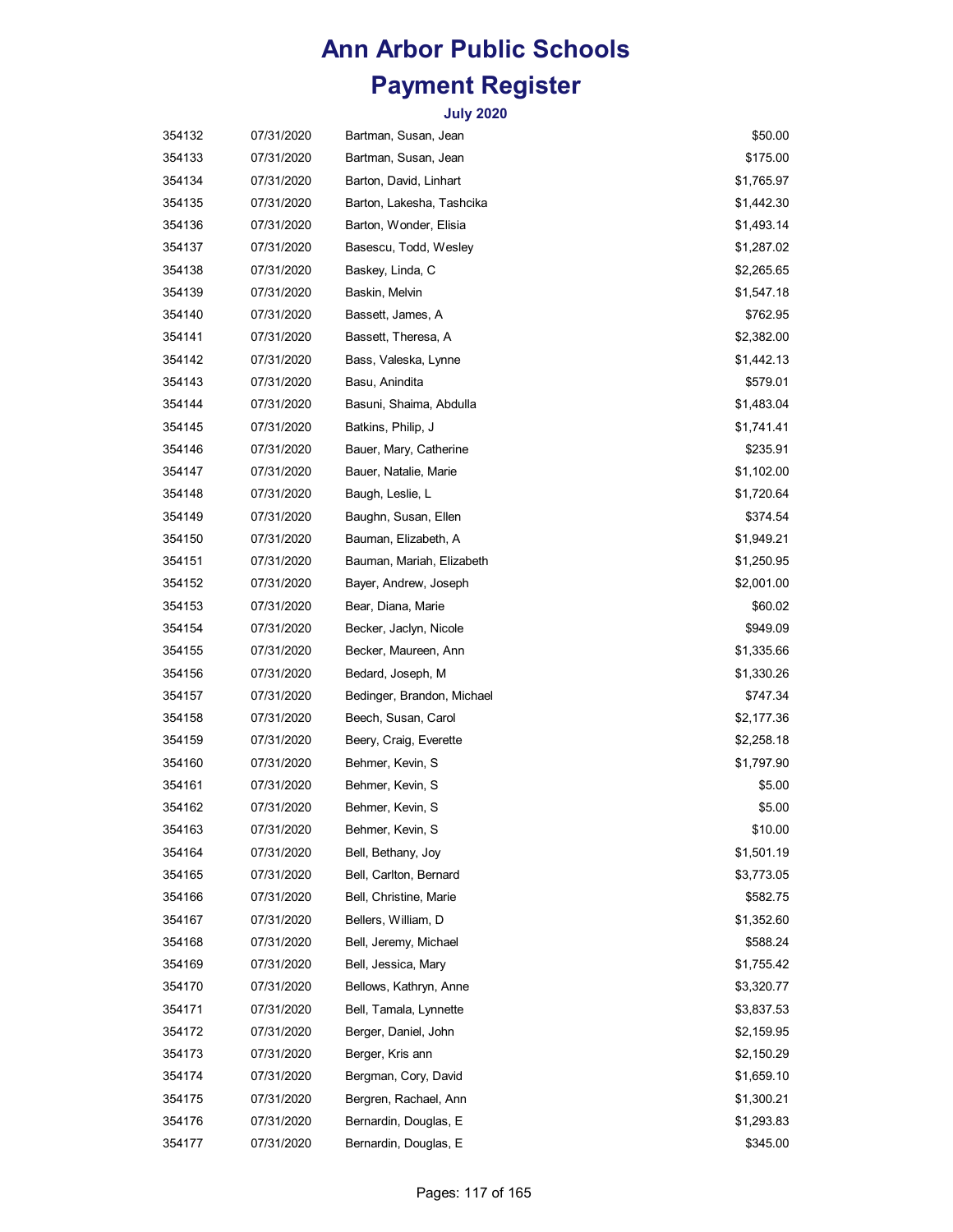# Ann Arbor Public Schools

# Payment Register

### July 2020

| | | | |
|---|---|---|---|
| 354132 | 07/31/2020 | Bartman, Susan, Jean | $50.00 |
| 354133 | 07/31/2020 | Bartman, Susan, Jean | $175.00 |
| 354134 | 07/31/2020 | Barton, David, Linhart | $1,765.97 |
| 354135 | 07/31/2020 | Barton, Lakesha, Tashcika | $1,442.30 |
| 354136 | 07/31/2020 | Barton, Wonder, Elisia | $1,493.14 |
| 354137 | 07/31/2020 | Basescu, Todd, Wesley | $1,287.02 |
| 354138 | 07/31/2020 | Baskey, Linda, C | $2,265.65 |
| 354139 | 07/31/2020 | Baskin, Melvin | $1,547.18 |
| 354140 | 07/31/2020 | Bassett, James, A | $762.95 |
| 354141 | 07/31/2020 | Bassett, Theresa, A | $2,382.00 |
| 354142 | 07/31/2020 | Bass, Valeska, Lynne | $1,442.13 |
| 354143 | 07/31/2020 | Basu, Anindita | $579.01 |
| 354144 | 07/31/2020 | Basuni, Shaima, Abdulla | $1,483.04 |
| 354145 | 07/31/2020 | Batkins, Philip, J | $1,741.41 |
| 354146 | 07/31/2020 | Bauer, Mary, Catherine | $235.91 |
| 354147 | 07/31/2020 | Bauer, Natalie, Marie | $1,102.00 |
| 354148 | 07/31/2020 | Baugh, Leslie, L | $1,720.64 |
| 354149 | 07/31/2020 | Baughn, Susan, Ellen | $374.54 |
| 354150 | 07/31/2020 | Bauman, Elizabeth, A | $1,949.21 |
| 354151 | 07/31/2020 | Bauman, Mariah, Elizabeth | $1,250.95 |
| 354152 | 07/31/2020 | Bayer, Andrew, Joseph | $2,001.00 |
| 354153 | 07/31/2020 | Bear, Diana, Marie | $60.02 |
| 354154 | 07/31/2020 | Becker, Jaclyn, Nicole | $949.09 |
| 354155 | 07/31/2020 | Becker, Maureen, Ann | $1,335.66 |
| 354156 | 07/31/2020 | Bedard, Joseph, M | $1,330.26 |
| 354157 | 07/31/2020 | Bedinger, Brandon, Michael | $747.34 |
| 354158 | 07/31/2020 | Beech, Susan, Carol | $2,177.36 |
| 354159 | 07/31/2020 | Beery, Craig, Everette | $2,258.18 |
| 354160 | 07/31/2020 | Behmer, Kevin, S | $1,797.90 |
| 354161 | 07/31/2020 | Behmer, Kevin, S | $5.00 |
| 354162 | 07/31/2020 | Behmer, Kevin, S | $5.00 |
| 354163 | 07/31/2020 | Behmer, Kevin, S | $10.00 |
| 354164 | 07/31/2020 | Bell, Bethany, Joy | $1,501.19 |
| 354165 | 07/31/2020 | Bell, Carlton, Bernard | $3,773.05 |
| 354166 | 07/31/2020 | Bell, Christine, Marie | $582.75 |
| 354167 | 07/31/2020 | Bellers, William, D | $1,352.60 |
| 354168 | 07/31/2020 | Bell, Jeremy, Michael | $588.24 |
| 354169 | 07/31/2020 | Bell, Jessica, Mary | $1,755.42 |
| 354170 | 07/31/2020 | Bellows, Kathryn, Anne | $3,320.77 |
| 354171 | 07/31/2020 | Bell, Tamala, Lynnette | $3,837.53 |
| 354172 | 07/31/2020 | Berger, Daniel, John | $2,159.95 |
| 354173 | 07/31/2020 | Berger, Kris ann | $2,150.29 |
| 354174 | 07/31/2020 | Bergman, Cory, David | $1,659.10 |
| 354175 | 07/31/2020 | Bergren, Rachael, Ann | $1,300.21 |
| 354176 | 07/31/2020 | Bernardin, Douglas, E | $1,293.83 |
| 354177 | 07/31/2020 | Bernardin, Douglas, E | $345.00 |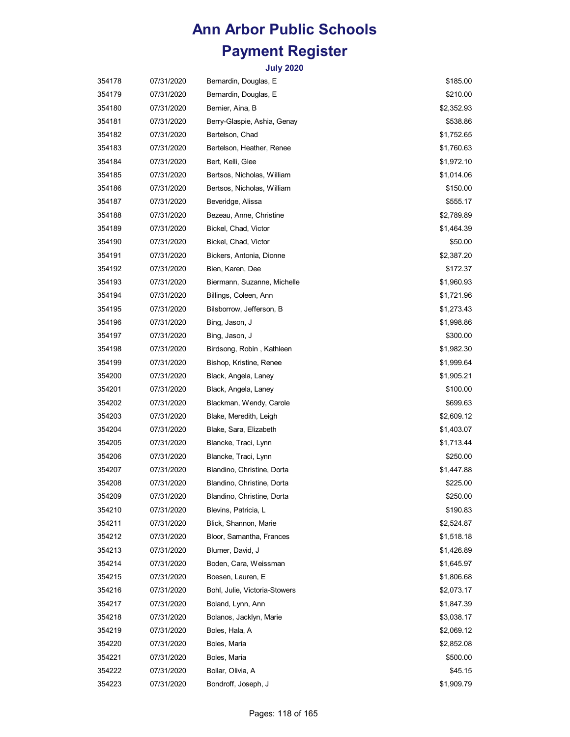# Ann Arbor Public Schools
# Payment Register

### July 2020

| | | | |
|---|---|---|---|
| 354178 | 07/31/2020 | Bernardin, Douglas, E | $185.00 |
| 354179 | 07/31/2020 | Bernardin, Douglas, E | $210.00 |
| 354180 | 07/31/2020 | Bernier, Aina, B | $2,352.93 |
| 354181 | 07/31/2020 | Berry-Glaspie, Ashia, Genay | $538.86 |
| 354182 | 07/31/2020 | Bertelson, Chad | $1,752.65 |
| 354183 | 07/31/2020 | Bertelson, Heather, Renee | $1,760.63 |
| 354184 | 07/31/2020 | Bert, Kelli, Glee | $1,972.10 |
| 354185 | 07/31/2020 | Bertsos, Nicholas, William | $1,014.06 |
| 354186 | 07/31/2020 | Bertsos, Nicholas, William | $150.00 |
| 354187 | 07/31/2020 | Beveridge, Alissa | $555.17 |
| 354188 | 07/31/2020 | Bezeau, Anne, Christine | $2,789.89 |
| 354189 | 07/31/2020 | Bickel, Chad, Victor | $1,464.39 |
| 354190 | 07/31/2020 | Bickel, Chad, Victor | $50.00 |
| 354191 | 07/31/2020 | Bickers, Antonia, Dionne | $2,387.20 |
| 354192 | 07/31/2020 | Bien, Karen, Dee | $172.37 |
| 354193 | 07/31/2020 | Biermann, Suzanne, Michelle | $1,960.93 |
| 354194 | 07/31/2020 | Billings, Coleen, Ann | $1,721.96 |
| 354195 | 07/31/2020 | Bilsborrow, Jefferson, B | $1,273.43 |
| 354196 | 07/31/2020 | Bing, Jason, J | $1,998.86 |
| 354197 | 07/31/2020 | Bing, Jason, J | $300.00 |
| 354198 | 07/31/2020 | Birdsong, Robin , Kathleen | $1,982.30 |
| 354199 | 07/31/2020 | Bishop, Kristine, Renee | $1,999.64 |
| 354200 | 07/31/2020 | Black, Angela, Laney | $1,905.21 |
| 354201 | 07/31/2020 | Black, Angela, Laney | $100.00 |
| 354202 | 07/31/2020 | Blackman, Wendy, Carole | $699.63 |
| 354203 | 07/31/2020 | Blake, Meredith, Leigh | $2,609.12 |
| 354204 | 07/31/2020 | Blake, Sara, Elizabeth | $1,403.07 |
| 354205 | 07/31/2020 | Blancke, Traci, Lynn | $1,713.44 |
| 354206 | 07/31/2020 | Blancke, Traci, Lynn | $250.00 |
| 354207 | 07/31/2020 | Blandino, Christine, Dorta | $1,447.88 |
| 354208 | 07/31/2020 | Blandino, Christine, Dorta | $225.00 |
| 354209 | 07/31/2020 | Blandino, Christine, Dorta | $250.00 |
| 354210 | 07/31/2020 | Blevins, Patricia, L | $190.83 |
| 354211 | 07/31/2020 | Blick, Shannon, Marie | $2,524.87 |
| 354212 | 07/31/2020 | Bloor, Samantha, Frances | $1,518.18 |
| 354213 | 07/31/2020 | Blumer, David, J | $1,426.89 |
| 354214 | 07/31/2020 | Boden, Cara, Weissman | $1,645.97 |
| 354215 | 07/31/2020 | Boesen, Lauren, E | $1,806.68 |
| 354216 | 07/31/2020 | Bohl, Julie, Victoria-Stowers | $2,073.17 |
| 354217 | 07/31/2020 | Boland, Lynn, Ann | $1,847.39 |
| 354218 | 07/31/2020 | Bolanos, Jacklyn, Marie | $3,038.17 |
| 354219 | 07/31/2020 | Boles, Hala, A | $2,069.12 |
| 354220 | 07/31/2020 | Boles, Maria | $2,852.08 |
| 354221 | 07/31/2020 | Boles, Maria | $500.00 |
| 354222 | 07/31/2020 | Bollar, Olivia, A | $45.15 |
| 354223 | 07/31/2020 | Bondroff, Joseph, J | $1,909.79 |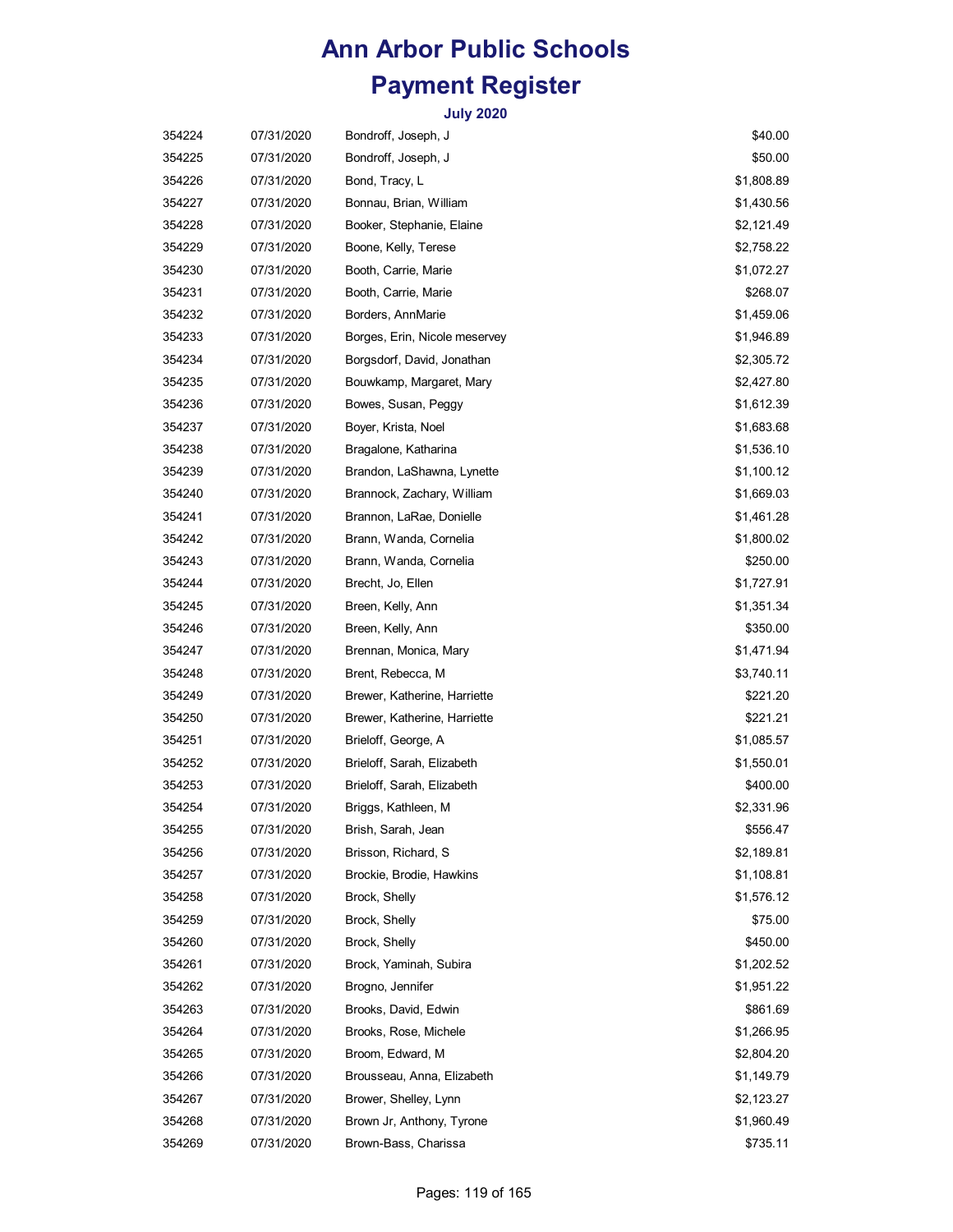# Ann Arbor Public Schools

# Payment Register

### July 2020

| | | | |
|---|---|---|---|
| 354224 | 07/31/2020 | Bondroff, Joseph, J | $40.00 |
| 354225 | 07/31/2020 | Bondroff, Joseph, J | $50.00 |
| 354226 | 07/31/2020 | Bond, Tracy, L | $1,808.89 |
| 354227 | 07/31/2020 | Bonnau, Brian, William | $1,430.56 |
| 354228 | 07/31/2020 | Booker, Stephanie, Elaine | $2,121.49 |
| 354229 | 07/31/2020 | Boone, Kelly, Terese | $2,758.22 |
| 354230 | 07/31/2020 | Booth, Carrie, Marie | $1,072.27 |
| 354231 | 07/31/2020 | Booth, Carrie, Marie | $268.07 |
| 354232 | 07/31/2020 | Borders, AnnMarie | $1,459.06 |
| 354233 | 07/31/2020 | Borges, Erin, Nicole meservey | $1,946.89 |
| 354234 | 07/31/2020 | Borgsdorf, David, Jonathan | $2,305.72 |
| 354235 | 07/31/2020 | Bouwkamp, Margaret, Mary | $2,427.80 |
| 354236 | 07/31/2020 | Bowes, Susan, Peggy | $1,612.39 |
| 354237 | 07/31/2020 | Boyer, Krista, Noel | $1,683.68 |
| 354238 | 07/31/2020 | Bragalone, Katharina | $1,536.10 |
| 354239 | 07/31/2020 | Brandon, LaShawna, Lynette | $1,100.12 |
| 354240 | 07/31/2020 | Brannock, Zachary, William | $1,669.03 |
| 354241 | 07/31/2020 | Brannon, LaRae, Donielle | $1,461.28 |
| 354242 | 07/31/2020 | Brann, Wanda, Cornelia | $1,800.02 |
| 354243 | 07/31/2020 | Brann, Wanda, Cornelia | $250.00 |
| 354244 | 07/31/2020 | Brecht, Jo, Ellen | $1,727.91 |
| 354245 | 07/31/2020 | Breen, Kelly, Ann | $1,351.34 |
| 354246 | 07/31/2020 | Breen, Kelly, Ann | $350.00 |
| 354247 | 07/31/2020 | Brennan, Monica, Mary | $1,471.94 |
| 354248 | 07/31/2020 | Brent, Rebecca, M | $3,740.11 |
| 354249 | 07/31/2020 | Brewer, Katherine, Harriette | $221.20 |
| 354250 | 07/31/2020 | Brewer, Katherine, Harriette | $221.21 |
| 354251 | 07/31/2020 | Brieloff, George, A | $1,085.57 |
| 354252 | 07/31/2020 | Brieloff, Sarah, Elizabeth | $1,550.01 |
| 354253 | 07/31/2020 | Brieloff, Sarah, Elizabeth | $400.00 |
| 354254 | 07/31/2020 | Briggs, Kathleen, M | $2,331.96 |
| 354255 | 07/31/2020 | Brish, Sarah, Jean | $556.47 |
| 354256 | 07/31/2020 | Brisson, Richard, S | $2,189.81 |
| 354257 | 07/31/2020 | Brockie, Brodie, Hawkins | $1,108.81 |
| 354258 | 07/31/2020 | Brock, Shelly | $1,576.12 |
| 354259 | 07/31/2020 | Brock, Shelly | $75.00 |
| 354260 | 07/31/2020 | Brock, Shelly | $450.00 |
| 354261 | 07/31/2020 | Brock, Yaminah, Subira | $1,202.52 |
| 354262 | 07/31/2020 | Brogno, Jennifer | $1,951.22 |
| 354263 | 07/31/2020 | Brooks, David, Edwin | $861.69 |
| 354264 | 07/31/2020 | Brooks, Rose, Michele | $1,266.95 |
| 354265 | 07/31/2020 | Broom, Edward, M | $2,804.20 |
| 354266 | 07/31/2020 | Brousseau, Anna, Elizabeth | $1,149.79 |
| 354267 | 07/31/2020 | Brower, Shelley, Lynn | $2,123.27 |
| 354268 | 07/31/2020 | Brown Jr, Anthony, Tyrone | $1,960.49 |
| 354269 | 07/31/2020 | Brown-Bass, Charissa | $735.11 |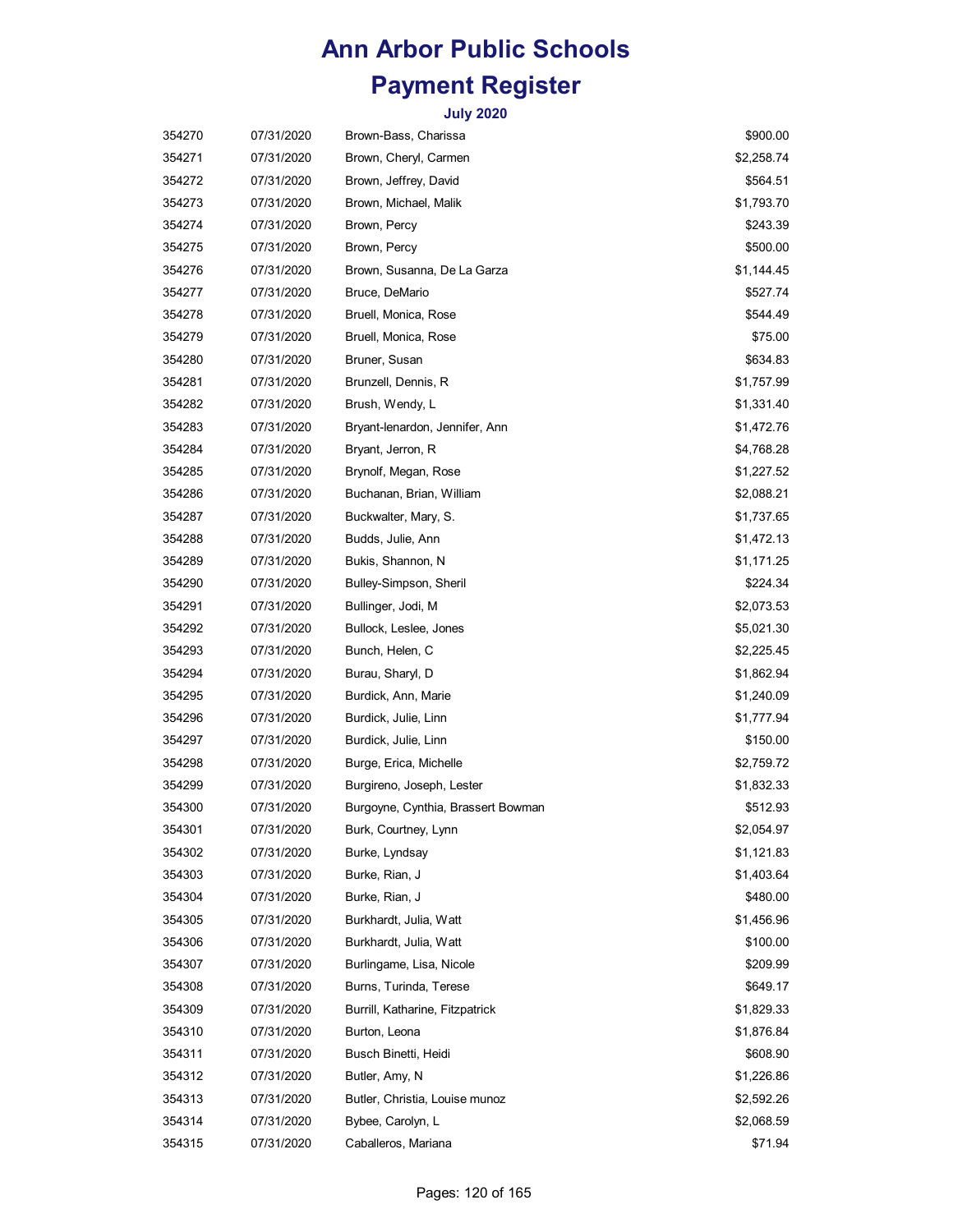# Ann Arbor Public Schools

# Payment Register

### July 2020

| | | | |
|---|---|---|---|
| 354270 | 07/31/2020 | Brown-Bass, Charissa | $900.00 |
| 354271 | 07/31/2020 | Brown, Cheryl, Carmen | $2,258.74 |
| 354272 | 07/31/2020 | Brown, Jeffrey, David | $564.51 |
| 354273 | 07/31/2020 | Brown, Michael, Malik | $1,793.70 |
| 354274 | 07/31/2020 | Brown, Percy | $243.39 |
| 354275 | 07/31/2020 | Brown, Percy | $500.00 |
| 354276 | 07/31/2020 | Brown, Susanna, De La Garza | $1,144.45 |
| 354277 | 07/31/2020 | Bruce, DeMario | $527.74 |
| 354278 | 07/31/2020 | Bruell, Monica, Rose | $544.49 |
| 354279 | 07/31/2020 | Bruell, Monica, Rose | $75.00 |
| 354280 | 07/31/2020 | Bruner, Susan | $634.83 |
| 354281 | 07/31/2020 | Brunzell, Dennis, R | $1,757.99 |
| 354282 | 07/31/2020 | Brush, Wendy, L | $1,331.40 |
| 354283 | 07/31/2020 | Bryant-lenardon, Jennifer, Ann | $1,472.76 |
| 354284 | 07/31/2020 | Bryant, Jerron, R | $4,768.28 |
| 354285 | 07/31/2020 | Brynolf, Megan, Rose | $1,227.52 |
| 354286 | 07/31/2020 | Buchanan, Brian, William | $2,088.21 |
| 354287 | 07/31/2020 | Buckwalter, Mary, S. | $1,737.65 |
| 354288 | 07/31/2020 | Budds, Julie, Ann | $1,472.13 |
| 354289 | 07/31/2020 | Bukis, Shannon, N | $1,171.25 |
| 354290 | 07/31/2020 | Bulley-Simpson, Sheril | $224.34 |
| 354291 | 07/31/2020 | Bullinger, Jodi, M | $2,073.53 |
| 354292 | 07/31/2020 | Bullock, Leslee, Jones | $5,021.30 |
| 354293 | 07/31/2020 | Bunch, Helen, C | $2,225.45 |
| 354294 | 07/31/2020 | Burau, Sharyl, D | $1,862.94 |
| 354295 | 07/31/2020 | Burdick, Ann, Marie | $1,240.09 |
| 354296 | 07/31/2020 | Burdick, Julie, Linn | $1,777.94 |
| 354297 | 07/31/2020 | Burdick, Julie, Linn | $150.00 |
| 354298 | 07/31/2020 | Burge, Erica, Michelle | $2,759.72 |
| 354299 | 07/31/2020 | Burgireno, Joseph, Lester | $1,832.33 |
| 354300 | 07/31/2020 | Burgoyne, Cynthia, Brassert Bowman | $512.93 |
| 354301 | 07/31/2020 | Burk, Courtney, Lynn | $2,054.97 |
| 354302 | 07/31/2020 | Burke, Lyndsay | $1,121.83 |
| 354303 | 07/31/2020 | Burke, Rian, J | $1,403.64 |
| 354304 | 07/31/2020 | Burke, Rian, J | $480.00 |
| 354305 | 07/31/2020 | Burkhardt, Julia, Watt | $1,456.96 |
| 354306 | 07/31/2020 | Burkhardt, Julia, Watt | $100.00 |
| 354307 | 07/31/2020 | Burlingame, Lisa, Nicole | $209.99 |
| 354308 | 07/31/2020 | Burns, Turinda, Terese | $649.17 |
| 354309 | 07/31/2020 | Burrill, Katharine, Fitzpatrick | $1,829.33 |
| 354310 | 07/31/2020 | Burton, Leona | $1,876.84 |
| 354311 | 07/31/2020 | Busch Binetti, Heidi | $608.90 |
| 354312 | 07/31/2020 | Butler, Amy, N | $1,226.86 |
| 354313 | 07/31/2020 | Butler, Christia, Louise munoz | $2,592.26 |
| 354314 | 07/31/2020 | Bybee, Carolyn, L | $2,068.59 |
| 354315 | 07/31/2020 | Caballeros, Mariana | $71.94 |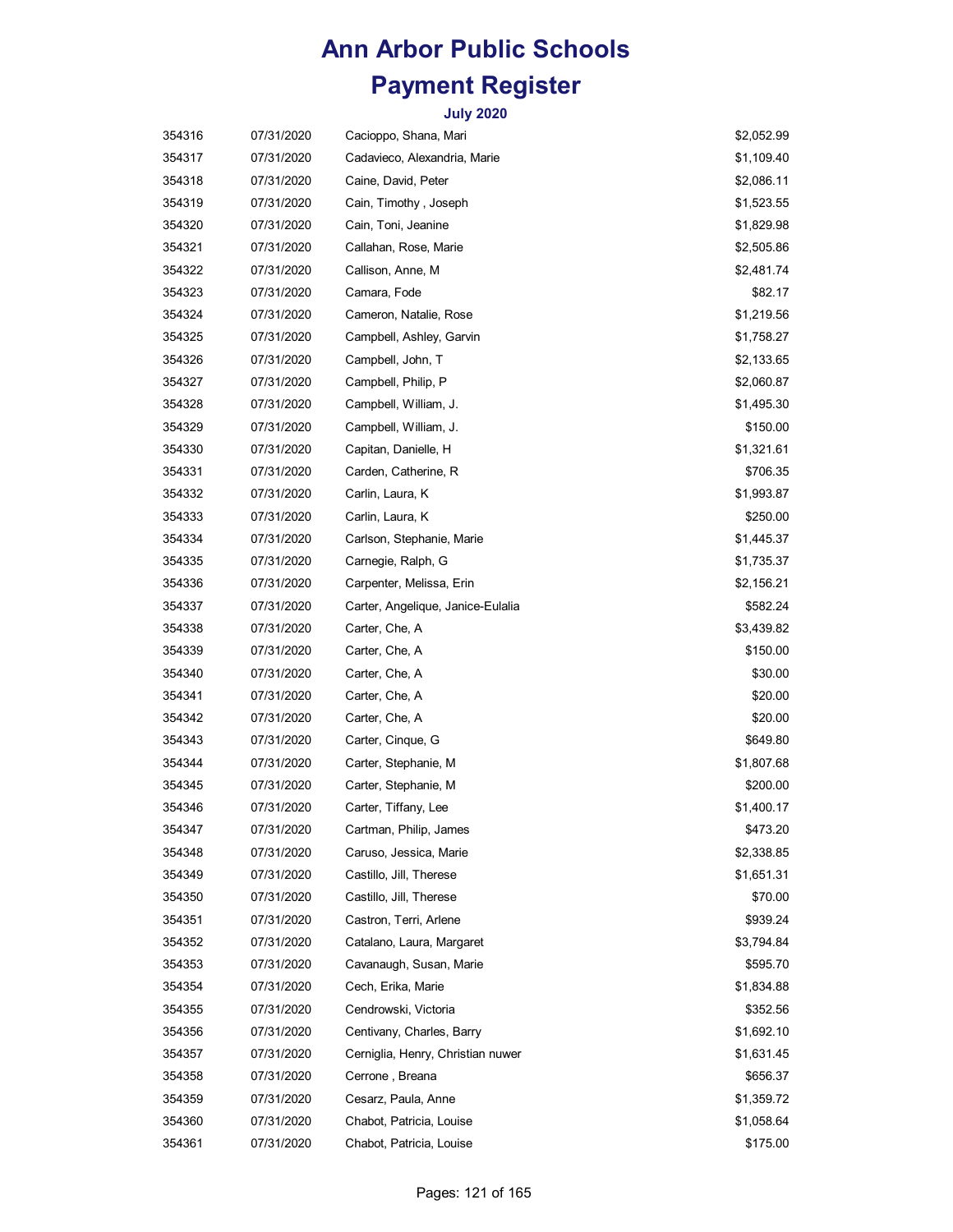# Ann Arbor Public Schools

# Payment Register

### July 2020

| | | | |
|---|---|---|---|
| 354316 | 07/31/2020 | Cacioppo, Shana, Mari | $2,052.99 |
| 354317 | 07/31/2020 | Cadavieco, Alexandria, Marie | $1,109.40 |
| 354318 | 07/31/2020 | Caine, David, Peter | $2,086.11 |
| 354319 | 07/31/2020 | Cain, Timothy , Joseph | $1,523.55 |
| 354320 | 07/31/2020 | Cain, Toni, Jeanine | $1,829.98 |
| 354321 | 07/31/2020 | Callahan, Rose, Marie | $2,505.86 |
| 354322 | 07/31/2020 | Callison, Anne, M | $2,481.74 |
| 354323 | 07/31/2020 | Camara, Fode | $82.17 |
| 354324 | 07/31/2020 | Cameron, Natalie, Rose | $1,219.56 |
| 354325 | 07/31/2020 | Campbell, Ashley, Garvin | $1,758.27 |
| 354326 | 07/31/2020 | Campbell, John, T | $2,133.65 |
| 354327 | 07/31/2020 | Campbell, Philip, P | $2,060.87 |
| 354328 | 07/31/2020 | Campbell, William, J. | $1,495.30 |
| 354329 | 07/31/2020 | Campbell, William, J. | $150.00 |
| 354330 | 07/31/2020 | Capitan, Danielle, H | $1,321.61 |
| 354331 | 07/31/2020 | Carden, Catherine, R | $706.35 |
| 354332 | 07/31/2020 | Carlin, Laura, K | $1,993.87 |
| 354333 | 07/31/2020 | Carlin, Laura, K | $250.00 |
| 354334 | 07/31/2020 | Carlson, Stephanie, Marie | $1,445.37 |
| 354335 | 07/31/2020 | Carnegie, Ralph, G | $1,735.37 |
| 354336 | 07/31/2020 | Carpenter, Melissa, Erin | $2,156.21 |
| 354337 | 07/31/2020 | Carter, Angelique, Janice-Eulalia | $582.24 |
| 354338 | 07/31/2020 | Carter, Che, A | $3,439.82 |
| 354339 | 07/31/2020 | Carter, Che, A | $150.00 |
| 354340 | 07/31/2020 | Carter, Che, A | $30.00 |
| 354341 | 07/31/2020 | Carter, Che, A | $20.00 |
| 354342 | 07/31/2020 | Carter, Che, A | $20.00 |
| 354343 | 07/31/2020 | Carter, Cinque, G | $649.80 |
| 354344 | 07/31/2020 | Carter, Stephanie, M | $1,807.68 |
| 354345 | 07/31/2020 | Carter, Stephanie, M | $200.00 |
| 354346 | 07/31/2020 | Carter, Tiffany, Lee | $1,400.17 |
| 354347 | 07/31/2020 | Cartman, Philip, James | $473.20 |
| 354348 | 07/31/2020 | Caruso, Jessica, Marie | $2,338.85 |
| 354349 | 07/31/2020 | Castillo, Jill, Therese | $1,651.31 |
| 354350 | 07/31/2020 | Castillo, Jill, Therese | $70.00 |
| 354351 | 07/31/2020 | Castron, Terri, Arlene | $939.24 |
| 354352 | 07/31/2020 | Catalano, Laura, Margaret | $3,794.84 |
| 354353 | 07/31/2020 | Cavanaugh, Susan, Marie | $595.70 |
| 354354 | 07/31/2020 | Cech, Erika, Marie | $1,834.88 |
| 354355 | 07/31/2020 | Cendrowski, Victoria | $352.56 |
| 354356 | 07/31/2020 | Centivany, Charles, Barry | $1,692.10 |
| 354357 | 07/31/2020 | Cerniglia, Henry, Christian nuwer | $1,631.45 |
| 354358 | 07/31/2020 | Cerrone , Breana | $656.37 |
| 354359 | 07/31/2020 | Cesarz, Paula, Anne | $1,359.72 |
| 354360 | 07/31/2020 | Chabot, Patricia, Louise | $1,058.64 |
| 354361 | 07/31/2020 | Chabot, Patricia, Louise | $175.00 |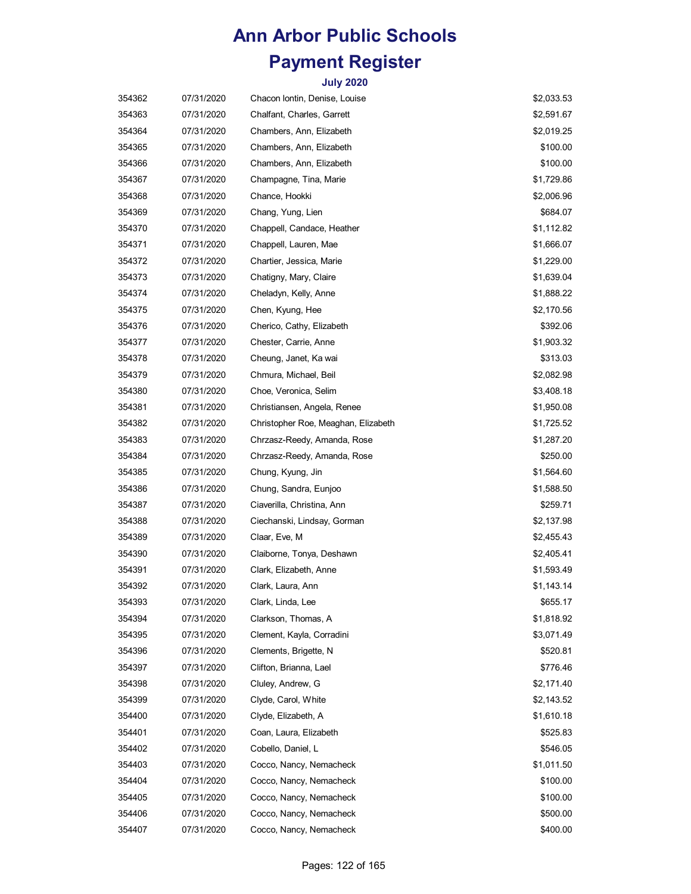# Ann Arbor Public Schools

# Payment Register

### July 2020

| | | | |
|---|---|---|---|
| 354362 | 07/31/2020 | Chacon Iontin, Denise, Louise | $2,033.53 |
| 354363 | 07/31/2020 | Chalfant, Charles, Garrett | $2,591.67 |
| 354364 | 07/31/2020 | Chambers, Ann, Elizabeth | $2,019.25 |
| 354365 | 07/31/2020 | Chambers, Ann, Elizabeth | $100.00 |
| 354366 | 07/31/2020 | Chambers, Ann, Elizabeth | $100.00 |
| 354367 | 07/31/2020 | Champagne, Tina, Marie | $1,729.86 |
| 354368 | 07/31/2020 | Chance, Hookki | $2,006.96 |
| 354369 | 07/31/2020 | Chang, Yung, Lien | $684.07 |
| 354370 | 07/31/2020 | Chappell, Candace, Heather | $1,112.82 |
| 354371 | 07/31/2020 | Chappell, Lauren, Mae | $1,666.07 |
| 354372 | 07/31/2020 | Chartier, Jessica, Marie | $1,229.00 |
| 354373 | 07/31/2020 | Chatigny, Mary, Claire | $1,639.04 |
| 354374 | 07/31/2020 | Cheladyn, Kelly, Anne | $1,888.22 |
| 354375 | 07/31/2020 | Chen, Kyung, Hee | $2,170.56 |
| 354376 | 07/31/2020 | Cherico, Cathy, Elizabeth | $392.06 |
| 354377 | 07/31/2020 | Chester, Carrie, Anne | $1,903.32 |
| 354378 | 07/31/2020 | Cheung, Janet, Ka wai | $313.03 |
| 354379 | 07/31/2020 | Chmura, Michael, Beil | $2,082.98 |
| 354380 | 07/31/2020 | Choe, Veronica, Selim | $3,408.18 |
| 354381 | 07/31/2020 | Christiansen, Angela, Renee | $1,950.08 |
| 354382 | 07/31/2020 | Christopher Roe, Meaghan, Elizabeth | $1,725.52 |
| 354383 | 07/31/2020 | Chrzasz-Reedy, Amanda, Rose | $1,287.20 |
| 354384 | 07/31/2020 | Chrzasz-Reedy, Amanda, Rose | $250.00 |
| 354385 | 07/31/2020 | Chung, Kyung, Jin | $1,564.60 |
| 354386 | 07/31/2020 | Chung, Sandra, Eunjoo | $1,588.50 |
| 354387 | 07/31/2020 | Ciaverilla, Christina, Ann | $259.71 |
| 354388 | 07/31/2020 | Ciechanski, Lindsay, Gorman | $2,137.98 |
| 354389 | 07/31/2020 | Claar, Eve, M | $2,455.43 |
| 354390 | 07/31/2020 | Claiborne, Tonya, Deshawn | $2,405.41 |
| 354391 | 07/31/2020 | Clark, Elizabeth, Anne | $1,593.49 |
| 354392 | 07/31/2020 | Clark, Laura, Ann | $1,143.14 |
| 354393 | 07/31/2020 | Clark, Linda, Lee | $655.17 |
| 354394 | 07/31/2020 | Clarkson, Thomas, A | $1,818.92 |
| 354395 | 07/31/2020 | Clement, Kayla, Corradini | $3,071.49 |
| 354396 | 07/31/2020 | Clements, Brigette, N | $520.81 |
| 354397 | 07/31/2020 | Clifton, Brianna, Lael | $776.46 |
| 354398 | 07/31/2020 | Cluley, Andrew, G | $2,171.40 |
| 354399 | 07/31/2020 | Clyde, Carol, White | $2,143.52 |
| 354400 | 07/31/2020 | Clyde, Elizabeth, A | $1,610.18 |
| 354401 | 07/31/2020 | Coan, Laura, Elizabeth | $525.83 |
| 354402 | 07/31/2020 | Cobello, Daniel, L | $546.05 |
| 354403 | 07/31/2020 | Cocco, Nancy, Nemacheck | $1,011.50 |
| 354404 | 07/31/2020 | Cocco, Nancy, Nemacheck | $100.00 |
| 354405 | 07/31/2020 | Cocco, Nancy, Nemacheck | $100.00 |
| 354406 | 07/31/2020 | Cocco, Nancy, Nemacheck | $500.00 |
| 354407 | 07/31/2020 | Cocco, Nancy, Nemacheck | $400.00 |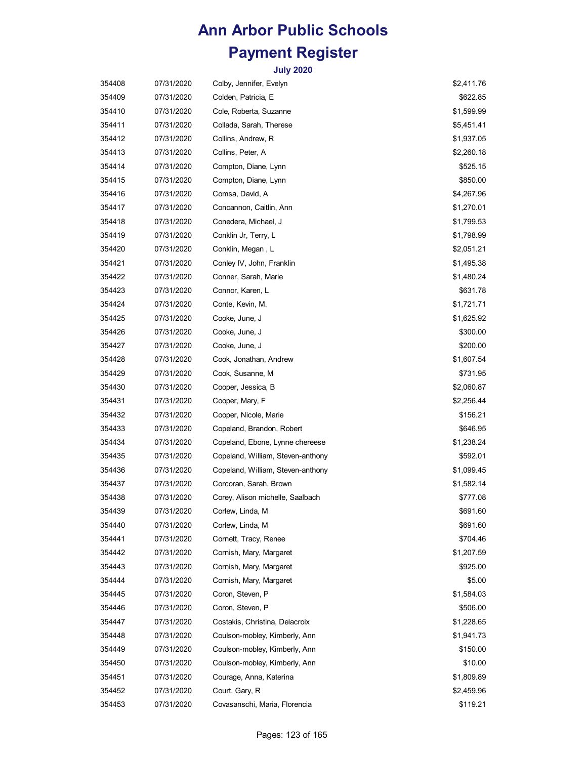# Ann Arbor Public Schools

# Payment Register

### July 2020

| | | | |
|---|---|---|---|
| 354408 | 07/31/2020 | Colby, Jennifer, Evelyn | $2,411.76 |
| 354409 | 07/31/2020 | Colden, Patricia, E | $622.85 |
| 354410 | 07/31/2020 | Cole, Roberta, Suzanne | $1,599.99 |
| 354411 | 07/31/2020 | Collada, Sarah, Therese | $5,451.41 |
| 354412 | 07/31/2020 | Collins, Andrew, R | $1,937.05 |
| 354413 | 07/31/2020 | Collins, Peter, A | $2,260.18 |
| 354414 | 07/31/2020 | Compton, Diane, Lynn | $525.15 |
| 354415 | 07/31/2020 | Compton, Diane, Lynn | $850.00 |
| 354416 | 07/31/2020 | Comsa, David, A | $4,267.96 |
| 354417 | 07/31/2020 | Concannon, Caitlin, Ann | $1,270.01 |
| 354418 | 07/31/2020 | Conedera, Michael, J | $1,799.53 |
| 354419 | 07/31/2020 | Conklin Jr, Terry, L | $1,798.99 |
| 354420 | 07/31/2020 | Conklin, Megan , L | $2,051.21 |
| 354421 | 07/31/2020 | Conley IV, John, Franklin | $1,495.38 |
| 354422 | 07/31/2020 | Conner, Sarah, Marie | $1,480.24 |
| 354423 | 07/31/2020 | Connor, Karen, L | $631.78 |
| 354424 | 07/31/2020 | Conte, Kevin, M. | $1,721.71 |
| 354425 | 07/31/2020 | Cooke, June, J | $1,625.92 |
| 354426 | 07/31/2020 | Cooke, June, J | $300.00 |
| 354427 | 07/31/2020 | Cooke, June, J | $200.00 |
| 354428 | 07/31/2020 | Cook, Jonathan, Andrew | $1,607.54 |
| 354429 | 07/31/2020 | Cook, Susanne, M | $731.95 |
| 354430 | 07/31/2020 | Cooper, Jessica, B | $2,060.87 |
| 354431 | 07/31/2020 | Cooper, Mary, F | $2,256.44 |
| 354432 | 07/31/2020 | Cooper, Nicole, Marie | $156.21 |
| 354433 | 07/31/2020 | Copeland, Brandon, Robert | $646.95 |
| 354434 | 07/31/2020 | Copeland, Ebone, Lynne chereese | $1,238.24 |
| 354435 | 07/31/2020 | Copeland, William, Steven-anthony | $592.01 |
| 354436 | 07/31/2020 | Copeland, William, Steven-anthony | $1,099.45 |
| 354437 | 07/31/2020 | Corcoran, Sarah, Brown | $1,582.14 |
| 354438 | 07/31/2020 | Corey, Alison michelle, Saalbach | $777.08 |
| 354439 | 07/31/2020 | Corlew, Linda, M | $691.60 |
| 354440 | 07/31/2020 | Corlew, Linda, M | $691.60 |
| 354441 | 07/31/2020 | Cornett, Tracy, Renee | $704.46 |
| 354442 | 07/31/2020 | Cornish, Mary, Margaret | $1,207.59 |
| 354443 | 07/31/2020 | Cornish, Mary, Margaret | $925.00 |
| 354444 | 07/31/2020 | Cornish, Mary, Margaret | $5.00 |
| 354445 | 07/31/2020 | Coron, Steven, P | $1,584.03 |
| 354446 | 07/31/2020 | Coron, Steven, P | $506.00 |
| 354447 | 07/31/2020 | Costakis, Christina, Delacroix | $1,228.65 |
| 354448 | 07/31/2020 | Coulson-mobley, Kimberly, Ann | $1,941.73 |
| 354449 | 07/31/2020 | Coulson-mobley, Kimberly, Ann | $150.00 |
| 354450 | 07/31/2020 | Coulson-mobley, Kimberly, Ann | $10.00 |
| 354451 | 07/31/2020 | Courage, Anna, Katerina | $1,809.89 |
| 354452 | 07/31/2020 | Court, Gary, R | $2,459.96 |
| 354453 | 07/31/2020 | Covasanschi, Maria, Florencia | $119.21 |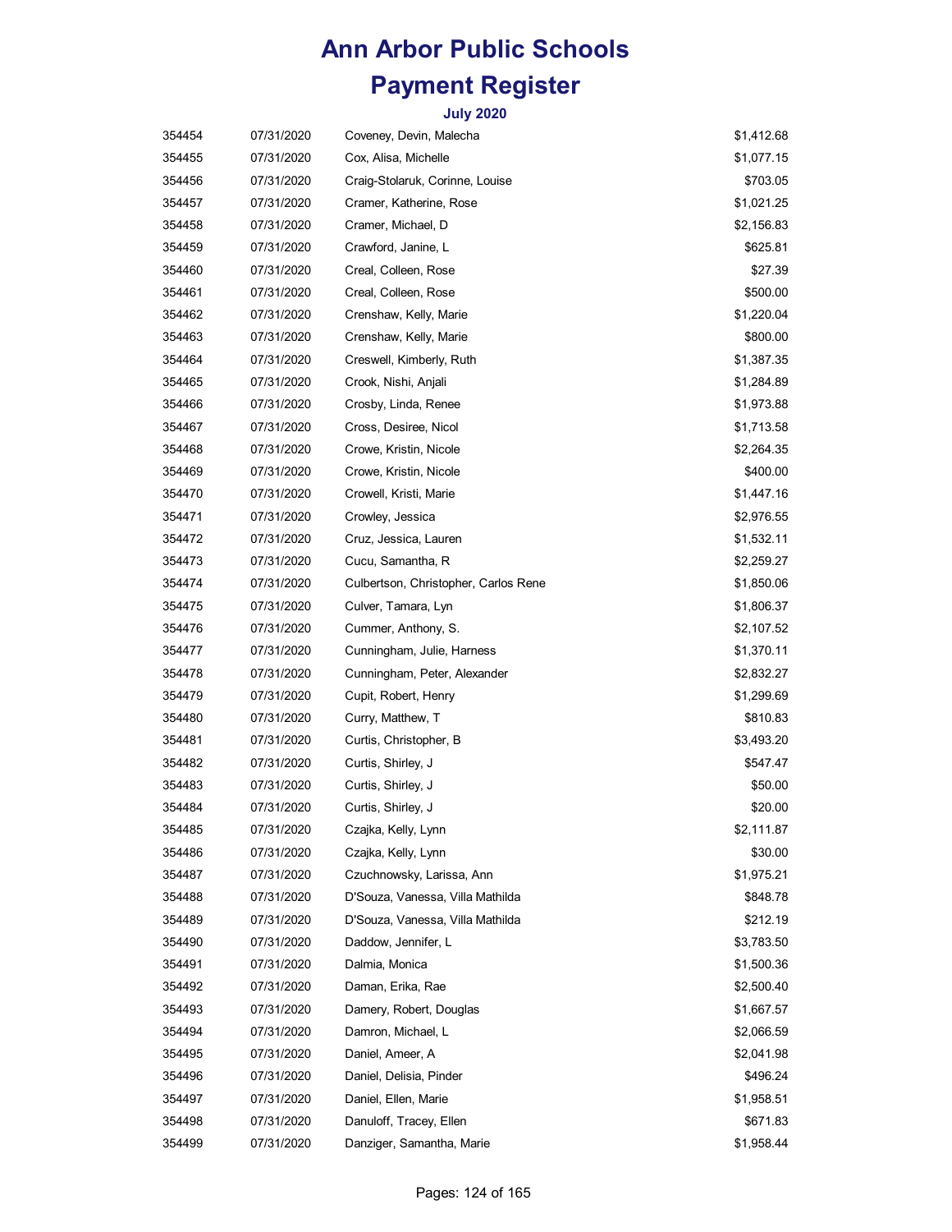# Ann Arbor Public Schools

# Payment Register

### July 2020

| | | | |
|---|---|---|---|
| 354454 | 07/31/2020 | Coveney, Devin, Malecha | $1,412.68 |
| 354455 | 07/31/2020 | Cox, Alisa, Michelle | $1,077.15 |
| 354456 | 07/31/2020 | Craig-Stolaruk, Corinne, Louise | $703.05 |
| 354457 | 07/31/2020 | Cramer, Katherine, Rose | $1,021.25 |
| 354458 | 07/31/2020 | Cramer, Michael, D | $2,156.83 |
| 354459 | 07/31/2020 | Crawford, Janine, L | $625.81 |
| 354460 | 07/31/2020 | Creal, Colleen, Rose | $27.39 |
| 354461 | 07/31/2020 | Creal, Colleen, Rose | $500.00 |
| 354462 | 07/31/2020 | Crenshaw, Kelly, Marie | $1,220.04 |
| 354463 | 07/31/2020 | Crenshaw, Kelly, Marie | $800.00 |
| 354464 | 07/31/2020 | Creswell, Kimberly, Ruth | $1,387.35 |
| 354465 | 07/31/2020 | Crook, Nishi, Anjali | $1,284.89 |
| 354466 | 07/31/2020 | Crosby, Linda, Renee | $1,973.88 |
| 354467 | 07/31/2020 | Cross, Desiree, Nicol | $1,713.58 |
| 354468 | 07/31/2020 | Crowe, Kristin, Nicole | $2,264.35 |
| 354469 | 07/31/2020 | Crowe, Kristin, Nicole | $400.00 |
| 354470 | 07/31/2020 | Crowell, Kristi, Marie | $1,447.16 |
| 354471 | 07/31/2020 | Crowley, Jessica | $2,976.55 |
| 354472 | 07/31/2020 | Cruz, Jessica, Lauren | $1,532.11 |
| 354473 | 07/31/2020 | Cucu, Samantha, R | $2,259.27 |
| 354474 | 07/31/2020 | Culbertson, Christopher, Carlos Rene | $1,850.06 |
| 354475 | 07/31/2020 | Culver, Tamara, Lyn | $1,806.37 |
| 354476 | 07/31/2020 | Cummer, Anthony, S. | $2,107.52 |
| 354477 | 07/31/2020 | Cunningham, Julie, Harness | $1,370.11 |
| 354478 | 07/31/2020 | Cunningham, Peter, Alexander | $2,832.27 |
| 354479 | 07/31/2020 | Cupit, Robert, Henry | $1,299.69 |
| 354480 | 07/31/2020 | Curry, Matthew, T | $810.83 |
| 354481 | 07/31/2020 | Curtis, Christopher, B | $3,493.20 |
| 354482 | 07/31/2020 | Curtis, Shirley, J | $547.47 |
| 354483 | 07/31/2020 | Curtis, Shirley, J | $50.00 |
| 354484 | 07/31/2020 | Curtis, Shirley, J | $20.00 |
| 354485 | 07/31/2020 | Czajka, Kelly, Lynn | $2,111.87 |
| 354486 | 07/31/2020 | Czajka, Kelly, Lynn | $30.00 |
| 354487 | 07/31/2020 | Czuchnowsky, Larissa, Ann | $1,975.21 |
| 354488 | 07/31/2020 | D'Souza, Vanessa, Villa Mathilda | $848.78 |
| 354489 | 07/31/2020 | D'Souza, Vanessa, Villa Mathilda | $212.19 |
| 354490 | 07/31/2020 | Daddow, Jennifer, L | $3,783.50 |
| 354491 | 07/31/2020 | Dalmia, Monica | $1,500.36 |
| 354492 | 07/31/2020 | Daman, Erika, Rae | $2,500.40 |
| 354493 | 07/31/2020 | Damery, Robert, Douglas | $1,667.57 |
| 354494 | 07/31/2020 | Damron, Michael, L | $2,066.59 |
| 354495 | 07/31/2020 | Daniel, Ameer, A | $2,041.98 |
| 354496 | 07/31/2020 | Daniel, Delisia, Pinder | $496.24 |
| 354497 | 07/31/2020 | Daniel, Ellen, Marie | $1,958.51 |
| 354498 | 07/31/2020 | Danuloff, Tracey, Ellen | $671.83 |
| 354499 | 07/31/2020 | Danziger, Samantha, Marie | $1,958.44 |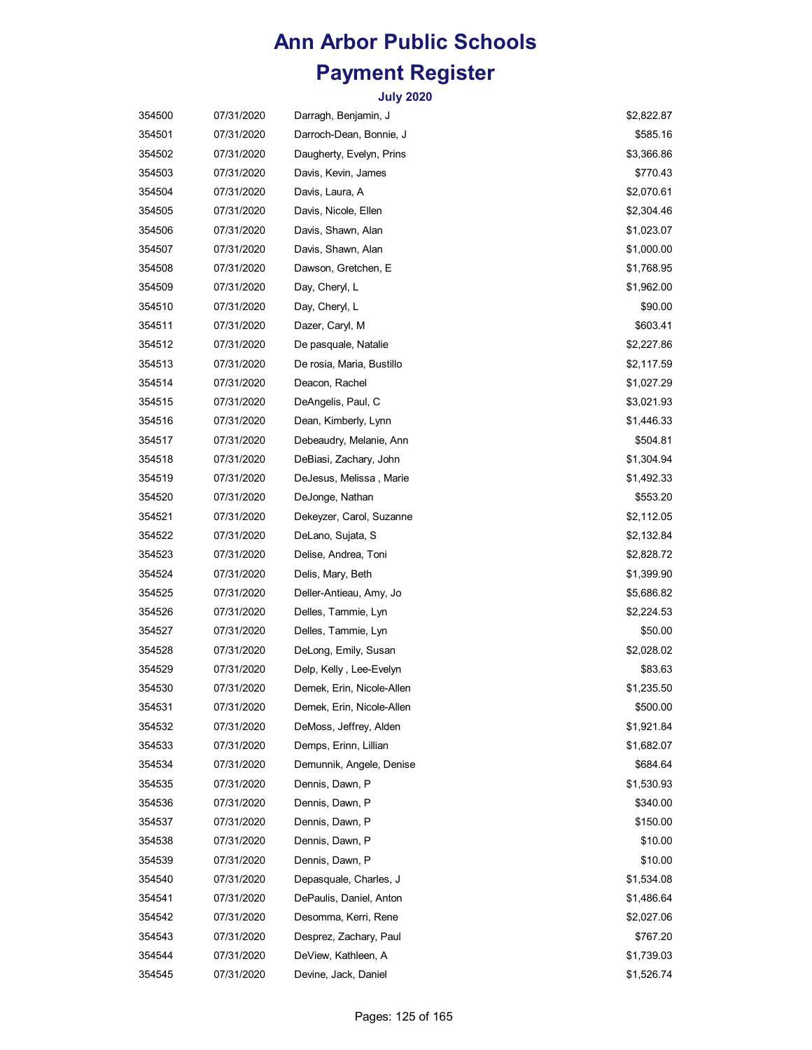# Ann Arbor Public Schools

# Payment Register

### July 2020

| | | | |
|---|---|---|---|
| 354500 | 07/31/2020 | Darragh, Benjamin, J | $2,822.87 |
| 354501 | 07/31/2020 | Darroch-Dean, Bonnie, J | $585.16 |
| 354502 | 07/31/2020 | Daugherty, Evelyn, Prins | $3,366.86 |
| 354503 | 07/31/2020 | Davis, Kevin, James | $770.43 |
| 354504 | 07/31/2020 | Davis, Laura, A | $2,070.61 |
| 354505 | 07/31/2020 | Davis, Nicole, Ellen | $2,304.46 |
| 354506 | 07/31/2020 | Davis, Shawn, Alan | $1,023.07 |
| 354507 | 07/31/2020 | Davis, Shawn, Alan | $1,000.00 |
| 354508 | 07/31/2020 | Dawson, Gretchen, E | $1,768.95 |
| 354509 | 07/31/2020 | Day, Cheryl, L | $1,962.00 |
| 354510 | 07/31/2020 | Day, Cheryl, L | $90.00 |
| 354511 | 07/31/2020 | Dazer, Caryl, M | $603.41 |
| 354512 | 07/31/2020 | De pasquale, Natalie | $2,227.86 |
| 354513 | 07/31/2020 | De rosia, Maria, Bustillo | $2,117.59 |
| 354514 | 07/31/2020 | Deacon, Rachel | $1,027.29 |
| 354515 | 07/31/2020 | DeAngelis, Paul, C | $3,021.93 |
| 354516 | 07/31/2020 | Dean, Kimberly, Lynn | $1,446.33 |
| 354517 | 07/31/2020 | Debeaudry, Melanie, Ann | $504.81 |
| 354518 | 07/31/2020 | DeBiasi, Zachary, John | $1,304.94 |
| 354519 | 07/31/2020 | DeJesus, Melissa , Marie | $1,492.33 |
| 354520 | 07/31/2020 | DeJonge, Nathan | $553.20 |
| 354521 | 07/31/2020 | Dekeyzer, Carol, Suzanne | $2,112.05 |
| 354522 | 07/31/2020 | DeLano, Sujata, S | $2,132.84 |
| 354523 | 07/31/2020 | Delise, Andrea, Toni | $2,828.72 |
| 354524 | 07/31/2020 | Delis, Mary, Beth | $1,399.90 |
| 354525 | 07/31/2020 | Deller-Antieau, Amy, Jo | $5,686.82 |
| 354526 | 07/31/2020 | Delles, Tammie, Lyn | $2,224.53 |
| 354527 | 07/31/2020 | Delles, Tammie, Lyn | $50.00 |
| 354528 | 07/31/2020 | DeLong, Emily, Susan | $2,028.02 |
| 354529 | 07/31/2020 | Delp, Kelly , Lee-Evelyn | $83.63 |
| 354530 | 07/31/2020 | Demek, Erin, Nicole-Allen | $1,235.50 |
| 354531 | 07/31/2020 | Demek, Erin, Nicole-Allen | $500.00 |
| 354532 | 07/31/2020 | DeMoss, Jeffrey, Alden | $1,921.84 |
| 354533 | 07/31/2020 | Demps, Erinn, Lillian | $1,682.07 |
| 354534 | 07/31/2020 | Demunnik, Angele, Denise | $684.64 |
| 354535 | 07/31/2020 | Dennis, Dawn, P | $1,530.93 |
| 354536 | 07/31/2020 | Dennis, Dawn, P | $340.00 |
| 354537 | 07/31/2020 | Dennis, Dawn, P | $150.00 |
| 354538 | 07/31/2020 | Dennis, Dawn, P | $10.00 |
| 354539 | 07/31/2020 | Dennis, Dawn, P | $10.00 |
| 354540 | 07/31/2020 | Depasquale, Charles, J | $1,534.08 |
| 354541 | 07/31/2020 | DePaulis, Daniel, Anton | $1,486.64 |
| 354542 | 07/31/2020 | Desomma, Kerri, Rene | $2,027.06 |
| 354543 | 07/31/2020 | Desprez, Zachary, Paul | $767.20 |
| 354544 | 07/31/2020 | DeView, Kathleen, A | $1,739.03 |
| 354545 | 07/31/2020 | Devine, Jack, Daniel | $1,526.74 |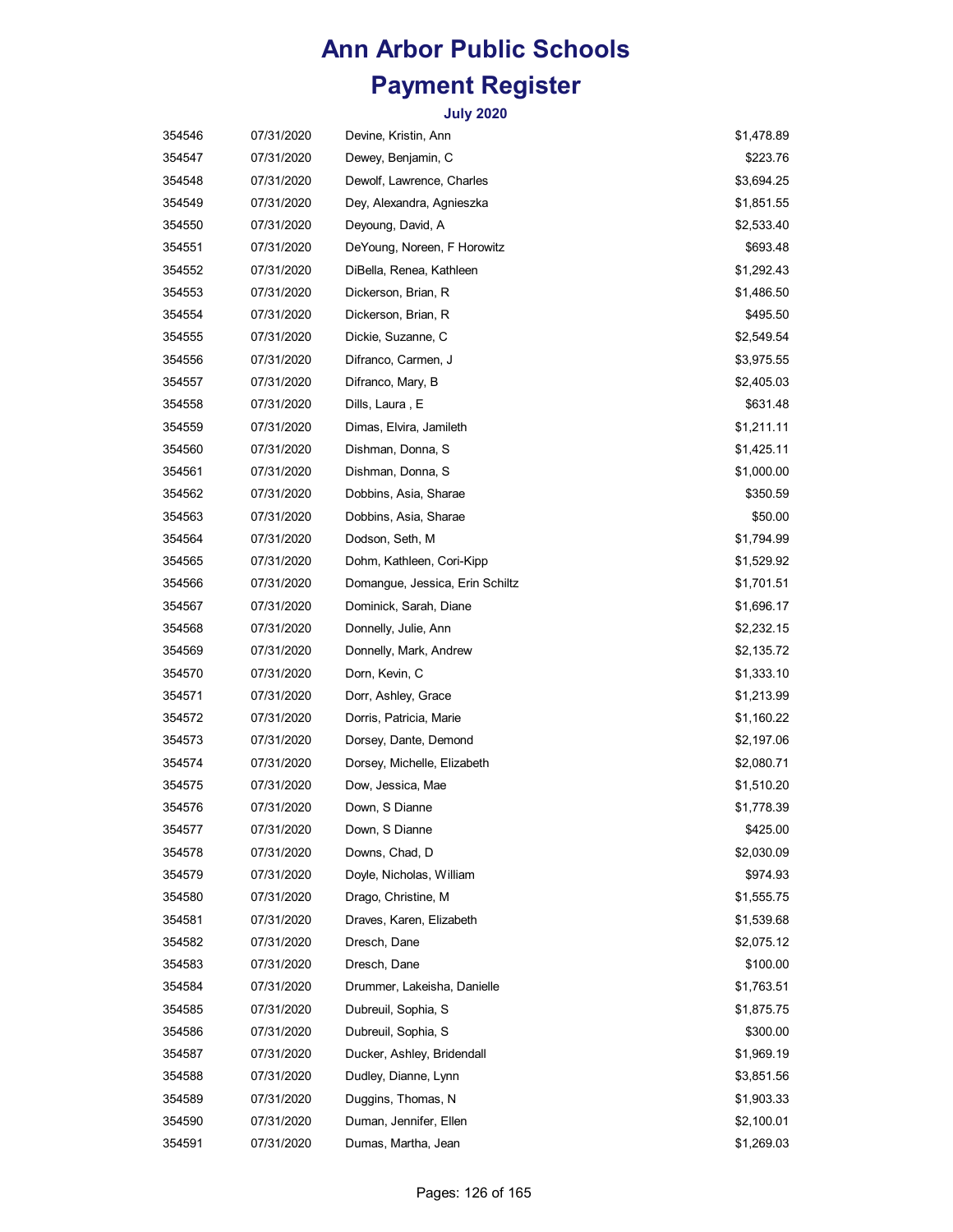# Ann Arbor Public Schools

# Payment Register

### July 2020

| | | | |
|---|---|---|---|
| 354546 | 07/31/2020 | Devine, Kristin, Ann | $1,478.89 |
| 354547 | 07/31/2020 | Dewey, Benjamin, C | $223.76 |
| 354548 | 07/31/2020 | Dewolf, Lawrence, Charles | $3,694.25 |
| 354549 | 07/31/2020 | Dey, Alexandra, Agnieszka | $1,851.55 |
| 354550 | 07/31/2020 | Deyoung, David, A | $2,533.40 |
| 354551 | 07/31/2020 | DeYoung, Noreen, F Horowitz | $693.48 |
| 354552 | 07/31/2020 | DiBella, Renea, Kathleen | $1,292.43 |
| 354553 | 07/31/2020 | Dickerson, Brian, R | $1,486.50 |
| 354554 | 07/31/2020 | Dickerson, Brian, R | $495.50 |
| 354555 | 07/31/2020 | Dickie, Suzanne, C | $2,549.54 |
| 354556 | 07/31/2020 | Difranco, Carmen, J | $3,975.55 |
| 354557 | 07/31/2020 | Difranco, Mary, B | $2,405.03 |
| 354558 | 07/31/2020 | Dills, Laura , E | $631.48 |
| 354559 | 07/31/2020 | Dimas, Elvira, Jamileth | $1,211.11 |
| 354560 | 07/31/2020 | Dishman, Donna, S | $1,425.11 |
| 354561 | 07/31/2020 | Dishman, Donna, S | $1,000.00 |
| 354562 | 07/31/2020 | Dobbins, Asia, Sharae | $350.59 |
| 354563 | 07/31/2020 | Dobbins, Asia, Sharae | $50.00 |
| 354564 | 07/31/2020 | Dodson, Seth, M | $1,794.99 |
| 354565 | 07/31/2020 | Dohm, Kathleen, Cori-Kipp | $1,529.92 |
| 354566 | 07/31/2020 | Domangue, Jessica, Erin Schiltz | $1,701.51 |
| 354567 | 07/31/2020 | Dominick, Sarah, Diane | $1,696.17 |
| 354568 | 07/31/2020 | Donnelly, Julie, Ann | $2,232.15 |
| 354569 | 07/31/2020 | Donnelly, Mark, Andrew | $2,135.72 |
| 354570 | 07/31/2020 | Dorn, Kevin, C | $1,333.10 |
| 354571 | 07/31/2020 | Dorr, Ashley, Grace | $1,213.99 |
| 354572 | 07/31/2020 | Dorris, Patricia, Marie | $1,160.22 |
| 354573 | 07/31/2020 | Dorsey, Dante, Demond | $2,197.06 |
| 354574 | 07/31/2020 | Dorsey, Michelle, Elizabeth | $2,080.71 |
| 354575 | 07/31/2020 | Dow, Jessica, Mae | $1,510.20 |
| 354576 | 07/31/2020 | Down, S Dianne | $1,778.39 |
| 354577 | 07/31/2020 | Down, S Dianne | $425.00 |
| 354578 | 07/31/2020 | Downs, Chad, D | $2,030.09 |
| 354579 | 07/31/2020 | Doyle, Nicholas, William | $974.93 |
| 354580 | 07/31/2020 | Drago, Christine, M | $1,555.75 |
| 354581 | 07/31/2020 | Draves, Karen, Elizabeth | $1,539.68 |
| 354582 | 07/31/2020 | Dresch, Dane | $2,075.12 |
| 354583 | 07/31/2020 | Dresch, Dane | $100.00 |
| 354584 | 07/31/2020 | Drummer, Lakeisha, Danielle | $1,763.51 |
| 354585 | 07/31/2020 | Dubreuil, Sophia, S | $1,875.75 |
| 354586 | 07/31/2020 | Dubreuil, Sophia, S | $300.00 |
| 354587 | 07/31/2020 | Ducker, Ashley, Bridendall | $1,969.19 |
| 354588 | 07/31/2020 | Dudley, Dianne, Lynn | $3,851.56 |
| 354589 | 07/31/2020 | Duggins, Thomas, N | $1,903.33 |
| 354590 | 07/31/2020 | Duman, Jennifer, Ellen | $2,100.01 |
| 354591 | 07/31/2020 | Dumas, Martha, Jean | $1,269.03 |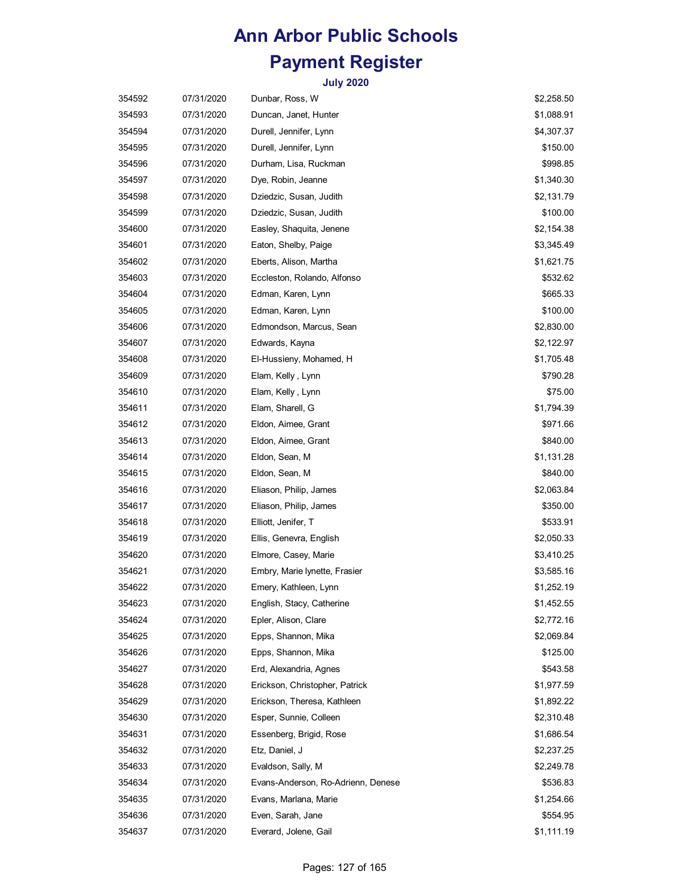# Ann Arbor Public Schools

# Payment Register

### July 2020

| | | | |
|---|---|---|---|
| 354592 | 07/31/2020 | Dunbar, Ross, W | $2,258.50 |
| 354593 | 07/31/2020 | Duncan, Janet, Hunter | $1,088.91 |
| 354594 | 07/31/2020 | Durell, Jennifer, Lynn | $4,307.37 |
| 354595 | 07/31/2020 | Durell, Jennifer, Lynn | $150.00 |
| 354596 | 07/31/2020 | Durham, Lisa, Ruckman | $998.85 |
| 354597 | 07/31/2020 | Dye, Robin, Jeanne | $1,340.30 |
| 354598 | 07/31/2020 | Dziedzic, Susan, Judith | $2,131.79 |
| 354599 | 07/31/2020 | Dziedzic, Susan, Judith | $100.00 |
| 354600 | 07/31/2020 | Easley, Shaquita, Jenene | $2,154.38 |
| 354601 | 07/31/2020 | Eaton, Shelby, Paige | $3,345.49 |
| 354602 | 07/31/2020 | Eberts, Alison, Martha | $1,621.75 |
| 354603 | 07/31/2020 | Eccleston, Rolando, Alfonso | $532.62 |
| 354604 | 07/31/2020 | Edman, Karen, Lynn | $665.33 |
| 354605 | 07/31/2020 | Edman, Karen, Lynn | $100.00 |
| 354606 | 07/31/2020 | Edmondson, Marcus, Sean | $2,830.00 |
| 354607 | 07/31/2020 | Edwards, Kayna | $2,122.97 |
| 354608 | 07/31/2020 | El-Hussieny, Mohamed, H | $1,705.48 |
| 354609 | 07/31/2020 | Elam, Kelly , Lynn | $790.28 |
| 354610 | 07/31/2020 | Elam, Kelly , Lynn | $75.00 |
| 354611 | 07/31/2020 | Elam, Sharell, G | $1,794.39 |
| 354612 | 07/31/2020 | Eldon, Aimee, Grant | $971.66 |
| 354613 | 07/31/2020 | Eldon, Aimee, Grant | $840.00 |
| 354614 | 07/31/2020 | Eldon, Sean, M | $1,131.28 |
| 354615 | 07/31/2020 | Eldon, Sean, M | $840.00 |
| 354616 | 07/31/2020 | Eliason, Philip, James | $2,063.84 |
| 354617 | 07/31/2020 | Eliason, Philip, James | $350.00 |
| 354618 | 07/31/2020 | Elliott, Jenifer, T | $533.91 |
| 354619 | 07/31/2020 | Ellis, Genevra, English | $2,050.33 |
| 354620 | 07/31/2020 | Elmore, Casey, Marie | $3,410.25 |
| 354621 | 07/31/2020 | Embry, Marie lynette, Frasier | $3,585.16 |
| 354622 | 07/31/2020 | Emery, Kathleen, Lynn | $1,252.19 |
| 354623 | 07/31/2020 | English, Stacy, Catherine | $1,452.55 |
| 354624 | 07/31/2020 | Epler, Alison, Clare | $2,772.16 |
| 354625 | 07/31/2020 | Epps, Shannon, Mika | $2,069.84 |
| 354626 | 07/31/2020 | Epps, Shannon, Mika | $125.00 |
| 354627 | 07/31/2020 | Erd, Alexandria, Agnes | $543.58 |
| 354628 | 07/31/2020 | Erickson, Christopher, Patrick | $1,977.59 |
| 354629 | 07/31/2020 | Erickson, Theresa, Kathleen | $1,892.22 |
| 354630 | 07/31/2020 | Esper, Sunnie, Colleen | $2,310.48 |
| 354631 | 07/31/2020 | Essenberg, Brigid, Rose | $1,686.54 |
| 354632 | 07/31/2020 | Etz, Daniel, J | $2,237.25 |
| 354633 | 07/31/2020 | Evaldson, Sally, M | $2,249.78 |
| 354634 | 07/31/2020 | Evans-Anderson, Ro-Adrienn, Denese | $536.83 |
| 354635 | 07/31/2020 | Evans, Marlana, Marie | $1,254.66 |
| 354636 | 07/31/2020 | Even, Sarah, Jane | $554.95 |
| 354637 | 07/31/2020 | Everard, Jolene, Gail | $1,111.19 |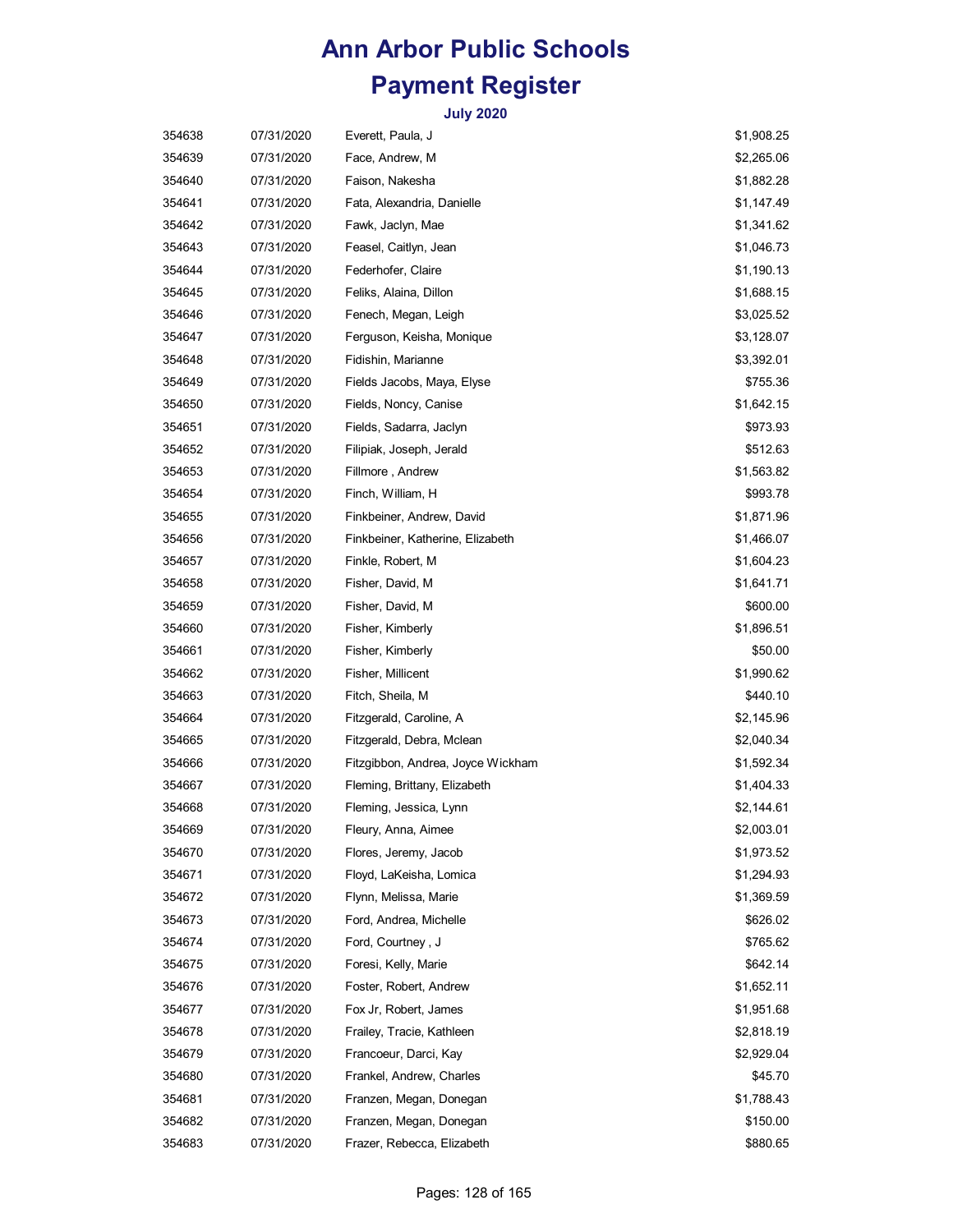# Ann Arbor Public Schools

# Payment Register

### July 2020

| | | | |
|---|---|---|---|
| 354638 | 07/31/2020 | Everett, Paula, J | $1,908.25 |
| 354639 | 07/31/2020 | Face, Andrew, M | $2,265.06 |
| 354640 | 07/31/2020 | Faison, Nakesha | $1,882.28 |
| 354641 | 07/31/2020 | Fata, Alexandria, Danielle | $1,147.49 |
| 354642 | 07/31/2020 | Fawk, Jaclyn, Mae | $1,341.62 |
| 354643 | 07/31/2020 | Feasel, Caitlyn, Jean | $1,046.73 |
| 354644 | 07/31/2020 | Federhofer, Claire | $1,190.13 |
| 354645 | 07/31/2020 | Feliks, Alaina, Dillon | $1,688.15 |
| 354646 | 07/31/2020 | Fenech, Megan, Leigh | $3,025.52 |
| 354647 | 07/31/2020 | Ferguson, Keisha, Monique | $3,128.07 |
| 354648 | 07/31/2020 | Fidishin, Marianne | $3,392.01 |
| 354649 | 07/31/2020 | Fields Jacobs, Maya, Elyse | $755.36 |
| 354650 | 07/31/2020 | Fields, Noncy, Canise | $1,642.15 |
| 354651 | 07/31/2020 | Fields, Sadarra, Jaclyn | $973.93 |
| 354652 | 07/31/2020 | Filipiak, Joseph, Jerald | $512.63 |
| 354653 | 07/31/2020 | Fillmore , Andrew | $1,563.82 |
| 354654 | 07/31/2020 | Finch, William, H | $993.78 |
| 354655 | 07/31/2020 | Finkbeiner, Andrew, David | $1,871.96 |
| 354656 | 07/31/2020 | Finkbeiner, Katherine, Elizabeth | $1,466.07 |
| 354657 | 07/31/2020 | Finkle, Robert, M | $1,604.23 |
| 354658 | 07/31/2020 | Fisher, David, M | $1,641.71 |
| 354659 | 07/31/2020 | Fisher, David, M | $600.00 |
| 354660 | 07/31/2020 | Fisher, Kimberly | $1,896.51 |
| 354661 | 07/31/2020 | Fisher, Kimberly | $50.00 |
| 354662 | 07/31/2020 | Fisher, Millicent | $1,990.62 |
| 354663 | 07/31/2020 | Fitch, Sheila, M | $440.10 |
| 354664 | 07/31/2020 | Fitzgerald, Caroline, A | $2,145.96 |
| 354665 | 07/31/2020 | Fitzgerald, Debra, Mclean | $2,040.34 |
| 354666 | 07/31/2020 | Fitzgibbon, Andrea, Joyce Wickham | $1,592.34 |
| 354667 | 07/31/2020 | Fleming, Brittany, Elizabeth | $1,404.33 |
| 354668 | 07/31/2020 | Fleming, Jessica, Lynn | $2,144.61 |
| 354669 | 07/31/2020 | Fleury, Anna, Aimee | $2,003.01 |
| 354670 | 07/31/2020 | Flores, Jeremy, Jacob | $1,973.52 |
| 354671 | 07/31/2020 | Floyd, LaKeisha, Lomica | $1,294.93 |
| 354672 | 07/31/2020 | Flynn, Melissa, Marie | $1,369.59 |
| 354673 | 07/31/2020 | Ford, Andrea, Michelle | $626.02 |
| 354674 | 07/31/2020 | Ford, Courtney , J | $765.62 |
| 354675 | 07/31/2020 | Foresi, Kelly, Marie | $642.14 |
| 354676 | 07/31/2020 | Foster, Robert, Andrew | $1,652.11 |
| 354677 | 07/31/2020 | Fox Jr, Robert, James | $1,951.68 |
| 354678 | 07/31/2020 | Frailey, Tracie, Kathleen | $2,818.19 |
| 354679 | 07/31/2020 | Francoeur, Darci, Kay | $2,929.04 |
| 354680 | 07/31/2020 | Frankel, Andrew, Charles | $45.70 |
| 354681 | 07/31/2020 | Franzen, Megan, Donegan | $1,788.43 |
| 354682 | 07/31/2020 | Franzen, Megan, Donegan | $150.00 |
| 354683 | 07/31/2020 | Frazer, Rebecca, Elizabeth | $880.65 |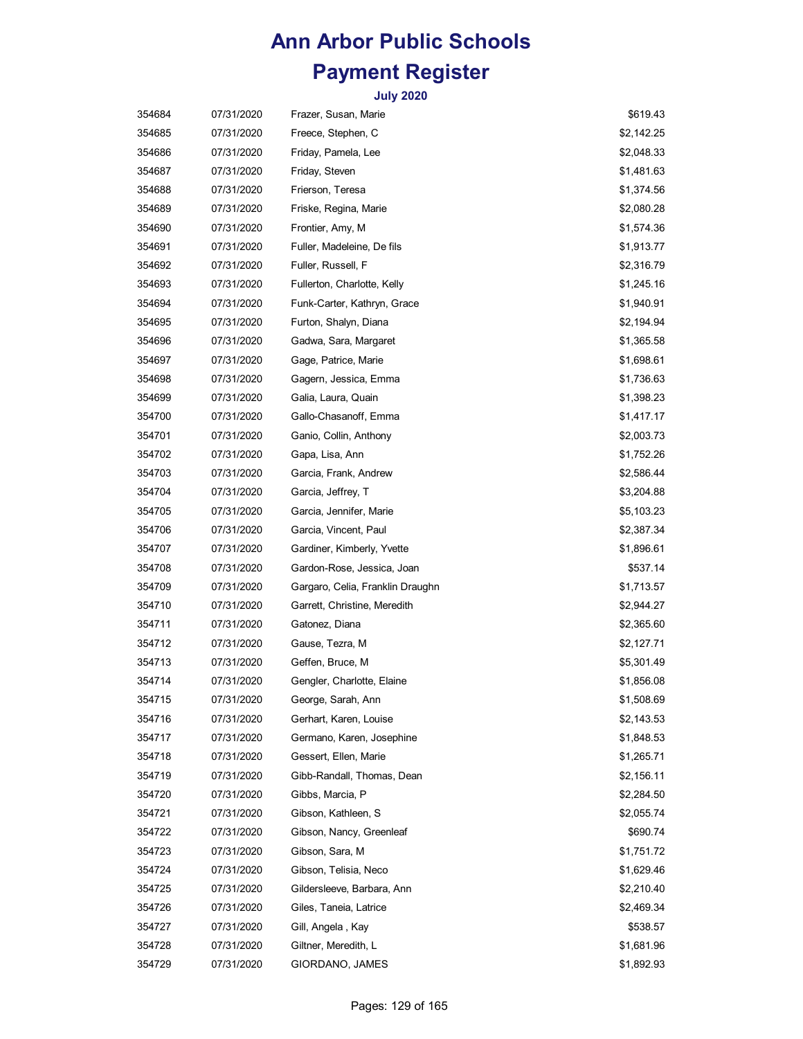# Ann Arbor Public Schools

# Payment Register

### July 2020

| | | | |
|---|---|---|---|
| 354684 | 07/31/2020 | Frazer, Susan, Marie | $619.43 |
| 354685 | 07/31/2020 | Freece, Stephen, C | $2,142.25 |
| 354686 | 07/31/2020 | Friday, Pamela, Lee | $2,048.33 |
| 354687 | 07/31/2020 | Friday, Steven | $1,481.63 |
| 354688 | 07/31/2020 | Frierson, Teresa | $1,374.56 |
| 354689 | 07/31/2020 | Friske, Regina, Marie | $2,080.28 |
| 354690 | 07/31/2020 | Frontier, Amy, M | $1,574.36 |
| 354691 | 07/31/2020 | Fuller, Madeleine, De fils | $1,913.77 |
| 354692 | 07/31/2020 | Fuller, Russell, F | $2,316.79 |
| 354693 | 07/31/2020 | Fullerton, Charlotte, Kelly | $1,245.16 |
| 354694 | 07/31/2020 | Funk-Carter, Kathryn, Grace | $1,940.91 |
| 354695 | 07/31/2020 | Furton, Shalyn, Diana | $2,194.94 |
| 354696 | 07/31/2020 | Gadwa, Sara, Margaret | $1,365.58 |
| 354697 | 07/31/2020 | Gage, Patrice, Marie | $1,698.61 |
| 354698 | 07/31/2020 | Gagern, Jessica, Emma | $1,736.63 |
| 354699 | 07/31/2020 | Galia, Laura, Quain | $1,398.23 |
| 354700 | 07/31/2020 | Gallo-Chasanoff, Emma | $1,417.17 |
| 354701 | 07/31/2020 | Ganio, Collin, Anthony | $2,003.73 |
| 354702 | 07/31/2020 | Gapa, Lisa, Ann | $1,752.26 |
| 354703 | 07/31/2020 | Garcia, Frank, Andrew | $2,586.44 |
| 354704 | 07/31/2020 | Garcia, Jeffrey, T | $3,204.88 |
| 354705 | 07/31/2020 | Garcia, Jennifer, Marie | $5,103.23 |
| 354706 | 07/31/2020 | Garcia, Vincent, Paul | $2,387.34 |
| 354707 | 07/31/2020 | Gardiner, Kimberly, Yvette | $1,896.61 |
| 354708 | 07/31/2020 | Gardon-Rose, Jessica, Joan | $537.14 |
| 354709 | 07/31/2020 | Gargaro, Celia, Franklin Draughn | $1,713.57 |
| 354710 | 07/31/2020 | Garrett, Christine, Meredith | $2,944.27 |
| 354711 | 07/31/2020 | Gatonez, Diana | $2,365.60 |
| 354712 | 07/31/2020 | Gause, Tezra, M | $2,127.71 |
| 354713 | 07/31/2020 | Geffen, Bruce, M | $5,301.49 |
| 354714 | 07/31/2020 | Gengler, Charlotte, Elaine | $1,856.08 |
| 354715 | 07/31/2020 | George, Sarah, Ann | $1,508.69 |
| 354716 | 07/31/2020 | Gerhart, Karen, Louise | $2,143.53 |
| 354717 | 07/31/2020 | Germano, Karen, Josephine | $1,848.53 |
| 354718 | 07/31/2020 | Gessert, Ellen, Marie | $1,265.71 |
| 354719 | 07/31/2020 | Gibb-Randall, Thomas, Dean | $2,156.11 |
| 354720 | 07/31/2020 | Gibbs, Marcia, P | $2,284.50 |
| 354721 | 07/31/2020 | Gibson, Kathleen, S | $2,055.74 |
| 354722 | 07/31/2020 | Gibson, Nancy, Greenleaf | $690.74 |
| 354723 | 07/31/2020 | Gibson, Sara, M | $1,751.72 |
| 354724 | 07/31/2020 | Gibson, Telisia, Neco | $1,629.46 |
| 354725 | 07/31/2020 | Gildersleeve, Barbara, Ann | $2,210.40 |
| 354726 | 07/31/2020 | Giles, Taneia, Latrice | $2,469.34 |
| 354727 | 07/31/2020 | Gill, Angela , Kay | $538.57 |
| 354728 | 07/31/2020 | Giltner, Meredith, L | $1,681.96 |
| 354729 | 07/31/2020 | GIORDANO, JAMES | $1,892.93 |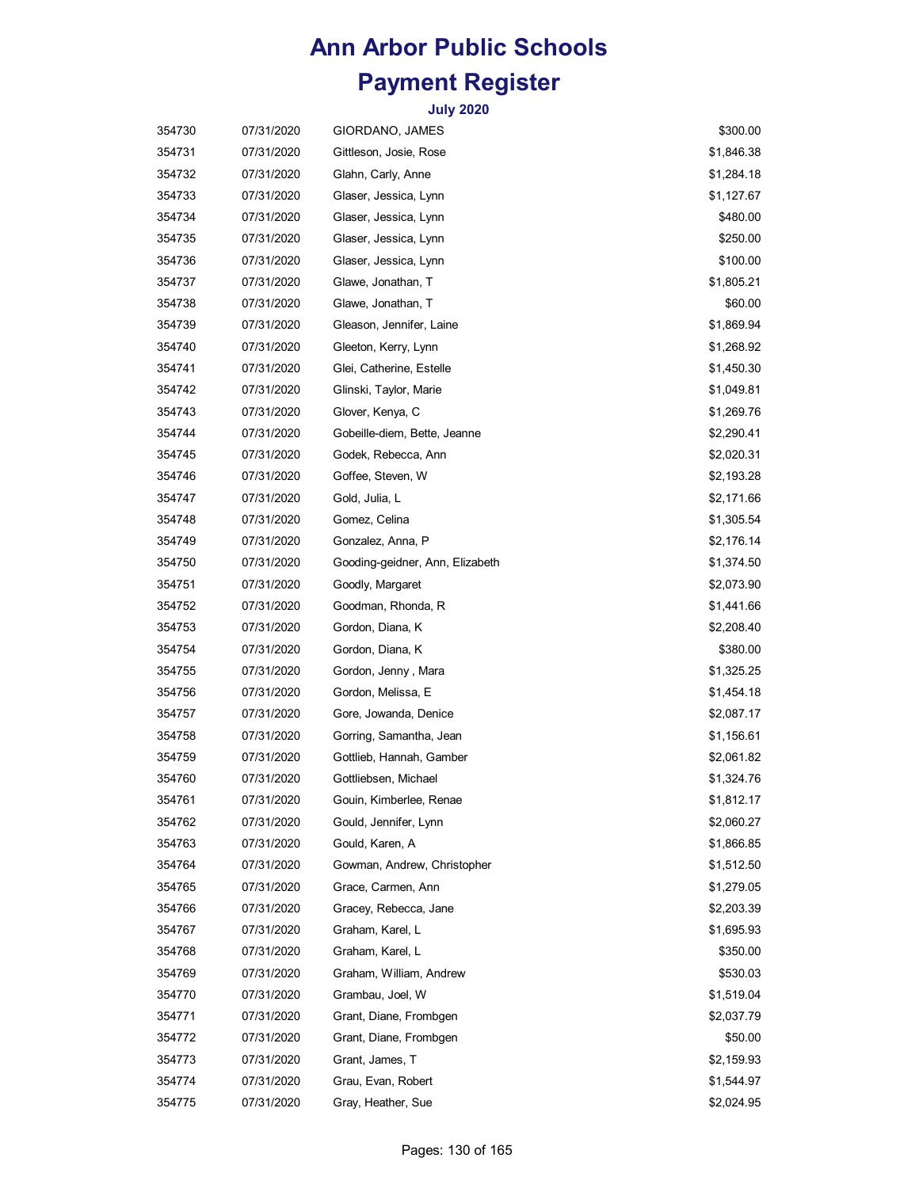# Ann Arbor Public Schools
# Payment Register
### July 2020

| | | | |
|---|---|---|---|
| 354730 | 07/31/2020 | GIORDANO, JAMES | $300.00 |
| 354731 | 07/31/2020 | Gittleson, Josie, Rose | $1,846.38 |
| 354732 | 07/31/2020 | Glahn, Carly, Anne | $1,284.18 |
| 354733 | 07/31/2020 | Glaser, Jessica, Lynn | $1,127.67 |
| 354734 | 07/31/2020 | Glaser, Jessica, Lynn | $480.00 |
| 354735 | 07/31/2020 | Glaser, Jessica, Lynn | $250.00 |
| 354736 | 07/31/2020 | Glaser, Jessica, Lynn | $100.00 |
| 354737 | 07/31/2020 | Glawe, Jonathan, T | $1,805.21 |
| 354738 | 07/31/2020 | Glawe, Jonathan, T | $60.00 |
| 354739 | 07/31/2020 | Gleason, Jennifer, Laine | $1,869.94 |
| 354740 | 07/31/2020 | Gleeton, Kerry, Lynn | $1,268.92 |
| 354741 | 07/31/2020 | Glei, Catherine, Estelle | $1,450.30 |
| 354742 | 07/31/2020 | Glinski, Taylor, Marie | $1,049.81 |
| 354743 | 07/31/2020 | Glover, Kenya, C | $1,269.76 |
| 354744 | 07/31/2020 | Gobeille-diem, Bette, Jeanne | $2,290.41 |
| 354745 | 07/31/2020 | Godek, Rebecca, Ann | $2,020.31 |
| 354746 | 07/31/2020 | Goffee, Steven, W | $2,193.28 |
| 354747 | 07/31/2020 | Gold, Julia, L | $2,171.66 |
| 354748 | 07/31/2020 | Gomez, Celina | $1,305.54 |
| 354749 | 07/31/2020 | Gonzalez, Anna, P | $2,176.14 |
| 354750 | 07/31/2020 | Gooding-geidner, Ann, Elizabeth | $1,374.50 |
| 354751 | 07/31/2020 | Goodly, Margaret | $2,073.90 |
| 354752 | 07/31/2020 | Goodman, Rhonda, R | $1,441.66 |
| 354753 | 07/31/2020 | Gordon, Diana, K | $2,208.40 |
| 354754 | 07/31/2020 | Gordon, Diana, K | $380.00 |
| 354755 | 07/31/2020 | Gordon, Jenny , Mara | $1,325.25 |
| 354756 | 07/31/2020 | Gordon, Melissa, E | $1,454.18 |
| 354757 | 07/31/2020 | Gore, Jowanda, Denice | $2,087.17 |
| 354758 | 07/31/2020 | Gorring, Samantha, Jean | $1,156.61 |
| 354759 | 07/31/2020 | Gottlieb, Hannah, Gamber | $2,061.82 |
| 354760 | 07/31/2020 | Gottliebsen, Michael | $1,324.76 |
| 354761 | 07/31/2020 | Gouin, Kimberlee, Renae | $1,812.17 |
| 354762 | 07/31/2020 | Gould, Jennifer, Lynn | $2,060.27 |
| 354763 | 07/31/2020 | Gould, Karen, A | $1,866.85 |
| 354764 | 07/31/2020 | Gowman, Andrew, Christopher | $1,512.50 |
| 354765 | 07/31/2020 | Grace, Carmen, Ann | $1,279.05 |
| 354766 | 07/31/2020 | Gracey, Rebecca, Jane | $2,203.39 |
| 354767 | 07/31/2020 | Graham, Karel, L | $1,695.93 |
| 354768 | 07/31/2020 | Graham, Karel, L | $350.00 |
| 354769 | 07/31/2020 | Graham, William, Andrew | $530.03 |
| 354770 | 07/31/2020 | Grambau, Joel, W | $1,519.04 |
| 354771 | 07/31/2020 | Grant, Diane, Frombgen | $2,037.79 |
| 354772 | 07/31/2020 | Grant, Diane, Frombgen | $50.00 |
| 354773 | 07/31/2020 | Grant, James, T | $2,159.93 |
| 354774 | 07/31/2020 | Grau, Evan, Robert | $1,544.97 |
| 354775 | 07/31/2020 | Gray, Heather, Sue | $2,024.95 |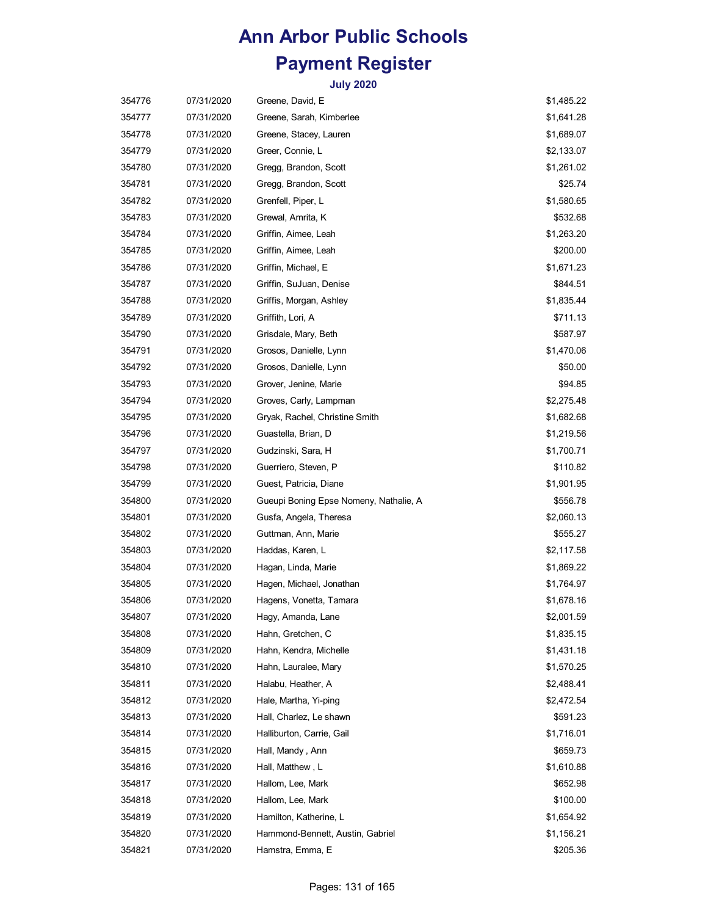# Ann Arbor Public Schools

# Payment Register

### July 2020

| | | | |
|---|---|---|---|
| 354776 | 07/31/2020 | Greene, David, E | $1,485.22 |
| 354777 | 07/31/2020 | Greene, Sarah, Kimberlee | $1,641.28 |
| 354778 | 07/31/2020 | Greene, Stacey, Lauren | $1,689.07 |
| 354779 | 07/31/2020 | Greer, Connie, L | $2,133.07 |
| 354780 | 07/31/2020 | Gregg, Brandon, Scott | $1,261.02 |
| 354781 | 07/31/2020 | Gregg, Brandon, Scott | $25.74 |
| 354782 | 07/31/2020 | Grenfell, Piper, L | $1,580.65 |
| 354783 | 07/31/2020 | Grewal, Amrita, K | $532.68 |
| 354784 | 07/31/2020 | Griffin, Aimee, Leah | $1,263.20 |
| 354785 | 07/31/2020 | Griffin, Aimee, Leah | $200.00 |
| 354786 | 07/31/2020 | Griffin, Michael, E | $1,671.23 |
| 354787 | 07/31/2020 | Griffin, SuJuan, Denise | $844.51 |
| 354788 | 07/31/2020 | Griffis, Morgan, Ashley | $1,835.44 |
| 354789 | 07/31/2020 | Griffith, Lori, A | $711.13 |
| 354790 | 07/31/2020 | Grisdale, Mary, Beth | $587.97 |
| 354791 | 07/31/2020 | Grosos, Danielle, Lynn | $1,470.06 |
| 354792 | 07/31/2020 | Grosos, Danielle, Lynn | $50.00 |
| 354793 | 07/31/2020 | Grover, Jenine, Marie | $94.85 |
| 354794 | 07/31/2020 | Groves, Carly, Lampman | $2,275.48 |
| 354795 | 07/31/2020 | Gryak, Rachel, Christine Smith | $1,682.68 |
| 354796 | 07/31/2020 | Guastella, Brian, D | $1,219.56 |
| 354797 | 07/31/2020 | Gudzinski, Sara, H | $1,700.71 |
| 354798 | 07/31/2020 | Guerriero, Steven, P | $110.82 |
| 354799 | 07/31/2020 | Guest, Patricia, Diane | $1,901.95 |
| 354800 | 07/31/2020 | Gueupi Boning Epse Nomeny, Nathalie, A | $556.78 |
| 354801 | 07/31/2020 | Gusfa, Angela, Theresa | $2,060.13 |
| 354802 | 07/31/2020 | Guttman, Ann, Marie | $555.27 |
| 354803 | 07/31/2020 | Haddas, Karen, L | $2,117.58 |
| 354804 | 07/31/2020 | Hagan, Linda, Marie | $1,869.22 |
| 354805 | 07/31/2020 | Hagen, Michael, Jonathan | $1,764.97 |
| 354806 | 07/31/2020 | Hagens, Vonetta, Tamara | $1,678.16 |
| 354807 | 07/31/2020 | Hagy, Amanda, Lane | $2,001.59 |
| 354808 | 07/31/2020 | Hahn, Gretchen, C | $1,835.15 |
| 354809 | 07/31/2020 | Hahn, Kendra, Michelle | $1,431.18 |
| 354810 | 07/31/2020 | Hahn, Lauralee, Mary | $1,570.25 |
| 354811 | 07/31/2020 | Halabu, Heather, A | $2,488.41 |
| 354812 | 07/31/2020 | Hale, Martha, Yi-ping | $2,472.54 |
| 354813 | 07/31/2020 | Hall, Charlez, Le shawn | $591.23 |
| 354814 | 07/31/2020 | Halliburton, Carrie, Gail | $1,716.01 |
| 354815 | 07/31/2020 | Hall, Mandy , Ann | $659.73 |
| 354816 | 07/31/2020 | Hall, Matthew , L | $1,610.88 |
| 354817 | 07/31/2020 | Hallom, Lee, Mark | $652.98 |
| 354818 | 07/31/2020 | Hallom, Lee, Mark | $100.00 |
| 354819 | 07/31/2020 | Hamilton, Katherine, L | $1,654.92 |
| 354820 | 07/31/2020 | Hammond-Bennett, Austin, Gabriel | $1,156.21 |
| 354821 | 07/31/2020 | Hamstra, Emma, E | $205.36 |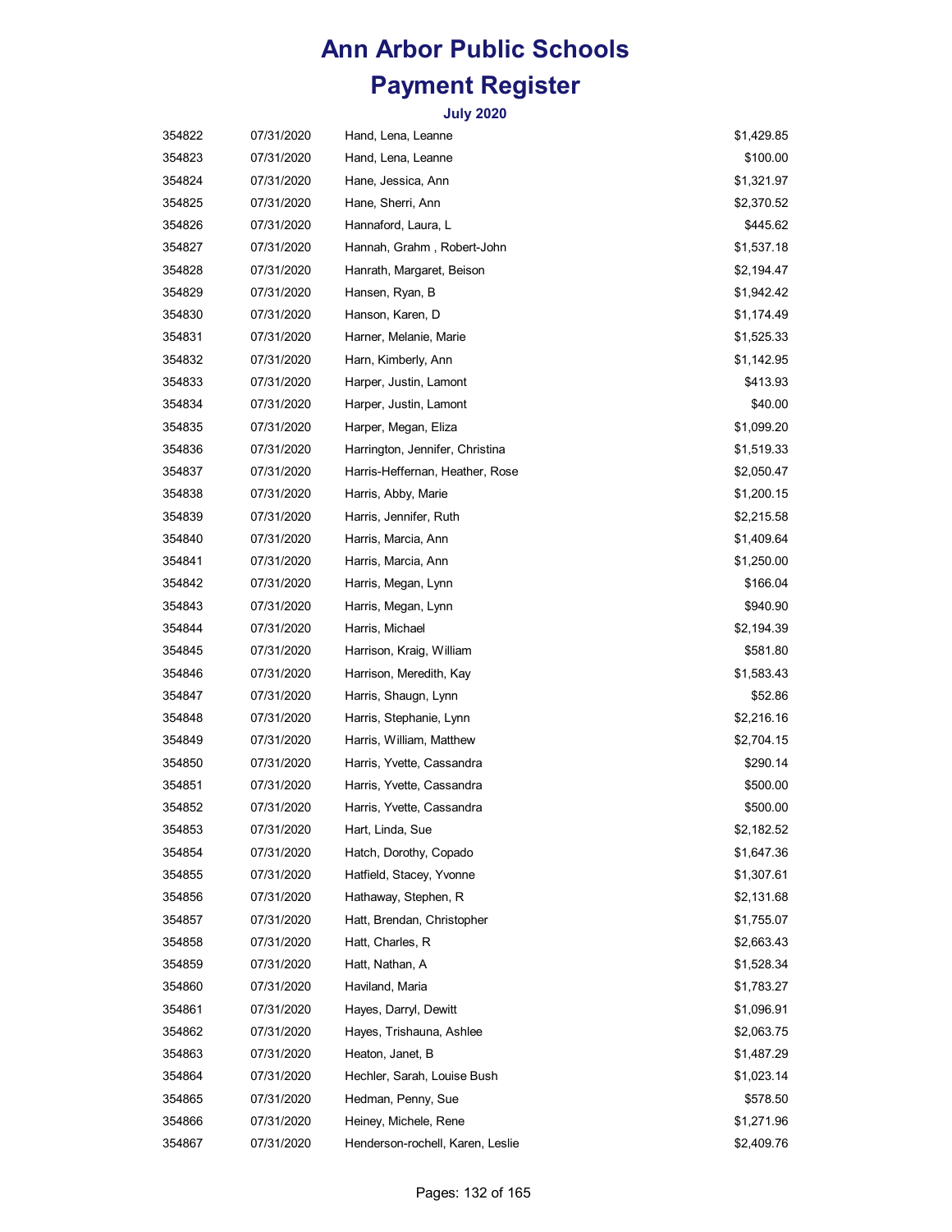# Ann Arbor Public Schools

# Payment Register

### July 2020

| | | | |
|---|---|---|---|
| 354822 | 07/31/2020 | Hand, Lena, Leanne | $1,429.85 |
| 354823 | 07/31/2020 | Hand, Lena, Leanne | $100.00 |
| 354824 | 07/31/2020 | Hane, Jessica, Ann | $1,321.97 |
| 354825 | 07/31/2020 | Hane, Sherri, Ann | $2,370.52 |
| 354826 | 07/31/2020 | Hannaford, Laura, L | $445.62 |
| 354827 | 07/31/2020 | Hannah, Grahm , Robert-John | $1,537.18 |
| 354828 | 07/31/2020 | Hanrath, Margaret, Beison | $2,194.47 |
| 354829 | 07/31/2020 | Hansen, Ryan, B | $1,942.42 |
| 354830 | 07/31/2020 | Hanson, Karen, D | $1,174.49 |
| 354831 | 07/31/2020 | Harner, Melanie, Marie | $1,525.33 |
| 354832 | 07/31/2020 | Harn, Kimberly, Ann | $1,142.95 |
| 354833 | 07/31/2020 | Harper, Justin, Lamont | $413.93 |
| 354834 | 07/31/2020 | Harper, Justin, Lamont | $40.00 |
| 354835 | 07/31/2020 | Harper, Megan, Eliza | $1,099.20 |
| 354836 | 07/31/2020 | Harrington, Jennifer, Christina | $1,519.33 |
| 354837 | 07/31/2020 | Harris-Heffernan, Heather, Rose | $2,050.47 |
| 354838 | 07/31/2020 | Harris, Abby, Marie | $1,200.15 |
| 354839 | 07/31/2020 | Harris, Jennifer, Ruth | $2,215.58 |
| 354840 | 07/31/2020 | Harris, Marcia, Ann | $1,409.64 |
| 354841 | 07/31/2020 | Harris, Marcia, Ann | $1,250.00 |
| 354842 | 07/31/2020 | Harris, Megan, Lynn | $166.04 |
| 354843 | 07/31/2020 | Harris, Megan, Lynn | $940.90 |
| 354844 | 07/31/2020 | Harris, Michael | $2,194.39 |
| 354845 | 07/31/2020 | Harrison, Kraig, William | $581.80 |
| 354846 | 07/31/2020 | Harrison, Meredith, Kay | $1,583.43 |
| 354847 | 07/31/2020 | Harris, Shaugn, Lynn | $52.86 |
| 354848 | 07/31/2020 | Harris, Stephanie, Lynn | $2,216.16 |
| 354849 | 07/31/2020 | Harris, William, Matthew | $2,704.15 |
| 354850 | 07/31/2020 | Harris, Yvette, Cassandra | $290.14 |
| 354851 | 07/31/2020 | Harris, Yvette, Cassandra | $500.00 |
| 354852 | 07/31/2020 | Harris, Yvette, Cassandra | $500.00 |
| 354853 | 07/31/2020 | Hart, Linda, Sue | $2,182.52 |
| 354854 | 07/31/2020 | Hatch, Dorothy, Copado | $1,647.36 |
| 354855 | 07/31/2020 | Hatfield, Stacey, Yvonne | $1,307.61 |
| 354856 | 07/31/2020 | Hathaway, Stephen, R | $2,131.68 |
| 354857 | 07/31/2020 | Hatt, Brendan, Christopher | $1,755.07 |
| 354858 | 07/31/2020 | Hatt, Charles, R | $2,663.43 |
| 354859 | 07/31/2020 | Hatt, Nathan, A | $1,528.34 |
| 354860 | 07/31/2020 | Haviland, Maria | $1,783.27 |
| 354861 | 07/31/2020 | Hayes, Darryl, Dewitt | $1,096.91 |
| 354862 | 07/31/2020 | Hayes, Trishauna, Ashlee | $2,063.75 |
| 354863 | 07/31/2020 | Heaton, Janet, B | $1,487.29 |
| 354864 | 07/31/2020 | Hechler, Sarah, Louise Bush | $1,023.14 |
| 354865 | 07/31/2020 | Hedman, Penny, Sue | $578.50 |
| 354866 | 07/31/2020 | Heiney, Michele, Rene | $1,271.96 |
| 354867 | 07/31/2020 | Henderson-rochell, Karen, Leslie | $2,409.76 |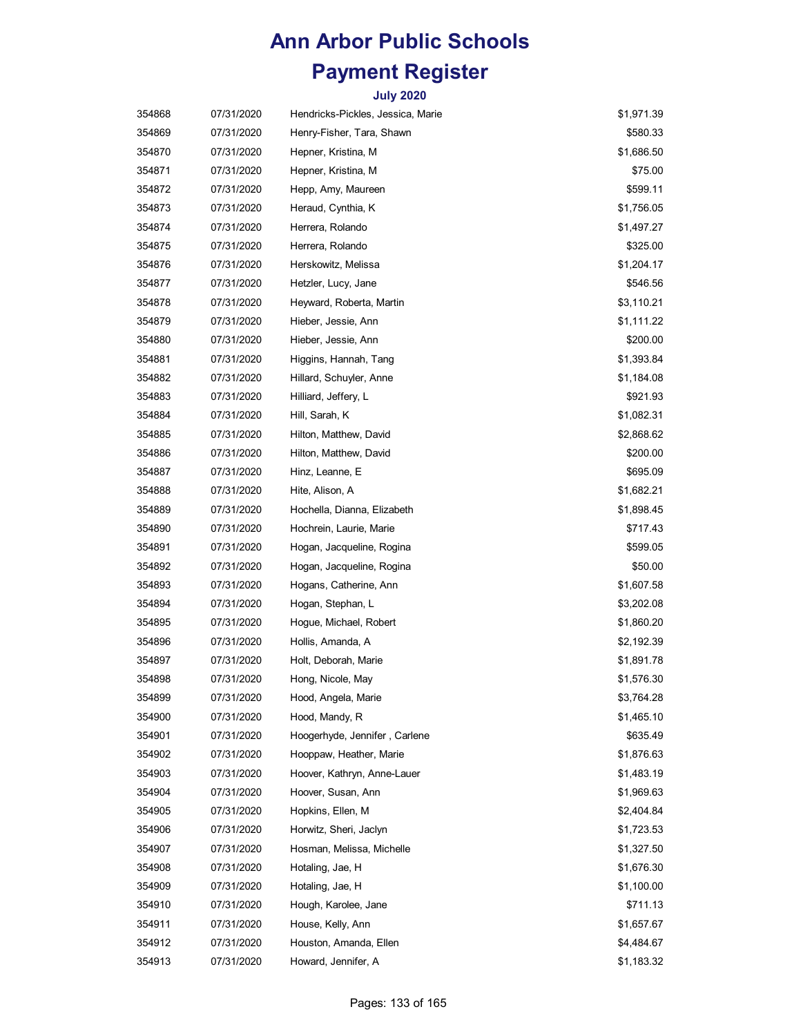# Ann Arbor Public Schools

# Payment Register

### July 2020

| | | | |
|---|---|---|---|
| 354868 | 07/31/2020 | Hendricks-Pickles, Jessica, Marie | $1,971.39 |
| 354869 | 07/31/2020 | Henry-Fisher, Tara, Shawn | $580.33 |
| 354870 | 07/31/2020 | Hepner, Kristina, M | $1,686.50 |
| 354871 | 07/31/2020 | Hepner, Kristina, M | $75.00 |
| 354872 | 07/31/2020 | Hepp, Amy, Maureen | $599.11 |
| 354873 | 07/31/2020 | Heraud, Cynthia, K | $1,756.05 |
| 354874 | 07/31/2020 | Herrera, Rolando | $1,497.27 |
| 354875 | 07/31/2020 | Herrera, Rolando | $325.00 |
| 354876 | 07/31/2020 | Herskowitz, Melissa | $1,204.17 |
| 354877 | 07/31/2020 | Hetzler, Lucy, Jane | $546.56 |
| 354878 | 07/31/2020 | Heyward, Roberta, Martin | $3,110.21 |
| 354879 | 07/31/2020 | Hieber, Jessie, Ann | $1,111.22 |
| 354880 | 07/31/2020 | Hieber, Jessie, Ann | $200.00 |
| 354881 | 07/31/2020 | Higgins, Hannah, Tang | $1,393.84 |
| 354882 | 07/31/2020 | Hillard, Schuyler, Anne | $1,184.08 |
| 354883 | 07/31/2020 | Hilliard, Jeffery, L | $921.93 |
| 354884 | 07/31/2020 | Hill, Sarah, K | $1,082.31 |
| 354885 | 07/31/2020 | Hilton, Matthew, David | $2,868.62 |
| 354886 | 07/31/2020 | Hilton, Matthew, David | $200.00 |
| 354887 | 07/31/2020 | Hinz, Leanne, E | $695.09 |
| 354888 | 07/31/2020 | Hite, Alison, A | $1,682.21 |
| 354889 | 07/31/2020 | Hochella, Dianna, Elizabeth | $1,898.45 |
| 354890 | 07/31/2020 | Hochrein, Laurie, Marie | $717.43 |
| 354891 | 07/31/2020 | Hogan, Jacqueline, Rogina | $599.05 |
| 354892 | 07/31/2020 | Hogan, Jacqueline, Rogina | $50.00 |
| 354893 | 07/31/2020 | Hogans, Catherine, Ann | $1,607.58 |
| 354894 | 07/31/2020 | Hogan, Stephan, L | $3,202.08 |
| 354895 | 07/31/2020 | Hogue, Michael, Robert | $1,860.20 |
| 354896 | 07/31/2020 | Hollis, Amanda, A | $2,192.39 |
| 354897 | 07/31/2020 | Holt, Deborah, Marie | $1,891.78 |
| 354898 | 07/31/2020 | Hong, Nicole, May | $1,576.30 |
| 354899 | 07/31/2020 | Hood, Angela, Marie | $3,764.28 |
| 354900 | 07/31/2020 | Hood, Mandy, R | $1,465.10 |
| 354901 | 07/31/2020 | Hoogerhyde, Jennifer , Carlene | $635.49 |
| 354902 | 07/31/2020 | Hooppaw, Heather, Marie | $1,876.63 |
| 354903 | 07/31/2020 | Hoover, Kathryn, Anne-Lauer | $1,483.19 |
| 354904 | 07/31/2020 | Hoover, Susan, Ann | $1,969.63 |
| 354905 | 07/31/2020 | Hopkins, Ellen, M | $2,404.84 |
| 354906 | 07/31/2020 | Horwitz, Sheri, Jaclyn | $1,723.53 |
| 354907 | 07/31/2020 | Hosman, Melissa, Michelle | $1,327.50 |
| 354908 | 07/31/2020 | Hotaling, Jae, H | $1,676.30 |
| 354909 | 07/31/2020 | Hotaling, Jae, H | $1,100.00 |
| 354910 | 07/31/2020 | Hough, Karolee, Jane | $711.13 |
| 354911 | 07/31/2020 | House, Kelly, Ann | $1,657.67 |
| 354912 | 07/31/2020 | Houston, Amanda, Ellen | $4,484.67 |
| 354913 | 07/31/2020 | Howard, Jennifer, A | $1,183.32 |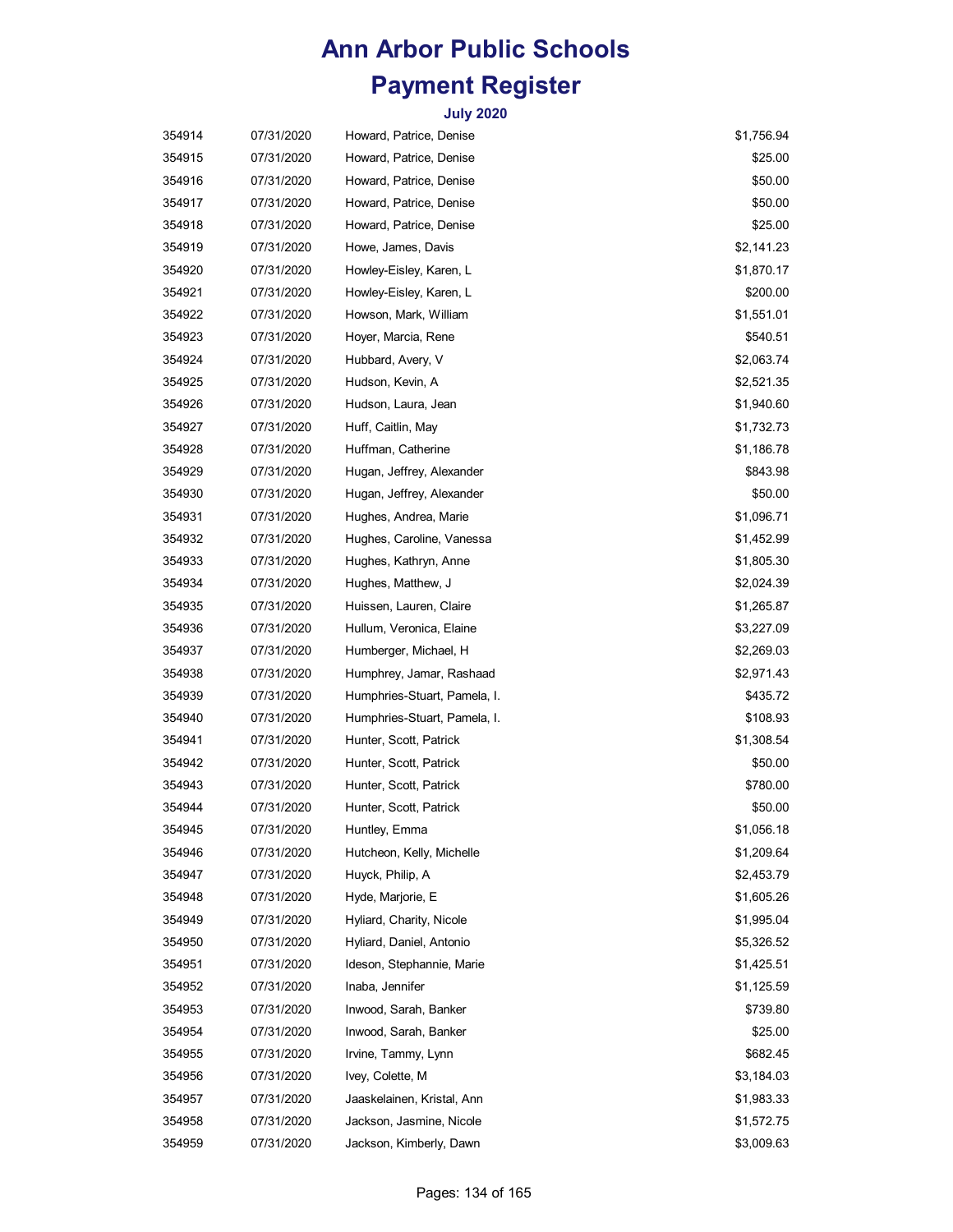# Ann Arbor Public Schools

# Payment Register

### July 2020

| | | | |
|---|---|---|---|
| 354914 | 07/31/2020 | Howard, Patrice, Denise | $1,756.94 |
| 354915 | 07/31/2020 | Howard, Patrice, Denise | $25.00 |
| 354916 | 07/31/2020 | Howard, Patrice, Denise | $50.00 |
| 354917 | 07/31/2020 | Howard, Patrice, Denise | $50.00 |
| 354918 | 07/31/2020 | Howard, Patrice, Denise | $25.00 |
| 354919 | 07/31/2020 | Howe, James, Davis | $2,141.23 |
| 354920 | 07/31/2020 | Howley-Eisley, Karen, L | $1,870.17 |
| 354921 | 07/31/2020 | Howley-Eisley, Karen, L | $200.00 |
| 354922 | 07/31/2020 | Howson, Mark, William | $1,551.01 |
| 354923 | 07/31/2020 | Hoyer, Marcia, Rene | $540.51 |
| 354924 | 07/31/2020 | Hubbard, Avery, V | $2,063.74 |
| 354925 | 07/31/2020 | Hudson, Kevin, A | $2,521.35 |
| 354926 | 07/31/2020 | Hudson, Laura, Jean | $1,940.60 |
| 354927 | 07/31/2020 | Huff, Caitlin, May | $1,732.73 |
| 354928 | 07/31/2020 | Huffman, Catherine | $1,186.78 |
| 354929 | 07/31/2020 | Hugan, Jeffrey, Alexander | $843.98 |
| 354930 | 07/31/2020 | Hugan, Jeffrey, Alexander | $50.00 |
| 354931 | 07/31/2020 | Hughes, Andrea, Marie | $1,096.71 |
| 354932 | 07/31/2020 | Hughes, Caroline, Vanessa | $1,452.99 |
| 354933 | 07/31/2020 | Hughes, Kathryn, Anne | $1,805.30 |
| 354934 | 07/31/2020 | Hughes, Matthew, J | $2,024.39 |
| 354935 | 07/31/2020 | Huissen, Lauren, Claire | $1,265.87 |
| 354936 | 07/31/2020 | Hullum, Veronica, Elaine | $3,227.09 |
| 354937 | 07/31/2020 | Humberger, Michael, H | $2,269.03 |
| 354938 | 07/31/2020 | Humphrey, Jamar, Rashaad | $2,971.43 |
| 354939 | 07/31/2020 | Humphries-Stuart, Pamela, I. | $435.72 |
| 354940 | 07/31/2020 | Humphries-Stuart, Pamela, I. | $108.93 |
| 354941 | 07/31/2020 | Hunter, Scott, Patrick | $1,308.54 |
| 354942 | 07/31/2020 | Hunter, Scott, Patrick | $50.00 |
| 354943 | 07/31/2020 | Hunter, Scott, Patrick | $780.00 |
| 354944 | 07/31/2020 | Hunter, Scott, Patrick | $50.00 |
| 354945 | 07/31/2020 | Huntley, Emma | $1,056.18 |
| 354946 | 07/31/2020 | Hutcheon, Kelly, Michelle | $1,209.64 |
| 354947 | 07/31/2020 | Huyck, Philip, A | $2,453.79 |
| 354948 | 07/31/2020 | Hyde, Marjorie, E | $1,605.26 |
| 354949 | 07/31/2020 | Hyliard, Charity, Nicole | $1,995.04 |
| 354950 | 07/31/2020 | Hyliard, Daniel, Antonio | $5,326.52 |
| 354951 | 07/31/2020 | Ideson, Stephannie, Marie | $1,425.51 |
| 354952 | 07/31/2020 | Inaba, Jennifer | $1,125.59 |
| 354953 | 07/31/2020 | Inwood, Sarah, Banker | $739.80 |
| 354954 | 07/31/2020 | Inwood, Sarah, Banker | $25.00 |
| 354955 | 07/31/2020 | Irvine, Tammy, Lynn | $682.45 |
| 354956 | 07/31/2020 | Ivey, Colette, M | $3,184.03 |
| 354957 | 07/31/2020 | Jaaskelainen, Kristal, Ann | $1,983.33 |
| 354958 | 07/31/2020 | Jackson, Jasmine, Nicole | $1,572.75 |
| 354959 | 07/31/2020 | Jackson, Kimberly, Dawn | $3,009.63 |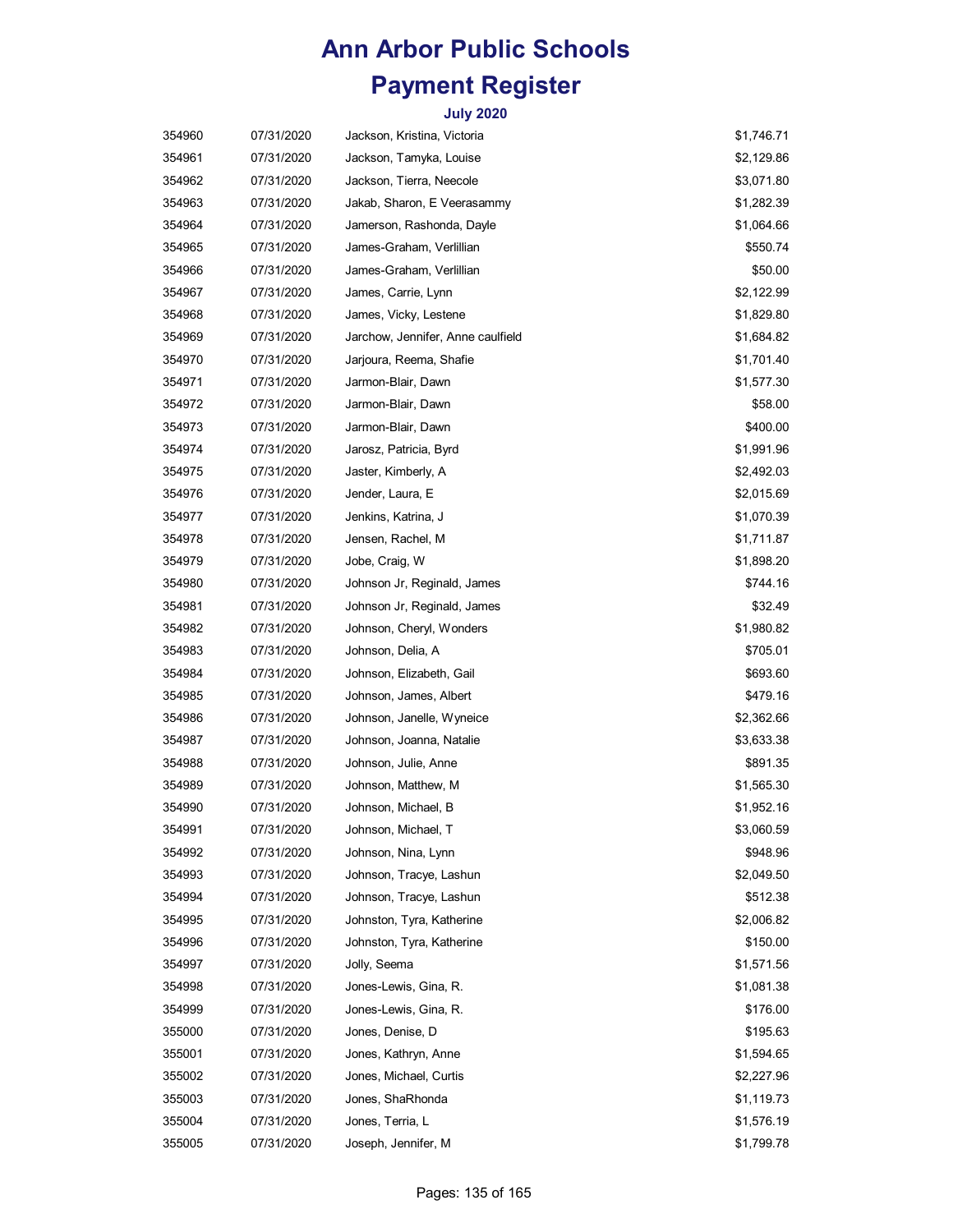# Ann Arbor Public Schools

# Payment Register

### July 2020

| | | | |
|---|---|---|---|
| 354960 | 07/31/2020 | Jackson, Kristina, Victoria | $1,746.71 |
| 354961 | 07/31/2020 | Jackson, Tamyka, Louise | $2,129.86 |
| 354962 | 07/31/2020 | Jackson, Tierra, Neecole | $3,071.80 |
| 354963 | 07/31/2020 | Jakab, Sharon, E Veerasammy | $1,282.39 |
| 354964 | 07/31/2020 | Jamerson, Rashonda, Dayle | $1,064.66 |
| 354965 | 07/31/2020 | James-Graham, Verlillian | $550.74 |
| 354966 | 07/31/2020 | James-Graham, Verlillian | $50.00 |
| 354967 | 07/31/2020 | James, Carrie, Lynn | $2,122.99 |
| 354968 | 07/31/2020 | James, Vicky, Lestene | $1,829.80 |
| 354969 | 07/31/2020 | Jarchow, Jennifer, Anne caulfield | $1,684.82 |
| 354970 | 07/31/2020 | Jarjoura, Reema, Shafie | $1,701.40 |
| 354971 | 07/31/2020 | Jarmon-Blair, Dawn | $1,577.30 |
| 354972 | 07/31/2020 | Jarmon-Blair, Dawn | $58.00 |
| 354973 | 07/31/2020 | Jarmon-Blair, Dawn | $400.00 |
| 354974 | 07/31/2020 | Jarosz, Patricia, Byrd | $1,991.96 |
| 354975 | 07/31/2020 | Jaster, Kimberly, A | $2,492.03 |
| 354976 | 07/31/2020 | Jender, Laura, E | $2,015.69 |
| 354977 | 07/31/2020 | Jenkins, Katrina, J | $1,070.39 |
| 354978 | 07/31/2020 | Jensen, Rachel, M | $1,711.87 |
| 354979 | 07/31/2020 | Jobe, Craig, W | $1,898.20 |
| 354980 | 07/31/2020 | Johnson Jr, Reginald, James | $744.16 |
| 354981 | 07/31/2020 | Johnson Jr, Reginald, James | $32.49 |
| 354982 | 07/31/2020 | Johnson, Cheryl, Wonders | $1,980.82 |
| 354983 | 07/31/2020 | Johnson, Delia, A | $705.01 |
| 354984 | 07/31/2020 | Johnson, Elizabeth, Gail | $693.60 |
| 354985 | 07/31/2020 | Johnson, James, Albert | $479.16 |
| 354986 | 07/31/2020 | Johnson, Janelle, Wyneice | $2,362.66 |
| 354987 | 07/31/2020 | Johnson, Joanna, Natalie | $3,633.38 |
| 354988 | 07/31/2020 | Johnson, Julie, Anne | $891.35 |
| 354989 | 07/31/2020 | Johnson, Matthew, M | $1,565.30 |
| 354990 | 07/31/2020 | Johnson, Michael, B | $1,952.16 |
| 354991 | 07/31/2020 | Johnson, Michael, T | $3,060.59 |
| 354992 | 07/31/2020 | Johnson, Nina, Lynn | $948.96 |
| 354993 | 07/31/2020 | Johnson, Tracye, Lashun | $2,049.50 |
| 354994 | 07/31/2020 | Johnson, Tracye, Lashun | $512.38 |
| 354995 | 07/31/2020 | Johnston, Tyra, Katherine | $2,006.82 |
| 354996 | 07/31/2020 | Johnston, Tyra, Katherine | $150.00 |
| 354997 | 07/31/2020 | Jolly, Seema | $1,571.56 |
| 354998 | 07/31/2020 | Jones-Lewis, Gina, R. | $1,081.38 |
| 354999 | 07/31/2020 | Jones-Lewis, Gina, R. | $176.00 |
| 355000 | 07/31/2020 | Jones, Denise, D | $195.63 |
| 355001 | 07/31/2020 | Jones, Kathryn, Anne | $1,594.65 |
| 355002 | 07/31/2020 | Jones, Michael, Curtis | $2,227.96 |
| 355003 | 07/31/2020 | Jones, ShaRhonda | $1,119.73 |
| 355004 | 07/31/2020 | Jones, Terria, L | $1,576.19 |
| 355005 | 07/31/2020 | Joseph, Jennifer, M | $1,799.78 |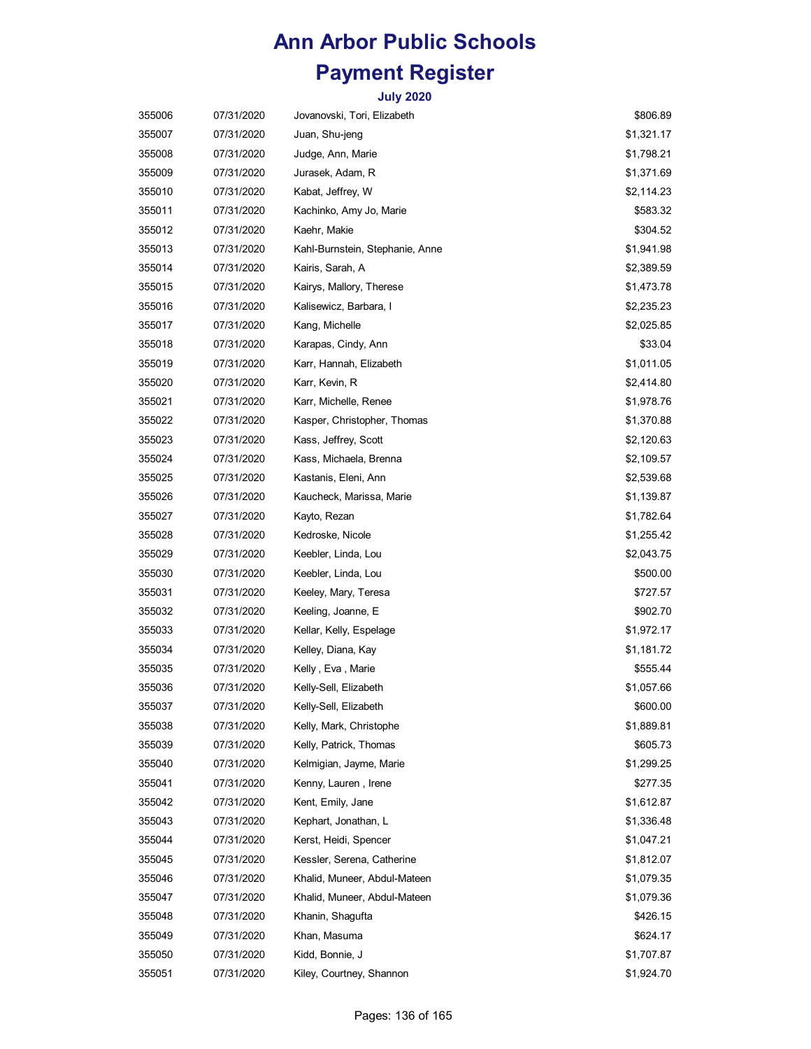# Ann Arbor Public Schools

## Payment Register

### July 2020

| | | | |
|---|---|---|---|
| 355006 | 07/31/2020 | Jovanovski, Tori, Elizabeth | $806.89 |
| 355007 | 07/31/2020 | Juan, Shu-jeng | $1,321.17 |
| 355008 | 07/31/2020 | Judge, Ann, Marie | $1,798.21 |
| 355009 | 07/31/2020 | Jurasek, Adam, R | $1,371.69 |
| 355010 | 07/31/2020 | Kabat, Jeffrey, W | $2,114.23 |
| 355011 | 07/31/2020 | Kachinko, Amy Jo, Marie | $583.32 |
| 355012 | 07/31/2020 | Kaehr, Makie | $304.52 |
| 355013 | 07/31/2020 | Kahl-Burnstein, Stephanie, Anne | $1,941.98 |
| 355014 | 07/31/2020 | Kairis, Sarah, A | $2,389.59 |
| 355015 | 07/31/2020 | Kairys, Mallory, Therese | $1,473.78 |
| 355016 | 07/31/2020 | Kalisewicz, Barbara, I | $2,235.23 |
| 355017 | 07/31/2020 | Kang, Michelle | $2,025.85 |
| 355018 | 07/31/2020 | Karapas, Cindy, Ann | $33.04 |
| 355019 | 07/31/2020 | Karr, Hannah, Elizabeth | $1,011.05 |
| 355020 | 07/31/2020 | Karr, Kevin, R | $2,414.80 |
| 355021 | 07/31/2020 | Karr, Michelle, Renee | $1,978.76 |
| 355022 | 07/31/2020 | Kasper, Christopher, Thomas | $1,370.88 |
| 355023 | 07/31/2020 | Kass, Jeffrey, Scott | $2,120.63 |
| 355024 | 07/31/2020 | Kass, Michaela, Brenna | $2,109.57 |
| 355025 | 07/31/2020 | Kastanis, Eleni, Ann | $2,539.68 |
| 355026 | 07/31/2020 | Kaucheck, Marissa, Marie | $1,139.87 |
| 355027 | 07/31/2020 | Kayto, Rezan | $1,782.64 |
| 355028 | 07/31/2020 | Kedroske, Nicole | $1,255.42 |
| 355029 | 07/31/2020 | Keebler, Linda, Lou | $2,043.75 |
| 355030 | 07/31/2020 | Keebler, Linda, Lou | $500.00 |
| 355031 | 07/31/2020 | Keeley, Mary, Teresa | $727.57 |
| 355032 | 07/31/2020 | Keeling, Joanne, E | $902.70 |
| 355033 | 07/31/2020 | Kellar, Kelly, Espelage | $1,972.17 |
| 355034 | 07/31/2020 | Kelley, Diana, Kay | $1,181.72 |
| 355035 | 07/31/2020 | Kelly , Eva , Marie | $555.44 |
| 355036 | 07/31/2020 | Kelly-Sell, Elizabeth | $1,057.66 |
| 355037 | 07/31/2020 | Kelly-Sell, Elizabeth | $600.00 |
| 355038 | 07/31/2020 | Kelly, Mark, Christophe | $1,889.81 |
| 355039 | 07/31/2020 | Kelly, Patrick, Thomas | $605.73 |
| 355040 | 07/31/2020 | Kelmigian, Jayme, Marie | $1,299.25 |
| 355041 | 07/31/2020 | Kenny, Lauren , Irene | $277.35 |
| 355042 | 07/31/2020 | Kent, Emily, Jane | $1,612.87 |
| 355043 | 07/31/2020 | Kephart, Jonathan, L | $1,336.48 |
| 355044 | 07/31/2020 | Kerst, Heidi, Spencer | $1,047.21 |
| 355045 | 07/31/2020 | Kessler, Serena, Catherine | $1,812.07 |
| 355046 | 07/31/2020 | Khalid, Muneer, Abdul-Mateen | $1,079.35 |
| 355047 | 07/31/2020 | Khalid, Muneer, Abdul-Mateen | $1,079.36 |
| 355048 | 07/31/2020 | Khanin, Shagufta | $426.15 |
| 355049 | 07/31/2020 | Khan, Masuma | $624.17 |
| 355050 | 07/31/2020 | Kidd, Bonnie, J | $1,707.87 |
| 355051 | 07/31/2020 | Kiley, Courtney, Shannon | $1,924.70 |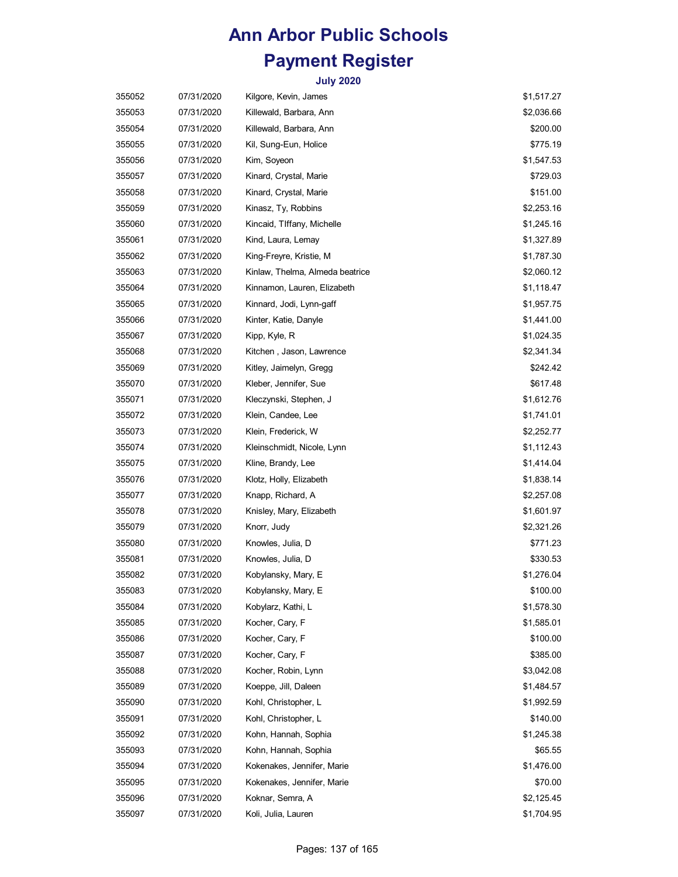# Ann Arbor Public Schools

# Payment Register

### July 2020

| | | | |
|---|---|---|---|
| 355052 | 07/31/2020 | Kilgore, Kevin, James | $1,517.27 |
| 355053 | 07/31/2020 | Killewald, Barbara, Ann | $2,036.66 |
| 355054 | 07/31/2020 | Killewald, Barbara, Ann | $200.00 |
| 355055 | 07/31/2020 | Kil, Sung-Eun, Holice | $775.19 |
| 355056 | 07/31/2020 | Kim, Soyeon | $1,547.53 |
| 355057 | 07/31/2020 | Kinard, Crystal, Marie | $729.03 |
| 355058 | 07/31/2020 | Kinard, Crystal, Marie | $151.00 |
| 355059 | 07/31/2020 | Kinasz, Ty, Robbins | $2,253.16 |
| 355060 | 07/31/2020 | Kincaid, TIffany, Michelle | $1,245.16 |
| 355061 | 07/31/2020 | Kind, Laura, Lemay | $1,327.89 |
| 355062 | 07/31/2020 | King-Freyre, Kristie, M | $1,787.30 |
| 355063 | 07/31/2020 | Kinlaw, Thelma, Almeda beatrice | $2,060.12 |
| 355064 | 07/31/2020 | Kinnamon, Lauren, Elizabeth | $1,118.47 |
| 355065 | 07/31/2020 | Kinnard, Jodi, Lynn-gaff | $1,957.75 |
| 355066 | 07/31/2020 | Kinter, Katie, Danyle | $1,441.00 |
| 355067 | 07/31/2020 | Kipp, Kyle, R | $1,024.35 |
| 355068 | 07/31/2020 | Kitchen , Jason, Lawrence | $2,341.34 |
| 355069 | 07/31/2020 | Kitley, Jaimelyn, Gregg | $242.42 |
| 355070 | 07/31/2020 | Kleber, Jennifer, Sue | $617.48 |
| 355071 | 07/31/2020 | Kleczynski, Stephen, J | $1,612.76 |
| 355072 | 07/31/2020 | Klein, Candee, Lee | $1,741.01 |
| 355073 | 07/31/2020 | Klein, Frederick, W | $2,252.77 |
| 355074 | 07/31/2020 | Kleinschmidt, Nicole, Lynn | $1,112.43 |
| 355075 | 07/31/2020 | Kline, Brandy, Lee | $1,414.04 |
| 355076 | 07/31/2020 | Klotz, Holly, Elizabeth | $1,838.14 |
| 355077 | 07/31/2020 | Knapp, Richard, A | $2,257.08 |
| 355078 | 07/31/2020 | Knisley, Mary, Elizabeth | $1,601.97 |
| 355079 | 07/31/2020 | Knorr, Judy | $2,321.26 |
| 355080 | 07/31/2020 | Knowles, Julia, D | $771.23 |
| 355081 | 07/31/2020 | Knowles, Julia, D | $330.53 |
| 355082 | 07/31/2020 | Kobylansky, Mary, E | $1,276.04 |
| 355083 | 07/31/2020 | Kobylansky, Mary, E | $100.00 |
| 355084 | 07/31/2020 | Kobylarz, Kathi, L | $1,578.30 |
| 355085 | 07/31/2020 | Kocher, Cary, F | $1,585.01 |
| 355086 | 07/31/2020 | Kocher, Cary, F | $100.00 |
| 355087 | 07/31/2020 | Kocher, Cary, F | $385.00 |
| 355088 | 07/31/2020 | Kocher, Robin, Lynn | $3,042.08 |
| 355089 | 07/31/2020 | Koeppe, Jill, Daleen | $1,484.57 |
| 355090 | 07/31/2020 | Kohl, Christopher, L | $1,992.59 |
| 355091 | 07/31/2020 | Kohl, Christopher, L | $140.00 |
| 355092 | 07/31/2020 | Kohn, Hannah, Sophia | $1,245.38 |
| 355093 | 07/31/2020 | Kohn, Hannah, Sophia | $65.55 |
| 355094 | 07/31/2020 | Kokenakes, Jennifer, Marie | $1,476.00 |
| 355095 | 07/31/2020 | Kokenakes, Jennifer, Marie | $70.00 |
| 355096 | 07/31/2020 | Koknar, Semra, A | $2,125.45 |
| 355097 | 07/31/2020 | Koli, Julia, Lauren | $1,704.95 |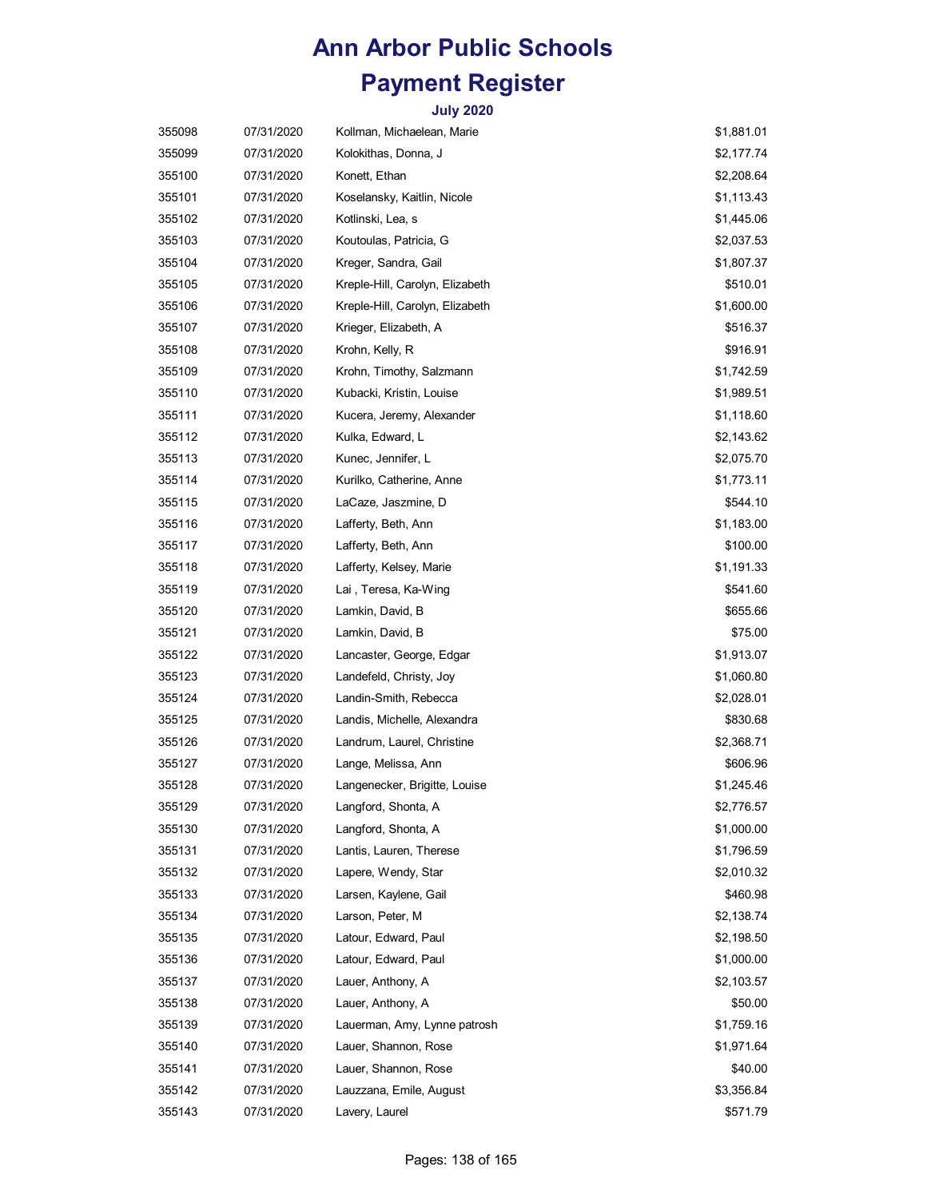# Ann Arbor Public Schools

# Payment Register

### July 2020

| | | | |
|---|---|---|---|
| 355098 | 07/31/2020 | Kollman, Michaelean, Marie | $1,881.01 |
| 355099 | 07/31/2020 | Kolokithas, Donna, J | $2,177.74 |
| 355100 | 07/31/2020 | Konett, Ethan | $2,208.64 |
| 355101 | 07/31/2020 | Koselansky, Kaitlin, Nicole | $1,113.43 |
| 355102 | 07/31/2020 | Kotlinski, Lea, s | $1,445.06 |
| 355103 | 07/31/2020 | Koutoulas, Patricia, G | $2,037.53 |
| 355104 | 07/31/2020 | Kreger, Sandra, Gail | $1,807.37 |
| 355105 | 07/31/2020 | Kreple-Hill, Carolyn, Elizabeth | $510.01 |
| 355106 | 07/31/2020 | Kreple-Hill, Carolyn, Elizabeth | $1,600.00 |
| 355107 | 07/31/2020 | Krieger, Elizabeth, A | $516.37 |
| 355108 | 07/31/2020 | Krohn, Kelly, R | $916.91 |
| 355109 | 07/31/2020 | Krohn, Timothy, Salzmann | $1,742.59 |
| 355110 | 07/31/2020 | Kubacki, Kristin, Louise | $1,989.51 |
| 355111 | 07/31/2020 | Kucera, Jeremy, Alexander | $1,118.60 |
| 355112 | 07/31/2020 | Kulka, Edward, L | $2,143.62 |
| 355113 | 07/31/2020 | Kunec, Jennifer, L | $2,075.70 |
| 355114 | 07/31/2020 | Kurilko, Catherine, Anne | $1,773.11 |
| 355115 | 07/31/2020 | LaCaze, Jaszmine, D | $544.10 |
| 355116 | 07/31/2020 | Lafferty, Beth, Ann | $1,183.00 |
| 355117 | 07/31/2020 | Lafferty, Beth, Ann | $100.00 |
| 355118 | 07/31/2020 | Lafferty, Kelsey, Marie | $1,191.33 |
| 355119 | 07/31/2020 | Lai , Teresa, Ka-Wing | $541.60 |
| 355120 | 07/31/2020 | Lamkin, David, B | $655.66 |
| 355121 | 07/31/2020 | Lamkin, David, B | $75.00 |
| 355122 | 07/31/2020 | Lancaster, George, Edgar | $1,913.07 |
| 355123 | 07/31/2020 | Landefeld, Christy, Joy | $1,060.80 |
| 355124 | 07/31/2020 | Landin-Smith, Rebecca | $2,028.01 |
| 355125 | 07/31/2020 | Landis, Michelle, Alexandra | $830.68 |
| 355126 | 07/31/2020 | Landrum, Laurel, Christine | $2,368.71 |
| 355127 | 07/31/2020 | Lange, Melissa, Ann | $606.96 |
| 355128 | 07/31/2020 | Langenecker, Brigitte, Louise | $1,245.46 |
| 355129 | 07/31/2020 | Langford, Shonta, A | $2,776.57 |
| 355130 | 07/31/2020 | Langford, Shonta, A | $1,000.00 |
| 355131 | 07/31/2020 | Lantis, Lauren, Therese | $1,796.59 |
| 355132 | 07/31/2020 | Lapere, Wendy, Star | $2,010.32 |
| 355133 | 07/31/2020 | Larsen, Kaylene, Gail | $460.98 |
| 355134 | 07/31/2020 | Larson, Peter, M | $2,138.74 |
| 355135 | 07/31/2020 | Latour, Edward, Paul | $2,198.50 |
| 355136 | 07/31/2020 | Latour, Edward, Paul | $1,000.00 |
| 355137 | 07/31/2020 | Lauer, Anthony, A | $2,103.57 |
| 355138 | 07/31/2020 | Lauer, Anthony, A | $50.00 |
| 355139 | 07/31/2020 | Lauerman, Amy, Lynne patrosh | $1,759.16 |
| 355140 | 07/31/2020 | Lauer, Shannon, Rose | $1,971.64 |
| 355141 | 07/31/2020 | Lauer, Shannon, Rose | $40.00 |
| 355142 | 07/31/2020 | Lauzzana, Emile, August | $3,356.84 |
| 355143 | 07/31/2020 | Lavery, Laurel | $571.79 |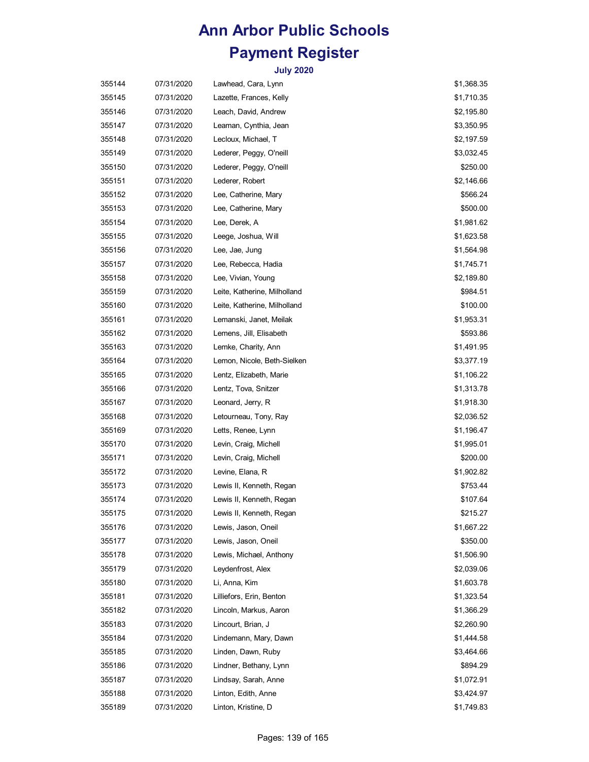# Ann Arbor Public Schools

# Payment Register

### July 2020

| | | | |
|---|---|---|---|
| 355144 | 07/31/2020 | Lawhead, Cara, Lynn | $1,368.35 |
| 355145 | 07/31/2020 | Lazette, Frances, Kelly | $1,710.35 |
| 355146 | 07/31/2020 | Leach, David, Andrew | $2,195.80 |
| 355147 | 07/31/2020 | Leaman, Cynthia, Jean | $3,350.95 |
| 355148 | 07/31/2020 | Lecloux, Michael, T | $2,197.59 |
| 355149 | 07/31/2020 | Lederer, Peggy, O'neill | $3,032.45 |
| 355150 | 07/31/2020 | Lederer, Peggy, O'neill | $250.00 |
| 355151 | 07/31/2020 | Lederer, Robert | $2,146.66 |
| 355152 | 07/31/2020 | Lee, Catherine, Mary | $566.24 |
| 355153 | 07/31/2020 | Lee, Catherine, Mary | $500.00 |
| 355154 | 07/31/2020 | Lee, Derek, A | $1,981.62 |
| 355155 | 07/31/2020 | Leege, Joshua, Will | $1,623.58 |
| 355156 | 07/31/2020 | Lee, Jae, Jung | $1,564.98 |
| 355157 | 07/31/2020 | Lee, Rebecca, Hadia | $1,745.71 |
| 355158 | 07/31/2020 | Lee, Vivian, Young | $2,189.80 |
| 355159 | 07/31/2020 | Leite, Katherine, Milholland | $984.51 |
| 355160 | 07/31/2020 | Leite, Katherine, Milholland | $100.00 |
| 355161 | 07/31/2020 | Lemanski, Janet, Meilak | $1,953.31 |
| 355162 | 07/31/2020 | Lemens, Jill, Elisabeth | $593.86 |
| 355163 | 07/31/2020 | Lemke, Charity, Ann | $1,491.95 |
| 355164 | 07/31/2020 | Lemon, Nicole, Beth-Sielken | $3,377.19 |
| 355165 | 07/31/2020 | Lentz, Elizabeth, Marie | $1,106.22 |
| 355166 | 07/31/2020 | Lentz, Tova, Snitzer | $1,313.78 |
| 355167 | 07/31/2020 | Leonard, Jerry, R | $1,918.30 |
| 355168 | 07/31/2020 | Letourneau, Tony, Ray | $2,036.52 |
| 355169 | 07/31/2020 | Letts, Renee, Lynn | $1,196.47 |
| 355170 | 07/31/2020 | Levin, Craig, Michell | $1,995.01 |
| 355171 | 07/31/2020 | Levin, Craig, Michell | $200.00 |
| 355172 | 07/31/2020 | Levine, Elana, R | $1,902.82 |
| 355173 | 07/31/2020 | Lewis II, Kenneth, Regan | $753.44 |
| 355174 | 07/31/2020 | Lewis II, Kenneth, Regan | $107.64 |
| 355175 | 07/31/2020 | Lewis II, Kenneth, Regan | $215.27 |
| 355176 | 07/31/2020 | Lewis, Jason, Oneil | $1,667.22 |
| 355177 | 07/31/2020 | Lewis, Jason, Oneil | $350.00 |
| 355178 | 07/31/2020 | Lewis, Michael, Anthony | $1,506.90 |
| 355179 | 07/31/2020 | Leydenfrost, Alex | $2,039.06 |
| 355180 | 07/31/2020 | Li, Anna, Kim | $1,603.78 |
| 355181 | 07/31/2020 | Lilliefors, Erin, Benton | $1,323.54 |
| 355182 | 07/31/2020 | Lincoln, Markus, Aaron | $1,366.29 |
| 355183 | 07/31/2020 | Lincourt, Brian, J | $2,260.90 |
| 355184 | 07/31/2020 | Lindemann, Mary, Dawn | $1,444.58 |
| 355185 | 07/31/2020 | Linden, Dawn, Ruby | $3,464.66 |
| 355186 | 07/31/2020 | Lindner, Bethany, Lynn | $894.29 |
| 355187 | 07/31/2020 | Lindsay, Sarah, Anne | $1,072.91 |
| 355188 | 07/31/2020 | Linton, Edith, Anne | $3,424.97 |
| 355189 | 07/31/2020 | Linton, Kristine, D | $1,749.83 |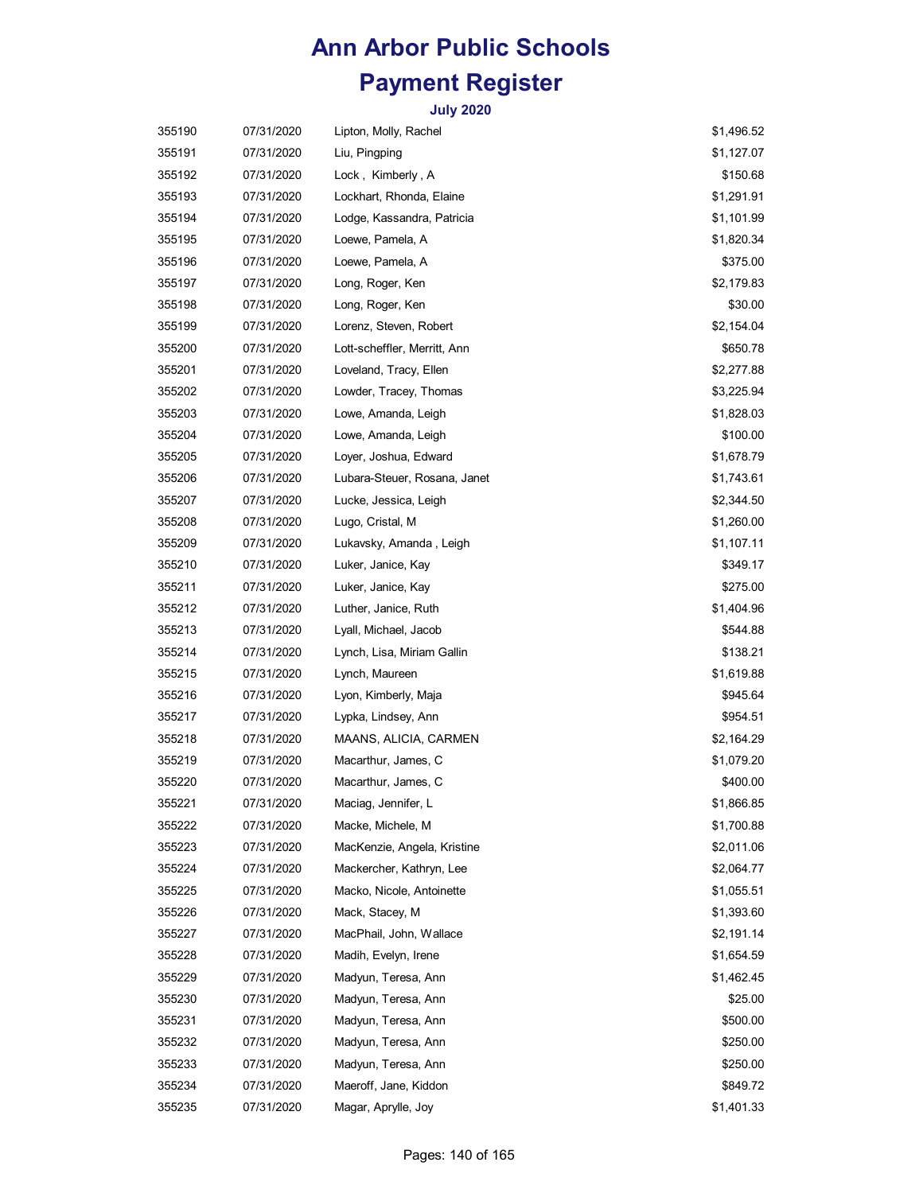# Ann Arbor Public Schools

# Payment Register

### July 2020

| | | | |
|---|---|---|---|
| 355190 | 07/31/2020 | Lipton, Molly, Rachel | $1,496.52 |
| 355191 | 07/31/2020 | Liu, Pingping | $1,127.07 |
| 355192 | 07/31/2020 | Lock , Kimberly , A | $150.68 |
| 355193 | 07/31/2020 | Lockhart, Rhonda, Elaine | $1,291.91 |
| 355194 | 07/31/2020 | Lodge, Kassandra, Patricia | $1,101.99 |
| 355195 | 07/31/2020 | Loewe, Pamela, A | $1,820.34 |
| 355196 | 07/31/2020 | Loewe, Pamela, A | $375.00 |
| 355197 | 07/31/2020 | Long, Roger, Ken | $2,179.83 |
| 355198 | 07/31/2020 | Long, Roger, Ken | $30.00 |
| 355199 | 07/31/2020 | Lorenz, Steven, Robert | $2,154.04 |
| 355200 | 07/31/2020 | Lott-scheffler, Merritt, Ann | $650.78 |
| 355201 | 07/31/2020 | Loveland, Tracy, Ellen | $2,277.88 |
| 355202 | 07/31/2020 | Lowder, Tracey, Thomas | $3,225.94 |
| 355203 | 07/31/2020 | Lowe, Amanda, Leigh | $1,828.03 |
| 355204 | 07/31/2020 | Lowe, Amanda, Leigh | $100.00 |
| 355205 | 07/31/2020 | Loyer, Joshua, Edward | $1,678.79 |
| 355206 | 07/31/2020 | Lubara-Steuer, Rosana, Janet | $1,743.61 |
| 355207 | 07/31/2020 | Lucke, Jessica, Leigh | $2,344.50 |
| 355208 | 07/31/2020 | Lugo, Cristal, M | $1,260.00 |
| 355209 | 07/31/2020 | Lukavsky, Amanda , Leigh | $1,107.11 |
| 355210 | 07/31/2020 | Luker, Janice, Kay | $349.17 |
| 355211 | 07/31/2020 | Luker, Janice, Kay | $275.00 |
| 355212 | 07/31/2020 | Luther, Janice, Ruth | $1,404.96 |
| 355213 | 07/31/2020 | Lyall, Michael, Jacob | $544.88 |
| 355214 | 07/31/2020 | Lynch, Lisa, Miriam Gallin | $138.21 |
| 355215 | 07/31/2020 | Lynch, Maureen | $1,619.88 |
| 355216 | 07/31/2020 | Lyon, Kimberly, Maja | $945.64 |
| 355217 | 07/31/2020 | Lypka, Lindsey, Ann | $954.51 |
| 355218 | 07/31/2020 | MAANS, ALICIA, CARMEN | $2,164.29 |
| 355219 | 07/31/2020 | Macarthur, James, C | $1,079.20 |
| 355220 | 07/31/2020 | Macarthur, James, C | $400.00 |
| 355221 | 07/31/2020 | Maciag, Jennifer, L | $1,866.85 |
| 355222 | 07/31/2020 | Macke, Michele, M | $1,700.88 |
| 355223 | 07/31/2020 | MacKenzie, Angela, Kristine | $2,011.06 |
| 355224 | 07/31/2020 | Mackercher, Kathryn, Lee | $2,064.77 |
| 355225 | 07/31/2020 | Macko, Nicole, Antoinette | $1,055.51 |
| 355226 | 07/31/2020 | Mack, Stacey, M | $1,393.60 |
| 355227 | 07/31/2020 | MacPhail, John, Wallace | $2,191.14 |
| 355228 | 07/31/2020 | Madih, Evelyn, Irene | $1,654.59 |
| 355229 | 07/31/2020 | Madyun, Teresa, Ann | $1,462.45 |
| 355230 | 07/31/2020 | Madyun, Teresa, Ann | $25.00 |
| 355231 | 07/31/2020 | Madyun, Teresa, Ann | $500.00 |
| 355232 | 07/31/2020 | Madyun, Teresa, Ann | $250.00 |
| 355233 | 07/31/2020 | Madyun, Teresa, Ann | $250.00 |
| 355234 | 07/31/2020 | Maeroff, Jane, Kiddon | $849.72 |
| 355235 | 07/31/2020 | Magar, Aprylle, Joy | $1,401.33 |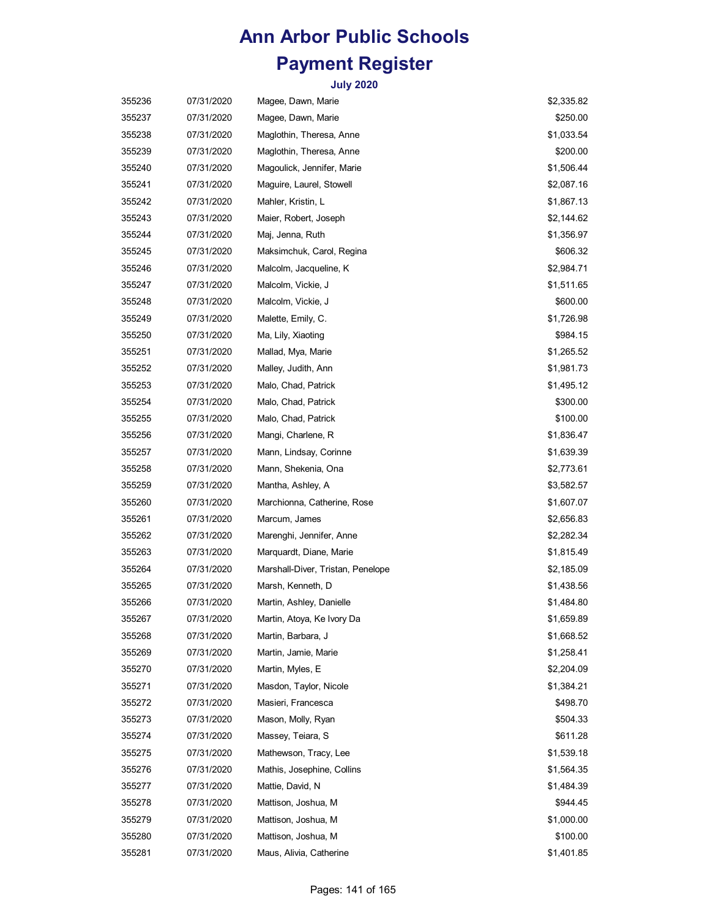# Ann Arbor Public Schools

# Payment Register

### July 2020

| | | | |
|---|---|---|---|
| 355236 | 07/31/2020 | Magee, Dawn, Marie | $2,335.82 |
| 355237 | 07/31/2020 | Magee, Dawn, Marie | $250.00 |
| 355238 | 07/31/2020 | Maglothin, Theresa, Anne | $1,033.54 |
| 355239 | 07/31/2020 | Maglothin, Theresa, Anne | $200.00 |
| 355240 | 07/31/2020 | Magoulick, Jennifer, Marie | $1,506.44 |
| 355241 | 07/31/2020 | Maguire, Laurel, Stowell | $2,087.16 |
| 355242 | 07/31/2020 | Mahler, Kristin, L | $1,867.13 |
| 355243 | 07/31/2020 | Maier, Robert, Joseph | $2,144.62 |
| 355244 | 07/31/2020 | Maj, Jenna, Ruth | $1,356.97 |
| 355245 | 07/31/2020 | Maksimchuk, Carol, Regina | $606.32 |
| 355246 | 07/31/2020 | Malcolm, Jacqueline, K | $2,984.71 |
| 355247 | 07/31/2020 | Malcolm, Vickie, J | $1,511.65 |
| 355248 | 07/31/2020 | Malcolm, Vickie, J | $600.00 |
| 355249 | 07/31/2020 | Malette, Emily, C. | $1,726.98 |
| 355250 | 07/31/2020 | Ma, Lily, Xiaoting | $984.15 |
| 355251 | 07/31/2020 | Mallad, Mya, Marie | $1,265.52 |
| 355252 | 07/31/2020 | Malley, Judith, Ann | $1,981.73 |
| 355253 | 07/31/2020 | Malo, Chad, Patrick | $1,495.12 |
| 355254 | 07/31/2020 | Malo, Chad, Patrick | $300.00 |
| 355255 | 07/31/2020 | Malo, Chad, Patrick | $100.00 |
| 355256 | 07/31/2020 | Mangi, Charlene, R | $1,836.47 |
| 355257 | 07/31/2020 | Mann, Lindsay, Corinne | $1,639.39 |
| 355258 | 07/31/2020 | Mann, Shekenia, Ona | $2,773.61 |
| 355259 | 07/31/2020 | Mantha, Ashley, A | $3,582.57 |
| 355260 | 07/31/2020 | Marchionna, Catherine, Rose | $1,607.07 |
| 355261 | 07/31/2020 | Marcum, James | $2,656.83 |
| 355262 | 07/31/2020 | Marenghi, Jennifer, Anne | $2,282.34 |
| 355263 | 07/31/2020 | Marquardt, Diane, Marie | $1,815.49 |
| 355264 | 07/31/2020 | Marshall-Diver, Tristan, Penelope | $2,185.09 |
| 355265 | 07/31/2020 | Marsh, Kenneth, D | $1,438.56 |
| 355266 | 07/31/2020 | Martin, Ashley, Danielle | $1,484.80 |
| 355267 | 07/31/2020 | Martin, Atoya, Ke Ivory Da | $1,659.89 |
| 355268 | 07/31/2020 | Martin, Barbara, J | $1,668.52 |
| 355269 | 07/31/2020 | Martin, Jamie, Marie | $1,258.41 |
| 355270 | 07/31/2020 | Martin, Myles, E | $2,204.09 |
| 355271 | 07/31/2020 | Masdon, Taylor, Nicole | $1,384.21 |
| 355272 | 07/31/2020 | Masieri, Francesca | $498.70 |
| 355273 | 07/31/2020 | Mason, Molly, Ryan | $504.33 |
| 355274 | 07/31/2020 | Massey, Teiara, S | $611.28 |
| 355275 | 07/31/2020 | Mathewson, Tracy, Lee | $1,539.18 |
| 355276 | 07/31/2020 | Mathis, Josephine, Collins | $1,564.35 |
| 355277 | 07/31/2020 | Mattie, David, N | $1,484.39 |
| 355278 | 07/31/2020 | Mattison, Joshua, M | $944.45 |
| 355279 | 07/31/2020 | Mattison, Joshua, M | $1,000.00 |
| 355280 | 07/31/2020 | Mattison, Joshua, M | $100.00 |
| 355281 | 07/31/2020 | Maus, Alivia, Catherine | $1,401.85 |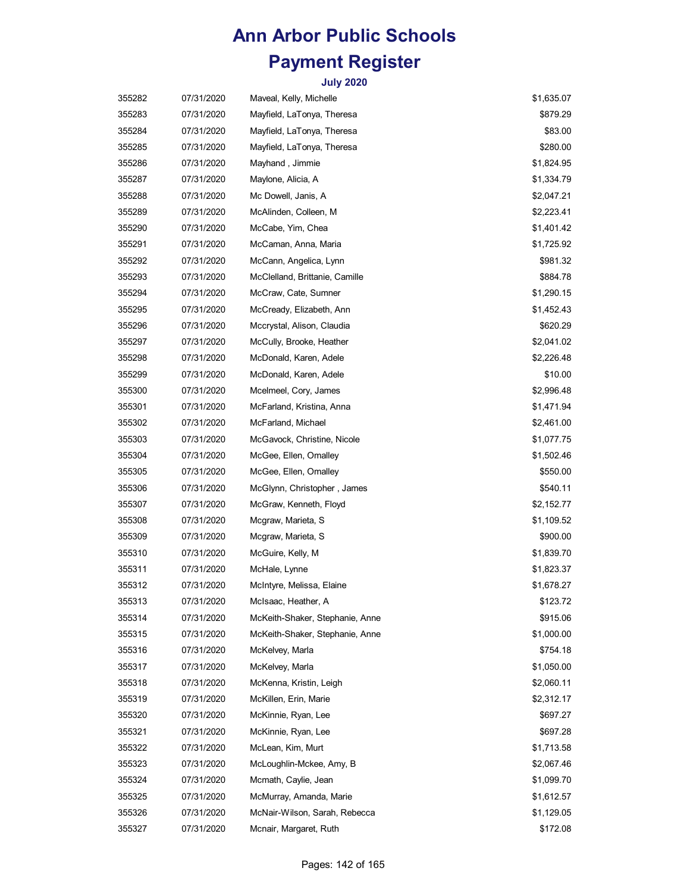# Ann Arbor Public Schools

# Payment Register

### July 2020

| | | | |
|---|---|---|---|
| 355282 | 07/31/2020 | Maveal, Kelly, Michelle | $1,635.07 |
| 355283 | 07/31/2020 | Mayfield, LaTonya, Theresa | $879.29 |
| 355284 | 07/31/2020 | Mayfield, LaTonya, Theresa | $83.00 |
| 355285 | 07/31/2020 | Mayfield, LaTonya, Theresa | $280.00 |
| 355286 | 07/31/2020 | Mayhand , Jimmie | $1,824.95 |
| 355287 | 07/31/2020 | Maylone, Alicia, A | $1,334.79 |
| 355288 | 07/31/2020 | Mc Dowell, Janis, A | $2,047.21 |
| 355289 | 07/31/2020 | McAlinden, Colleen, M | $2,223.41 |
| 355290 | 07/31/2020 | McCabe, Yim, Chea | $1,401.42 |
| 355291 | 07/31/2020 | McCaman, Anna, Maria | $1,725.92 |
| 355292 | 07/31/2020 | McCann, Angelica, Lynn | $981.32 |
| 355293 | 07/31/2020 | McClelland, Brittanie, Camille | $884.78 |
| 355294 | 07/31/2020 | McCraw, Cate, Sumner | $1,290.15 |
| 355295 | 07/31/2020 | McCready, Elizabeth, Ann | $1,452.43 |
| 355296 | 07/31/2020 | Mccrystal, Alison, Claudia | $620.29 |
| 355297 | 07/31/2020 | McCully, Brooke, Heather | $2,041.02 |
| 355298 | 07/31/2020 | McDonald, Karen, Adele | $2,226.48 |
| 355299 | 07/31/2020 | McDonald, Karen, Adele | $10.00 |
| 355300 | 07/31/2020 | Mcelmeel, Cory, James | $2,996.48 |
| 355301 | 07/31/2020 | McFarland, Kristina, Anna | $1,471.94 |
| 355302 | 07/31/2020 | McFarland, Michael | $2,461.00 |
| 355303 | 07/31/2020 | McGavock, Christine, Nicole | $1,077.75 |
| 355304 | 07/31/2020 | McGee, Ellen, Omalley | $1,502.46 |
| 355305 | 07/31/2020 | McGee, Ellen, Omalley | $550.00 |
| 355306 | 07/31/2020 | McGlynn, Christopher , James | $540.11 |
| 355307 | 07/31/2020 | McGraw, Kenneth, Floyd | $2,152.77 |
| 355308 | 07/31/2020 | Mcgraw, Marieta, S | $1,109.52 |
| 355309 | 07/31/2020 | Mcgraw, Marieta, S | $900.00 |
| 355310 | 07/31/2020 | McGuire, Kelly, M | $1,839.70 |
| 355311 | 07/31/2020 | McHale, Lynne | $1,823.37 |
| 355312 | 07/31/2020 | McIntyre, Melissa, Elaine | $1,678.27 |
| 355313 | 07/31/2020 | McIsaac, Heather, A | $123.72 |
| 355314 | 07/31/2020 | McKeith-Shaker, Stephanie, Anne | $915.06 |
| 355315 | 07/31/2020 | McKeith-Shaker, Stephanie, Anne | $1,000.00 |
| 355316 | 07/31/2020 | McKelvey, Marla | $754.18 |
| 355317 | 07/31/2020 | McKelvey, Marla | $1,050.00 |
| 355318 | 07/31/2020 | McKenna, Kristin, Leigh | $2,060.11 |
| 355319 | 07/31/2020 | McKillen, Erin, Marie | $2,312.17 |
| 355320 | 07/31/2020 | McKinnie, Ryan, Lee | $697.27 |
| 355321 | 07/31/2020 | McKinnie, Ryan, Lee | $697.28 |
| 355322 | 07/31/2020 | McLean, Kim, Murt | $1,713.58 |
| 355323 | 07/31/2020 | McLoughlin-Mckee, Amy, B | $2,067.46 |
| 355324 | 07/31/2020 | Mcmath, Caylie, Jean | $1,099.70 |
| 355325 | 07/31/2020 | McMurray, Amanda, Marie | $1,612.57 |
| 355326 | 07/31/2020 | McNair-Wilson, Sarah, Rebecca | $1,129.05 |
| 355327 | 07/31/2020 | Mcnair, Margaret, Ruth | $172.08 |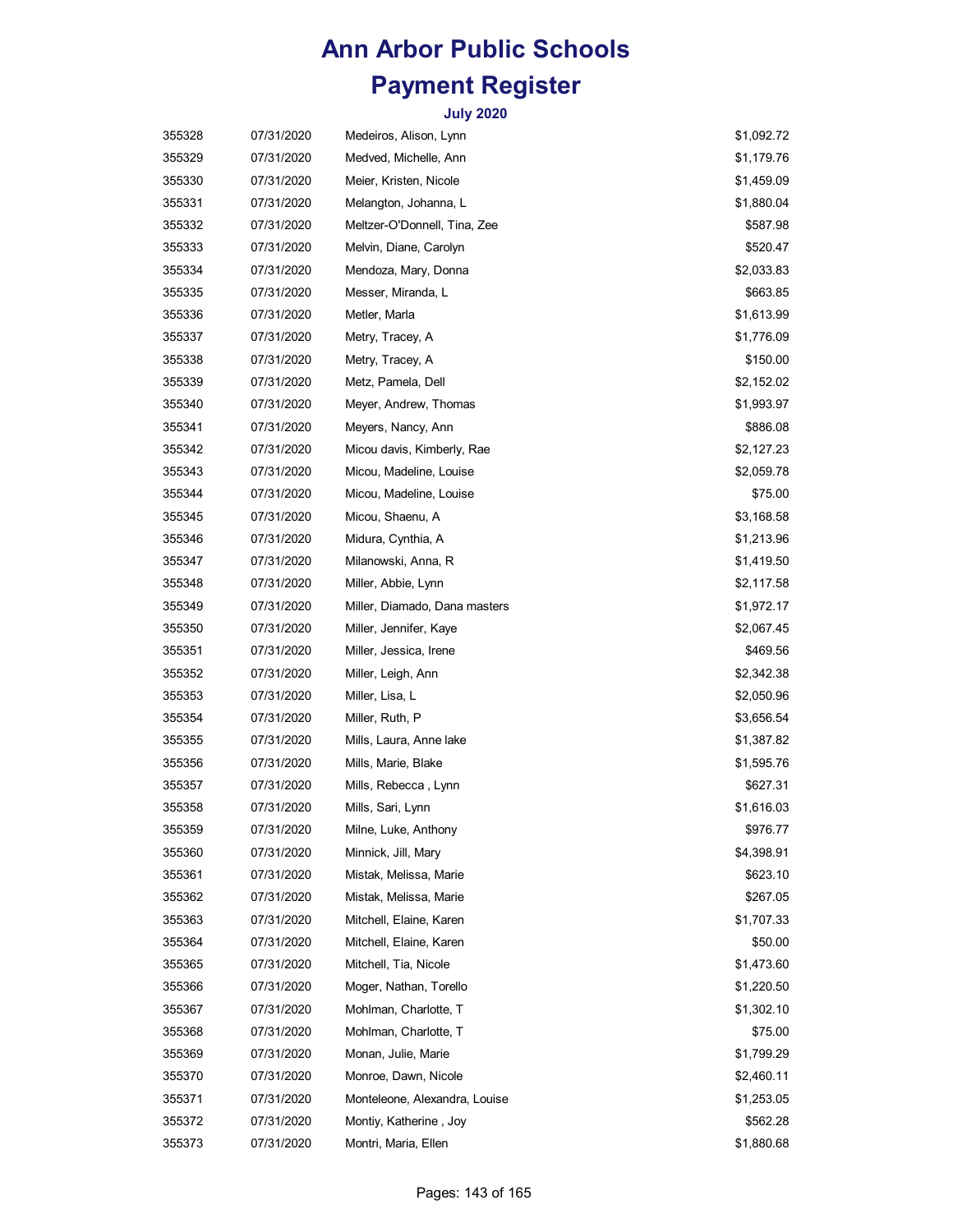# Ann Arbor Public Schools

# Payment Register

### July 2020

| | | | |
|---|---|---|---|
| 355328 | 07/31/2020 | Medeiros, Alison, Lynn | $1,092.72 |
| 355329 | 07/31/2020 | Medved, Michelle, Ann | $1,179.76 |
| 355330 | 07/31/2020 | Meier, Kristen, Nicole | $1,459.09 |
| 355331 | 07/31/2020 | Melangton, Johanna, L | $1,880.04 |
| 355332 | 07/31/2020 | Meltzer-O'Donnell, Tina, Zee | $587.98 |
| 355333 | 07/31/2020 | Melvin, Diane, Carolyn | $520.47 |
| 355334 | 07/31/2020 | Mendoza, Mary, Donna | $2,033.83 |
| 355335 | 07/31/2020 | Messer, Miranda, L | $663.85 |
| 355336 | 07/31/2020 | Metler, Marla | $1,613.99 |
| 355337 | 07/31/2020 | Metry, Tracey, A | $1,776.09 |
| 355338 | 07/31/2020 | Metry, Tracey, A | $150.00 |
| 355339 | 07/31/2020 | Metz, Pamela, Dell | $2,152.02 |
| 355340 | 07/31/2020 | Meyer, Andrew, Thomas | $1,993.97 |
| 355341 | 07/31/2020 | Meyers, Nancy, Ann | $886.08 |
| 355342 | 07/31/2020 | Micou davis, Kimberly, Rae | $2,127.23 |
| 355343 | 07/31/2020 | Micou, Madeline, Louise | $2,059.78 |
| 355344 | 07/31/2020 | Micou, Madeline, Louise | $75.00 |
| 355345 | 07/31/2020 | Micou, Shaenu, A | $3,168.58 |
| 355346 | 07/31/2020 | Midura, Cynthia, A | $1,213.96 |
| 355347 | 07/31/2020 | Milanowski, Anna, R | $1,419.50 |
| 355348 | 07/31/2020 | Miller, Abbie, Lynn | $2,117.58 |
| 355349 | 07/31/2020 | Miller, Diamado, Dana masters | $1,972.17 |
| 355350 | 07/31/2020 | Miller, Jennifer, Kaye | $2,067.45 |
| 355351 | 07/31/2020 | Miller, Jessica, Irene | $469.56 |
| 355352 | 07/31/2020 | Miller, Leigh, Ann | $2,342.38 |
| 355353 | 07/31/2020 | Miller, Lisa, L | $2,050.96 |
| 355354 | 07/31/2020 | Miller, Ruth, P | $3,656.54 |
| 355355 | 07/31/2020 | Mills, Laura, Anne lake | $1,387.82 |
| 355356 | 07/31/2020 | Mills, Marie, Blake | $1,595.76 |
| 355357 | 07/31/2020 | Mills, Rebecca , Lynn | $627.31 |
| 355358 | 07/31/2020 | Mills, Sari, Lynn | $1,616.03 |
| 355359 | 07/31/2020 | Milne, Luke, Anthony | $976.77 |
| 355360 | 07/31/2020 | Minnick, Jill, Mary | $4,398.91 |
| 355361 | 07/31/2020 | Mistak, Melissa, Marie | $623.10 |
| 355362 | 07/31/2020 | Mistak, Melissa, Marie | $267.05 |
| 355363 | 07/31/2020 | Mitchell, Elaine, Karen | $1,707.33 |
| 355364 | 07/31/2020 | Mitchell, Elaine, Karen | $50.00 |
| 355365 | 07/31/2020 | Mitchell, Tia, Nicole | $1,473.60 |
| 355366 | 07/31/2020 | Moger, Nathan, Torello | $1,220.50 |
| 355367 | 07/31/2020 | Mohlman, Charlotte, T | $1,302.10 |
| 355368 | 07/31/2020 | Mohlman, Charlotte, T | $75.00 |
| 355369 | 07/31/2020 | Monan, Julie, Marie | $1,799.29 |
| 355370 | 07/31/2020 | Monroe, Dawn, Nicole | $2,460.11 |
| 355371 | 07/31/2020 | Monteleone, Alexandra, Louise | $1,253.05 |
| 355372 | 07/31/2020 | Montiy, Katherine , Joy | $562.28 |
| 355373 | 07/31/2020 | Montri, Maria, Ellen | $1,880.68 |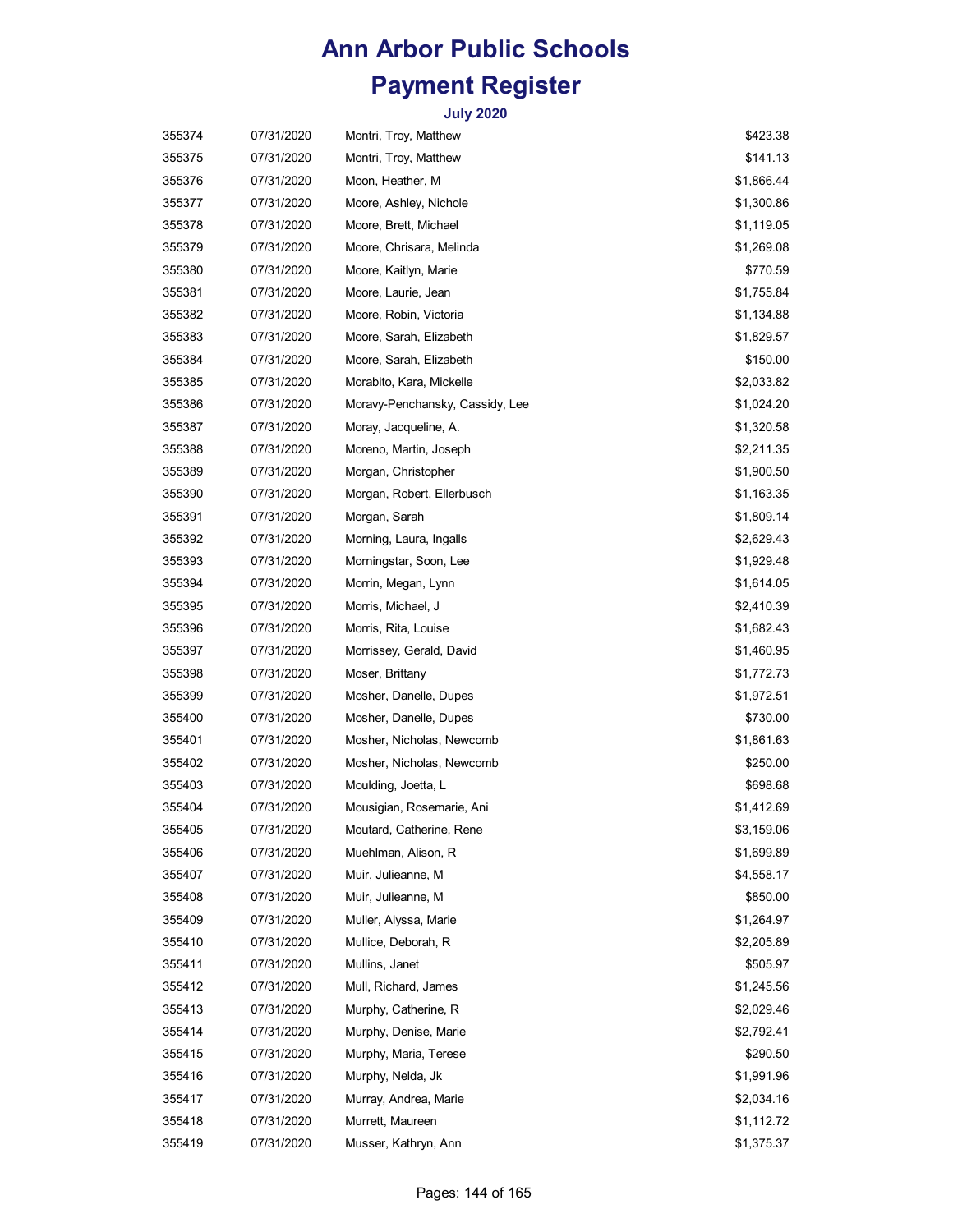# Ann Arbor Public Schools

# Payment Register

### July 2020

| | | | |
|---|---|---|---|
| 355374 | 07/31/2020 | Montri, Troy, Matthew | $423.38 |
| 355375 | 07/31/2020 | Montri, Troy, Matthew | $141.13 |
| 355376 | 07/31/2020 | Moon, Heather, M | $1,866.44 |
| 355377 | 07/31/2020 | Moore, Ashley, Nichole | $1,300.86 |
| 355378 | 07/31/2020 | Moore, Brett, Michael | $1,119.05 |
| 355379 | 07/31/2020 | Moore, Chrisara, Melinda | $1,269.08 |
| 355380 | 07/31/2020 | Moore, Kaitlyn, Marie | $770.59 |
| 355381 | 07/31/2020 | Moore, Laurie, Jean | $1,755.84 |
| 355382 | 07/31/2020 | Moore, Robin, Victoria | $1,134.88 |
| 355383 | 07/31/2020 | Moore, Sarah, Elizabeth | $1,829.57 |
| 355384 | 07/31/2020 | Moore, Sarah, Elizabeth | $150.00 |
| 355385 | 07/31/2020 | Morabito, Kara, Mickelle | $2,033.82 |
| 355386 | 07/31/2020 | Moravy-Penchansky, Cassidy, Lee | $1,024.20 |
| 355387 | 07/31/2020 | Moray, Jacqueline, A. | $1,320.58 |
| 355388 | 07/31/2020 | Moreno, Martin, Joseph | $2,211.35 |
| 355389 | 07/31/2020 | Morgan, Christopher | $1,900.50 |
| 355390 | 07/31/2020 | Morgan, Robert, Ellerbusch | $1,163.35 |
| 355391 | 07/31/2020 | Morgan, Sarah | $1,809.14 |
| 355392 | 07/31/2020 | Morning, Laura, Ingalls | $2,629.43 |
| 355393 | 07/31/2020 | Morningstar, Soon, Lee | $1,929.48 |
| 355394 | 07/31/2020 | Morrin, Megan, Lynn | $1,614.05 |
| 355395 | 07/31/2020 | Morris, Michael, J | $2,410.39 |
| 355396 | 07/31/2020 | Morris, Rita, Louise | $1,682.43 |
| 355397 | 07/31/2020 | Morrissey, Gerald, David | $1,460.95 |
| 355398 | 07/31/2020 | Moser, Brittany | $1,772.73 |
| 355399 | 07/31/2020 | Mosher, Danelle, Dupes | $1,972.51 |
| 355400 | 07/31/2020 | Mosher, Danelle, Dupes | $730.00 |
| 355401 | 07/31/2020 | Mosher, Nicholas, Newcomb | $1,861.63 |
| 355402 | 07/31/2020 | Mosher, Nicholas, Newcomb | $250.00 |
| 355403 | 07/31/2020 | Moulding, Joetta, L | $698.68 |
| 355404 | 07/31/2020 | Mousigian, Rosemarie, Ani | $1,412.69 |
| 355405 | 07/31/2020 | Moutard, Catherine, Rene | $3,159.06 |
| 355406 | 07/31/2020 | Muehlman, Alison, R | $1,699.89 |
| 355407 | 07/31/2020 | Muir, Julieanne, M | $4,558.17 |
| 355408 | 07/31/2020 | Muir, Julieanne, M | $850.00 |
| 355409 | 07/31/2020 | Muller, Alyssa, Marie | $1,264.97 |
| 355410 | 07/31/2020 | Mullice, Deborah, R | $2,205.89 |
| 355411 | 07/31/2020 | Mullins, Janet | $505.97 |
| 355412 | 07/31/2020 | Mull, Richard, James | $1,245.56 |
| 355413 | 07/31/2020 | Murphy, Catherine, R | $2,029.46 |
| 355414 | 07/31/2020 | Murphy, Denise, Marie | $2,792.41 |
| 355415 | 07/31/2020 | Murphy, Maria, Terese | $290.50 |
| 355416 | 07/31/2020 | Murphy, Nelda, Jk | $1,991.96 |
| 355417 | 07/31/2020 | Murray, Andrea, Marie | $2,034.16 |
| 355418 | 07/31/2020 | Murrett, Maureen | $1,112.72 |
| 355419 | 07/31/2020 | Musser, Kathryn, Ann | $1,375.37 |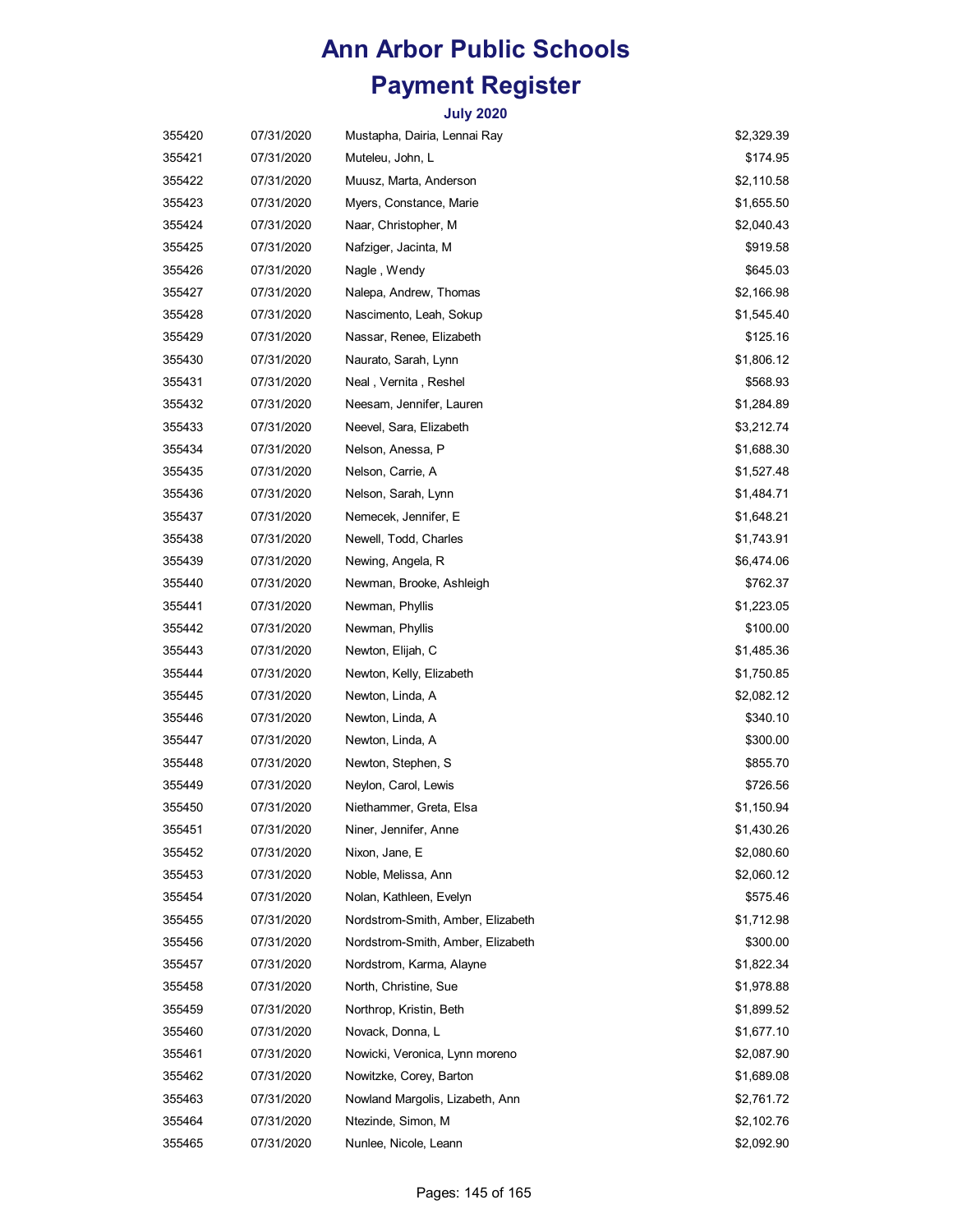# Ann Arbor Public Schools

# Payment Register

### July 2020

| | | | |
|---|---|---|---|
| 355420 | 07/31/2020 | Mustapha, Dairia, Lennai Ray | $2,329.39 |
| 355421 | 07/31/2020 | Muteleu, John, L | $174.95 |
| 355422 | 07/31/2020 | Muusz, Marta, Anderson | $2,110.58 |
| 355423 | 07/31/2020 | Myers, Constance, Marie | $1,655.50 |
| 355424 | 07/31/2020 | Naar, Christopher, M | $2,040.43 |
| 355425 | 07/31/2020 | Nafziger, Jacinta, M | $919.58 |
| 355426 | 07/31/2020 | Nagle , Wendy | $645.03 |
| 355427 | 07/31/2020 | Nalepa, Andrew, Thomas | $2,166.98 |
| 355428 | 07/31/2020 | Nascimento, Leah, Sokup | $1,545.40 |
| 355429 | 07/31/2020 | Nassar, Renee, Elizabeth | $125.16 |
| 355430 | 07/31/2020 | Naurato, Sarah, Lynn | $1,806.12 |
| 355431 | 07/31/2020 | Neal , Vernita , Reshel | $568.93 |
| 355432 | 07/31/2020 | Neesam, Jennifer, Lauren | $1,284.89 |
| 355433 | 07/31/2020 | Neevel, Sara, Elizabeth | $3,212.74 |
| 355434 | 07/31/2020 | Nelson, Anessa, P | $1,688.30 |
| 355435 | 07/31/2020 | Nelson, Carrie, A | $1,527.48 |
| 355436 | 07/31/2020 | Nelson, Sarah, Lynn | $1,484.71 |
| 355437 | 07/31/2020 | Nemecek, Jennifer, E | $1,648.21 |
| 355438 | 07/31/2020 | Newell, Todd, Charles | $1,743.91 |
| 355439 | 07/31/2020 | Newing, Angela, R | $6,474.06 |
| 355440 | 07/31/2020 | Newman, Brooke, Ashleigh | $762.37 |
| 355441 | 07/31/2020 | Newman, Phyllis | $1,223.05 |
| 355442 | 07/31/2020 | Newman, Phyllis | $100.00 |
| 355443 | 07/31/2020 | Newton, Elijah, C | $1,485.36 |
| 355444 | 07/31/2020 | Newton, Kelly, Elizabeth | $1,750.85 |
| 355445 | 07/31/2020 | Newton, Linda, A | $2,082.12 |
| 355446 | 07/31/2020 | Newton, Linda, A | $340.10 |
| 355447 | 07/31/2020 | Newton, Linda, A | $300.00 |
| 355448 | 07/31/2020 | Newton, Stephen, S | $855.70 |
| 355449 | 07/31/2020 | Neylon, Carol, Lewis | $726.56 |
| 355450 | 07/31/2020 | Niethammer, Greta, Elsa | $1,150.94 |
| 355451 | 07/31/2020 | Niner, Jennifer, Anne | $1,430.26 |
| 355452 | 07/31/2020 | Nixon, Jane, E | $2,080.60 |
| 355453 | 07/31/2020 | Noble, Melissa, Ann | $2,060.12 |
| 355454 | 07/31/2020 | Nolan, Kathleen, Evelyn | $575.46 |
| 355455 | 07/31/2020 | Nordstrom-Smith, Amber, Elizabeth | $1,712.98 |
| 355456 | 07/31/2020 | Nordstrom-Smith, Amber, Elizabeth | $300.00 |
| 355457 | 07/31/2020 | Nordstrom, Karma, Alayne | $1,822.34 |
| 355458 | 07/31/2020 | North, Christine, Sue | $1,978.88 |
| 355459 | 07/31/2020 | Northrop, Kristin, Beth | $1,899.52 |
| 355460 | 07/31/2020 | Novack, Donna, L | $1,677.10 |
| 355461 | 07/31/2020 | Nowicki, Veronica, Lynn moreno | $2,087.90 |
| 355462 | 07/31/2020 | Nowitzke, Corey, Barton | $1,689.08 |
| 355463 | 07/31/2020 | Nowland Margolis, Lizabeth, Ann | $2,761.72 |
| 355464 | 07/31/2020 | Ntezinde, Simon, M | $2,102.76 |
| 355465 | 07/31/2020 | Nunlee, Nicole, Leann | $2,092.90 |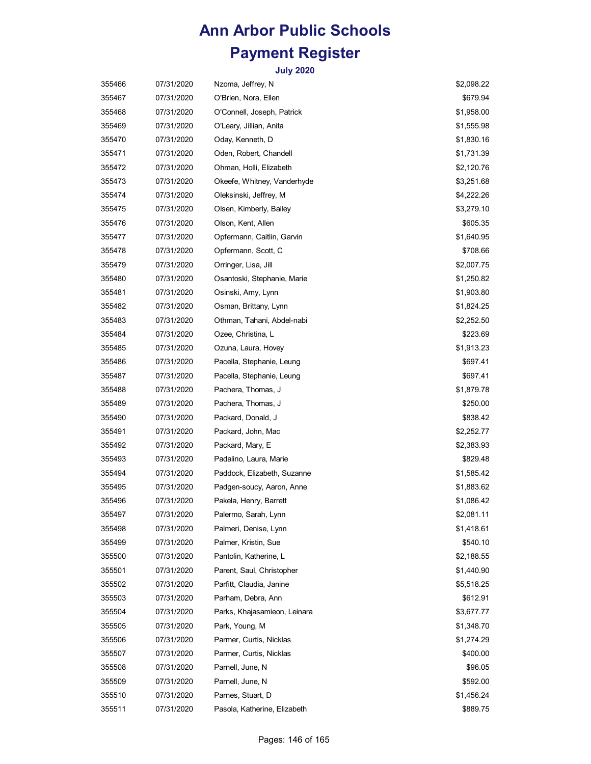# Ann Arbor Public Schools
# Payment Register

### July 2020

| | | | |
|---|---|---|---|
| 355466 | 07/31/2020 | Nzoma, Jeffrey, N | $2,098.22 |
| 355467 | 07/31/2020 | O'Brien, Nora, Ellen | $679.94 |
| 355468 | 07/31/2020 | O'Connell, Joseph, Patrick | $1,958.00 |
| 355469 | 07/31/2020 | O'Leary, Jillian, Anita | $1,555.98 |
| 355470 | 07/31/2020 | Oday, Kenneth, D | $1,830.16 |
| 355471 | 07/31/2020 | Oden, Robert, Chandell | $1,731.39 |
| 355472 | 07/31/2020 | Ohman, Holli, Elizabeth | $2,120.76 |
| 355473 | 07/31/2020 | Okeefe, Whitney, Vanderhyde | $3,251.68 |
| 355474 | 07/31/2020 | Oleksinski, Jeffrey, M | $4,222.26 |
| 355475 | 07/31/2020 | Olsen, Kimberly, Bailey | $3,279.10 |
| 355476 | 07/31/2020 | Olson, Kent, Allen | $605.35 |
| 355477 | 07/31/2020 | Opfermann, Caitlin, Garvin | $1,640.95 |
| 355478 | 07/31/2020 | Opfermann, Scott, C | $708.66 |
| 355479 | 07/31/2020 | Orringer, Lisa, Jill | $2,007.75 |
| 355480 | 07/31/2020 | Osantoski, Stephanie, Marie | $1,250.82 |
| 355481 | 07/31/2020 | Osinski, Amy, Lynn | $1,903.80 |
| 355482 | 07/31/2020 | Osman, Brittany, Lynn | $1,824.25 |
| 355483 | 07/31/2020 | Othman, Tahani, Abdel-nabi | $2,252.50 |
| 355484 | 07/31/2020 | Ozee, Christina, L | $223.69 |
| 355485 | 07/31/2020 | Ozuna, Laura, Hovey | $1,913.23 |
| 355486 | 07/31/2020 | Pacella, Stephanie, Leung | $697.41 |
| 355487 | 07/31/2020 | Pacella, Stephanie, Leung | $697.41 |
| 355488 | 07/31/2020 | Pachera, Thomas, J | $1,879.78 |
| 355489 | 07/31/2020 | Pachera, Thomas, J | $250.00 |
| 355490 | 07/31/2020 | Packard, Donald, J | $838.42 |
| 355491 | 07/31/2020 | Packard, John, Mac | $2,252.77 |
| 355492 | 07/31/2020 | Packard, Mary, E | $2,383.93 |
| 355493 | 07/31/2020 | Padalino, Laura, Marie | $829.48 |
| 355494 | 07/31/2020 | Paddock, Elizabeth, Suzanne | $1,585.42 |
| 355495 | 07/31/2020 | Padgen-soucy, Aaron, Anne | $1,883.62 |
| 355496 | 07/31/2020 | Pakela, Henry, Barrett | $1,086.42 |
| 355497 | 07/31/2020 | Palermo, Sarah, Lynn | $2,081.11 |
| 355498 | 07/31/2020 | Palmeri, Denise, Lynn | $1,418.61 |
| 355499 | 07/31/2020 | Palmer, Kristin, Sue | $540.10 |
| 355500 | 07/31/2020 | Pantolin, Katherine, L | $2,188.55 |
| 355501 | 07/31/2020 | Parent, Saul, Christopher | $1,440.90 |
| 355502 | 07/31/2020 | Parfitt, Claudia, Janine | $5,518.25 |
| 355503 | 07/31/2020 | Parham, Debra, Ann | $612.91 |
| 355504 | 07/31/2020 | Parks, Khajasamieon, Leinara | $3,677.77 |
| 355505 | 07/31/2020 | Park, Young, M | $1,348.70 |
| 355506 | 07/31/2020 | Parmer, Curtis, Nicklas | $1,274.29 |
| 355507 | 07/31/2020 | Parmer, Curtis, Nicklas | $400.00 |
| 355508 | 07/31/2020 | Parnell, June, N | $96.05 |
| 355509 | 07/31/2020 | Parnell, June, N | $592.00 |
| 355510 | 07/31/2020 | Parnes, Stuart, D | $1,456.24 |
| 355511 | 07/31/2020 | Pasola, Katherine, Elizabeth | $889.75 |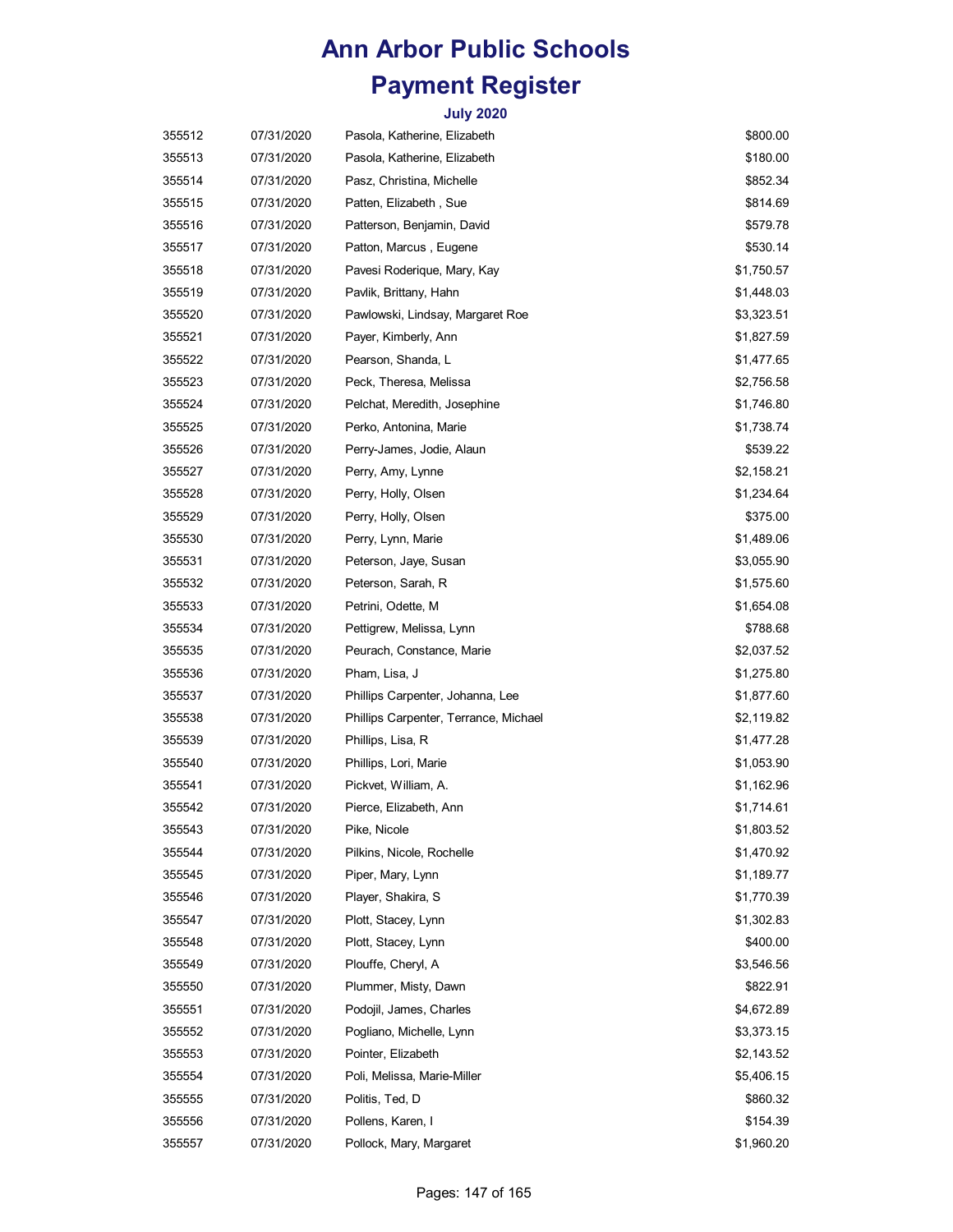# Ann Arbor Public Schools

# Payment Register

### July 2020

| | | | |
|---|---|---|---|
| 355512 | 07/31/2020 | Pasola, Katherine, Elizabeth | $800.00 |
| 355513 | 07/31/2020 | Pasola, Katherine, Elizabeth | $180.00 |
| 355514 | 07/31/2020 | Pasz, Christina, Michelle | $852.34 |
| 355515 | 07/31/2020 | Patten, Elizabeth , Sue | $814.69 |
| 355516 | 07/31/2020 | Patterson, Benjamin, David | $579.78 |
| 355517 | 07/31/2020 | Patton, Marcus , Eugene | $530.14 |
| 355518 | 07/31/2020 | Pavesi Roderique, Mary, Kay | $1,750.57 |
| 355519 | 07/31/2020 | Pavlik, Brittany, Hahn | $1,448.03 |
| 355520 | 07/31/2020 | Pawlowski, Lindsay, Margaret Roe | $3,323.51 |
| 355521 | 07/31/2020 | Payer, Kimberly, Ann | $1,827.59 |
| 355522 | 07/31/2020 | Pearson, Shanda, L | $1,477.65 |
| 355523 | 07/31/2020 | Peck, Theresa, Melissa | $2,756.58 |
| 355524 | 07/31/2020 | Pelchat, Meredith, Josephine | $1,746.80 |
| 355525 | 07/31/2020 | Perko, Antonina, Marie | $1,738.74 |
| 355526 | 07/31/2020 | Perry-James, Jodie, Alaun | $539.22 |
| 355527 | 07/31/2020 | Perry, Amy, Lynne | $2,158.21 |
| 355528 | 07/31/2020 | Perry, Holly, Olsen | $1,234.64 |
| 355529 | 07/31/2020 | Perry, Holly, Olsen | $375.00 |
| 355530 | 07/31/2020 | Perry, Lynn, Marie | $1,489.06 |
| 355531 | 07/31/2020 | Peterson, Jaye, Susan | $3,055.90 |
| 355532 | 07/31/2020 | Peterson, Sarah, R | $1,575.60 |
| 355533 | 07/31/2020 | Petrini, Odette, M | $1,654.08 |
| 355534 | 07/31/2020 | Pettigrew, Melissa, Lynn | $788.68 |
| 355535 | 07/31/2020 | Peurach, Constance, Marie | $2,037.52 |
| 355536 | 07/31/2020 | Pham, Lisa, J | $1,275.80 |
| 355537 | 07/31/2020 | Phillips Carpenter, Johanna, Lee | $1,877.60 |
| 355538 | 07/31/2020 | Phillips Carpenter, Terrance, Michael | $2,119.82 |
| 355539 | 07/31/2020 | Phillips, Lisa, R | $1,477.28 |
| 355540 | 07/31/2020 | Phillips, Lori, Marie | $1,053.90 |
| 355541 | 07/31/2020 | Pickvet, William, A. | $1,162.96 |
| 355542 | 07/31/2020 | Pierce, Elizabeth, Ann | $1,714.61 |
| 355543 | 07/31/2020 | Pike, Nicole | $1,803.52 |
| 355544 | 07/31/2020 | Pilkins, Nicole, Rochelle | $1,470.92 |
| 355545 | 07/31/2020 | Piper, Mary, Lynn | $1,189.77 |
| 355546 | 07/31/2020 | Player, Shakira, S | $1,770.39 |
| 355547 | 07/31/2020 | Plott, Stacey, Lynn | $1,302.83 |
| 355548 | 07/31/2020 | Plott, Stacey, Lynn | $400.00 |
| 355549 | 07/31/2020 | Plouffe, Cheryl, A | $3,546.56 |
| 355550 | 07/31/2020 | Plummer, Misty, Dawn | $822.91 |
| 355551 | 07/31/2020 | Podojil, James, Charles | $4,672.89 |
| 355552 | 07/31/2020 | Pogliano, Michelle, Lynn | $3,373.15 |
| 355553 | 07/31/2020 | Pointer, Elizabeth | $2,143.52 |
| 355554 | 07/31/2020 | Poli, Melissa, Marie-Miller | $5,406.15 |
| 355555 | 07/31/2020 | Politis, Ted, D | $860.32 |
| 355556 | 07/31/2020 | Pollens, Karen, I | $154.39 |
| 355557 | 07/31/2020 | Pollock, Mary, Margaret | $1,960.20 |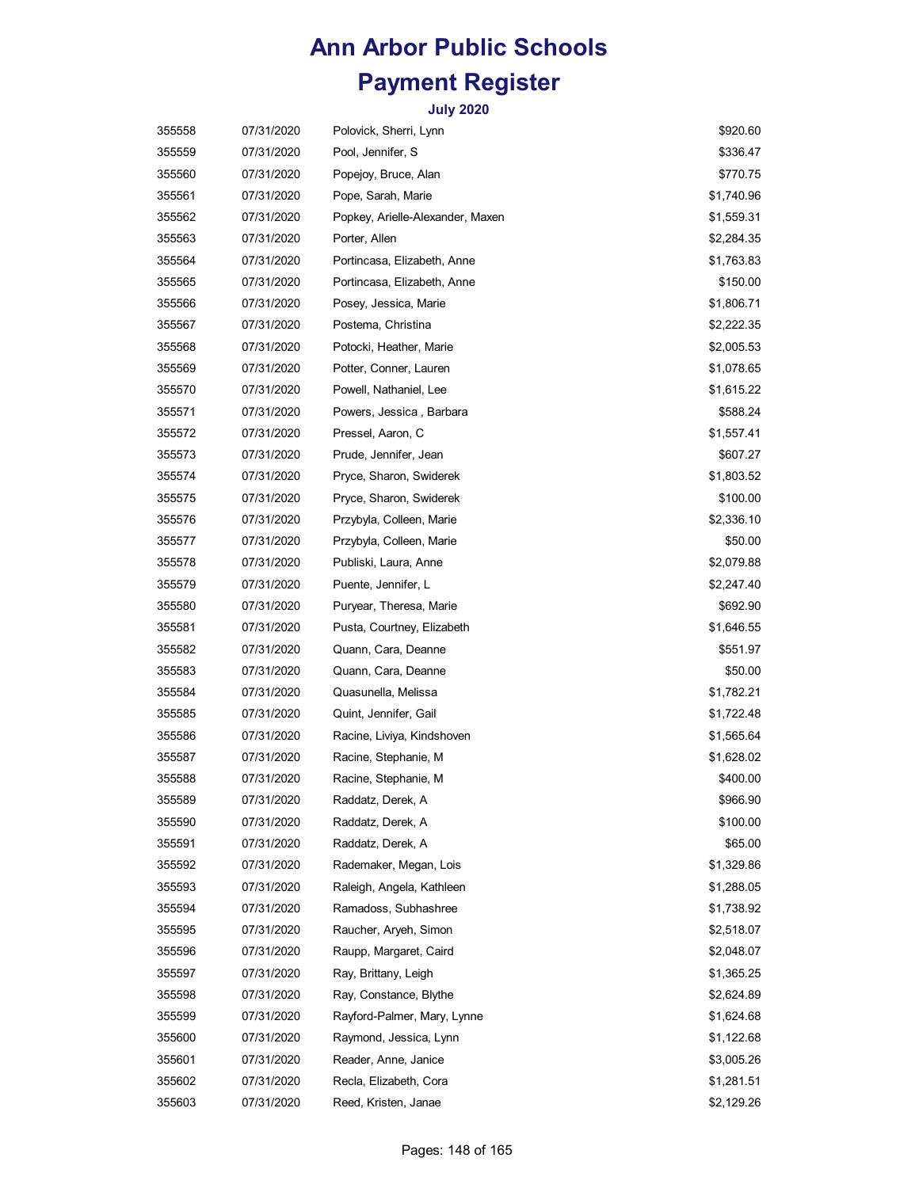# Ann Arbor Public Schools

# Payment Register

### July 2020

| | | | |
|---|---|---|---|
| 355558 | 07/31/2020 | Polovick, Sherri, Lynn | $920.60 |
| 355559 | 07/31/2020 | Pool, Jennifer, S | $336.47 |
| 355560 | 07/31/2020 | Popejoy, Bruce, Alan | $770.75 |
| 355561 | 07/31/2020 | Pope, Sarah, Marie | $1,740.96 |
| 355562 | 07/31/2020 | Popkey, Arielle-Alexander, Maxen | $1,559.31 |
| 355563 | 07/31/2020 | Porter, Allen | $2,284.35 |
| 355564 | 07/31/2020 | Portincasa, Elizabeth, Anne | $1,763.83 |
| 355565 | 07/31/2020 | Portincasa, Elizabeth, Anne | $150.00 |
| 355566 | 07/31/2020 | Posey, Jessica, Marie | $1,806.71 |
| 355567 | 07/31/2020 | Postema, Christina | $2,222.35 |
| 355568 | 07/31/2020 | Potocki, Heather, Marie | $2,005.53 |
| 355569 | 07/31/2020 | Potter, Conner, Lauren | $1,078.65 |
| 355570 | 07/31/2020 | Powell, Nathaniel, Lee | $1,615.22 |
| 355571 | 07/31/2020 | Powers, Jessica , Barbara | $588.24 |
| 355572 | 07/31/2020 | Pressel, Aaron, C | $1,557.41 |
| 355573 | 07/31/2020 | Prude, Jennifer, Jean | $607.27 |
| 355574 | 07/31/2020 | Pryce, Sharon, Swiderek | $1,803.52 |
| 355575 | 07/31/2020 | Pryce, Sharon, Swiderek | $100.00 |
| 355576 | 07/31/2020 | Przybyla, Colleen, Marie | $2,336.10 |
| 355577 | 07/31/2020 | Przybyla, Colleen, Marie | $50.00 |
| 355578 | 07/31/2020 | Publiski, Laura, Anne | $2,079.88 |
| 355579 | 07/31/2020 | Puente, Jennifer, L | $2,247.40 |
| 355580 | 07/31/2020 | Puryear, Theresa, Marie | $692.90 |
| 355581 | 07/31/2020 | Pusta, Courtney, Elizabeth | $1,646.55 |
| 355582 | 07/31/2020 | Quann, Cara, Deanne | $551.97 |
| 355583 | 07/31/2020 | Quann, Cara, Deanne | $50.00 |
| 355584 | 07/31/2020 | Quasunella, Melissa | $1,782.21 |
| 355585 | 07/31/2020 | Quint, Jennifer, Gail | $1,722.48 |
| 355586 | 07/31/2020 | Racine, Liviya, Kindshoven | $1,565.64 |
| 355587 | 07/31/2020 | Racine, Stephanie, M | $1,628.02 |
| 355588 | 07/31/2020 | Racine, Stephanie, M | $400.00 |
| 355589 | 07/31/2020 | Raddatz, Derek, A | $966.90 |
| 355590 | 07/31/2020 | Raddatz, Derek, A | $100.00 |
| 355591 | 07/31/2020 | Raddatz, Derek, A | $65.00 |
| 355592 | 07/31/2020 | Rademaker, Megan, Lois | $1,329.86 |
| 355593 | 07/31/2020 | Raleigh, Angela, Kathleen | $1,288.05 |
| 355594 | 07/31/2020 | Ramadoss, Subhashree | $1,738.92 |
| 355595 | 07/31/2020 | Raucher, Aryeh, Simon | $2,518.07 |
| 355596 | 07/31/2020 | Raupp, Margaret, Caird | $2,048.07 |
| 355597 | 07/31/2020 | Ray, Brittany, Leigh | $1,365.25 |
| 355598 | 07/31/2020 | Ray, Constance, Blythe | $2,624.89 |
| 355599 | 07/31/2020 | Rayford-Palmer, Mary, Lynne | $1,624.68 |
| 355600 | 07/31/2020 | Raymond, Jessica, Lynn | $1,122.68 |
| 355601 | 07/31/2020 | Reader, Anne, Janice | $3,005.26 |
| 355602 | 07/31/2020 | Recla, Elizabeth, Cora | $1,281.51 |
| 355603 | 07/31/2020 | Reed, Kristen, Janae | $2,129.26 |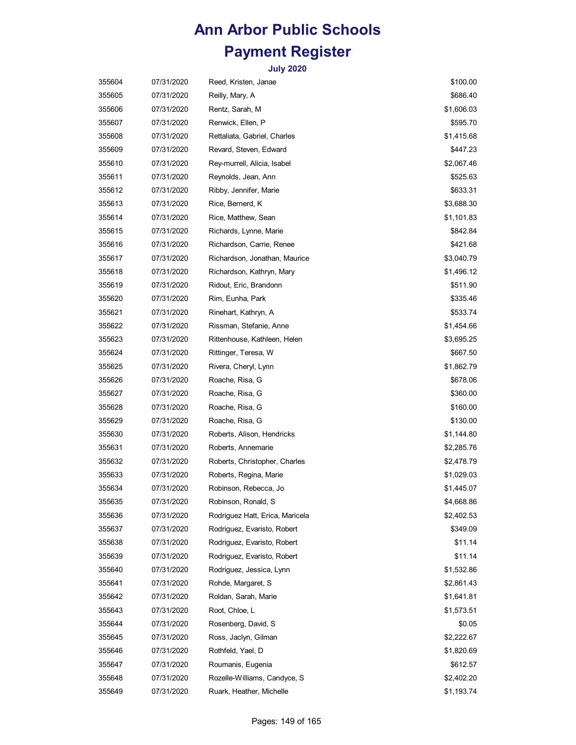# Ann Arbor Public Schools

# Payment Register

### July 2020

| | | | |
|---|---|---|---|
| 355604 | 07/31/2020 | Reed, Kristen, Janae | $100.00 |
| 355605 | 07/31/2020 | Reilly, Mary, A | $686.40 |
| 355606 | 07/31/2020 | Rentz, Sarah, M | $1,606.03 |
| 355607 | 07/31/2020 | Renwick, Ellen, P | $595.70 |
| 355608 | 07/31/2020 | Rettaliata, Gabriel, Charles | $1,415.68 |
| 355609 | 07/31/2020 | Revard, Steven, Edward | $447.23 |
| 355610 | 07/31/2020 | Rey-murrell, Alicia, Isabel | $2,067.46 |
| 355611 | 07/31/2020 | Reynolds, Jean, Ann | $525.63 |
| 355612 | 07/31/2020 | Ribby, Jennifer, Marie | $633.31 |
| 355613 | 07/31/2020 | Rice, Bernerd, K | $3,688.30 |
| 355614 | 07/31/2020 | Rice, Matthew, Sean | $1,101.83 |
| 355615 | 07/31/2020 | Richards, Lynne, Marie | $842.84 |
| 355616 | 07/31/2020 | Richardson, Carrie, Renee | $421.68 |
| 355617 | 07/31/2020 | Richardson, Jonathan, Maurice | $3,040.79 |
| 355618 | 07/31/2020 | Richardson, Kathryn, Mary | $1,496.12 |
| 355619 | 07/31/2020 | Ridout, Eric, Brandonn | $511.90 |
| 355620 | 07/31/2020 | Rim, Eunha, Park | $335.46 |
| 355621 | 07/31/2020 | Rinehart, Kathryn, A | $533.74 |
| 355622 | 07/31/2020 | Rissman, Stefanie, Anne | $1,454.66 |
| 355623 | 07/31/2020 | Rittenhouse, Kathleen, Helen | $3,695.25 |
| 355624 | 07/31/2020 | Rittinger, Teresa, W | $667.50 |
| 355625 | 07/31/2020 | Rivera, Cheryl, Lynn | $1,862.79 |
| 355626 | 07/31/2020 | Roache, Risa, G | $678.06 |
| 355627 | 07/31/2020 | Roache, Risa, G | $360.00 |
| 355628 | 07/31/2020 | Roache, Risa, G | $160.00 |
| 355629 | 07/31/2020 | Roache, Risa, G | $130.00 |
| 355630 | 07/31/2020 | Roberts, Alison, Hendricks | $1,144.80 |
| 355631 | 07/31/2020 | Roberts, Annemarie | $2,285.76 |
| 355632 | 07/31/2020 | Roberts, Christopher, Charles | $2,478.79 |
| 355633 | 07/31/2020 | Roberts, Regina, Marie | $1,029.03 |
| 355634 | 07/31/2020 | Robinson, Rebecca, Jo | $1,445.07 |
| 355635 | 07/31/2020 | Robinson, Ronald, S | $4,668.86 |
| 355636 | 07/31/2020 | Rodriguez Hatt, Erica, Maricela | $2,402.53 |
| 355637 | 07/31/2020 | Rodriguez, Evaristo, Robert | $349.09 |
| 355638 | 07/31/2020 | Rodriguez, Evaristo, Robert | $11.14 |
| 355639 | 07/31/2020 | Rodriguez, Evaristo, Robert | $11.14 |
| 355640 | 07/31/2020 | Rodriguez, Jessica, Lynn | $1,532.86 |
| 355641 | 07/31/2020 | Rohde, Margaret, S | $2,861.43 |
| 355642 | 07/31/2020 | Roldan, Sarah, Marie | $1,641.81 |
| 355643 | 07/31/2020 | Root, Chloe, L | $1,573.51 |
| 355644 | 07/31/2020 | Rosenberg, David, S | $0.05 |
| 355645 | 07/31/2020 | Ross, Jaclyn, Gilman | $2,222.67 |
| 355646 | 07/31/2020 | Rothfeld, Yael, D | $1,820.69 |
| 355647 | 07/31/2020 | Roumanis, Eugenia | $612.57 |
| 355648 | 07/31/2020 | Rozelle-Williams, Candyce, S | $2,402.20 |
| 355649 | 07/31/2020 | Ruark, Heather, Michelle | $1,193.74 |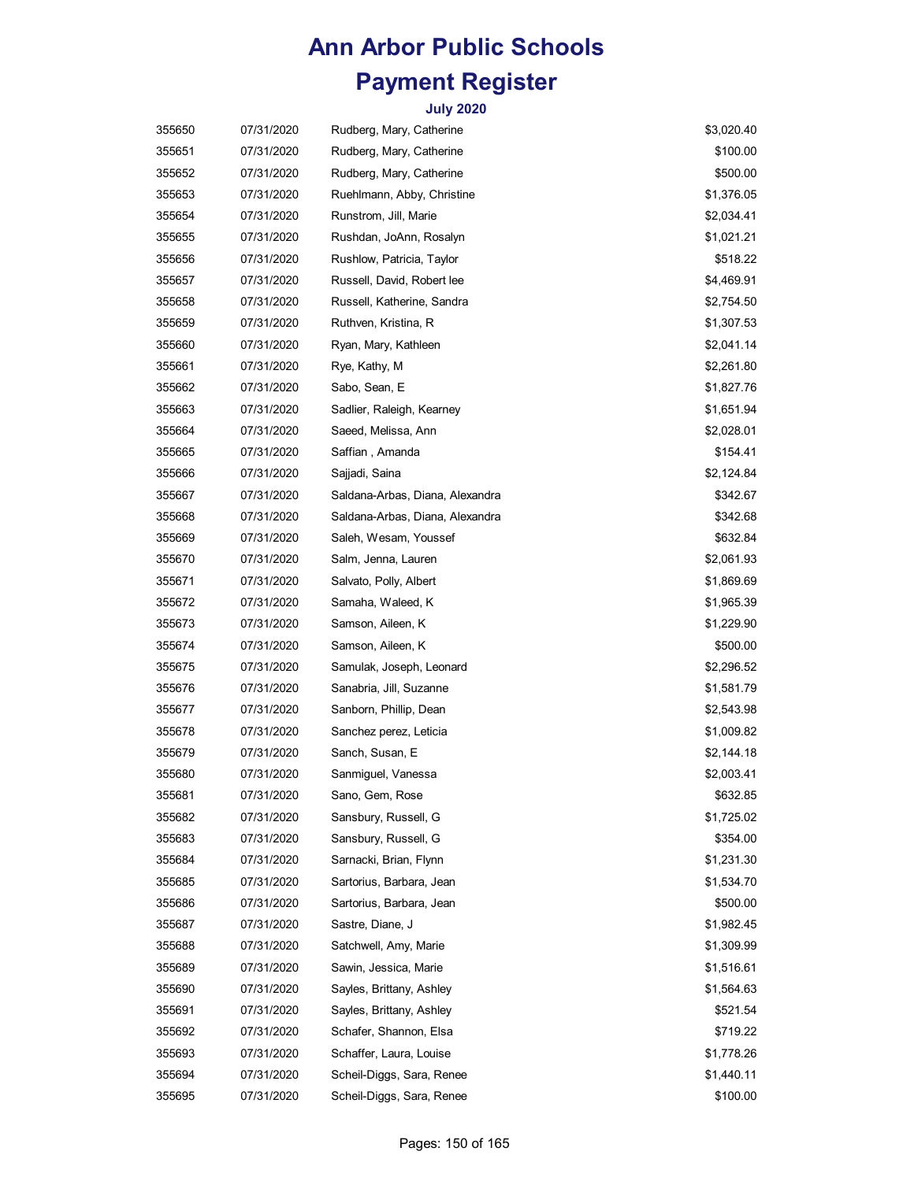# Ann Arbor Public Schools

# Payment Register

### July 2020

| | | | |
|---|---|---|---|
| 355650 | 07/31/2020 | Rudberg, Mary, Catherine | $3,020.40 |
| 355651 | 07/31/2020 | Rudberg, Mary, Catherine | $100.00 |
| 355652 | 07/31/2020 | Rudberg, Mary, Catherine | $500.00 |
| 355653 | 07/31/2020 | Ruehlmann, Abby, Christine | $1,376.05 |
| 355654 | 07/31/2020 | Runstrom, Jill, Marie | $2,034.41 |
| 355655 | 07/31/2020 | Rushdan, JoAnn, Rosalyn | $1,021.21 |
| 355656 | 07/31/2020 | Rushlow, Patricia, Taylor | $518.22 |
| 355657 | 07/31/2020 | Russell, David, Robert lee | $4,469.91 |
| 355658 | 07/31/2020 | Russell, Katherine, Sandra | $2,754.50 |
| 355659 | 07/31/2020 | Ruthven, Kristina, R | $1,307.53 |
| 355660 | 07/31/2020 | Ryan, Mary, Kathleen | $2,041.14 |
| 355661 | 07/31/2020 | Rye, Kathy, M | $2,261.80 |
| 355662 | 07/31/2020 | Sabo, Sean, E | $1,827.76 |
| 355663 | 07/31/2020 | Sadlier, Raleigh, Kearney | $1,651.94 |
| 355664 | 07/31/2020 | Saeed, Melissa, Ann | $2,028.01 |
| 355665 | 07/31/2020 | Saffian , Amanda | $154.41 |
| 355666 | 07/31/2020 | Sajjadi, Saina | $2,124.84 |
| 355667 | 07/31/2020 | Saldana-Arbas, Diana, Alexandra | $342.67 |
| 355668 | 07/31/2020 | Saldana-Arbas, Diana, Alexandra | $342.68 |
| 355669 | 07/31/2020 | Saleh, Wesam, Youssef | $632.84 |
| 355670 | 07/31/2020 | Salm, Jenna, Lauren | $2,061.93 |
| 355671 | 07/31/2020 | Salvato, Polly, Albert | $1,869.69 |
| 355672 | 07/31/2020 | Samaha, Waleed, K | $1,965.39 |
| 355673 | 07/31/2020 | Samson, Aileen, K | $1,229.90 |
| 355674 | 07/31/2020 | Samson, Aileen, K | $500.00 |
| 355675 | 07/31/2020 | Samulak, Joseph, Leonard | $2,296.52 |
| 355676 | 07/31/2020 | Sanabria, Jill, Suzanne | $1,581.79 |
| 355677 | 07/31/2020 | Sanborn, Phillip, Dean | $2,543.98 |
| 355678 | 07/31/2020 | Sanchez perez, Leticia | $1,009.82 |
| 355679 | 07/31/2020 | Sanch, Susan, E | $2,144.18 |
| 355680 | 07/31/2020 | Sanmiguel, Vanessa | $2,003.41 |
| 355681 | 07/31/2020 | Sano, Gem, Rose | $632.85 |
| 355682 | 07/31/2020 | Sansbury, Russell, G | $1,725.02 |
| 355683 | 07/31/2020 | Sansbury, Russell, G | $354.00 |
| 355684 | 07/31/2020 | Sarnacki, Brian, Flynn | $1,231.30 |
| 355685 | 07/31/2020 | Sartorius, Barbara, Jean | $1,534.70 |
| 355686 | 07/31/2020 | Sartorius, Barbara, Jean | $500.00 |
| 355687 | 07/31/2020 | Sastre, Diane, J | $1,982.45 |
| 355688 | 07/31/2020 | Satchwell, Amy, Marie | $1,309.99 |
| 355689 | 07/31/2020 | Sawin, Jessica, Marie | $1,516.61 |
| 355690 | 07/31/2020 | Sayles, Brittany, Ashley | $1,564.63 |
| 355691 | 07/31/2020 | Sayles, Brittany, Ashley | $521.54 |
| 355692 | 07/31/2020 | Schafer, Shannon, Elsa | $719.22 |
| 355693 | 07/31/2020 | Schaffer, Laura, Louise | $1,778.26 |
| 355694 | 07/31/2020 | Scheil-Diggs, Sara, Renee | $1,440.11 |
| 355695 | 07/31/2020 | Scheil-Diggs, Sara, Renee | $100.00 |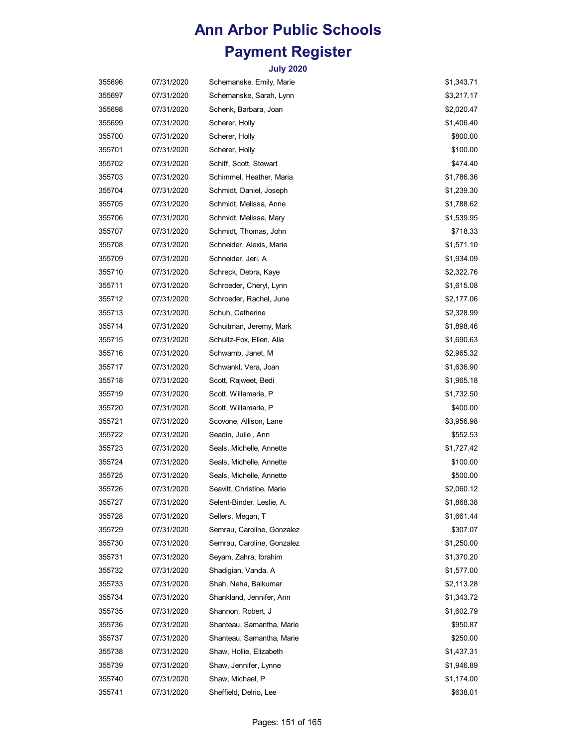# Ann Arbor Public Schools

# Payment Register

### July 2020

| | | | |
|---|---|---|---|
| 355696 | 07/31/2020 | Schemanske, Emily, Marie | $1,343.71 |
| 355697 | 07/31/2020 | Schemanske, Sarah, Lynn | $3,217.17 |
| 355698 | 07/31/2020 | Schenk, Barbara, Joan | $2,020.47 |
| 355699 | 07/31/2020 | Scherer, Holly | $1,406.40 |
| 355700 | 07/31/2020 | Scherer, Holly | $800.00 |
| 355701 | 07/31/2020 | Scherer, Holly | $100.00 |
| 355702 | 07/31/2020 | Schiff, Scott, Stewart | $474.40 |
| 355703 | 07/31/2020 | Schimmel, Heather, Maria | $1,786.36 |
| 355704 | 07/31/2020 | Schmidt, Daniel, Joseph | $1,239.30 |
| 355705 | 07/31/2020 | Schmidt, Melissa, Anne | $1,788.62 |
| 355706 | 07/31/2020 | Schmidt, Melissa, Mary | $1,539.95 |
| 355707 | 07/31/2020 | Schmidt, Thomas, John | $718.33 |
| 355708 | 07/31/2020 | Schneider, Alexis, Marie | $1,571.10 |
| 355709 | 07/31/2020 | Schneider, Jeri, A | $1,934.09 |
| 355710 | 07/31/2020 | Schreck, Debra, Kaye | $2,322.76 |
| 355711 | 07/31/2020 | Schroeder, Cheryl, Lynn | $1,615.08 |
| 355712 | 07/31/2020 | Schroeder, Rachel, June | $2,177.06 |
| 355713 | 07/31/2020 | Schuh, Catherine | $2,328.99 |
| 355714 | 07/31/2020 | Schuitman, Jeremy, Mark | $1,898.46 |
| 355715 | 07/31/2020 | Schultz-Fox, Ellen, Alia | $1,690.63 |
| 355716 | 07/31/2020 | Schwamb, Janet, M | $2,965.32 |
| 355717 | 07/31/2020 | Schwankl, Vera, Joan | $1,636.90 |
| 355718 | 07/31/2020 | Scott, Rajweet, Bedi | $1,965.18 |
| 355719 | 07/31/2020 | Scott, Willamarie, P | $1,732.50 |
| 355720 | 07/31/2020 | Scott, Willamarie, P | $400.00 |
| 355721 | 07/31/2020 | Scovone, Allison, Lane | $3,956.98 |
| 355722 | 07/31/2020 | Seadin, Julie , Ann | $552.53 |
| 355723 | 07/31/2020 | Seals, Michelle, Annette | $1,727.42 |
| 355724 | 07/31/2020 | Seals, Michelle, Annette | $100.00 |
| 355725 | 07/31/2020 | Seals, Michelle, Annette | $500.00 |
| 355726 | 07/31/2020 | Seavitt, Christine, Marie | $2,060.12 |
| 355727 | 07/31/2020 | Selent-Binder, Leslie, A. | $1,868.38 |
| 355728 | 07/31/2020 | Sellers, Megan, T | $1,661.44 |
| 355729 | 07/31/2020 | Semrau, Caroline, Gonzalez | $307.07 |
| 355730 | 07/31/2020 | Semrau, Caroline, Gonzalez | $1,250.00 |
| 355731 | 07/31/2020 | Seyam, Zahra, Ibrahim | $1,370.20 |
| 355732 | 07/31/2020 | Shadigian, Vanda, A | $1,577.00 |
| 355733 | 07/31/2020 | Shah, Neha, Balkumar | $2,113.28 |
| 355734 | 07/31/2020 | Shankland, Jennifer, Ann | $1,343.72 |
| 355735 | 07/31/2020 | Shannon, Robert, J | $1,602.79 |
| 355736 | 07/31/2020 | Shanteau, Samantha, Marie | $950.87 |
| 355737 | 07/31/2020 | Shanteau, Samantha, Marie | $250.00 |
| 355738 | 07/31/2020 | Shaw, Hollie, Elizabeth | $1,437.31 |
| 355739 | 07/31/2020 | Shaw, Jennifer, Lynne | $1,946.89 |
| 355740 | 07/31/2020 | Shaw, Michael, P | $1,174.00 |
| 355741 | 07/31/2020 | Sheffield, Delrio, Lee | $638.01 |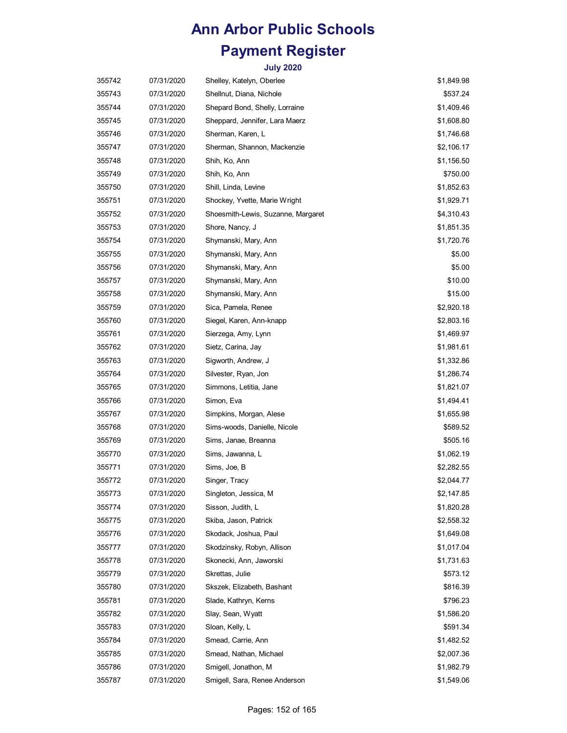# Ann Arbor Public Schools

# Payment Register

### July 2020

| | | | |
|---|---|---|---|
| 355742 | 07/31/2020 | Shelley, Katelyn, Oberlee | $1,849.98 |
| 355743 | 07/31/2020 | Shellnut, Diana, Nichole | $537.24 |
| 355744 | 07/31/2020 | Shepard Bond, Shelly, Lorraine | $1,409.46 |
| 355745 | 07/31/2020 | Sheppard, Jennifer, Lara Maerz | $1,608.80 |
| 355746 | 07/31/2020 | Sherman, Karen, L | $1,746.68 |
| 355747 | 07/31/2020 | Sherman, Shannon, Mackenzie | $2,106.17 |
| 355748 | 07/31/2020 | Shih, Ko, Ann | $1,156.50 |
| 355749 | 07/31/2020 | Shih, Ko, Ann | $750.00 |
| 355750 | 07/31/2020 | Shill, Linda, Levine | $1,852.63 |
| 355751 | 07/31/2020 | Shockey, Yvette, Marie Wright | $1,929.71 |
| 355752 | 07/31/2020 | Shoesmith-Lewis, Suzanne, Margaret | $4,310.43 |
| 355753 | 07/31/2020 | Shore, Nancy, J | $1,851.35 |
| 355754 | 07/31/2020 | Shymanski, Mary, Ann | $1,720.76 |
| 355755 | 07/31/2020 | Shymanski, Mary, Ann | $5.00 |
| 355756 | 07/31/2020 | Shymanski, Mary, Ann | $5.00 |
| 355757 | 07/31/2020 | Shymanski, Mary, Ann | $10.00 |
| 355758 | 07/31/2020 | Shymanski, Mary, Ann | $15.00 |
| 355759 | 07/31/2020 | Sica, Pamela, Renee | $2,920.18 |
| 355760 | 07/31/2020 | Siegel, Karen, Ann-knapp | $2,803.16 |
| 355761 | 07/31/2020 | Sierzega, Amy, Lynn | $1,469.97 |
| 355762 | 07/31/2020 | Sietz, Carina, Jay | $1,981.61 |
| 355763 | 07/31/2020 | Sigworth, Andrew, J | $1,332.86 |
| 355764 | 07/31/2020 | Silvester, Ryan, Jon | $1,286.74 |
| 355765 | 07/31/2020 | Simmons, Letitia, Jane | $1,821.07 |
| 355766 | 07/31/2020 | Simon, Eva | $1,494.41 |
| 355767 | 07/31/2020 | Simpkins, Morgan, Alese | $1,655.98 |
| 355768 | 07/31/2020 | Sims-woods, Danielle, Nicole | $589.52 |
| 355769 | 07/31/2020 | Sims, Janae, Breanna | $505.16 |
| 355770 | 07/31/2020 | Sims, Jawanna, L | $1,062.19 |
| 355771 | 07/31/2020 | Sims, Joe, B | $2,282.55 |
| 355772 | 07/31/2020 | Singer, Tracy | $2,044.77 |
| 355773 | 07/31/2020 | Singleton, Jessica, M | $2,147.85 |
| 355774 | 07/31/2020 | Sisson, Judith, L | $1,820.28 |
| 355775 | 07/31/2020 | Skiba, Jason, Patrick | $2,558.32 |
| 355776 | 07/31/2020 | Skodack, Joshua, Paul | $1,649.08 |
| 355777 | 07/31/2020 | Skodzinsky, Robyn, Allison | $1,017.04 |
| 355778 | 07/31/2020 | Skonecki, Ann, Jaworski | $1,731.63 |
| 355779 | 07/31/2020 | Skrettas, Julie | $573.12 |
| 355780 | 07/31/2020 | Skszek, Elizabeth, Bashant | $816.39 |
| 355781 | 07/31/2020 | Slade, Kathryn, Kerns | $796.23 |
| 355782 | 07/31/2020 | Slay, Sean, Wyatt | $1,586.20 |
| 355783 | 07/31/2020 | Sloan, Kelly, L | $591.34 |
| 355784 | 07/31/2020 | Smead, Carrie, Ann | $1,482.52 |
| 355785 | 07/31/2020 | Smead, Nathan, Michael | $2,007.36 |
| 355786 | 07/31/2020 | Smigell, Jonathon, M | $1,982.79 |
| 355787 | 07/31/2020 | Smigell, Sara, Renee Anderson | $1,549.06 |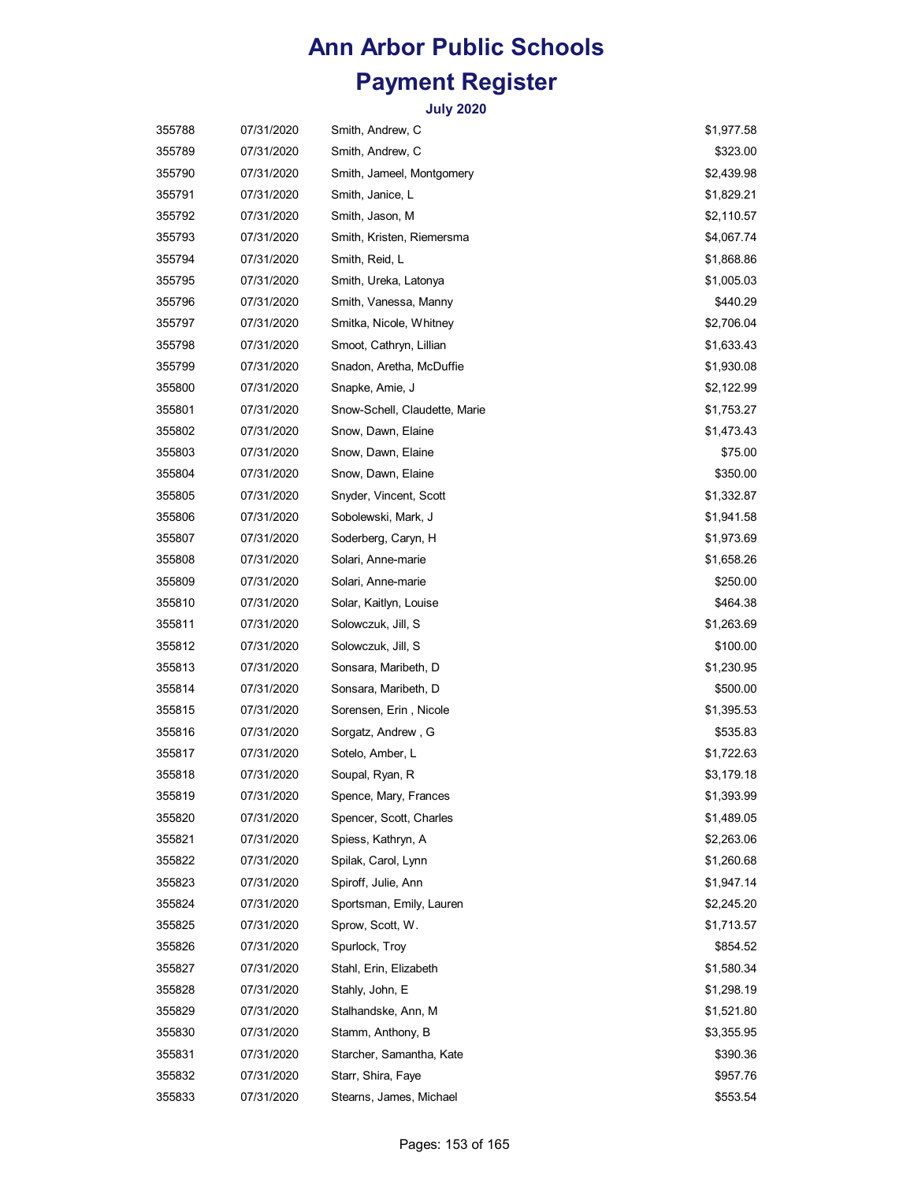# Ann Arbor Public Schools

# Payment Register

### July 2020

| | | | |
|---|---|---|---|
| 355788 | 07/31/2020 | Smith, Andrew, C | $1,977.58 |
| 355789 | 07/31/2020 | Smith, Andrew, C | $323.00 |
| 355790 | 07/31/2020 | Smith, Jameel, Montgomery | $2,439.98 |
| 355791 | 07/31/2020 | Smith, Janice, L | $1,829.21 |
| 355792 | 07/31/2020 | Smith, Jason, M | $2,110.57 |
| 355793 | 07/31/2020 | Smith, Kristen, Riemersma | $4,067.74 |
| 355794 | 07/31/2020 | Smith, Reid, L | $1,868.86 |
| 355795 | 07/31/2020 | Smith, Ureka, Latonya | $1,005.03 |
| 355796 | 07/31/2020 | Smith, Vanessa, Manny | $440.29 |
| 355797 | 07/31/2020 | Smitka, Nicole, Whitney | $2,706.04 |
| 355798 | 07/31/2020 | Smoot, Cathryn, Lillian | $1,633.43 |
| 355799 | 07/31/2020 | Snadon, Aretha, McDuffie | $1,930.08 |
| 355800 | 07/31/2020 | Snapke, Amie, J | $2,122.99 |
| 355801 | 07/31/2020 | Snow-Schell, Claudette, Marie | $1,753.27 |
| 355802 | 07/31/2020 | Snow, Dawn, Elaine | $1,473.43 |
| 355803 | 07/31/2020 | Snow, Dawn, Elaine | $75.00 |
| 355804 | 07/31/2020 | Snow, Dawn, Elaine | $350.00 |
| 355805 | 07/31/2020 | Snyder, Vincent, Scott | $1,332.87 |
| 355806 | 07/31/2020 | Sobolewski, Mark, J | $1,941.58 |
| 355807 | 07/31/2020 | Soderberg, Caryn, H | $1,973.69 |
| 355808 | 07/31/2020 | Solari, Anne-marie | $1,658.26 |
| 355809 | 07/31/2020 | Solari, Anne-marie | $250.00 |
| 355810 | 07/31/2020 | Solar, Kaitlyn, Louise | $464.38 |
| 355811 | 07/31/2020 | Solowczuk, Jill, S | $1,263.69 |
| 355812 | 07/31/2020 | Solowczuk, Jill, S | $100.00 |
| 355813 | 07/31/2020 | Sonsara, Maribeth, D | $1,230.95 |
| 355814 | 07/31/2020 | Sonsara, Maribeth, D | $500.00 |
| 355815 | 07/31/2020 | Sorensen, Erin , Nicole | $1,395.53 |
| 355816 | 07/31/2020 | Sorgatz, Andrew , G | $535.83 |
| 355817 | 07/31/2020 | Sotelo, Amber, L | $1,722.63 |
| 355818 | 07/31/2020 | Soupal, Ryan, R | $3,179.18 |
| 355819 | 07/31/2020 | Spence, Mary, Frances | $1,393.99 |
| 355820 | 07/31/2020 | Spencer, Scott, Charles | $1,489.05 |
| 355821 | 07/31/2020 | Spiess, Kathryn, A | $2,263.06 |
| 355822 | 07/31/2020 | Spilak, Carol, Lynn | $1,260.68 |
| 355823 | 07/31/2020 | Spiroff, Julie, Ann | $1,947.14 |
| 355824 | 07/31/2020 | Sportsman, Emily, Lauren | $2,245.20 |
| 355825 | 07/31/2020 | Sprow, Scott, W. | $1,713.57 |
| 355826 | 07/31/2020 | Spurlock, Troy | $854.52 |
| 355827 | 07/31/2020 | Stahl, Erin, Elizabeth | $1,580.34 |
| 355828 | 07/31/2020 | Stahly, John, E | $1,298.19 |
| 355829 | 07/31/2020 | Stalhandske, Ann, M | $1,521.80 |
| 355830 | 07/31/2020 | Stamm, Anthony, B | $3,355.95 |
| 355831 | 07/31/2020 | Starcher, Samantha, Kate | $390.36 |
| 355832 | 07/31/2020 | Starr, Shira, Faye | $957.76 |
| 355833 | 07/31/2020 | Stearns, James, Michael | $553.54 |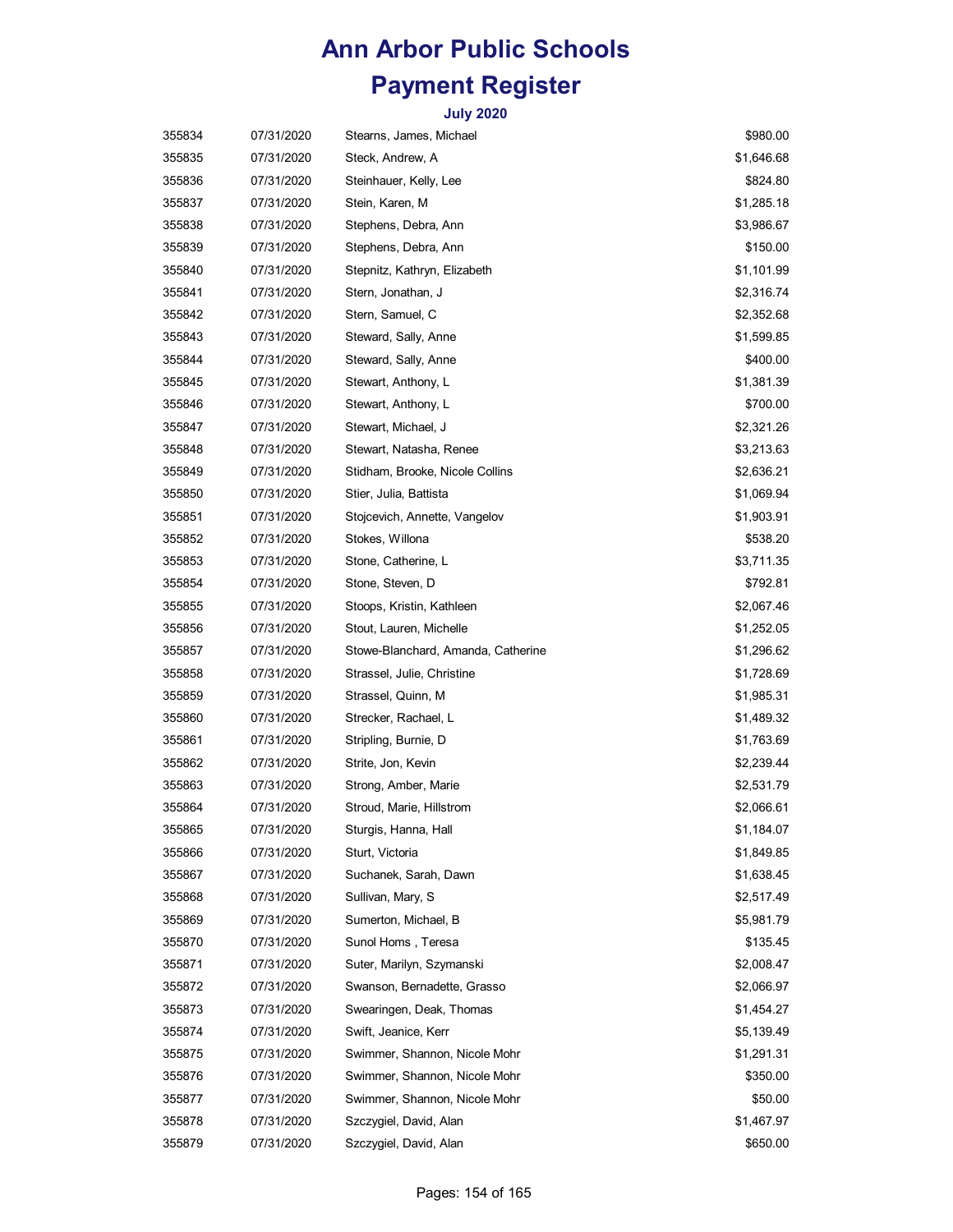# Ann Arbor Public Schools

# Payment Register

### July 2020

| | | | |
|---|---|---|---|
| 355834 | 07/31/2020 | Stearns, James, Michael | $980.00 |
| 355835 | 07/31/2020 | Steck, Andrew, A | $1,646.68 |
| 355836 | 07/31/2020 | Steinhauer, Kelly, Lee | $824.80 |
| 355837 | 07/31/2020 | Stein, Karen, M | $1,285.18 |
| 355838 | 07/31/2020 | Stephens, Debra, Ann | $3,986.67 |
| 355839 | 07/31/2020 | Stephens, Debra, Ann | $150.00 |
| 355840 | 07/31/2020 | Stepnitz, Kathryn, Elizabeth | $1,101.99 |
| 355841 | 07/31/2020 | Stern, Jonathan, J | $2,316.74 |
| 355842 | 07/31/2020 | Stern, Samuel, C | $2,352.68 |
| 355843 | 07/31/2020 | Steward, Sally, Anne | $1,599.85 |
| 355844 | 07/31/2020 | Steward, Sally, Anne | $400.00 |
| 355845 | 07/31/2020 | Stewart, Anthony, L | $1,381.39 |
| 355846 | 07/31/2020 | Stewart, Anthony, L | $700.00 |
| 355847 | 07/31/2020 | Stewart, Michael, J | $2,321.26 |
| 355848 | 07/31/2020 | Stewart, Natasha, Renee | $3,213.63 |
| 355849 | 07/31/2020 | Stidham, Brooke, Nicole Collins | $2,636.21 |
| 355850 | 07/31/2020 | Stier, Julia, Battista | $1,069.94 |
| 355851 | 07/31/2020 | Stojcevich, Annette, Vangelov | $1,903.91 |
| 355852 | 07/31/2020 | Stokes, Willona | $538.20 |
| 355853 | 07/31/2020 | Stone, Catherine, L | $3,711.35 |
| 355854 | 07/31/2020 | Stone, Steven, D | $792.81 |
| 355855 | 07/31/2020 | Stoops, Kristin, Kathleen | $2,067.46 |
| 355856 | 07/31/2020 | Stout, Lauren, Michelle | $1,252.05 |
| 355857 | 07/31/2020 | Stowe-Blanchard, Amanda, Catherine | $1,296.62 |
| 355858 | 07/31/2020 | Strassel, Julie, Christine | $1,728.69 |
| 355859 | 07/31/2020 | Strassel, Quinn, M | $1,985.31 |
| 355860 | 07/31/2020 | Strecker, Rachael, L | $1,489.32 |
| 355861 | 07/31/2020 | Stripling, Burnie, D | $1,763.69 |
| 355862 | 07/31/2020 | Strite, Jon, Kevin | $2,239.44 |
| 355863 | 07/31/2020 | Strong, Amber, Marie | $2,531.79 |
| 355864 | 07/31/2020 | Stroud, Marie, Hillstrom | $2,066.61 |
| 355865 | 07/31/2020 | Sturgis, Hanna, Hall | $1,184.07 |
| 355866 | 07/31/2020 | Sturt, Victoria | $1,849.85 |
| 355867 | 07/31/2020 | Suchanek, Sarah, Dawn | $1,638.45 |
| 355868 | 07/31/2020 | Sullivan, Mary, S | $2,517.49 |
| 355869 | 07/31/2020 | Sumerton, Michael, B | $5,981.79 |
| 355870 | 07/31/2020 | Sunol Homs , Teresa | $135.45 |
| 355871 | 07/31/2020 | Suter, Marilyn, Szymanski | $2,008.47 |
| 355872 | 07/31/2020 | Swanson, Bernadette, Grasso | $2,066.97 |
| 355873 | 07/31/2020 | Swearingen, Deak, Thomas | $1,454.27 |
| 355874 | 07/31/2020 | Swift, Jeanice, Kerr | $5,139.49 |
| 355875 | 07/31/2020 | Swimmer, Shannon, Nicole Mohr | $1,291.31 |
| 355876 | 07/31/2020 | Swimmer, Shannon, Nicole Mohr | $350.00 |
| 355877 | 07/31/2020 | Swimmer, Shannon, Nicole Mohr | $50.00 |
| 355878 | 07/31/2020 | Szczygiel, David, Alan | $1,467.97 |
| 355879 | 07/31/2020 | Szczygiel, David, Alan | $650.00 |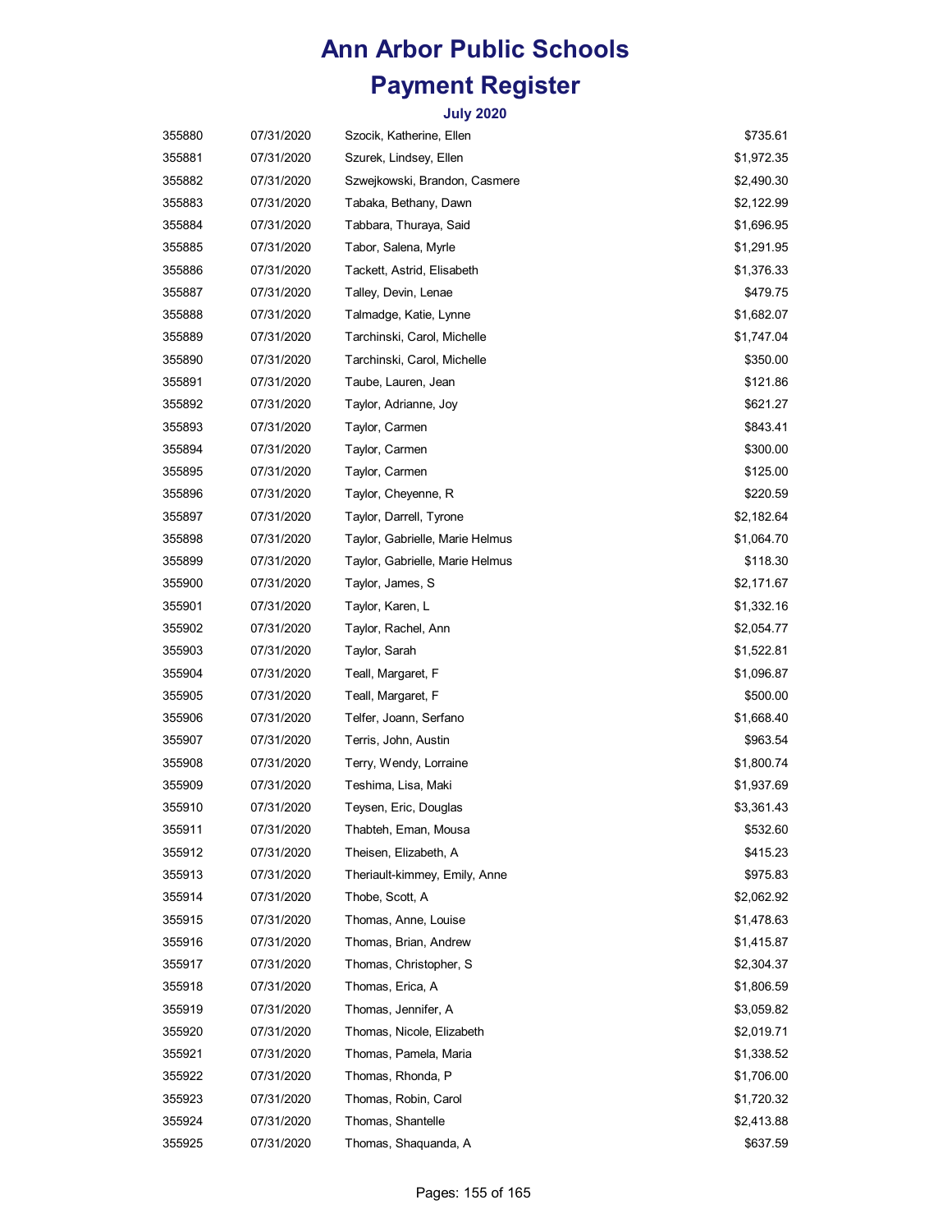# Ann Arbor Public Schools

## Payment Register

### July 2020

| | | | |
|---|---|---|---|
| 355880 | 07/31/2020 | Szocik, Katherine, Ellen | $735.61 |
| 355881 | 07/31/2020 | Szurek, Lindsey, Ellen | $1,972.35 |
| 355882 | 07/31/2020 | Szwejkowski, Brandon, Casmere | $2,490.30 |
| 355883 | 07/31/2020 | Tabaka, Bethany, Dawn | $2,122.99 |
| 355884 | 07/31/2020 | Tabbara, Thuraya, Said | $1,696.95 |
| 355885 | 07/31/2020 | Tabor, Salena, Myrle | $1,291.95 |
| 355886 | 07/31/2020 | Tackett, Astrid, Elisabeth | $1,376.33 |
| 355887 | 07/31/2020 | Talley, Devin, Lenae | $479.75 |
| 355888 | 07/31/2020 | Talmadge, Katie, Lynne | $1,682.07 |
| 355889 | 07/31/2020 | Tarchinski, Carol, Michelle | $1,747.04 |
| 355890 | 07/31/2020 | Tarchinski, Carol, Michelle | $350.00 |
| 355891 | 07/31/2020 | Taube, Lauren, Jean | $121.86 |
| 355892 | 07/31/2020 | Taylor, Adrianne, Joy | $621.27 |
| 355893 | 07/31/2020 | Taylor, Carmen | $843.41 |
| 355894 | 07/31/2020 | Taylor, Carmen | $300.00 |
| 355895 | 07/31/2020 | Taylor, Carmen | $125.00 |
| 355896 | 07/31/2020 | Taylor, Cheyenne, R | $220.59 |
| 355897 | 07/31/2020 | Taylor, Darrell, Tyrone | $2,182.64 |
| 355898 | 07/31/2020 | Taylor, Gabrielle, Marie Helmus | $1,064.70 |
| 355899 | 07/31/2020 | Taylor, Gabrielle, Marie Helmus | $118.30 |
| 355900 | 07/31/2020 | Taylor, James, S | $2,171.67 |
| 355901 | 07/31/2020 | Taylor, Karen, L | $1,332.16 |
| 355902 | 07/31/2020 | Taylor, Rachel, Ann | $2,054.77 |
| 355903 | 07/31/2020 | Taylor, Sarah | $1,522.81 |
| 355904 | 07/31/2020 | Teall, Margaret, F | $1,096.87 |
| 355905 | 07/31/2020 | Teall, Margaret, F | $500.00 |
| 355906 | 07/31/2020 | Telfer, Joann, Serfano | $1,668.40 |
| 355907 | 07/31/2020 | Terris, John, Austin | $963.54 |
| 355908 | 07/31/2020 | Terry, Wendy, Lorraine | $1,800.74 |
| 355909 | 07/31/2020 | Teshima, Lisa, Maki | $1,937.69 |
| 355910 | 07/31/2020 | Teysen, Eric, Douglas | $3,361.43 |
| 355911 | 07/31/2020 | Thabteh, Eman, Mousa | $532.60 |
| 355912 | 07/31/2020 | Theisen, Elizabeth, A | $415.23 |
| 355913 | 07/31/2020 | Theriault-kimmey, Emily, Anne | $975.83 |
| 355914 | 07/31/2020 | Thobe, Scott, A | $2,062.92 |
| 355915 | 07/31/2020 | Thomas, Anne, Louise | $1,478.63 |
| 355916 | 07/31/2020 | Thomas, Brian, Andrew | $1,415.87 |
| 355917 | 07/31/2020 | Thomas, Christopher, S | $2,304.37 |
| 355918 | 07/31/2020 | Thomas, Erica, A | $1,806.59 |
| 355919 | 07/31/2020 | Thomas, Jennifer, A | $3,059.82 |
| 355920 | 07/31/2020 | Thomas, Nicole, Elizabeth | $2,019.71 |
| 355921 | 07/31/2020 | Thomas, Pamela, Maria | $1,338.52 |
| 355922 | 07/31/2020 | Thomas, Rhonda, P | $1,706.00 |
| 355923 | 07/31/2020 | Thomas, Robin, Carol | $1,720.32 |
| 355924 | 07/31/2020 | Thomas, Shantelle | $2,413.88 |
| 355925 | 07/31/2020 | Thomas, Shaquanda, A | $637.59 |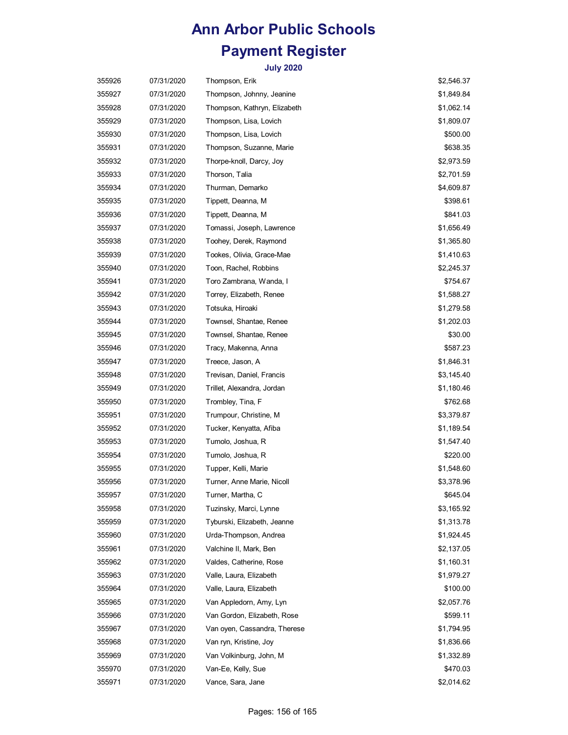# Ann Arbor Public Schools

# Payment Register

### July 2020

| | | | |
|---|---|---|---|
| 355926 | 07/31/2020 | Thompson, Erik | $2,546.37 |
| 355927 | 07/31/2020 | Thompson, Johnny, Jeanine | $1,849.84 |
| 355928 | 07/31/2020 | Thompson, Kathryn, Elizabeth | $1,062.14 |
| 355929 | 07/31/2020 | Thompson, Lisa, Lovich | $1,809.07 |
| 355930 | 07/31/2020 | Thompson, Lisa, Lovich | $500.00 |
| 355931 | 07/31/2020 | Thompson, Suzanne, Marie | $638.35 |
| 355932 | 07/31/2020 | Thorpe-knoll, Darcy, Joy | $2,973.59 |
| 355933 | 07/31/2020 | Thorson, Talia | $2,701.59 |
| 355934 | 07/31/2020 | Thurman, Demarko | $4,609.87 |
| 355935 | 07/31/2020 | Tippett, Deanna, M | $398.61 |
| 355936 | 07/31/2020 | Tippett, Deanna, M | $841.03 |
| 355937 | 07/31/2020 | Tomassi, Joseph, Lawrence | $1,656.49 |
| 355938 | 07/31/2020 | Toohey, Derek, Raymond | $1,365.80 |
| 355939 | 07/31/2020 | Tookes, Olivia, Grace-Mae | $1,410.63 |
| 355940 | 07/31/2020 | Toon, Rachel, Robbins | $2,245.37 |
| 355941 | 07/31/2020 | Toro Zambrana, Wanda, I | $754.67 |
| 355942 | 07/31/2020 | Torrey, Elizabeth, Renee | $1,588.27 |
| 355943 | 07/31/2020 | Totsuka, Hiroaki | $1,279.58 |
| 355944 | 07/31/2020 | Townsel, Shantae, Renee | $1,202.03 |
| 355945 | 07/31/2020 | Townsel, Shantae, Renee | $30.00 |
| 355946 | 07/31/2020 | Tracy, Makenna, Anna | $587.23 |
| 355947 | 07/31/2020 | Treece, Jason, A | $1,846.31 |
| 355948 | 07/31/2020 | Trevisan, Daniel, Francis | $3,145.40 |
| 355949 | 07/31/2020 | Trillet, Alexandra, Jordan | $1,180.46 |
| 355950 | 07/31/2020 | Trombley, Tina, F | $762.68 |
| 355951 | 07/31/2020 | Trumpour, Christine, M | $3,379.87 |
| 355952 | 07/31/2020 | Tucker, Kenyatta, Afiba | $1,189.54 |
| 355953 | 07/31/2020 | Tumolo, Joshua, R | $1,547.40 |
| 355954 | 07/31/2020 | Tumolo, Joshua, R | $220.00 |
| 355955 | 07/31/2020 | Tupper, Kelli, Marie | $1,548.60 |
| 355956 | 07/31/2020 | Turner, Anne Marie, Nicoll | $3,378.96 |
| 355957 | 07/31/2020 | Turner, Martha, C | $645.04 |
| 355958 | 07/31/2020 | Tuzinsky, Marci, Lynne | $3,165.92 |
| 355959 | 07/31/2020 | Tyburski, Elizabeth, Jeanne | $1,313.78 |
| 355960 | 07/31/2020 | Urda-Thompson, Andrea | $1,924.45 |
| 355961 | 07/31/2020 | Valchine II, Mark, Ben | $2,137.05 |
| 355962 | 07/31/2020 | Valdes, Catherine, Rose | $1,160.31 |
| 355963 | 07/31/2020 | Valle, Laura, Elizabeth | $1,979.27 |
| 355964 | 07/31/2020 | Valle, Laura, Elizabeth | $100.00 |
| 355965 | 07/31/2020 | Van Appledorn, Amy, Lyn | $2,057.76 |
| 355966 | 07/31/2020 | Van Gordon, Elizabeth, Rose | $599.11 |
| 355967 | 07/31/2020 | Van oyen, Cassandra, Therese | $1,794.95 |
| 355968 | 07/31/2020 | Van ryn, Kristine, Joy | $1,836.66 |
| 355969 | 07/31/2020 | Van Volkinburg, John, M | $1,332.89 |
| 355970 | 07/31/2020 | Van-Ee, Kelly, Sue | $470.03 |
| 355971 | 07/31/2020 | Vance, Sara, Jane | $2,014.62 |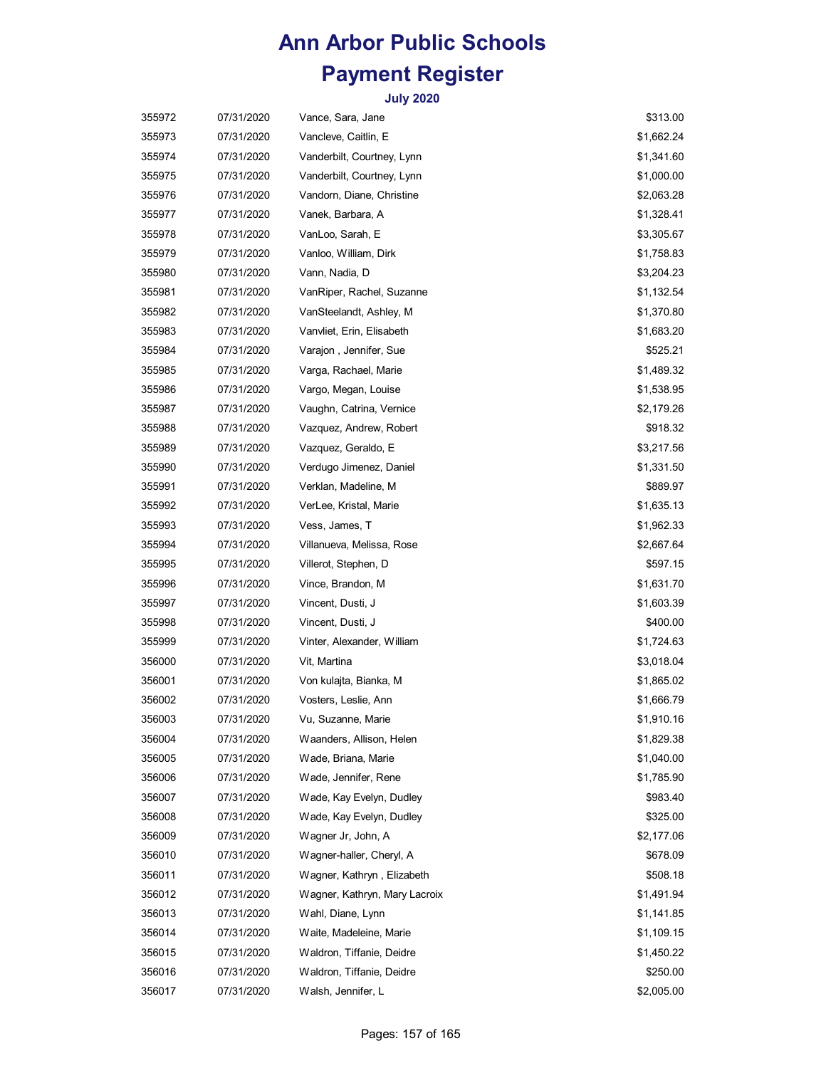# Ann Arbor Public Schools

## Payment Register

### July 2020

| | | | |
|---|---|---|---|
| 355972 | 07/31/2020 | Vance, Sara, Jane | $313.00 |
| 355973 | 07/31/2020 | Vancleve, Caitlin, E | $1,662.24 |
| 355974 | 07/31/2020 | Vanderbilt, Courtney, Lynn | $1,341.60 |
| 355975 | 07/31/2020 | Vanderbilt, Courtney, Lynn | $1,000.00 |
| 355976 | 07/31/2020 | Vandorn, Diane, Christine | $2,063.28 |
| 355977 | 07/31/2020 | Vanek, Barbara, A | $1,328.41 |
| 355978 | 07/31/2020 | VanLoo, Sarah, E | $3,305.67 |
| 355979 | 07/31/2020 | Vanloo, William, Dirk | $1,758.83 |
| 355980 | 07/31/2020 | Vann, Nadia, D | $3,204.23 |
| 355981 | 07/31/2020 | VanRiper, Rachel, Suzanne | $1,132.54 |
| 355982 | 07/31/2020 | VanSteelandt, Ashley, M | $1,370.80 |
| 355983 | 07/31/2020 | Vanvliet, Erin, Elisabeth | $1,683.20 |
| 355984 | 07/31/2020 | Varajon , Jennifer, Sue | $525.21 |
| 355985 | 07/31/2020 | Varga, Rachael, Marie | $1,489.32 |
| 355986 | 07/31/2020 | Vargo, Megan, Louise | $1,538.95 |
| 355987 | 07/31/2020 | Vaughn, Catrina, Vernice | $2,179.26 |
| 355988 | 07/31/2020 | Vazquez, Andrew, Robert | $918.32 |
| 355989 | 07/31/2020 | Vazquez, Geraldo, E | $3,217.56 |
| 355990 | 07/31/2020 | Verdugo Jimenez, Daniel | $1,331.50 |
| 355991 | 07/31/2020 | Verklan, Madeline, M | $889.97 |
| 355992 | 07/31/2020 | VerLee, Kristal, Marie | $1,635.13 |
| 355993 | 07/31/2020 | Vess, James, T | $1,962.33 |
| 355994 | 07/31/2020 | Villanueva, Melissa, Rose | $2,667.64 |
| 355995 | 07/31/2020 | Villerot, Stephen, D | $597.15 |
| 355996 | 07/31/2020 | Vince, Brandon, M | $1,631.70 |
| 355997 | 07/31/2020 | Vincent, Dusti, J | $1,603.39 |
| 355998 | 07/31/2020 | Vincent, Dusti, J | $400.00 |
| 355999 | 07/31/2020 | Vinter, Alexander, William | $1,724.63 |
| 356000 | 07/31/2020 | Vit, Martina | $3,018.04 |
| 356001 | 07/31/2020 | Von kulajta, Bianka, M | $1,865.02 |
| 356002 | 07/31/2020 | Vosters, Leslie, Ann | $1,666.79 |
| 356003 | 07/31/2020 | Vu, Suzanne, Marie | $1,910.16 |
| 356004 | 07/31/2020 | Waanders, Allison, Helen | $1,829.38 |
| 356005 | 07/31/2020 | Wade, Briana, Marie | $1,040.00 |
| 356006 | 07/31/2020 | Wade, Jennifer, Rene | $1,785.90 |
| 356007 | 07/31/2020 | Wade, Kay Evelyn, Dudley | $983.40 |
| 356008 | 07/31/2020 | Wade, Kay Evelyn, Dudley | $325.00 |
| 356009 | 07/31/2020 | Wagner Jr, John, A | $2,177.06 |
| 356010 | 07/31/2020 | Wagner-haller, Cheryl, A | $678.09 |
| 356011 | 07/31/2020 | Wagner, Kathryn , Elizabeth | $508.18 |
| 356012 | 07/31/2020 | Wagner, Kathryn, Mary Lacroix | $1,491.94 |
| 356013 | 07/31/2020 | Wahl, Diane, Lynn | $1,141.85 |
| 356014 | 07/31/2020 | Waite, Madeleine, Marie | $1,109.15 |
| 356015 | 07/31/2020 | Waldron, Tiffanie, Deidre | $1,450.22 |
| 356016 | 07/31/2020 | Waldron, Tiffanie, Deidre | $250.00 |
| 356017 | 07/31/2020 | Walsh, Jennifer, L | $2,005.00 |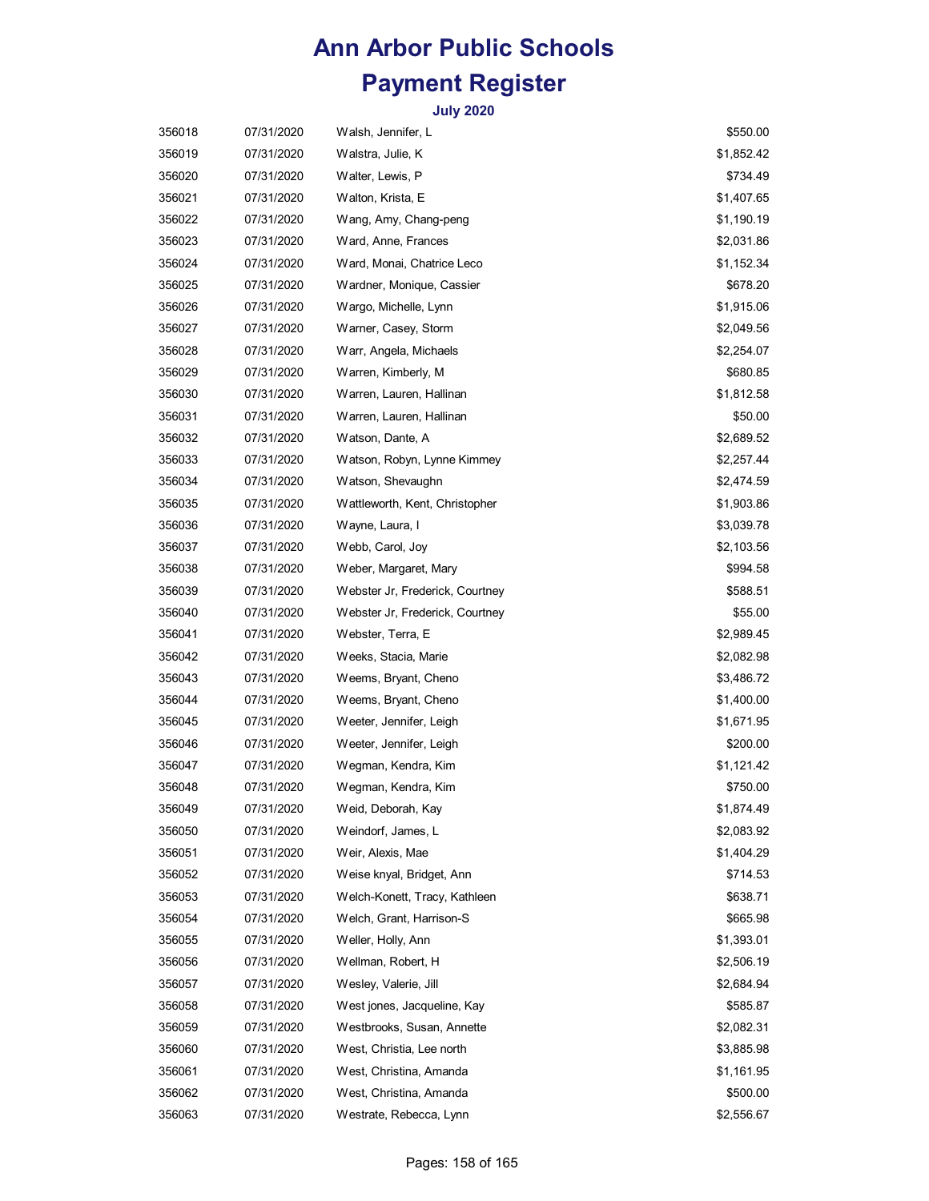# Ann Arbor Public Schools

## Payment Register

### July 2020

| | | | |
|---|---|---|---|
| 356018 | 07/31/2020 | Walsh, Jennifer, L | $550.00 |
| 356019 | 07/31/2020 | Walstra, Julie, K | $1,852.42 |
| 356020 | 07/31/2020 | Walter, Lewis, P | $734.49 |
| 356021 | 07/31/2020 | Walton, Krista, E | $1,407.65 |
| 356022 | 07/31/2020 | Wang, Amy, Chang-peng | $1,190.19 |
| 356023 | 07/31/2020 | Ward, Anne, Frances | $2,031.86 |
| 356024 | 07/31/2020 | Ward, Monai, Chatrice Leco | $1,152.34 |
| 356025 | 07/31/2020 | Wardner, Monique, Cassier | $678.20 |
| 356026 | 07/31/2020 | Wargo, Michelle, Lynn | $1,915.06 |
| 356027 | 07/31/2020 | Warner, Casey, Storm | $2,049.56 |
| 356028 | 07/31/2020 | Warr, Angela, Michaels | $2,254.07 |
| 356029 | 07/31/2020 | Warren, Kimberly, M | $680.85 |
| 356030 | 07/31/2020 | Warren, Lauren, Hallinan | $1,812.58 |
| 356031 | 07/31/2020 | Warren, Lauren, Hallinan | $50.00 |
| 356032 | 07/31/2020 | Watson, Dante, A | $2,689.52 |
| 356033 | 07/31/2020 | Watson, Robyn, Lynne Kimmey | $2,257.44 |
| 356034 | 07/31/2020 | Watson, Shevaughn | $2,474.59 |
| 356035 | 07/31/2020 | Wattleworth, Kent, Christopher | $1,903.86 |
| 356036 | 07/31/2020 | Wayne, Laura, I | $3,039.78 |
| 356037 | 07/31/2020 | Webb, Carol, Joy | $2,103.56 |
| 356038 | 07/31/2020 | Weber, Margaret, Mary | $994.58 |
| 356039 | 07/31/2020 | Webster Jr, Frederick, Courtney | $588.51 |
| 356040 | 07/31/2020 | Webster Jr, Frederick, Courtney | $55.00 |
| 356041 | 07/31/2020 | Webster, Terra, E | $2,989.45 |
| 356042 | 07/31/2020 | Weeks, Stacia, Marie | $2,082.98 |
| 356043 | 07/31/2020 | Weems, Bryant, Cheno | $3,486.72 |
| 356044 | 07/31/2020 | Weems, Bryant, Cheno | $1,400.00 |
| 356045 | 07/31/2020 | Weeter, Jennifer, Leigh | $1,671.95 |
| 356046 | 07/31/2020 | Weeter, Jennifer, Leigh | $200.00 |
| 356047 | 07/31/2020 | Wegman, Kendra, Kim | $1,121.42 |
| 356048 | 07/31/2020 | Wegman, Kendra, Kim | $750.00 |
| 356049 | 07/31/2020 | Weid, Deborah, Kay | $1,874.49 |
| 356050 | 07/31/2020 | Weindorf, James, L | $2,083.92 |
| 356051 | 07/31/2020 | Weir, Alexis, Mae | $1,404.29 |
| 356052 | 07/31/2020 | Weise knyal, Bridget, Ann | $714.53 |
| 356053 | 07/31/2020 | Welch-Konett, Tracy, Kathleen | $638.71 |
| 356054 | 07/31/2020 | Welch, Grant, Harrison-S | $665.98 |
| 356055 | 07/31/2020 | Weller, Holly, Ann | $1,393.01 |
| 356056 | 07/31/2020 | Wellman, Robert, H | $2,506.19 |
| 356057 | 07/31/2020 | Wesley, Valerie, Jill | $2,684.94 |
| 356058 | 07/31/2020 | West jones, Jacqueline, Kay | $585.87 |
| 356059 | 07/31/2020 | Westbrooks, Susan, Annette | $2,082.31 |
| 356060 | 07/31/2020 | West, Christia, Lee north | $3,885.98 |
| 356061 | 07/31/2020 | West, Christina, Amanda | $1,161.95 |
| 356062 | 07/31/2020 | West, Christina, Amanda | $500.00 |
| 356063 | 07/31/2020 | Westrate, Rebecca, Lynn | $2,556.67 |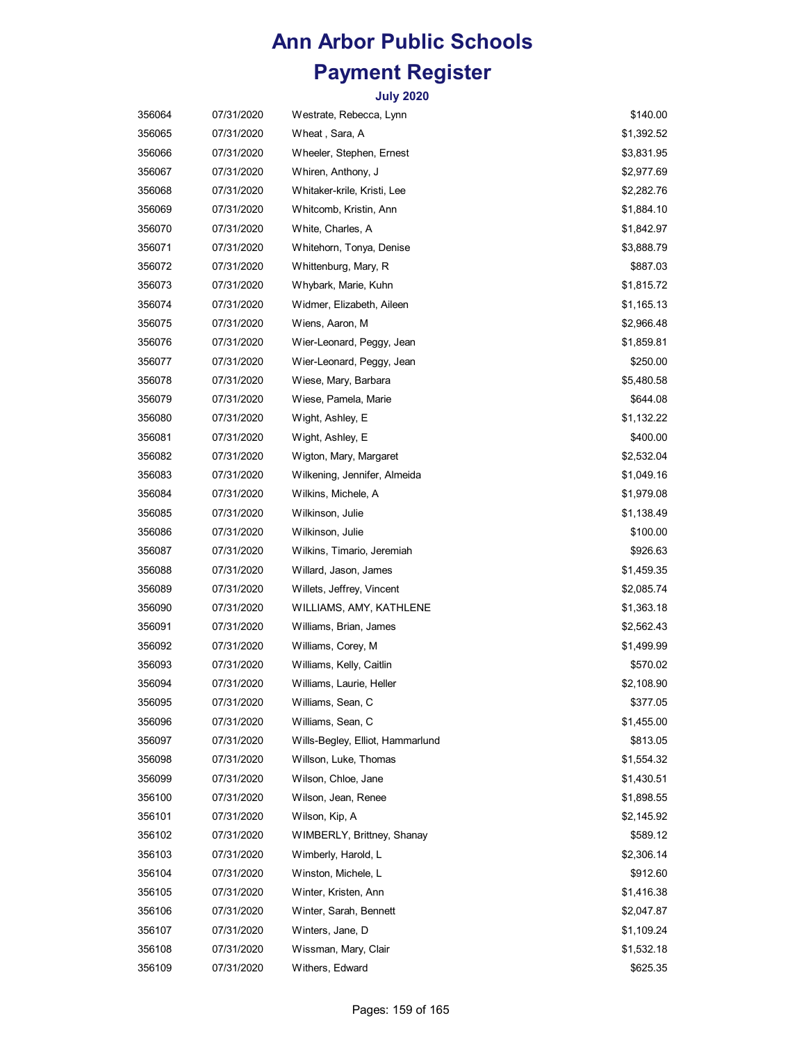# Ann Arbor Public Schools

# Payment Register

### July 2020

| | | | |
|---|---|---|---|
| 356064 | 07/31/2020 | Westrate, Rebecca, Lynn | $140.00 |
| 356065 | 07/31/2020 | Wheat , Sara, A | $1,392.52 |
| 356066 | 07/31/2020 | Wheeler, Stephen, Ernest | $3,831.95 |
| 356067 | 07/31/2020 | Whiren, Anthony, J | $2,977.69 |
| 356068 | 07/31/2020 | Whitaker-krile, Kristi, Lee | $2,282.76 |
| 356069 | 07/31/2020 | Whitcomb, Kristin, Ann | $1,884.10 |
| 356070 | 07/31/2020 | White, Charles, A | $1,842.97 |
| 356071 | 07/31/2020 | Whitehorn, Tonya, Denise | $3,888.79 |
| 356072 | 07/31/2020 | Whittenburg, Mary, R | $887.03 |
| 356073 | 07/31/2020 | Whybark, Marie, Kuhn | $1,815.72 |
| 356074 | 07/31/2020 | Widmer, Elizabeth, Aileen | $1,165.13 |
| 356075 | 07/31/2020 | Wiens, Aaron, M | $2,966.48 |
| 356076 | 07/31/2020 | Wier-Leonard, Peggy, Jean | $1,859.81 |
| 356077 | 07/31/2020 | Wier-Leonard, Peggy, Jean | $250.00 |
| 356078 | 07/31/2020 | Wiese, Mary, Barbara | $5,480.58 |
| 356079 | 07/31/2020 | Wiese, Pamela, Marie | $644.08 |
| 356080 | 07/31/2020 | Wight, Ashley, E | $1,132.22 |
| 356081 | 07/31/2020 | Wight, Ashley, E | $400.00 |
| 356082 | 07/31/2020 | Wigton, Mary, Margaret | $2,532.04 |
| 356083 | 07/31/2020 | Wilkening, Jennifer, Almeida | $1,049.16 |
| 356084 | 07/31/2020 | Wilkins, Michele, A | $1,979.08 |
| 356085 | 07/31/2020 | Wilkinson, Julie | $1,138.49 |
| 356086 | 07/31/2020 | Wilkinson, Julie | $100.00 |
| 356087 | 07/31/2020 | Wilkins, Timario, Jeremiah | $926.63 |
| 356088 | 07/31/2020 | Willard, Jason, James | $1,459.35 |
| 356089 | 07/31/2020 | Willets, Jeffrey, Vincent | $2,085.74 |
| 356090 | 07/31/2020 | WILLIAMS, AMY, KATHLENE | $1,363.18 |
| 356091 | 07/31/2020 | Williams, Brian, James | $2,562.43 |
| 356092 | 07/31/2020 | Williams, Corey, M | $1,499.99 |
| 356093 | 07/31/2020 | Williams, Kelly, Caitlin | $570.02 |
| 356094 | 07/31/2020 | Williams, Laurie, Heller | $2,108.90 |
| 356095 | 07/31/2020 | Williams, Sean, C | $377.05 |
| 356096 | 07/31/2020 | Williams, Sean, C | $1,455.00 |
| 356097 | 07/31/2020 | Wills-Begley, Elliot, Hammarlund | $813.05 |
| 356098 | 07/31/2020 | Willson, Luke, Thomas | $1,554.32 |
| 356099 | 07/31/2020 | Wilson, Chloe, Jane | $1,430.51 |
| 356100 | 07/31/2020 | Wilson, Jean, Renee | $1,898.55 |
| 356101 | 07/31/2020 | Wilson, Kip, A | $2,145.92 |
| 356102 | 07/31/2020 | WIMBERLY, Brittney, Shanay | $589.12 |
| 356103 | 07/31/2020 | Wimberly, Harold, L | $2,306.14 |
| 356104 | 07/31/2020 | Winston, Michele, L | $912.60 |
| 356105 | 07/31/2020 | Winter, Kristen, Ann | $1,416.38 |
| 356106 | 07/31/2020 | Winter, Sarah, Bennett | $2,047.87 |
| 356107 | 07/31/2020 | Winters, Jane, D | $1,109.24 |
| 356108 | 07/31/2020 | Wissman, Mary, Clair | $1,532.18 |
| 356109 | 07/31/2020 | Withers, Edward | $625.35 |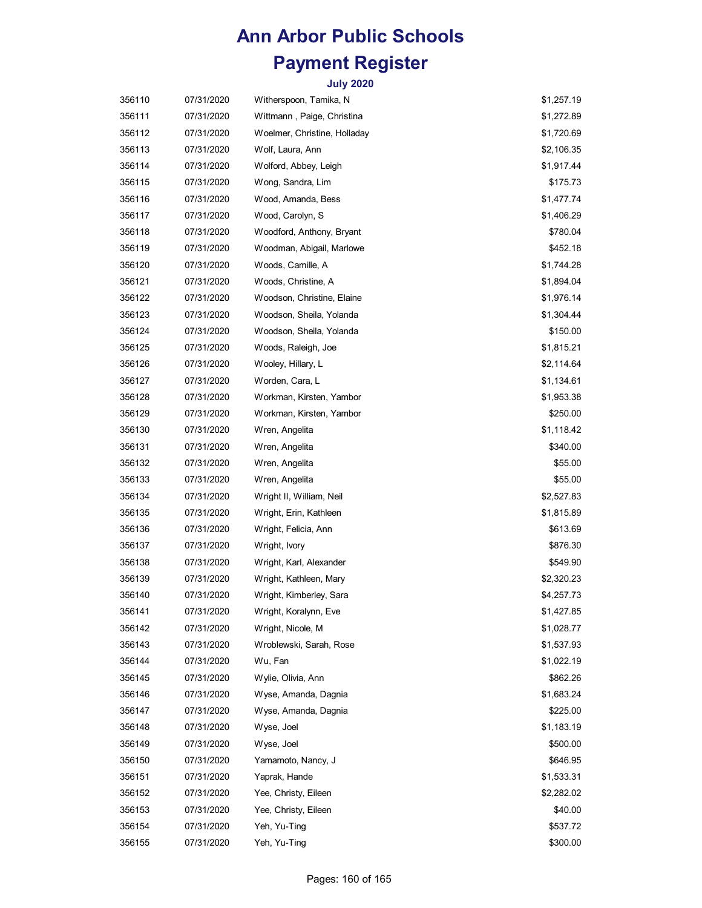# Ann Arbor Public Schools

# Payment Register

### July 2020

| | | | |
|---|---|---|---|
| 356110 | 07/31/2020 | Witherspoon, Tamika, N | $1,257.19 |
| 356111 | 07/31/2020 | Wittmann , Paige, Christina | $1,272.89 |
| 356112 | 07/31/2020 | Woelmer, Christine, Holladay | $1,720.69 |
| 356113 | 07/31/2020 | Wolf, Laura, Ann | $2,106.35 |
| 356114 | 07/31/2020 | Wolford, Abbey, Leigh | $1,917.44 |
| 356115 | 07/31/2020 | Wong, Sandra, Lim | $175.73 |
| 356116 | 07/31/2020 | Wood, Amanda, Bess | $1,477.74 |
| 356117 | 07/31/2020 | Wood, Carolyn, S | $1,406.29 |
| 356118 | 07/31/2020 | Woodford, Anthony, Bryant | $780.04 |
| 356119 | 07/31/2020 | Woodman, Abigail, Marlowe | $452.18 |
| 356120 | 07/31/2020 | Woods, Camille, A | $1,744.28 |
| 356121 | 07/31/2020 | Woods, Christine, A | $1,894.04 |
| 356122 | 07/31/2020 | Woodson, Christine, Elaine | $1,976.14 |
| 356123 | 07/31/2020 | Woodson, Sheila, Yolanda | $1,304.44 |
| 356124 | 07/31/2020 | Woodson, Sheila, Yolanda | $150.00 |
| 356125 | 07/31/2020 | Woods, Raleigh, Joe | $1,815.21 |
| 356126 | 07/31/2020 | Wooley, Hillary, L | $2,114.64 |
| 356127 | 07/31/2020 | Worden, Cara, L | $1,134.61 |
| 356128 | 07/31/2020 | Workman, Kirsten, Yambor | $1,953.38 |
| 356129 | 07/31/2020 | Workman, Kirsten, Yambor | $250.00 |
| 356130 | 07/31/2020 | Wren, Angelita | $1,118.42 |
| 356131 | 07/31/2020 | Wren, Angelita | $340.00 |
| 356132 | 07/31/2020 | Wren, Angelita | $55.00 |
| 356133 | 07/31/2020 | Wren, Angelita | $55.00 |
| 356134 | 07/31/2020 | Wright II, William, Neil | $2,527.83 |
| 356135 | 07/31/2020 | Wright, Erin, Kathleen | $1,815.89 |
| 356136 | 07/31/2020 | Wright, Felicia, Ann | $613.69 |
| 356137 | 07/31/2020 | Wright, Ivory | $876.30 |
| 356138 | 07/31/2020 | Wright, Karl, Alexander | $549.90 |
| 356139 | 07/31/2020 | Wright, Kathleen, Mary | $2,320.23 |
| 356140 | 07/31/2020 | Wright, Kimberley, Sara | $4,257.73 |
| 356141 | 07/31/2020 | Wright, Koralynn, Eve | $1,427.85 |
| 356142 | 07/31/2020 | Wright, Nicole, M | $1,028.77 |
| 356143 | 07/31/2020 | Wroblewski, Sarah, Rose | $1,537.93 |
| 356144 | 07/31/2020 | Wu, Fan | $1,022.19 |
| 356145 | 07/31/2020 | Wylie, Olivia, Ann | $862.26 |
| 356146 | 07/31/2020 | Wyse, Amanda, Dagnia | $1,683.24 |
| 356147 | 07/31/2020 | Wyse, Amanda, Dagnia | $225.00 |
| 356148 | 07/31/2020 | Wyse, Joel | $1,183.19 |
| 356149 | 07/31/2020 | Wyse, Joel | $500.00 |
| 356150 | 07/31/2020 | Yamamoto, Nancy, J | $646.95 |
| 356151 | 07/31/2020 | Yaprak, Hande | $1,533.31 |
| 356152 | 07/31/2020 | Yee, Christy, Eileen | $2,282.02 |
| 356153 | 07/31/2020 | Yee, Christy, Eileen | $40.00 |
| 356154 | 07/31/2020 | Yeh, Yu-Ting | $537.72 |
| 356155 | 07/31/2020 | Yeh, Yu-Ting | $300.00 |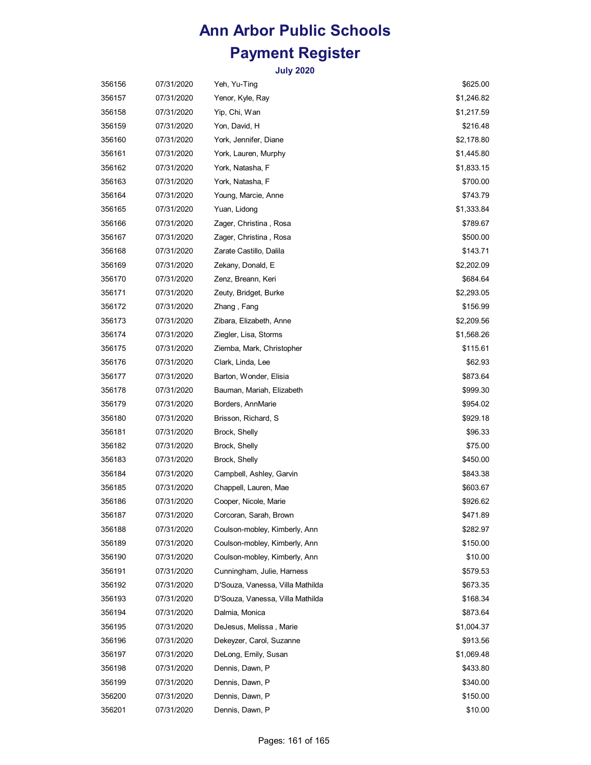# Ann Arbor Public Schools

# Payment Register

### July 2020

| | | | |
|---|---|---|---|
| 356156 | 07/31/2020 | Yeh, Yu-Ting | $625.00 |
| 356157 | 07/31/2020 | Yenor, Kyle, Ray | $1,246.82 |
| 356158 | 07/31/2020 | Yip, Chi, Wan | $1,217.59 |
| 356159 | 07/31/2020 | Yon, David, H | $216.48 |
| 356160 | 07/31/2020 | York, Jennifer, Diane | $2,178.80 |
| 356161 | 07/31/2020 | York, Lauren, Murphy | $1,445.80 |
| 356162 | 07/31/2020 | York, Natasha, F | $1,833.15 |
| 356163 | 07/31/2020 | York, Natasha, F | $700.00 |
| 356164 | 07/31/2020 | Young, Marcie, Anne | $743.79 |
| 356165 | 07/31/2020 | Yuan, Lidong | $1,333.84 |
| 356166 | 07/31/2020 | Zager, Christina , Rosa | $789.67 |
| 356167 | 07/31/2020 | Zager, Christina , Rosa | $500.00 |
| 356168 | 07/31/2020 | Zarate Castillo, Dalila | $143.71 |
| 356169 | 07/31/2020 | Zekany, Donald, E | $2,202.09 |
| 356170 | 07/31/2020 | Zenz, Breann, Keri | $684.64 |
| 356171 | 07/31/2020 | Zeuty, Bridget, Burke | $2,293.05 |
| 356172 | 07/31/2020 | Zhang , Fang | $156.99 |
| 356173 | 07/31/2020 | Zibara, Elizabeth, Anne | $2,209.56 |
| 356174 | 07/31/2020 | Ziegler, Lisa, Storms | $1,568.26 |
| 356175 | 07/31/2020 | Ziemba, Mark, Christopher | $115.61 |
| 356176 | 07/31/2020 | Clark, Linda, Lee | $62.93 |
| 356177 | 07/31/2020 | Barton, Wonder, Elisia | $873.64 |
| 356178 | 07/31/2020 | Bauman, Mariah, Elizabeth | $999.30 |
| 356179 | 07/31/2020 | Borders, AnnMarie | $954.02 |
| 356180 | 07/31/2020 | Brisson, Richard, S | $929.18 |
| 356181 | 07/31/2020 | Brock, Shelly | $96.33 |
| 356182 | 07/31/2020 | Brock, Shelly | $75.00 |
| 356183 | 07/31/2020 | Brock, Shelly | $450.00 |
| 356184 | 07/31/2020 | Campbell, Ashley, Garvin | $843.38 |
| 356185 | 07/31/2020 | Chappell, Lauren, Mae | $603.67 |
| 356186 | 07/31/2020 | Cooper, Nicole, Marie | $926.62 |
| 356187 | 07/31/2020 | Corcoran, Sarah, Brown | $471.89 |
| 356188 | 07/31/2020 | Coulson-mobley, Kimberly, Ann | $282.97 |
| 356189 | 07/31/2020 | Coulson-mobley, Kimberly, Ann | $150.00 |
| 356190 | 07/31/2020 | Coulson-mobley, Kimberly, Ann | $10.00 |
| 356191 | 07/31/2020 | Cunningham, Julie, Harness | $579.53 |
| 356192 | 07/31/2020 | D'Souza, Vanessa, Villa Mathilda | $673.35 |
| 356193 | 07/31/2020 | D'Souza, Vanessa, Villa Mathilda | $168.34 |
| 356194 | 07/31/2020 | Dalmia, Monica | $873.64 |
| 356195 | 07/31/2020 | DeJesus, Melissa , Marie | $1,004.37 |
| 356196 | 07/31/2020 | Dekeyzer, Carol, Suzanne | $913.56 |
| 356197 | 07/31/2020 | DeLong, Emily, Susan | $1,069.48 |
| 356198 | 07/31/2020 | Dennis, Dawn, P | $433.80 |
| 356199 | 07/31/2020 | Dennis, Dawn, P | $340.00 |
| 356200 | 07/31/2020 | Dennis, Dawn, P | $150.00 |
| 356201 | 07/31/2020 | Dennis, Dawn, P | $10.00 |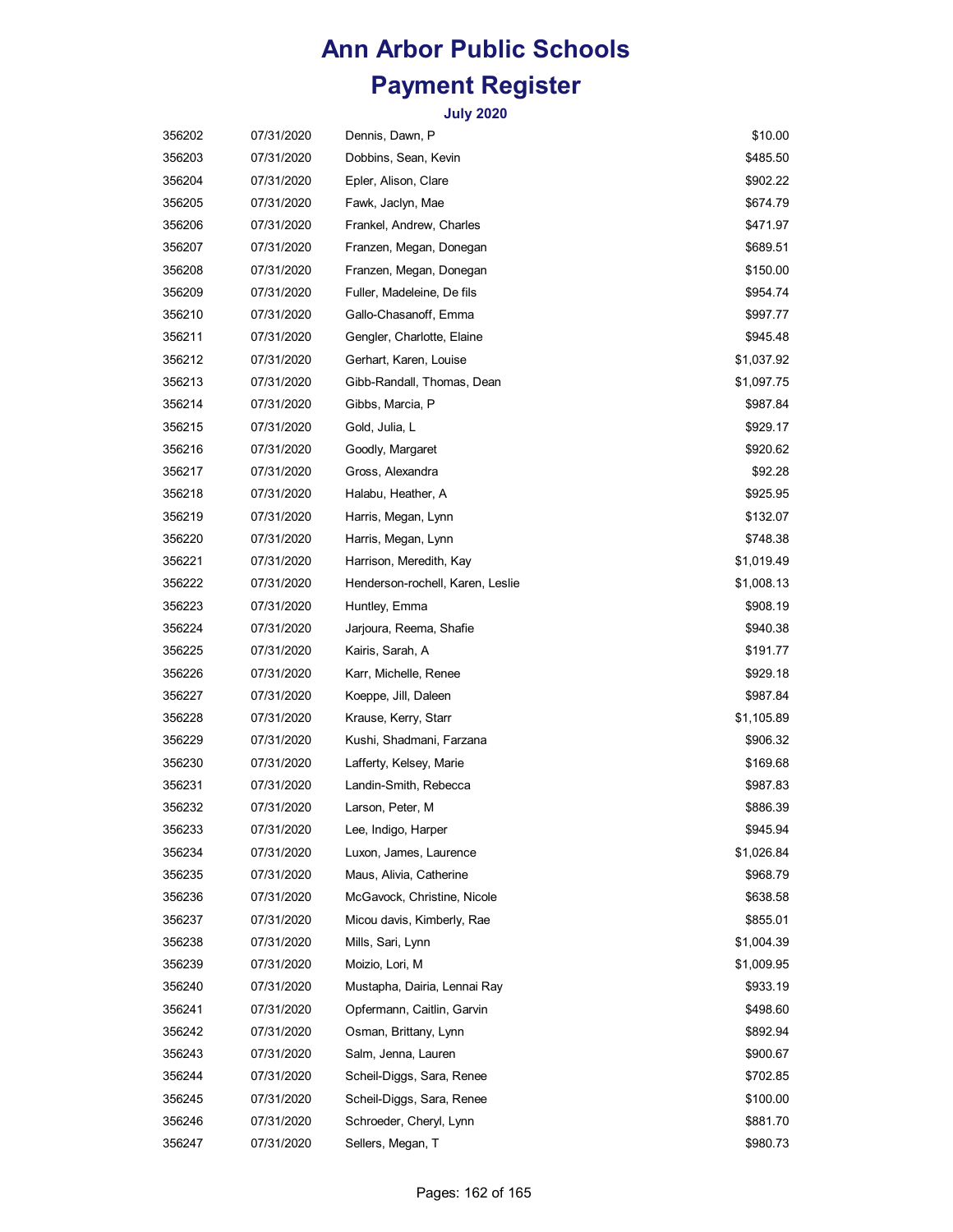# Ann Arbor Public Schools

## Payment Register

### July 2020

| | | | |
|---|---|---|---|
| 356202 | 07/31/2020 | Dennis, Dawn, P | $10.00 |
| 356203 | 07/31/2020 | Dobbins, Sean, Kevin | $485.50 |
| 356204 | 07/31/2020 | Epler, Alison, Clare | $902.22 |
| 356205 | 07/31/2020 | Fawk, Jaclyn, Mae | $674.79 |
| 356206 | 07/31/2020 | Frankel, Andrew, Charles | $471.97 |
| 356207 | 07/31/2020 | Franzen, Megan, Donegan | $689.51 |
| 356208 | 07/31/2020 | Franzen, Megan, Donegan | $150.00 |
| 356209 | 07/31/2020 | Fuller, Madeleine, De fils | $954.74 |
| 356210 | 07/31/2020 | Gallo-Chasanoff, Emma | $997.77 |
| 356211 | 07/31/2020 | Gengler, Charlotte, Elaine | $945.48 |
| 356212 | 07/31/2020 | Gerhart, Karen, Louise | $1,037.92 |
| 356213 | 07/31/2020 | Gibb-Randall, Thomas, Dean | $1,097.75 |
| 356214 | 07/31/2020 | Gibbs, Marcia, P | $987.84 |
| 356215 | 07/31/2020 | Gold, Julia, L | $929.17 |
| 356216 | 07/31/2020 | Goodly, Margaret | $920.62 |
| 356217 | 07/31/2020 | Gross, Alexandra | $92.28 |
| 356218 | 07/31/2020 | Halabu, Heather, A | $925.95 |
| 356219 | 07/31/2020 | Harris, Megan, Lynn | $132.07 |
| 356220 | 07/31/2020 | Harris, Megan, Lynn | $748.38 |
| 356221 | 07/31/2020 | Harrison, Meredith, Kay | $1,019.49 |
| 356222 | 07/31/2020 | Henderson-rochell, Karen, Leslie | $1,008.13 |
| 356223 | 07/31/2020 | Huntley, Emma | $908.19 |
| 356224 | 07/31/2020 | Jarjoura, Reema, Shafie | $940.38 |
| 356225 | 07/31/2020 | Kairis, Sarah, A | $191.77 |
| 356226 | 07/31/2020 | Karr, Michelle, Renee | $929.18 |
| 356227 | 07/31/2020 | Koeppe, Jill, Daleen | $987.84 |
| 356228 | 07/31/2020 | Krause, Kerry, Starr | $1,105.89 |
| 356229 | 07/31/2020 | Kushi, Shadmani, Farzana | $906.32 |
| 356230 | 07/31/2020 | Lafferty, Kelsey, Marie | $169.68 |
| 356231 | 07/31/2020 | Landin-Smith, Rebecca | $987.83 |
| 356232 | 07/31/2020 | Larson, Peter, M | $886.39 |
| 356233 | 07/31/2020 | Lee, Indigo, Harper | $945.94 |
| 356234 | 07/31/2020 | Luxon, James, Laurence | $1,026.84 |
| 356235 | 07/31/2020 | Maus, Alivia, Catherine | $968.79 |
| 356236 | 07/31/2020 | McGavock, Christine, Nicole | $638.58 |
| 356237 | 07/31/2020 | Micou davis, Kimberly, Rae | $855.01 |
| 356238 | 07/31/2020 | Mills, Sari, Lynn | $1,004.39 |
| 356239 | 07/31/2020 | Moizio, Lori, M | $1,009.95 |
| 356240 | 07/31/2020 | Mustapha, Dairia, Lennai Ray | $933.19 |
| 356241 | 07/31/2020 | Opfermann, Caitlin, Garvin | $498.60 |
| 356242 | 07/31/2020 | Osman, Brittany, Lynn | $892.94 |
| 356243 | 07/31/2020 | Salm, Jenna, Lauren | $900.67 |
| 356244 | 07/31/2020 | Scheil-Diggs, Sara, Renee | $702.85 |
| 356245 | 07/31/2020 | Scheil-Diggs, Sara, Renee | $100.00 |
| 356246 | 07/31/2020 | Schroeder, Cheryl, Lynn | $881.70 |
| 356247 | 07/31/2020 | Sellers, Megan, T | $980.73 |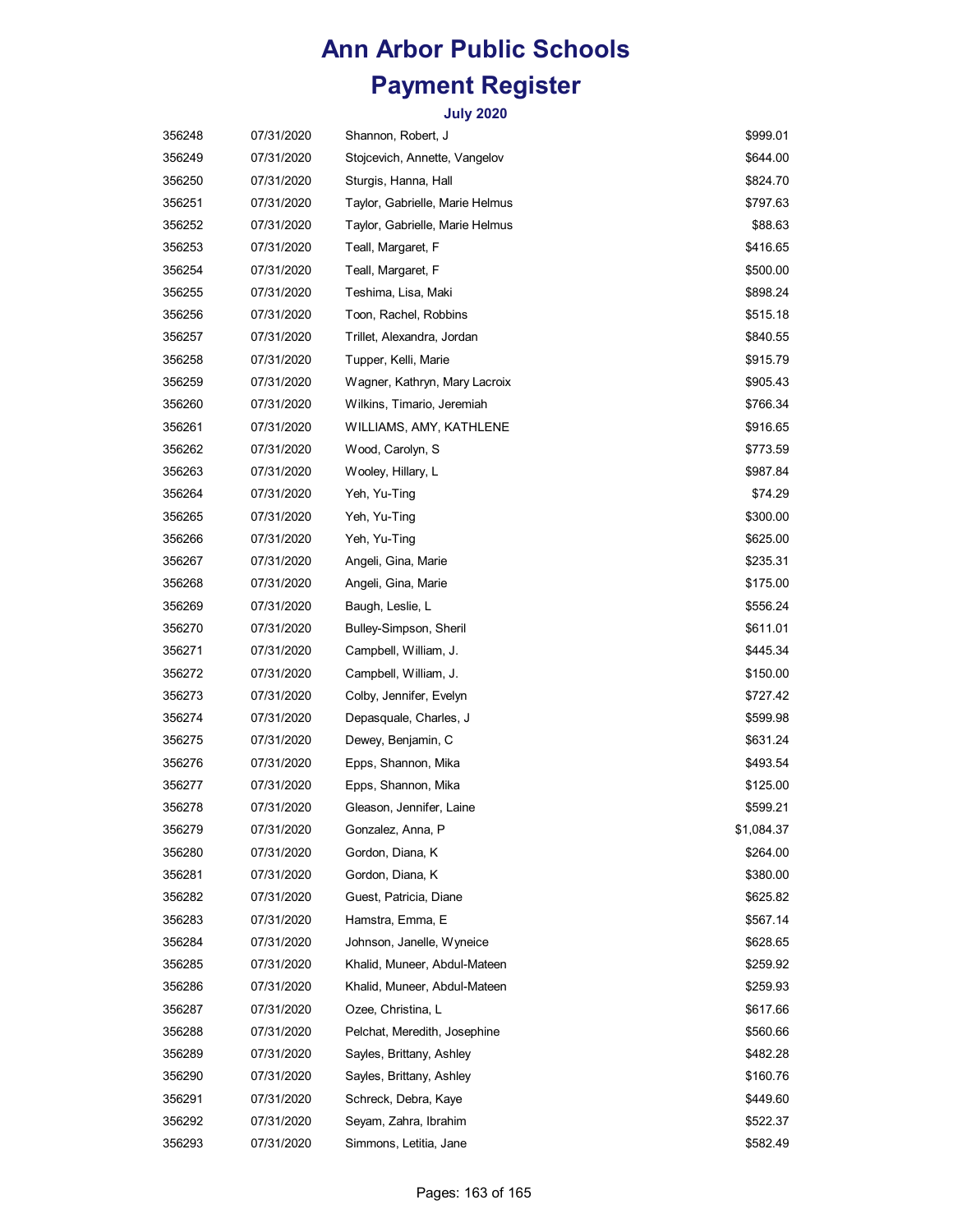# Ann Arbor Public Schools

# Payment Register

### July 2020

| | | | |
|---|---|---|---|
| 356248 | 07/31/2020 | Shannon, Robert, J | $999.01 |
| 356249 | 07/31/2020 | Stojcevich, Annette, Vangelov | $644.00 |
| 356250 | 07/31/2020 | Sturgis, Hanna, Hall | $824.70 |
| 356251 | 07/31/2020 | Taylor, Gabrielle, Marie Helmus | $797.63 |
| 356252 | 07/31/2020 | Taylor, Gabrielle, Marie Helmus | $88.63 |
| 356253 | 07/31/2020 | Teall, Margaret, F | $416.65 |
| 356254 | 07/31/2020 | Teall, Margaret, F | $500.00 |
| 356255 | 07/31/2020 | Teshima, Lisa, Maki | $898.24 |
| 356256 | 07/31/2020 | Toon, Rachel, Robbins | $515.18 |
| 356257 | 07/31/2020 | Trillet, Alexandra, Jordan | $840.55 |
| 356258 | 07/31/2020 | Tupper, Kelli, Marie | $915.79 |
| 356259 | 07/31/2020 | Wagner, Kathryn, Mary Lacroix | $905.43 |
| 356260 | 07/31/2020 | Wilkins, Timario, Jeremiah | $766.34 |
| 356261 | 07/31/2020 | WILLIAMS, AMY, KATHLENE | $916.65 |
| 356262 | 07/31/2020 | Wood, Carolyn, S | $773.59 |
| 356263 | 07/31/2020 | Wooley, Hillary, L | $987.84 |
| 356264 | 07/31/2020 | Yeh, Yu-Ting | $74.29 |
| 356265 | 07/31/2020 | Yeh, Yu-Ting | $300.00 |
| 356266 | 07/31/2020 | Yeh, Yu-Ting | $625.00 |
| 356267 | 07/31/2020 | Angeli, Gina, Marie | $235.31 |
| 356268 | 07/31/2020 | Angeli, Gina, Marie | $175.00 |
| 356269 | 07/31/2020 | Baugh, Leslie, L | $556.24 |
| 356270 | 07/31/2020 | Bulley-Simpson, Sheril | $611.01 |
| 356271 | 07/31/2020 | Campbell, William, J. | $445.34 |
| 356272 | 07/31/2020 | Campbell, William, J. | $150.00 |
| 356273 | 07/31/2020 | Colby, Jennifer, Evelyn | $727.42 |
| 356274 | 07/31/2020 | Depasquale, Charles, J | $599.98 |
| 356275 | 07/31/2020 | Dewey, Benjamin, C | $631.24 |
| 356276 | 07/31/2020 | Epps, Shannon, Mika | $493.54 |
| 356277 | 07/31/2020 | Epps, Shannon, Mika | $125.00 |
| 356278 | 07/31/2020 | Gleason, Jennifer, Laine | $599.21 |
| 356279 | 07/31/2020 | Gonzalez, Anna, P | $1,084.37 |
| 356280 | 07/31/2020 | Gordon, Diana, K | $264.00 |
| 356281 | 07/31/2020 | Gordon, Diana, K | $380.00 |
| 356282 | 07/31/2020 | Guest, Patricia, Diane | $625.82 |
| 356283 | 07/31/2020 | Hamstra, Emma, E | $567.14 |
| 356284 | 07/31/2020 | Johnson, Janelle, Wyneice | $628.65 |
| 356285 | 07/31/2020 | Khalid, Muneer, Abdul-Mateen | $259.92 |
| 356286 | 07/31/2020 | Khalid, Muneer, Abdul-Mateen | $259.93 |
| 356287 | 07/31/2020 | Ozee, Christina, L | $617.66 |
| 356288 | 07/31/2020 | Pelchat, Meredith, Josephine | $560.66 |
| 356289 | 07/31/2020 | Sayles, Brittany, Ashley | $482.28 |
| 356290 | 07/31/2020 | Sayles, Brittany, Ashley | $160.76 |
| 356291 | 07/31/2020 | Schreck, Debra, Kaye | $449.60 |
| 356292 | 07/31/2020 | Seyam, Zahra, Ibrahim | $522.37 |
| 356293 | 07/31/2020 | Simmons, Letitia, Jane | $582.49 |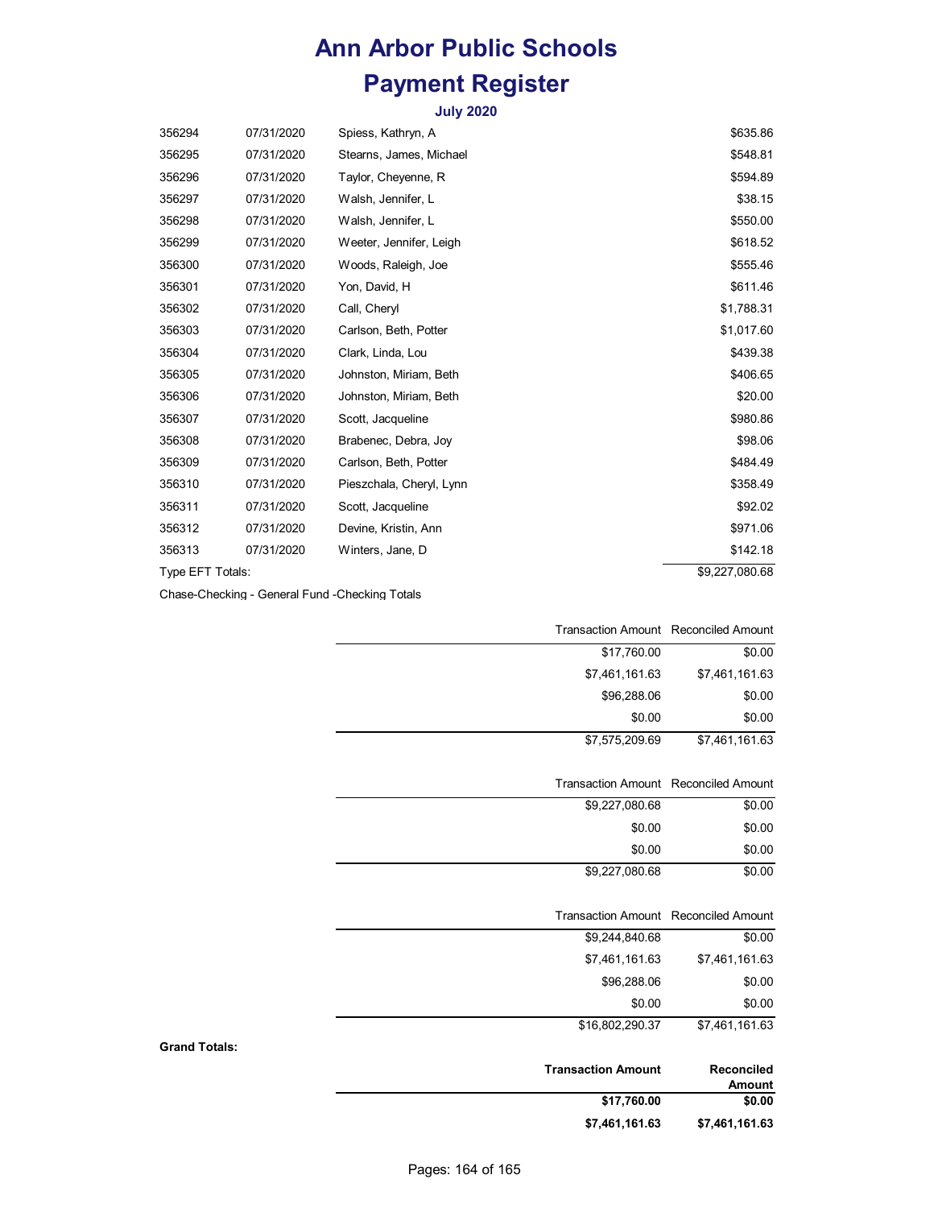# Ann Arbor Public Schools

# Payment Register

### July 2020

| | | | |
|---|---|---|---|
| 356294 | 07/31/2020 | Spiess, Kathryn, A | $635.86 |
| 356295 | 07/31/2020 | Stearns, James, Michael | $548.81 |
| 356296 | 07/31/2020 | Taylor, Cheyenne, R | $594.89 |
| 356297 | 07/31/2020 | Walsh, Jennifer, L | $38.15 |
| 356298 | 07/31/2020 | Walsh, Jennifer, L | $550.00 |
| 356299 | 07/31/2020 | Weeter, Jennifer, Leigh | $618.52 |
| 356300 | 07/31/2020 | Woods, Raleigh, Joe | $555.46 |
| 356301 | 07/31/2020 | Yon, David, H | $611.46 |
| 356302 | 07/31/2020 | Call, Cheryl | $1,788.31 |
| 356303 | 07/31/2020 | Carlson, Beth, Potter | $1,017.60 |
| 356304 | 07/31/2020 | Clark, Linda, Lou | $439.38 |
| 356305 | 07/31/2020 | Johnston, Miriam, Beth | $406.65 |
| 356306 | 07/31/2020 | Johnston, Miriam, Beth | $20.00 |
| 356307 | 07/31/2020 | Scott, Jacqueline | $980.86 |
| 356308 | 07/31/2020 | Brabenec, Debra, Joy | $98.06 |
| 356309 | 07/31/2020 | Carlson, Beth, Potter | $484.49 |
| 356310 | 07/31/2020 | Pieszchala, Cheryl, Lynn | $358.49 |
| 356311 | 07/31/2020 | Scott, Jacqueline | $92.02 |
| 356312 | 07/31/2020 | Devine, Kristin, Ann | $971.06 |
| 356313 | 07/31/2020 | Winters, Jane, D | $142.18 |
| Type EFT Totals: | | | $9,227,080.68 |

Chase-Checking - General Fund -Checking Totals

| Transaction Amount | Reconciled Amount |
|---|---|
| $17,760.00 | $0.00 |
| $7,461,161.63 | $7,461,161.63 |
| $96,288.06 | $0.00 |
| $0.00 | $0.00 |
| $7,575,209.69 | $7,461,161.63 |

| Transaction Amount | Reconciled Amount |
|---|---|
| $9,227,080.68 | $0.00 |
| $0.00 | $0.00 |
| $0.00 | $0.00 |
| $9,227,080.68 | $0.00 |

| Transaction Amount | Reconciled Amount |
|---|---|
| $9,244,840.68 | $0.00 |
| $7,461,161.63 | $7,461,161.63 |
| $96,288.06 | $0.00 |
| $0.00 | $0.00 |
| $16,802,290.37 | $7,461,161.63 |

**Grand Totals:**

| **Transaction Amount** | **Reconciled Amount** |
|---|---|
| **$17,760.00** | **$0.00** |
| **$7,461,161.63** | **$7,461,161.63** |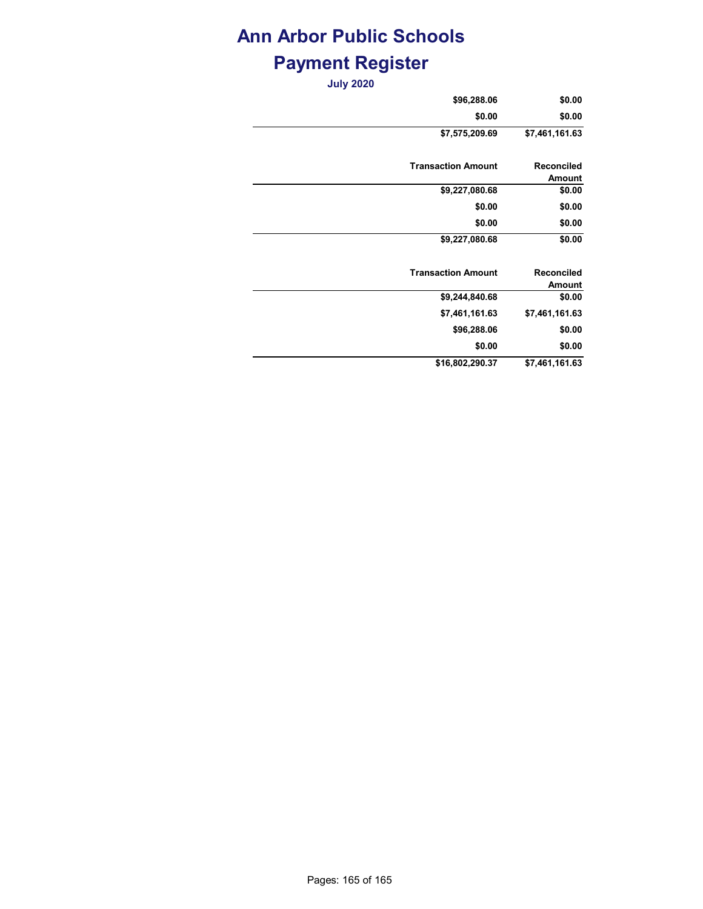# Ann Arbor Public Schools

## Payment Register

**July 2020**

| | | |
|---|---|---|
| | **$96,288.06** | **$0.00** |
| | **$0.00** | **$0.00** |
| | **$7,575,209.69** | **$7,461,161.63** |

| | Transaction Amount | Reconciled Amount |
|---|---|---|
| | **$9,227,080.68** | **$0.00** |
| | **$0.00** | **$0.00** |
| | **$0.00** | **$0.00** |
| | **$9,227,080.68** | **$0.00** |

| | Transaction Amount | Reconciled Amount |
|---|---|---|
| | **$9,244,840.68** | **$0.00** |
| | **$7,461,161.63** | **$7,461,161.63** |
| | **$96,288.06** | **$0.00** |
| | **$0.00** | **$0.00** |
| | **$16,802,290.37** | **$7,461,161.63** |